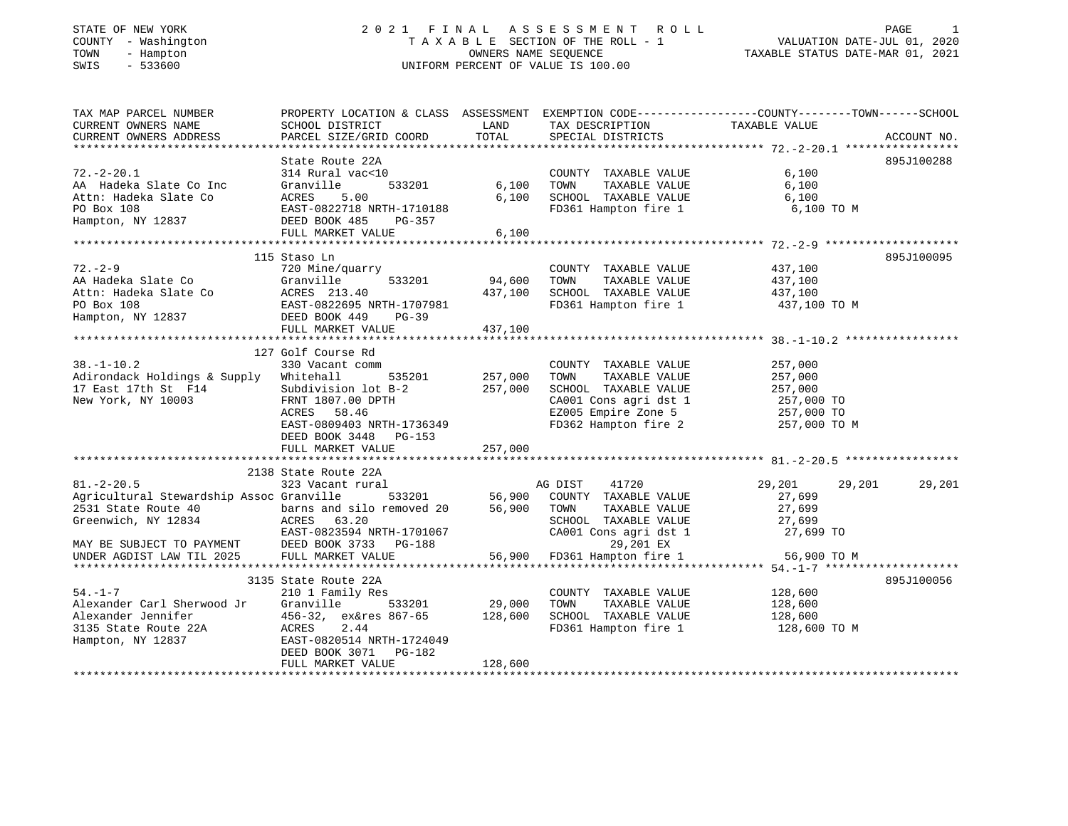STATE OF NEW YORK
COUNTY - Washington
TOWN - Hampton
SWIS - 533600

# 2021 FINAL ASSESSMENT ROLL

TAXABLE SECTION OF THE ROLL - 1
OWNERS NAME SEQUENCE
UNIFORM PERCENT OF VALUE IS 100.00

VALUATION DATE-JUL 01, 2020
TAXABLE STATUS DATE-MAR 01, 2021

| TAX MAP PARCEL NUMBER / CURRENT OWNERS NAME / CURRENT OWNERS ADDRESS | PROPERTY LOCATION & CLASS / SCHOOL DISTRICT / PARCEL SIZE/GRID COORD | ASSESSMENT LAND | ASSESSMENT TOTAL | EXEMPTION CODE / TAX DESCRIPTION / SPECIAL DISTRICTS | COUNTY TAXABLE VALUE | TOWN | SCHOOL | ACCOUNT NO. |
|---|---|---|---|---|---|---|---|---|
| 72.-2-20.1 | State Route 22A | | | | | | | 895J100288 |
| | 314 Rural vac<10 | | | COUNTY TAXABLE VALUE | 6,100 | | | |
| AA Hadeka Slate Co Inc | Granville 533201 | 6,100 | | TOWN TAXABLE VALUE | 6,100 | | | |
| Attn: Hadeka Slate Co | ACRES 5.00 | | 6,100 | SCHOOL TAXABLE VALUE | 6,100 | | | |
| PO Box 108 | EAST-0822718 NRTH-1710188 | | | FD361 Hampton fire 1 | 6,100 TO M | | | |
| Hampton, NY 12837 | DEED BOOK 485 PG-357 | | | | | | | |
| | FULL MARKET VALUE | | 6,100 | | | | | |
| 72.-2-9 | 115 Staso Ln | | | | | | | 895J100095 |
| | 720 Mine/quarry | | | COUNTY TAXABLE VALUE | 437,100 | | | |
| AA Hadeka Slate Co | Granville 533201 | 94,600 | | TOWN TAXABLE VALUE | 437,100 | | | |
| Attn: Hadeka Slate Co | ACRES 213.40 | | 437,100 | SCHOOL TAXABLE VALUE | 437,100 | | | |
| PO Box 108 | EAST-0822695 NRTH-1707981 | | | FD361 Hampton fire 1 | 437,100 TO M | | | |
| Hampton, NY 12837 | DEED BOOK 449 PG-39 | | | | | | | |
| | FULL MARKET VALUE | | 437,100 | | | | | |
| 38.-1-10.2 | 127 Golf Course Rd | | | | | | | |
| | 330 Vacant comm | | | COUNTY TAXABLE VALUE | 257,000 | | | |
| Adirondack Holdings & Supply | Whitehall 535201 | 257,000 | | TOWN TAXABLE VALUE | 257,000 | | | |
| 17 East 17th St F14 | Subdivision lot B-2 | | 257,000 | SCHOOL TAXABLE VALUE | 257,000 | | | |
| New York, NY 10003 | FRNT 1807.00 DPTH | | | CA001 Cons agri dst 1 | 257,000 TO | | | |
| | ACRES 58.46 | | | EZ005 Empire Zone 5 | 257,000 TO | | | |
| | EAST-0809403 NRTH-1736349 | | | FD362 Hampton fire 2 | 257,000 TO M | | | |
| | DEED BOOK 3448 PG-153 | | | | | | | |
| | FULL MARKET VALUE | | 257,000 | | | | | |
| 81.-2-20.5 | 2138 State Route 22A | | | | | | | |
| | 323 Vacant rural | | | AG DIST 41720 | 29,201 | 29,201 | 29,201 | |
| Agricultural Stewardship Assoc | Granville 533201 | 56,900 | | COUNTY TAXABLE VALUE | 27,699 | | | |
| 2531 State Route 40 | barns and silo removed 20 | | 56,900 | TOWN TAXABLE VALUE | 27,699 | | | |
| Greenwich, NY 12834 | ACRES 63.20 | | | SCHOOL TAXABLE VALUE | 27,699 | | | |
| | EAST-0823594 NRTH-1701067 | | | CA001 Cons agri dst 1 | 27,699 TO | | | |
| MAY BE SUBJECT TO PAYMENT | DEED BOOK 3733 PG-188 | | | 29,201 EX | | | | |
| UNDER AGDIST LAW TIL 2025 | FULL MARKET VALUE | | 56,900 | FD361 Hampton fire 1 | 56,900 TO M | | | |
| 54.-1-7 | 3135 State Route 22A | | | | | | | 895J100056 |
| | 210 1 Family Res | | | COUNTY TAXABLE VALUE | 128,600 | | | |
| Alexander Carl Sherwood Jr | Granville 533201 | 29,000 | | TOWN TAXABLE VALUE | 128,600 | | | |
| Alexander Jennifer | 456-32, ex&res 867-65 | | 128,600 | SCHOOL TAXABLE VALUE | 128,600 | | | |
| 3135 State Route 22A | ACRES 2.44 | | | FD361 Hampton fire 1 | 128,600 TO M | | | |
| Hampton, NY 12837 | EAST-0820514 NRTH-1724049 | | | | | | | |
| | DEED BOOK 3071 PG-182 | | | | | | | |
| | FULL MARKET VALUE | | 128,600 | | | | | |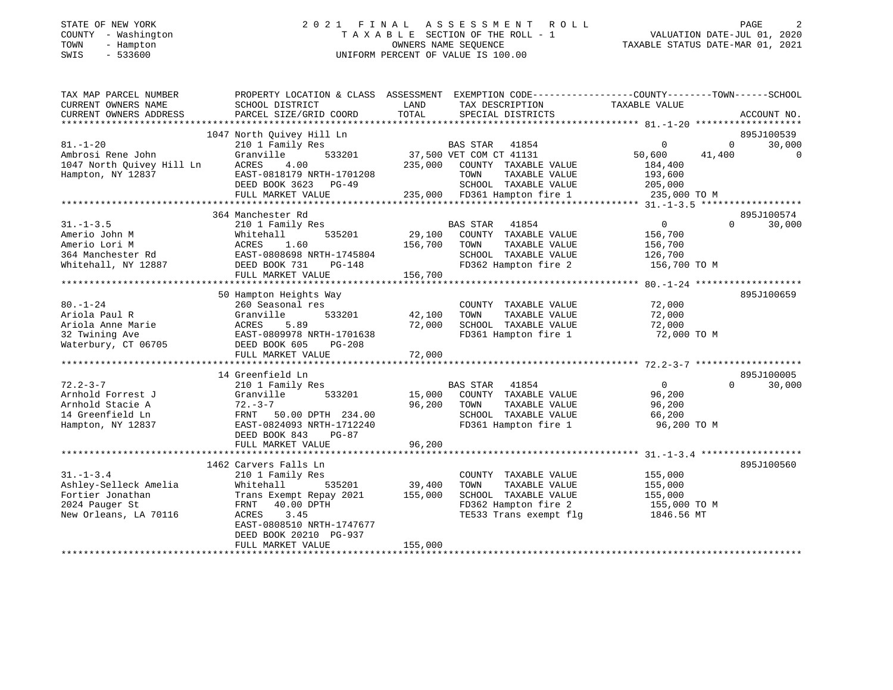STATE OF NEW YORK
COUNTY - Washington
TOWN - Hampton
SWIS - 533600

# 2021 FINAL ASSESSMENT ROLL

TAXABLE SECTION OF THE ROLL - 1
OWNERS NAME SEQUENCE
UNIFORM PERCENT OF VALUE IS 100.00

VALUATION DATE-JUL 01, 2020
TAXABLE STATUS DATE-MAR 01, 2021

| TAX MAP PARCEL NUMBER / CURRENT OWNERS NAME / CURRENT OWNERS ADDRESS | PROPERTY LOCATION & CLASS / SCHOOL DISTRICT / PARCEL SIZE/GRID COORD | ASSESSMENT LAND / TOTAL | EXEMPTION CODE / TAX DESCRIPTION / SPECIAL DISTRICTS | COUNTY TAXABLE VALUE | TOWN | SCHOOL | ACCOUNT NO. |
|---|---|---|---|---|---|---|---|
| **81.-1-20** | 1047 North Quivey Hill Ln | | | | | | 895J100539 |
| Ambrosi Rene John | 210 1 Family Res | | BAS STAR 41854 | 0 | 0 | 30,000 | |
| 1047 North Quivey Hill Ln | Granville 533201 | 37,500 | VET COM CT 41131 | 50,600 | 41,400 | 0 | |
| Hampton, NY 12837 | ACRES 4.00 | 235,000 | COUNTY TAXABLE VALUE | 184,400 | | | |
| | EAST-0818179 NRTH-1701208 | | TOWN TAXABLE VALUE | 193,600 | | | |
| | DEED BOOK 3623 PG-49 | | SCHOOL TAXABLE VALUE | 205,000 | | | |
| | FULL MARKET VALUE | 235,000 | FD361 Hampton fire 1 | 235,000 TO M | | | |
| **31.-1-3.5** | 364 Manchester Rd | | | | | | 895J100574 |
| Amerio John M | 210 1 Family Res | | BAS STAR 41854 | 0 | 0 | 30,000 | |
| Amerio Lori M | Whitehall 535201 | 29,100 | COUNTY TAXABLE VALUE | 156,700 | | | |
| 364 Manchester Rd | ACRES 1.60 | 156,700 | TOWN TAXABLE VALUE | 156,700 | | | |
| Whitehall, NY 12887 | EAST-0808698 NRTH-1745804 | | SCHOOL TAXABLE VALUE | 126,700 | | | |
| | DEED BOOK 731 PG-148 | | FD362 Hampton fire 2 | 156,700 TO M | | | |
| | FULL MARKET VALUE | 156,700 | | | | | |
| **80.-1-24** | 50 Hampton Heights Way | | | | | | 895J100659 |
| Ariola Paul R | 260 Seasonal res | | COUNTY TAXABLE VALUE | 72,000 | | | |
| Ariola Anne Marie | Granville 533201 | 42,100 | TOWN TAXABLE VALUE | 72,000 | | | |
| 32 Twining Ave | ACRES 5.89 | 72,000 | SCHOOL TAXABLE VALUE | 72,000 | | | |
| Waterbury, CT 06705 | EAST-0809978 NRTH-1701638 | | FD361 Hampton fire 1 | 72,000 TO M | | | |
| | DEED BOOK 605 PG-208 | | | | | | |
| | FULL MARKET VALUE | 72,000 | | | | | |
| **72.2-3-7** | 14 Greenfield Ln | | | | | | 895J100005 |
| Arnhold Forrest J | 210 1 Family Res | | BAS STAR 41854 | 0 | 0 | 30,000 | |
| Arnhold Stacie A | Granville 533201 | 15,000 | COUNTY TAXABLE VALUE | 96,200 | | | |
| 14 Greenfield Ln | 72.-3-7 | 96,200 | TOWN TAXABLE VALUE | 96,200 | | | |
| Hampton, NY 12837 | FRNT 50.00 DPTH 234.00 | | SCHOOL TAXABLE VALUE | 66,200 | | | |
| | EAST-0824093 NRTH-1712240 | | FD361 Hampton fire 1 | 96,200 TO M | | | |
| | DEED BOOK 843 PG-87 | | | | | | |
| | FULL MARKET VALUE | 96,200 | | | | | |
| **31.-1-3.4** | 1462 Carvers Falls Ln | | | | | | 895J100560 |
| Ashley-Selleck Amelia | 210 1 Family Res | | COUNTY TAXABLE VALUE | 155,000 | | | |
| Fortier Jonathan | Whitehall 535201 | 39,400 | TOWN TAXABLE VALUE | 155,000 | | | |
| 2024 Pauger St | Trans Exempt Repay 2021 | 155,000 | SCHOOL TAXABLE VALUE | 155,000 | | | |
| New Orleans, LA 70116 | FRNT 40.00 DPTH | | FD362 Hampton fire 2 | 155,000 TO M | | | |
| | ACRES 3.45 | | TE533 Trans exempt flg | 1846.56 MT | | | |
| | EAST-0808510 NRTH-1747677 | | | | | | |
| | DEED BOOK 20210 PG-937 | | | | | | |
| | FULL MARKET VALUE | 155,000 | | | | | |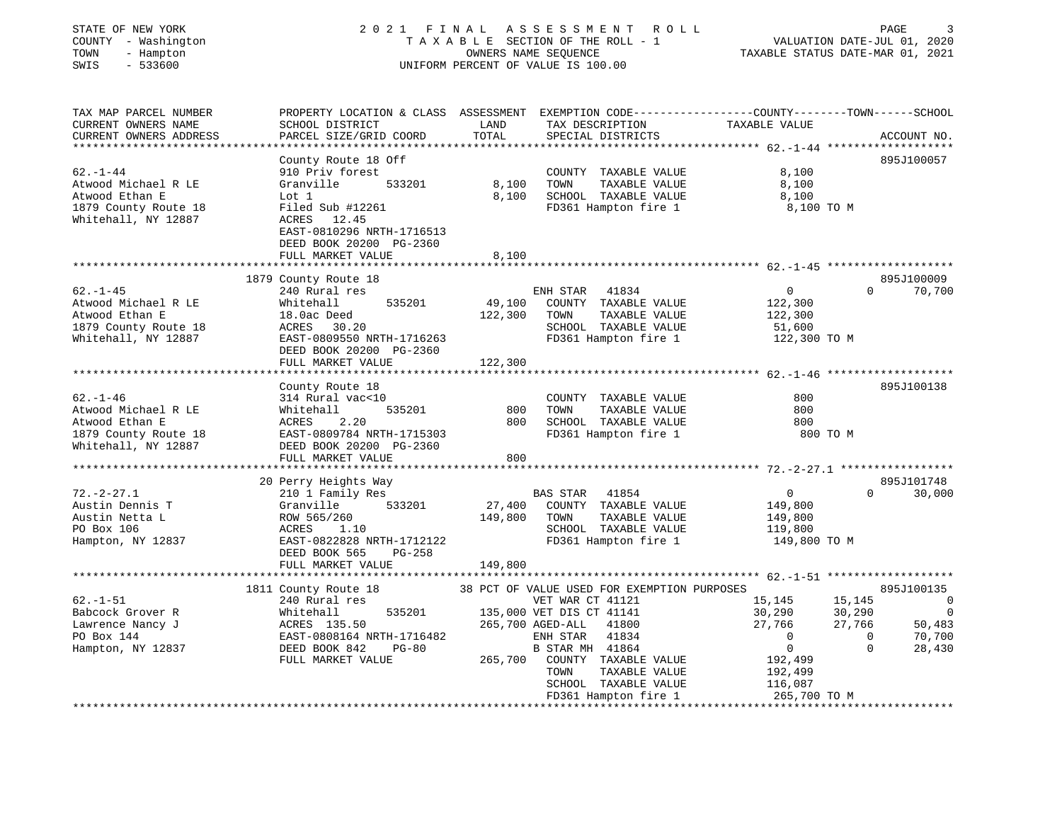STATE OF NEW YORK
COUNTY - Washington
TOWN - Hampton
SWIS - 533600

# 2021 FINAL ASSESSMENT ROLL

TAXABLE SECTION OF THE ROLL - 1
OWNERS NAME SEQUENCE
UNIFORM PERCENT OF VALUE IS 100.00

VALUATION DATE-JUL 01, 2020
TAXABLE STATUS DATE-MAR 01, 2021

| TAX MAP PARCEL NUMBER / CURRENT OWNERS NAME / CURRENT OWNERS ADDRESS | PROPERTY LOCATION & CLASS / SCHOOL DISTRICT / PARCEL SIZE/GRID COORD | ASSESSMENT LAND | TOTAL | EXEMPTION CODE / TAX DESCRIPTION / SPECIAL DISTRICTS | COUNTY TAXABLE VALUE | TOWN | SCHOOL | ACCOUNT NO. |
|---|---|---|---|---|---|---|---|---|
| **62.-1-44** | County Route 18 Off | | | | | | | 895J100057 |
| 62.-1-44 | 910 Priv forest | | | COUNTY TAXABLE VALUE | 8,100 | | | |
| Atwood Michael R LE | Granville 533201 | 8,100 | | TOWN TAXABLE VALUE | 8,100 | | | |
| Atwood Ethan E | Lot 1 | | 8,100 | SCHOOL TAXABLE VALUE | 8,100 | | | |
| 1879 County Route 18 | Filed Sub #12261 | | | FD361 Hampton fire 1 | 8,100 TO M | | | |
| Whitehall, NY 12887 | ACRES 12.45 | | | | | | | |
| | EAST-0810296 NRTH-1716513 | | | | | | | |
| | DEED BOOK 20200 PG-2360 | | | | | | | |
| | FULL MARKET VALUE | | 8,100 | | | | | |
| **62.-1-45** | 1879 County Route 18 | | | | | | | 895J100009 |
| 62.-1-45 | 240 Rural res | | | ENH STAR 41834 | 0 | 0 | 70,700 | |
| Atwood Michael R LE | Whitehall 535201 | 49,100 | | COUNTY TAXABLE VALUE | 122,300 | | | |
| Atwood Ethan E | 18.0ac Deed | | 122,300 | TOWN TAXABLE VALUE | 122,300 | | | |
| 1879 County Route 18 | ACRES 30.20 | | | SCHOOL TAXABLE VALUE | 51,600 | | | |
| Whitehall, NY 12887 | EAST-0809550 NRTH-1716263 | | | FD361 Hampton fire 1 | 122,300 TO M | | | |
| | DEED BOOK 20200 PG-2360 | | | | | | | |
| | FULL MARKET VALUE | | 122,300 | | | | | |
| **62.-1-46** | County Route 18 | | | | | | | 895J100138 |
| 62.-1-46 | 314 Rural vac<10 | | | COUNTY TAXABLE VALUE | 800 | | | |
| Atwood Michael R LE | Whitehall 535201 | 800 | | TOWN TAXABLE VALUE | 800 | | | |
| Atwood Ethan E | ACRES 2.20 | | 800 | SCHOOL TAXABLE VALUE | 800 | | | |
| 1879 County Route 18 | EAST-0809784 NRTH-1715303 | | | FD361 Hampton fire 1 | 800 TO M | | | |
| Whitehall, NY 12887 | DEED BOOK 20200 PG-2360 | | | | | | | |
| | FULL MARKET VALUE | | 800 | | | | | |
| **72.-2-27.1** | 20 Perry Heights Way | | | | | | | 895J101748 |
| 72.-2-27.1 | 210 1 Family Res | | | BAS STAR 41854 | 0 | 0 | 30,000 | |
| Austin Dennis T | Granville 533201 | 27,400 | | COUNTY TAXABLE VALUE | 149,800 | | | |
| Austin Netta L | ROW 565/260 | | 149,800 | TOWN TAXABLE VALUE | 149,800 | | | |
| PO Box 106 | ACRES 1.10 | | | SCHOOL TAXABLE VALUE | 119,800 | | | |
| Hampton, NY 12837 | EAST-0822828 NRTH-1712122 | | | FD361 Hampton fire 1 | 149,800 TO M | | | |
| | DEED BOOK 565 PG-258 | | | | | | | |
| | FULL MARKET VALUE | | 149,800 | | | | | |
| **62.-1-51** | 1811 County Route 18 | | | 38 PCT OF VALUE USED FOR EXEMPTION PURPOSES | | | | 895J100135 |
| 62.-1-51 | 240 Rural res | | | VET WAR CT 41121 | 15,145 | 15,145 | 0 | |
| Babcock Grover R | Whitehall 535201 | 135,000 | | VET DIS CT 41141 | 30,290 | 30,290 | 0 | |
| Lawrence Nancy J | ACRES 135.50 | | 265,700 | AGED-ALL 41800 | 27,766 | 27,766 | 50,483 | |
| PO Box 144 | EAST-0808164 NRTH-1716482 | | | ENH STAR 41834 | 0 | 0 | 70,700 | |
| Hampton, NY 12837 | DEED BOOK 842 PG-80 | | | B STAR MH 41864 | 0 | 0 | 28,430 | |
| | FULL MARKET VALUE | | 265,700 | COUNTY TAXABLE VALUE | 192,499 | | | |
| | | | | TOWN TAXABLE VALUE | 192,499 | | | |
| | | | | SCHOOL TAXABLE VALUE | 116,087 | | | |
| | | | | FD361 Hampton fire 1 | 265,700 TO M | | | |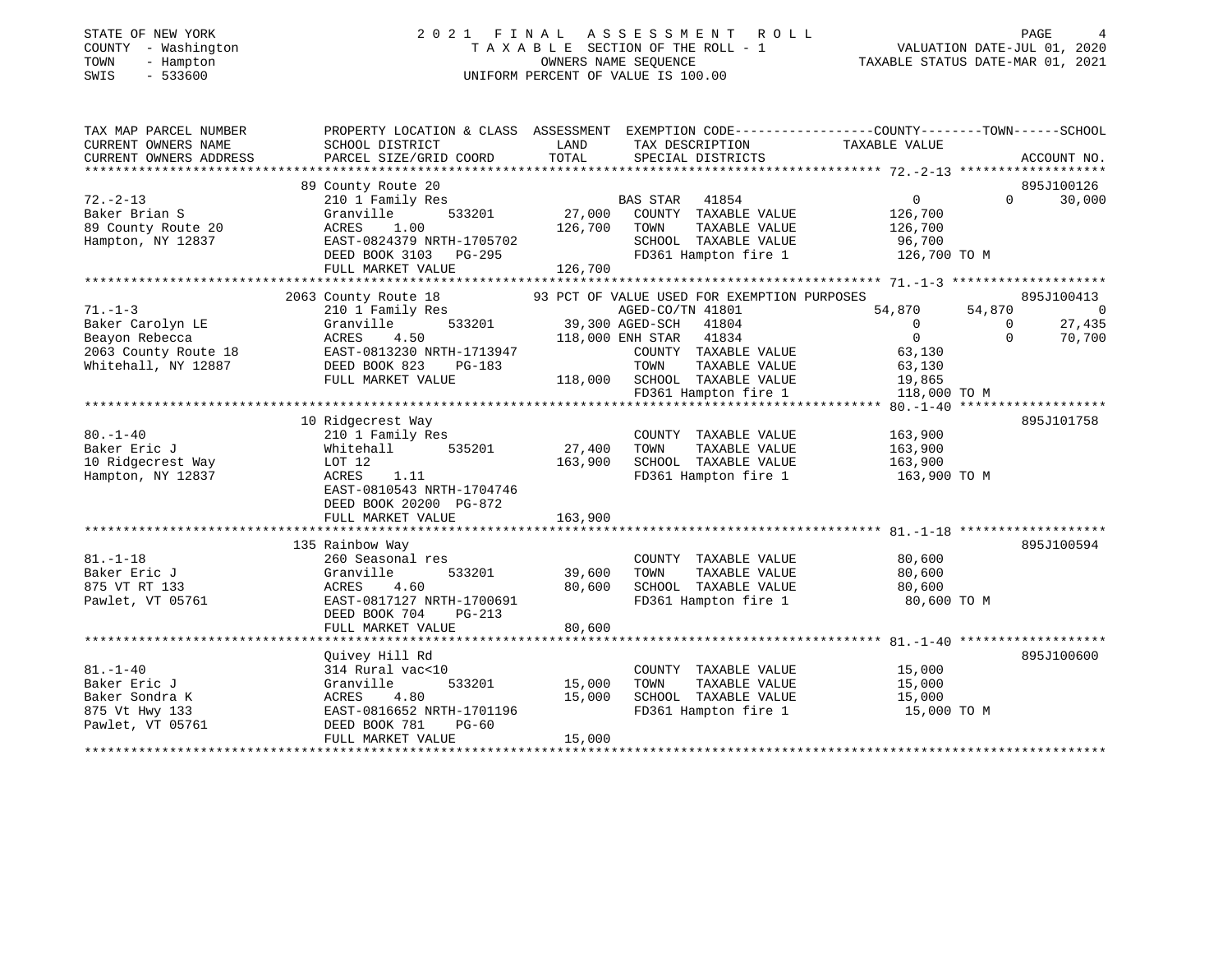STATE OF NEW YORK
COUNTY - Washington
TOWN - Hampton
SWIS - 533600

# 2021 FINAL ASSESSMENT ROLL

TAXABLE SECTION OF THE ROLL - 1
OWNERS NAME SEQUENCE
UNIFORM PERCENT OF VALUE IS 100.00

VALUATION DATE-JUL 01, 2020
TAXABLE STATUS DATE-MAR 01, 2021

```
TAX MAP PARCEL NUMBER     PROPERTY LOCATION & CLASS  ASSESSMENT  EXEMPTION CODE------------------COUNTY--------TOWN------SCHOOL
CURRENT OWNERS NAME       SCHOOL DISTRICT               LAND      TAX DESCRIPTION            TAXABLE VALUE
CURRENT OWNERS ADDRESS    PARCEL SIZE/GRID COORD        TOTAL     SPECIAL DISTRICTS                                      ACCOUNT NO.
******************************************************************************************************* 72.-2-13 *******************
                          89 County Route 20                                                                              895J100126
72.-2-13                  210 1 Family Res                         BAS STAR  41854                 0             0        30,000
Baker Brian S             Granville       533201        27,000     COUNTY  TAXABLE VALUE          126,700
89 County Route 20        ACRES     1.00               126,700     TOWN    TAXABLE VALUE          126,700
Hampton, NY 12837         EAST-0824379 NRTH-1705702                SCHOOL  TAXABLE VALUE           96,700
                          DEED BOOK 3103   PG-295                  FD361 Hampton fire 1           126,700 TO M
                          FULL MARKET VALUE            126,700
******************************************************************************************************* 71.-1-3 ********************
                          2063 County Route 18          93 PCT OF VALUE USED FOR EXEMPTION PURPOSES                        895J100413
71.-1-3                   210 1 Family Res                         AGED-CO/TN 41801              54,870        54,870            0
Baker Carolyn LE          Granville       533201        39,300 AGED-SCH   41804                     0             0        27,435
Beayon Rebecca            ACRES     4.50               118,000 ENH STAR   41834                     0             0        70,700
2063 County Route 18      EAST-0813230 NRTH-1713947                COUNTY  TAXABLE VALUE           63,130
Whitehall, NY 12887       DEED BOOK 823    PG-183                  TOWN    TAXABLE VALUE           63,130
                          FULL MARKET VALUE            118,000     SCHOOL  TAXABLE VALUE           19,865
                                                                   FD361 Hampton fire 1           118,000 TO M
******************************************************************************************************* 80.-1-40 *******************
                          10 Ridgecrest Way                                                                               895J101758
80.-1-40                  210 1 Family Res                         COUNTY  TAXABLE VALUE          163,900
Baker Eric J              Whitehall       535201        27,400     TOWN    TAXABLE VALUE          163,900
10 Ridgecrest Way         LOT 12                       163,900     SCHOOL  TAXABLE VALUE          163,900
Hampton, NY 12837         ACRES     1.11                           FD361 Hampton fire 1           163,900 TO M
                          EAST-0810543 NRTH-1704746
                          DEED BOOK 20200 PG-872
                          FULL MARKET VALUE            163,900
******************************************************************************************************* 81.-1-18 *******************
                          135 Rainbow Way                                                                                 895J100594
81.-1-18                  260 Seasonal res                         COUNTY  TAXABLE VALUE           80,600
Baker Eric J              Granville       533201        39,600     TOWN    TAXABLE VALUE           80,600
875 VT RT 133             ACRES     4.60                80,600     SCHOOL  TAXABLE VALUE           80,600
Pawlet, VT 05761          EAST-0817127 NRTH-1700691                FD361 Hampton fire 1            80,600 TO M
                          DEED BOOK 704    PG-213
                          FULL MARKET VALUE             80,600
******************************************************************************************************* 81.-1-40 *******************
                          Quivey Hill Rd                                                                                  895J100600
81.-1-40                  314 Rural vac<10                         COUNTY  TAXABLE VALUE           15,000
Baker Eric J              Granville       533201        15,000     TOWN    TAXABLE VALUE           15,000
Baker Sondra K            ACRES     4.80                15,000     SCHOOL  TAXABLE VALUE           15,000
875 Vt Hwy 133            EAST-0816652 NRTH-1701196                FD361 Hampton fire 1            15,000 TO M
Pawlet, VT 05761          DEED BOOK 781    PG-60
                          FULL MARKET VALUE             15,000
************************************************************************************************************************************
```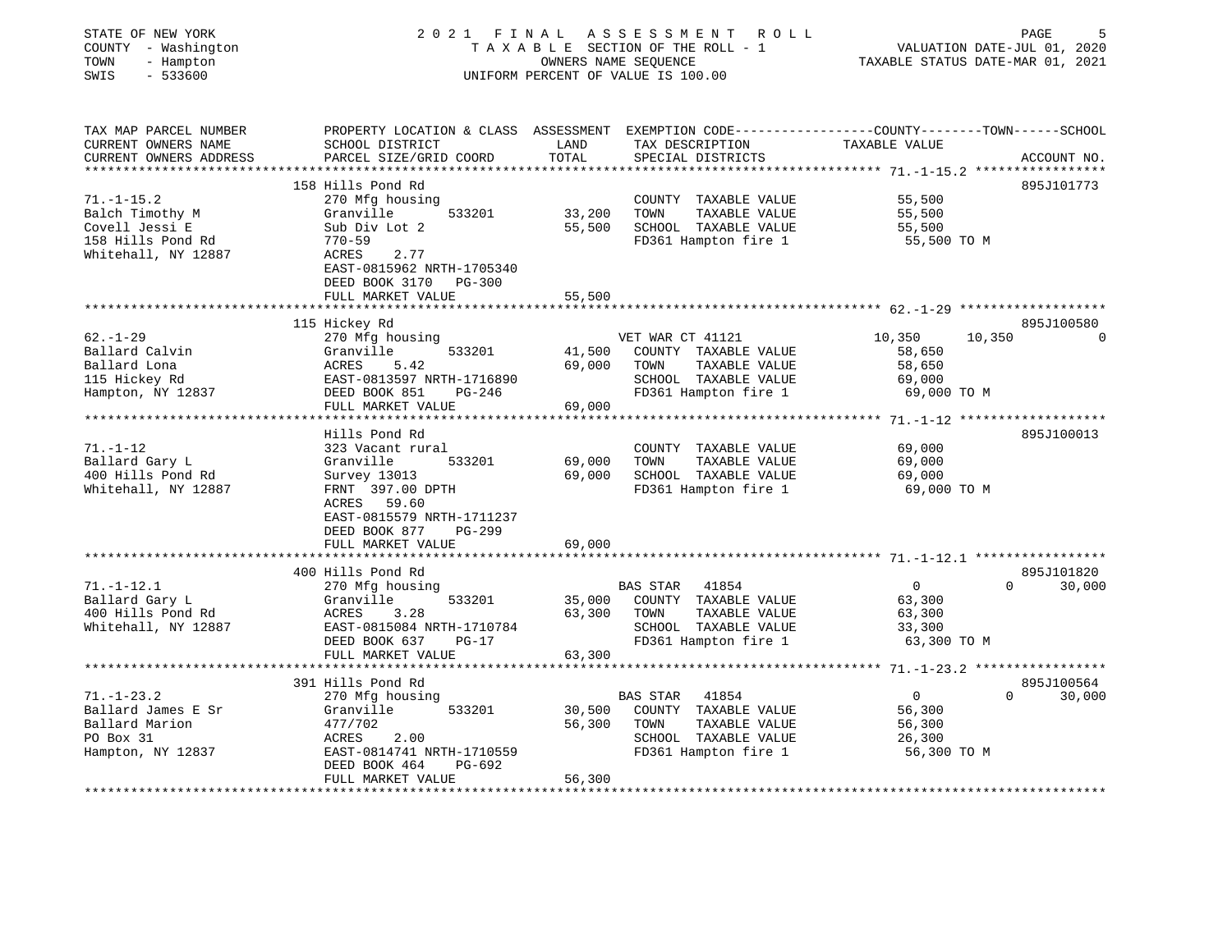STATE OF NEW YORK — COUNTY - Washington — TOWN - Hampton — SWIS - 533600

# 2021 FINAL ASSESSMENT ROLL

TAXABLE SECTION OF THE ROLL - 1 — OWNERS NAME SEQUENCE — UNIFORM PERCENT OF VALUE IS 100.00

VALUATION DATE-JUL 01, 2020 — TAXABLE STATUS DATE-MAR 01, 2021

| TAX MAP PARCEL NUMBER / CURRENT OWNERS NAME / CURRENT OWNERS ADDRESS | PROPERTY LOCATION & CLASS / SCHOOL DISTRICT / PARCEL SIZE/GRID COORD | ASSESSMENT LAND | TOTAL | EXEMPTION CODE / TAX DESCRIPTION / SPECIAL DISTRICTS | COUNTY TAXABLE VALUE | TOWN | SCHOOL | ACCOUNT NO. |
|---|---|---|---|---|---|---|---|---|
| 71.-1-15.2 | 158 Hills Pond Rd | | | | | | | 895J101773 |
| Balch Timothy M | 270 Mfg housing | | | COUNTY TAXABLE VALUE | 55,500 | | | |
| Covell Jessi E | Granville 533201 | 33,200 | | TOWN TAXABLE VALUE | 55,500 | | | |
| 158 Hills Pond Rd | Sub Div Lot 2 | | 55,500 | SCHOOL TAXABLE VALUE | 55,500 | | | |
| Whitehall, NY 12887 | 770-59 | | | FD361 Hampton fire 1 | 55,500 TO M | | | |
| | ACRES 2.77 | | | | | | | |
| | EAST-0815962 NRTH-1705340 | | | | | | | |
| | DEED BOOK 3170 PG-300 | | | | | | | |
| | FULL MARKET VALUE | | 55,500 | | | | | |
| 62.-1-29 | 115 Hickey Rd | | | | | | | 895J100580 |
| Ballard Calvin | 270 Mfg housing | | | VET WAR CT 41121 | 10,350 | 10,350 | 0 | |
| Ballard Lona | Granville 533201 | 41,500 | | COUNTY TAXABLE VALUE | 58,650 | | | |
| 115 Hickey Rd | ACRES 5.42 | | 69,000 | TOWN TAXABLE VALUE | 58,650 | | | |
| Hampton, NY 12837 | EAST-0813597 NRTH-1716890 | | | SCHOOL TAXABLE VALUE | 69,000 | | | |
| | DEED BOOK 851 PG-246 | | | FD361 Hampton fire 1 | 69,000 TO M | | | |
| | FULL MARKET VALUE | | 69,000 | | | | | |
| 71.-1-12 | Hills Pond Rd | | | | | | | 895J100013 |
| Ballard Gary L | 323 Vacant rural | | | COUNTY TAXABLE VALUE | 69,000 | | | |
| 400 Hills Pond Rd | Granville 533201 | 69,000 | | TOWN TAXABLE VALUE | 69,000 | | | |
| Whitehall, NY 12887 | Survey 13013 | | 69,000 | SCHOOL TAXABLE VALUE | 69,000 | | | |
| | FRNT 397.00 DPTH | | | FD361 Hampton fire 1 | 69,000 TO M | | | |
| | ACRES 59.60 | | | | | | | |
| | EAST-0815579 NRTH-1711237 | | | | | | | |
| | DEED BOOK 877 PG-299 | | | | | | | |
| | FULL MARKET VALUE | | 69,000 | | | | | |
| 71.-1-12.1 | 400 Hills Pond Rd | | | | | | | 895J101820 |
| Ballard Gary L | 270 Mfg housing | | | BAS STAR 41854 | 0 | 0 | 30,000 | |
| 400 Hills Pond Rd | Granville 533201 | 35,000 | | COUNTY TAXABLE VALUE | 63,300 | | | |
| Whitehall, NY 12887 | ACRES 3.28 | | 63,300 | TOWN TAXABLE VALUE | 63,300 | | | |
| | EAST-0815084 NRTH-1710784 | | | SCHOOL TAXABLE VALUE | 33,300 | | | |
| | DEED BOOK 637 PG-17 | | | FD361 Hampton fire 1 | 63,300 TO M | | | |
| | FULL MARKET VALUE | | 63,300 | | | | | |
| 71.-1-23.2 | 391 Hills Pond Rd | | | | | | | 895J100564 |
| Ballard James E Sr | 270 Mfg housing | | | BAS STAR 41854 | 0 | 0 | 30,000 | |
| Ballard Marion | Granville 533201 | 30,500 | | COUNTY TAXABLE VALUE | 56,300 | | | |
| PO Box 31 | 477/702 | | 56,300 | TOWN TAXABLE VALUE | 56,300 | | | |
| Hampton, NY 12837 | ACRES 2.00 | | | SCHOOL TAXABLE VALUE | 26,300 | | | |
| | EAST-0814741 NRTH-1710559 | | | FD361 Hampton fire 1 | 56,300 TO M | | | |
| | DEED BOOK 464 PG-692 | | | | | | | |
| | FULL MARKET VALUE | | 56,300 | | | | | |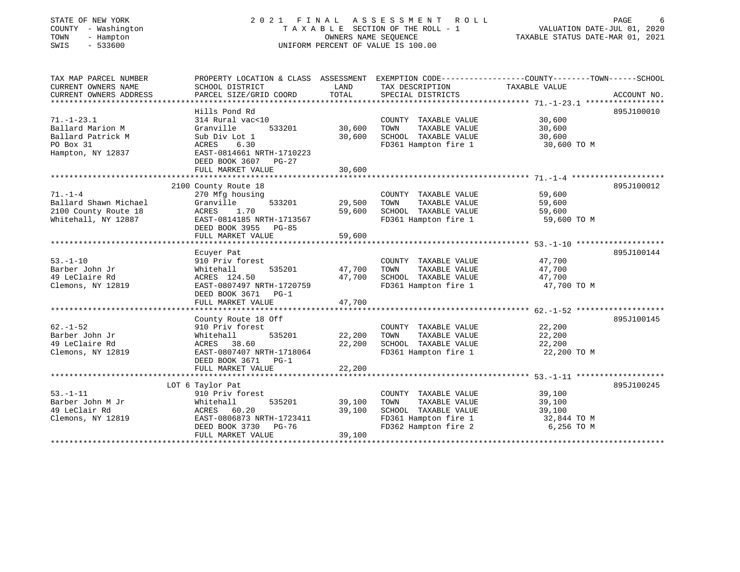STATE OF NEW YORK — 2021 FINAL ASSESSMENT ROLL
COUNTY - Washington — TAXABLE SECTION OF THE ROLL - 1 — VALUATION DATE-JUL 01, 2020
TOWN - Hampton — OWNERS NAME SEQUENCE — TAXABLE STATUS DATE-MAR 01, 2021
SWIS - 533600 — UNIFORM PERCENT OF VALUE IS 100.00

| TAX MAP PARCEL NUMBER / CURRENT OWNERS NAME / CURRENT OWNERS ADDRESS | PROPERTY LOCATION & CLASS / SCHOOL DISTRICT / PARCEL SIZE/GRID COORD | ASSESSMENT LAND | TOTAL | EXEMPTION CODE / TAX DESCRIPTION / SPECIAL DISTRICTS | TAXABLE VALUE | ACCOUNT NO. |
|---|---|---|---|---|---|---|
| 71.-1-23.1 | Hills Pond Rd | | | | | 895J100010 |
| | 314 Rural vac<10 | | | COUNTY TAXABLE VALUE | 30,600 | |
| Ballard Marion M | Granville 533201 | 30,600 | | TOWN TAXABLE VALUE | 30,600 | |
| Ballard Patrick M | Sub Div Lot 1 | | 30,600 | SCHOOL TAXABLE VALUE | 30,600 | |
| PO Box 31 | ACRES 6.30 | | | FD361 Hampton fire 1 | 30,600 TO M | |
| Hampton, NY 12837 | EAST-0814661 NRTH-1710223 | | | | | |
| | DEED BOOK 3607 PG-27 | | | | | |
| | FULL MARKET VALUE | | 30,600 | | | |
| 71.-1-4 | 2100 County Route 18 | | | | | 895J100012 |
| | 270 Mfg housing | | | COUNTY TAXABLE VALUE | 59,600 | |
| Ballard Shawn Michael | Granville 533201 | 29,500 | | TOWN TAXABLE VALUE | 59,600 | |
| 2100 County Route 18 | ACRES 1.70 | | 59,600 | SCHOOL TAXABLE VALUE | 59,600 | |
| Whitehall, NY 12887 | EAST-0814185 NRTH-1713567 | | | FD361 Hampton fire 1 | 59,600 TO M | |
| | DEED BOOK 3955 PG-85 | | | | | |
| | FULL MARKET VALUE | | 59,600 | | | |
| 53.-1-10 | Ecuyer Pat | | | | | 895J100144 |
| | 910 Priv forest | | | COUNTY TAXABLE VALUE | 47,700 | |
| Barber John Jr | Whitehall 535201 | 47,700 | | TOWN TAXABLE VALUE | 47,700 | |
| 49 LeClaire Rd | ACRES 124.50 | | 47,700 | SCHOOL TAXABLE VALUE | 47,700 | |
| Clemons, NY 12819 | EAST-0807497 NRTH-1720759 | | | FD361 Hampton fire 1 | 47,700 TO M | |
| | DEED BOOK 3671 PG-1 | | | | | |
| | FULL MARKET VALUE | | 47,700 | | | |
| 62.-1-52 | County Route 18 Off | | | | | 895J100145 |
| | 910 Priv forest | | | COUNTY TAXABLE VALUE | 22,200 | |
| Barber John Jr | Whitehall 535201 | 22,200 | | TOWN TAXABLE VALUE | 22,200 | |
| 49 LeClaire Rd | ACRES 38.60 | | 22,200 | SCHOOL TAXABLE VALUE | 22,200 | |
| Clemons, NY 12819 | EAST-0807407 NRTH-1718064 | | | FD361 Hampton fire 1 | 22,200 TO M | |
| | DEED BOOK 3671 PG-1 | | | | | |
| | FULL MARKET VALUE | | 22,200 | | | |
| 53.-1-11 | LOT 6 Taylor Pat | | | | | 895J100245 |
| | 910 Priv forest | | | COUNTY TAXABLE VALUE | 39,100 | |
| Barber John M Jr | Whitehall 535201 | 39,100 | | TOWN TAXABLE VALUE | 39,100 | |
| 49 LeClair Rd | ACRES 60.20 | | 39,100 | SCHOOL TAXABLE VALUE | 39,100 | |
| Clemons, NY 12819 | EAST-0806873 NRTH-1723411 | | | FD361 Hampton fire 1 | 32,844 TO M | |
| | DEED BOOK 3730 PG-76 | | | FD362 Hampton fire 2 | 6,256 TO M | |
| | FULL MARKET VALUE | | 39,100 | | | |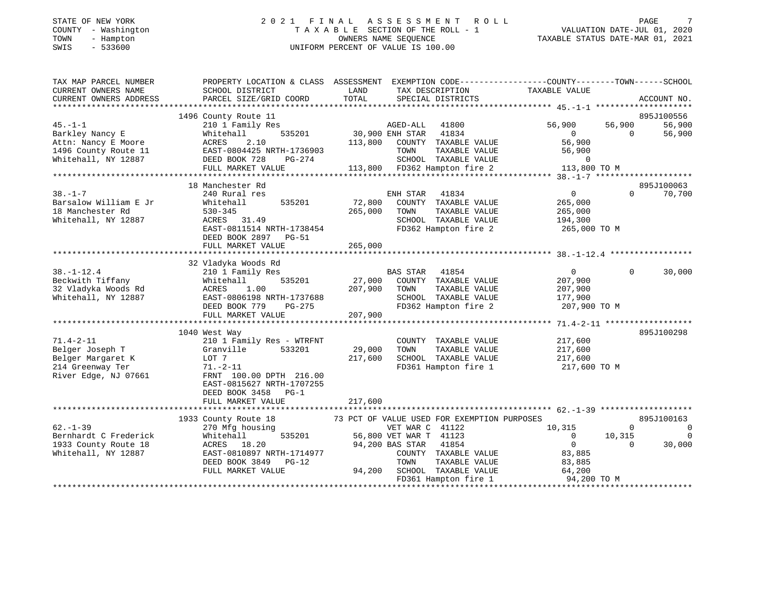STATE OF NEW YORK
COUNTY - Washington
TOWN - Hampton
SWIS - 533600

2021 FINAL ASSESSMENT ROLL
TAXABLE SECTION OF THE ROLL - 1
OWNERS NAME SEQUENCE
UNIFORM PERCENT OF VALUE IS 100.00

VALUATION DATE-JUL 01, 2020
TAXABLE STATUS DATE-MAR 01, 2021

```
TAX MAP PARCEL NUMBER     PROPERTY LOCATION & CLASS  ASSESSMENT  EXEMPTION CODE-----------------COUNTY--------TOWN------SCHOOL
CURRENT OWNERS NAME       SCHOOL DISTRICT              LAND      TAX DESCRIPTION              TAXABLE VALUE
CURRENT OWNERS ADDRESS    PARCEL SIZE/GRID COORD       TOTAL     SPECIAL DISTRICTS                                    ACCOUNT NO.
******************************************************************************************************* 45.-1-1 ********************
                          1496 County Route 11                                                                        895J100556
45.-1-1                   210 1 Family Res                        AGED-ALL   41800         56,900      56,900        56,900
Barkley Nancy E           Whitehall      535201     30,900 ENH STAR   41834             0           0        56,900
Attn: Nancy E Moore       ACRES     2.10           113,800   COUNTY  TAXABLE VALUE         56,900
1496 County Route 11      EAST-0804425 NRTH-1736903            TOWN    TAXABLE VALUE         56,900
Whitehall, NY 12887       DEED BOOK 728    PG-274              SCHOOL  TAXABLE VALUE              0
                          FULL MARKET VALUE        113,800   FD362 Hampton fire 2          113,800 TO M
******************************************************************************************************* 38.-1-7 ********************
                          18 Manchester Rd                                                                            895J100063
38.-1-7                   240 Rural res                           ENH STAR   41834              0           0        70,700
Barsalow William E Jr     Whitehall      535201     72,800   COUNTY  TAXABLE VALUE        265,000
18 Manchester Rd          530-345                  265,000   TOWN    TAXABLE VALUE        265,000
Whitehall, NY 12887       ACRES    31.49                       SCHOOL  TAXABLE VALUE        194,300
                          EAST-0811514 NRTH-1738454            FD362 Hampton fire 2          265,000 TO M
                          DEED BOOK 2897   PG-51
                          FULL MARKET VALUE        265,000
******************************************************************************************************* 38.-1-12.4 *****************
                          32 Vladyka Woods Rd
38.-1-12.4                210 1 Family Res                        BAS STAR   41854              0           0        30,000
Beckwith Tiffany          Whitehall      535201     27,000   COUNTY  TAXABLE VALUE        207,900
32 Vladyka Woods Rd       ACRES     1.00           207,900   TOWN    TAXABLE VALUE        207,900
Whitehall, NY 12887       EAST-0806198 NRTH-1737688            SCHOOL  TAXABLE VALUE        177,900
                          DEED BOOK 779    PG-275              FD362 Hampton fire 2          207,900 TO M
                          FULL MARKET VALUE        207,900
******************************************************************************************************* 71.4-2-11 ******************
                          1040 West Way                                                                               895J100298
71.4-2-11                 210 1 Family Res - WTRFNT               COUNTY  TAXABLE VALUE        217,600
Belger Joseph T           Granville      533201     29,000   TOWN    TAXABLE VALUE        217,600
Belger Margaret K         LOT 7                    217,600   SCHOOL  TAXABLE VALUE        217,600
214 Greenway Ter          71.-2-11                             FD361 Hampton fire 1          217,600 TO M
River Edge, NJ 07661      FRNT 100.00 DPTH 216.00
                          EAST-0815627 NRTH-1707255
                          DEED BOOK 3458   PG-1
                          FULL MARKET VALUE        217,600
******************************************************************************************************* 62.-1-39 *******************
                          1933 County Route 18      73 PCT OF VALUE USED FOR EXEMPTION PURPOSES                       895J100163
62.-1-39                  270 Mfg housing                         VET WAR C  41122         10,315           0             0
Bernhardt C Frederick     Whitehall      535201     56,800 VET WAR T  41123              0      10,315             0
1933 County Route 18      ACRES    18.20            94,200 BAS STAR   41854              0           0        30,000
Whitehall, NY 12887       EAST-0810897 NRTH-1714977            COUNTY  TAXABLE VALUE         83,885
                          DEED BOOK 3849   PG-12               TOWN    TAXABLE VALUE         83,885
                          FULL MARKET VALUE         94,200   SCHOOL  TAXABLE VALUE         64,200
                                                               FD361 Hampton fire 1           94,200 TO M
************************************************************************************************************************************
```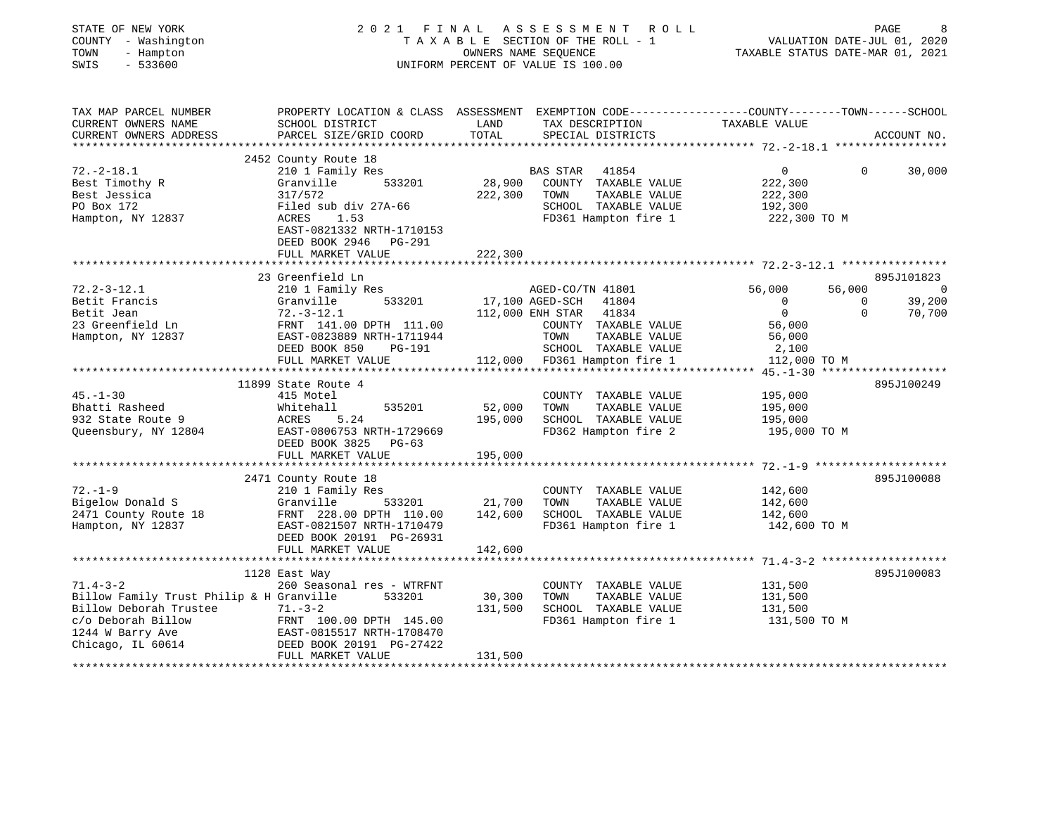STATE OF NEW YORK
COUNTY - Washington
TOWN - Hampton
SWIS - 533600

# 2021 FINAL ASSESSMENT ROLL
TAXABLE SECTION OF THE ROLL - 1
OWNERS NAME SEQUENCE
UNIFORM PERCENT OF VALUE IS 100.00

VALUATION DATE-JUL 01, 2020
TAXABLE STATUS DATE-MAR 01, 2021

```
TAX MAP PARCEL NUMBER          PROPERTY LOCATION & CLASS  ASSESSMENT  EXEMPTION CODE-----------------COUNTY--------TOWN------SCHOOL
CURRENT OWNERS NAME            SCHOOL DISTRICT               LAND      TAX DESCRIPTION            TAXABLE VALUE
CURRENT OWNERS ADDRESS         PARCEL SIZE/GRID COORD        TOTAL     SPECIAL DISTRICTS                                     ACCOUNT NO.
******************************************************************************************************* 72.-2-18.1 *****************
                               2452 County Route 18
72.-2-18.1                     210 1 Family Res                     BAS STAR   41854                 0             0        30,000
Best Timothy R                 Granville        533201      28,900   COUNTY  TAXABLE VALUE           222,300
Best Jessica                   317/572                     222,300   TOWN    TAXABLE VALUE           222,300
PO Box 172                     Filed sub div 27A-66                  SCHOOL  TAXABLE VALUE           192,300
Hampton, NY 12837              ACRES    1.53                         FD361 Hampton fire 1            222,300 TO M
                               EAST-0821332 NRTH-1710153
                               DEED BOOK 2946   PG-291
                               FULL MARKET VALUE           222,300
******************************************************************************************************* 72.2-3-12.1 ****************
                               23 Greenfield Ln                                                                          895J101823
72.2-3-12.1                    210 1 Family Res                     AGED-CO/TN 41801             56,000        56,000             0
Betit Francis                  Granville        533201      17,100 AGED-SCH   41804                 0             0        39,200
Betit Jean                     72.-3-12.1                  112,000 ENH STAR   41834                 0             0        70,700
23 Greenfield Ln               FRNT 141.00 DPTH 111.00               COUNTY  TAXABLE VALUE            56,000
Hampton, NY 12837              EAST-0823889 NRTH-1711944             TOWN    TAXABLE VALUE            56,000
                               DEED BOOK 850    PG-191               SCHOOL  TAXABLE VALUE             2,100
                               FULL MARKET VALUE           112,000   FD361 Hampton fire 1            112,000 TO M
******************************************************************************************************* 45.-1-30 *******************
                               11899 State Route 4                                                                       895J100249
45.-1-30                       415 Motel                             COUNTY  TAXABLE VALUE           195,000
Bhatti Rasheed                 Whitehall        535201      52,000   TOWN    TAXABLE VALUE           195,000
932 State Route 9              ACRES    5.24               195,000   SCHOOL  TAXABLE VALUE           195,000
Queensbury, NY 12804           EAST-0806753 NRTH-1729669             FD362 Hampton fire 2            195,000 TO M
                               DEED BOOK 3825   PG-63
                               FULL MARKET VALUE           195,000
******************************************************************************************************* 72.-1-9 ********************
                               2471 County Route 18                                                                      895J100088
72.-1-9                        210 1 Family Res                      COUNTY  TAXABLE VALUE           142,600
Bigelow Donald S               Granville        533201      21,700   TOWN    TAXABLE VALUE           142,600
2471 County Route 18           FRNT 228.00 DPTH 110.00     142,600   SCHOOL  TAXABLE VALUE           142,600
Hampton, NY 12837              EAST-0821507 NRTH-1710479             FD361 Hampton fire 1            142,600 TO M
                               DEED BOOK 20191 PG-26931
                               FULL MARKET VALUE           142,600
******************************************************************************************************* 71.4-3-2 *******************
                               1128 East Way                                                                             895J100083
71.4-3-2                       260 Seasonal res - WTRFNT             COUNTY  TAXABLE VALUE           131,500
Billow Family Trust Philip & H Granville        533201      30,300   TOWN    TAXABLE VALUE           131,500
Billow Deborah Trustee         71.-3-2                     131,500   SCHOOL  TAXABLE VALUE           131,500
c/o Deborah Billow             FRNT 100.00 DPTH 145.00               FD361 Hampton fire 1            131,500 TO M
1244 W Barry Ave               EAST-0815517 NRTH-1708470
Chicago, IL 60614              DEED BOOK 20191 PG-27422
                               FULL MARKET VALUE           131,500
************************************************************************************************************************************
```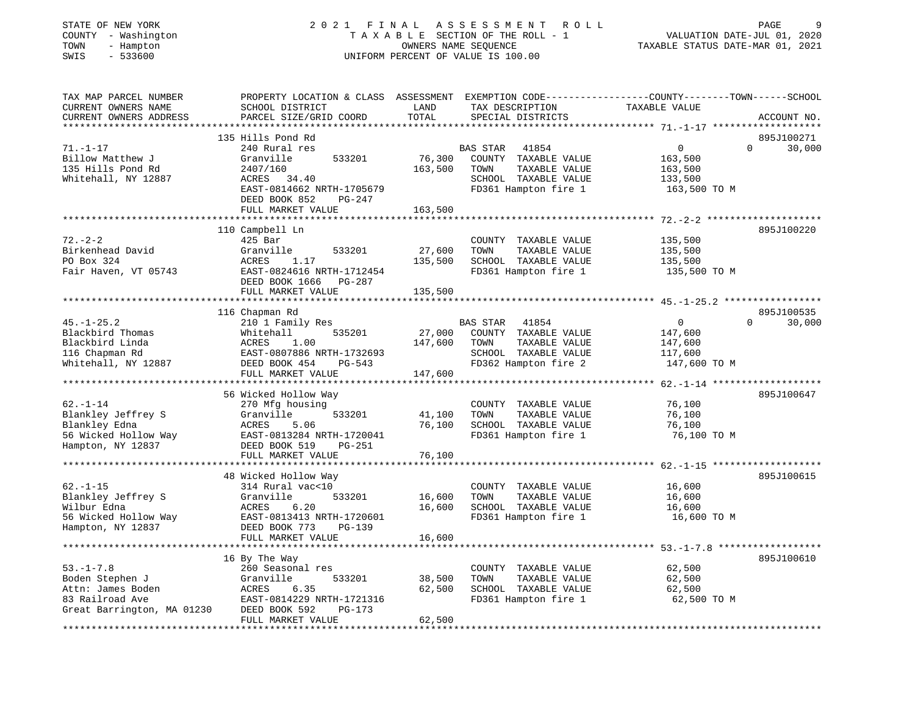STATE OF NEW YORK
COUNTY - Washington
TOWN - Hampton
SWIS - 533600

# 2021 FINAL ASSESSMENT ROLL
TAXABLE SECTION OF THE ROLL - 1
OWNERS NAME SEQUENCE
UNIFORM PERCENT OF VALUE IS 100.00

VALUATION DATE-JUL 01, 2020
TAXABLE STATUS DATE-MAR 01, 2021

| TAX MAP PARCEL NUMBER / CURRENT OWNERS NAME / CURRENT OWNERS ADDRESS | PROPERTY LOCATION & CLASS / SCHOOL DISTRICT / PARCEL SIZE/GRID COORD | LAND / TOTAL (ASSESSMENT) | EXEMPTION CODE / TAX DESCRIPTION / SPECIAL DISTRICTS | COUNTY / TOWN / SCHOOL TAXABLE VALUE | ACCOUNT NO. |
|---|---|---|---|---|---|
| 71.-1-17 | 135 Hills Pond Rd | | | | 895J100271 |
| Billow Matthew J | 240 Rural res | | BAS STAR 41854 | 0 / 0 / 30,000 | |
| 135 Hills Pond Rd | Granville 533201 | 76,300 | COUNTY TAXABLE VALUE | 163,500 | |
| Whitehall, NY 12887 | 2407/160 | 163,500 | TOWN TAXABLE VALUE | 163,500 | |
| | ACRES 34.40 | | SCHOOL TAXABLE VALUE | 133,500 | |
| | EAST-0814662 NRTH-1705679 | | FD361 Hampton fire 1 | 163,500 TO M | |
| | DEED BOOK 852 PG-247 | | | | |
| | FULL MARKET VALUE | 163,500 | | | |
| 72.-2-2 | 110 Campbell Ln | | | | 895J100220 |
| Birkenhead David | 425 Bar | | COUNTY TAXABLE VALUE | 135,500 | |
| PO Box 324 | Granville 533201 | 27,600 | TOWN TAXABLE VALUE | 135,500 | |
| Fair Haven, VT 05743 | ACRES 1.17 | 135,500 | SCHOOL TAXABLE VALUE | 135,500 | |
| | EAST-0824616 NRTH-1712454 | | FD361 Hampton fire 1 | 135,500 TO M | |
| | DEED BOOK 1666 PG-287 | | | | |
| | FULL MARKET VALUE | 135,500 | | | |
| 45.-1-25.2 | 116 Chapman Rd | | | | 895J100535 |
| Blackbird Thomas | 210 1 Family Res | | BAS STAR 41854 | 0 / 0 / 30,000 | |
| Blackbird Linda | Whitehall 535201 | 27,000 | COUNTY TAXABLE VALUE | 147,600 | |
| 116 Chapman Rd | ACRES 1.00 | 147,600 | TOWN TAXABLE VALUE | 147,600 | |
| Whitehall, NY 12887 | EAST-0807886 NRTH-1732693 | | SCHOOL TAXABLE VALUE | 117,600 | |
| | DEED BOOK 454 PG-543 | | FD362 Hampton fire 2 | 147,600 TO M | |
| | FULL MARKET VALUE | 147,600 | | | |
| 62.-1-14 | 56 Wicked Hollow Way | | | | 895J100647 |
| Blankley Jeffrey S | 270 Mfg housing | | COUNTY TAXABLE VALUE | 76,100 | |
| Blankley Edna | Granville 533201 | 41,100 | TOWN TAXABLE VALUE | 76,100 | |
| 56 Wicked Hollow Way | ACRES 5.06 | 76,100 | SCHOOL TAXABLE VALUE | 76,100 | |
| Hampton, NY 12837 | EAST-0813284 NRTH-1720041 | | FD361 Hampton fire 1 | 76,100 TO M | |
| | DEED BOOK 519 PG-251 | | | | |
| | FULL MARKET VALUE | 76,100 | | | |
| 62.-1-15 | 48 Wicked Hollow Way | | | | 895J100615 |
| Blankley Jeffrey S | 314 Rural vac<10 | | COUNTY TAXABLE VALUE | 16,600 | |
| Wilbur Edna | Granville 533201 | 16,600 | TOWN TAXABLE VALUE | 16,600 | |
| 56 Wicked Hollow Way | ACRES 6.20 | 16,600 | SCHOOL TAXABLE VALUE | 16,600 | |
| Hampton, NY 12837 | EAST-0813413 NRTH-1720601 | | FD361 Hampton fire 1 | 16,600 TO M | |
| | DEED BOOK 773 PG-139 | | | | |
| | FULL MARKET VALUE | 16,600 | | | |
| 53.-1-7.8 | 16 By The Way | | | | 895J100610 |
| Boden Stephen J | 260 Seasonal res | | COUNTY TAXABLE VALUE | 62,500 | |
| Attn: James Boden | Granville 533201 | 38,500 | TOWN TAXABLE VALUE | 62,500 | |
| 83 Railroad Ave | ACRES 6.35 | 62,500 | SCHOOL TAXABLE VALUE | 62,500 | |
| Great Barrington, MA 01230 | EAST-0814229 NRTH-1721316 | | FD361 Hampton fire 1 | 62,500 TO M | |
| | DEED BOOK 592 PG-173 | | | | |
| | FULL MARKET VALUE | 62,500 | | | |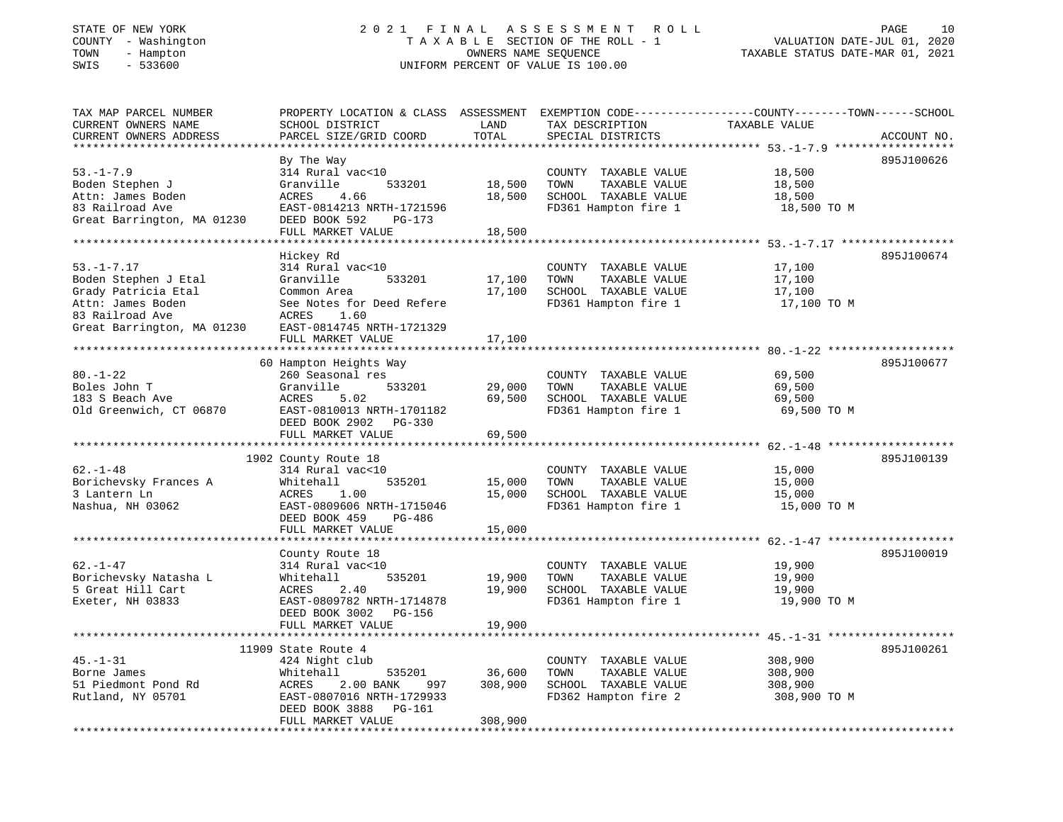STATE OF NEW YORK — 2021 FINAL ASSESSMENT ROLL
COUNTY - Washington — TAXABLE SECTION OF THE ROLL - 1 — VALUATION DATE-JUL 01, 2020
TOWN - Hampton — OWNERS NAME SEQUENCE — TAXABLE STATUS DATE-MAR 01, 2021
SWIS - 533600 — UNIFORM PERCENT OF VALUE IS 100.00

| TAX MAP PARCEL NUMBER / CURRENT OWNERS NAME / CURRENT OWNERS ADDRESS | PROPERTY LOCATION & CLASS / SCHOOL DISTRICT / PARCEL SIZE/GRID COORD | ASSESSMENT LAND | TOTAL | EXEMPTION CODE / TAX DESCRIPTION / SPECIAL DISTRICTS | COUNTY--------TOWN------SCHOOL TAXABLE VALUE | ACCOUNT NO. |
|---|---|---|---|---|---|---|
| 53.-1-7.9 | By The Way | | | | | 895J100626 |
| | 314 Rural vac<10 | | | COUNTY TAXABLE VALUE | 18,500 | |
| Boden Stephen J | Granville 533201 | 18,500 | | TOWN TAXABLE VALUE | 18,500 | |
| Attn: James Boden | ACRES 4.66 | | 18,500 | SCHOOL TAXABLE VALUE | 18,500 | |
| 83 Railroad Ave | EAST-0814213 NRTH-1721596 | | | FD361 Hampton fire 1 | 18,500 TO M | |
| Great Barrington, MA 01230 | DEED BOOK 592 PG-173 | | | | | |
| | FULL MARKET VALUE | | 18,500 | | | |
| 53.-1-7.17 | Hickey Rd | | | | | 895J100674 |
| | 314 Rural vac<10 | | | COUNTY TAXABLE VALUE | 17,100 | |
| Boden Stephen J Etal | Granville 533201 | 17,100 | | TOWN TAXABLE VALUE | 17,100 | |
| Grady Patricia Etal | Common Area | | 17,100 | SCHOOL TAXABLE VALUE | 17,100 | |
| Attn: James Boden | See Notes for Deed Refere | | | FD361 Hampton fire 1 | 17,100 TO M | |
| 83 Railroad Ave | ACRES 1.60 | | | | | |
| Great Barrington, MA 01230 | EAST-0814745 NRTH-1721329 | | | | | |
| | FULL MARKET VALUE | | 17,100 | | | |
| 80.-1-22 | 60 Hampton Heights Way | | | | | 895J100677 |
| | 260 Seasonal res | | | COUNTY TAXABLE VALUE | 69,500 | |
| Boles John T | Granville 533201 | 29,000 | | TOWN TAXABLE VALUE | 69,500 | |
| 183 S Beach Ave | ACRES 5.02 | | 69,500 | SCHOOL TAXABLE VALUE | 69,500 | |
| Old Greenwich, CT 06870 | EAST-0810013 NRTH-1701182 | | | FD361 Hampton fire 1 | 69,500 TO M | |
| | DEED BOOK 2902 PG-330 | | | | | |
| | FULL MARKET VALUE | | 69,500 | | | |
| 62.-1-48 | 1902 County Route 18 | | | | | 895J100139 |
| | 314 Rural vac<10 | | | COUNTY TAXABLE VALUE | 15,000 | |
| Borichevsky Frances A | Whitehall 535201 | 15,000 | | TOWN TAXABLE VALUE | 15,000 | |
| 3 Lantern Ln | ACRES 1.00 | | 15,000 | SCHOOL TAXABLE VALUE | 15,000 | |
| Nashua, NH 03062 | EAST-0809606 NRTH-1715046 | | | FD361 Hampton fire 1 | 15,000 TO M | |
| | DEED BOOK 459 PG-486 | | | | | |
| | FULL MARKET VALUE | | 15,000 | | | |
| 62.-1-47 | County Route 18 | | | | | 895J100019 |
| | 314 Rural vac<10 | | | COUNTY TAXABLE VALUE | 19,900 | |
| Borichevsky Natasha L | Whitehall 535201 | 19,900 | | TOWN TAXABLE VALUE | 19,900 | |
| 5 Great Hill Cart | ACRES 2.40 | | 19,900 | SCHOOL TAXABLE VALUE | 19,900 | |
| Exeter, NH 03833 | EAST-0809782 NRTH-1714878 | | | FD361 Hampton fire 1 | 19,900 TO M | |
| | DEED BOOK 3002 PG-156 | | | | | |
| | FULL MARKET VALUE | | 19,900 | | | |
| 45.-1-31 | 11909 State Route 4 | | | | | 895J100261 |
| | 424 Night club | | | COUNTY TAXABLE VALUE | 308,900 | |
| Borne James | Whitehall 535201 | 36,600 | | TOWN TAXABLE VALUE | 308,900 | |
| 51 Piedmont Pond Rd | ACRES 2.00 BANK 997 | | 308,900 | SCHOOL TAXABLE VALUE | 308,900 | |
| Rutland, NY 05701 | EAST-0807016 NRTH-1729933 | | | FD362 Hampton fire 2 | 308,900 TO M | |
| | DEED BOOK 3888 PG-161 | | | | | |
| | FULL MARKET VALUE | | 308,900 | | | |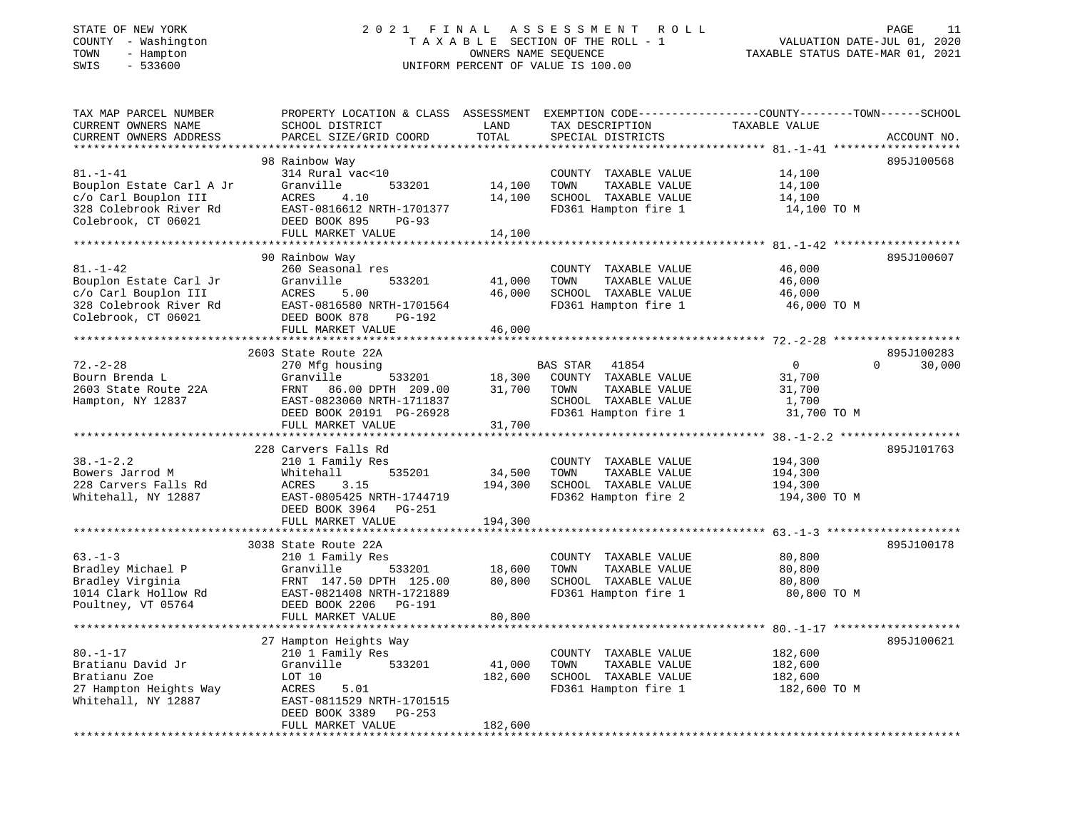STATE OF NEW YORK 2021 FINAL ASSESSMENT ROLL
COUNTY - Washington TAXABLE SECTION OF THE ROLL - 1 VALUATION DATE-JUL 01, 2020
TOWN - Hampton OWNERS NAME SEQUENCE TAXABLE STATUS DATE-MAR 01, 2021
SWIS - 533600 UNIFORM PERCENT OF VALUE IS 100.00

| TAX MAP PARCEL NUMBER / CURRENT OWNERS NAME / CURRENT OWNERS ADDRESS | PROPERTY LOCATION & CLASS / SCHOOL DISTRICT / PARCEL SIZE/GRID COORD | ASSESSMENT LAND | TOTAL | EXEMPTION CODE / TAX DESCRIPTION / SPECIAL DISTRICTS | COUNTY TAXABLE VALUE | TOWN | SCHOOL | ACCOUNT NO. |
|---|---|---|---|---|---|---|---|---|
| 81.-1-41 | 98 Rainbow Way | | | | | | | 895J100568 |
| Bouplon Estate Carl A Jr | 314 Rural vac<10 | | | COUNTY TAXABLE VALUE | 14,100 | | | |
| c/o Carl Bouplon III | Granville 533201 | 14,100 | | TOWN TAXABLE VALUE | 14,100 | | | |
| 328 Colebrook River Rd | ACRES 4.10 | | 14,100 | SCHOOL TAXABLE VALUE | 14,100 | | | |
| Colebrook, CT 06021 | EAST-0816612 NRTH-1701377 | | | FD361 Hampton fire 1 | 14,100 TO M | | | |
| | DEED BOOK 895 PG-93 | | | | | | | |
| | FULL MARKET VALUE | | 14,100 | | | | | |
| 81.-1-42 | 90 Rainbow Way | | | | | | | 895J100607 |
| Bouplon Estate Carl Jr | 260 Seasonal res | | | COUNTY TAXABLE VALUE | 46,000 | | | |
| c/o Carl Bouplon III | Granville 533201 | 41,000 | | TOWN TAXABLE VALUE | 46,000 | | | |
| 328 Colebrook River Rd | ACRES 5.00 | | 46,000 | SCHOOL TAXABLE VALUE | 46,000 | | | |
| Colebrook, CT 06021 | EAST-0816580 NRTH-1701564 | | | FD361 Hampton fire 1 | 46,000 TO M | | | |
| | DEED BOOK 878 PG-192 | | | | | | | |
| | FULL MARKET VALUE | | 46,000 | | | | | |
| 72.-2-28 | 2603 State Route 22A | | | | | | | 895J100283 |
| Bourn Brenda L | 270 Mfg housing | | | BAS STAR 41854 | 0 | 0 | 30,000 | |
| 2603 State Route 22A | Granville 533201 | 18,300 | | COUNTY TAXABLE VALUE | 31,700 | | | |
| Hampton, NY 12837 | FRNT 86.00 DPTH 209.00 | | 31,700 | TOWN TAXABLE VALUE | 31,700 | | | |
| | EAST-0823060 NRTH-1711837 | | | SCHOOL TAXABLE VALUE | 1,700 | | | |
| | DEED BOOK 20191 PG-26928 | | | FD361 Hampton fire 1 | 31,700 TO M | | | |
| | FULL MARKET VALUE | | 31,700 | | | | | |
| 38.-1-2.2 | 228 Carvers Falls Rd | | | | | | | 895J101763 |
| Bowers Jarrod M | 210 1 Family Res | | | COUNTY TAXABLE VALUE | 194,300 | | | |
| 228 Carvers Falls Rd | Whitehall 535201 | 34,500 | | TOWN TAXABLE VALUE | 194,300 | | | |
| Whitehall, NY 12887 | ACRES 3.15 | | 194,300 | SCHOOL TAXABLE VALUE | 194,300 | | | |
| | EAST-0805425 NRTH-1744719 | | | FD362 Hampton fire 2 | 194,300 TO M | | | |
| | DEED BOOK 3964 PG-251 | | | | | | | |
| | FULL MARKET VALUE | | 194,300 | | | | | |
| 63.-1-3 | 3038 State Route 22A | | | | | | | 895J100178 |
| Bradley Michael P | 210 1 Family Res | | | COUNTY TAXABLE VALUE | 80,800 | | | |
| Bradley Virginia | Granville 533201 | 18,600 | | TOWN TAXABLE VALUE | 80,800 | | | |
| 1014 Clark Hollow Rd | FRNT 147.50 DPTH 125.00 | | 80,800 | SCHOOL TAXABLE VALUE | 80,800 | | | |
| Poultney, VT 05764 | EAST-0821408 NRTH-1721889 | | | FD361 Hampton fire 1 | 80,800 TO M | | | |
| | DEED BOOK 2206 PG-191 | | | | | | | |
| | FULL MARKET VALUE | | 80,800 | | | | | |
| 80.-1-17 | 27 Hampton Heights Way | | | | | | | 895J100621 |
| Bratianu David Jr | 210 1 Family Res | | | COUNTY TAXABLE VALUE | 182,600 | | | |
| Bratianu Zoe | Granville 533201 | 41,000 | | TOWN TAXABLE VALUE | 182,600 | | | |
| 27 Hampton Heights Way | LOT 10 | | 182,600 | SCHOOL TAXABLE VALUE | 182,600 | | | |
| Whitehall, NY 12887 | ACRES 5.01 | | | FD361 Hampton fire 1 | 182,600 TO M | | | |
| | EAST-0811529 NRTH-1701515 | | | | | | | |
| | DEED BOOK 3389 PG-253 | | | | | | | |
| | FULL MARKET VALUE | | 182,600 | | | | | |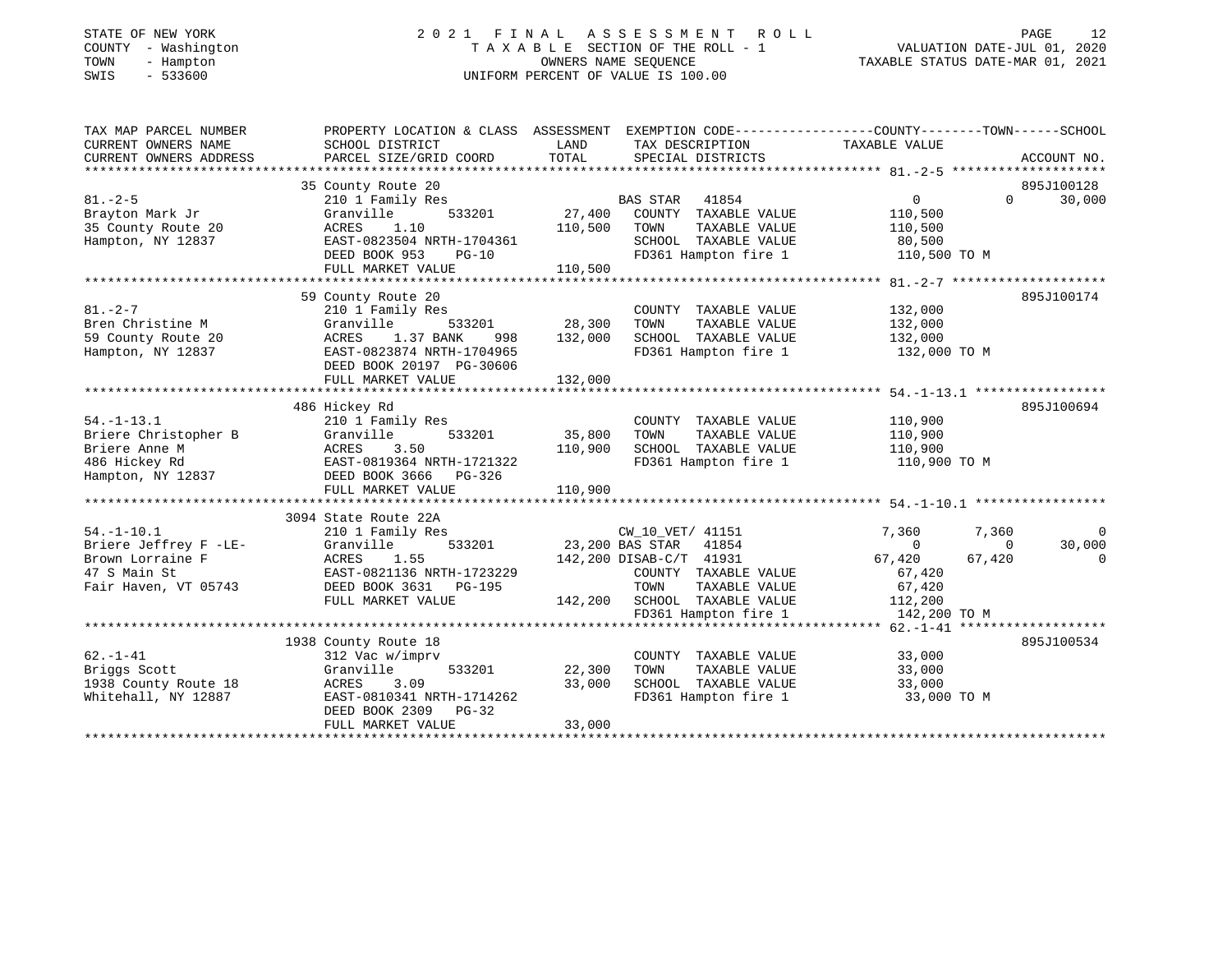STATE OF NEW YORK
COUNTY - Washington
TOWN - Hampton
SWIS - 533600

# 2021 FINAL ASSESSMENT ROLL
TAXABLE SECTION OF THE ROLL - 1
OWNERS NAME SEQUENCE
UNIFORM PERCENT OF VALUE IS 100.00

VALUATION DATE-JUL 01, 2020
TAXABLE STATUS DATE-MAR 01, 2021

| TAX MAP PARCEL NUMBER / CURRENT OWNERS NAME / CURRENT OWNERS ADDRESS | PROPERTY LOCATION & CLASS / SCHOOL DISTRICT / PARCEL SIZE/GRID COORD | ASSESSMENT LAND / TOTAL | EXEMPTION CODE / TAX DESCRIPTION / SPECIAL DISTRICTS | COUNTY | TOWN | SCHOOL | ACCOUNT NO. |
|---|---|---|---|---|---|---|---|
| **81.-2-5** | 35 County Route 20 | | | | | | 895J100128 |
| Brayton Mark Jr | 210 1 Family Res | | BAS STAR 41854 | 0 | 0 | 30,000 | |
| 35 County Route 20 | Granville 533201 | 27,400 | COUNTY TAXABLE VALUE | 110,500 | | | |
| Hampton, NY 12837 | ACRES 1.10 | 110,500 | TOWN TAXABLE VALUE | | 110,500 | | |
| | EAST-0823504 NRTH-1704361 | | SCHOOL TAXABLE VALUE | | | 80,500 | |
| | DEED BOOK 953 PG-10 | | FD361 Hampton fire 1 | 110,500 TO M | | | |
| | FULL MARKET VALUE | 110,500 | | | | | |
| **81.-2-7** | 59 County Route 20 | | | | | | 895J100174 |
| Bren Christine M | 210 1 Family Res | | COUNTY TAXABLE VALUE | 132,000 | | | |
| 59 County Route 20 | Granville 533201 | 28,300 | TOWN TAXABLE VALUE | | 132,000 | | |
| Hampton, NY 12837 | ACRES 1.37 BANK 998 | 132,000 | SCHOOL TAXABLE VALUE | | | 132,000 | |
| | EAST-0823874 NRTH-1704965 | | FD361 Hampton fire 1 | 132,000 TO M | | | |
| | DEED BOOK 20197 PG-30606 | | | | | | |
| | FULL MARKET VALUE | 132,000 | | | | | |
| **54.-1-13.1** | 486 Hickey Rd | | | | | | 895J100694 |
| Briere Christopher B | 210 1 Family Res | | COUNTY TAXABLE VALUE | 110,900 | | | |
| Briere Anne M | Granville 533201 | 35,800 | TOWN TAXABLE VALUE | | 110,900 | | |
| 486 Hickey Rd | ACRES 3.50 | 110,900 | SCHOOL TAXABLE VALUE | | | 110,900 | |
| Hampton, NY 12837 | EAST-0819364 NRTH-1721322 | | FD361 Hampton fire 1 | 110,900 TO M | | | |
| | DEED BOOK 3666 PG-326 | | | | | | |
| | FULL MARKET VALUE | 110,900 | | | | | |
| **54.-1-10.1** | 3094 State Route 22A | | | | | | |
| Briere Jeffrey F -LE- | 210 1 Family Res | | CW_10_VET/ 41151 | 7,360 | 7,360 | 0 | |
| Brown Lorraine F | Granville 533201 | 23,200 | BAS STAR 41854 | 0 | 0 | 30,000 | |
| 47 S Main St | ACRES 1.55 | 142,200 | DISAB-C/T 41931 | 67,420 | 67,420 | 0 | |
| Fair Haven, VT 05743 | EAST-0821136 NRTH-1723229 | | COUNTY TAXABLE VALUE | 67,420 | | | |
| | DEED BOOK 3631 PG-195 | | TOWN TAXABLE VALUE | | 67,420 | | |
| | FULL MARKET VALUE | 142,200 | SCHOOL TAXABLE VALUE | | | 112,200 | |
| | | | FD361 Hampton fire 1 | 142,200 TO M | | | |
| **62.-1-41** | 1938 County Route 18 | | | | | | 895J100534 |
| Briggs Scott | 312 Vac w/imprv | | COUNTY TAXABLE VALUE | 33,000 | | | |
| 1938 County Route 18 | Granville 533201 | 22,300 | TOWN TAXABLE VALUE | | 33,000 | | |
| Whitehall, NY 12887 | ACRES 3.09 | 33,000 | SCHOOL TAXABLE VALUE | | | 33,000 | |
| | EAST-0810341 NRTH-1714262 | | FD361 Hampton fire 1 | 33,000 TO M | | | |
| | DEED BOOK 2309 PG-32 | | | | | | |
| | FULL MARKET VALUE | 33,000 | | | | | |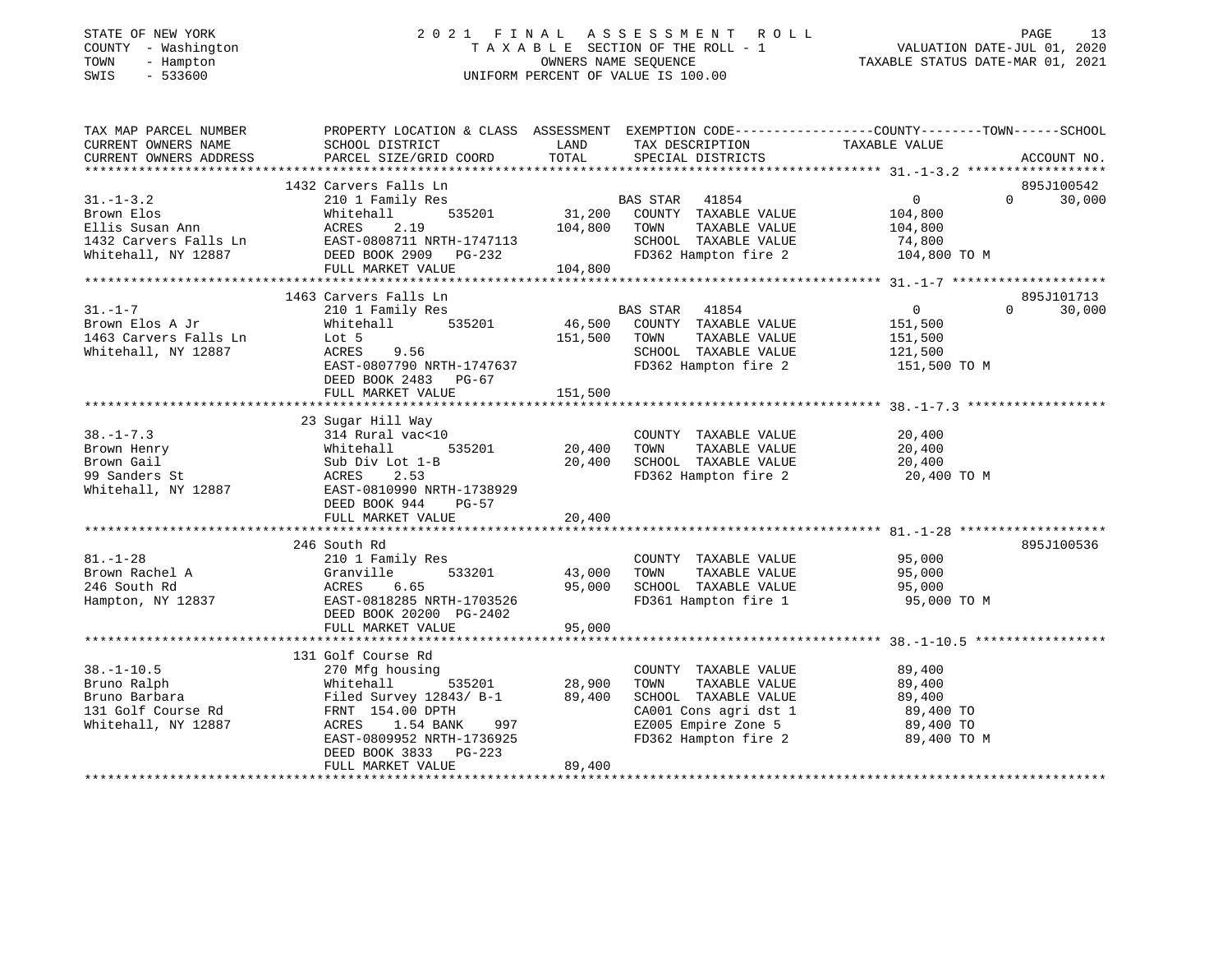STATE OF NEW YORK
COUNTY - Washington
TOWN - Hampton
SWIS - 533600

# 2021 FINAL ASSESSMENT ROLL

TAXABLE SECTION OF THE ROLL - 1
OWNERS NAME SEQUENCE
UNIFORM PERCENT OF VALUE IS 100.00

VALUATION DATE-JUL 01, 2020
TAXABLE STATUS DATE-MAR 01, 2021

| TAX MAP PARCEL NUMBER / CURRENT OWNERS NAME / CURRENT OWNERS ADDRESS | PROPERTY LOCATION & CLASS / SCHOOL DISTRICT / PARCEL SIZE/GRID COORD | ASSESSMENT LAND | TOTAL | EXEMPTION CODE / TAX DESCRIPTION / SPECIAL DISTRICTS | COUNTY TAXABLE VALUE | TOWN | SCHOOL / ACCOUNT NO. |
|---|---|---|---|---|---|---|---|
| 31.-1-3.2 | 1432 Carvers Falls Ln | | | | | | 895J100542 |
| 31.-1-3.2 | 210 1 Family Res | | | BAS STAR 41854 | 0 | 0 | 30,000 |
| Brown Elos | Whitehall 535201 | 31,200 | | COUNTY TAXABLE VALUE | 104,800 | | |
| Ellis Susan Ann | ACRES 2.19 | | 104,800 | TOWN TAXABLE VALUE | 104,800 | | |
| 1432 Carvers Falls Ln | EAST-0808711 NRTH-1747113 | | | SCHOOL TAXABLE VALUE | 74,800 | | |
| Whitehall, NY 12887 | DEED BOOK 2909 PG-232 | | | FD362 Hampton fire 2 | 104,800 TO M | | |
| | FULL MARKET VALUE | | 104,800 | | | | |
| 31.-1-7 | 1463 Carvers Falls Ln | | | | | | 895J101713 |
| 31.-1-7 | 210 1 Family Res | | | BAS STAR 41854 | 0 | 0 | 30,000 |
| Brown Elos A Jr | Whitehall 535201 | 46,500 | | COUNTY TAXABLE VALUE | 151,500 | | |
| 1463 Carvers Falls Ln | Lot 5 | | 151,500 | TOWN TAXABLE VALUE | 151,500 | | |
| Whitehall, NY 12887 | ACRES 9.56 | | | SCHOOL TAXABLE VALUE | 121,500 | | |
| | EAST-0807790 NRTH-1747637 | | | FD362 Hampton fire 2 | 151,500 TO M | | |
| | DEED BOOK 2483 PG-67 | | | | | | |
| | FULL MARKET VALUE | | 151,500 | | | | |
| 38.-1-7.3 | 23 Sugar Hill Way | | | | | | |
| 38.-1-7.3 | 314 Rural vac<10 | | | COUNTY TAXABLE VALUE | 20,400 | | |
| Brown Henry | Whitehall 535201 | 20,400 | | TOWN TAXABLE VALUE | 20,400 | | |
| Brown Gail | Sub Div Lot 1-B | | 20,400 | SCHOOL TAXABLE VALUE | 20,400 | | |
| 99 Sanders St | ACRES 2.53 | | | FD362 Hampton fire 2 | 20,400 TO M | | |
| Whitehall, NY 12887 | EAST-0810990 NRTH-1738929 | | | | | | |
| | DEED BOOK 944 PG-57 | | | | | | |
| | FULL MARKET VALUE | | 20,400 | | | | |
| 81.-1-28 | 246 South Rd | | | | | | 895J100536 |
| 81.-1-28 | 210 1 Family Res | | | COUNTY TAXABLE VALUE | 95,000 | | |
| Brown Rachel A | Granville 533201 | 43,000 | | TOWN TAXABLE VALUE | 95,000 | | |
| 246 South Rd | ACRES 6.65 | | 95,000 | SCHOOL TAXABLE VALUE | 95,000 | | |
| Hampton, NY 12837 | EAST-0818285 NRTH-1703526 | | | FD361 Hampton fire 1 | 95,000 TO M | | |
| | DEED BOOK 20200 PG-2402 | | | | | | |
| | FULL MARKET VALUE | | 95,000 | | | | |
| 38.-1-10.5 | 131 Golf Course Rd | | | | | | |
| 38.-1-10.5 | 270 Mfg housing | | | COUNTY TAXABLE VALUE | 89,400 | | |
| Bruno Ralph | Whitehall 535201 | 28,900 | | TOWN TAXABLE VALUE | 89,400 | | |
| Bruno Barbara | Filed Survey 12843/ B-1 | | 89,400 | SCHOOL TAXABLE VALUE | 89,400 | | |
| 131 Golf Course Rd | FRNT 154.00 DPTH | | | CA001 Cons agri dst 1 | 89,400 TO | | |
| Whitehall, NY 12887 | ACRES 1.54 BANK 997 | | | EZ005 Empire Zone 5 | 89,400 TO | | |
| | EAST-0809952 NRTH-1736925 | | | FD362 Hampton fire 2 | 89,400 TO M | | |
| | DEED BOOK 3833 PG-223 | | | | | | |
| | FULL MARKET VALUE | | 89,400 | | | | |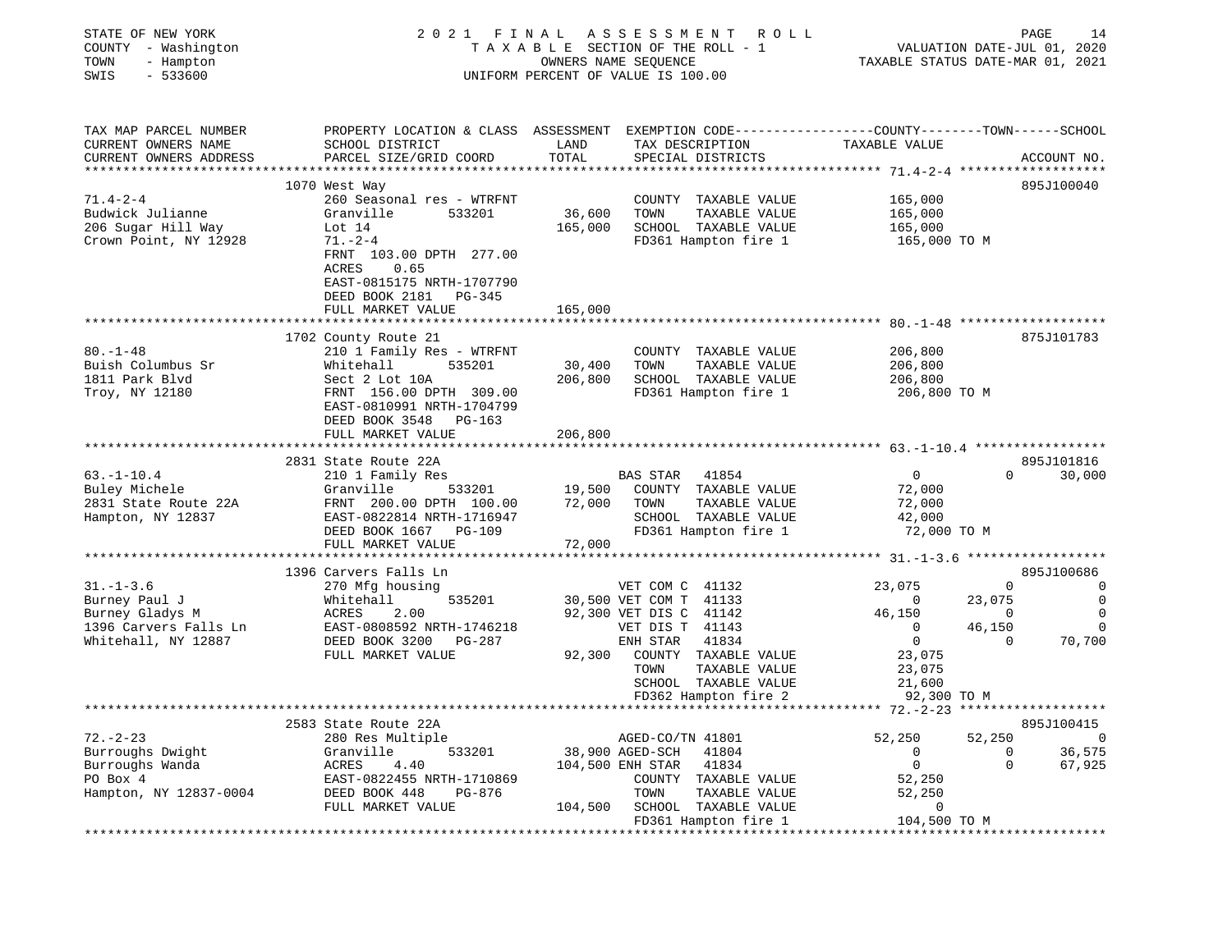STATE OF NEW YORK
COUNTY - Washington
TOWN - Hampton
SWIS - 533600

2 0 2 1 F I N A L A S S E S S M E N T R O L L
T A X A B L E SECTION OF THE ROLL - 1
OWNERS NAME SEQUENCE
UNIFORM PERCENT OF VALUE IS 100.00

VALUATION DATE-JUL 01, 2020
TAXABLE STATUS DATE-MAR 01, 2021

| TAX MAP PARCEL NUMBER / CURRENT OWNERS NAME / CURRENT OWNERS ADDRESS | PROPERTY LOCATION & CLASS / SCHOOL DISTRICT / PARCEL SIZE/GRID COORD | ASSESSMENT LAND / TOTAL | EXEMPTION CODE / TAX DESCRIPTION / SPECIAL DISTRICTS | COUNTY TAXABLE VALUE | TOWN | SCHOOL / ACCOUNT NO. |
|---|---|---|---|---|---|---|
| **71.4-2-4** | 1070 West Way | | | | | 895J100040 |
| 71.4-2-4 | 260 Seasonal res - WTRFNT | | COUNTY TAXABLE VALUE | 165,000 | | |
| Budwick Julianne | Granville 533201 | 36,600 | TOWN TAXABLE VALUE | 165,000 | | |
| 206 Sugar Hill Way | Lot 14 | 165,000 | SCHOOL TAXABLE VALUE | 165,000 | | |
| Crown Point, NY 12928 | 71.-2-4 | | FD361 Hampton fire 1 | 165,000 TO M | | |
| | FRNT 103.00 DPTH 277.00 | | | | | |
| | ACRES 0.65 | | | | | |
| | EAST-0815175 NRTH-1707790 | | | | | |
| | DEED BOOK 2181 PG-345 | | | | | |
| | FULL MARKET VALUE | 165,000 | | | | |
| **80.-1-48** | 1702 County Route 21 | | | | | 875J101783 |
| 80.-1-48 | 210 1 Family Res - WTRFNT | | COUNTY TAXABLE VALUE | 206,800 | | |
| Buish Columbus Sr | Whitehall 535201 | 30,400 | TOWN TAXABLE VALUE | 206,800 | | |
| 1811 Park Blvd | Sect 2 Lot 10A | 206,800 | SCHOOL TAXABLE VALUE | 206,800 | | |
| Troy, NY 12180 | FRNT 156.00 DPTH 309.00 | | FD361 Hampton fire 1 | 206,800 TO M | | |
| | EAST-0810991 NRTH-1704799 | | | | | |
| | DEED BOOK 3548 PG-163 | | | | | |
| | FULL MARKET VALUE | 206,800 | | | | |
| **63.-1-10.4** | 2831 State Route 22A | | | | | 895J101816 |
| 63.-1-10.4 | 210 1 Family Res | | BAS STAR 41854 | 0 | 0 | 30,000 |
| Buley Michele | Granville 533201 | 19,500 | COUNTY TAXABLE VALUE | 72,000 | | |
| 2831 State Route 22A | FRNT 200.00 DPTH 100.00 | 72,000 | TOWN TAXABLE VALUE | 72,000 | | |
| Hampton, NY 12837 | EAST-0822814 NRTH-1716947 | | SCHOOL TAXABLE VALUE | 42,000 | | |
| | DEED BOOK 1667 PG-109 | | FD361 Hampton fire 1 | 72,000 TO M | | |
| | FULL MARKET VALUE | 72,000 | | | | |
| **31.-1-3.6** | 1396 Carvers Falls Ln | | | | | 895J100686 |
| 31.-1-3.6 | 270 Mfg housing | | VET COM C 41132 | 23,075 | 0 | 0 |
| Burney Paul J | Whitehall 535201 | 30,500 | VET COM T 41133 | 0 | 23,075 | 0 |
| Burney Gladys M | ACRES 2.00 | 92,300 | VET DIS C 41142 | 46,150 | 0 | 0 |
| 1396 Carvers Falls Ln | EAST-0808592 NRTH-1746218 | | VET DIS T 41143 | 0 | 46,150 | 0 |
| Whitehall, NY 12887 | DEED BOOK 3200 PG-287 | | ENH STAR 41834 | 0 | 0 | 70,700 |
| | FULL MARKET VALUE | 92,300 | COUNTY TAXABLE VALUE | 23,075 | | |
| | | | TOWN TAXABLE VALUE | 23,075 | | |
| | | | SCHOOL TAXABLE VALUE | 21,600 | | |
| | | | FD362 Hampton fire 2 | 92,300 TO M | | |
| **72.-2-23** | 2583 State Route 22A | | | | | 895J100415 |
| 72.-2-23 | 280 Res Multiple | | AGED-CO/TN 41801 | 52,250 | 52,250 | 0 |
| Burroughs Dwight | Granville 533201 | 38,900 | AGED-SCH 41804 | 0 | 0 | 36,575 |
| Burroughs Wanda | ACRES 4.40 | 104,500 | ENH STAR 41834 | 0 | 0 | 67,925 |
| PO Box 4 | EAST-0822455 NRTH-1710869 | | COUNTY TAXABLE VALUE | 52,250 | | |
| Hampton, NY 12837-0004 | DEED BOOK 448 PG-876 | | TOWN TAXABLE VALUE | 52,250 | | |
| | FULL MARKET VALUE | 104,500 | SCHOOL TAXABLE VALUE | 0 | | |
| | | | FD361 Hampton fire 1 | 104,500 TO M | | |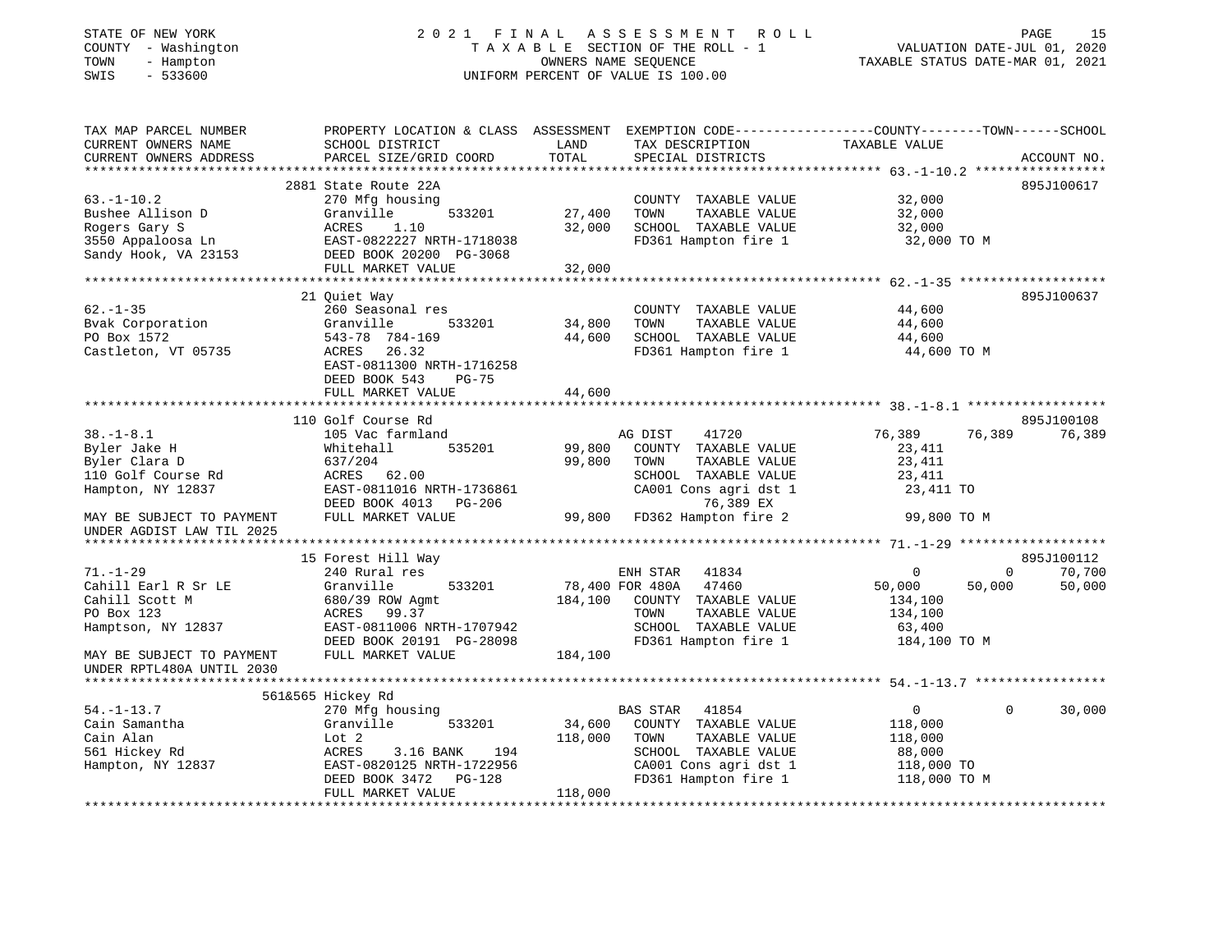STATE OF NEW YORK
COUNTY - Washington
TOWN - Hampton
SWIS - 533600

2021 FINAL ASSESSMENT ROLL
TAXABLE SECTION OF THE ROLL - 1
OWNERS NAME SEQUENCE
UNIFORM PERCENT OF VALUE IS 100.00

VALUATION DATE-JUL 01, 2020
TAXABLE STATUS DATE-MAR 01, 2021

```
TAX MAP PARCEL NUMBER      PROPERTY LOCATION & CLASS  ASSESSMENT  EXEMPTION CODE------------------COUNTY--------TOWN------SCHOOL
CURRENT OWNERS NAME        SCHOOL DISTRICT               LAND      TAX DESCRIPTION              TAXABLE VALUE
CURRENT OWNERS ADDRESS     PARCEL SIZE/GRID COORD        TOTAL     SPECIAL DISTRICTS                                        ACCOUNT NO.
******************************************************************************************************* 63.-1-10.2 *****************
                          2881 State Route 22A                                                                            895J100617
63.-1-10.2                 270 Mfg housing                         COUNTY  TAXABLE VALUE            32,000
Bushee Allison D           Granville        533201       27,400    TOWN    TAXABLE VALUE            32,000
Rogers Gary S              ACRES    1.10                 32,000    SCHOOL  TAXABLE VALUE            32,000
3550 Appaloosa Ln          EAST-0822227 NRTH-1718038               FD361 Hampton fire 1              32,000 TO M
Sandy Hook, VA 23153       DEED BOOK 20200 PG-3068
                           FULL MARKET VALUE             32,000
******************************************************************************************************* 62.-1-35 *******************
                          21 Quiet Way                                                                                    895J100637
62.-1-35                   260 Seasonal res                        COUNTY  TAXABLE VALUE            44,600
Bvak Corporation           Granville        533201       34,800    TOWN    TAXABLE VALUE            44,600
PO Box 1572                543-78  784-169               44,600    SCHOOL  TAXABLE VALUE            44,600
Castleton, VT 05735        ACRES   26.32                           FD361 Hampton fire 1              44,600 TO M
                           EAST-0811300 NRTH-1716258
                           DEED BOOK 543    PG-75
                           FULL MARKET VALUE             44,600
******************************************************************************************************* 38.-1-8.1 ******************
                          110 Golf Course Rd                                                                              895J100108
38.-1-8.1                  105 Vac farmland                        AG DIST     41720             76,389      76,389      76,389
Byler Jake H               Whitehall        535201       99,800    COUNTY  TAXABLE VALUE            23,411
Byler Clara D              637/204                       99,800    TOWN    TAXABLE VALUE            23,411
110 Golf Course Rd         ACRES   62.00                           SCHOOL  TAXABLE VALUE            23,411
Hampton, NY 12837          EAST-0811016 NRTH-1736861               CA001 Cons agri dst 1             23,411 TO
                           DEED BOOK 4013   PG-206                      76,389 EX
MAY BE SUBJECT TO PAYMENT  FULL MARKET VALUE             99,800    FD362 Hampton fire 2              99,800 TO M
UNDER AGDIST LAW TIL 2025
******************************************************************************************************* 71.-1-29 *******************
                          15 Forest Hill Way                                                                              895J100112
71.-1-29                   240 Rural res                           ENH STAR    41834                  0           0      70,700
Cahill Earl R Sr LE        Granville        533201       78,400 FOR 480A    47460                 50,000      50,000      50,000
Cahill Scott M             680/39 ROW Agmt              184,100    COUNTY  TAXABLE VALUE           134,100
PO Box 123                 ACRES   99.37                           TOWN    TAXABLE VALUE           134,100
Hamptson, NY 12837         EAST-0811006 NRTH-1707942               SCHOOL  TAXABLE VALUE            63,400
                           DEED BOOK 20191 PG-28098                FD361 Hampton fire 1             184,100 TO M
MAY BE SUBJECT TO PAYMENT  FULL MARKET VALUE            184,100
UNDER RPTL480A UNTIL 2030
******************************************************************************************************* 54.-1-13.7 *****************
                          561&565 Hickey Rd
54.-1-13.7                 270 Mfg housing                         BAS STAR    41854                  0           0      30,000
Cain Samantha              Granville        533201       34,600    COUNTY  TAXABLE VALUE           118,000
Cain Alan                  Lot 2                        118,000    TOWN    TAXABLE VALUE           118,000
561 Hickey Rd              ACRES    3.16 BANK    194               SCHOOL  TAXABLE VALUE            88,000
Hampton, NY 12837          EAST-0820125 NRTH-1722956               CA001 Cons agri dst 1            118,000 TO
                           DEED BOOK 3472   PG-128                 FD361 Hampton fire 1             118,000 TO M
                           FULL MARKET VALUE            118,000
************************************************************************************************************************************
```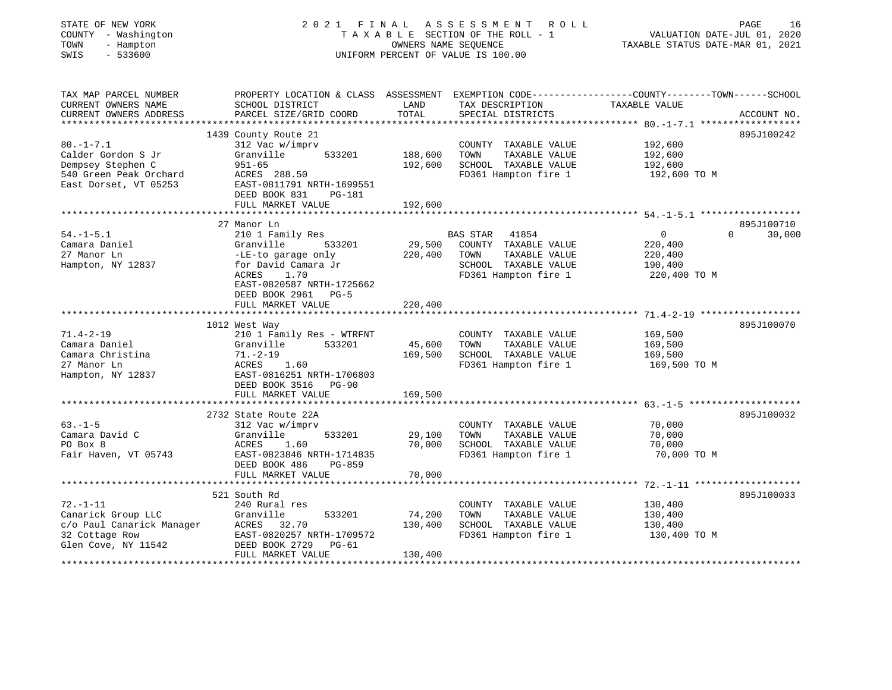STATE OF NEW YORK
COUNTY - Washington
TOWN - Hampton
SWIS - 533600

# 2021 FINAL ASSESSMENT ROLL

TAXABLE SECTION OF THE ROLL - 1
OWNERS NAME SEQUENCE
UNIFORM PERCENT OF VALUE IS 100.00

VALUATION DATE-JUL 01, 2020
TAXABLE STATUS DATE-MAR 01, 2021

| TAX MAP PARCEL NUMBER / CURRENT OWNERS NAME / CURRENT OWNERS ADDRESS | PROPERTY LOCATION & CLASS / SCHOOL DISTRICT / PARCEL SIZE/GRID COORD | ASSESSMENT LAND / TOTAL | EXEMPTION CODE / TAX DESCRIPTION / SPECIAL DISTRICTS | COUNTY / TOWN / SCHOOL TAXABLE VALUE | ACCOUNT NO. |
|---|---|---|---|---|---|
| 80.-1-7.1 | 1439 County Route 21 | | | | 895J100242 |
| Calder Gordon S Jr | 312 Vac w/imprv | | COUNTY TAXABLE VALUE | 192,600 | |
| Dempsey Stephen C | Granville 533201 | 188,600 | TOWN TAXABLE VALUE | 192,600 | |
| 540 Green Peak Orchard | 951-65 | 192,600 | SCHOOL TAXABLE VALUE | 192,600 | |
| East Dorset, VT 05253 | ACRES 288.50 | | FD361 Hampton fire 1 | 192,600 TO M | |
| | EAST-0811791 NRTH-1699551 | | | | |
| | DEED BOOK 831 PG-181 | | | | |
| | FULL MARKET VALUE | 192,600 | | | |
| 54.-1-5.1 | 27 Manor Ln | | | | 895J100710 |
| Camara Daniel | 210 1 Family Res | | BAS STAR 41854 | 0 0 30,000 | |
| 27 Manor Ln | Granville 533201 | 29,500 | COUNTY TAXABLE VALUE | 220,400 | |
| Hampton, NY 12837 | -LE-to garage only | 220,400 | TOWN TAXABLE VALUE | 220,400 | |
| | for David Camara Jr | | SCHOOL TAXABLE VALUE | 190,400 | |
| | ACRES 1.70 | | FD361 Hampton fire 1 | 220,400 TO M | |
| | EAST-0820587 NRTH-1725662 | | | | |
| | DEED BOOK 2961 PG-5 | | | | |
| | FULL MARKET VALUE | 220,400 | | | |
| 71.4-2-19 | 1012 West Way | | | | 895J100070 |
| Camara Daniel | 210 1 Family Res - WTRFNT | | COUNTY TAXABLE VALUE | 169,500 | |
| Camara Christina | Granville 533201 | 45,600 | TOWN TAXABLE VALUE | 169,500 | |
| 27 Manor Ln | 71.-2-19 | 169,500 | SCHOOL TAXABLE VALUE | 169,500 | |
| Hampton, NY 12837 | ACRES 1.60 | | FD361 Hampton fire 1 | 169,500 TO M | |
| | EAST-0816251 NRTH-1706803 | | | | |
| | DEED BOOK 3516 PG-90 | | | | |
| | FULL MARKET VALUE | 169,500 | | | |
| 63.-1-5 | 2732 State Route 22A | | | | 895J100032 |
| Camara David C | 312 Vac w/imprv | | COUNTY TAXABLE VALUE | 70,000 | |
| PO Box 8 | Granville 533201 | 29,100 | TOWN TAXABLE VALUE | 70,000 | |
| Fair Haven, VT 05743 | ACRES 1.60 | 70,000 | SCHOOL TAXABLE VALUE | 70,000 | |
| | EAST-0823846 NRTH-1714835 | | FD361 Hampton fire 1 | 70,000 TO M | |
| | DEED BOOK 486 PG-859 | | | | |
| | FULL MARKET VALUE | 70,000 | | | |
| 72.-1-11 | 521 South Rd | | | | 895J100033 |
| Canarick Group LLC | 240 Rural res | | COUNTY TAXABLE VALUE | 130,400 | |
| c/o Paul Canarick Manager | Granville 533201 | 74,200 | TOWN TAXABLE VALUE | 130,400 | |
| 32 Cottage Row | ACRES 32.70 | 130,400 | SCHOOL TAXABLE VALUE | 130,400 | |
| Glen Cove, NY 11542 | EAST-0820257 NRTH-1709572 | | FD361 Hampton fire 1 | 130,400 TO M | |
| | DEED BOOK 2729 PG-61 | | | | |
| | FULL MARKET VALUE | 130,400 | | | |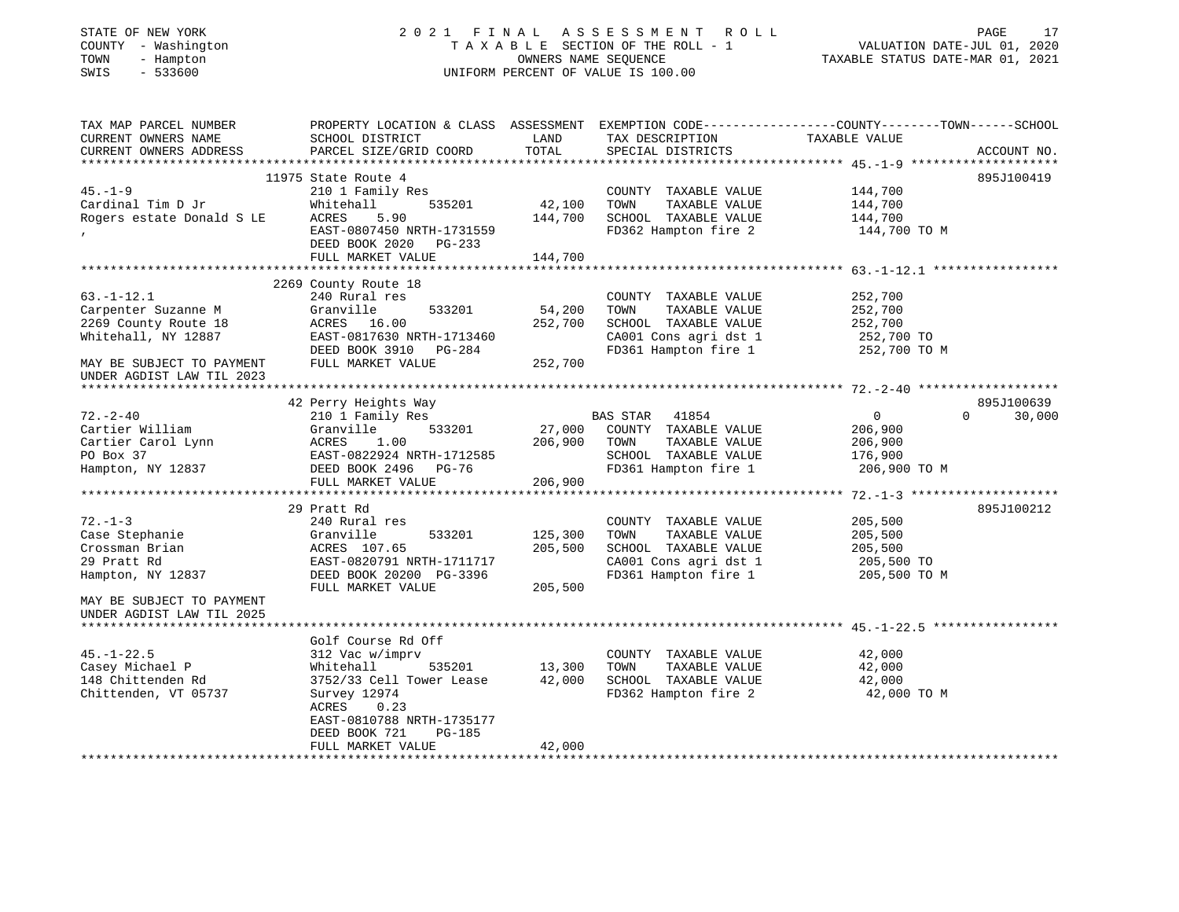STATE OF NEW YORK
COUNTY - Washington
TOWN - Hampton
SWIS - 533600

2021 FINAL ASSESSMENT ROLL
TAXABLE SECTION OF THE ROLL - 1
OWNERS NAME SEQUENCE
UNIFORM PERCENT OF VALUE IS 100.00

VALUATION DATE-JUL 01, 2020
TAXABLE STATUS DATE-MAR 01, 2021

| TAX MAP PARCEL NUMBER / CURRENT OWNERS NAME / CURRENT OWNERS ADDRESS | PROPERTY LOCATION & CLASS / SCHOOL DISTRICT / PARCEL SIZE/GRID COORD | ASSESSMENT LAND | TOTAL | EXEMPTION CODE / TAX DESCRIPTION / SPECIAL DISTRICTS | COUNTY / TOWN / SCHOOL TAXABLE VALUE | ACCOUNT NO. |
|---|---|---|---|---|---|---|
| | 11975 State Route 4 | | | | | 895J100419 |
| 45.-1-9 | 210 1 Family Res | | | COUNTY TAXABLE VALUE | 144,700 | |
| Cardinal Tim D Jr | Whitehall 535201 | 42,100 | | TOWN TAXABLE VALUE | 144,700 | |
| Rogers estate Donald S LE | ACRES 5.90 | | 144,700 | SCHOOL TAXABLE VALUE | 144,700 | |
| , | EAST-0807450 NRTH-1731559 | | | FD362 Hampton fire 2 | 144,700 TO M | |
| | DEED BOOK 2020 PG-233 | | | | | |
| | FULL MARKET VALUE | | 144,700 | | | |
| | 2269 County Route 18 | | | | | |
| 63.-1-12.1 | 240 Rural res | | | COUNTY TAXABLE VALUE | 252,700 | |
| Carpenter Suzanne M | Granville 533201 | 54,200 | | TOWN TAXABLE VALUE | 252,700 | |
| 2269 County Route 18 | ACRES 16.00 | | 252,700 | SCHOOL TAXABLE VALUE | 252,700 | |
| Whitehall, NY 12887 | EAST-0817630 NRTH-1713460 | | | CA001 Cons agri dst 1 | 252,700 TO | |
| | DEED BOOK 3910 PG-284 | | | FD361 Hampton fire 1 | 252,700 TO M | |
| MAY BE SUBJECT TO PAYMENT | FULL MARKET VALUE | | 252,700 | | | |
| UNDER AGDIST LAW TIL 2023 | | | | | | |
| | 42 Perry Heights Way | | | | | 895J100639 |
| 72.-2-40 | 210 1 Family Res | | | BAS STAR 41854 | 0 0 30,000 | |
| Cartier William | Granville 533201 | 27,000 | | COUNTY TAXABLE VALUE | 206,900 | |
| Cartier Carol Lynn | ACRES 1.00 | | 206,900 | TOWN TAXABLE VALUE | 206,900 | |
| PO Box 37 | EAST-0822924 NRTH-1712585 | | | SCHOOL TAXABLE VALUE | 176,900 | |
| Hampton, NY 12837 | DEED BOOK 2496 PG-76 | | | FD361 Hampton fire 1 | 206,900 TO M | |
| | FULL MARKET VALUE | | 206,900 | | | |
| | 29 Pratt Rd | | | | | 895J100212 |
| 72.-1-3 | 240 Rural res | | | COUNTY TAXABLE VALUE | 205,500 | |
| Case Stephanie | Granville 533201 | 125,300 | | TOWN TAXABLE VALUE | 205,500 | |
| Crossman Brian | ACRES 107.65 | | 205,500 | SCHOOL TAXABLE VALUE | 205,500 | |
| 29 Pratt Rd | EAST-0820791 NRTH-1711717 | | | CA001 Cons agri dst 1 | 205,500 TO | |
| Hampton, NY 12837 | DEED BOOK 20200 PG-3396 | | | FD361 Hampton fire 1 | 205,500 TO M | |
| | FULL MARKET VALUE | | 205,500 | | | |
| MAY BE SUBJECT TO PAYMENT | | | | | | |
| UNDER AGDIST LAW TIL 2025 | | | | | | |
| | Golf Course Rd Off | | | | | |
| 45.-1-22.5 | 312 Vac w/imprv | | | COUNTY TAXABLE VALUE | 42,000 | |
| Casey Michael P | Whitehall 535201 | 13,300 | | TOWN TAXABLE VALUE | 42,000 | |
| 148 Chittenden Rd | 3752/33 Cell Tower Lease | | 42,000 | SCHOOL TAXABLE VALUE | 42,000 | |
| Chittenden, VT 05737 | Survey 12974 | | | FD362 Hampton fire 2 | 42,000 TO M | |
| | ACRES 0.23 | | | | | |
| | EAST-0810788 NRTH-1735177 | | | | | |
| | DEED BOOK 721 PG-185 | | | | | |
| | FULL MARKET VALUE | | 42,000 | | | |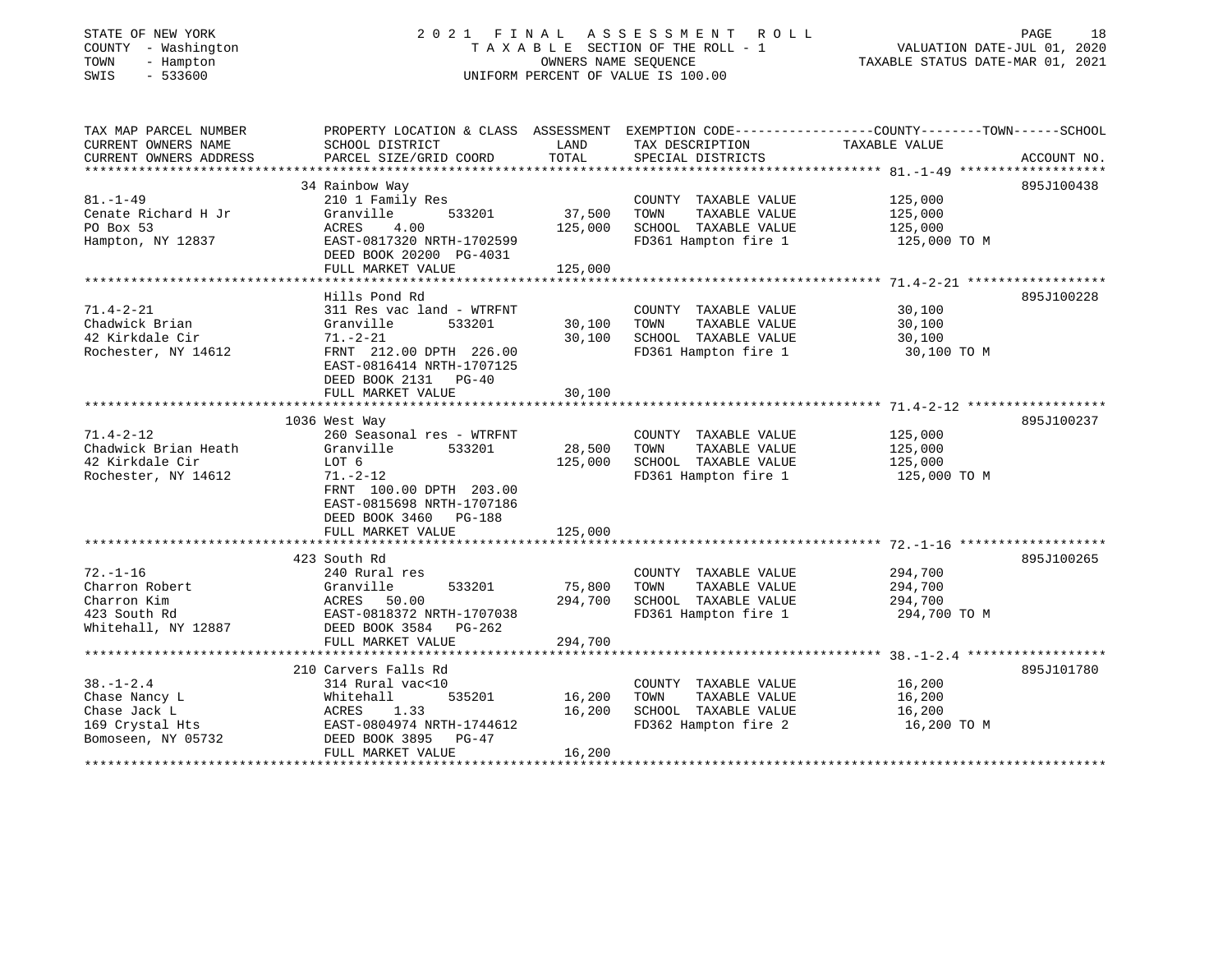STATE OF NEW YORK | 2021 FINAL ASSESSMENT ROLL
COUNTY - Washington | TAXABLE SECTION OF THE ROLL - 1 | VALUATION DATE-JUL 01, 2020
TOWN - Hampton | OWNERS NAME SEQUENCE | TAXABLE STATUS DATE-MAR 01, 2021
SWIS - 533600 | UNIFORM PERCENT OF VALUE IS 100.00

| TAX MAP PARCEL NUMBER / CURRENT OWNERS NAME / CURRENT OWNERS ADDRESS | PROPERTY LOCATION & CLASS / SCHOOL DISTRICT / PARCEL SIZE/GRID COORD | ASSESSMENT LAND | TOTAL | EXEMPTION CODE / TAX DESCRIPTION / SPECIAL DISTRICTS | TAXABLE VALUE (COUNTY--TOWN--SCHOOL) | ACCOUNT NO. |
|---|---|---|---|---|---|---|
| 81.-1-49 | 34 Rainbow Way | | | | | 895J100438 |
| Cenate Richard H Jr | 210 1 Family Res | | | COUNTY TAXABLE VALUE | 125,000 | |
| PO Box 53 | Granville 533201 | 37,500 | | TOWN TAXABLE VALUE | 125,000 | |
| Hampton, NY 12837 | ACRES 4.00 | | 125,000 | SCHOOL TAXABLE VALUE | 125,000 | |
| | EAST-0817320 NRTH-1702599 | | | FD361 Hampton fire 1 | 125,000 TO M | |
| | DEED BOOK 20200 PG-4031 | | | | | |
| | FULL MARKET VALUE | | 125,000 | | | |
| 71.4-2-21 | Hills Pond Rd | | | | | 895J100228 |
| Chadwick Brian | 311 Res vac land - WTRFNT | | | COUNTY TAXABLE VALUE | 30,100 | |
| 42 Kirkdale Cir | Granville 533201 | 30,100 | | TOWN TAXABLE VALUE | 30,100 | |
| Rochester, NY 14612 | 71.-2-21 | | 30,100 | SCHOOL TAXABLE VALUE | 30,100 | |
| | FRNT 212.00 DPTH 226.00 | | | FD361 Hampton fire 1 | 30,100 TO M | |
| | EAST-0816414 NRTH-1707125 | | | | | |
| | DEED BOOK 2131 PG-40 | | | | | |
| | FULL MARKET VALUE | | 30,100 | | | |
| 71.4-2-12 | 1036 West Way | | | | | 895J100237 |
| Chadwick Brian Heath | 260 Seasonal res - WTRFNT | | | COUNTY TAXABLE VALUE | 125,000 | |
| 42 Kirkdale Cir | Granville 533201 | 28,500 | | TOWN TAXABLE VALUE | 125,000 | |
| Rochester, NY 14612 | LOT 6 | | 125,000 | SCHOOL TAXABLE VALUE | 125,000 | |
| | 71.-2-12 | | | FD361 Hampton fire 1 | 125,000 TO M | |
| | FRNT 100.00 DPTH 203.00 | | | | | |
| | EAST-0815698 NRTH-1707186 | | | | | |
| | DEED BOOK 3460 PG-188 | | | | | |
| | FULL MARKET VALUE | | 125,000 | | | |
| 72.-1-16 | 423 South Rd | | | | | 895J100265 |
| Charron Robert | 240 Rural res | | | COUNTY TAXABLE VALUE | 294,700 | |
| Charron Kim | Granville 533201 | 75,800 | | TOWN TAXABLE VALUE | 294,700 | |
| 423 South Rd | ACRES 50.00 | | 294,700 | SCHOOL TAXABLE VALUE | 294,700 | |
| Whitehall, NY 12887 | EAST-0818372 NRTH-1707038 | | | FD361 Hampton fire 1 | 294,700 TO M | |
| | DEED BOOK 3584 PG-262 | | | | | |
| | FULL MARKET VALUE | | 294,700 | | | |
| 38.-1-2.4 | 210 Carvers Falls Rd | | | | | 895J101780 |
| Chase Nancy L | 314 Rural vac<10 | | | COUNTY TAXABLE VALUE | 16,200 | |
| Chase Jack L | Whitehall 535201 | 16,200 | | TOWN TAXABLE VALUE | 16,200 | |
| 169 Crystal Hts | ACRES 1.33 | | 16,200 | SCHOOL TAXABLE VALUE | 16,200 | |
| Bomoseen, NY 05732 | EAST-0804974 NRTH-1744612 | | | FD362 Hampton fire 2 | 16,200 TO M | |
| | DEED BOOK 3895 PG-47 | | | | | |
| | FULL MARKET VALUE | | 16,200 | | | |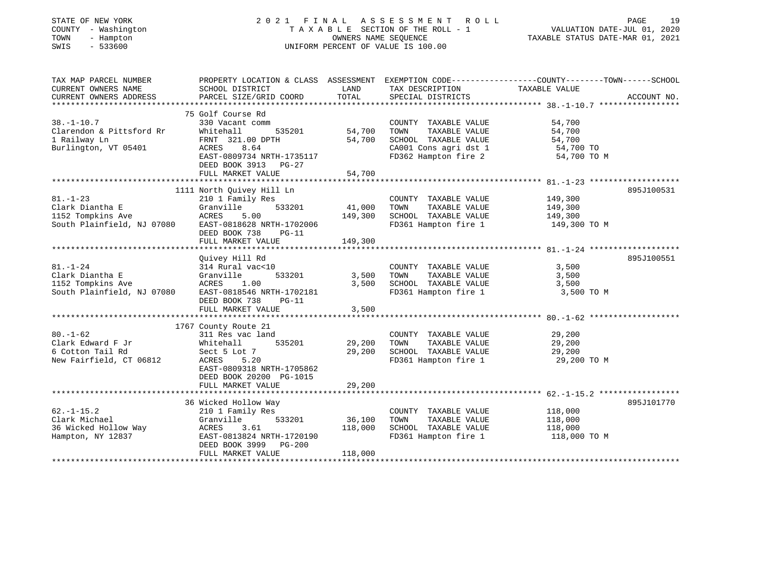STATE OF NEW YORK
COUNTY - Washington
TOWN - Hampton
SWIS - 533600

2021 FINAL ASSESSMENT ROLL
TAXABLE SECTION OF THE ROLL - 1
OWNERS NAME SEQUENCE
UNIFORM PERCENT OF VALUE IS 100.00

VALUATION DATE-JUL 01, 2020
TAXABLE STATUS DATE-MAR 01, 2021

| TAX MAP PARCEL NUMBER / CURRENT OWNERS NAME / CURRENT OWNERS ADDRESS | PROPERTY LOCATION & CLASS / SCHOOL DISTRICT / PARCEL SIZE/GRID COORD | ASSESSMENT LAND | TOTAL | EXEMPTION CODE / TAX DESCRIPTION / SPECIAL DISTRICTS | TAXABLE VALUE (COUNTY--TOWN--SCHOOL) | ACCOUNT NO. |
|---|---|---|---|---|---|---|
| 38.-1-10.7 | 75 Golf Course Rd | | | | | |
| | 330 Vacant comm | | | COUNTY TAXABLE VALUE | 54,700 | |
| Clarendon & Pittsford Rr | Whitehall 535201 | 54,700 | | TOWN TAXABLE VALUE | 54,700 | |
| 1 Railway Ln | FRNT 321.00 DPTH | | 54,700 | SCHOOL TAXABLE VALUE | 54,700 | |
| Burlington, VT 05401 | ACRES 8.64 | | | CA001 Cons agri dst 1 | 54,700 TO | |
| | EAST-0809734 NRTH-1735117 | | | FD362 Hampton fire 2 | 54,700 TO M | |
| | DEED BOOK 3913 PG-27 | | | | | |
| | FULL MARKET VALUE | | 54,700 | | | |
| 81.-1-23 | 1111 North Quivey Hill Ln | | | | | 895J100531 |
| | 210 1 Family Res | | | COUNTY TAXABLE VALUE | 149,300 | |
| Clark Diantha E | Granville 533201 | 41,000 | | TOWN TAXABLE VALUE | 149,300 | |
| 1152 Tompkins Ave | ACRES 5.00 | | 149,300 | SCHOOL TAXABLE VALUE | 149,300 | |
| South Plainfield, NJ 07080 | EAST-0818628 NRTH-1702006 | | | FD361 Hampton fire 1 | 149,300 TO M | |
| | DEED BOOK 738 PG-11 | | | | | |
| | FULL MARKET VALUE | | 149,300 | | | |
| 81.-1-24 | Quivey Hill Rd | | | | | 895J100551 |
| | 314 Rural vac<10 | | | COUNTY TAXABLE VALUE | 3,500 | |
| Clark Diantha E | Granville 533201 | 3,500 | | TOWN TAXABLE VALUE | 3,500 | |
| 1152 Tompkins Ave | ACRES 1.00 | | 3,500 | SCHOOL TAXABLE VALUE | 3,500 | |
| South Plainfield, NJ 07080 | EAST-0818546 NRTH-1702181 | | | FD361 Hampton fire 1 | 3,500 TO M | |
| | DEED BOOK 738 PG-11 | | | | | |
| | FULL MARKET VALUE | | 3,500 | | | |
| 80.-1-62 | 1767 County Route 21 | | | | | |
| | 311 Res vac land | | | COUNTY TAXABLE VALUE | 29,200 | |
| Clark Edward F Jr | Whitehall 535201 | 29,200 | | TOWN TAXABLE VALUE | 29,200 | |
| 6 Cotton Tail Rd | Sect 5 Lot 7 | | 29,200 | SCHOOL TAXABLE VALUE | 29,200 | |
| New Fairfield, CT 06812 | ACRES 5.20 | | | FD361 Hampton fire 1 | 29,200 TO M | |
| | EAST-0809318 NRTH-1705862 | | | | | |
| | DEED BOOK 20200 PG-1015 | | | | | |
| | FULL MARKET VALUE | | 29,200 | | | |
| 62.-1-15.2 | 36 Wicked Hollow Way | | | | | 895J101770 |
| | 210 1 Family Res | | | COUNTY TAXABLE VALUE | 118,000 | |
| Clark Michael | Granville 533201 | 36,100 | | TOWN TAXABLE VALUE | 118,000 | |
| 36 Wicked Hollow Way | ACRES 3.61 | | 118,000 | SCHOOL TAXABLE VALUE | 118,000 | |
| Hampton, NY 12837 | EAST-0813824 NRTH-1720190 | | | FD361 Hampton fire 1 | 118,000 TO M | |
| | DEED BOOK 3999 PG-200 | | | | | |
| | FULL MARKET VALUE | | 118,000 | | | |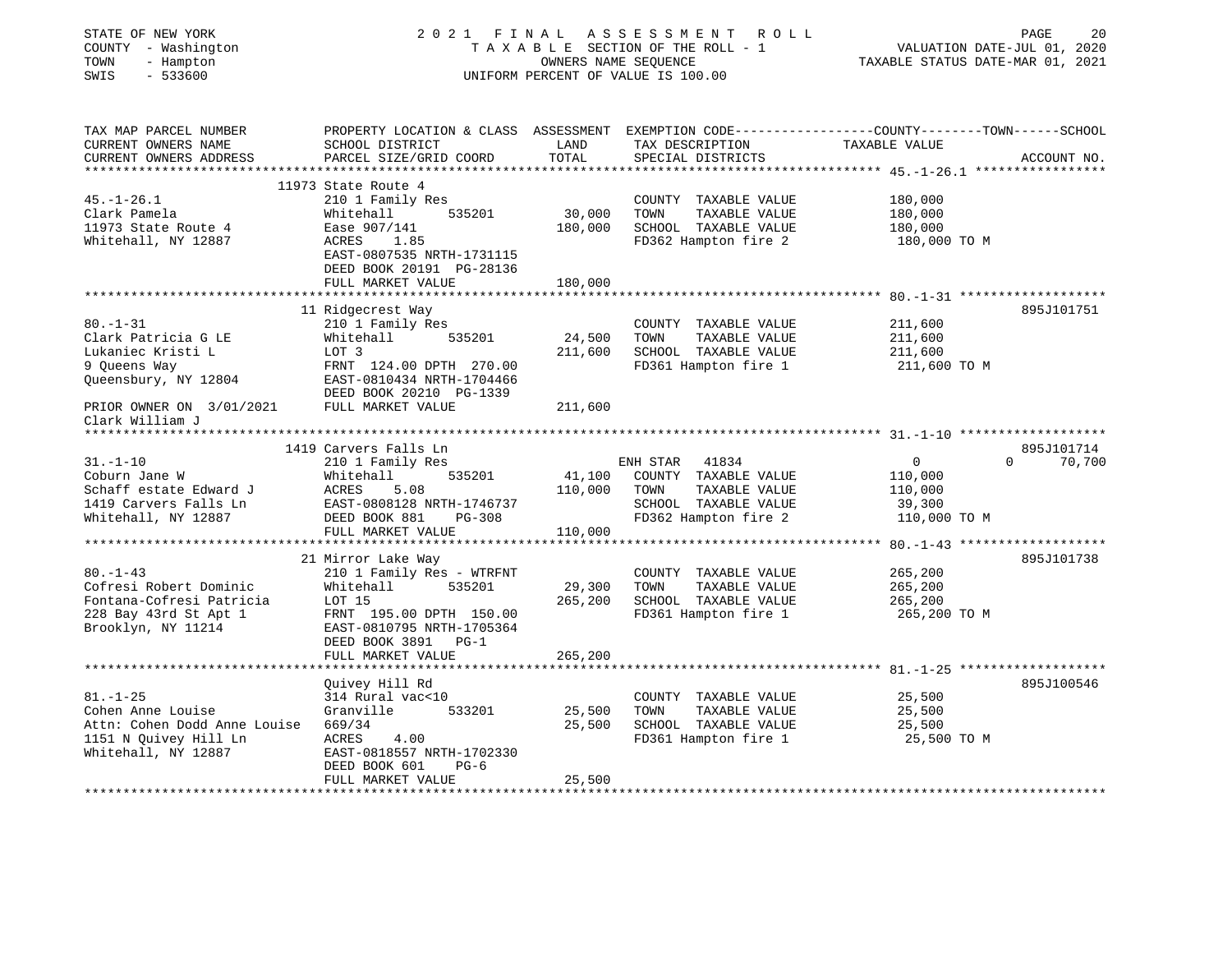STATE OF NEW YORK
COUNTY - Washington
TOWN - Hampton
SWIS - 533600

# 2021 FINAL ASSESSMENT ROLL

TAXABLE SECTION OF THE ROLL - 1
OWNERS NAME SEQUENCE
UNIFORM PERCENT OF VALUE IS 100.00

VALUATION DATE-JUL 01, 2020
TAXABLE STATUS DATE-MAR 01, 2021

| TAX MAP PARCEL NUMBER / CURRENT OWNERS NAME / CURRENT OWNERS ADDRESS | PROPERTY LOCATION & CLASS / SCHOOL DISTRICT / PARCEL SIZE/GRID COORD | ASSESSMENT LAND / TOTAL | EXEMPTION CODE / TAX DESCRIPTION / SPECIAL DISTRICTS | COUNTY / TOWN / SCHOOL TAXABLE VALUE | ACCOUNT NO. |
|---|---|---|---|---|---|
| 45.-1-26.1 | 11973 State Route 4 | | | | |
| 45.-1-26.1 | 210 1 Family Res | | COUNTY TAXABLE VALUE | 180,000 | |
| Clark Pamela | Whitehall 535201 | 30,000 | TOWN TAXABLE VALUE | 180,000 | |
| 11973 State Route 4 | Ease 907/141 | 180,000 | SCHOOL TAXABLE VALUE | 180,000 | |
| Whitehall, NY 12887 | ACRES 1.85 | | FD362 Hampton fire 2 | 180,000 TO M | |
| | EAST-0807535 NRTH-1731115 | | | | |
| | DEED BOOK 20191 PG-28136 | | | | |
| | FULL MARKET VALUE | 180,000 | | | |
| 80.-1-31 | 11 Ridgecrest Way | | | | 895J101751 |
| 80.-1-31 | 210 1 Family Res | | COUNTY TAXABLE VALUE | 211,600 | |
| Clark Patricia G LE | Whitehall 535201 | 24,500 | TOWN TAXABLE VALUE | 211,600 | |
| Lukaniec Kristi L | LOT 3 | 211,600 | SCHOOL TAXABLE VALUE | 211,600 | |
| 9 Queens Way | FRNT 124.00 DPTH 270.00 | | FD361 Hampton fire 1 | 211,600 TO M | |
| Queensbury, NY 12804 | EAST-0810434 NRTH-1704466 | | | | |
| | DEED BOOK 20210 PG-1339 | | | | |
| PRIOR OWNER ON 3/01/2021 | FULL MARKET VALUE | 211,600 | | | |
| Clark William J | | | | | |
| 31.-1-10 | 1419 Carvers Falls Ln | | | | 895J101714 |
| 31.-1-10 | 210 1 Family Res | | ENH STAR 41834 | 0 / 0 / 70,700 | |
| Coburn Jane W | Whitehall 535201 | 41,100 | COUNTY TAXABLE VALUE | 110,000 | |
| Schaff estate Edward J | ACRES 5.08 | 110,000 | TOWN TAXABLE VALUE | 110,000 | |
| 1419 Carvers Falls Ln | EAST-0808128 NRTH-1746737 | | SCHOOL TAXABLE VALUE | 39,300 | |
| Whitehall, NY 12887 | DEED BOOK 881 PG-308 | | FD362 Hampton fire 2 | 110,000 TO M | |
| | FULL MARKET VALUE | 110,000 | | | |
| 80.-1-43 | 21 Mirror Lake Way | | | | 895J101738 |
| 80.-1-43 | 210 1 Family Res - WTRFNT | | COUNTY TAXABLE VALUE | 265,200 | |
| Cofresi Robert Dominic | Whitehall 535201 | 29,300 | TOWN TAXABLE VALUE | 265,200 | |
| Fontana-Cofresi Patricia | LOT 15 | 265,200 | SCHOOL TAXABLE VALUE | 265,200 | |
| 228 Bay 43rd St Apt 1 | FRNT 195.00 DPTH 150.00 | | FD361 Hampton fire 1 | 265,200 TO M | |
| Brooklyn, NY 11214 | EAST-0810795 NRTH-1705364 | | | | |
| | DEED BOOK 3891 PG-1 | | | | |
| | FULL MARKET VALUE | 265,200 | | | |
| 81.-1-25 | Quivey Hill Rd | | | | 895J100546 |
| 81.-1-25 | 314 Rural vac<10 | | COUNTY TAXABLE VALUE | 25,500 | |
| Cohen Anne Louise | Granville 533201 | 25,500 | TOWN TAXABLE VALUE | 25,500 | |
| Attn: Cohen Dodd Anne Louise | 669/34 | 25,500 | SCHOOL TAXABLE VALUE | 25,500 | |
| 1151 N Quivey Hill Ln | ACRES 4.00 | | FD361 Hampton fire 1 | 25,500 TO M | |
| Whitehall, NY 12887 | EAST-0818557 NRTH-1702330 | | | | |
| | DEED BOOK 601 PG-6 | | | | |
| | FULL MARKET VALUE | 25,500 | | | |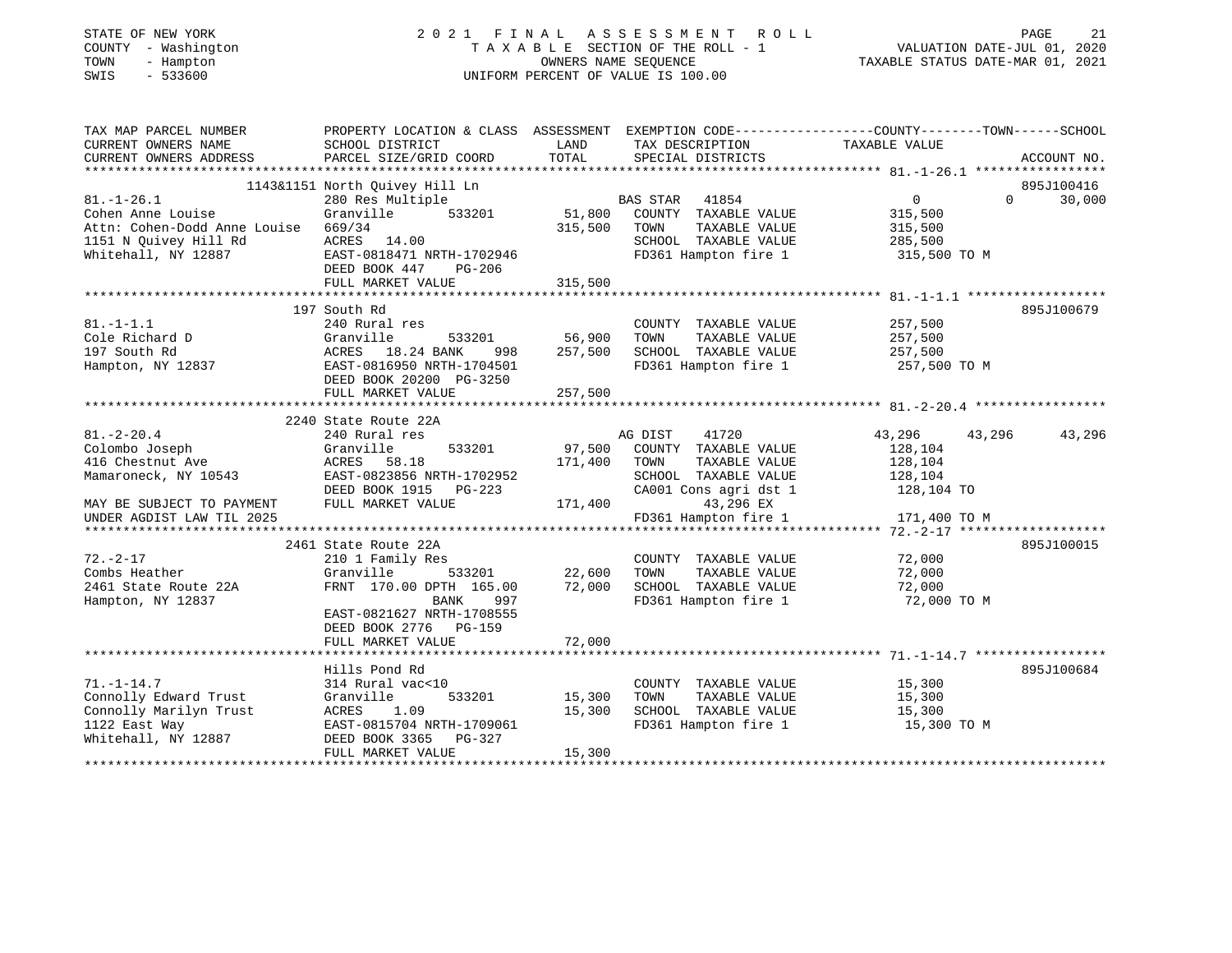STATE OF NEW YORK 2021 FINAL ASSESSMENT ROLL
COUNTY - Washington TAXABLE SECTION OF THE ROLL - 1 VALUATION DATE-JUL 01, 2020
TOWN - Hampton OWNERS NAME SEQUENCE TAXABLE STATUS DATE-MAR 01, 2021
SWIS - 533600 UNIFORM PERCENT OF VALUE IS 100.00

```
TAX MAP PARCEL NUMBER          PROPERTY LOCATION & CLASS  ASSESSMENT  EXEMPTION CODE-----------------COUNTY--------TOWN------SCHOOL
CURRENT OWNERS NAME            SCHOOL DISTRICT              LAND      TAX DESCRIPTION               TAXABLE VALUE
CURRENT OWNERS ADDRESS         PARCEL SIZE/GRID COORD       TOTAL     SPECIAL DISTRICTS                                    ACCOUNT NO.
*********************************************************************************************** 81.-1-26.1 *****************
                         1143&1151 North Quivey Hill Ln                                                              895J100416
81.-1-26.1               280 Res Multiple                    BAS STAR   41854              0             0        30,000
Cohen Anne Louise        Granville       533201     51,800   COUNTY  TAXABLE VALUE       315,500
Attn: Cohen-Dodd Anne Louise  669/34                 315,500   TOWN    TAXABLE VALUE       315,500
1151 N Quivey Hill Rd    ACRES   14.00                       SCHOOL  TAXABLE VALUE       285,500
Whitehall, NY 12887      EAST-0818471 NRTH-1702946           FD361 Hampton fire 1         315,500 TO M
                         DEED BOOK 447     PG-206
                         FULL MARKET VALUE          315,500
*********************************************************************************************** 81.-1-1.1 ******************
                         197 South Rd                                                                                895J100679
81.-1-1.1                240 Rural res                       COUNTY  TAXABLE VALUE       257,500
Cole Richard D           Granville       533201     56,900   TOWN    TAXABLE VALUE       257,500
197 South Rd             ACRES   18.24 BANK    998  257,500   SCHOOL  TAXABLE VALUE       257,500
Hampton, NY 12837        EAST-0816950 NRTH-1704501           FD361 Hampton fire 1         257,500 TO M
                         DEED BOOK 20200 PG-3250
                         FULL MARKET VALUE          257,500
*********************************************************************************************** 81.-2-20.4 *****************
                         2240 State Route 22A
81.-2-20.4               240 Rural res                       AG DIST    41720         43,296       43,296       43,296
Colombo Joseph           Granville       533201     97,500   COUNTY  TAXABLE VALUE       128,104
416 Chestnut Ave         ACRES   58.18               171,400   TOWN    TAXABLE VALUE       128,104
Mamaroneck, NY 10543     EAST-0823856 NRTH-1702952           SCHOOL  TAXABLE VALUE       128,104
                         DEED BOOK 1915    PG-223            CA001 Cons agri dst 1        128,104 TO
MAY BE SUBJECT TO PAYMENT FULL MARKET VALUE         171,400         43,296 EX
UNDER AGDIST LAW TIL 2025                                    FD361 Hampton fire 1         171,400 TO M
*********************************************************************************************** 72.-2-17 *******************
                         2461 State Route 22A                                                                        895J100015
72.-2-17                 210 1 Family Res                    COUNTY  TAXABLE VALUE        72,000
Combs Heather            Granville       533201     22,600   TOWN    TAXABLE VALUE        72,000
2461 State Route 22A     FRNT 170.00 DPTH 165.00    72,000   SCHOOL  TAXABLE VALUE        72,000
Hampton, NY 12837                    BANK    997             FD361 Hampton fire 1          72,000 TO M
                         EAST-0821627 NRTH-1708555
                         DEED BOOK 2776    PG-159
                         FULL MARKET VALUE           72,000
*********************************************************************************************** 71.-1-14.7 *****************
                         Hills Pond Rd                                                                               895J100684
71.-1-14.7               314 Rural vac<10                    COUNTY  TAXABLE VALUE        15,300
Connolly Edward Trust    Granville       533201     15,300   TOWN    TAXABLE VALUE        15,300
Connolly Marilyn Trust   ACRES    1.09               15,300   SCHOOL  TAXABLE VALUE        15,300
1122 East Way            EAST-0815704 NRTH-1709061           FD361 Hampton fire 1          15,300 TO M
Whitehall, NY 12887      DEED BOOK 3365    PG-327
                         FULL MARKET VALUE           15,300
******************************************************************************************************************************
```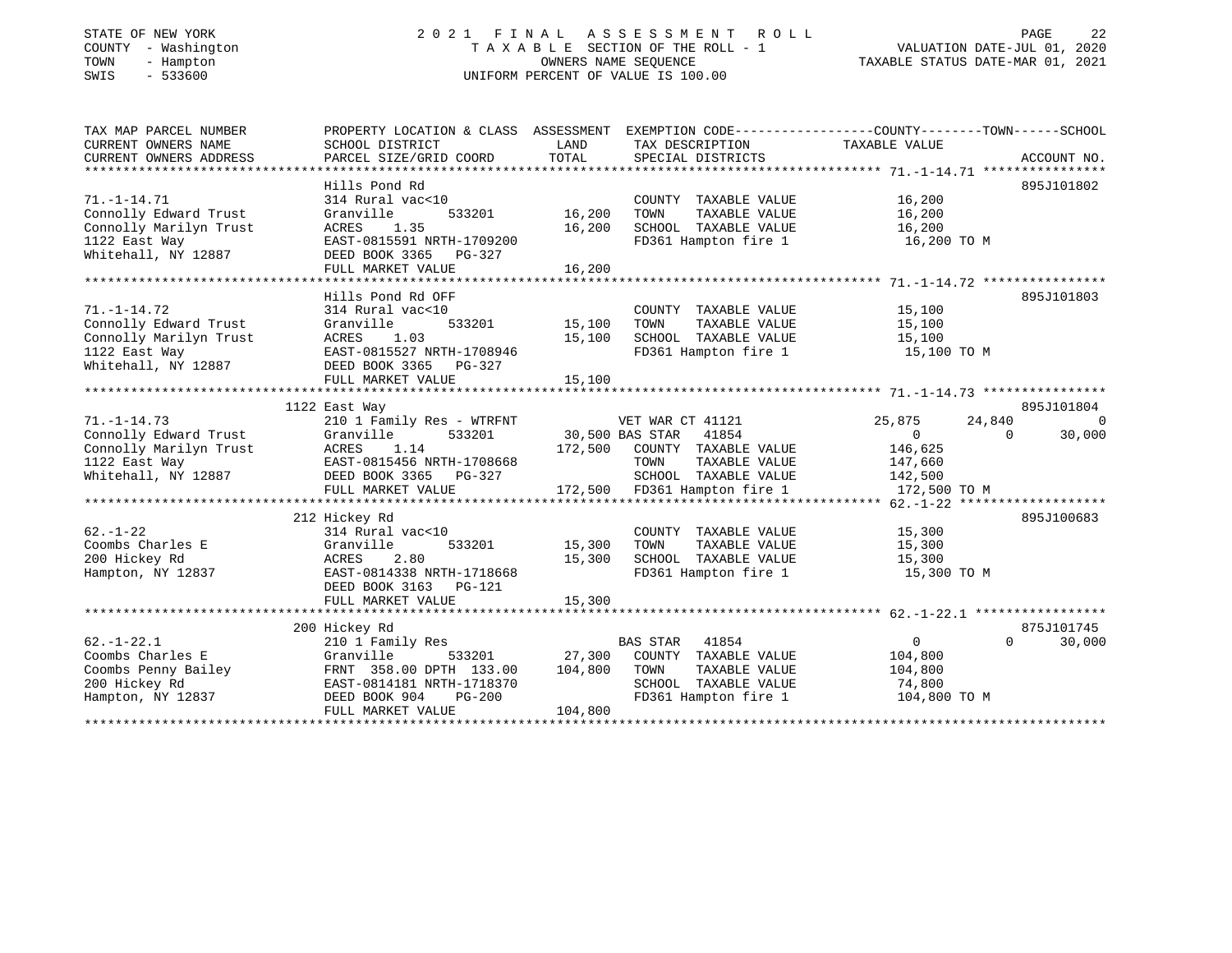STATE OF NEW YORK
COUNTY - Washington
TOWN - Hampton
SWIS - 533600

# 2021 FINAL ASSESSMENT ROLL
TAXABLE SECTION OF THE ROLL - 1
OWNERS NAME SEQUENCE
UNIFORM PERCENT OF VALUE IS 100.00

VALUATION DATE-JUL 01, 2020
TAXABLE STATUS DATE-MAR 01, 2021

```
TAX MAP PARCEL NUMBER     PROPERTY LOCATION & CLASS  ASSESSMENT  EXEMPTION CODE-----------------COUNTY--------TOWN------SCHOOL
CURRENT OWNERS NAME       SCHOOL DISTRICT               LAND      TAX DESCRIPTION            TAXABLE VALUE
CURRENT OWNERS ADDRESS    PARCEL SIZE/GRID COORD        TOTAL     SPECIAL DISTRICTS                                     ACCOUNT NO.
******************************************************************************************** 71.-1-14.71 ****************
                          Hills Pond Rd                                                                            895J101802
71.-1-14.71               314 Rural vac<10                        COUNTY  TAXABLE VALUE          16,200
Connolly Edward Trust     Granville      533201      16,200       TOWN    TAXABLE VALUE          16,200
Connolly Marilyn Trust    ACRES    1.35              16,200       SCHOOL  TAXABLE VALUE          16,200
1122 East Way             EAST-0815591 NRTH-1709200               FD361 Hampton fire 1            16,200 TO M
Whitehall, NY 12887       DEED BOOK 3365   PG-327
                          FULL MARKET VALUE          16,200
******************************************************************************************** 71.-1-14.72 ****************
                          Hills Pond Rd OFF                                                                        895J101803
71.-1-14.72               314 Rural vac<10                        COUNTY  TAXABLE VALUE          15,100
Connolly Edward Trust     Granville      533201      15,100       TOWN    TAXABLE VALUE          15,100
Connolly Marilyn Trust    ACRES    1.03              15,100       SCHOOL  TAXABLE VALUE          15,100
1122 East Way             EAST-0815527 NRTH-1708946               FD361 Hampton fire 1            15,100 TO M
Whitehall, NY 12887       DEED BOOK 3365   PG-327
                          FULL MARKET VALUE          15,100
******************************************************************************************** 71.-1-14.73 ****************
                          1122 East Way                                                                            895J101804
71.-1-14.73               210 1 Family Res - WTRFNT               VET WAR CT 41121          25,875      24,840          0
Connolly Edward Trust     Granville      533201      30,500 BAS STAR   41854                 0           0     30,000
Connolly Marilyn Trust    ACRES    1.14             172,500       COUNTY  TAXABLE VALUE         146,625
1122 East Way             EAST-0815456 NRTH-1708668               TOWN    TAXABLE VALUE         147,660
Whitehall, NY 12887       DEED BOOK 3365   PG-327                 SCHOOL  TAXABLE VALUE         142,500
                          FULL MARKET VALUE         172,500       FD361 Hampton fire 1           172,500 TO M
******************************************************************************************** 62.-1-22 *******************
                          212 Hickey Rd                                                                            895J100683
62.-1-22                  314 Rural vac<10                        COUNTY  TAXABLE VALUE          15,300
Coombs Charles E          Granville      533201      15,300       TOWN    TAXABLE VALUE          15,300
200 Hickey Rd             ACRES    2.80              15,300       SCHOOL  TAXABLE VALUE          15,300
Hampton, NY 12837         EAST-0814338 NRTH-1718668               FD361 Hampton fire 1            15,300 TO M
                          DEED BOOK 3163   PG-121
                          FULL MARKET VALUE          15,300
******************************************************************************************** 62.-1-22.1 *****************
                          200 Hickey Rd                                                                            875J101745
62.-1-22.1                210 1 Family Res                        BAS STAR   41854                 0           0     30,000
Coombs Charles E          Granville      533201      27,300       COUNTY  TAXABLE VALUE         104,800
Coombs Penny Bailey       FRNT 358.00 DPTH 133.00   104,800       TOWN    TAXABLE VALUE         104,800
200 Hickey Rd             EAST-0814181 NRTH-1718370               SCHOOL  TAXABLE VALUE          74,800
Hampton, NY 12837         DEED BOOK 904    PG-200                 FD361 Hampton fire 1           104,800 TO M
                          FULL MARKET VALUE         104,800
**************************************************************************************************************************
```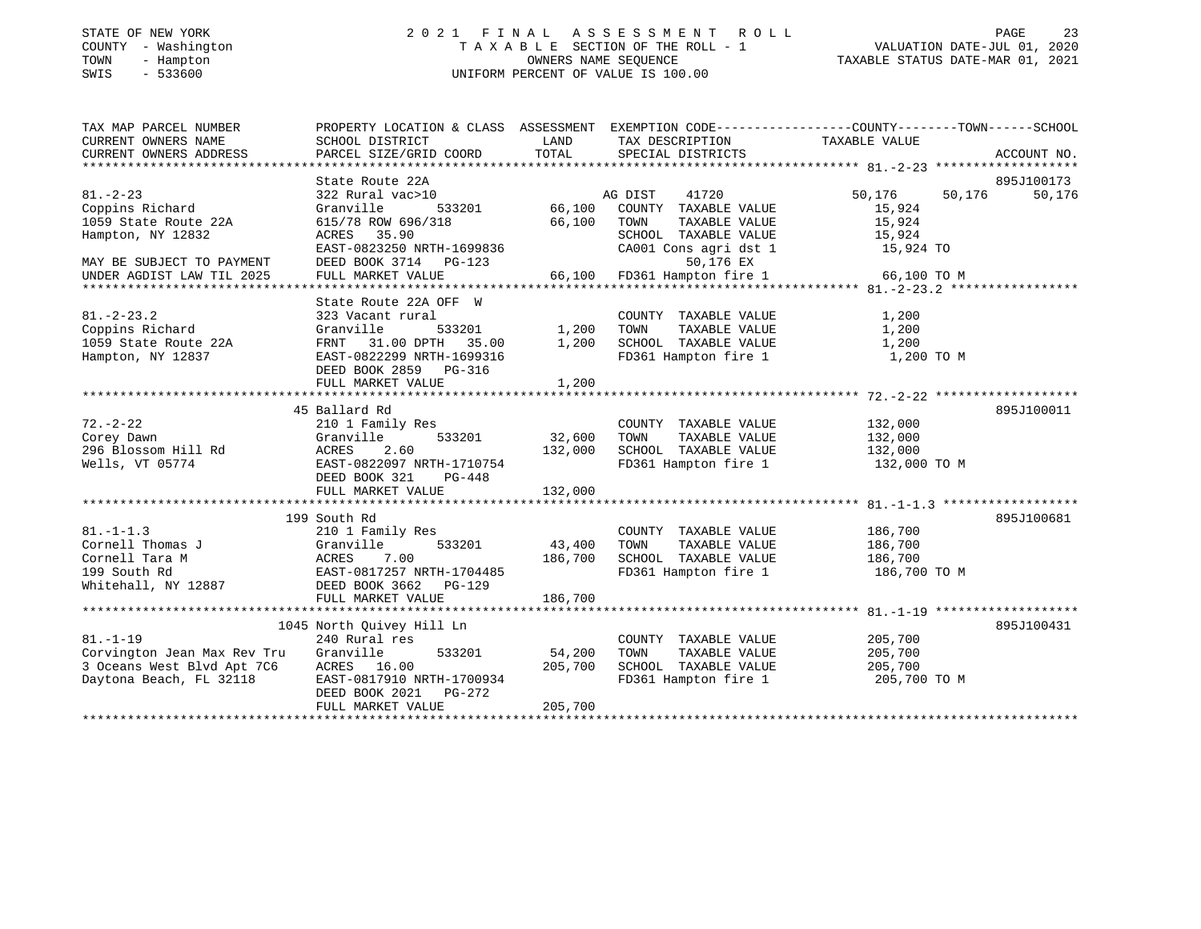STATE OF NEW YORK
COUNTY - Washington
TOWN - Hampton
SWIS - 533600

2021 FINAL ASSESSMENT ROLL
TAXABLE SECTION OF THE ROLL - 1
OWNERS NAME SEQUENCE
UNIFORM PERCENT OF VALUE IS 100.00

VALUATION DATE-JUL 01, 2020
TAXABLE STATUS DATE-MAR 01, 2021

| TAX MAP PARCEL NUMBER / CURRENT OWNERS NAME / CURRENT OWNERS ADDRESS | PROPERTY LOCATION & CLASS / SCHOOL DISTRICT / PARCEL SIZE/GRID COORD | ASSESSMENT LAND / TOTAL | EXEMPTION CODE / TAX DESCRIPTION / SPECIAL DISTRICTS | COUNTY | TOWN | SCHOOL | ACCOUNT NO. |
|---|---|---|---|---|---|---|---|
| 81.-2-23 | State Route 22A | | | | | | 895J100173 |
| | 322 Rural vac>10 | | AG DIST 41720 | 50,176 | 50,176 | 50,176 | |
| Coppins Richard | Granville 533201 | 66,100 | COUNTY TAXABLE VALUE | 15,924 | | | |
| 1059 State Route 22A | 615/78 ROW 696/318 | 66,100 | TOWN TAXABLE VALUE | | 15,924 | | |
| Hampton, NY 12832 | ACRES 35.90 | | SCHOOL TAXABLE VALUE | | | 15,924 | |
| | EAST-0823250 NRTH-1699836 | | CA001 Cons agri dst 1 | 15,924 TO | | | |
| MAY BE SUBJECT TO PAYMENT | DEED BOOK 3714 PG-123 | | 50,176 EX | | | | |
| UNDER AGDIST LAW TIL 2025 | FULL MARKET VALUE | 66,100 | FD361 Hampton fire 1 | 66,100 TO M | | | |
| 81.-2-23.2 | State Route 22A OFF W | | | | | | |
| | 323 Vacant rural | | COUNTY TAXABLE VALUE | 1,200 | | | |
| Coppins Richard | Granville 533201 | 1,200 | TOWN TAXABLE VALUE | | 1,200 | | |
| 1059 State Route 22A | FRNT 31.00 DPTH 35.00 | 1,200 | SCHOOL TAXABLE VALUE | | | 1,200 | |
| Hampton, NY 12837 | EAST-0822299 NRTH-1699316 | | FD361 Hampton fire 1 | 1,200 TO M | | | |
| | DEED BOOK 2859 PG-316 | | | | | | |
| | FULL MARKET VALUE | 1,200 | | | | | |
| 72.-2-22 | 45 Ballard Rd | | | | | | 895J100011 |
| | 210 1 Family Res | | COUNTY TAXABLE VALUE | 132,000 | | | |
| Corey Dawn | Granville 533201 | 32,600 | TOWN TAXABLE VALUE | | 132,000 | | |
| 296 Blossom Hill Rd | ACRES 2.60 | 132,000 | SCHOOL TAXABLE VALUE | | | 132,000 | |
| Wells, VT 05774 | EAST-0822097 NRTH-1710754 | | FD361 Hampton fire 1 | 132,000 TO M | | | |
| | DEED BOOK 321 PG-448 | | | | | | |
| | FULL MARKET VALUE | 132,000 | | | | | |
| 81.-1-1.3 | 199 South Rd | | | | | | 895J100681 |
| | 210 1 Family Res | | COUNTY TAXABLE VALUE | 186,700 | | | |
| Cornell Thomas J | Granville 533201 | 43,400 | TOWN TAXABLE VALUE | | 186,700 | | |
| Cornell Tara M | ACRES 7.00 | 186,700 | SCHOOL TAXABLE VALUE | | | 186,700 | |
| 199 South Rd | EAST-0817257 NRTH-1704485 | | FD361 Hampton fire 1 | 186,700 TO M | | | |
| Whitehall, NY 12887 | DEED BOOK 3662 PG-129 | | | | | | |
| | FULL MARKET VALUE | 186,700 | | | | | |
| 81.-1-19 | 1045 North Quivey Hill Ln | | | | | | 895J100431 |
| | 240 Rural res | | COUNTY TAXABLE VALUE | 205,700 | | | |
| Corvington Jean Max Rev Tru | Granville 533201 | 54,200 | TOWN TAXABLE VALUE | | 205,700 | | |
| 3 Oceans West Blvd Apt 7C6 | ACRES 16.00 | 205,700 | SCHOOL TAXABLE VALUE | | | 205,700 | |
| Daytona Beach, FL 32118 | EAST-0817910 NRTH-1700934 | | FD361 Hampton fire 1 | 205,700 TO M | | | |
| | DEED BOOK 2021 PG-272 | | | | | | |
| | FULL MARKET VALUE | 205,700 | | | | | |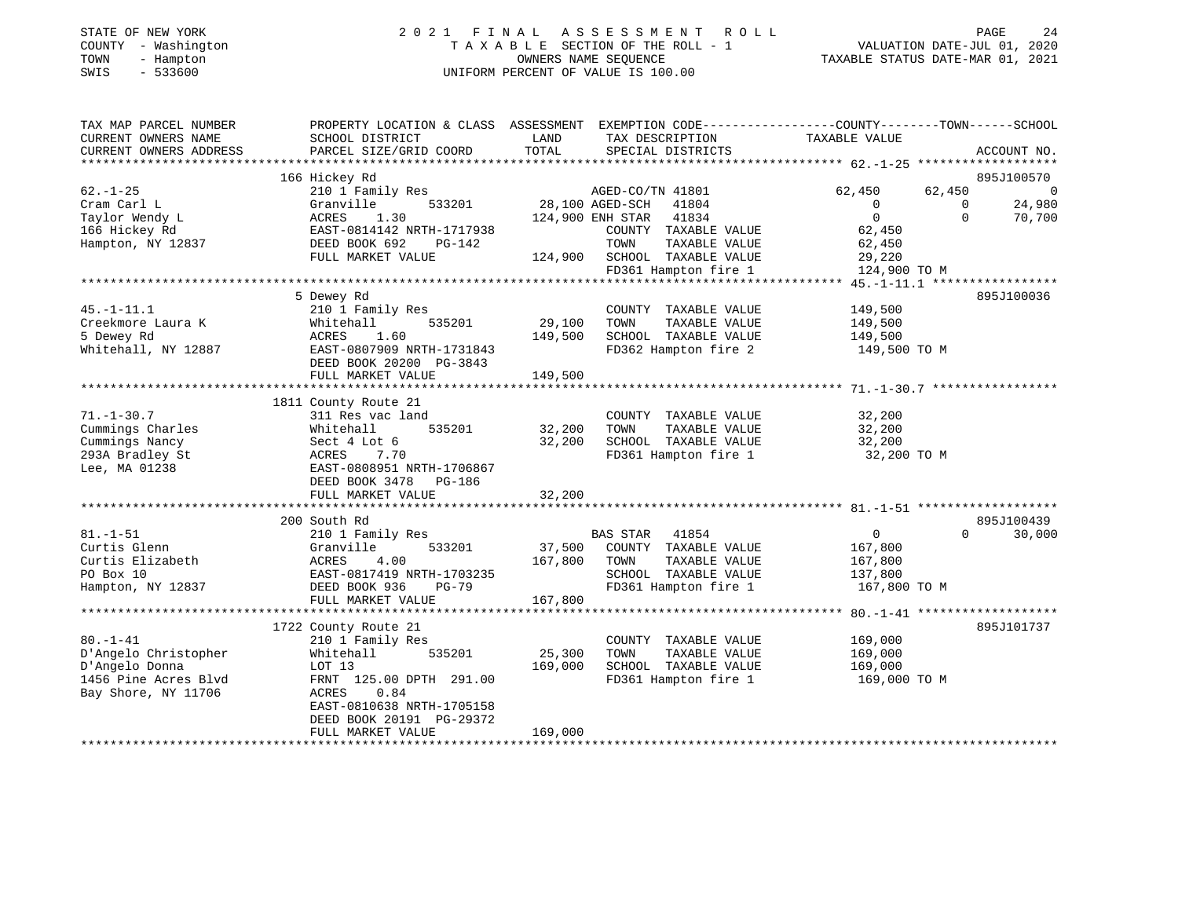STATE OF NEW YORK
COUNTY - Washington
TOWN - Hampton
SWIS - 533600

# 2021 FINAL ASSESSMENT ROLL
TAXABLE SECTION OF THE ROLL - 1
OWNERS NAME SEQUENCE
UNIFORM PERCENT OF VALUE IS 100.00

VALUATION DATE-JUL 01, 2020
TAXABLE STATUS DATE-MAR 01, 2021

| TAX MAP PARCEL NUMBER / CURRENT OWNERS NAME / CURRENT OWNERS ADDRESS | PROPERTY LOCATION & CLASS / SCHOOL DISTRICT / PARCEL SIZE/GRID COORD | ASSESSMENT LAND | TOTAL | EXEMPTION CODE / TAX DESCRIPTION / SPECIAL DISTRICTS | COUNTY TAXABLE VALUE | TOWN | SCHOOL | ACCOUNT NO. |
|---|---|---|---|---|---|---|---|---|
| 62.-1-25 | 166 Hickey Rd | | | | | | | 895J100570 |
| Cram Carl L | 210 1 Family Res | | | AGED-CO/TN 41801 | 62,450 | 62,450 | 0 | |
| Taylor Wendy L | Granville 533201 | 28,100 | | AGED-SCH 41804 | 0 | 0 | 24,980 | |
| 166 Hickey Rd | ACRES 1.30 | | 124,900 | ENH STAR 41834 | 0 | 0 | 70,700 | |
| Hampton, NY 12837 | EAST-0814142 NRTH-1717938 | | | COUNTY TAXABLE VALUE | 62,450 | | | |
| | DEED BOOK 692 PG-142 | | | TOWN TAXABLE VALUE | 62,450 | | | |
| | FULL MARKET VALUE | | 124,900 | SCHOOL TAXABLE VALUE | 29,220 | | | |
| | | | | FD361 Hampton fire 1 | 124,900 TO M | | | |
| 45.-1-11.1 | 5 Dewey Rd | | | | | | | 895J100036 |
| Creekmore Laura K | 210 1 Family Res | | | COUNTY TAXABLE VALUE | 149,500 | | | |
| 5 Dewey Rd | Whitehall 535201 | 29,100 | | TOWN TAXABLE VALUE | 149,500 | | | |
| Whitehall, NY 12887 | ACRES 1.60 | | 149,500 | SCHOOL TAXABLE VALUE | 149,500 | | | |
| | EAST-0807909 NRTH-1731843 | | | FD362 Hampton fire 2 | 149,500 TO M | | | |
| | DEED BOOK 20200 PG-3843 | | | | | | | |
| | FULL MARKET VALUE | | 149,500 | | | | | |
| 71.-1-30.7 | 1811 County Route 21 | | | | | | | |
| Cummings Charles | 311 Res vac land | | | COUNTY TAXABLE VALUE | 32,200 | | | |
| Cummings Nancy | Whitehall 535201 | 32,200 | | TOWN TAXABLE VALUE | 32,200 | | | |
| 293A Bradley St | Sect 4 Lot 6 | | 32,200 | SCHOOL TAXABLE VALUE | 32,200 | | | |
| Lee, MA 01238 | ACRES 7.70 | | | FD361 Hampton fire 1 | 32,200 TO M | | | |
| | EAST-0808951 NRTH-1706867 | | | | | | | |
| | DEED BOOK 3478 PG-186 | | | | | | | |
| | FULL MARKET VALUE | | 32,200 | | | | | |
| 81.-1-51 | 200 South Rd | | | | | | | 895J100439 |
| Curtis Glenn | 210 1 Family Res | | | BAS STAR 41854 | 0 | 0 | 30,000 | |
| Curtis Elizabeth | Granville 533201 | 37,500 | | COUNTY TAXABLE VALUE | 167,800 | | | |
| PO Box 10 | ACRES 4.00 | | 167,800 | TOWN TAXABLE VALUE | 167,800 | | | |
| Hampton, NY 12837 | EAST-0817419 NRTH-1703235 | | | SCHOOL TAXABLE VALUE | 137,800 | | | |
| | DEED BOOK 936 PG-79 | | | FD361 Hampton fire 1 | 167,800 TO M | | | |
| | FULL MARKET VALUE | | 167,800 | | | | | |
| 80.-1-41 | 1722 County Route 21 | | | | | | | 895J101737 |
| D'Angelo Christopher | 210 1 Family Res | | | COUNTY TAXABLE VALUE | 169,000 | | | |
| D'Angelo Donna | Whitehall 535201 | 25,300 | | TOWN TAXABLE VALUE | 169,000 | | | |
| 1456 Pine Acres Blvd | LOT 13 | | 169,000 | SCHOOL TAXABLE VALUE | 169,000 | | | |
| Bay Shore, NY 11706 | FRNT 125.00 DPTH 291.00 | | | FD361 Hampton fire 1 | 169,000 TO M | | | |
| | ACRES 0.84 | | | | | | | |
| | EAST-0810638 NRTH-1705158 | | | | | | | |
| | DEED BOOK 20191 PG-29372 | | | | | | | |
| | FULL MARKET VALUE | | 169,000 | | | | | |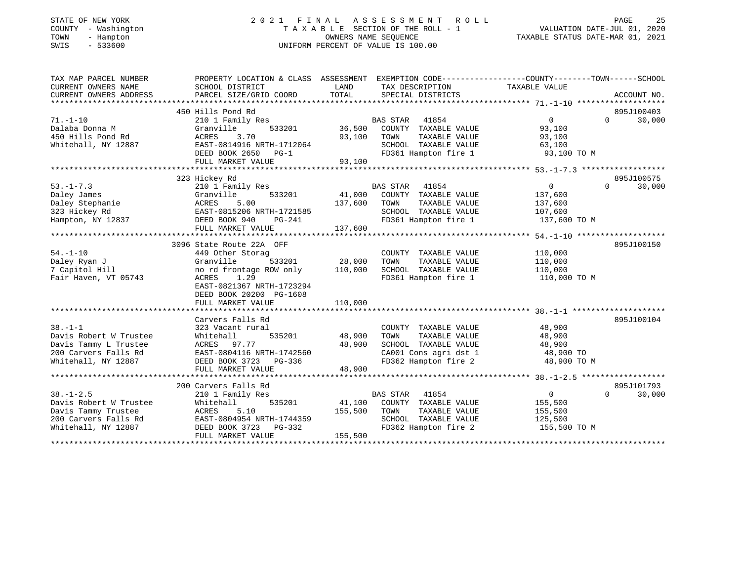STATE OF NEW YORK
COUNTY - Washington
TOWN - Hampton
SWIS - 533600

# 2021 FINAL ASSESSMENT ROLL
TAXABLE SECTION OF THE ROLL - 1
OWNERS NAME SEQUENCE
UNIFORM PERCENT OF VALUE IS 100.00

VALUATION DATE-JUL 01, 2020
TAXABLE STATUS DATE-MAR 01, 2021

```
TAX MAP PARCEL NUMBER     PROPERTY LOCATION & CLASS  ASSESSMENT  EXEMPTION CODE------------------COUNTY--------TOWN------SCHOOL
CURRENT OWNERS NAME       SCHOOL DISTRICT               LAND      TAX DESCRIPTION             TAXABLE VALUE
CURRENT OWNERS ADDRESS    PARCEL SIZE/GRID COORD        TOTAL     SPECIAL DISTRICTS                                     ACCOUNT NO.
******************************************************************************************************* 71.-1-10 *******************
                          450 Hills Pond Rd                                                                             895J100403
71.-1-10                  210 1 Family Res                        BAS STAR  41854                   0            0       30,000
Dalaba Donna M            Granville       533201       36,500     COUNTY  TAXABLE VALUE         93,100
450 Hills Pond Rd         ACRES    3.70                93,100     TOWN    TAXABLE VALUE         93,100
Whitehall, NY 12887       EAST-0814916 NRTH-1712064               SCHOOL  TAXABLE VALUE         63,100
                          DEED BOOK 2650   PG-1                   FD361 Hampton fire 1          93,100 TO M
                          FULL MARKET VALUE            93,100
******************************************************************************************************* 53.-1-7.3 ******************
                          323 Hickey Rd                                                                                 895J100575
53.-1-7.3                 210 1 Family Res                        BAS STAR  41854                   0            0       30,000
Daley James               Granville       533201       41,000     COUNTY  TAXABLE VALUE        137,600
Daley Stephanie           ACRES    5.00               137,600     TOWN    TAXABLE VALUE        137,600
323 Hickey Rd             EAST-0815206 NRTH-1721585               SCHOOL  TAXABLE VALUE        107,600
Hampton, NY 12837         DEED BOOK 940    PG-241                 FD361 Hampton fire 1         137,600 TO M
                          FULL MARKET VALUE           137,600
******************************************************************************************************* 54.-1-10 *******************
                          3096 State Route 22A  OFF                                                                     895J100150
54.-1-10                  449 Other Storag                        COUNTY  TAXABLE VALUE        110,000
Daley Ryan J              Granville       533201       28,000     TOWN    TAXABLE VALUE        110,000
7 Capitol Hill            no rd frontage ROW only     110,000     SCHOOL  TAXABLE VALUE        110,000
Fair Haven, VT 05743      ACRES    1.29                           FD361 Hampton fire 1         110,000 TO M
                          EAST-0821367 NRTH-1723294
                          DEED BOOK 20200 PG-1608
                          FULL MARKET VALUE           110,000
******************************************************************************************************* 38.-1-1 ********************
                          Carvers Falls Rd                                                                              895J100104
38.-1-1                   323 Vacant rural                        COUNTY  TAXABLE VALUE         48,900
Davis Robert W Trustee    Whitehall       535201       48,900     TOWN    TAXABLE VALUE         48,900
Davis Tammy L Trustee     ACRES   97.77                48,900     SCHOOL  TAXABLE VALUE         48,900
200 Carvers Falls Rd      EAST-0804116 NRTH-1742560               CA001 Cons agri dst 1         48,900 TO
Whitehall, NY 12887       DEED BOOK 3723   PG-336                 FD362 Hampton fire 2          48,900 TO M
                          FULL MARKET VALUE            48,900
******************************************************************************************************* 38.-1-2.5 ******************
                          200 Carvers Falls Rd                                                                          895J101793
38.-1-2.5                 210 1 Family Res                        BAS STAR  41854                   0            0       30,000
Davis Robert W Trustee    Whitehall       535201       41,100     COUNTY  TAXABLE VALUE        155,500
Davis Tammy Trustee       ACRES    5.10               155,500     TOWN    TAXABLE VALUE        155,500
200 Carvers Falls Rd      EAST-0804954 NRTH-1744359               SCHOOL  TAXABLE VALUE        125,500
Whitehall, NY 12887       DEED BOOK 3723   PG-332                 FD362 Hampton fire 2         155,500 TO M
                          FULL MARKET VALUE           155,500
************************************************************************************************************************************
```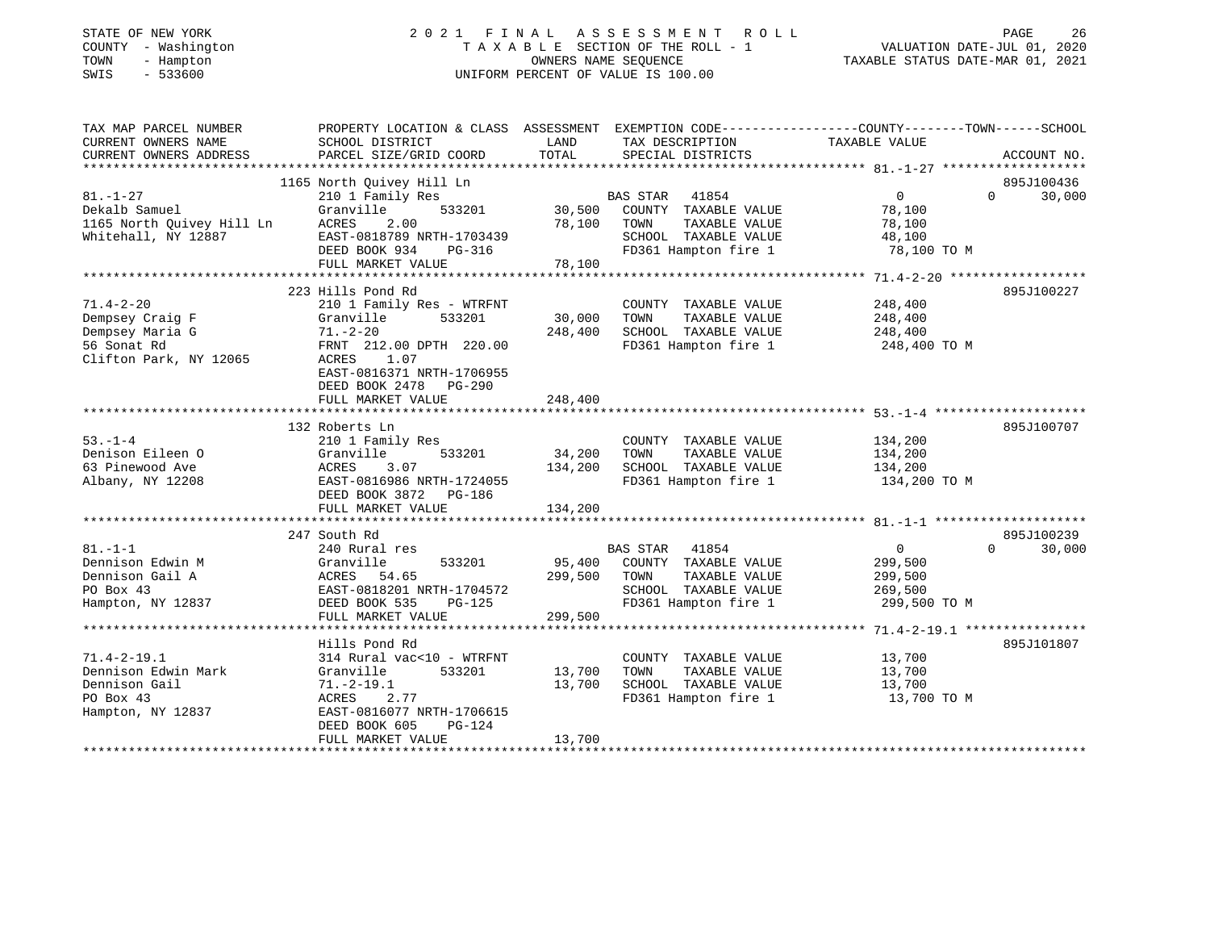STATE OF NEW YORK
COUNTY - Washington
TOWN - Hampton
SWIS - 533600

# 2021 FINAL ASSESSMENT ROLL

TAXABLE SECTION OF THE ROLL - 1
OWNERS NAME SEQUENCE
UNIFORM PERCENT OF VALUE IS 100.00

VALUATION DATE-JUL 01, 2020
TAXABLE STATUS DATE-MAR 01, 2021

```
TAX MAP PARCEL NUMBER          PROPERTY LOCATION & CLASS  ASSESSMENT  EXEMPTION CODE-----------------COUNTY--------TOWN------SCHOOL
CURRENT OWNERS NAME            SCHOOL DISTRICT             LAND       TAX DESCRIPTION               TAXABLE VALUE
CURRENT OWNERS ADDRESS         PARCEL SIZE/GRID COORD      TOTAL      SPECIAL DISTRICTS                                      ACCOUNT NO.
*********************************************************************************************************** 81.-1-27 ******************
                               1165 North Quivey Hill Ln                                                                   895J100436
81.-1-27                       210 1 Family Res                       BAS STAR  41854                  0              0       30,000
Dekalb Samuel                  Granville       533201        30,500   COUNTY  TAXABLE VALUE           78,100
1165 North Quivey Hill Ln      ACRES    2.00                 78,100   TOWN    TAXABLE VALUE           78,100
Whitehall, NY 12887            EAST-0818789 NRTH-1703439              SCHOOL  TAXABLE VALUE           48,100
                               DEED BOOK 934    PG-316                FD361 Hampton fire 1             78,100 TO M
                               FULL MARKET VALUE             78,100
*********************************************************************************************************** 71.4-2-20 *****************
                               223 Hills Pond Rd                                                                           895J100227
71.4-2-20                      210 1 Family Res - WTRFNT              COUNTY  TAXABLE VALUE          248,400
Dempsey Craig F                Granville       533201        30,000   TOWN    TAXABLE VALUE          248,400
Dempsey Maria G                71.-2-20                     248,400   SCHOOL  TAXABLE VALUE          248,400
56 Sonat Rd                    FRNT 212.00 DPTH 220.00                FD361 Hampton fire 1            248,400 TO M
Clifton Park, NY 12065         ACRES    1.07
                               EAST-0816371 NRTH-1706955
                               DEED BOOK 2478   PG-290
                               FULL MARKET VALUE            248,400
*********************************************************************************************************** 53.-1-4 *******************
                               132 Roberts Ln                                                                              895J100707
53.-1-4                        210 1 Family Res                       COUNTY  TAXABLE VALUE          134,200
Denison Eileen O               Granville       533201        34,200   TOWN    TAXABLE VALUE          134,200
63 Pinewood Ave                ACRES    3.07                134,200   SCHOOL  TAXABLE VALUE          134,200
Albany, NY 12208               EAST-0816986 NRTH-1724055              FD361 Hampton fire 1            134,200 TO M
                               DEED BOOK 3872   PG-186
                               FULL MARKET VALUE            134,200
*********************************************************************************************************** 81.-1-1 *******************
                               247 South Rd                                                                                895J100239
81.-1-1                        240 Rural res                          BAS STAR  41854                  0              0       30,000
Dennison Edwin M               Granville       533201        95,400   COUNTY  TAXABLE VALUE          299,500
Dennison Gail A                ACRES   54.65                299,500   TOWN    TAXABLE VALUE          299,500
PO Box 43                      EAST-0818201 NRTH-1704572              SCHOOL  TAXABLE VALUE          269,500
Hampton, NY 12837              DEED BOOK 535    PG-125                FD361 Hampton fire 1            299,500 TO M
                               FULL MARKET VALUE            299,500
*********************************************************************************************************** 71.4-2-19.1 ***************
                               Hills Pond Rd                                                                               895J101807
71.4-2-19.1                    314 Rural vac<10 - WTRFNT              COUNTY  TAXABLE VALUE           13,700
Dennison Edwin Mark            Granville       533201        13,700   TOWN    TAXABLE VALUE           13,700
Dennison Gail                  71.-2-19.1                    13,700   SCHOOL  TAXABLE VALUE           13,700
PO Box 43                      ACRES    2.77                          FD361 Hampton fire 1             13,700 TO M
Hampton, NY 12837              EAST-0816077 NRTH-1706615
                               DEED BOOK 605    PG-124
                               FULL MARKET VALUE             13,700
***********************************************************************************************************************************
```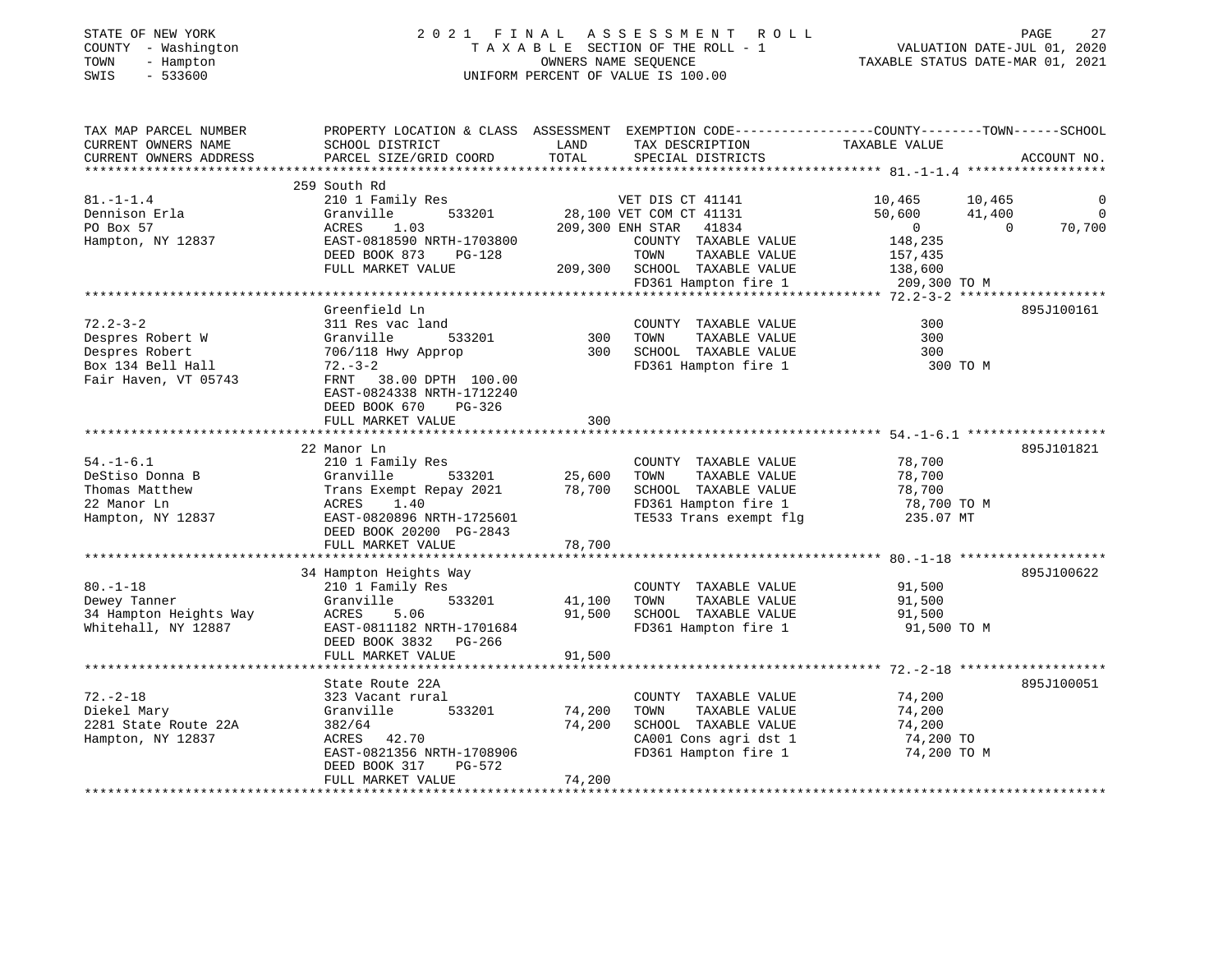STATE OF NEW YORK
COUNTY - Washington
TOWN - Hampton
SWIS - 533600

# 2021 FINAL ASSESSMENT ROLL
TAXABLE SECTION OF THE ROLL - 1
OWNERS NAME SEQUENCE
UNIFORM PERCENT OF VALUE IS 100.00

VALUATION DATE-JUL 01, 2020
TAXABLE STATUS DATE-MAR 01, 2021

| TAX MAP PARCEL NUMBER / CURRENT OWNERS NAME / CURRENT OWNERS ADDRESS | PROPERTY LOCATION & CLASS / SCHOOL DISTRICT / PARCEL SIZE/GRID COORD | ASSESSMENT LAND / TOTAL | EXEMPTION CODE / TAX DESCRIPTION / SPECIAL DISTRICTS | COUNTY TAXABLE VALUE | TOWN | SCHOOL / ACCOUNT NO. |
|---|---|---|---|---|---|---|
| 81.-1-1.4 | 259 South Rd | | | | | |
| 81.-1-1.4 | 210 1 Family Res | | VET DIS CT 41141 | 10,465 | 10,465 | 0 |
| Dennison Erla | Granville 533201 | 28,100 | VET COM CT 41131 | 50,600 | 41,400 | 0 |
| PO Box 57 | ACRES 1.03 | 209,300 | ENH STAR 41834 | 0 | 0 | 70,700 |
| Hampton, NY 12837 | EAST-0818590 NRTH-1703800 | | COUNTY TAXABLE VALUE | 148,235 | | |
| | DEED BOOK 873 PG-128 | | TOWN TAXABLE VALUE | 157,435 | | |
| | FULL MARKET VALUE | 209,300 | SCHOOL TAXABLE VALUE | 138,600 | | |
| | | | FD361 Hampton fire 1 | 209,300 TO M | | |
| 72.2-3-2 | Greenfield Ln | | | | | 895J100161 |
| 72.2-3-2 | 311 Res vac land | | COUNTY TAXABLE VALUE | 300 | | |
| Despres Robert W | Granville 533201 | 300 | TOWN TAXABLE VALUE | 300 | | |
| Despres Robert | 706/118 Hwy Approp | 300 | SCHOOL TAXABLE VALUE | 300 | | |
| Box 134 Bell Hall | 72.-3-2 | | FD361 Hampton fire 1 | 300 TO M | | |
| Fair Haven, VT 05743 | FRNT 38.00 DPTH 100.00 | | | | | |
| | EAST-0824338 NRTH-1712240 | | | | | |
| | DEED BOOK 670 PG-326 | | | | | |
| | FULL MARKET VALUE | 300 | | | | |
| 54.-1-6.1 | 22 Manor Ln | | | | | 895J101821 |
| 54.-1-6.1 | 210 1 Family Res | | COUNTY TAXABLE VALUE | 78,700 | | |
| DeStiso Donna B | Granville 533201 | 25,600 | TOWN TAXABLE VALUE | 78,700 | | |
| Thomas Matthew | Trans Exempt Repay 2021 | 78,700 | SCHOOL TAXABLE VALUE | 78,700 | | |
| 22 Manor Ln | ACRES 1.40 | | FD361 Hampton fire 1 | 78,700 TO M | | |
| Hampton, NY 12837 | EAST-0820896 NRTH-1725601 | | TE533 Trans exempt flg | 235.07 MT | | |
| | DEED BOOK 20200 PG-2843 | | | | | |
| | FULL MARKET VALUE | 78,700 | | | | |
| 80.-1-18 | 34 Hampton Heights Way | | | | | 895J100622 |
| 80.-1-18 | 210 1 Family Res | | COUNTY TAXABLE VALUE | 91,500 | | |
| Dewey Tanner | Granville 533201 | 41,100 | TOWN TAXABLE VALUE | 91,500 | | |
| 34 Hampton Heights Way | ACRES 5.06 | 91,500 | SCHOOL TAXABLE VALUE | 91,500 | | |
| Whitehall, NY 12887 | EAST-0811182 NRTH-1701684 | | FD361 Hampton fire 1 | 91,500 TO M | | |
| | DEED BOOK 3832 PG-266 | | | | | |
| | FULL MARKET VALUE | 91,500 | | | | |
| 72.-2-18 | State Route 22A | | | | | 895J100051 |
| 72.-2-18 | 323 Vacant rural | | COUNTY TAXABLE VALUE | 74,200 | | |
| Diekel Mary | Granville 533201 | 74,200 | TOWN TAXABLE VALUE | 74,200 | | |
| 2281 State Route 22A | 382/64 | 74,200 | SCHOOL TAXABLE VALUE | 74,200 | | |
| Hampton, NY 12837 | ACRES 42.70 | | CA001 Cons agri dst 1 | 74,200 TO | | |
| | EAST-0821356 NRTH-1708906 | | FD361 Hampton fire 1 | 74,200 TO M | | |
| | DEED BOOK 317 PG-572 | | | | | |
| | FULL MARKET VALUE | 74,200 | | | | |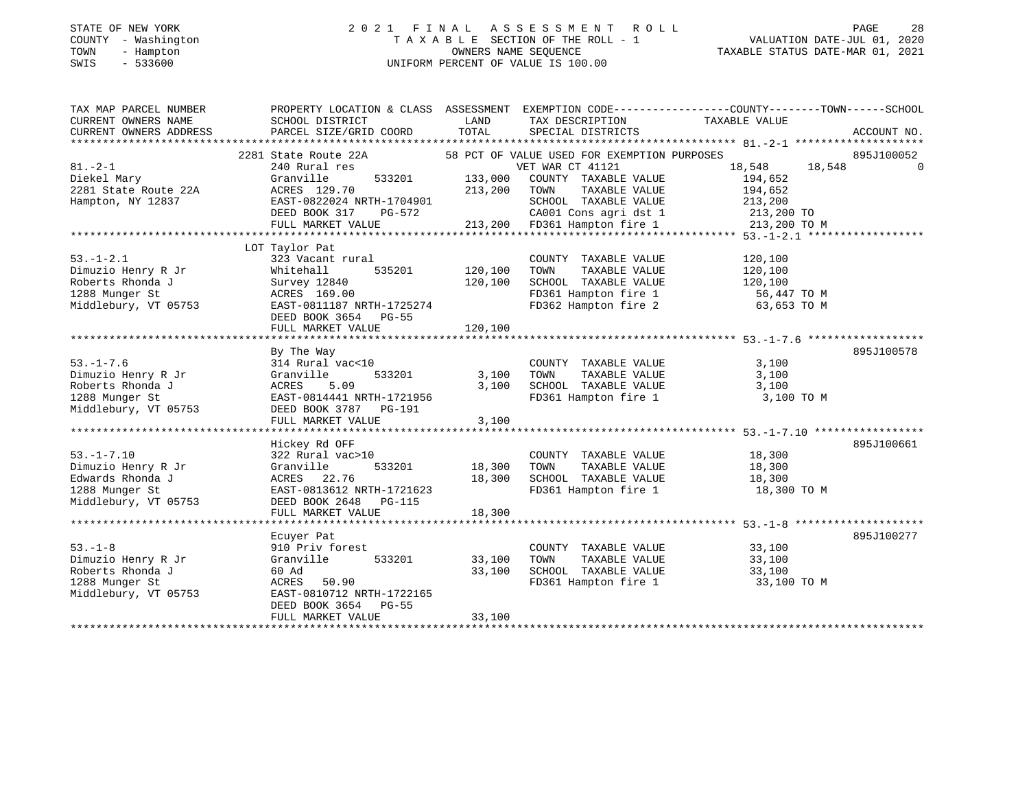STATE OF NEW YORK
COUNTY - Washington
TOWN - Hampton
SWIS - 533600

# 2021 FINAL ASSESSMENT ROLL

TAXABLE SECTION OF THE ROLL - 1
OWNERS NAME SEQUENCE
UNIFORM PERCENT OF VALUE IS 100.00

VALUATION DATE-JUL 01, 2020
TAXABLE STATUS DATE-MAR 01, 2021

```
TAX MAP PARCEL NUMBER     PROPERTY LOCATION & CLASS  ASSESSMENT  EXEMPTION CODE-----------------COUNTY--------TOWN------SCHOOL
CURRENT OWNERS NAME       SCHOOL DISTRICT              LAND      TAX DESCRIPTION              TAXABLE VALUE
CURRENT OWNERS ADDRESS    PARCEL SIZE/GRID COORD       TOTAL     SPECIAL DISTRICTS                                     ACCOUNT NO.
******************************************************************************************************* 81.-2-1 ********************
                          2281 State Route 22A            58 PCT OF VALUE USED FOR EXEMPTION PURPOSES                   895J100052
81.-2-1                   240 Rural res                          VET WAR CT 41121            18,548      18,548            0
Diekel Mary               Granville        533201    133,000    COUNTY  TAXABLE VALUE         194,652
2281 State Route 22A      ACRES 129.70               213,200    TOWN    TAXABLE VALUE         194,652
Hampton, NY 12837         EAST-0822024 NRTH-1704901             SCHOOL  TAXABLE VALUE         213,200
                          DEED BOOK 317    PG-572               CA001 Cons agri dst 1         213,200 TO
                          FULL MARKET VALUE          213,200    FD361 Hampton fire 1          213,200 TO M
******************************************************************************************************* 53.-1-2.1 ******************
                          LOT Taylor Pat
53.-1-2.1                 323 Vacant rural                      COUNTY  TAXABLE VALUE         120,100
Dimuzio Henry R Jr        Whitehall        535201    120,100    TOWN    TAXABLE VALUE         120,100
Roberts Rhonda J          Survey 12840               120,100    SCHOOL  TAXABLE VALUE         120,100
1288 Munger St            ACRES 169.00                          FD361 Hampton fire 1           56,447 TO M
Middlebury, VT 05753      EAST-0811187 NRTH-1725274             FD362 Hampton fire 2           63,653 TO M
                          DEED BOOK 3654   PG-55
                          FULL MARKET VALUE          120,100
******************************************************************************************************* 53.-1-7.6 ******************
                          By The Way                                                                                    895J100578
53.-1-7.6                 314 Rural vac<10                      COUNTY  TAXABLE VALUE           3,100
Dimuzio Henry R Jr        Granville        533201      3,100    TOWN    TAXABLE VALUE           3,100
Roberts Rhonda J          ACRES    5.09                3,100    SCHOOL  TAXABLE VALUE           3,100
1288 Munger St            EAST-0814441 NRTH-1721956             FD361 Hampton fire 1            3,100 TO M
Middlebury, VT 05753      DEED BOOK 3787   PG-191
                          FULL MARKET VALUE            3,100
******************************************************************************************************* 53.-1-7.10 *****************
                          Hickey Rd OFF                                                                                 895J100661
53.-1-7.10                322 Rural vac>10                      COUNTY  TAXABLE VALUE          18,300
Dimuzio Henry R Jr        Granville        533201     18,300    TOWN    TAXABLE VALUE          18,300
Edwards Rhonda J          ACRES   22.76               18,300    SCHOOL  TAXABLE VALUE          18,300
1288 Munger St            EAST-0813612 NRTH-1721623             FD361 Hampton fire 1           18,300 TO M
Middlebury, VT 05753      DEED BOOK 2648   PG-115
                          FULL MARKET VALUE           18,300
******************************************************************************************************* 53.-1-8 ********************
                          Ecuyer Pat                                                                                    895J100277
53.-1-8                   910 Priv forest                       COUNTY  TAXABLE VALUE          33,100
Dimuzio Henry R Jr        Granville        533201     33,100    TOWN    TAXABLE VALUE          33,100
Roberts Rhonda J          60 Ad                       33,100    SCHOOL  TAXABLE VALUE          33,100
1288 Munger St            ACRES   50.90                         FD361 Hampton fire 1           33,100 TO M
Middlebury, VT 05753      EAST-0810712 NRTH-1722165
                          DEED BOOK 3654   PG-55
                          FULL MARKET VALUE           33,100
************************************************************************************************************************************
```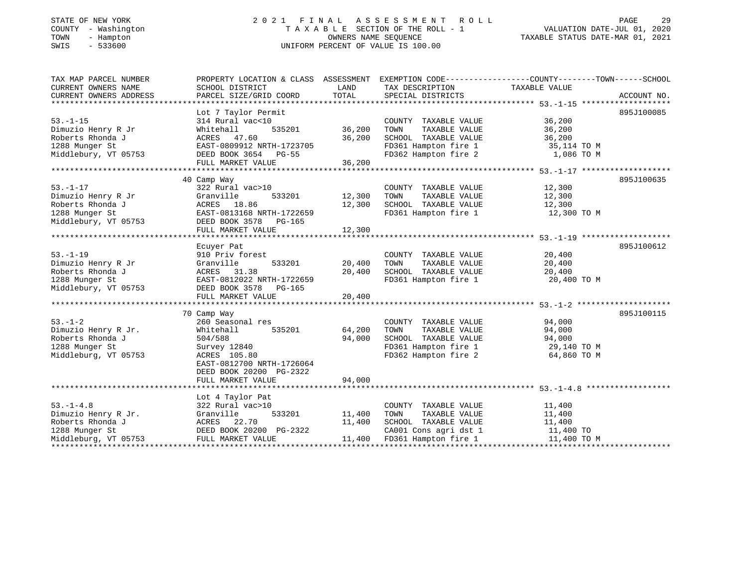STATE OF NEW YORK
COUNTY - Washington
TOWN - Hampton
SWIS - 533600

# 2021 FINAL ASSESSMENT ROLL

TAXABLE SECTION OF THE ROLL - 1
OWNERS NAME SEQUENCE
UNIFORM PERCENT OF VALUE IS 100.00

VALUATION DATE-JUL 01, 2020
TAXABLE STATUS DATE-MAR 01, 2021

| TAX MAP PARCEL NUMBER / CURRENT OWNERS NAME / CURRENT OWNERS ADDRESS | PROPERTY LOCATION & CLASS / SCHOOL DISTRICT / PARCEL SIZE/GRID COORD | ASSESSMENT LAND | TOTAL | EXEMPTION CODE / TAX DESCRIPTION / SPECIAL DISTRICTS | TAXABLE VALUE (COUNTY--TOWN--SCHOOL) | ACCOUNT NO. |
|---|---|---|---|---|---|---|
| **53.-1-15** | Lot 7 Taylor Permit | | | | | 895J100085 |
| | 314 Rural vac<10 | | | COUNTY TAXABLE VALUE | 36,200 | |
| Dimuzio Henry R Jr | Whitehall 535201 | 36,200 | | TOWN TAXABLE VALUE | 36,200 | |
| Roberts Rhonda J | ACRES 47.60 | | 36,200 | SCHOOL TAXABLE VALUE | 36,200 | |
| 1288 Munger St | EAST-0809912 NRTH-1723705 | | | FD361 Hampton fire 1 | 35,114 TO M | |
| Middlebury, VT 05753 | DEED BOOK 3654 PG-55 | | | FD362 Hampton fire 2 | 1,086 TO M | |
| | FULL MARKET VALUE | | 36,200 | | | |
| **53.-1-17** | 40 Camp Way | | | | | 895J100635 |
| | 322 Rural vac>10 | | | COUNTY TAXABLE VALUE | 12,300 | |
| Dimuzio Henry R Jr | Granville 533201 | 12,300 | | TOWN TAXABLE VALUE | 12,300 | |
| Roberts Rhonda J | ACRES 18.86 | | 12,300 | SCHOOL TAXABLE VALUE | 12,300 | |
| 1288 Munger St | EAST-0813168 NRTH-1722659 | | | FD361 Hampton fire 1 | 12,300 TO M | |
| Middlebury, VT 05753 | DEED BOOK 3578 PG-165 | | | | | |
| | FULL MARKET VALUE | | 12,300 | | | |
| **53.-1-19** | Ecuyer Pat | | | | | 895J100612 |
| | 910 Priv forest | | | COUNTY TAXABLE VALUE | 20,400 | |
| Dimuzio Henry R Jr | Granville 533201 | 20,400 | | TOWN TAXABLE VALUE | 20,400 | |
| Roberts Rhonda J | ACRES 31.38 | | 20,400 | SCHOOL TAXABLE VALUE | 20,400 | |
| 1288 Munger St | EAST-0812022 NRTH-1722659 | | | FD361 Hampton fire 1 | 20,400 TO M | |
| Middlebury, VT 05753 | DEED BOOK 3578 PG-165 | | | | | |
| | FULL MARKET VALUE | | 20,400 | | | |
| **53.-1-2** | 70 Camp Way | | | | | 895J100115 |
| | 260 Seasonal res | | | COUNTY TAXABLE VALUE | 94,000 | |
| Dimuzio Henry R Jr. | Whitehall 535201 | 64,200 | | TOWN TAXABLE VALUE | 94,000 | |
| Roberts Rhonda J | 504/588 | | 94,000 | SCHOOL TAXABLE VALUE | 94,000 | |
| 1288 Munger St | Survey 12840 | | | FD361 Hampton fire 1 | 29,140 TO M | |
| Middleburg, VT 05753 | ACRES 105.80 | | | FD362 Hampton fire 2 | 64,860 TO M | |
| | EAST-0812700 NRTH-1726064 | | | | | |
| | DEED BOOK 20200 PG-2322 | | | | | |
| | FULL MARKET VALUE | | 94,000 | | | |
| **53.-1-4.8** | Lot 4 Taylor Pat | | | | | |
| | 322 Rural vac>10 | | | COUNTY TAXABLE VALUE | 11,400 | |
| Dimuzio Henry R Jr. | Granville 533201 | 11,400 | | TOWN TAXABLE VALUE | 11,400 | |
| Roberts Rhonda J | ACRES 22.70 | | 11,400 | SCHOOL TAXABLE VALUE | 11,400 | |
| 1288 Munger St | DEED BOOK 20200 PG-2322 | | | CA001 Cons agri dst 1 | 11,400 TO | |
| Middleburg, VT 05753 | FULL MARKET VALUE | | 11,400 | FD361 Hampton fire 1 | 11,400 TO M | |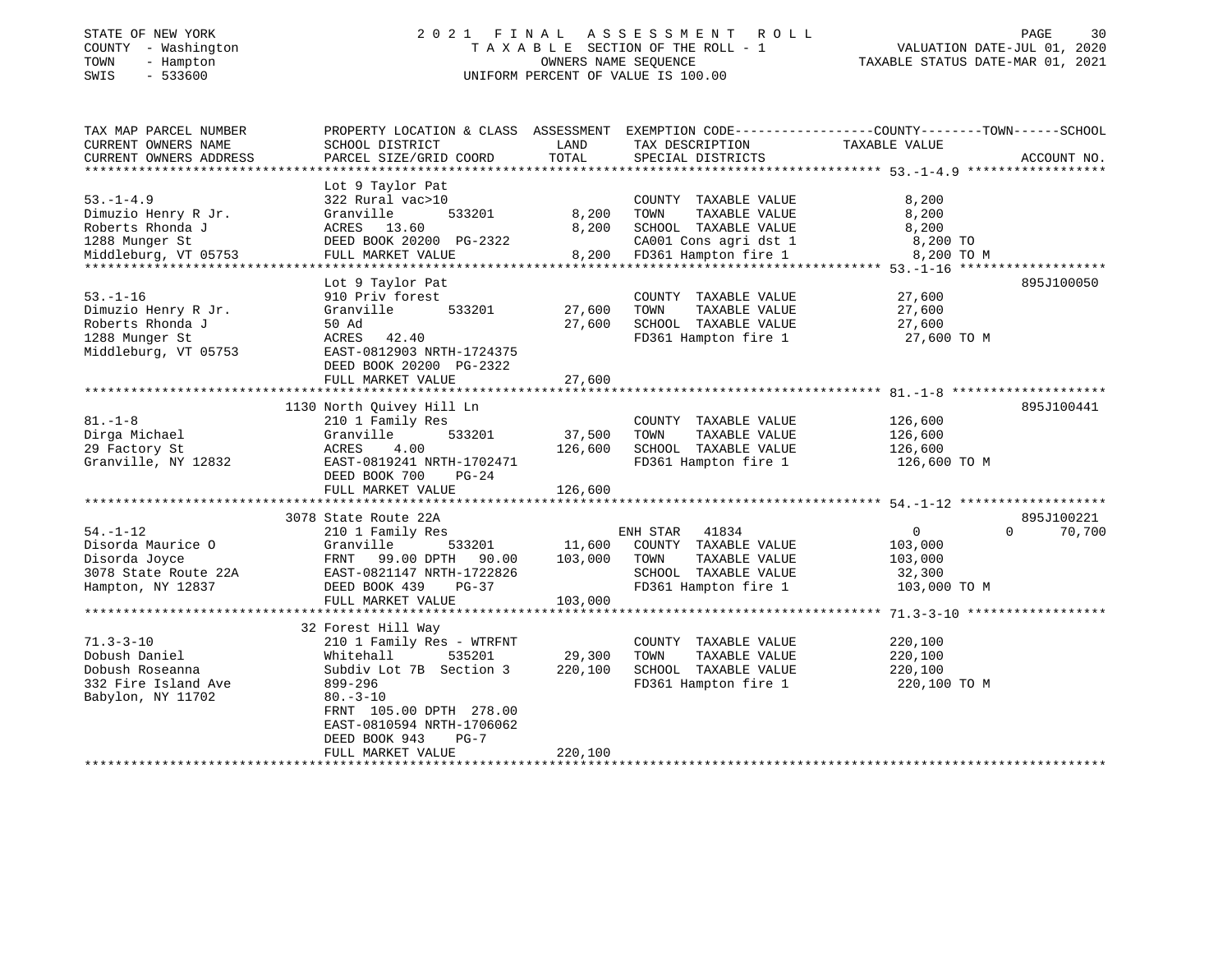STATE OF NEW YORK | 2021 FINAL ASSESSMENT ROLL | VALUATION DATE-JUL 01, 2020
COUNTY - Washington | TAXABLE SECTION OF THE ROLL - 1 | TAXABLE STATUS DATE-MAR 01, 2021
TOWN - Hampton | OWNERS NAME SEQUENCE
SWIS - 533600 | UNIFORM PERCENT OF VALUE IS 100.00

```
TAX MAP PARCEL NUMBER     PROPERTY LOCATION & CLASS  ASSESSMENT  EXEMPTION CODE------------------COUNTY--------TOWN------SCHOOL
CURRENT OWNERS NAME       SCHOOL DISTRICT               LAND      TAX DESCRIPTION            TAXABLE VALUE
CURRENT OWNERS ADDRESS    PARCEL SIZE/GRID COORD       TOTAL      SPECIAL DISTRICTS                                   ACCOUNT NO.
******************************************************************************************************* 53.-1-4.9 ******************
                          Lot 9 Taylor Pat
53.-1-4.9                 322 Rural vac>10                        COUNTY  TAXABLE VALUE           8,200
Dimuzio Henry R Jr.       Granville       533201        8,200     TOWN    TAXABLE VALUE           8,200
Roberts Rhonda J          ACRES   13.60                 8,200     SCHOOL  TAXABLE VALUE           8,200
1288 Munger St            DEED BOOK 20200 PG-2322                 CA001 Cons agri dst 1            8,200 TO
Middleburg, VT 05753      FULL MARKET VALUE             8,200     FD361 Hampton fire 1             8,200 TO M
******************************************************************************************************* 53.-1-16 *******************
                          Lot 9 Taylor Pat                                                                       895J100050
53.-1-16                  910 Priv forest                         COUNTY  TAXABLE VALUE          27,600
Dimuzio Henry R Jr.       Granville       533201       27,600     TOWN    TAXABLE VALUE          27,600
Roberts Rhonda J          50 Ad                        27,600     SCHOOL  TAXABLE VALUE          27,600
1288 Munger St            ACRES   42.40                           FD361 Hampton fire 1            27,600 TO M
Middleburg, VT 05753      EAST-0812903 NRTH-1724375
                          DEED BOOK 20200 PG-2322
                          FULL MARKET VALUE            27,600
******************************************************************************************************* 81.-1-8 ********************
                          1130 North Quivey Hill Ln                                                              895J100441
81.-1-8                   210 1 Family Res                        COUNTY  TAXABLE VALUE         126,600
Dirga Michael             Granville       533201       37,500     TOWN    TAXABLE VALUE         126,600
29 Factory St             ACRES    4.00               126,600     SCHOOL  TAXABLE VALUE         126,600
Granville, NY 12832       EAST-0819241 NRTH-1702471               FD361 Hampton fire 1           126,600 TO M
                          DEED BOOK 700    PG-24
                          FULL MARKET VALUE           126,600
******************************************************************************************************* 54.-1-12 *******************
                          3078 State Route 22A                                                                   895J100221
54.-1-12                  210 1 Family Res                        ENH STAR  41834                     0          0     70,700
Disorda Maurice O         Granville       533201       11,600     COUNTY  TAXABLE VALUE         103,000
Disorda Joyce             FRNT   99.00 DPTH   90.00   103,000     TOWN    TAXABLE VALUE         103,000
3078 State Route 22A      EAST-0821147 NRTH-1722826               SCHOOL  TAXABLE VALUE          32,300
Hampton, NY 12837         DEED BOOK 439    PG-37                  FD361 Hampton fire 1           103,000 TO M
                          FULL MARKET VALUE           103,000
******************************************************************************************************* 71.3-3-10 ******************
                          32 Forest Hill Way
71.3-3-10                 210 1 Family Res - WTRFNT               COUNTY  TAXABLE VALUE         220,100
Dobush Daniel             Whitehall       535201       29,300     TOWN    TAXABLE VALUE         220,100
Dobush Roseanna           Subdiv Lot 7B  Section 3    220,100     SCHOOL  TAXABLE VALUE         220,100
332 Fire Island Ave       899-296                                 FD361 Hampton fire 1           220,100 TO M
Babylon, NY 11702         80.-3-10
                          FRNT  105.00 DPTH  278.00
                          EAST-0810594 NRTH-1706062
                          DEED BOOK 943    PG-7
                          FULL MARKET VALUE           220,100
************************************************************************************************************************************
```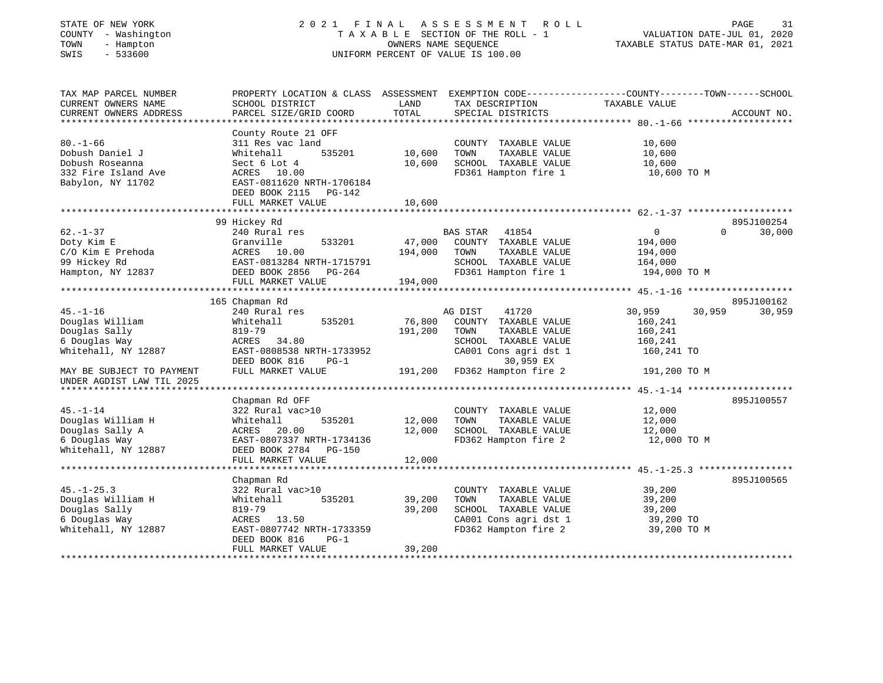STATE OF NEW YORK
COUNTY - Washington
TOWN - Hampton
SWIS - 533600

2021 FINAL ASSESSMENT ROLL
TAXABLE SECTION OF THE ROLL - 1
OWNERS NAME SEQUENCE
UNIFORM PERCENT OF VALUE IS 100.00

VALUATION DATE-JUL 01, 2020
TAXABLE STATUS DATE-MAR 01, 2021

```
TAX MAP PARCEL NUMBER          PROPERTY LOCATION & CLASS  ASSESSMENT  EXEMPTION CODE-----------------COUNTY--------TOWN------SCHOOL
CURRENT OWNERS NAME            SCHOOL DISTRICT               LAND      TAX DESCRIPTION              TAXABLE VALUE
CURRENT OWNERS ADDRESS         PARCEL SIZE/GRID COORD        TOTAL     SPECIAL DISTRICTS                                      ACCOUNT NO.
******************************************************************************************************* 80.-1-66 *******************
                               County Route 21 OFF
80.-1-66                       311 Res vac land                        COUNTY  TAXABLE VALUE             10,600
Dobush Daniel J                Whitehall         535201       10,600   TOWN    TAXABLE VALUE             10,600
Dobush Roseanna                Sect 6 Lot 4                    10,600   SCHOOL  TAXABLE VALUE             10,600
332 Fire Island Ave            ACRES  10.00                            FD361 Hampton fire 1               10,600 TO M
Babylon, NY 11702              EAST-0811620 NRTH-1706184
                               DEED BOOK 2115   PG-142
                               FULL MARKET VALUE               10,600
******************************************************************************************************* 62.-1-37 *******************
                               99 Hickey Rd                                                                             895J100254
62.-1-37                       240 Rural res                           BAS STAR   41854                    0          0     30,000
Doty Kim E                     Granville         533201       47,000   COUNTY  TAXABLE VALUE            194,000
C/O Kim E Prehoda              ACRES  10.00                   194,000   TOWN    TAXABLE VALUE            194,000
99 Hickey Rd                   EAST-0813284 NRTH-1715791               SCHOOL  TAXABLE VALUE            164,000
Hampton, NY 12837              DEED BOOK 2856   PG-264                 FD361 Hampton fire 1              194,000 TO M
                               FULL MARKET VALUE              194,000
******************************************************************************************************* 45.-1-16 *******************
                               165 Chapman Rd                                                                           895J100162
45.-1-16                       240 Rural res                           AG DIST    41720               30,959     30,959     30,959
Douglas William                Whitehall         535201       76,800   COUNTY  TAXABLE VALUE            160,241
Douglas Sally                  819-79                         191,200   TOWN    TAXABLE VALUE            160,241
6 Douglas Way                  ACRES  34.80                            SCHOOL  TAXABLE VALUE            160,241
Whitehall, NY 12887            EAST-0808538 NRTH-1733952               CA001 Cons agri dst 1             160,241 TO
                               DEED BOOK 816    PG-1                         30,959 EX
MAY BE SUBJECT TO PAYMENT      FULL MARKET VALUE              191,200   FD362 Hampton fire 2              191,200 TO M
UNDER AGDIST LAW TIL 2025
******************************************************************************************************* 45.-1-14 *******************
                               Chapman Rd OFF                                                                           895J100557
45.-1-14                       322 Rural vac>10                        COUNTY  TAXABLE VALUE             12,000
Douglas William H              Whitehall         535201       12,000   TOWN    TAXABLE VALUE             12,000
Douglas Sally A                ACRES  20.00                    12,000   SCHOOL  TAXABLE VALUE             12,000
6 Douglas Way                  EAST-0807337 NRTH-1734136               FD362 Hampton fire 2               12,000 TO M
Whitehall, NY 12887            DEED BOOK 2784   PG-150
                               FULL MARKET VALUE               12,000
******************************************************************************************************* 45.-1-25.3 *****************
                               Chapman Rd                                                                               895J100565
45.-1-25.3                     322 Rural vac>10                        COUNTY  TAXABLE VALUE             39,200
Douglas William H              Whitehall         535201       39,200   TOWN    TAXABLE VALUE             39,200
Douglas Sally                  819-79                          39,200   SCHOOL  TAXABLE VALUE             39,200
6 Douglas Way                  ACRES  13.50                            CA001 Cons agri dst 1              39,200 TO
Whitehall, NY 12887            EAST-0807742 NRTH-1733359               FD362 Hampton fire 2               39,200 TO M
                               DEED BOOK 816    PG-1
                               FULL MARKET VALUE               39,200
************************************************************************************************************************************
```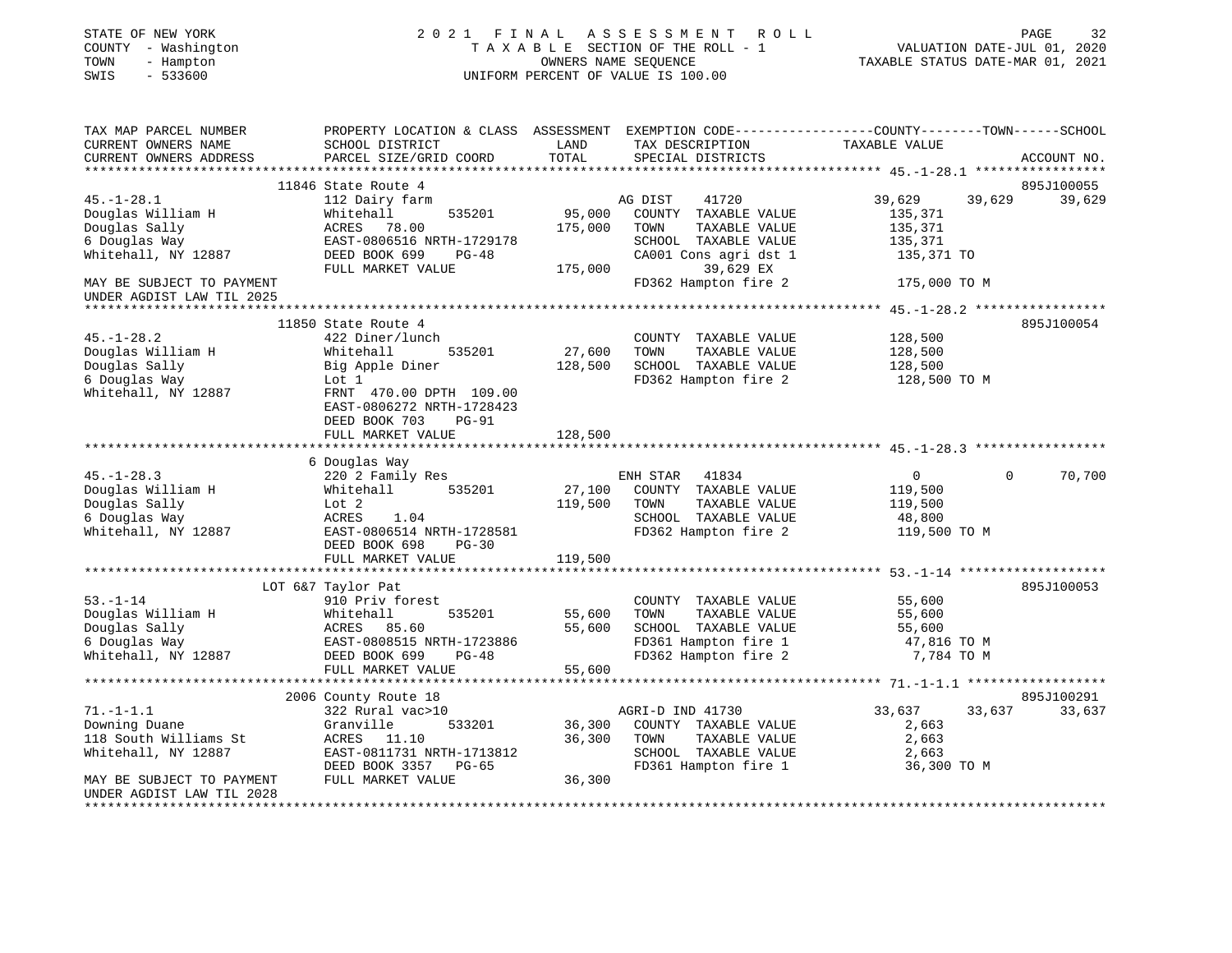STATE OF NEW YORK
COUNTY - Washington
TOWN - Hampton
SWIS - 533600

# 2021 FINAL ASSESSMENT ROLL

TAXABLE SECTION OF THE ROLL - 1
OWNERS NAME SEQUENCE
UNIFORM PERCENT OF VALUE IS 100.00

VALUATION DATE-JUL 01, 2020
TAXABLE STATUS DATE-MAR 01, 2021

```
TAX MAP PARCEL NUMBER          PROPERTY LOCATION & CLASS  ASSESSMENT  EXEMPTION CODE------------------COUNTY--------TOWN------SCHOOL
CURRENT OWNERS NAME            SCHOOL DISTRICT              LAND      TAX DESCRIPTION               TAXABLE VALUE
CURRENT OWNERS ADDRESS         PARCEL SIZE/GRID COORD       TOTAL     SPECIAL DISTRICTS                                     ACCOUNT NO.
******************************************************************************************************* 45.-1-28.1 *****************
                             11846 State Route 4                                                                          895J100055
45.-1-28.1                     112 Dairy farm                       AG DIST     41720             39,629      39,629      39,629
Douglas William H              Whitehall        535201     95,000   COUNTY  TAXABLE VALUE           135,371
Douglas Sally                  ACRES   78.00              175,000   TOWN    TAXABLE VALUE           135,371
6 Douglas Way                  EAST-0806516 NRTH-1729178            SCHOOL  TAXABLE VALUE           135,371
Whitehall, NY 12887            DEED BOOK 699    PG-48               CA001 Cons agri dst 1           135,371 TO
                               FULL MARKET VALUE          175,000          39,629 EX
MAY BE SUBJECT TO PAYMENT                                           FD362 Hampton fire 2            175,000 TO M
UNDER AGDIST LAW TIL 2025
******************************************************************************************************* 45.-1-28.2 *****************
                             11850 State Route 4                                                                          895J100054
45.-1-28.2                     422 Diner/lunch                      COUNTY  TAXABLE VALUE           128,500
Douglas William H              Whitehall        535201     27,600   TOWN    TAXABLE VALUE           128,500
Douglas Sally                  Big Apple Diner            128,500   SCHOOL  TAXABLE VALUE           128,500
6 Douglas Way                  Lot 1                                FD362 Hampton fire 2            128,500 TO M
Whitehall, NY 12887            FRNT 470.00 DPTH 109.00
                               EAST-0806272 NRTH-1728423
                               DEED BOOK 703    PG-91
                               FULL MARKET VALUE          128,500
******************************************************************************************************* 45.-1-28.3 *****************
                             6 Douglas Way
45.-1-28.3                     220 2 Family Res                     ENH STAR    41834                  0           0      70,700
Douglas William H              Whitehall        535201     27,100   COUNTY  TAXABLE VALUE           119,500
Douglas Sally                  Lot 2                      119,500   TOWN    TAXABLE VALUE           119,500
6 Douglas Way                  ACRES    1.04                        SCHOOL  TAXABLE VALUE            48,800
Whitehall, NY 12887            EAST-0806514 NRTH-1728581            FD362 Hampton fire 2            119,500 TO M
                               DEED BOOK 698    PG-30
                               FULL MARKET VALUE          119,500
******************************************************************************************************* 53.-1-14 *******************
                             LOT 6&7 Taylor Pat                                                                           895J100053
53.-1-14                       910 Priv forest                      COUNTY  TAXABLE VALUE            55,600
Douglas William H              Whitehall        535201     55,600   TOWN    TAXABLE VALUE            55,600
Douglas Sally                  ACRES   85.60               55,600   SCHOOL  TAXABLE VALUE            55,600
6 Douglas Way                  EAST-0808515 NRTH-1723886            FD361 Hampton fire 1             47,816 TO M
Whitehall, NY 12887            DEED BOOK 699    PG-48               FD362 Hampton fire 2              7,784 TO M
                               FULL MARKET VALUE           55,600
******************************************************************************************************* 71.-1-1.1 ******************
                             2006 County Route 18                                                                         895J100291
71.-1-1.1                      322 Rural vac>10                     AGRI-D IND 41730              33,637      33,637      33,637
Downing Duane                  Granville        533201     36,300   COUNTY  TAXABLE VALUE             2,663
118 South Williams St          ACRES   11.10               36,300   TOWN    TAXABLE VALUE             2,663
Whitehall, NY 12887            EAST-0811731 NRTH-1713812            SCHOOL  TAXABLE VALUE             2,663
                               DEED BOOK 3357   PG-65               FD361 Hampton fire 1             36,300 TO M
MAY BE SUBJECT TO PAYMENT      FULL MARKET VALUE           36,300
UNDER AGDIST LAW TIL 2028
************************************************************************************************************************************
```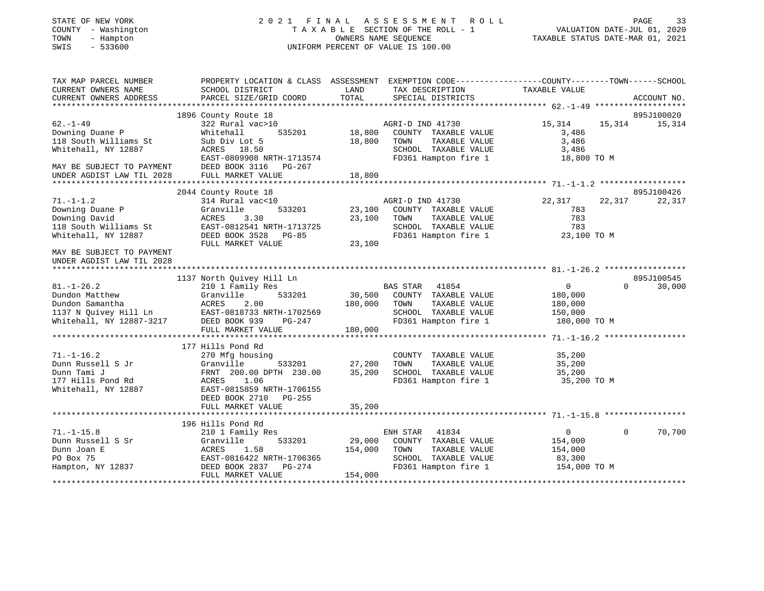STATE OF NEW YORK
COUNTY - Washington
TOWN - Hampton
SWIS - 533600

2021 FINAL ASSESSMENT ROLL
TAXABLE SECTION OF THE ROLL - 1
OWNERS NAME SEQUENCE
UNIFORM PERCENT OF VALUE IS 100.00

VALUATION DATE-JUL 01, 2020
TAXABLE STATUS DATE-MAR 01, 2021

```
TAX MAP PARCEL NUMBER          PROPERTY LOCATION & CLASS  ASSESSMENT  EXEMPTION CODE------------------COUNTY--------TOWN------SCHOOL
CURRENT OWNERS NAME            SCHOOL DISTRICT              LAND      TAX DESCRIPTION                 TAXABLE VALUE
CURRENT OWNERS ADDRESS         PARCEL SIZE/GRID COORD       TOTAL     SPECIAL DISTRICTS                                        ACCOUNT NO.
******************************************************************************************************* 62.-1-49 *******************
                               1896 County Route 18                                                                          895J100020
62.-1-49                       322 Rural vac>10                        AGRI-D IND 41730               15,314      15,314       15,314
Downing Duane P                Whitehall       535201        18,800   COUNTY  TAXABLE VALUE             3,486
118 South Williams St          Sub Div Lot 5                 18,800   TOWN    TAXABLE VALUE             3,486
Whitehall, NY 12887            ACRES   18.50                          SCHOOL  TAXABLE VALUE             3,486
                               EAST-0809908 NRTH-1713574              FD361 Hampton fire 1             18,800 TO M
MAY BE SUBJECT TO PAYMENT      DEED BOOK 3116   PG-267
UNDER AGDIST LAW TIL 2028      FULL MARKET VALUE             18,800
******************************************************************************************************* 71.-1-1.2 ******************
                               2044 County Route 18                                                                          895J100426
71.-1-1.2                      314 Rural vac<10                        AGRI-D IND 41730               22,317      22,317       22,317
Downing Duane P                Granville       533201        23,100   COUNTY  TAXABLE VALUE               783
Downing David                  ACRES    3.30                 23,100   TOWN    TAXABLE VALUE               783
118 South Williams St          EAST-0812541 NRTH-1713725              SCHOOL  TAXABLE VALUE               783
Whitehall, NY 12887            DEED BOOK 3528   PG-85                 FD361 Hampton fire 1             23,100 TO M
                               FULL MARKET VALUE             23,100
MAY BE SUBJECT TO PAYMENT
UNDER AGDIST LAW TIL 2028
******************************************************************************************************* 81.-1-26.2 *****************
                               1137 North Quivey Hill Ln                                                                     895J100545
81.-1-26.2                     210 1 Family Res                        BAS STAR  41854                     0           0       30,000
Dundon Matthew                 Granville       533201        30,500   COUNTY  TAXABLE VALUE           180,000
Dundon Samantha                ACRES    2.00                180,000   TOWN    TAXABLE VALUE           180,000
1137 N Quivey Hill Ln          EAST-0818733 NRTH-1702569              SCHOOL  TAXABLE VALUE           150,000
Whitehall, NY 12887-3217       DEED BOOK 939    PG-247                FD361 Hampton fire 1            180,000 TO M
                               FULL MARKET VALUE            180,000
******************************************************************************************************* 71.-1-16.2 *****************
                               177 Hills Pond Rd
71.-1-16.2                     270 Mfg housing                         COUNTY  TAXABLE VALUE            35,200
Dunn Russell S Jr              Granville       533201        27,200   TOWN    TAXABLE VALUE            35,200
Dunn Tami J                    FRNT 200.00 DPTH 230.00       35,200   SCHOOL  TAXABLE VALUE            35,200
177 Hills Pond Rd              ACRES    1.06                          FD361 Hampton fire 1             35,200 TO M
Whitehall, NY 12887            EAST-0815859 NRTH-1706155
                               DEED BOOK 2710   PG-255
                               FULL MARKET VALUE             35,200
******************************************************************************************************* 71.-1-15.8 *****************
                               196 Hills Pond Rd
71.-1-15.8                     210 1 Family Res                        ENH STAR  41834                     0           0       70,700
Dunn Russell S Sr              Granville       533201        29,000   COUNTY  TAXABLE VALUE           154,000
Dunn Joan E                    ACRES    1.58                154,000   TOWN    TAXABLE VALUE           154,000
PO Box 75                      EAST-0816422 NRTH-1706365              SCHOOL  TAXABLE VALUE            83,300
Hampton, NY 12837              DEED BOOK 2837   PG-274                FD361 Hampton fire 1            154,000 TO M
                               FULL MARKET VALUE            154,000
************************************************************************************************************************************
```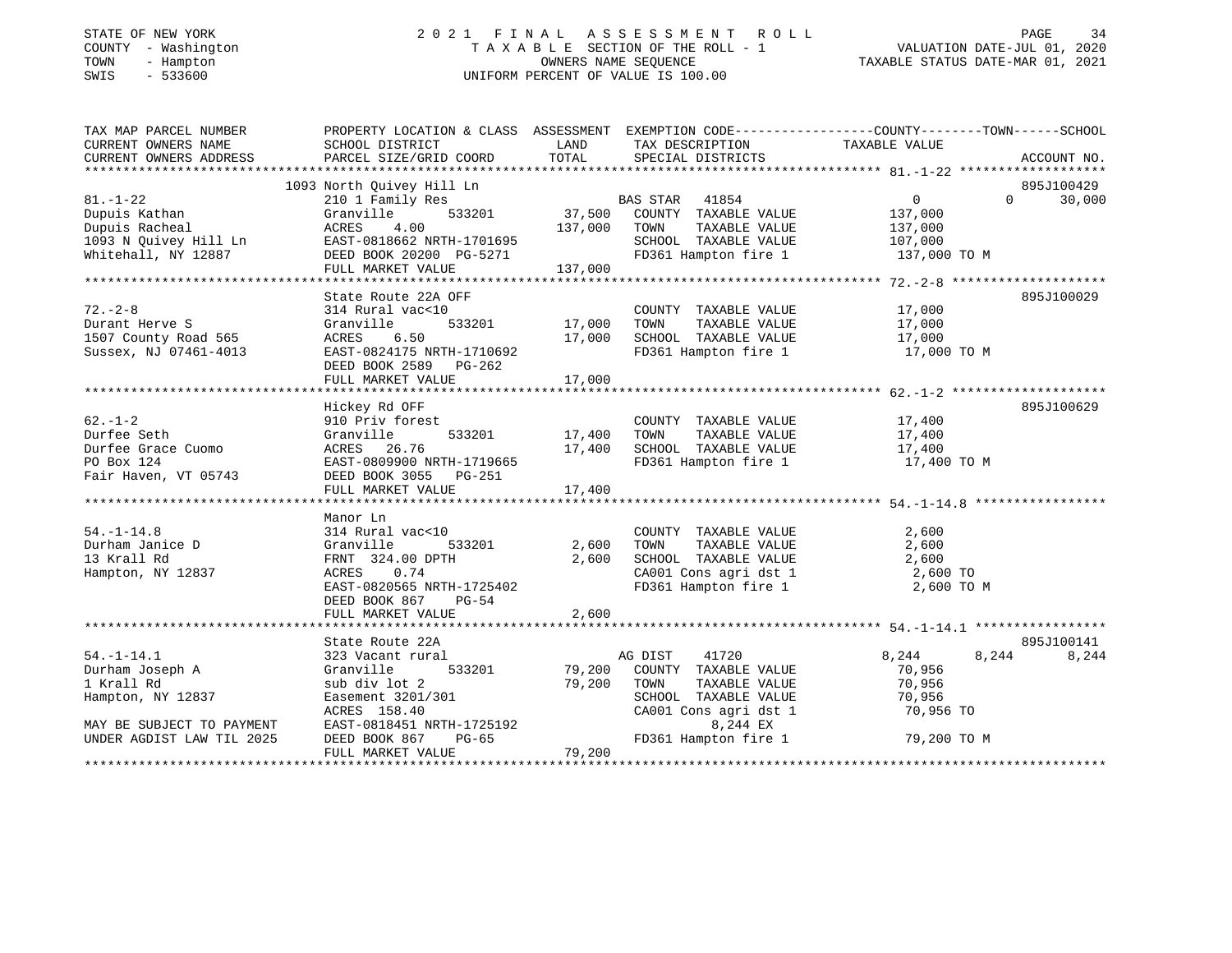STATE OF NEW YORK — COUNTY - Washington — TOWN - Hampton — SWIS - 533600

# 2021 FINAL ASSESSMENT ROLL

TAXABLE SECTION OF THE ROLL - 1
OWNERS NAME SEQUENCE
UNIFORM PERCENT OF VALUE IS 100.00

VALUATION DATE-JUL 01, 2020
TAXABLE STATUS DATE-MAR 01, 2021

```
TAX MAP PARCEL NUMBER          PROPERTY LOCATION & CLASS  ASSESSMENT  EXEMPTION CODE-----------------COUNTY--------TOWN------SCHOOL
CURRENT OWNERS NAME            SCHOOL DISTRICT              LAND      TAX DESCRIPTION             TAXABLE VALUE
CURRENT OWNERS ADDRESS         PARCEL SIZE/GRID COORD      TOTAL      SPECIAL DISTRICTS                                    ACCOUNT NO.
******************************************************************************************************* 81.-1-22 *******************
                               1093 North Quivey Hill Ln                                                                895J100429
81.-1-22                       210 1 Family Res                        BAS STAR  41854                0          0      30,000
Dupuis Kathan                  Granville      533201       37,500     COUNTY  TAXABLE VALUE         137,000
Dupuis Racheal                 ACRES    4.00              137,000     TOWN    TAXABLE VALUE         137,000
1093 N Quivey Hill Ln          EAST-0818662 NRTH-1701695              SCHOOL  TAXABLE VALUE         107,000
Whitehall, NY 12887            DEED BOOK 20200  PG-5271               FD361 Hampton fire 1           137,000 TO M
                               FULL MARKET VALUE          137,000
******************************************************************************************************* 72.-2-8 ********************
                               State Route 22A OFF                                                                      895J100029
72.-2-8                        314 Rural vac<10                        COUNTY  TAXABLE VALUE          17,000
Durant Herve S                 Granville      533201       17,000     TOWN    TAXABLE VALUE          17,000
1507 County Road 565           ACRES    6.50               17,000     SCHOOL  TAXABLE VALUE          17,000
Sussex, NJ 07461-4013          EAST-0824175 NRTH-1710692              FD361 Hampton fire 1            17,000 TO M
                               DEED BOOK 2589   PG-262
                               FULL MARKET VALUE           17,000
******************************************************************************************************* 62.-1-2 ********************
                               Hickey Rd OFF                                                                            895J100629
62.-1-2                        910 Priv forest                         COUNTY  TAXABLE VALUE          17,400
Durfee Seth                    Granville      533201       17,400     TOWN    TAXABLE VALUE          17,400
Durfee Grace Cuomo             ACRES   26.76               17,400     SCHOOL  TAXABLE VALUE          17,400
PO Box 124                     EAST-0809900 NRTH-1719665              FD361 Hampton fire 1            17,400 TO M
Fair Haven, VT 05743           DEED BOOK 3055   PG-251
                               FULL MARKET VALUE           17,400
******************************************************************************************************* 54.-1-14.8 *****************
                               Manor Ln
54.-1-14.8                     314 Rural vac<10                        COUNTY  TAXABLE VALUE           2,600
Durham Janice D                Granville      533201        2,600     TOWN    TAXABLE VALUE           2,600
13 Krall Rd                    FRNT 324.00 DPTH             2,600     SCHOOL  TAXABLE VALUE           2,600
Hampton, NY 12837              ACRES    0.74                          CA001 Cons agri dst 1            2,600 TO
                               EAST-0820565 NRTH-1725402              FD361 Hampton fire 1             2,600 TO M
                               DEED BOOK 867    PG-54
                               FULL MARKET VALUE            2,600
******************************************************************************************************* 54.-1-14.1 *****************
                               State Route 22A                                                                          895J100141
54.-1-14.1                     323 Vacant rural                        AG DIST   41720             8,244      8,244      8,244
Durham Joseph A                Granville      533201       79,200     COUNTY  TAXABLE VALUE          70,956
1 Krall Rd                     sub div lot 2               79,200     TOWN    TAXABLE VALUE          70,956
Hampton, NY 12837              Easement 3201/301                      SCHOOL  TAXABLE VALUE          70,956
                               ACRES  158.40                          CA001 Cons agri dst 1           70,956 TO
MAY BE SUBJECT TO PAYMENT      EAST-0818451 NRTH-1725192                     8,244 EX
UNDER AGDIST LAW TIL 2025      DEED BOOK 867    PG-65                 FD361 Hampton fire 1            79,200 TO M
                               FULL MARKET VALUE           79,200
************************************************************************************************************************************
```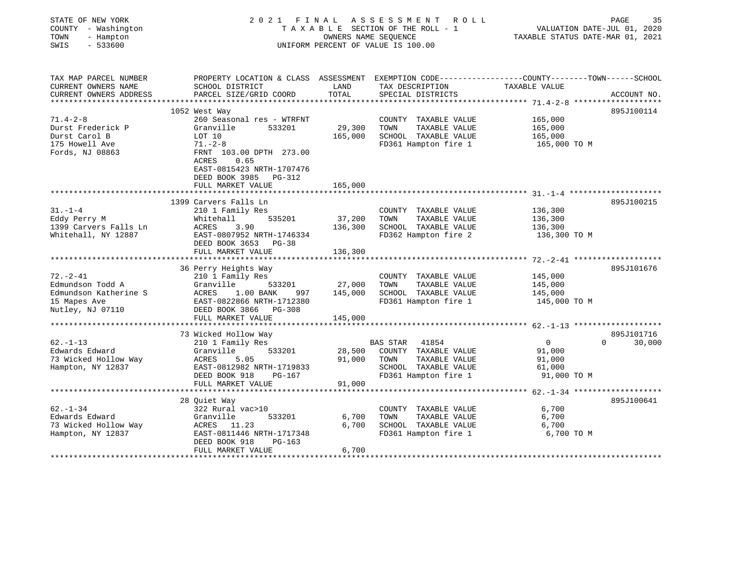STATE OF NEW YORK
COUNTY - Washington
TOWN - Hampton
SWIS - 533600

2021 FINAL ASSESSMENT ROLL
TAXABLE SECTION OF THE ROLL - 1
OWNERS NAME SEQUENCE
UNIFORM PERCENT OF VALUE IS 100.00

VALUATION DATE-JUL 01, 2020
TAXABLE STATUS DATE-MAR 01, 2021

| TAX MAP PARCEL NUMBER / CURRENT OWNERS NAME / CURRENT OWNERS ADDRESS | PROPERTY LOCATION & CLASS / SCHOOL DISTRICT / PARCEL SIZE/GRID COORD | ASSESSMENT LAND | TOTAL | EXEMPTION CODE / TAX DESCRIPTION / SPECIAL DISTRICTS | COUNTY / TOWN TAXABLE VALUE | SCHOOL | ACCOUNT NO. |
|---|---|---|---|---|---|---|---|
| **71.4-2-8** | 1052 West Way | | | | | | 895J100114 |
| 71.4-2-8 | 260 Seasonal res - WTRFNT | | | COUNTY TAXABLE VALUE | 165,000 | | |
| Durst Frederick P | Granville 533201 | 29,300 | | TOWN TAXABLE VALUE | 165,000 | | |
| Durst Carol B | LOT 10 | | 165,000 | SCHOOL TAXABLE VALUE | 165,000 | | |
| 175 Howell Ave | 71.-2-8 | | | FD361 Hampton fire 1 | 165,000 TO M | | |
| Fords, NJ 08863 | FRNT 103.00 DPTH 273.00 | | | | | | |
| | ACRES 0.65 | | | | | | |
| | EAST-0815423 NRTH-1707476 | | | | | | |
| | DEED BOOK 3985 PG-312 | | | | | | |
| | FULL MARKET VALUE | | 165,000 | | | | |
| **31.-1-4** | 1399 Carvers Falls Ln | | | | | | 895J100215 |
| 31.-1-4 | 210 1 Family Res | | | COUNTY TAXABLE VALUE | 136,300 | | |
| Eddy Perry M | Whitehall 535201 | 37,200 | | TOWN TAXABLE VALUE | 136,300 | | |
| 1399 Carvers Falls Ln | ACRES 3.90 | | 136,300 | SCHOOL TAXABLE VALUE | 136,300 | | |
| Whitehall, NY 12887 | EAST-0807952 NRTH-1746334 | | | FD362 Hampton fire 2 | 136,300 TO M | | |
| | DEED BOOK 3653 PG-38 | | | | | | |
| | FULL MARKET VALUE | | 136,300 | | | | |
| **72.-2-41** | 36 Perry Heights Way | | | | | | 895J101676 |
| 72.-2-41 | 210 1 Family Res | | | COUNTY TAXABLE VALUE | 145,000 | | |
| Edmundson Todd A | Granville 533201 | 27,000 | | TOWN TAXABLE VALUE | 145,000 | | |
| Edmundson Katherine S | ACRES 1.00 BANK 997 | | 145,000 | SCHOOL TAXABLE VALUE | 145,000 | | |
| 15 Mapes Ave | EAST-0822866 NRTH-1712380 | | | FD361 Hampton fire 1 | 145,000 TO M | | |
| Nutley, NJ 07110 | DEED BOOK 3866 PG-308 | | | | | | |
| | FULL MARKET VALUE | | 145,000 | | | | |
| **62.-1-13** | 73 Wicked Hollow Way | | | | | | 895J101716 |
| 62.-1-13 | 210 1 Family Res | | | BAS STAR 41854 | 0 | 0 | 30,000 |
| Edwards Edward | Granville 533201 | 28,500 | | COUNTY TAXABLE VALUE | 91,000 | | |
| 73 Wicked Hollow Way | ACRES 5.05 | | 91,000 | TOWN TAXABLE VALUE | 91,000 | | |
| Hampton, NY 12837 | EAST-0812982 NRTH-1719833 | | | SCHOOL TAXABLE VALUE | 61,000 | | |
| | DEED BOOK 918 PG-167 | | | FD361 Hampton fire 1 | 91,000 TO M | | |
| | FULL MARKET VALUE | | 91,000 | | | | |
| **62.-1-34** | 28 Quiet Way | | | | | | 895J100641 |
| 62.-1-34 | 322 Rural vac>10 | | | COUNTY TAXABLE VALUE | 6,700 | | |
| Edwards Edward | Granville 533201 | 6,700 | | TOWN TAXABLE VALUE | 6,700 | | |
| 73 Wicked Hollow Way | ACRES 11.23 | | 6,700 | SCHOOL TAXABLE VALUE | 6,700 | | |
| Hampton, NY 12837 | EAST-0811446 NRTH-1717348 | | | FD361 Hampton fire 1 | 6,700 TO M | | |
| | DEED BOOK 918 PG-163 | | | | | | |
| | FULL MARKET VALUE | | 6,700 | | | | |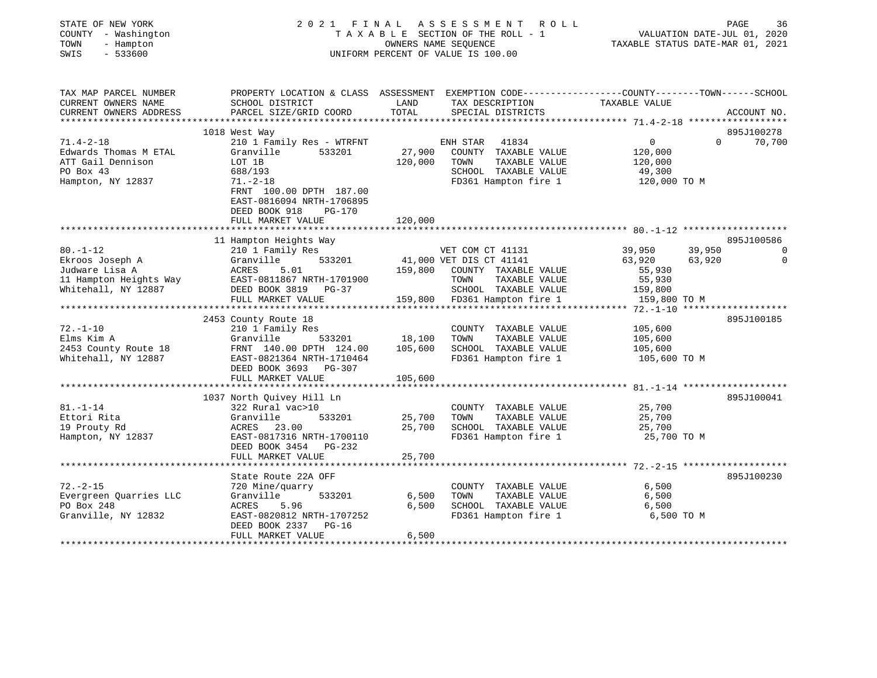STATE OF NEW YORK
COUNTY - Washington
TOWN - Hampton
SWIS - 533600

# 2021 FINAL ASSESSMENT ROLL

TAXABLE SECTION OF THE ROLL - 1
OWNERS NAME SEQUENCE
UNIFORM PERCENT OF VALUE IS 100.00

VALUATION DATE-JUL 01, 2020
TAXABLE STATUS DATE-MAR 01, 2021

| TAX MAP PARCEL NUMBER / CURRENT OWNERS NAME / CURRENT OWNERS ADDRESS | PROPERTY LOCATION & CLASS / SCHOOL DISTRICT / PARCEL SIZE/GRID COORD | ASSESSMENT LAND | TOTAL | EXEMPTION CODE / TAX DESCRIPTION / SPECIAL DISTRICTS | COUNTY TAXABLE VALUE | TOWN | SCHOOL / ACCOUNT NO. |
|---|---|---|---|---|---|---|---|
| | 1018 West Way | | | | | | 895J100278 |
| 71.4-2-18 | 210 1 Family Res - WTRFNT | | | ENH STAR 41834 | 0 | 0 | 70,700 |
| Edwards Thomas M ETAL | Granville 533201 | 27,900 | | COUNTY TAXABLE VALUE | 120,000 | | |
| ATT Gail Dennison | LOT 1B | | 120,000 | TOWN TAXABLE VALUE | 120,000 | | |
| PO Box 43 | 688/193 | | | SCHOOL TAXABLE VALUE | 49,300 | | |
| Hampton, NY 12837 | 71.-2-18 | | | FD361 Hampton fire 1 | 120,000 TO M | | |
| | FRNT 100.00 DPTH 187.00 | | | | | | |
| | EAST-0816094 NRTH-1706895 | | | | | | |
| | DEED BOOK 918 PG-170 | | | | | | |
| | FULL MARKET VALUE | | 120,000 | | | | |
| | 11 Hampton Heights Way | | | | | | 895J100586 |
| 80.-1-12 | 210 1 Family Res | | | VET COM CT 41131 | 39,950 | 39,950 | 0 |
| Ekroos Joseph A | Granville 533201 | 41,000 | | VET DIS CT 41141 | 63,920 | 63,920 | 0 |
| Judware Lisa A | ACRES 5.01 | | 159,800 | COUNTY TAXABLE VALUE | 55,930 | | |
| 11 Hampton Heights Way | EAST-0811867 NRTH-1701900 | | | TOWN TAXABLE VALUE | 55,930 | | |
| Whitehall, NY 12887 | DEED BOOK 3819 PG-37 | | | SCHOOL TAXABLE VALUE | 159,800 | | |
| | FULL MARKET VALUE | | 159,800 | FD361 Hampton fire 1 | 159,800 TO M | | |
| | 2453 County Route 18 | | | | | | 895J100185 |
| 72.-1-10 | 210 1 Family Res | | | COUNTY TAXABLE VALUE | 105,600 | | |
| Elms Kim A | Granville 533201 | 18,100 | | TOWN TAXABLE VALUE | 105,600 | | |
| 2453 County Route 18 | FRNT 140.00 DPTH 124.00 | | 105,600 | SCHOOL TAXABLE VALUE | 105,600 | | |
| Whitehall, NY 12887 | EAST-0821364 NRTH-1710464 | | | FD361 Hampton fire 1 | 105,600 TO M | | |
| | DEED BOOK 3693 PG-307 | | | | | | |
| | FULL MARKET VALUE | | 105,600 | | | | |
| | 1037 North Quivey Hill Ln | | | | | | 895J100041 |
| 81.-1-14 | 322 Rural vac>10 | | | COUNTY TAXABLE VALUE | 25,700 | | |
| Ettori Rita | Granville 533201 | 25,700 | | TOWN TAXABLE VALUE | 25,700 | | |
| 19 Prouty Rd | ACRES 23.00 | | 25,700 | SCHOOL TAXABLE VALUE | 25,700 | | |
| Hampton, NY 12837 | EAST-0817316 NRTH-1700110 | | | FD361 Hampton fire 1 | 25,700 TO M | | |
| | DEED BOOK 3454 PG-232 | | | | | | |
| | FULL MARKET VALUE | | 25,700 | | | | |
| | State Route 22A OFF | | | | | | 895J100230 |
| 72.-2-15 | 720 Mine/quarry | | | COUNTY TAXABLE VALUE | 6,500 | | |
| Evergreen Quarries LLC | Granville 533201 | 6,500 | | TOWN TAXABLE VALUE | 6,500 | | |
| PO Box 248 | ACRES 5.96 | | 6,500 | SCHOOL TAXABLE VALUE | 6,500 | | |
| Granville, NY 12832 | EAST-0820812 NRTH-1707252 | | | FD361 Hampton fire 1 | 6,500 TO M | | |
| | DEED BOOK 2337 PG-16 | | | | | | |
| | FULL MARKET VALUE | | 6,500 | | | | |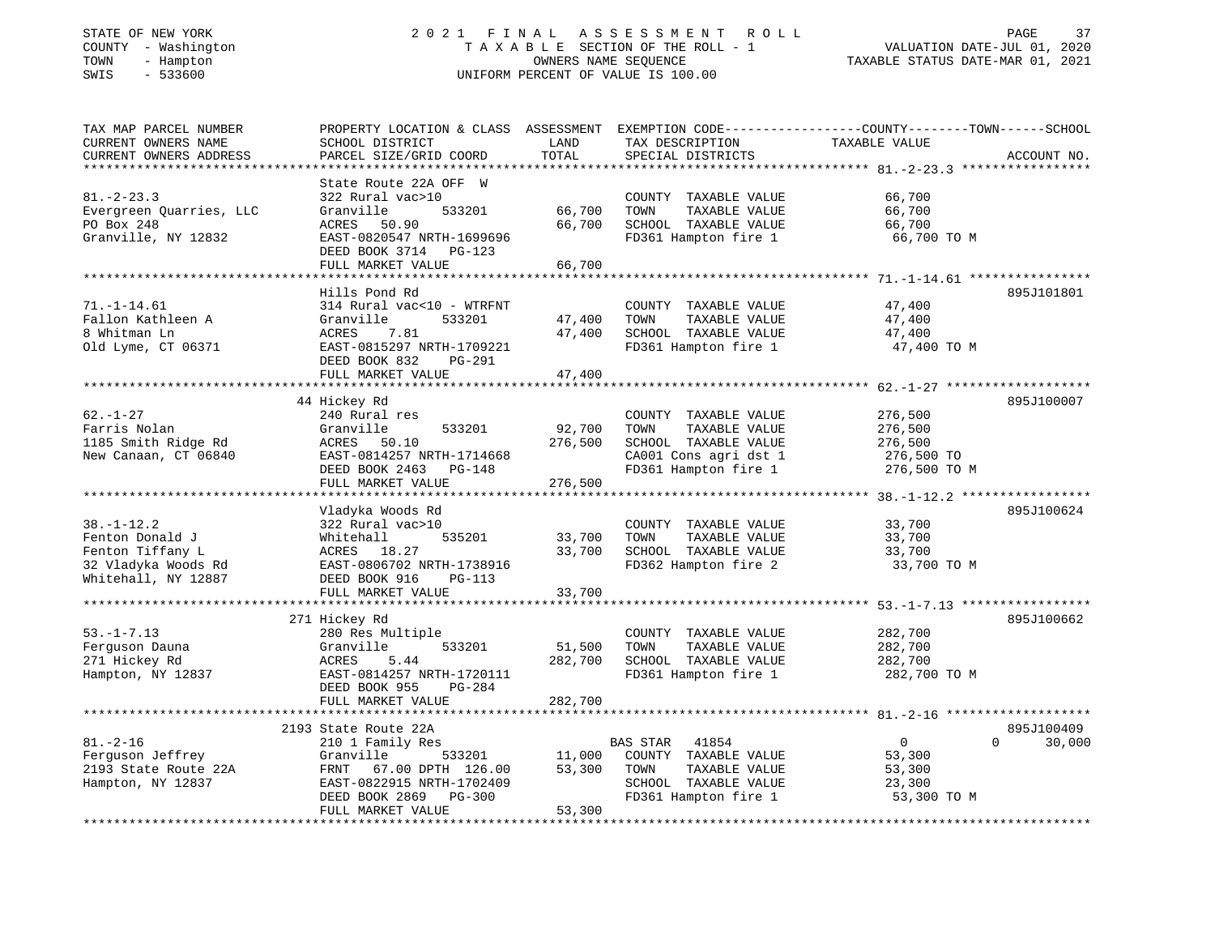STATE OF NEW YORK — 2021 FINAL ASSESSMENT ROLL
COUNTY - Washington — TAXABLE SECTION OF THE ROLL - 1 — VALUATION DATE-JUL 01, 2020
TOWN - Hampton — OWNERS NAME SEQUENCE — TAXABLE STATUS DATE-MAR 01, 2021
SWIS - 533600 — UNIFORM PERCENT OF VALUE IS 100.00

| TAX MAP PARCEL NUMBER / CURRENT OWNERS NAME / CURRENT OWNERS ADDRESS | PROPERTY LOCATION & CLASS / SCHOOL DISTRICT / PARCEL SIZE/GRID COORD | ASSESSMENT LAND | TOTAL | EXEMPTION CODE / TAX DESCRIPTION / SPECIAL DISTRICTS | COUNTY TAXABLE VALUE | TOWN | SCHOOL | ACCOUNT NO. |
|---|---|---|---|---|---|---|---|---|
| 81.-2-23.3 | State Route 22A OFF W | | | | | | | |
| Evergreen Quarries, LLC | 322 Rural vac>10 | | | COUNTY TAXABLE VALUE | 66,700 | | | |
| PO Box 248 | Granville 533201 | 66,700 | | TOWN TAXABLE VALUE | 66,700 | | | |
| Granville, NY 12832 | ACRES 50.90 | | 66,700 | SCHOOL TAXABLE VALUE | 66,700 | | | |
| | EAST-0820547 NRTH-1699696 | | | FD361 Hampton fire 1 | 66,700 TO M | | | |
| | DEED BOOK 3714 PG-123 | | | | | | | |
| | FULL MARKET VALUE | | 66,700 | | | | | |
| 71.-1-14.61 | Hills Pond Rd | | | | | | | 895J101801 |
| Fallon Kathleen A | 314 Rural vac<10 - WTRFNT | | | COUNTY TAXABLE VALUE | 47,400 | | | |
| 8 Whitman Ln | Granville 533201 | 47,400 | | TOWN TAXABLE VALUE | 47,400 | | | |
| Old Lyme, CT 06371 | ACRES 7.81 | | 47,400 | SCHOOL TAXABLE VALUE | 47,400 | | | |
| | EAST-0815297 NRTH-1709221 | | | FD361 Hampton fire 1 | 47,400 TO M | | | |
| | DEED BOOK 832 PG-291 | | | | | | | |
| | FULL MARKET VALUE | | 47,400 | | | | | |
| 62.-1-27 | 44 Hickey Rd | | | | | | | 895J100007 |
| Farris Nolan | 240 Rural res | | | COUNTY TAXABLE VALUE | 276,500 | | | |
| 1185 Smith Ridge Rd | Granville 533201 | 92,700 | | TOWN TAXABLE VALUE | 276,500 | | | |
| New Canaan, CT 06840 | ACRES 50.10 | | 276,500 | SCHOOL TAXABLE VALUE | 276,500 | | | |
| | EAST-0814257 NRTH-1714668 | | | CA001 Cons agri dst 1 | 276,500 TO | | | |
| | DEED BOOK 2463 PG-148 | | | FD361 Hampton fire 1 | 276,500 TO M | | | |
| | FULL MARKET VALUE | | 276,500 | | | | | |
| 38.-1-12.2 | Vladyka Woods Rd | | | | | | | 895J100624 |
| Fenton Donald J | 322 Rural vac>10 | | | COUNTY TAXABLE VALUE | 33,700 | | | |
| Fenton Tiffany L | Whitehall 535201 | 33,700 | | TOWN TAXABLE VALUE | 33,700 | | | |
| 32 Vladyka Woods Rd | ACRES 18.27 | | 33,700 | SCHOOL TAXABLE VALUE | 33,700 | | | |
| Whitehall, NY 12887 | EAST-0806702 NRTH-1738916 | | | FD362 Hampton fire 2 | 33,700 TO M | | | |
| | DEED BOOK 916 PG-113 | | | | | | | |
| | FULL MARKET VALUE | | 33,700 | | | | | |
| 53.-1-7.13 | 271 Hickey Rd | | | | | | | 895J100662 |
| Ferguson Dauna | 280 Res Multiple | | | COUNTY TAXABLE VALUE | 282,700 | | | |
| 271 Hickey Rd | Granville 533201 | 51,500 | | TOWN TAXABLE VALUE | 282,700 | | | |
| Hampton, NY 12837 | ACRES 5.44 | | 282,700 | SCHOOL TAXABLE VALUE | 282,700 | | | |
| | EAST-0814257 NRTH-1720111 | | | FD361 Hampton fire 1 | 282,700 TO M | | | |
| | DEED BOOK 955 PG-284 | | | | | | | |
| | FULL MARKET VALUE | | 282,700 | | | | | |
| 81.-2-16 | 2193 State Route 22A | | | | | | | 895J100409 |
| Ferguson Jeffrey | 210 1 Family Res | | | BAS STAR 41854 | 0 | 0 | 30,000 | |
| 2193 State Route 22A | Granville 533201 | 11,000 | | COUNTY TAXABLE VALUE | 53,300 | | | |
| Hampton, NY 12837 | FRNT 67.00 DPTH 126.00 | | 53,300 | TOWN TAXABLE VALUE | 53,300 | | | |
| | EAST-0822915 NRTH-1702409 | | | SCHOOL TAXABLE VALUE | 23,300 | | | |
| | DEED BOOK 2869 PG-300 | | | FD361 Hampton fire 1 | 53,300 TO M | | | |
| | FULL MARKET VALUE | | 53,300 | | | | | |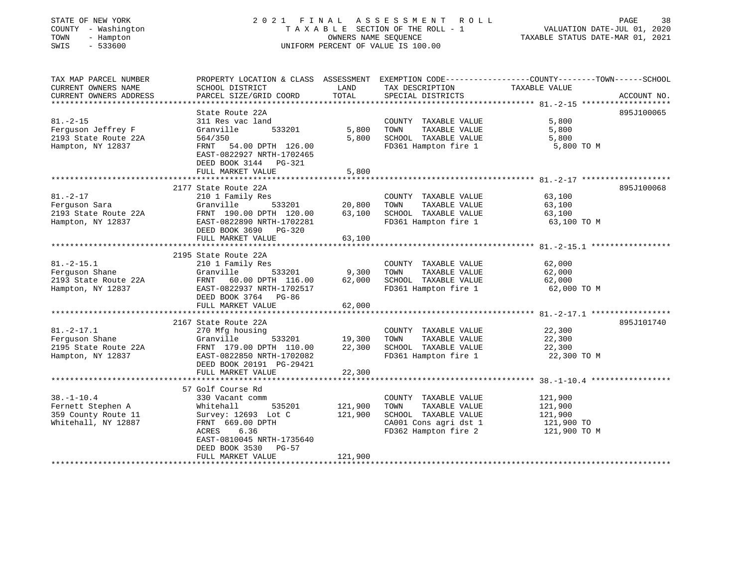STATE OF NEW YORK
COUNTY - Washington
TOWN - Hampton
SWIS - 533600

# 2021 FINAL ASSESSMENT ROLL
TAXABLE SECTION OF THE ROLL - 1
OWNERS NAME SEQUENCE
UNIFORM PERCENT OF VALUE IS 100.00

VALUATION DATE-JUL 01, 2020
TAXABLE STATUS DATE-MAR 01, 2021

| TAX MAP PARCEL NUMBER / CURRENT OWNERS NAME / CURRENT OWNERS ADDRESS | PROPERTY LOCATION & CLASS / SCHOOL DISTRICT / PARCEL SIZE/GRID COORD | ASSESSMENT LAND | TOTAL | EXEMPTION CODE / TAX DESCRIPTION / SPECIAL DISTRICTS | TAXABLE VALUE | ACCOUNT NO. |
|---|---|---|---|---|---|---|
| **81.-2-15** | State Route 22A | | | | | 895J100065 |
| | 311 Res vac land | | | COUNTY TAXABLE VALUE | 5,800 | |
| Ferguson Jeffrey F | Granville 533201 | 5,800 | | TOWN TAXABLE VALUE | 5,800 | |
| 2193 State Route 22A | 564/350 | | 5,800 | SCHOOL TAXABLE VALUE | 5,800 | |
| Hampton, NY 12837 | FRNT 54.00 DPTH 126.00 | | | FD361 Hampton fire 1 | 5,800 TO M | |
| | EAST-0822927 NRTH-1702465 | | | | | |
| | DEED BOOK 3144 PG-321 | | | | | |
| | FULL MARKET VALUE | | 5,800 | | | |
| **81.-2-17** | 2177 State Route 22A | | | | | 895J100068 |
| | 210 1 Family Res | | | COUNTY TAXABLE VALUE | 63,100 | |
| Ferguson Sara | Granville 533201 | 20,800 | | TOWN TAXABLE VALUE | 63,100 | |
| 2193 State Route 22A | FRNT 190.00 DPTH 120.00 | | 63,100 | SCHOOL TAXABLE VALUE | 63,100 | |
| Hampton, NY 12837 | EAST-0822890 NRTH-1702281 | | | FD361 Hampton fire 1 | 63,100 TO M | |
| | DEED BOOK 3690 PG-320 | | | | | |
| | FULL MARKET VALUE | | 63,100 | | | |
| **81.-2-15.1** | 2195 State Route 22A | | | | | |
| | 210 1 Family Res | | | COUNTY TAXABLE VALUE | 62,000 | |
| Ferguson Shane | Granville 533201 | 9,300 | | TOWN TAXABLE VALUE | 62,000 | |
| 2193 State Route 22A | FRNT 60.00 DPTH 116.00 | | 62,000 | SCHOOL TAXABLE VALUE | 62,000 | |
| Hampton, NY 12837 | EAST-0822937 NRTH-1702517 | | | FD361 Hampton fire 1 | 62,000 TO M | |
| | DEED BOOK 3764 PG-86 | | | | | |
| | FULL MARKET VALUE | | 62,000 | | | |
| **81.-2-17.1** | 2167 State Route 22A | | | | | 895J101740 |
| | 270 Mfg housing | | | COUNTY TAXABLE VALUE | 22,300 | |
| Ferguson Shane | Granville 533201 | 19,300 | | TOWN TAXABLE VALUE | 22,300 | |
| 2195 State Route 22A | FRNT 179.00 DPTH 110.00 | | 22,300 | SCHOOL TAXABLE VALUE | 22,300 | |
| Hampton, NY 12837 | EAST-0822850 NRTH-1702082 | | | FD361 Hampton fire 1 | 22,300 TO M | |
| | DEED BOOK 20191 PG-29421 | | | | | |
| | FULL MARKET VALUE | | 22,300 | | | |
| **38.-1-10.4** | 57 Golf Course Rd | | | | | |
| | 330 Vacant comm | | | COUNTY TAXABLE VALUE | 121,900 | |
| Fernett Stephen A | Whitehall 535201 | 121,900 | | TOWN TAXABLE VALUE | 121,900 | |
| 359 County Route 11 | Survey: 12693 Lot C | | 121,900 | SCHOOL TAXABLE VALUE | 121,900 | |
| Whitehall, NY 12887 | FRNT 669.00 DPTH | | | CA001 Cons agri dst 1 | 121,900 TO | |
| | ACRES 6.36 | | | FD362 Hampton fire 2 | 121,900 TO M | |
| | EAST-0810045 NRTH-1735640 | | | | | |
| | DEED BOOK 3530 PG-57 | | | | | |
| | FULL MARKET VALUE | | 121,900 | | | |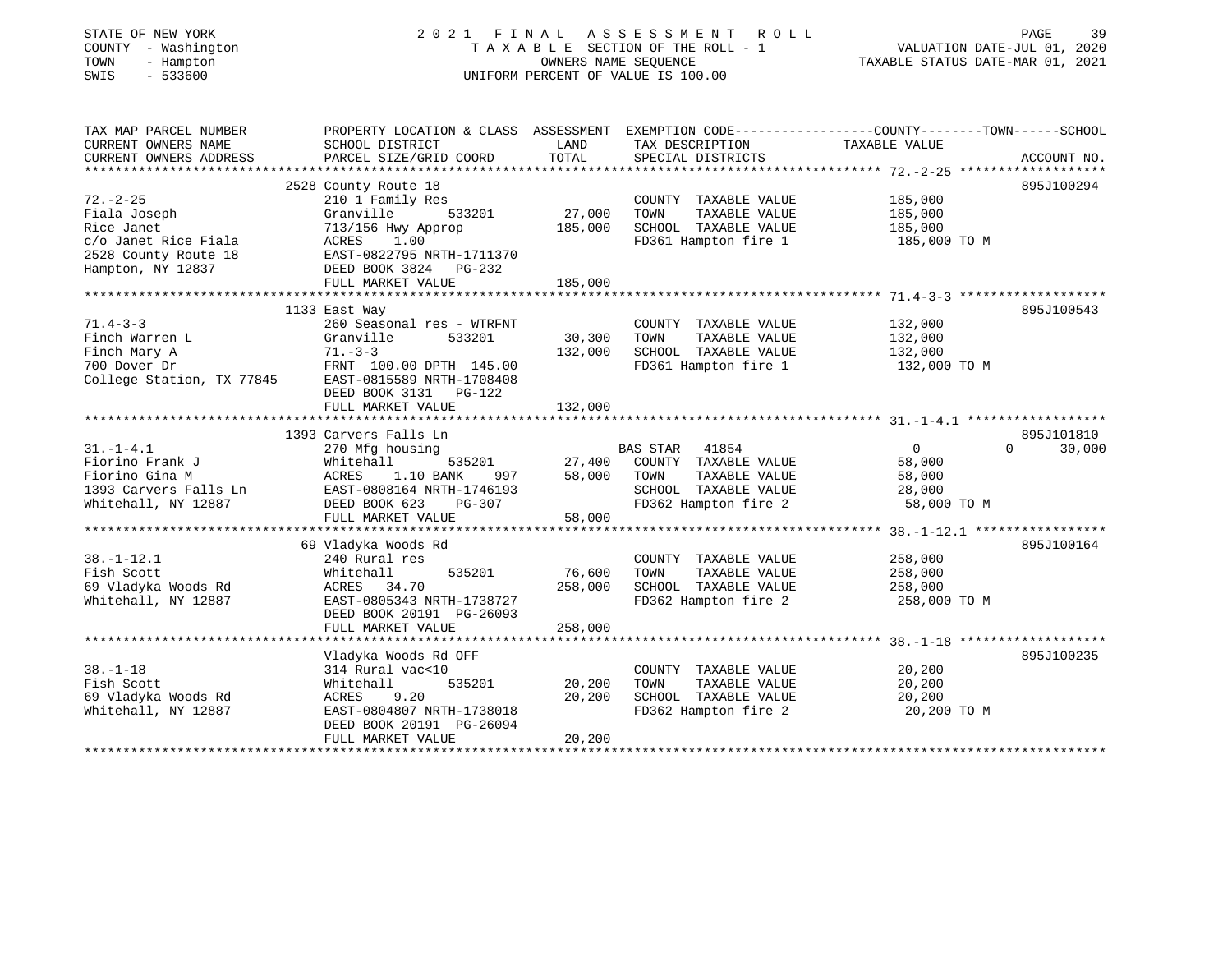STATE OF NEW YORK
COUNTY - Washington
TOWN - Hampton
SWIS - 533600

# 2021 FINAL ASSESSMENT ROLL
TAXABLE SECTION OF THE ROLL - 1
OWNERS NAME SEQUENCE
UNIFORM PERCENT OF VALUE IS 100.00

VALUATION DATE-JUL 01, 2020
TAXABLE STATUS DATE-MAR 01, 2021

| TAX MAP PARCEL NUMBER / CURRENT OWNERS NAME / CURRENT OWNERS ADDRESS | PROPERTY LOCATION & CLASS / SCHOOL DISTRICT / PARCEL SIZE/GRID COORD | ASSESSMENT LAND | TOTAL | EXEMPTION CODE / TAX DESCRIPTION / SPECIAL DISTRICTS | COUNTY / TOWN / SCHOOL TAXABLE VALUE | ACCOUNT NO. |
|---|---|---|---|---|---|---|
| 72.-2-25 | 2528 County Route 18 | | | | | 895J100294 |
| | 210 1 Family Res | | | COUNTY TAXABLE VALUE | 185,000 | |
| Fiala Joseph | Granville 533201 | 27,000 | | TOWN TAXABLE VALUE | 185,000 | |
| Rice Janet | 713/156 Hwy Approp | | 185,000 | SCHOOL TAXABLE VALUE | 185,000 | |
| c/o Janet Rice Fiala | ACRES 1.00 | | | FD361 Hampton fire 1 | 185,000 TO M | |
| 2528 County Route 18 | EAST-0822795 NRTH-1711370 | | | | | |
| Hampton, NY 12837 | DEED BOOK 3824 PG-232 | | | | | |
| | FULL MARKET VALUE | | 185,000 | | | |
| 71.4-3-3 | 1133 East Way | | | | | 895J100543 |
| | 260 Seasonal res - WTRFNT | | | COUNTY TAXABLE VALUE | 132,000 | |
| Finch Warren L | Granville 533201 | 30,300 | | TOWN TAXABLE VALUE | 132,000 | |
| Finch Mary A | 71.-3-3 | | 132,000 | SCHOOL TAXABLE VALUE | 132,000 | |
| 700 Dover Dr | FRNT 100.00 DPTH 145.00 | | | FD361 Hampton fire 1 | 132,000 TO M | |
| College Station, TX 77845 | EAST-0815589 NRTH-1708408 | | | | | |
| | DEED BOOK 3131 PG-122 | | | | | |
| | FULL MARKET VALUE | | 132,000 | | | |
| 31.-1-4.1 | 1393 Carvers Falls Ln | | | | | 895J101810 |
| | 270 Mfg housing | | | BAS STAR 41854 | 0 / 0 / 30,000 | |
| Fiorino Frank J | Whitehall 535201 | 27,400 | | COUNTY TAXABLE VALUE | 58,000 | |
| Fiorino Gina M | ACRES 1.10 BANK 997 | | 58,000 | TOWN TAXABLE VALUE | 58,000 | |
| 1393 Carvers Falls Ln | EAST-0808164 NRTH-1746193 | | | SCHOOL TAXABLE VALUE | 28,000 | |
| Whitehall, NY 12887 | DEED BOOK 623 PG-307 | | | FD362 Hampton fire 2 | 58,000 TO M | |
| | FULL MARKET VALUE | | 58,000 | | | |
| 38.-1-12.1 | 69 Vladyka Woods Rd | | | | | 895J100164 |
| | 240 Rural res | | | COUNTY TAXABLE VALUE | 258,000 | |
| Fish Scott | Whitehall 535201 | 76,600 | | TOWN TAXABLE VALUE | 258,000 | |
| 69 Vladyka Woods Rd | ACRES 34.70 | | 258,000 | SCHOOL TAXABLE VALUE | 258,000 | |
| Whitehall, NY 12887 | EAST-0805343 NRTH-1738727 | | | FD362 Hampton fire 2 | 258,000 TO M | |
| | DEED BOOK 20191 PG-26093 | | | | | |
| | FULL MARKET VALUE | | 258,000 | | | |
| 38.-1-18 | Vladyka Woods Rd OFF | | | | | 895J100235 |
| | 314 Rural vac<10 | | | COUNTY TAXABLE VALUE | 20,200 | |
| Fish Scott | Whitehall 535201 | 20,200 | | TOWN TAXABLE VALUE | 20,200 | |
| 69 Vladyka Woods Rd | ACRES 9.20 | | 20,200 | SCHOOL TAXABLE VALUE | 20,200 | |
| Whitehall, NY 12887 | EAST-0804807 NRTH-1738018 | | | FD362 Hampton fire 2 | 20,200 TO M | |
| | DEED BOOK 20191 PG-26094 | | | | | |
| | FULL MARKET VALUE | | 20,200 | | | |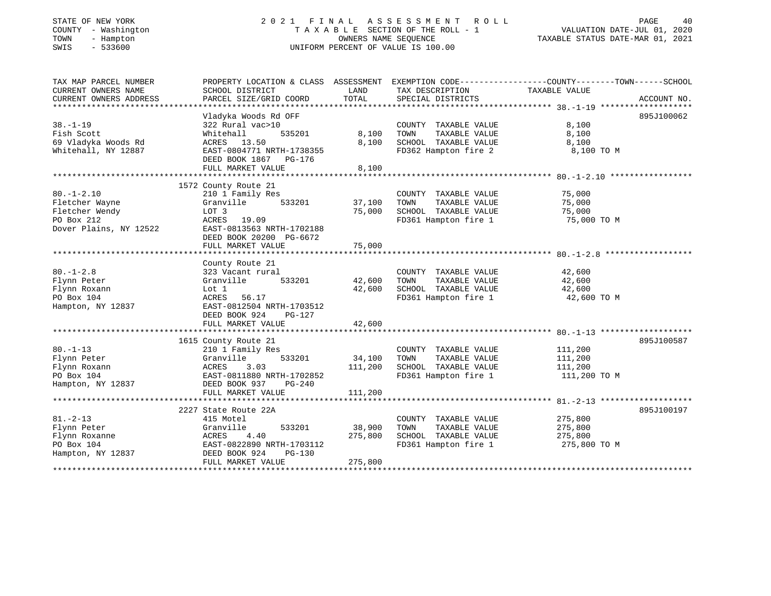STATE OF NEW YORK
COUNTY - Washington
TOWN - Hampton
SWIS - 533600

2021 FINAL ASSESSMENT ROLL
TAXABLE SECTION OF THE ROLL - 1
OWNERS NAME SEQUENCE
UNIFORM PERCENT OF VALUE IS 100.00

VALUATION DATE-JUL 01, 2020
TAXABLE STATUS DATE-MAR 01, 2021

| TAX MAP PARCEL NUMBER / CURRENT OWNERS NAME / CURRENT OWNERS ADDRESS | PROPERTY LOCATION & CLASS / SCHOOL DISTRICT / PARCEL SIZE/GRID COORD | ASSESSMENT LAND | TOTAL | EXEMPTION CODE / TAX DESCRIPTION / SPECIAL DISTRICTS | TAXABLE VALUE (COUNTY--TOWN--SCHOOL) | ACCOUNT NO. |
|---|---|---|---|---|---|---|
| 38.-1-19 | Vladyka Woods Rd OFF | | | | | 895J100062 |
| 38.-1-19 | 322 Rural vac>10 | | | COUNTY TAXABLE VALUE | 8,100 | |
| Fish Scott | Whitehall 535201 | 8,100 | | TOWN TAXABLE VALUE | 8,100 | |
| 69 Vladyka Woods Rd | ACRES 13.50 | | 8,100 | SCHOOL TAXABLE VALUE | 8,100 | |
| Whitehall, NY 12887 | EAST-0804771 NRTH-1738355 | | | FD362 Hampton fire 2 | 8,100 TO M | |
| | DEED BOOK 1867 PG-176 | | | | | |
| | FULL MARKET VALUE | | 8,100 | | | |
| 80.-1-2.10 | 1572 County Route 21 | | | | | |
| 80.-1-2.10 | 210 1 Family Res | | | COUNTY TAXABLE VALUE | 75,000 | |
| Fletcher Wayne | Granville 533201 | 37,100 | | TOWN TAXABLE VALUE | 75,000 | |
| Fletcher Wendy | LOT 3 | | 75,000 | SCHOOL TAXABLE VALUE | 75,000 | |
| PO Box 212 | ACRES 19.09 | | | FD361 Hampton fire 1 | 75,000 TO M | |
| Dover Plains, NY 12522 | EAST-0813563 NRTH-1702188 | | | | | |
| | DEED BOOK 20200 PG-6672 | | | | | |
| | FULL MARKET VALUE | | 75,000 | | | |
| 80.-1-2.8 | County Route 21 | | | | | |
| 80.-1-2.8 | 323 Vacant rural | | | COUNTY TAXABLE VALUE | 42,600 | |
| Flynn Peter | Granville 533201 | 42,600 | | TOWN TAXABLE VALUE | 42,600 | |
| Flynn Roxann | Lot 1 | | 42,600 | SCHOOL TAXABLE VALUE | 42,600 | |
| PO Box 104 | ACRES 56.17 | | | FD361 Hampton fire 1 | 42,600 TO M | |
| Hampton, NY 12837 | EAST-0812504 NRTH-1703512 | | | | | |
| | DEED BOOK 924 PG-127 | | | | | |
| | FULL MARKET VALUE | | 42,600 | | | |
| 80.-1-13 | 1615 County Route 21 | | | | | 895J100587 |
| 80.-1-13 | 210 1 Family Res | | | COUNTY TAXABLE VALUE | 111,200 | |
| Flynn Peter | Granville 533201 | 34,100 | | TOWN TAXABLE VALUE | 111,200 | |
| Flynn Roxann | ACRES 3.03 | | 111,200 | SCHOOL TAXABLE VALUE | 111,200 | |
| PO Box 104 | EAST-0811880 NRTH-1702852 | | | FD361 Hampton fire 1 | 111,200 TO M | |
| Hampton, NY 12837 | DEED BOOK 937 PG-240 | | | | | |
| | FULL MARKET VALUE | | 111,200 | | | |
| 81.-2-13 | 2227 State Route 22A | | | | | 895J100197 |
| 81.-2-13 | 415 Motel | | | COUNTY TAXABLE VALUE | 275,800 | |
| Flynn Peter | Granville 533201 | 38,900 | | TOWN TAXABLE VALUE | 275,800 | |
| Flynn Roxanne | ACRES 4.40 | | 275,800 | SCHOOL TAXABLE VALUE | 275,800 | |
| PO Box 104 | EAST-0822890 NRTH-1703112 | | | FD361 Hampton fire 1 | 275,800 TO M | |
| Hampton, NY 12837 | DEED BOOK 924 PG-130 | | | | | |
| | FULL MARKET VALUE | | 275,800 | | | |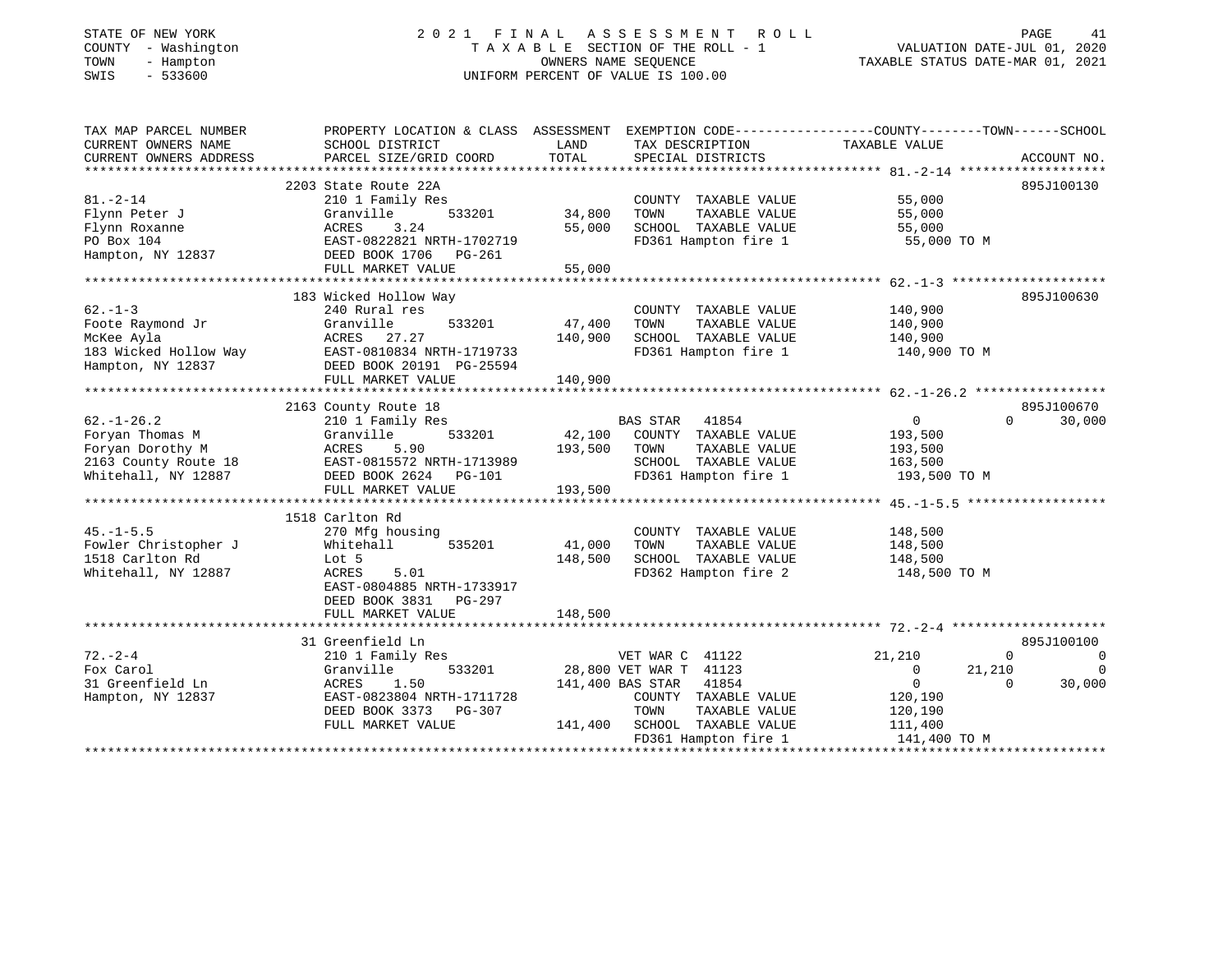STATE OF NEW YORK — 2021 FINAL ASSESSMENT ROLL
COUNTY - Washington — TAXABLE SECTION OF THE ROLL - 1 — VALUATION DATE-JUL 01, 2020
TOWN - Hampton — OWNERS NAME SEQUENCE — TAXABLE STATUS DATE-MAR 01, 2021
SWIS - 533600 — UNIFORM PERCENT OF VALUE IS 100.00

```
TAX MAP PARCEL NUMBER     PROPERTY LOCATION & CLASS  ASSESSMENT  EXEMPTION CODE-----------------COUNTY--------TOWN------SCHOOL
CURRENT OWNERS NAME       SCHOOL DISTRICT               LAND      TAX DESCRIPTION              TAXABLE VALUE
CURRENT OWNERS ADDRESS    PARCEL SIZE/GRID COORD        TOTAL     SPECIAL DISTRICTS                                      ACCOUNT NO.
******************************************************************************************************* 81.-2-14 *******************
                          2203 State Route 22A                                                                          895J100130
81.-2-14                  210 1 Family Res                        COUNTY  TAXABLE VALUE          55,000
Flynn Peter J             Granville       533201      34,800      TOWN    TAXABLE VALUE          55,000
Flynn Roxanne             ACRES    3.24               55,000      SCHOOL  TAXABLE VALUE          55,000
PO Box 104                EAST-0822821 NRTH-1702719               FD361 Hampton fire 1            55,000 TO M
Hampton, NY 12837         DEED BOOK 1706   PG-261
                          FULL MARKET VALUE           55,000
******************************************************************************************************* 62.-1-3 ********************
                          183 Wicked Hollow Way                                                                         895J100630
62.-1-3                   240 Rural res                           COUNTY  TAXABLE VALUE         140,900
Foote Raymond Jr          Granville       533201      47,400      TOWN    TAXABLE VALUE         140,900
McKee Ayla                ACRES   27.27              140,900      SCHOOL  TAXABLE VALUE         140,900
183 Wicked Hollow Way     EAST-0810834 NRTH-1719733               FD361 Hampton fire 1           140,900 TO M
Hampton, NY 12837         DEED BOOK 20191 PG-25594
                          FULL MARKET VALUE          140,900
******************************************************************************************************* 62.-1-26.2 *****************
                          2163 County Route 18                                                                          895J100670
62.-1-26.2                210 1 Family Res                        BAS STAR  41854                    0           0      30,000
Foryan Thomas M           Granville       533201      42,100      COUNTY  TAXABLE VALUE         193,500
Foryan Dorothy M          ACRES    5.90              193,500      TOWN    TAXABLE VALUE         193,500
2163 County Route 18      EAST-0815572 NRTH-1713989               SCHOOL  TAXABLE VALUE         163,500
Whitehall, NY 12887       DEED BOOK 2624   PG-101                 FD361 Hampton fire 1           193,500 TO M
                          FULL MARKET VALUE          193,500
******************************************************************************************************* 45.-1-5.5 ******************
                          1518 Carlton Rd
45.-1-5.5                 270 Mfg housing                         COUNTY  TAXABLE VALUE         148,500
Fowler Christopher J      Whitehall       535201      41,000      TOWN    TAXABLE VALUE         148,500
1518 Carlton Rd           Lot 5                      148,500      SCHOOL  TAXABLE VALUE         148,500
Whitehall, NY 12887       ACRES    5.01                           FD362 Hampton fire 2           148,500 TO M
                          EAST-0804885 NRTH-1733917
                          DEED BOOK 3831   PG-297
                          FULL MARKET VALUE          148,500
******************************************************************************************************* 72.-2-4 ********************
                          31 Greenfield Ln                                                                              895J100100
72.-2-4                   210 1 Family Res                        VET WAR C 41122               21,210           0           0
Fox Carol                 Granville       533201      28,800 VET WAR T  41123                    0      21,210           0
31 Greenfield Ln          ACRES    1.50              141,400 BAS STAR   41854                    0           0      30,000
Hampton, NY 12837         EAST-0823804 NRTH-1711728               COUNTY  TAXABLE VALUE         120,190
                          DEED BOOK 3373   PG-307                 TOWN    TAXABLE VALUE         120,190
                          FULL MARKET VALUE          141,400      SCHOOL  TAXABLE VALUE         111,400
                                                                  FD361 Hampton fire 1           141,400 TO M
************************************************************************************************************************************
```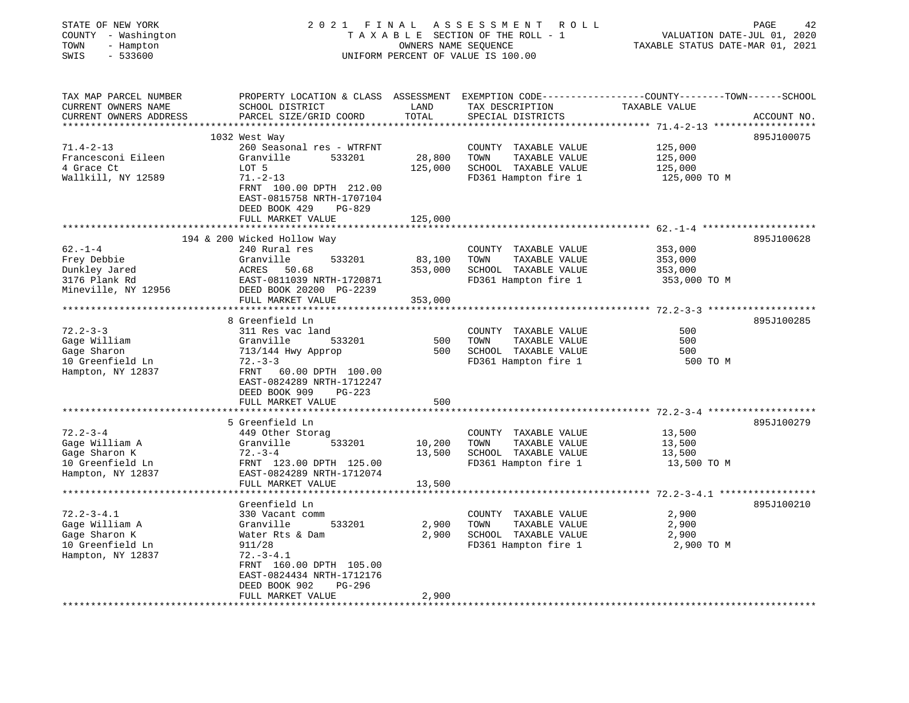STATE OF NEW YORK — 2021 FINAL ASSESSMENT ROLL
COUNTY - Washington — TAXABLE SECTION OF THE ROLL - 1 — VALUATION DATE-JUL 01, 2020
TOWN - Hampton — OWNERS NAME SEQUENCE — TAXABLE STATUS DATE-MAR 01, 2021
SWIS - 533600 — UNIFORM PERCENT OF VALUE IS 100.00

| TAX MAP PARCEL NUMBER / CURRENT OWNERS NAME / CURRENT OWNERS ADDRESS | PROPERTY LOCATION & CLASS / SCHOOL DISTRICT / PARCEL SIZE/GRID COORD | ASSESSMENT LAND | TOTAL | EXEMPTION CODE / TAX DESCRIPTION / SPECIAL DISTRICTS | COUNTY--------TOWN------SCHOOL TAXABLE VALUE | ACCOUNT NO. |
|---|---|---|---|---|---|---|
| 71.4-2-13 | 1032 West Way | | | | | 895J100075 |
| Francesconi Eileen | 260 Seasonal res - WTRFNT | | | COUNTY TAXABLE VALUE | 125,000 | |
| 4 Grace Ct | Granville 533201 | 28,800 | | TOWN TAXABLE VALUE | 125,000 | |
| Wallkill, NY 12589 | LOT 5 | | 125,000 | SCHOOL TAXABLE VALUE | 125,000 | |
| | 71.-2-13 | | | FD361 Hampton fire 1 | 125,000 TO M | |
| | FRNT 100.00 DPTH 212.00 | | | | | |
| | EAST-0815758 NRTH-1707104 | | | | | |
| | DEED BOOK 429 PG-829 | | | | | |
| | FULL MARKET VALUE | | 125,000 | | | |
| 62.-1-4 | 194 & 200 Wicked Hollow Way | | | | | 895J100628 |
| Frey Debbie | 240 Rural res | | | COUNTY TAXABLE VALUE | 353,000 | |
| Dunkley Jared | Granville 533201 | 83,100 | | TOWN TAXABLE VALUE | 353,000 | |
| 3176 Plank Rd | ACRES 50.68 | | 353,000 | SCHOOL TAXABLE VALUE | 353,000 | |
| Mineville, NY 12956 | EAST-0811039 NRTH-1720871 | | | FD361 Hampton fire 1 | 353,000 TO M | |
| | DEED BOOK 20200 PG-2239 | | | | | |
| | FULL MARKET VALUE | | 353,000 | | | |
| 72.2-3-3 | 8 Greenfield Ln | | | | | 895J100285 |
| Gage William | 311 Res vac land | | | COUNTY TAXABLE VALUE | 500 | |
| Gage Sharon | Granville 533201 | 500 | | TOWN TAXABLE VALUE | 500 | |
| 10 Greenfield Ln | 713/144 Hwy Approp | | 500 | SCHOOL TAXABLE VALUE | 500 | |
| Hampton, NY 12837 | 72.-3-3 | | | FD361 Hampton fire 1 | 500 TO M | |
| | FRNT 60.00 DPTH 100.00 | | | | | |
| | EAST-0824289 NRTH-1712247 | | | | | |
| | DEED BOOK 909 PG-223 | | | | | |
| | FULL MARKET VALUE | | 500 | | | |
| 72.2-3-4 | 5 Greenfield Ln | | | | | 895J100279 |
| Gage William A | 449 Other Storag | | | COUNTY TAXABLE VALUE | 13,500 | |
| Gage Sharon K | Granville 533201 | 10,200 | | TOWN TAXABLE VALUE | 13,500 | |
| 10 Greenfield Ln | 72.-3-4 | | 13,500 | SCHOOL TAXABLE VALUE | 13,500 | |
| Hampton, NY 12837 | FRNT 123.00 DPTH 125.00 | | | FD361 Hampton fire 1 | 13,500 TO M | |
| | EAST-0824289 NRTH-1712074 | | | | | |
| | FULL MARKET VALUE | | 13,500 | | | |
| 72.2-3-4.1 | Greenfield Ln | | | | | 895J100210 |
| Gage William A | 330 Vacant comm | | | COUNTY TAXABLE VALUE | 2,900 | |
| Gage Sharon K | Granville 533201 | 2,900 | | TOWN TAXABLE VALUE | 2,900 | |
| 10 Greenfield Ln | Water Rts & Dam | | 2,900 | SCHOOL TAXABLE VALUE | 2,900 | |
| Hampton, NY 12837 | 911/28 | | | FD361 Hampton fire 1 | 2,900 TO M | |
| | 72.-3-4.1 | | | | | |
| | FRNT 160.00 DPTH 105.00 | | | | | |
| | EAST-0824434 NRTH-1712176 | | | | | |
| | DEED BOOK 902 PG-296 | | | | | |
| | FULL MARKET VALUE | | 2,900 | | | |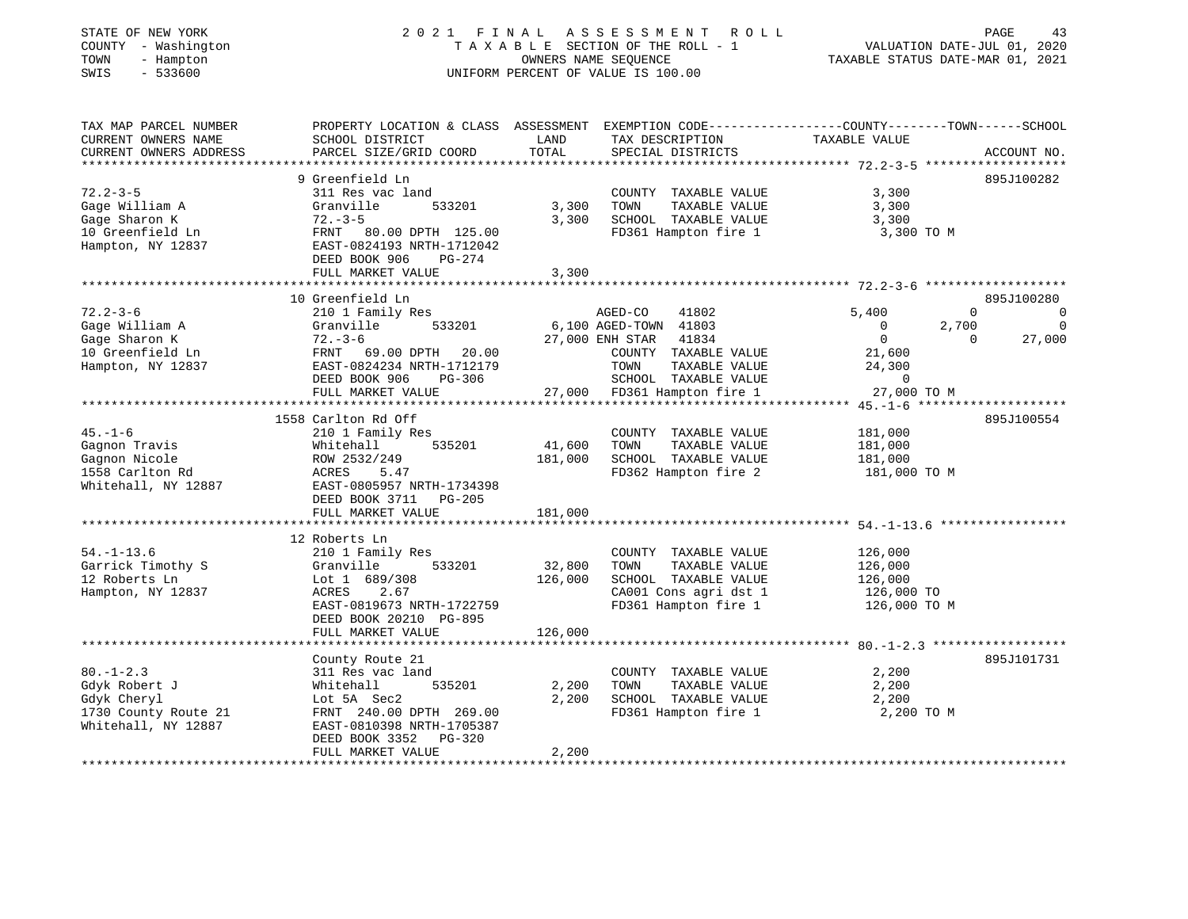STATE OF NEW YORK | 2021 FINAL ASSESSMENT ROLL | PAGE 43
COUNTY - Washington | TAXABLE SECTION OF THE ROLL - 1 | VALUATION DATE-JUL 01, 2020
TOWN - Hampton | OWNERS NAME SEQUENCE | TAXABLE STATUS DATE-MAR 01, 2021
SWIS - 533600 | UNIFORM PERCENT OF VALUE IS 100.00

```
TAX MAP PARCEL NUMBER          PROPERTY LOCATION & CLASS  ASSESSMENT  EXEMPTION CODE-----------------COUNTY--------TOWN------SCHOOL
CURRENT OWNERS NAME            SCHOOL DISTRICT               LAND      TAX DESCRIPTION            TAXABLE VALUE
CURRENT OWNERS ADDRESS         PARCEL SIZE/GRID COORD        TOTAL     SPECIAL DISTRICTS                                  ACCOUNT NO.
******************************************************************************************************* 72.2-3-5 *******************
                               9 Greenfield Ln                                                                          895J100282
72.2-3-5                       311 Res vac land                       COUNTY  TAXABLE VALUE          3,300
Gage William A                 Granville        533201       3,300    TOWN    TAXABLE VALUE          3,300
Gage Sharon K                  72.-3-5                       3,300    SCHOOL  TAXABLE VALUE          3,300
10 Greenfield Ln               FRNT   80.00 DPTH 125.00               FD361 Hampton fire 1            3,300 TO M
Hampton, NY 12837              EAST-0824193 NRTH-1712042
                               DEED BOOK 906    PG-274
                               FULL MARKET VALUE             3,300
******************************************************************************************************* 72.2-3-6 *******************
                               10 Greenfield Ln                                                                         895J100280
72.2-3-6                       210 1 Family Res                       AGED-CO     41802              5,400          0           0
Gage William A                 Granville        533201       6,100 AGED-TOWN  41803                  0          2,700           0
Gage Sharon K                  72.-3-6                      27,000 ENH STAR   41834                  0              0      27,000
10 Greenfield Ln               FRNT   69.00 DPTH  20.00               COUNTY  TAXABLE VALUE         21,600
Hampton, NY 12837              EAST-0824234 NRTH-1712179              TOWN    TAXABLE VALUE         24,300
                               DEED BOOK 906    PG-306                SCHOOL  TAXABLE VALUE              0
                               FULL MARKET VALUE            27,000    FD361 Hampton fire 1           27,000 TO M
******************************************************************************************************* 45.-1-6 ********************
                               1558 Carlton Rd Off                                                                      895J100554
45.-1-6                        210 1 Family Res                       COUNTY  TAXABLE VALUE        181,000
Gagnon Travis                  Whitehall        535201      41,600    TOWN    TAXABLE VALUE        181,000
Gagnon Nicole                  ROW 2532/249                181,000    SCHOOL  TAXABLE VALUE        181,000
1558 Carlton Rd                ACRES    5.47                          FD362 Hampton fire 2          181,000 TO M
Whitehall, NY 12887            EAST-0805957 NRTH-1734398
                               DEED BOOK 3711   PG-205
                               FULL MARKET VALUE           181,000
******************************************************************************************************* 54.-1-13.6 *****************
                               12 Roberts Ln
54.-1-13.6                     210 1 Family Res                       COUNTY  TAXABLE VALUE        126,000
Garrick Timothy S              Granville        533201      32,800    TOWN    TAXABLE VALUE        126,000
12 Roberts Ln                  Lot 1  689/308              126,000    SCHOOL  TAXABLE VALUE        126,000
Hampton, NY 12837              ACRES    2.67                          CA001 Cons agri dst 1         126,000 TO
                               EAST-0819673 NRTH-1722759              FD361 Hampton fire 1          126,000 TO M
                               DEED BOOK 20210  PG-895
                               FULL MARKET VALUE           126,000
******************************************************************************************************* 80.-1-2.3 ******************
                               County Route 21                                                                          895J101731
80.-1-2.3                      311 Res vac land                       COUNTY  TAXABLE VALUE          2,200
Gdyk Robert J                  Whitehall        535201       2,200    TOWN    TAXABLE VALUE          2,200
Gdyk Cheryl                    Lot 5A  Sec2                  2,200    SCHOOL  TAXABLE VALUE          2,200
1730 County Route 21           FRNT  240.00 DPTH 269.00               FD361 Hampton fire 1            2,200 TO M
Whitehall, NY 12887            EAST-0810398 NRTH-1705387
                               DEED BOOK 3352   PG-320
                               FULL MARKET VALUE             2,200
************************************************************************************************************************************
```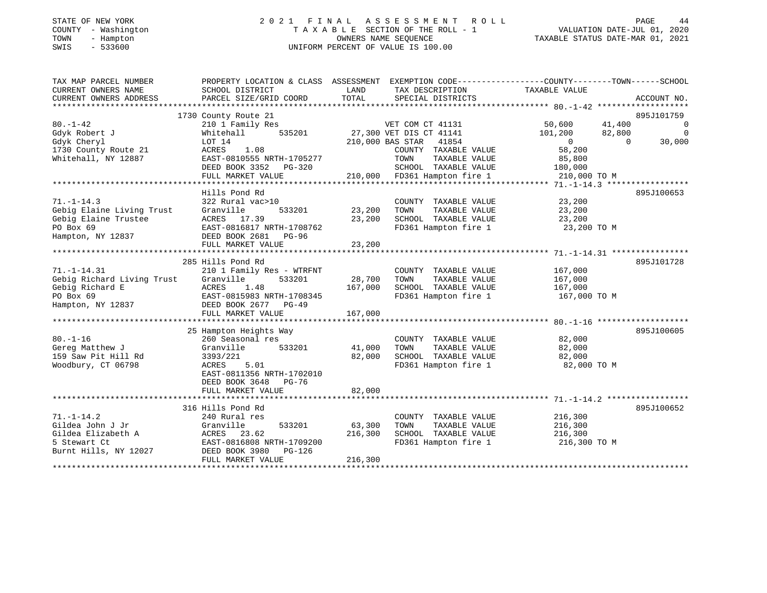STATE OF NEW YORK | 2021 FINAL ASSESSMENT ROLL
COUNTY - Washington | TAXABLE SECTION OF THE ROLL - 1 | VALUATION DATE-JUL 01, 2020
TOWN - Hampton | OWNERS NAME SEQUENCE | TAXABLE STATUS DATE-MAR 01, 2021
SWIS - 533600 | UNIFORM PERCENT OF VALUE IS 100.00

```
TAX MAP PARCEL NUMBER          PROPERTY LOCATION & CLASS  ASSESSMENT  EXEMPTION CODE------------------COUNTY--------TOWN------SCHOOL
CURRENT OWNERS NAME            SCHOOL DISTRICT               LAND      TAX DESCRIPTION              TAXABLE VALUE
CURRENT OWNERS ADDRESS         PARCEL SIZE/GRID COORD        TOTAL     SPECIAL DISTRICTS                                    ACCOUNT NO.
******************************************************************************************************* 80.-1-42 *******************
                               1730 County Route 21                                                                       895J101759
80.-1-42                       210 1 Family Res                    VET COM CT 41131              50,600      41,400            0
Gdyk Robert J                  Whitehall      535201      27,300 VET DIS CT 41141               101,200      82,800            0
Gdyk Cheryl                    LOT 14                    210,000 BAS STAR  41854                      0           0       30,000
1730 County Route 21           ACRES    1.08                        COUNTY  TAXABLE VALUE          58,200
Whitehall, NY 12887            EAST-0810555 NRTH-1705277            TOWN    TAXABLE VALUE          85,800
                               DEED BOOK 3352   PG-320              SCHOOL  TAXABLE VALUE         180,000
                               FULL MARKET VALUE           210,000  FD361 Hampton fire 1          210,000 TO M
******************************************************************************************************* 71.-1-14.3 *****************
                               Hills Pond Rd                                                                              895J100653
71.-1-14.3                     322 Rural vac>10                     COUNTY  TAXABLE VALUE          23,200
Gebig Elaine Living Trust      Granville      533201      23,200    TOWN    TAXABLE VALUE          23,200
Gebig Elaine Trustee           ACRES   17.39              23,200    SCHOOL  TAXABLE VALUE          23,200
PO Box 69                      EAST-0816817 NRTH-1708762            FD361 Hampton fire 1            23,200 TO M
Hampton, NY 12837              DEED BOOK 2681   PG-96
                               FULL MARKET VALUE            23,200
******************************************************************************************************* 71.-1-14.31 ****************
                               285 Hills Pond Rd                                                                          895J101728
71.-1-14.31                    210 1 Family Res - WTRFNT            COUNTY  TAXABLE VALUE         167,000
Gebig Richard Living Trust     Granville      533201      28,700    TOWN    TAXABLE VALUE         167,000
Gebig Richard E                ACRES    1.48             167,000    SCHOOL  TAXABLE VALUE         167,000
PO Box 69                      EAST-0815983 NRTH-1708345            FD361 Hampton fire 1           167,000 TO M
Hampton, NY 12837              DEED BOOK 2677   PG-49
                               FULL MARKET VALUE           167,000
******************************************************************************************************* 80.-1-16 *******************
                               25 Hampton Heights Way                                                                     895J100605
80.-1-16                       260 Seasonal res                     COUNTY  TAXABLE VALUE          82,000
Gereg Matthew J                Granville      533201      41,000    TOWN    TAXABLE VALUE          82,000
159 Saw Pit Hill Rd            3393/221                   82,000    SCHOOL  TAXABLE VALUE          82,000
Woodbury, CT 06798             ACRES    5.01                        FD361 Hampton fire 1            82,000 TO M
                               EAST-0811356 NRTH-1702010
                               DEED BOOK 3648   PG-76
                               FULL MARKET VALUE            82,000
******************************************************************************************************* 71.-1-14.2 *****************
                               316 Hills Pond Rd                                                                          895J100652
71.-1-14.2                     240 Rural res                        COUNTY  TAXABLE VALUE         216,300
Gildea John J Jr               Granville      533201      63,300    TOWN    TAXABLE VALUE         216,300
Gildea Elizabeth A             ACRES   23.62             216,300    SCHOOL  TAXABLE VALUE         216,300
5 Stewart Ct                   EAST-0816808 NRTH-1709200            FD361 Hampton fire 1           216,300 TO M
Burnt Hills, NY 12027          DEED BOOK 3980   PG-126
                               FULL MARKET VALUE           216,300
************************************************************************************************************************************
```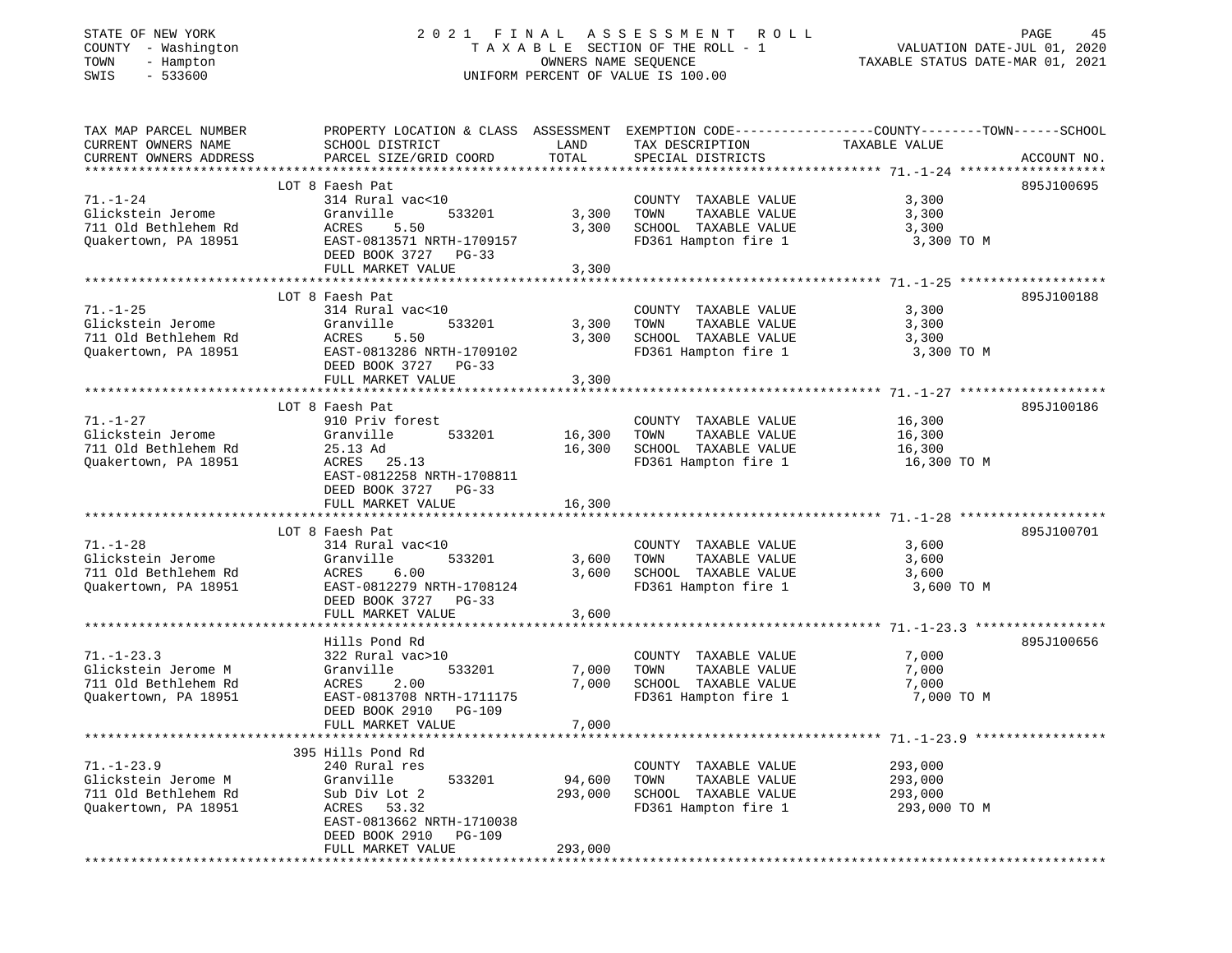STATE OF NEW YORK
COUNTY - Washington
TOWN - Hampton
SWIS - 533600

# 2021 FINAL ASSESSMENT ROLL
TAXABLE SECTION OF THE ROLL - 1
OWNERS NAME SEQUENCE
UNIFORM PERCENT OF VALUE IS 100.00

VALUATION DATE-JUL 01, 2020
TAXABLE STATUS DATE-MAR 01, 2021

| TAX MAP PARCEL NUMBER / CURRENT OWNERS NAME / CURRENT OWNERS ADDRESS | PROPERTY LOCATION & CLASS / SCHOOL DISTRICT / PARCEL SIZE/GRID COORD | ASSESSMENT LAND | TOTAL | EXEMPTION CODE / TAX DESCRIPTION / SPECIAL DISTRICTS | TAXABLE VALUE (COUNTY--TOWN--SCHOOL) | ACCOUNT NO. |
|---|---|---|---|---|---|---|
| 71.-1-24 | LOT 8 Faesh Pat | | | | | 895J100695 |
| | 314 Rural vac<10 | | | COUNTY TAXABLE VALUE | 3,300 | |
| Glickstein Jerome | Granville 533201 | 3,300 | | TOWN TAXABLE VALUE | 3,300 | |
| 711 Old Bethlehem Rd | ACRES 5.50 | | 3,300 | SCHOOL TAXABLE VALUE | 3,300 | |
| Quakertown, PA 18951 | EAST-0813571 NRTH-1709157 | | | FD361 Hampton fire 1 | 3,300 TO M | |
| | DEED BOOK 3727 PG-33 | | | | | |
| | FULL MARKET VALUE | | 3,300 | | | |
| 71.-1-25 | LOT 8 Faesh Pat | | | | | 895J100188 |
| | 314 Rural vac<10 | | | COUNTY TAXABLE VALUE | 3,300 | |
| Glickstein Jerome | Granville 533201 | 3,300 | | TOWN TAXABLE VALUE | 3,300 | |
| 711 Old Bethlehem Rd | ACRES 5.50 | | 3,300 | SCHOOL TAXABLE VALUE | 3,300 | |
| Quakertown, PA 18951 | EAST-0813286 NRTH-1709102 | | | FD361 Hampton fire 1 | 3,300 TO M | |
| | DEED BOOK 3727 PG-33 | | | | | |
| | FULL MARKET VALUE | | 3,300 | | | |
| 71.-1-27 | LOT 8 Faesh Pat | | | | | 895J100186 |
| | 910 Priv forest | | | COUNTY TAXABLE VALUE | 16,300 | |
| Glickstein Jerome | Granville 533201 | 16,300 | | TOWN TAXABLE VALUE | 16,300 | |
| 711 Old Bethlehem Rd | 25.13 Ad | | 16,300 | SCHOOL TAXABLE VALUE | 16,300 | |
| Quakertown, PA 18951 | ACRES 25.13 | | | FD361 Hampton fire 1 | 16,300 TO M | |
| | EAST-0812258 NRTH-1708811 | | | | | |
| | DEED BOOK 3727 PG-33 | | | | | |
| | FULL MARKET VALUE | | 16,300 | | | |
| 71.-1-28 | LOT 8 Faesh Pat | | | | | 895J100701 |
| | 314 Rural vac<10 | | | COUNTY TAXABLE VALUE | 3,600 | |
| Glickstein Jerome | Granville 533201 | 3,600 | | TOWN TAXABLE VALUE | 3,600 | |
| 711 Old Bethlehem Rd | ACRES 6.00 | | 3,600 | SCHOOL TAXABLE VALUE | 3,600 | |
| Quakertown, PA 18951 | EAST-0812279 NRTH-1708124 | | | FD361 Hampton fire 1 | 3,600 TO M | |
| | DEED BOOK 3727 PG-33 | | | | | |
| | FULL MARKET VALUE | | 3,600 | | | |
| 71.-1-23.3 | Hills Pond Rd | | | | | 895J100656 |
| | 322 Rural vac>10 | | | COUNTY TAXABLE VALUE | 7,000 | |
| Glickstein Jerome M | Granville 533201 | 7,000 | | TOWN TAXABLE VALUE | 7,000 | |
| 711 Old Bethlehem Rd | ACRES 2.00 | | 7,000 | SCHOOL TAXABLE VALUE | 7,000 | |
| Quakertown, PA 18951 | EAST-0813708 NRTH-1711175 | | | FD361 Hampton fire 1 | 7,000 TO M | |
| | DEED BOOK 2910 PG-109 | | | | | |
| | FULL MARKET VALUE | | 7,000 | | | |
| 71.-1-23.9 | 395 Hills Pond Rd | | | | | |
| | 240 Rural res | | | COUNTY TAXABLE VALUE | 293,000 | |
| Glickstein Jerome M | Granville 533201 | 94,600 | | TOWN TAXABLE VALUE | 293,000 | |
| 711 Old Bethlehem Rd | Sub Div Lot 2 | | 293,000 | SCHOOL TAXABLE VALUE | 293,000 | |
| Quakertown, PA 18951 | ACRES 53.32 | | | FD361 Hampton fire 1 | 293,000 TO M | |
| | EAST-0813662 NRTH-1710038 | | | | | |
| | DEED BOOK 2910 PG-109 | | | | | |
| | FULL MARKET VALUE | | 293,000 | | | |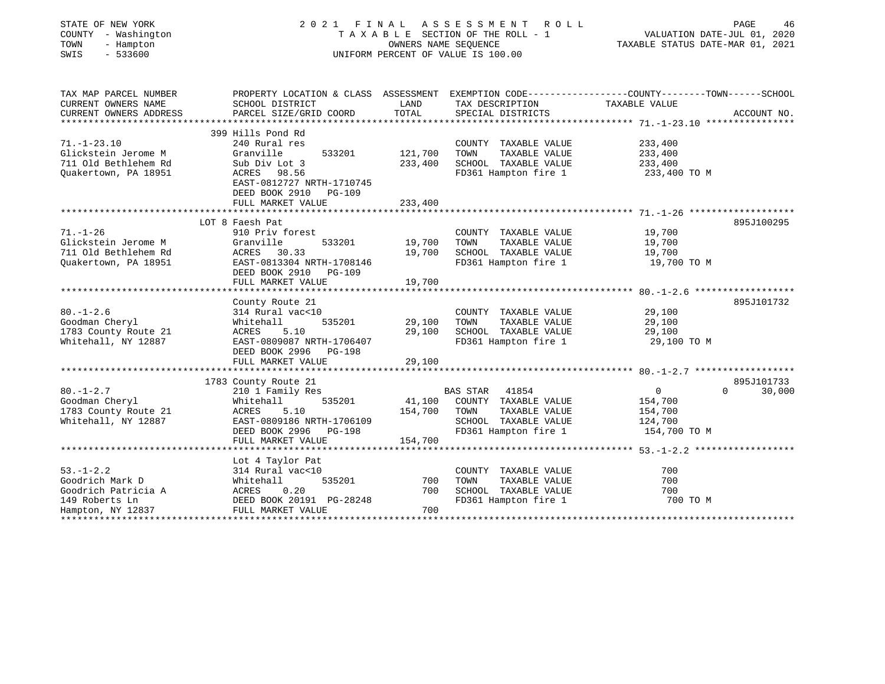STATE OF NEW YORK
COUNTY - Washington
TOWN - Hampton
SWIS - 533600

# 2021 FINAL ASSESSMENT ROLL

TAXABLE SECTION OF THE ROLL - 1
OWNERS NAME SEQUENCE
UNIFORM PERCENT OF VALUE IS 100.00

VALUATION DATE-JUL 01, 2020
TAXABLE STATUS DATE-MAR 01, 2021

| TAX MAP PARCEL NUMBER / CURRENT OWNERS NAME / CURRENT OWNERS ADDRESS | PROPERTY LOCATION & CLASS / SCHOOL DISTRICT / PARCEL SIZE/GRID COORD | ASSESSMENT LAND | TOTAL | EXEMPTION CODE / TAX DESCRIPTION / SPECIAL DISTRICTS | COUNTY TAXABLE VALUE | TOWN | SCHOOL | ACCOUNT NO. |
|---|---|---|---|---|---|---|---|---|
| 71.-1-23.10 | 399 Hills Pond Rd | | | | | | | |
| 71.-1-23.10 | 240 Rural res | | | COUNTY TAXABLE VALUE | 233,400 | | | |
| Glickstein Jerome M | Granville 533201 | 121,700 | | TOWN TAXABLE VALUE | 233,400 | | | |
| 711 Old Bethlehem Rd | Sub Div Lot 3 | | 233,400 | SCHOOL TAXABLE VALUE | 233,400 | | | |
| Quakertown, PA 18951 | ACRES 98.56 | | | FD361 Hampton fire 1 | 233,400 TO M | | | |
| | EAST-0812727 NRTH-1710745 | | | | | | | |
| | DEED BOOK 2910 PG-109 | | | | | | | |
| | FULL MARKET VALUE | | 233,400 | | | | | |
| 71.-1-26 | LOT 8 Faesh Pat | | | | | | | 895J100295 |
| 71.-1-26 | 910 Priv forest | | | COUNTY TAXABLE VALUE | 19,700 | | | |
| Glickstein Jerome M | Granville 533201 | 19,700 | | TOWN TAXABLE VALUE | 19,700 | | | |
| 711 Old Bethlehem Rd | ACRES 30.33 | | 19,700 | SCHOOL TAXABLE VALUE | 19,700 | | | |
| Quakertown, PA 18951 | EAST-0813304 NRTH-1708146 | | | FD361 Hampton fire 1 | 19,700 TO M | | | |
| | DEED BOOK 2910 PG-109 | | | | | | | |
| | FULL MARKET VALUE | | 19,700 | | | | | |
| 80.-1-2.6 | County Route 21 | | | | | | | 895J101732 |
| 80.-1-2.6 | 314 Rural vac<10 | | | COUNTY TAXABLE VALUE | 29,100 | | | |
| Goodman Cheryl | Whitehall 535201 | 29,100 | | TOWN TAXABLE VALUE | 29,100 | | | |
| 1783 County Route 21 | ACRES 5.10 | | 29,100 | SCHOOL TAXABLE VALUE | 29,100 | | | |
| Whitehall, NY 12887 | EAST-0809087 NRTH-1706407 | | | FD361 Hampton fire 1 | 29,100 TO M | | | |
| | DEED BOOK 2996 PG-198 | | | | | | | |
| | FULL MARKET VALUE | | 29,100 | | | | | |
| 80.-1-2.7 | 1783 County Route 21 | | | | | | | 895J101733 |
| 80.-1-2.7 | 210 1 Family Res | | | BAS STAR 41854 | 0 | 0 | 30,000 | |
| Goodman Cheryl | Whitehall 535201 | 41,100 | | COUNTY TAXABLE VALUE | 154,700 | | | |
| 1783 County Route 21 | ACRES 5.10 | | 154,700 | TOWN TAXABLE VALUE | 154,700 | | | |
| Whitehall, NY 12887 | EAST-0809186 NRTH-1706109 | | | SCHOOL TAXABLE VALUE | 124,700 | | | |
| | DEED BOOK 2996 PG-198 | | | FD361 Hampton fire 1 | 154,700 TO M | | | |
| | FULL MARKET VALUE | | 154,700 | | | | | |
| 53.-1-2.2 | Lot 4 Taylor Pat | | | | | | | |
| 53.-1-2.2 | 314 Rural vac<10 | | | COUNTY TAXABLE VALUE | 700 | | | |
| Goodrich Mark D | Whitehall 535201 | 700 | | TOWN TAXABLE VALUE | 700 | | | |
| Goodrich Patricia A | ACRES 0.20 | | 700 | SCHOOL TAXABLE VALUE | 700 | | | |
| 149 Roberts Ln | DEED BOOK 20191 PG-28248 | | | FD361 Hampton fire 1 | 700 TO M | | | |
| Hampton, NY 12837 | FULL MARKET VALUE | | 700 | | | | | |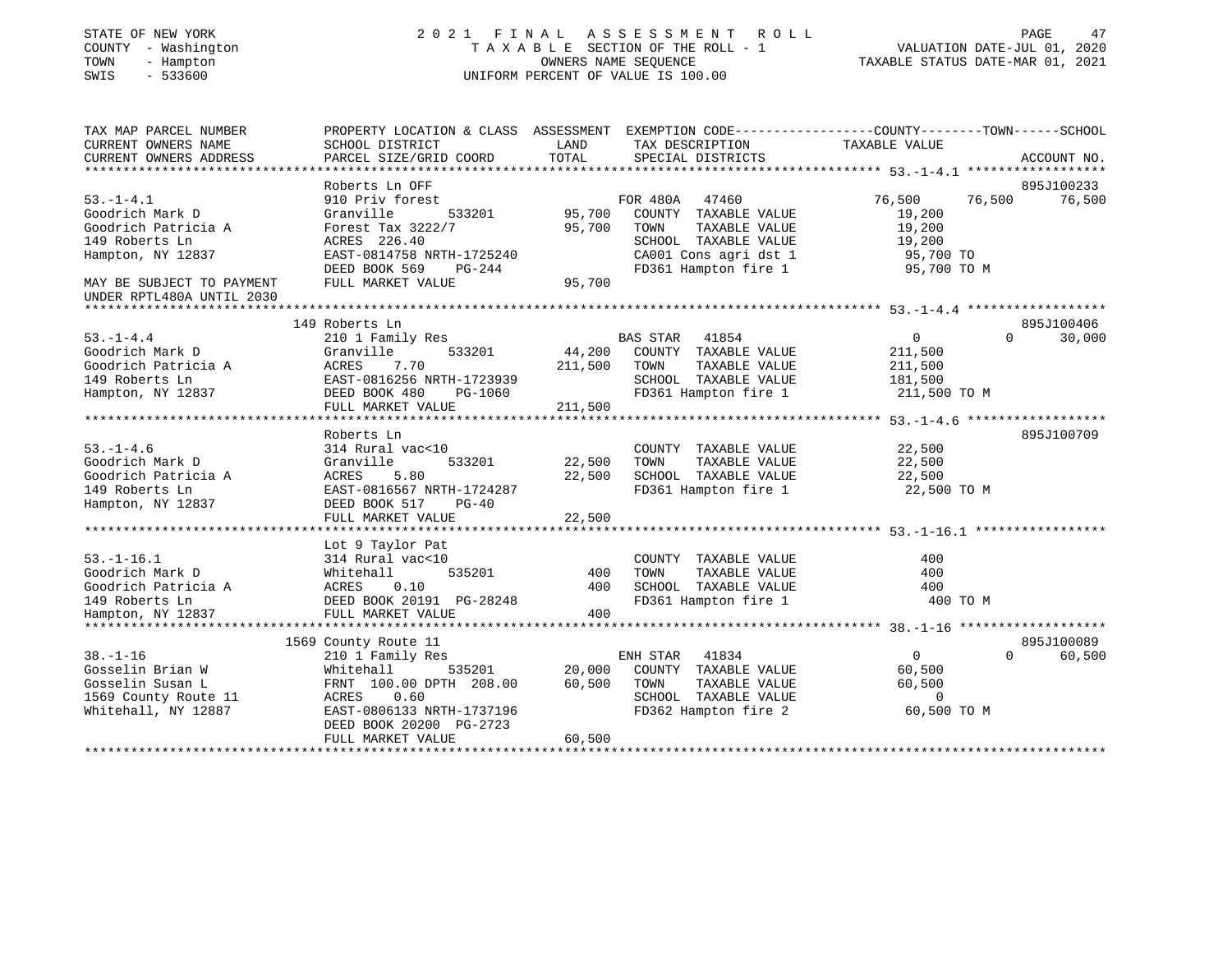STATE OF NEW YORK
COUNTY - Washington
TOWN - Hampton
SWIS - 533600

# 2021 FINAL ASSESSMENT ROLL
TAXABLE SECTION OF THE ROLL - 1
OWNERS NAME SEQUENCE
UNIFORM PERCENT OF VALUE IS 100.00

VALUATION DATE-JUL 01, 2020
TAXABLE STATUS DATE-MAR 01, 2021

```
TAX MAP PARCEL NUMBER      PROPERTY LOCATION & CLASS  ASSESSMENT  EXEMPTION CODE-----------------COUNTY--------TOWN------SCHOOL
CURRENT OWNERS NAME        SCHOOL DISTRICT             LAND       TAX DESCRIPTION              TAXABLE VALUE
CURRENT OWNERS ADDRESS     PARCEL SIZE/GRID COORD      TOTAL      SPECIAL DISTRICTS                                      ACCOUNT NO.
******************************************************************************************************* 53.-1-4.1 ******************
                           Roberts Ln OFF                                                                               895J100233
53.-1-4.1                  910 Priv forest                        FOR 480A   47460              76,500      76,500      76,500
Goodrich Mark D            Granville        533201      95,700    COUNTY  TAXABLE VALUE          19,200
Goodrich Patricia A        Forest Tax 3222/7            95,700    TOWN    TAXABLE VALUE          19,200
149 Roberts Ln             ACRES  226.40                          SCHOOL  TAXABLE VALUE          19,200
Hampton, NY 12837          EAST-0814758 NRTH-1725240              CA001 Cons agri dst 1           95,700 TO
                           DEED BOOK 569    PG-244                FD361 Hampton fire 1            95,700 TO M
MAY BE SUBJECT TO PAYMENT  FULL MARKET VALUE            95,700
UNDER RPTL480A UNTIL 2030
******************************************************************************************************* 53.-1-4.4 ******************
                           149 Roberts Ln                                                                               895J100406
53.-1-4.4                  210 1 Family Res                       BAS STAR   41854                  0           0       30,000
Goodrich Mark D            Granville        533201      44,200    COUNTY  TAXABLE VALUE         211,500
Goodrich Patricia A        ACRES    7.70               211,500    TOWN    TAXABLE VALUE         211,500
149 Roberts Ln             EAST-0816256 NRTH-1723939              SCHOOL  TAXABLE VALUE         181,500
Hampton, NY 12837          DEED BOOK 480    PG-1060               FD361 Hampton fire 1           211,500 TO M
                           FULL MARKET VALUE           211,500
******************************************************************************************************* 53.-1-4.6 ******************
                           Roberts Ln                                                                                   895J100709
53.-1-4.6                  314 Rural vac<10                       COUNTY  TAXABLE VALUE          22,500
Goodrich Mark D            Granville        533201      22,500    TOWN    TAXABLE VALUE          22,500
Goodrich Patricia A        ACRES    5.80                22,500    SCHOOL  TAXABLE VALUE          22,500
149 Roberts Ln             EAST-0816567 NRTH-1724287              FD361 Hampton fire 1            22,500 TO M
Hampton, NY 12837          DEED BOOK 517    PG-40
                           FULL MARKET VALUE            22,500
******************************************************************************************************* 53.-1-16.1 *****************
                           Lot 9 Taylor Pat
53.-1-16.1                 314 Rural vac<10                       COUNTY  TAXABLE VALUE             400
Goodrich Mark D            Whitehall        535201         400    TOWN    TAXABLE VALUE             400
Goodrich Patricia A        ACRES    0.10                   400    SCHOOL  TAXABLE VALUE             400
149 Roberts Ln             DEED BOOK 20191 PG-28248               FD361 Hampton fire 1               400 TO M
Hampton, NY 12837          FULL MARKET VALUE               400
******************************************************************************************************* 38.-1-16 *******************
                           1569 County Route 11                                                                         895J100089
38.-1-16                   210 1 Family Res                       ENH STAR   41834                  0           0       60,500
Gosselin Brian W           Whitehall        535201      20,000    COUNTY  TAXABLE VALUE          60,500
Gosselin Susan L           FRNT 100.00 DPTH 208.00      60,500    TOWN    TAXABLE VALUE          60,500
1569 County Route 11       ACRES    0.60                          SCHOOL  TAXABLE VALUE               0
Whitehall, NY 12887        EAST-0806133 NRTH-1737196              FD362 Hampton fire 2            60,500 TO M
                           DEED BOOK 20200 PG-2723
                           FULL MARKET VALUE            60,500
************************************************************************************************************************************
```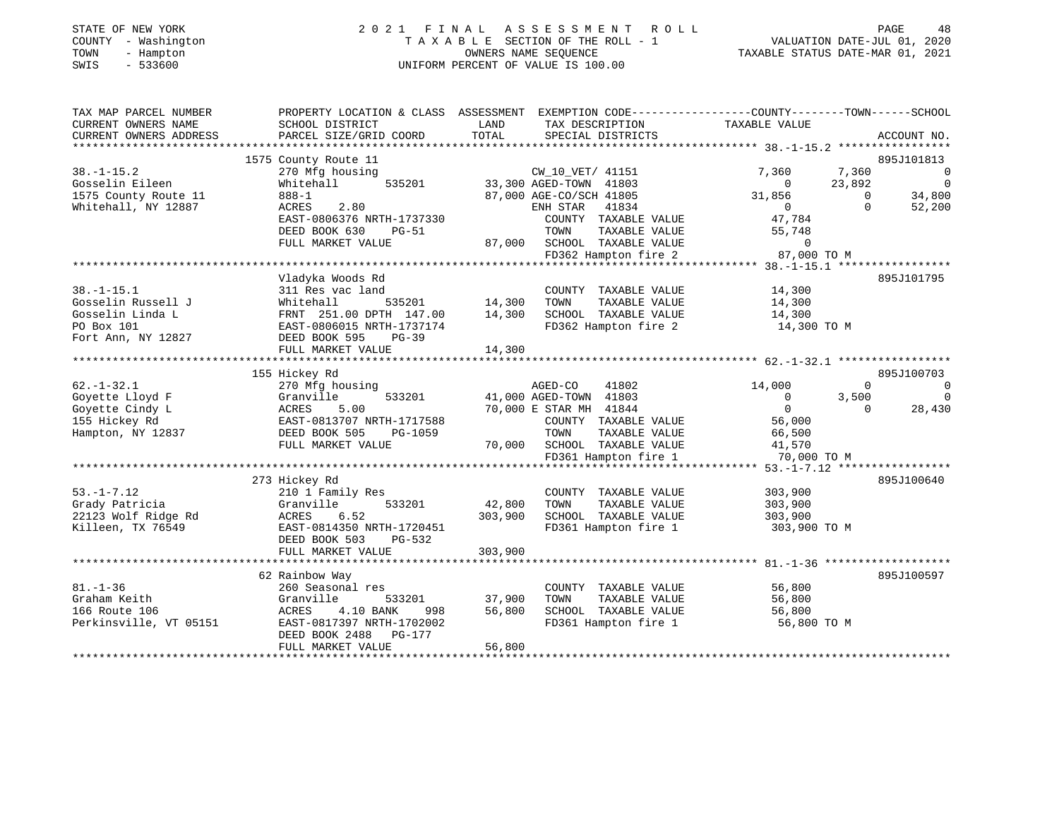STATE OF NEW YORK | 2021 FINAL ASSESSMENT ROLL | PAGE 48
COUNTY - Washington | TAXABLE SECTION OF THE ROLL - 1 | VALUATION DATE-JUL 01, 2020
TOWN - Hampton | OWNERS NAME SEQUENCE | TAXABLE STATUS DATE-MAR 01, 2021
SWIS - 533600 | UNIFORM PERCENT OF VALUE IS 100.00

```
TAX MAP PARCEL NUMBER     PROPERTY LOCATION & CLASS  ASSESSMENT  EXEMPTION CODE-----------------COUNTY--------TOWN------SCHOOL
CURRENT OWNERS NAME       SCHOOL DISTRICT               LAND      TAX DESCRIPTION              TAXABLE VALUE
CURRENT OWNERS ADDRESS    PARCEL SIZE/GRID COORD        TOTAL     SPECIAL DISTRICTS                                  ACCOUNT NO.
******************************************************************************************************* 38.-1-15.2 *****************
                          1575 County Route 11                                                                       895J101813
38.-1-15.2                270 Mfg housing                          CW_10_VET/ 41151              7,360       7,360           0
Gosselin Eileen           Whitehall        535201        33,300 AGED-TOWN  41803                   0      23,892           0
1575 County Route 11      888-1                          87,000 AGE-CO/SCH 41805              31,856           0      34,800
Whitehall, NY 12887       ACRES     2.80                         ENH STAR    41834                  0           0      52,200
                          EAST-0806376 NRTH-1737330               COUNTY  TAXABLE VALUE            47,784
                          DEED BOOK 630     PG-51                 TOWN    TAXABLE VALUE            55,748
                          FULL MARKET VALUE              87,000  SCHOOL  TAXABLE VALUE                 0
                                                                  FD362 Hampton fire 2            87,000 TO M
******************************************************************************************************* 38.-1-15.1 *****************
                          Vladyka Woods Rd                                                                           895J101795
38.-1-15.1                311 Res vac land                        COUNTY  TAXABLE VALUE            14,300
Gosselin Russell J        Whitehall        535201        14,300   TOWN    TAXABLE VALUE            14,300
Gosselin Linda L          FRNT 251.00 DPTH 147.00        14,300   SCHOOL  TAXABLE VALUE            14,300
PO Box 101                EAST-0806015 NRTH-1737174               FD362 Hampton fire 2            14,300 TO M
Fort Ann, NY 12827        DEED BOOK 595     PG-39
                          FULL MARKET VALUE              14,300
******************************************************************************************************* 62.-1-32.1 *****************
                          155 Hickey Rd                                                                              895J100703
62.-1-32.1                270 Mfg housing                          AGED-CO     41802              14,000           0           0
Goyette Lloyd F           Granville        533201        41,000 AGED-TOWN  41803                   0       3,500           0
Goyette Cindy L           ACRES     5.00                 70,000 E STAR MH  41844                   0           0      28,430
155 Hickey Rd             EAST-0813707 NRTH-1717588               COUNTY  TAXABLE VALUE            56,000
Hampton, NY 12837         DEED BOOK 505     PG-1059               TOWN    TAXABLE VALUE            66,500
                          FULL MARKET VALUE              70,000  SCHOOL  TAXABLE VALUE            41,570
                                                                  FD361 Hampton fire 1            70,000 TO M
******************************************************************************************************* 53.-1-7.12 *****************
                          273 Hickey Rd                                                                              895J100640
53.-1-7.12                210 1 Family Res                        COUNTY  TAXABLE VALUE           303,900
Grady Patricia            Granville        533201        42,800   TOWN    TAXABLE VALUE           303,900
22123 Wolf Ridge Rd       ACRES     6.52                303,900   SCHOOL  TAXABLE VALUE           303,900
Killeen, TX 76549         EAST-0814350 NRTH-1720451               FD361 Hampton fire 1           303,900 TO M
                          DEED BOOK 503     PG-532
                          FULL MARKET VALUE             303,900
******************************************************************************************************* 81.-1-36 *******************
                          62 Rainbow Way                                                                             895J100597
81.-1-36                  260 Seasonal res                        COUNTY  TAXABLE VALUE            56,800
Graham Keith              Granville        533201        37,900   TOWN    TAXABLE VALUE            56,800
166 Route 106             ACRES     4.10 BANK     998    56,800   SCHOOL  TAXABLE VALUE            56,800
Perkinsville, VT 05151    EAST-0817397 NRTH-1702002               FD361 Hampton fire 1            56,800 TO M
                          DEED BOOK 2488    PG-177
                          FULL MARKET VALUE              56,800
************************************************************************************************************************************
```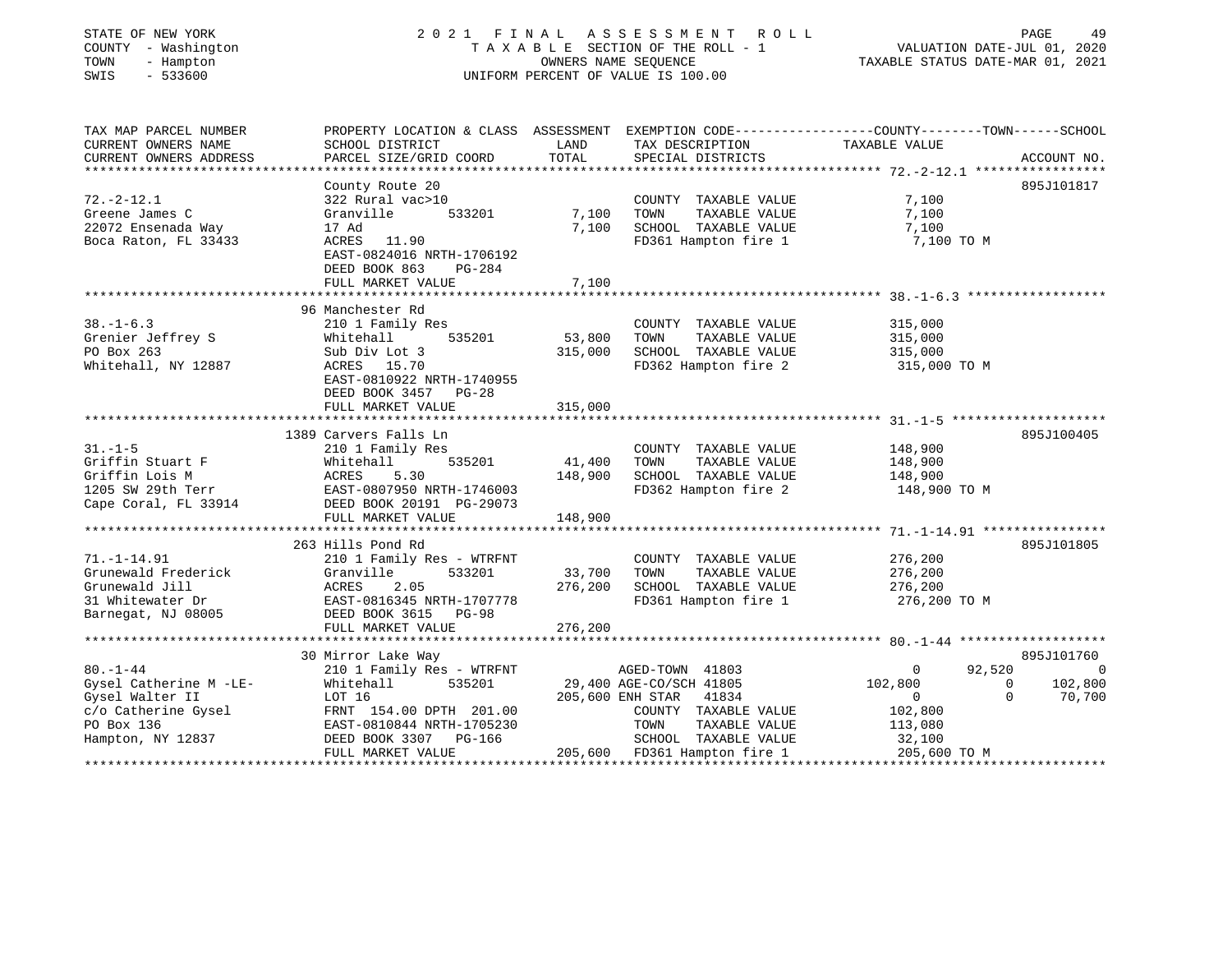STATE OF NEW YORK — COUNTY - Washington — TOWN - Hampton — SWIS - 533600

2021 FINAL ASSESSMENT ROLL
TAXABLE SECTION OF THE ROLL - 1
OWNERS NAME SEQUENCE
UNIFORM PERCENT OF VALUE IS 100.00

VALUATION DATE-JUL 01, 2020
TAXABLE STATUS DATE-MAR 01, 2021

| TAX MAP PARCEL NUMBER / CURRENT OWNERS NAME / CURRENT OWNERS ADDRESS | PROPERTY LOCATION & CLASS / SCHOOL DISTRICT / PARCEL SIZE/GRID COORD | ASSESSMENT LAND | TOTAL | EXEMPTION CODE / TAX DESCRIPTION / SPECIAL DISTRICTS | COUNTY TAXABLE VALUE | TOWN | SCHOOL | ACCOUNT NO. |
|---|---|---|---|---|---|---|---|---|
| **72.-2-12.1** | County Route 20 | | | | | | | 895J101817 |
| Greene James C | 322 Rural vac>10 | | | COUNTY TAXABLE VALUE | 7,100 | | | |
| 22072 Ensenada Way | Granville 533201 | 7,100 | | TOWN TAXABLE VALUE | 7,100 | | | |
| Boca Raton, FL 33433 | 17 Ad | | 7,100 | SCHOOL TAXABLE VALUE | 7,100 | | | |
| | ACRES 11.90 | | | FD361 Hampton fire 1 | 7,100 TO M | | | |
| | EAST-0824016 NRTH-1706192 | | | | | | | |
| | DEED BOOK 863 PG-284 | | | | | | | |
| | FULL MARKET VALUE | | 7,100 | | | | | |
| **38.-1-6.3** | 96 Manchester Rd | | | | | | | |
| Grenier Jeffrey S | 210 1 Family Res | | | COUNTY TAXABLE VALUE | 315,000 | | | |
| PO Box 263 | Whitehall 535201 | 53,800 | | TOWN TAXABLE VALUE | 315,000 | | | |
| Whitehall, NY 12887 | Sub Div Lot 3 | | 315,000 | SCHOOL TAXABLE VALUE | 315,000 | | | |
| | ACRES 15.70 | | | FD362 Hampton fire 2 | 315,000 TO M | | | |
| | EAST-0810922 NRTH-1740955 | | | | | | | |
| | DEED BOOK 3457 PG-28 | | | | | | | |
| | FULL MARKET VALUE | | 315,000 | | | | | |
| **31.-1-5** | 1389 Carvers Falls Ln | | | | | | | 895J100405 |
| Griffin Stuart F | 210 1 Family Res | | | COUNTY TAXABLE VALUE | 148,900 | | | |
| Griffin Lois M | Whitehall 535201 | 41,400 | | TOWN TAXABLE VALUE | 148,900 | | | |
| 1205 SW 29th Terr | ACRES 5.30 | | 148,900 | SCHOOL TAXABLE VALUE | 148,900 | | | |
| Cape Coral, FL 33914 | EAST-0807950 NRTH-1746003 | | | FD362 Hampton fire 2 | 148,900 TO M | | | |
| | DEED BOOK 20191 PG-29073 | | | | | | | |
| | FULL MARKET VALUE | | 148,900 | | | | | |
| **71.-1-14.91** | 263 Hills Pond Rd | | | | | | | 895J101805 |
| Grunewald Frederick | 210 1 Family Res - WTRFNT | | | COUNTY TAXABLE VALUE | 276,200 | | | |
| Grunewald Jill | Granville 533201 | 33,700 | | TOWN TAXABLE VALUE | 276,200 | | | |
| 31 Whitewater Dr | ACRES 2.05 | | 276,200 | SCHOOL TAXABLE VALUE | 276,200 | | | |
| Barnegat, NJ 08005 | EAST-0816345 NRTH-1707778 | | | FD361 Hampton fire 1 | 276,200 TO M | | | |
| | DEED BOOK 3615 PG-98 | | | | | | | |
| | FULL MARKET VALUE | | 276,200 | | | | | |
| **80.-1-44** | 30 Mirror Lake Way | | | | | | | 895J101760 |
| Gysel Catherine M -LE- | 210 1 Family Res - WTRFNT | | | AGED-TOWN 41803 | 0 | 92,520 | 0 | |
| Gysel Walter II | Whitehall 535201 | 29,400 | | AGE-CO/SCH 41805 | 102,800 | 0 | 102,800 | |
| c/o Catherine Gysel | LOT 16 | | 205,600 | ENH STAR 41834 | 0 | 0 | 70,700 | |
| PO Box 136 | FRNT 154.00 DPTH 201.00 | | | COUNTY TAXABLE VALUE | 102,800 | | | |
| Hampton, NY 12837 | EAST-0810844 NRTH-1705230 | | | TOWN TAXABLE VALUE | 113,080 | | | |
| | DEED BOOK 3307 PG-166 | | | SCHOOL TAXABLE VALUE | 32,100 | | | |
| | FULL MARKET VALUE | | 205,600 | FD361 Hampton fire 1 | 205,600 TO M | | | |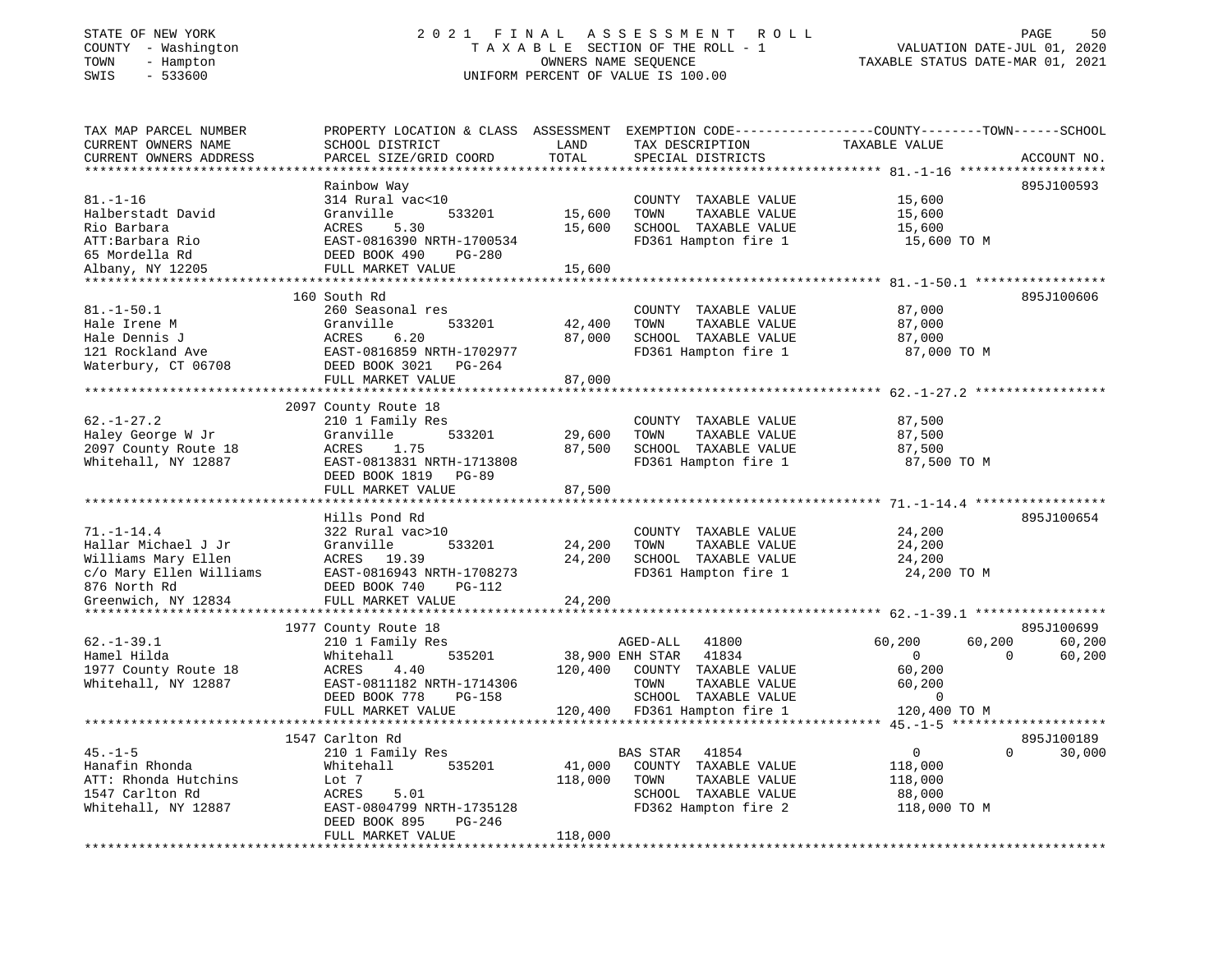STATE OF NEW YORK
COUNTY - Washington
TOWN - Hampton
SWIS - 533600

2021 FINAL ASSESSMENT ROLL
TAXABLE SECTION OF THE ROLL - 1
OWNERS NAME SEQUENCE
UNIFORM PERCENT OF VALUE IS 100.00

VALUATION DATE-JUL 01, 2020
TAXABLE STATUS DATE-MAR 01, 2021

| TAX MAP PARCEL NUMBER / CURRENT OWNERS NAME / CURRENT OWNERS ADDRESS | PROPERTY LOCATION & CLASS / SCHOOL DISTRICT / PARCEL SIZE/GRID COORD | ASSESSMENT LAND | TOTAL | EXEMPTION CODE / TAX DESCRIPTION / SPECIAL DISTRICTS | COUNTY TAXABLE VALUE | TOWN | SCHOOL | ACCOUNT NO. |
|---|---|---|---|---|---|---|---|---|
| 81.-1-16 | Rainbow Way | | | | | | | 895J100593 |
| 81.-1-16 | 314 Rural vac<10 | | | COUNTY TAXABLE VALUE | 15,600 | | | |
| Halberstadt David | Granville 533201 | 15,600 | | TOWN TAXABLE VALUE | 15,600 | | | |
| Rio Barbara | ACRES 5.30 | | 15,600 | SCHOOL TAXABLE VALUE | 15,600 | | | |
| ATT:Barbara Rio | EAST-0816390 NRTH-1700534 | | | FD361 Hampton fire 1 | 15,600 TO M | | | |
| 65 Mordella Rd | DEED BOOK 490 PG-280 | | | | | | | |
| Albany, NY 12205 | FULL MARKET VALUE | | 15,600 | | | | | |
| 81.-1-50.1 | 160 South Rd | | | | | | | 895J100606 |
| 81.-1-50.1 | 260 Seasonal res | | | COUNTY TAXABLE VALUE | 87,000 | | | |
| Hale Irene M | Granville 533201 | 42,400 | | TOWN TAXABLE VALUE | 87,000 | | | |
| Hale Dennis J | ACRES 6.20 | | 87,000 | SCHOOL TAXABLE VALUE | 87,000 | | | |
| 121 Rockland Ave | EAST-0816859 NRTH-1702977 | | | FD361 Hampton fire 1 | 87,000 TO M | | | |
| Waterbury, CT 06708 | DEED BOOK 3021 PG-264 | | | | | | | |
| | FULL MARKET VALUE | | 87,000 | | | | | |
| 62.-1-27.2 | 2097 County Route 18 | | | | | | | |
| 62.-1-27.2 | 210 1 Family Res | | | COUNTY TAXABLE VALUE | 87,500 | | | |
| Haley George W Jr | Granville 533201 | 29,600 | | TOWN TAXABLE VALUE | 87,500 | | | |
| 2097 County Route 18 | ACRES 1.75 | | 87,500 | SCHOOL TAXABLE VALUE | 87,500 | | | |
| Whitehall, NY 12887 | EAST-0813831 NRTH-1713808 | | | FD361 Hampton fire 1 | 87,500 TO M | | | |
| | DEED BOOK 1819 PG-89 | | | | | | | |
| | FULL MARKET VALUE | | 87,500 | | | | | |
| 71.-1-14.4 | Hills Pond Rd | | | | | | | 895J100654 |
| 71.-1-14.4 | 322 Rural vac>10 | | | COUNTY TAXABLE VALUE | 24,200 | | | |
| Hallar Michael J Jr | Granville 533201 | 24,200 | | TOWN TAXABLE VALUE | 24,200 | | | |
| Williams Mary Ellen | ACRES 19.39 | | 24,200 | SCHOOL TAXABLE VALUE | 24,200 | | | |
| c/o Mary Ellen Williams | EAST-0816943 NRTH-1708273 | | | FD361 Hampton fire 1 | 24,200 TO M | | | |
| 876 North Rd | DEED BOOK 740 PG-112 | | | | | | | |
| Greenwich, NY 12834 | FULL MARKET VALUE | | 24,200 | | | | | |
| 62.-1-39.1 | 1977 County Route 18 | | | | | | | 895J100699 |
| 62.-1-39.1 | 210 1 Family Res | | | AGED-ALL 41800 | 60,200 | 60,200 | 60,200 | |
| Hamel Hilda | Whitehall 535201 | 38,900 | | ENH STAR 41834 | 0 | 0 | 60,200 | |
| 1977 County Route 18 | ACRES 4.40 | | 120,400 | COUNTY TAXABLE VALUE | 60,200 | | | |
| Whitehall, NY 12887 | EAST-0811182 NRTH-1714306 | | | TOWN TAXABLE VALUE | 60,200 | | | |
| | DEED BOOK 778 PG-158 | | | SCHOOL TAXABLE VALUE | 0 | | | |
| | FULL MARKET VALUE | | 120,400 | FD361 Hampton fire 1 | 120,400 TO M | | | |
| 45.-1-5 | 1547 Carlton Rd | | | | | | | 895J100189 |
| 45.-1-5 | 210 1 Family Res | | | BAS STAR 41854 | 0 | 0 | 30,000 | |
| Hanafin Rhonda | Whitehall 535201 | 41,000 | | COUNTY TAXABLE VALUE | 118,000 | | | |
| ATT: Rhonda Hutchins | Lot 7 | | 118,000 | TOWN TAXABLE VALUE | 118,000 | | | |
| 1547 Carlton Rd | ACRES 5.01 | | | SCHOOL TAXABLE VALUE | 88,000 | | | |
| Whitehall, NY 12887 | EAST-0804799 NRTH-1735128 | | | FD362 Hampton fire 2 | 118,000 TO M | | | |
| | DEED BOOK 895 PG-246 | | | | | | | |
| | FULL MARKET VALUE | | 118,000 | | | | | |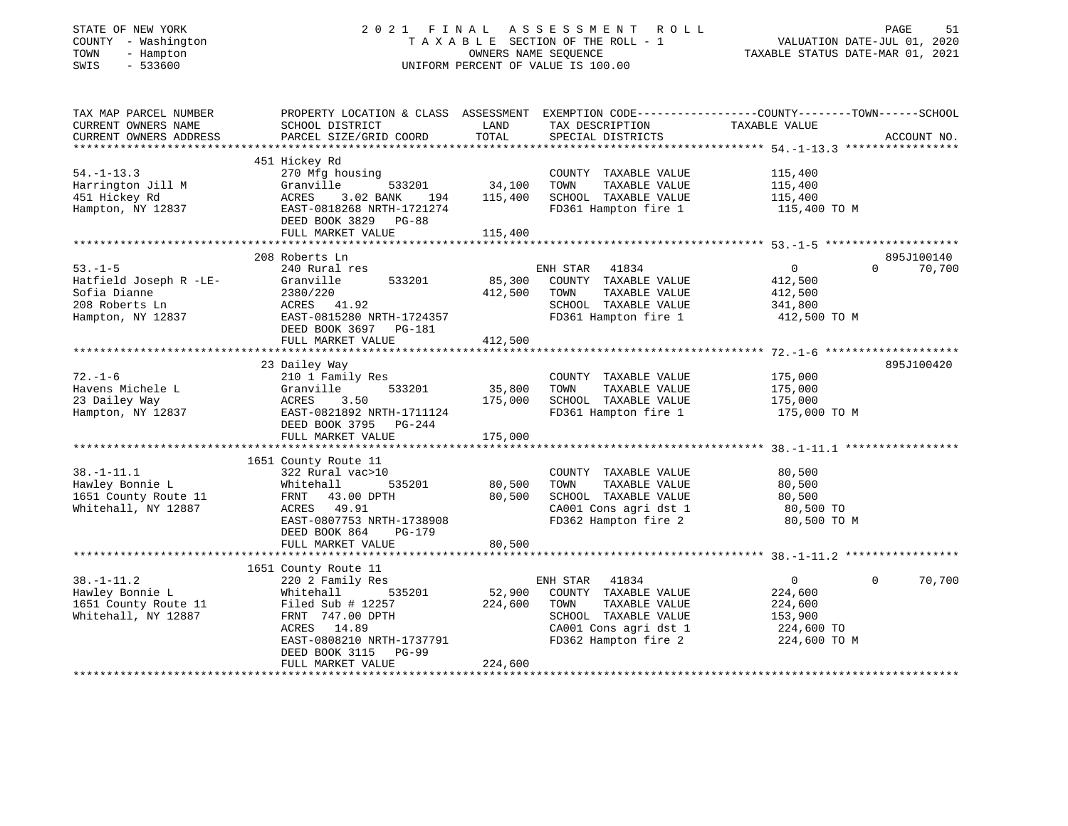STATE OF NEW YORK | 2021 FINAL ASSESSMENT ROLL | VALUATION DATE-JUL 01, 2020
COUNTY - Washington | TAXABLE SECTION OF THE ROLL - 1 | TAXABLE STATUS DATE-MAR 01, 2021
TOWN - Hampton | OWNERS NAME SEQUENCE
SWIS - 533600 | UNIFORM PERCENT OF VALUE IS 100.00

```
TAX MAP PARCEL NUMBER     PROPERTY LOCATION & CLASS  ASSESSMENT  EXEMPTION CODE------------------COUNTY--------TOWN------SCHOOL
CURRENT OWNERS NAME       SCHOOL DISTRICT               LAND      TAX DESCRIPTION                TAXABLE VALUE
CURRENT OWNERS ADDRESS    PARCEL SIZE/GRID COORD        TOTAL     SPECIAL DISTRICTS                                    ACCOUNT NO.
******************************************************************************************************* 54.-1-13.3 *****************
                          451 Hickey Rd
54.-1-13.3                270 Mfg housing                         COUNTY  TAXABLE VALUE            115,400
Harrington Jill M         Granville       533201      34,100      TOWN    TAXABLE VALUE            115,400
451 Hickey Rd             ACRES    3.02 BANK    194  115,400      SCHOOL  TAXABLE VALUE            115,400
Hampton, NY 12837         EAST-0818268 NRTH-1721274               FD361 Hampton fire 1              115,400 TO M
                          DEED BOOK 3829   PG-88
                          FULL MARKET VALUE           115,400
******************************************************************************************************* 53.-1-5 ********************
                          208 Roberts Ln                                                                              895J100140
53.-1-5                   240 Rural res                           ENH STAR  41834                   0             0     70,700
Hatfield Joseph R -LE-    Granville       533201      85,300      COUNTY  TAXABLE VALUE            412,500
Sofia Dianne              2380/220                   412,500      TOWN    TAXABLE VALUE            412,500
208 Roberts Ln            ACRES   41.92                           SCHOOL  TAXABLE VALUE            341,800
Hampton, NY 12837         EAST-0815280 NRTH-1724357               FD361 Hampton fire 1              412,500 TO M
                          DEED BOOK 3697   PG-181
                          FULL MARKET VALUE           412,500
******************************************************************************************************* 72.-1-6 ********************
                          23 Dailey Way                                                                               895J100420
72.-1-6                   210 1 Family Res                        COUNTY  TAXABLE VALUE            175,000
Havens Michele L          Granville       533201      35,800      TOWN    TAXABLE VALUE            175,000
23 Dailey Way             ACRES    3.50              175,000      SCHOOL  TAXABLE VALUE            175,000
Hampton, NY 12837         EAST-0821892 NRTH-1711124               FD361 Hampton fire 1              175,000 TO M
                          DEED BOOK 3795   PG-244
                          FULL MARKET VALUE           175,000
******************************************************************************************************* 38.-1-11.1 *****************
                          1651 County Route 11
38.-1-11.1                322 Rural vac>10                        COUNTY  TAXABLE VALUE             80,500
Hawley Bonnie L           Whitehall       535201      80,500      TOWN    TAXABLE VALUE             80,500
1651 County Route 11      FRNT   43.00 DPTH           80,500      SCHOOL  TAXABLE VALUE             80,500
Whitehall, NY 12887       ACRES   49.91                           CA001 Cons agri dst 1              80,500 TO
                          EAST-0807753 NRTH-1738908               FD362 Hampton fire 2               80,500 TO M
                          DEED BOOK 864    PG-179
                          FULL MARKET VALUE            80,500
******************************************************************************************************* 38.-1-11.2 *****************
                          1651 County Route 11
38.-1-11.2                220 2 Family Res                        ENH STAR  41834                   0             0     70,700
Hawley Bonnie L           Whitehall       535201      52,900      COUNTY  TAXABLE VALUE            224,600
1651 County Route 11      Filed Sub # 12257          224,600      TOWN    TAXABLE VALUE            224,600
Whitehall, NY 12887       FRNT  747.00 DPTH                       SCHOOL  TAXABLE VALUE            153,900
                          ACRES   14.89                           CA001 Cons agri dst 1             224,600 TO
                          EAST-0808210 NRTH-1737791               FD362 Hampton fire 2              224,600 TO M
                          DEED BOOK 3115   PG-99
                          FULL MARKET VALUE           224,600
************************************************************************************************************************************
```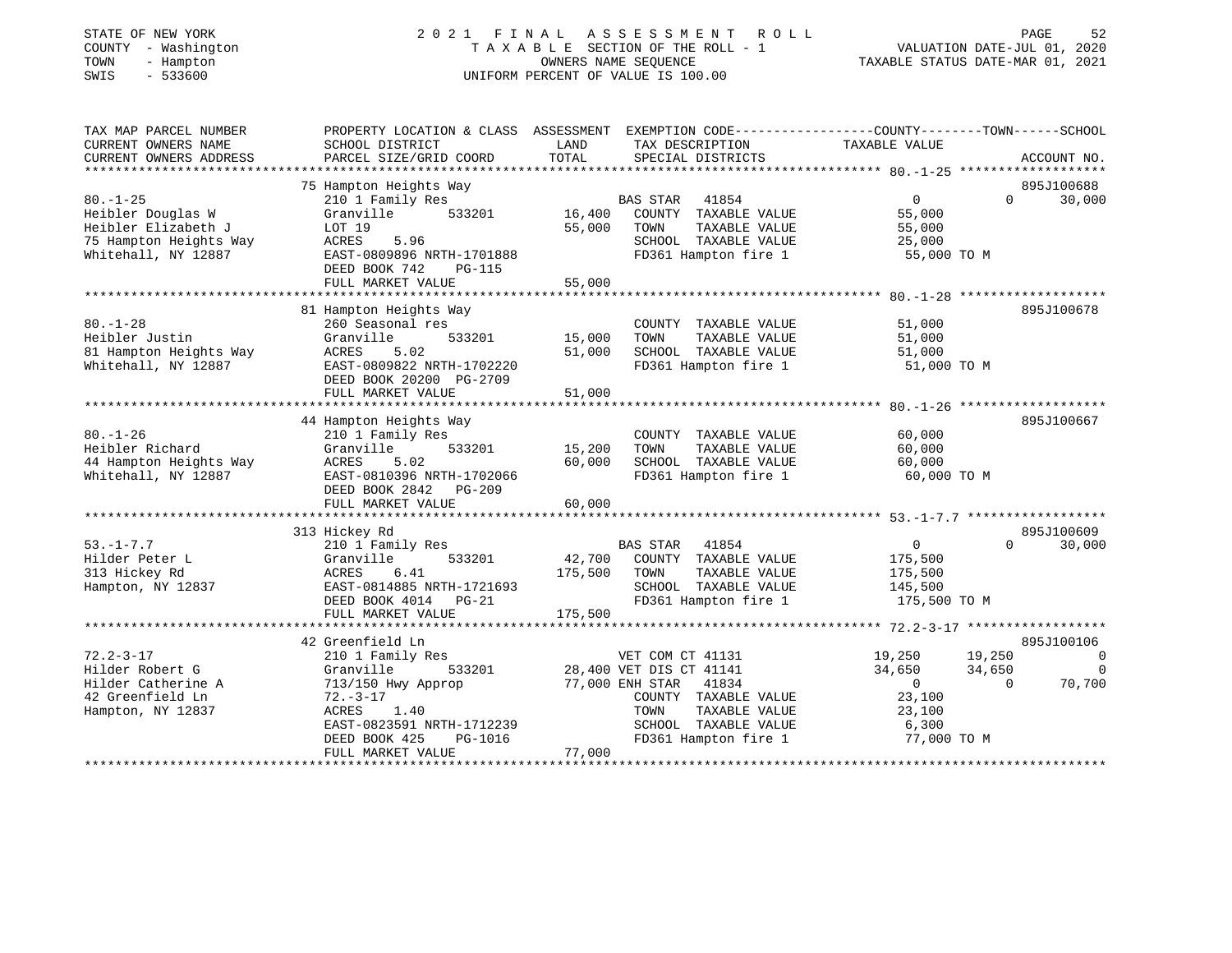STATE OF NEW YORK
COUNTY - Washington
TOWN - Hampton
SWIS - 533600

# 2021 FINAL ASSESSMENT ROLL
TAXABLE SECTION OF THE ROLL - 1
OWNERS NAME SEQUENCE
UNIFORM PERCENT OF VALUE IS 100.00

VALUATION DATE-JUL 01, 2020
TAXABLE STATUS DATE-MAR 01, 2021

| TAX MAP PARCEL NUMBER / CURRENT OWNERS NAME / CURRENT OWNERS ADDRESS | PROPERTY LOCATION & CLASS / SCHOOL DISTRICT / PARCEL SIZE/GRID COORD | ASSESSMENT LAND | TOTAL | EXEMPTION CODE / TAX DESCRIPTION / SPECIAL DISTRICTS | COUNTY TAXABLE VALUE | TOWN | SCHOOL | ACCOUNT NO. |
|---|---|---|---|---|---|---|---|---|
| **80.-1-25** | 75 Hampton Heights Way | | | | | | | 895J100688 |
| Heibler Douglas W | 210 1 Family Res | | | BAS STAR 41854 | 0 | 0 | 30,000 | |
| Heibler Elizabeth J | Granville 533201 | 16,400 | | COUNTY TAXABLE VALUE | 55,000 | | | |
| 75 Hampton Heights Way | LOT 19 | | 55,000 | TOWN TAXABLE VALUE | 55,000 | | | |
| Whitehall, NY 12887 | ACRES 5.96 | | | SCHOOL TAXABLE VALUE | 25,000 | | | |
| | EAST-0809896 NRTH-1701888 | | | FD361 Hampton fire 1 | 55,000 TO M | | | |
| | DEED BOOK 742 PG-115 | | | | | | | |
| | FULL MARKET VALUE | | 55,000 | | | | | |
| **80.-1-28** | 81 Hampton Heights Way | | | | | | | 895J100678 |
| Heibler Justin | 260 Seasonal res | | | COUNTY TAXABLE VALUE | 51,000 | | | |
| 81 Hampton Heights Way | Granville 533201 | 15,000 | | TOWN TAXABLE VALUE | 51,000 | | | |
| Whitehall, NY 12887 | ACRES 5.02 | | 51,000 | SCHOOL TAXABLE VALUE | 51,000 | | | |
| | EAST-0809822 NRTH-1702220 | | | FD361 Hampton fire 1 | 51,000 TO M | | | |
| | DEED BOOK 20200 PG-2709 | | | | | | | |
| | FULL MARKET VALUE | | 51,000 | | | | | |
| **80.-1-26** | 44 Hampton Heights Way | | | | | | | 895J100667 |
| Heibler Richard | 210 1 Family Res | | | COUNTY TAXABLE VALUE | 60,000 | | | |
| 44 Hampton Heights Way | Granville 533201 | 15,200 | | TOWN TAXABLE VALUE | 60,000 | | | |
| Whitehall, NY 12887 | ACRES 5.02 | | 60,000 | SCHOOL TAXABLE VALUE | 60,000 | | | |
| | EAST-0810396 NRTH-1702066 | | | FD361 Hampton fire 1 | 60,000 TO M | | | |
| | DEED BOOK 2842 PG-209 | | | | | | | |
| | FULL MARKET VALUE | | 60,000 | | | | | |
| **53.-1-7.7** | 313 Hickey Rd | | | | | | | 895J100609 |
| Hilder Peter L | 210 1 Family Res | | | BAS STAR 41854 | 0 | 0 | 30,000 | |
| 313 Hickey Rd | Granville 533201 | 42,700 | | COUNTY TAXABLE VALUE | 175,500 | | | |
| Hampton, NY 12837 | ACRES 6.41 | | 175,500 | TOWN TAXABLE VALUE | 175,500 | | | |
| | EAST-0814885 NRTH-1721693 | | | SCHOOL TAXABLE VALUE | 145,500 | | | |
| | DEED BOOK 4014 PG-21 | | | FD361 Hampton fire 1 | 175,500 TO M | | | |
| | FULL MARKET VALUE | | 175,500 | | | | | |
| **72.2-3-17** | 42 Greenfield Ln | | | | | | | 895J100106 |
| Hilder Robert G | 210 1 Family Res | | | VET COM CT 41131 | 19,250 | 19,250 | 0 | |
| Hilder Catherine A | Granville 533201 | 28,400 | | VET DIS CT 41141 | 34,650 | 34,650 | 0 | |
| 42 Greenfield Ln | 713/150 Hwy Approp | | 77,000 | ENH STAR 41834 | 0 | 0 | 70,700 | |
| Hampton, NY 12837 | 72.-3-17 | | | COUNTY TAXABLE VALUE | 23,100 | | | |
| | ACRES 1.40 | | | TOWN TAXABLE VALUE | 23,100 | | | |
| | EAST-0823591 NRTH-1712239 | | | SCHOOL TAXABLE VALUE | 6,300 | | | |
| | DEED BOOK 425 PG-1016 | | | FD361 Hampton fire 1 | 77,000 TO M | | | |
| | FULL MARKET VALUE | | 77,000 | | | | | |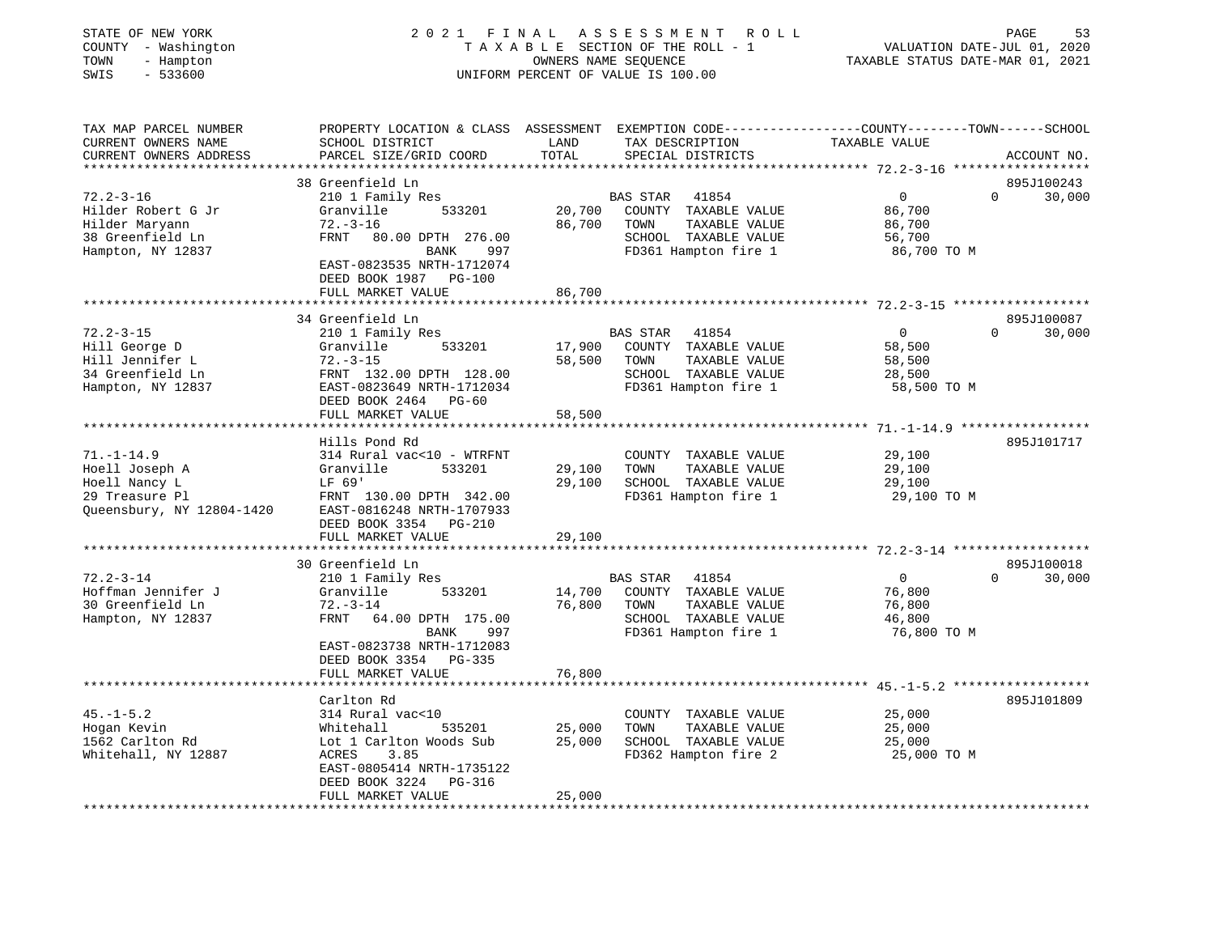STATE OF NEW YORK — 2021 FINAL ASSESSMENT ROLL
COUNTY - Washington — TAXABLE SECTION OF THE ROLL - 1 — VALUATION DATE-JUL 01, 2020
TOWN - Hampton — OWNERS NAME SEQUENCE — TAXABLE STATUS DATE-MAR 01, 2021
SWIS - 533600 — UNIFORM PERCENT OF VALUE IS 100.00

| TAX MAP PARCEL NUMBER / CURRENT OWNERS NAME / CURRENT OWNERS ADDRESS | PROPERTY LOCATION & CLASS / SCHOOL DISTRICT / PARCEL SIZE/GRID COORD | ASSESSMENT LAND | TOTAL | EXEMPTION CODE / TAX DESCRIPTION / SPECIAL DISTRICTS | COUNTY TAXABLE VALUE | TOWN | SCHOOL | ACCOUNT NO. |
|---|---|---|---|---|---|---|---|---|
| **72.2-3-16** | 38 Greenfield Ln | | | | | | | 895J100243 |
| Hilder Robert G Jr | 210 1 Family Res | | | BAS STAR 41854 | 0 | 0 | 30,000 | |
| Hilder Maryann | Granville 533201 | 20,700 | | COUNTY TAXABLE VALUE | 86,700 | | | |
| 38 Greenfield Ln | 72.-3-16 | | 86,700 | TOWN TAXABLE VALUE | 86,700 | | | |
| Hampton, NY 12837 | FRNT 80.00 DPTH 276.00 | | | SCHOOL TAXABLE VALUE | 56,700 | | | |
| | BANK 997 | | | FD361 Hampton fire 1 | 86,700 TO M | | | |
| | EAST-0823535 NRTH-1712074 | | | | | | | |
| | DEED BOOK 1987 PG-100 | | | | | | | |
| | FULL MARKET VALUE | | 86,700 | | | | | |
| **72.2-3-15** | 34 Greenfield Ln | | | | | | | 895J100087 |
| Hill George D | 210 1 Family Res | | | BAS STAR 41854 | 0 | 0 | 30,000 | |
| Hill Jennifer L | Granville 533201 | 17,900 | | COUNTY TAXABLE VALUE | 58,500 | | | |
| 34 Greenfield Ln | 72.-3-15 | | 58,500 | TOWN TAXABLE VALUE | 58,500 | | | |
| Hampton, NY 12837 | FRNT 132.00 DPTH 128.00 | | | SCHOOL TAXABLE VALUE | 28,500 | | | |
| | EAST-0823649 NRTH-1712034 | | | FD361 Hampton fire 1 | 58,500 TO M | | | |
| | DEED BOOK 2464 PG-60 | | | | | | | |
| | FULL MARKET VALUE | | 58,500 | | | | | |
| **71.-1-14.9** | Hills Pond Rd | | | | | | | 895J101717 |
| Hoell Joseph A | 314 Rural vac<10 - WTRFNT | | | COUNTY TAXABLE VALUE | 29,100 | | | |
| Hoell Nancy L | Granville 533201 | 29,100 | | TOWN TAXABLE VALUE | 29,100 | | | |
| 29 Treasure Pl | LF 69' | | 29,100 | SCHOOL TAXABLE VALUE | 29,100 | | | |
| Queensbury, NY 12804-1420 | FRNT 130.00 DPTH 342.00 | | | FD361 Hampton fire 1 | 29,100 TO M | | | |
| | EAST-0816248 NRTH-1707933 | | | | | | | |
| | DEED BOOK 3354 PG-210 | | | | | | | |
| | FULL MARKET VALUE | | 29,100 | | | | | |
| **72.2-3-14** | 30 Greenfield Ln | | | | | | | 895J100018 |
| Hoffman Jennifer J | 210 1 Family Res | | | BAS STAR 41854 | 0 | 0 | 30,000 | |
| 30 Greenfield Ln | Granville 533201 | 14,700 | | COUNTY TAXABLE VALUE | 76,800 | | | |
| Hampton, NY 12837 | 72.-3-14 | | 76,800 | TOWN TAXABLE VALUE | 76,800 | | | |
| | FRNT 64.00 DPTH 175.00 | | | SCHOOL TAXABLE VALUE | 46,800 | | | |
| | BANK 997 | | | FD361 Hampton fire 1 | 76,800 TO M | | | |
| | EAST-0823738 NRTH-1712083 | | | | | | | |
| | DEED BOOK 3354 PG-335 | | | | | | | |
| | FULL MARKET VALUE | | 76,800 | | | | | |
| **45.-1-5.2** | Carlton Rd | | | | | | | 895J101809 |
| Hogan Kevin | 314 Rural vac<10 | | | COUNTY TAXABLE VALUE | 25,000 | | | |
| 1562 Carlton Rd | Whitehall 535201 | 25,000 | | TOWN TAXABLE VALUE | 25,000 | | | |
| Whitehall, NY 12887 | Lot 1 Carlton Woods Sub | | 25,000 | SCHOOL TAXABLE VALUE | 25,000 | | | |
| | ACRES 3.85 | | | FD362 Hampton fire 2 | 25,000 TO M | | | |
| | EAST-0805414 NRTH-1735122 | | | | | | | |
| | DEED BOOK 3224 PG-316 | | | | | | | |
| | FULL MARKET VALUE | | 25,000 | | | | | |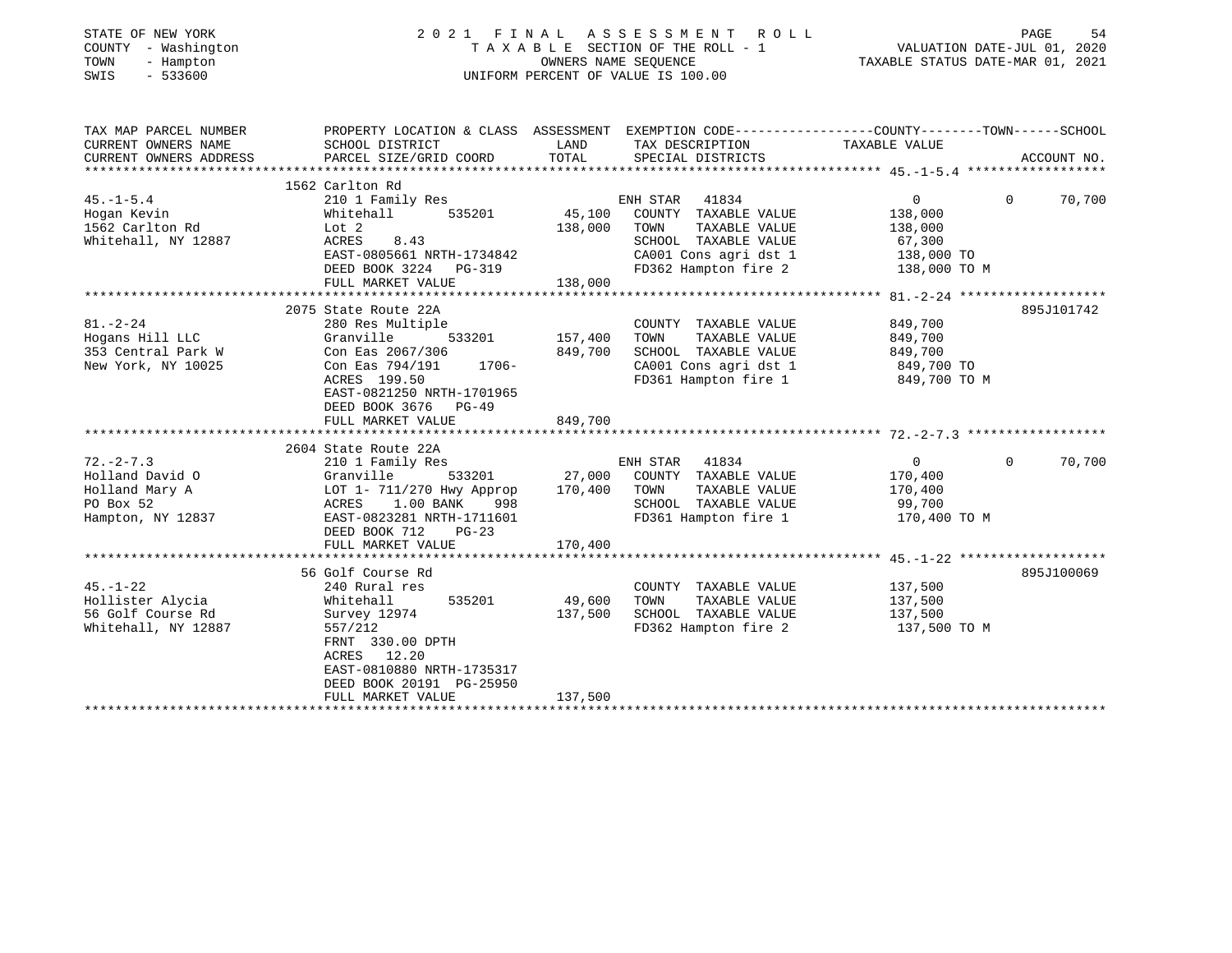STATE OF NEW YORK
COUNTY - Washington
TOWN - Hampton
SWIS - 533600

2021 FINAL ASSESSMENT ROLL
TAXABLE SECTION OF THE ROLL - 1
OWNERS NAME SEQUENCE
UNIFORM PERCENT OF VALUE IS 100.00

VALUATION DATE-JUL 01, 2020
TAXABLE STATUS DATE-MAR 01, 2021

| TAX MAP PARCEL NUMBER / CURRENT OWNERS NAME / CURRENT OWNERS ADDRESS | PROPERTY LOCATION & CLASS / SCHOOL DISTRICT / PARCEL SIZE/GRID COORD | ASSESSMENT LAND | TOTAL | EXEMPTION CODE / TAX DESCRIPTION / SPECIAL DISTRICTS | COUNTY TAXABLE VALUE | TOWN | SCHOOL / ACCOUNT NO. |
|---|---|---|---|---|---|---|---|
| 45.-1-5.4 | 1562 Carlton Rd | | | | | | |
| Hogan Kevin | 210 1 Family Res | | | ENH STAR 41834 | 0 | 0 | 70,700 |
| 1562 Carlton Rd | Whitehall 535201 | 45,100 | | COUNTY TAXABLE VALUE | 138,000 | | |
| Whitehall, NY 12887 | Lot 2 | | 138,000 | TOWN TAXABLE VALUE | 138,000 | | |
| | ACRES 8.43 | | | SCHOOL TAXABLE VALUE | 67,300 | | |
| | EAST-0805661 NRTH-1734842 | | | CA001 Cons agri dst 1 | 138,000 TO | | |
| | DEED BOOK 3224 PG-319 | | | FD362 Hampton fire 2 | 138,000 TO M | | |
| | FULL MARKET VALUE | | 138,000 | | | | |
| 81.-2-24 | 2075 State Route 22A | | | | | | 895J101742 |
| Hogans Hill LLC | 280 Res Multiple | | | COUNTY TAXABLE VALUE | 849,700 | | |
| 353 Central Park W | Granville 533201 | 157,400 | | TOWN TAXABLE VALUE | 849,700 | | |
| New York, NY 10025 | Con Eas 2067/306 | | 849,700 | SCHOOL TAXABLE VALUE | 849,700 | | |
| | Con Eas 794/191 1706- | | | CA001 Cons agri dst 1 | 849,700 TO | | |
| | ACRES 199.50 | | | FD361 Hampton fire 1 | 849,700 TO M | | |
| | EAST-0821250 NRTH-1701965 | | | | | | |
| | DEED BOOK 3676 PG-49 | | | | | | |
| | FULL MARKET VALUE | | 849,700 | | | | |
| 72.-2-7.3 | 2604 State Route 22A | | | | | | |
| Holland David O | 210 1 Family Res | | | ENH STAR 41834 | 0 | 0 | 70,700 |
| Holland Mary A | Granville 533201 | 27,000 | | COUNTY TAXABLE VALUE | 170,400 | | |
| PO Box 52 | LOT 1- 711/270 Hwy Approp | | 170,400 | TOWN TAXABLE VALUE | 170,400 | | |
| Hampton, NY 12837 | ACRES 1.00 BANK 998 | | | SCHOOL TAXABLE VALUE | 99,700 | | |
| | EAST-0823281 NRTH-1711601 | | | FD361 Hampton fire 1 | 170,400 TO M | | |
| | DEED BOOK 712 PG-23 | | | | | | |
| | FULL MARKET VALUE | | 170,400 | | | | |
| 45.-1-22 | 56 Golf Course Rd | | | | | | 895J100069 |
| Hollister Alycia | 240 Rural res | | | COUNTY TAXABLE VALUE | 137,500 | | |
| 56 Golf Course Rd | Whitehall 535201 | 49,600 | | TOWN TAXABLE VALUE | 137,500 | | |
| Whitehall, NY 12887 | Survey 12974 | | 137,500 | SCHOOL TAXABLE VALUE | 137,500 | | |
| | 557/212 | | | FD362 Hampton fire 2 | 137,500 TO M | | |
| | FRNT 330.00 DPTH | | | | | | |
| | ACRES 12.20 | | | | | | |
| | EAST-0810880 NRTH-1735317 | | | | | | |
| | DEED BOOK 20191 PG-25950 | | | | | | |
| | FULL MARKET VALUE | | 137,500 | | | | |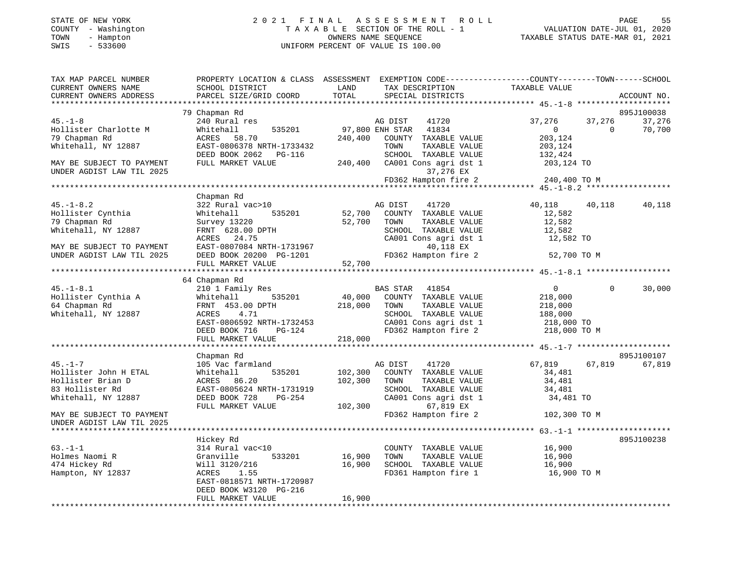STATE OF NEW YORK
COUNTY - Washington
TOWN - Hampton
SWIS - 533600

# 2021 FINAL ASSESSMENT ROLL

TAXABLE SECTION OF THE ROLL - 1
OWNERS NAME SEQUENCE
UNIFORM PERCENT OF VALUE IS 100.00

VALUATION DATE-JUL 01, 2020
TAXABLE STATUS DATE-MAR 01, 2021

```
TAX MAP PARCEL NUMBER          PROPERTY LOCATION & CLASS  ASSESSMENT  EXEMPTION CODE------------------COUNTY--------TOWN------SCHOOL
CURRENT OWNERS NAME            SCHOOL DISTRICT               LAND      TAX DESCRIPTION              TAXABLE VALUE
CURRENT OWNERS ADDRESS         PARCEL SIZE/GRID COORD        TOTAL     SPECIAL DISTRICTS                                        ACCOUNT NO.
*********************************************************************************************** 45.-1-8 ********************
                               79 Chapman Rd                                                                                 895J100038
45.-1-8                        240 Rural res                          AG DIST      41720           37,276       37,276        37,276
Hollister Charlotte M          Whitehall         535201      97,800 ENH STAR    41834                0            0         70,700
79 Chapman Rd                  ACRES   58.70                240,400   COUNTY  TAXABLE VALUE         203,124
Whitehall, NY 12887            EAST-0806378 NRTH-1733432              TOWN    TAXABLE VALUE         203,124
                               DEED BOOK 2062   PG-116                SCHOOL  TAXABLE VALUE         132,424
MAY BE SUBJECT TO PAYMENT      FULL MARKET VALUE            240,400   CA001 Cons agri dst 1          203,124 TO
UNDER AGDIST LAW TIL 2025                                                   37,276 EX
                                                                      FD362 Hampton fire 2           240,400 TO M
*********************************************************************************************** 45.-1-8.2 ******************
                               Chapman Rd
45.-1-8.2                      322 Rural vac>10                       AG DIST      41720           40,118       40,118        40,118
Hollister Cynthia              Whitehall         535201      52,700   COUNTY  TAXABLE VALUE          12,582
79 Chapman Rd                  Survey 13220                  52,700   TOWN    TAXABLE VALUE          12,582
Whitehall, NY 12887            FRNT  628.00 DPTH                      SCHOOL  TAXABLE VALUE          12,582
                               ACRES   24.75                          CA001 Cons agri dst 1           12,582 TO
MAY BE SUBJECT TO PAYMENT      EAST-0807084 NRTH-1731967                    40,118 EX
UNDER AGDIST LAW TIL 2025      DEED BOOK 20200 PG-1201                FD362 Hampton fire 2            52,700 TO M
                               FULL MARKET VALUE             52,700
*********************************************************************************************** 45.-1-8.1 ******************
                               64 Chapman Rd
45.-1-8.1                      210 1 Family Res                       BAS STAR    41854                0            0         30,000
Hollister Cynthia A            Whitehall         535201      40,000   COUNTY  TAXABLE VALUE         218,000
64 Chapman Rd                  FRNT  453.00 DPTH            218,000   TOWN    TAXABLE VALUE         218,000
Whitehall, NY 12887            ACRES    4.71                          SCHOOL  TAXABLE VALUE         188,000
                               EAST-0806592 NRTH-1732453              CA001 Cons agri dst 1          218,000 TO
                               DEED BOOK 716    PG-124                FD362 Hampton fire 2           218,000 TO M
                               FULL MARKET VALUE            218,000
*********************************************************************************************** 45.-1-7 ********************
                               Chapman Rd                                                                                    895J100107
45.-1-7                        105 Vac farmland                       AG DIST      41720           67,819       67,819        67,819
Hollister John H ETAL          Whitehall         535201     102,300   COUNTY  TAXABLE VALUE          34,481
Hollister Brian D              ACRES   86.20                102,300   TOWN    TAXABLE VALUE          34,481
83 Hollister Rd                EAST-0805624 NRTH-1731919              SCHOOL  TAXABLE VALUE          34,481
Whitehall, NY 12887            DEED BOOK 728    PG-254                CA001 Cons agri dst 1           34,481 TO
                               FULL MARKET VALUE            102,300         67,819 EX
MAY BE SUBJECT TO PAYMENT                                             FD362 Hampton fire 2           102,300 TO M
UNDER AGDIST LAW TIL 2025
*********************************************************************************************** 63.-1-1 ********************
                               Hickey Rd                                                                                     895J100238
63.-1-1                        314 Rural vac<10                       COUNTY  TAXABLE VALUE          16,900
Holmes Naomi R                 Granville         533201      16,900   TOWN    TAXABLE VALUE          16,900
474 Hickey Rd                  Will 3120/216                 16,900   SCHOOL  TAXABLE VALUE          16,900
Hampton, NY 12837              ACRES    1.55                          FD361 Hampton fire 1            16,900 TO M
                               EAST-0818571 NRTH-1720987
                               DEED BOOK W3120  PG-216
                               FULL MARKET VALUE             16,900
************************************************************************************************************************************
```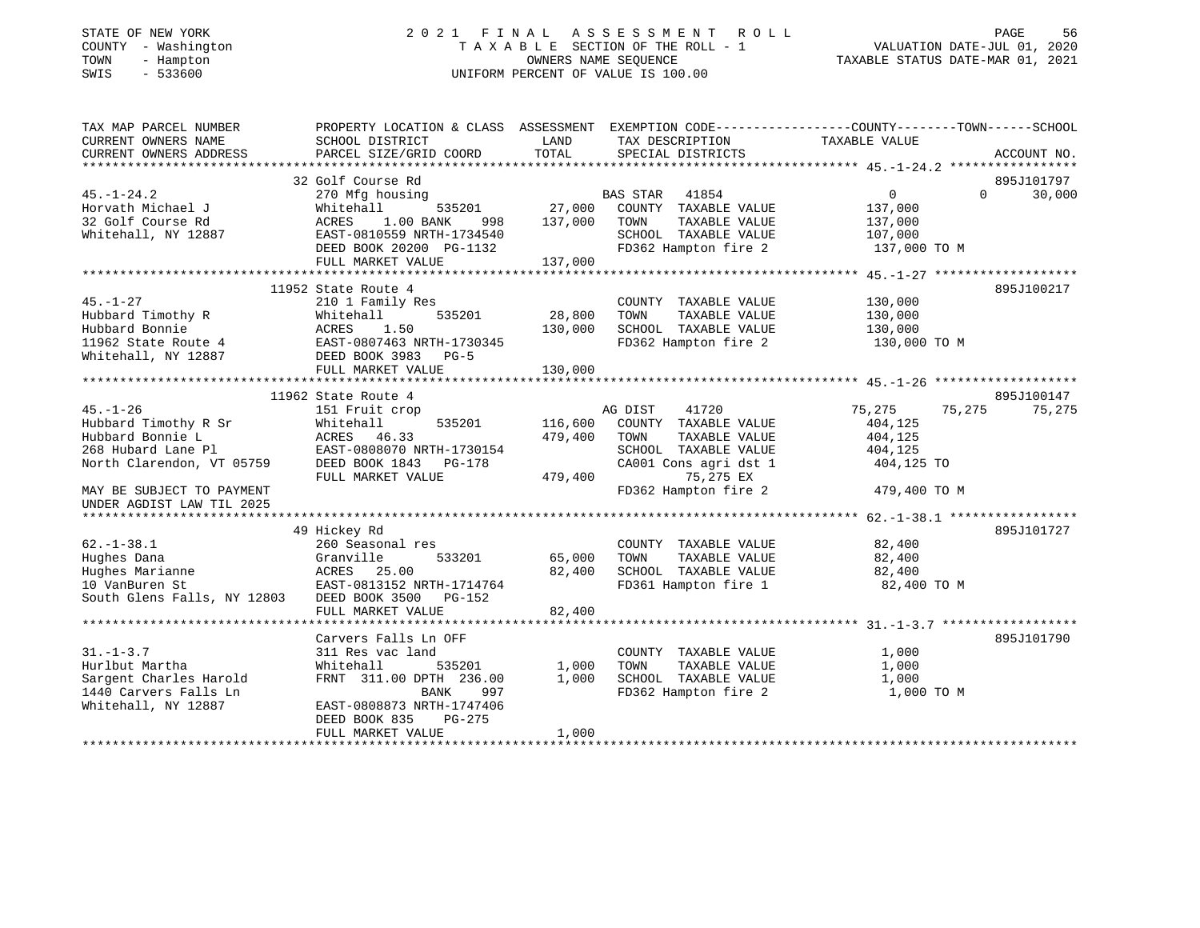STATE OF NEW YORK
COUNTY - Washington
TOWN - Hampton
SWIS - 533600

2021 FINAL ASSESSMENT ROLL
TAXABLE SECTION OF THE ROLL - 1
OWNERS NAME SEQUENCE
UNIFORM PERCENT OF VALUE IS 100.00

VALUATION DATE-JUL 01, 2020
TAXABLE STATUS DATE-MAR 01, 2021

| TAX MAP PARCEL NUMBER / CURRENT OWNERS NAME / CURRENT OWNERS ADDRESS | PROPERTY LOCATION & CLASS / SCHOOL DISTRICT / PARCEL SIZE/GRID COORD | ASSESSMENT LAND | TOTAL | EXEMPTION CODE / TAX DESCRIPTION / SPECIAL DISTRICTS | COUNTY TAXABLE VALUE | TOWN | SCHOOL | ACCOUNT NO. |
|---|---|---|---|---|---|---|---|---|
| 45.-1-24.2 | 32 Golf Course Rd | | | | | | | 895J101797 |
| | 270 Mfg housing | | | BAS STAR 41854 | 0 | 0 | 30,000 | |
| Horvath Michael J | Whitehall 535201 | 27,000 | | COUNTY TAXABLE VALUE | 137,000 | | | |
| 32 Golf Course Rd | ACRES 1.00 BANK 998 | | 137,000 | TOWN TAXABLE VALUE | 137,000 | | | |
| Whitehall, NY 12887 | EAST-0810559 NRTH-1734540 | | | SCHOOL TAXABLE VALUE | 107,000 | | | |
| | DEED BOOK 20200 PG-1132 | | | FD362 Hampton fire 2 | 137,000 TO M | | | |
| | FULL MARKET VALUE | | 137,000 | | | | | |
| 45.-1-27 | 11952 State Route 4 | | | | | | | 895J100217 |
| | 210 1 Family Res | | | COUNTY TAXABLE VALUE | 130,000 | | | |
| Hubbard Timothy R | Whitehall 535201 | 28,800 | | TOWN TAXABLE VALUE | 130,000 | | | |
| Hubbard Bonnie | ACRES 1.50 | | 130,000 | SCHOOL TAXABLE VALUE | 130,000 | | | |
| 11962 State Route 4 | EAST-0807463 NRTH-1730345 | | | FD362 Hampton fire 2 | 130,000 TO M | | | |
| Whitehall, NY 12887 | DEED BOOK 3983 PG-5 | | | | | | | |
| | FULL MARKET VALUE | | 130,000 | | | | | |
| 45.-1-26 | 11962 State Route 4 | | | | | | | 895J100147 |
| | 151 Fruit crop | | | AG DIST 41720 | 75,275 | 75,275 | 75,275 | |
| Hubbard Timothy R Sr | Whitehall 535201 | 116,600 | | COUNTY TAXABLE VALUE | 404,125 | | | |
| Hubbard Bonnie L | ACRES 46.33 | | 479,400 | TOWN TAXABLE VALUE | 404,125 | | | |
| 268 Hubard Lane Pl | EAST-0808070 NRTH-1730154 | | | SCHOOL TAXABLE VALUE | 404,125 | | | |
| North Clarendon, VT 05759 | DEED BOOK 1843 PG-178 | | | CA001 Cons agri dst 1 | 404,125 TO | | | |
| | FULL MARKET VALUE | | 479,400 | 75,275 EX | | | | |
| MAY BE SUBJECT TO PAYMENT UNDER AGDIST LAW TIL 2025 | | | | FD362 Hampton fire 2 | 479,400 TO M | | | |
| 62.-1-38.1 | 49 Hickey Rd | | | | | | | 895J101727 |
| | 260 Seasonal res | | | COUNTY TAXABLE VALUE | 82,400 | | | |
| Hughes Dana | Granville 533201 | 65,000 | | TOWN TAXABLE VALUE | 82,400 | | | |
| Hughes Marianne | ACRES 25.00 | | 82,400 | SCHOOL TAXABLE VALUE | 82,400 | | | |
| 10 VanBuren St | EAST-0813152 NRTH-1714764 | | | FD361 Hampton fire 1 | 82,400 TO M | | | |
| South Glens Falls, NY 12803 | DEED BOOK 3500 PG-152 | | | | | | | |
| | FULL MARKET VALUE | | 82,400 | | | | | |
| 31.-1-3.7 | Carvers Falls Ln OFF | | | | | | | 895J101790 |
| | 311 Res vac land | | | COUNTY TAXABLE VALUE | 1,000 | | | |
| Hurlbut Martha | Whitehall 535201 | 1,000 | | TOWN TAXABLE VALUE | 1,000 | | | |
| Sargent Charles Harold | FRNT 311.00 DPTH 236.00 | | 1,000 | SCHOOL TAXABLE VALUE | 1,000 | | | |
| 1440 Carvers Falls Ln | BANK 997 | | | FD362 Hampton fire 2 | 1,000 TO M | | | |
| Whitehall, NY 12887 | EAST-0808873 NRTH-1747406 | | | | | | | |
| | DEED BOOK 835 PG-275 | | | | | | | |
| | FULL MARKET VALUE | | 1,000 | | | | | |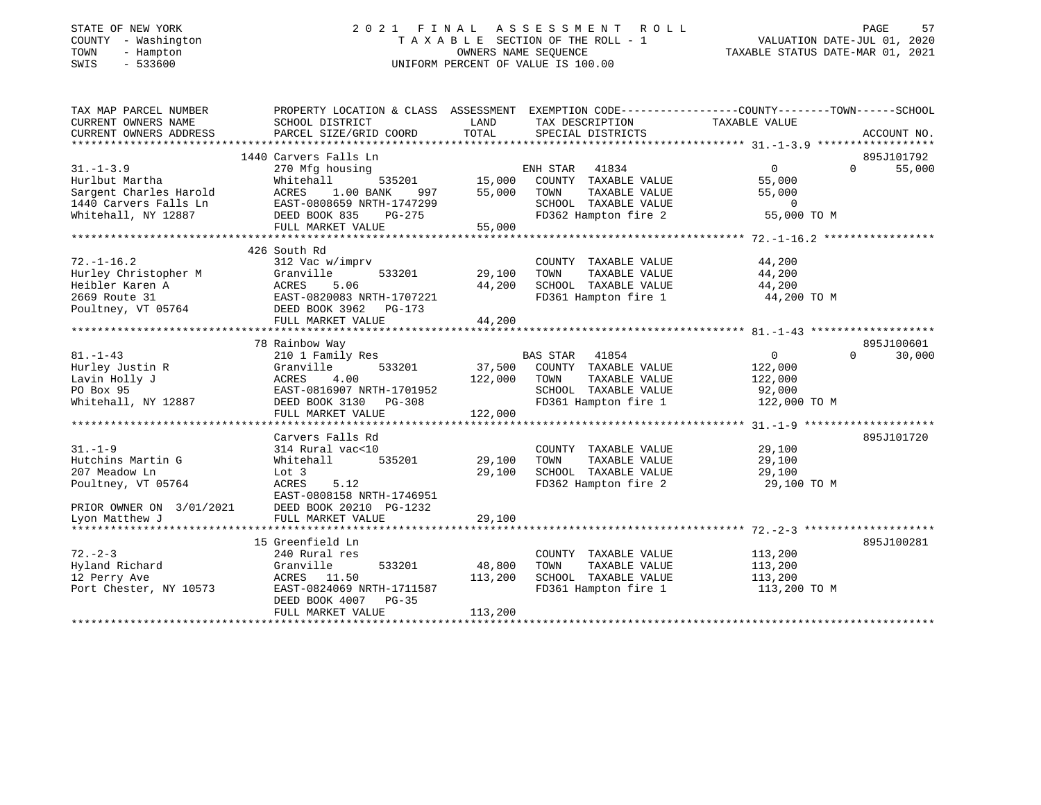STATE OF NEW YORK
COUNTY - Washington
TOWN - Hampton
SWIS - 533600

2021 FINAL ASSESSMENT ROLL
TAXABLE SECTION OF THE ROLL - 1
OWNERS NAME SEQUENCE
UNIFORM PERCENT OF VALUE IS 100.00

VALUATION DATE-JUL 01, 2020
TAXABLE STATUS DATE-MAR 01, 2021

| TAX MAP PARCEL NUMBER / CURRENT OWNERS NAME / CURRENT OWNERS ADDRESS | PROPERTY LOCATION & CLASS / SCHOOL DISTRICT / PARCEL SIZE/GRID COORD | ASSESSMENT LAND | TOTAL | EXEMPTION CODE / TAX DESCRIPTION / SPECIAL DISTRICTS | COUNTY TAXABLE VALUE | TOWN | SCHOOL | ACCOUNT NO. |
|---|---|---|---|---|---|---|---|---|
| 31.-1-3.9 | 1440 Carvers Falls Ln | | | | | | | 895J101792 |
| | 270 Mfg housing | | | ENH STAR 41834 | 0 | 0 | 55,000 | |
| Hurlbut Martha | Whitehall 535201 | 15,000 | | COUNTY TAXABLE VALUE | 55,000 | | | |
| Sargent Charles Harold | ACRES 1.00 BANK 997 | | 55,000 | TOWN TAXABLE VALUE | 55,000 | | | |
| 1440 Carvers Falls Ln | EAST-0808659 NRTH-1747299 | | | SCHOOL TAXABLE VALUE | 0 | | | |
| Whitehall, NY 12887 | DEED BOOK 835 PG-275 | | | FD362 Hampton fire 2 | 55,000 TO M | | | |
| | FULL MARKET VALUE | | 55,000 | | | | | |
| 72.-1-16.2 | 426 South Rd | | | | | | | |
| | 312 Vac w/imprv | | | COUNTY TAXABLE VALUE | 44,200 | | | |
| Hurley Christopher M | Granville 533201 | 29,100 | | TOWN TAXABLE VALUE | 44,200 | | | |
| Heibler Karen A | ACRES 5.06 | | 44,200 | SCHOOL TAXABLE VALUE | 44,200 | | | |
| 2669 Route 31 | EAST-0820083 NRTH-1707221 | | | FD361 Hampton fire 1 | 44,200 TO M | | | |
| Poultney, VT 05764 | DEED BOOK 3962 PG-173 | | | | | | | |
| | FULL MARKET VALUE | | 44,200 | | | | | |
| 81.-1-43 | 78 Rainbow Way | | | | | | | 895J100601 |
| | 210 1 Family Res | | | BAS STAR 41854 | 0 | 0 | 30,000 | |
| Hurley Justin R | Granville 533201 | 37,500 | | COUNTY TAXABLE VALUE | 122,000 | | | |
| Lavin Holly J | ACRES 4.00 | | 122,000 | TOWN TAXABLE VALUE | 122,000 | | | |
| PO Box 95 | EAST-0816907 NRTH-1701952 | | | SCHOOL TAXABLE VALUE | 92,000 | | | |
| Whitehall, NY 12887 | DEED BOOK 3130 PG-308 | | | FD361 Hampton fire 1 | 122,000 TO M | | | |
| | FULL MARKET VALUE | | 122,000 | | | | | |
| 31.-1-9 | Carvers Falls Rd | | | | | | | 895J101720 |
| | 314 Rural vac<10 | | | COUNTY TAXABLE VALUE | 29,100 | | | |
| Hutchins Martin G | Whitehall 535201 | 29,100 | | TOWN TAXABLE VALUE | 29,100 | | | |
| 207 Meadow Ln | Lot 3 | | 29,100 | SCHOOL TAXABLE VALUE | 29,100 | | | |
| Poultney, VT 05764 | ACRES 5.12 | | | FD362 Hampton fire 2 | 29,100 TO M | | | |
| | EAST-0808158 NRTH-1746951 | | | | | | | |
| PRIOR OWNER ON 3/01/2021 | DEED BOOK 20210 PG-1232 | | | | | | | |
| Lyon Matthew J | FULL MARKET VALUE | | 29,100 | | | | | |
| 72.-2-3 | 15 Greenfield Ln | | | | | | | 895J100281 |
| | 240 Rural res | | | COUNTY TAXABLE VALUE | 113,200 | | | |
| Hyland Richard | Granville 533201 | 48,800 | | TOWN TAXABLE VALUE | 113,200 | | | |
| 12 Perry Ave | ACRES 11.50 | | 113,200 | SCHOOL TAXABLE VALUE | 113,200 | | | |
| Port Chester, NY 10573 | EAST-0824069 NRTH-1711587 | | | FD361 Hampton fire 1 | 113,200 TO M | | | |
| | DEED BOOK 4007 PG-35 | | | | | | | |
| | FULL MARKET VALUE | | 113,200 | | | | | |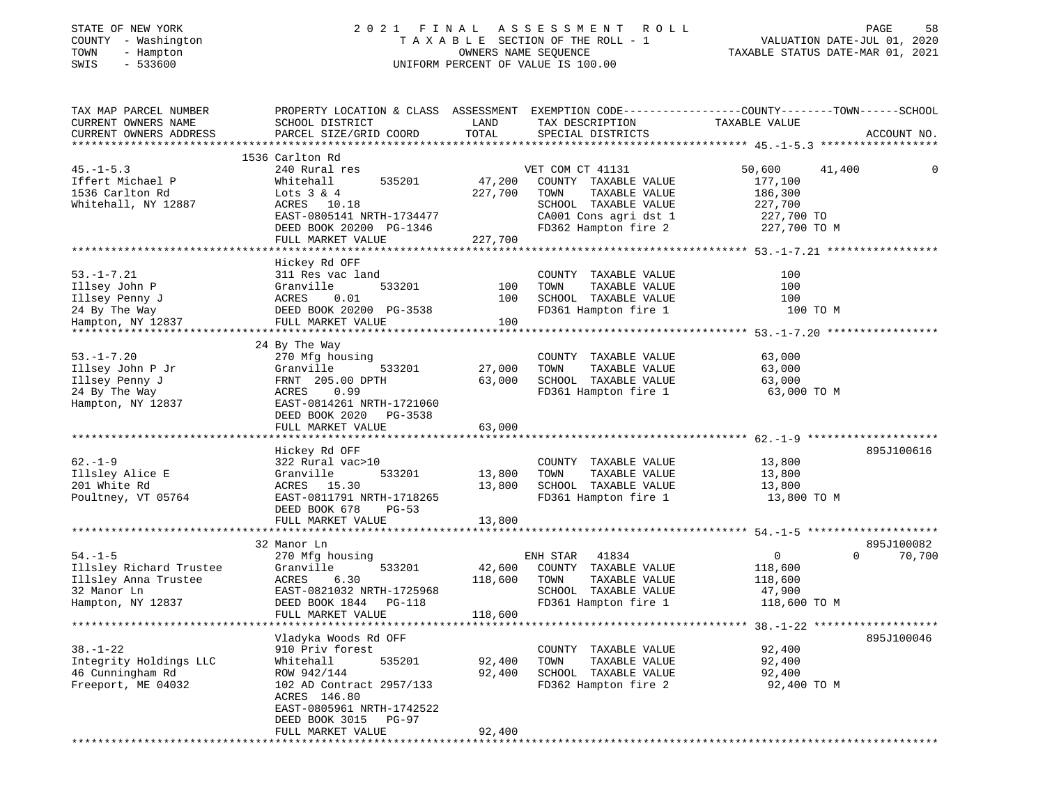STATE OF NEW YORK
COUNTY - Washington
TOWN - Hampton
SWIS - 533600

2021 FINAL ASSESSMENT ROLL
TAXABLE SECTION OF THE ROLL - 1
OWNERS NAME SEQUENCE
UNIFORM PERCENT OF VALUE IS 100.00

VALUATION DATE-JUL 01, 2020
TAXABLE STATUS DATE-MAR 01, 2021

```
TAX MAP PARCEL NUMBER      PROPERTY LOCATION & CLASS  ASSESSMENT  EXEMPTION CODE------------------COUNTY--------TOWN------SCHOOL
CURRENT OWNERS NAME        SCHOOL DISTRICT              LAND      TAX DESCRIPTION              TAXABLE VALUE
CURRENT OWNERS ADDRESS     PARCEL SIZE/GRID COORD       TOTAL     SPECIAL DISTRICTS                                   ACCOUNT NO.
******************************************************************************************************* 45.-1-5.3 ******************
                           1536 Carlton Rd
45.-1-5.3                  240 Rural res                          VET COM CT 41131             50,600      41,400          0
Iffert Michael P           Whitehall       535201      47,200     COUNTY  TAXABLE VALUE        177,100
1536 Carlton Rd            Lots 3 & 4                 227,700     TOWN    TAXABLE VALUE        186,300
Whitehall, NY 12887        ACRES   10.18                          SCHOOL  TAXABLE VALUE        227,700
                           EAST-0805141 NRTH-1734477              CA001 Cons agri dst 1         227,700 TO
                           DEED BOOK 20200 PG-1346                FD362 Hampton fire 2          227,700 TO M
                           FULL MARKET VALUE          227,700
******************************************************************************************************* 53.-1-7.21 *****************
                           Hickey Rd OFF
53.-1-7.21                 311 Res vac land                       COUNTY  TAXABLE VALUE            100
Illsey John P              Granville       533201         100     TOWN    TAXABLE VALUE            100
Illsey Penny J             ACRES    0.01                  100     SCHOOL  TAXABLE VALUE            100
24 By The Way              DEED BOOK 20200 PG-3538                FD361 Hampton fire 1             100 TO M
Hampton, NY 12837          FULL MARKET VALUE              100
******************************************************************************************************* 53.-1-7.20 *****************
                           24 By The Way
53.-1-7.20                 270 Mfg housing                        COUNTY  TAXABLE VALUE         63,000
Illsey John P Jr           Granville       533201      27,000     TOWN    TAXABLE VALUE         63,000
Illsey Penny J             FRNT 205.00 DPTH            63,000     SCHOOL  TAXABLE VALUE         63,000
24 By The Way              ACRES    0.99                          FD361 Hampton fire 1          63,000 TO M
Hampton, NY 12837          EAST-0814261 NRTH-1721060
                           DEED BOOK 2020   PG-3538
                           FULL MARKET VALUE           63,000
******************************************************************************************************* 62.-1-9 ********************
                           Hickey Rd OFF                                                                           895J100616
62.-1-9                    322 Rural vac>10                       COUNTY  TAXABLE VALUE         13,800
Illsley Alice E            Granville       533201      13,800     TOWN    TAXABLE VALUE         13,800
201 White Rd               ACRES   15.30               13,800     SCHOOL  TAXABLE VALUE         13,800
Poultney, VT 05764         EAST-0811791 NRTH-1718265              FD361 Hampton fire 1          13,800 TO M
                           DEED BOOK 678    PG-53
                           FULL MARKET VALUE           13,800
******************************************************************************************************* 54.-1-5 ********************
                           32 Manor Ln                                                                             895J100082
54.-1-5                    270 Mfg housing                        ENH STAR   41834                  0           0     70,700
Illsley Richard Trustee    Granville       533201      42,600     COUNTY  TAXABLE VALUE        118,600
Illsley Anna Trustee       ACRES    6.30              118,600     TOWN    TAXABLE VALUE        118,600
32 Manor Ln                EAST-0821032 NRTH-1725968              SCHOOL  TAXABLE VALUE         47,900
Hampton, NY 12837          DEED BOOK 1844   PG-118                FD361 Hampton fire 1          118,600 TO M
                           FULL MARKET VALUE          118,600
******************************************************************************************************* 38.-1-22 *******************
                           Vladyka Woods Rd OFF                                                                    895J100046
38.-1-22                   910 Priv forest                        COUNTY  TAXABLE VALUE         92,400
Integrity Holdings LLC     Whitehall       535201      92,400     TOWN    TAXABLE VALUE         92,400
46 Cunningham Rd           ROW 942/144                 92,400     SCHOOL  TAXABLE VALUE         92,400
Freeport, ME 04032         102 AD Contract 2957/133               FD362 Hampton fire 2          92,400 TO M
                           ACRES  146.80
                           EAST-0805961 NRTH-1742522
                           DEED BOOK 3015   PG-97
                           FULL MARKET VALUE           92,400
************************************************************************************************************************************
```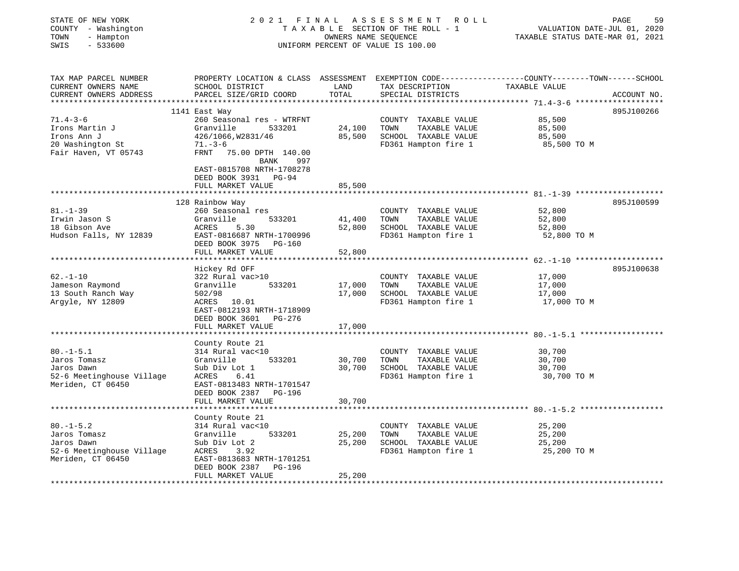STATE OF NEW YORK | 2021 FINAL ASSESSMENT ROLL | PAGE 59
COUNTY - Washington | TAXABLE SECTION OF THE ROLL - 1 | VALUATION DATE-JUL 01, 2020
TOWN - Hampton | OWNERS NAME SEQUENCE | TAXABLE STATUS DATE-MAR 01, 2021
SWIS - 533600 | UNIFORM PERCENT OF VALUE IS 100.00

| TAX MAP PARCEL NUMBER / CURRENT OWNERS NAME / CURRENT OWNERS ADDRESS | PROPERTY LOCATION & CLASS / SCHOOL DISTRICT / PARCEL SIZE/GRID COORD | ASSESSMENT LAND | TOTAL | EXEMPTION CODE / TAX DESCRIPTION / SPECIAL DISTRICTS | COUNTY--------TOWN------SCHOOL TAXABLE VALUE | ACCOUNT NO. |
|---|---|---|---|---|---|---|
| 71.4-3-6 | 1141 East Way | | | | | 895J100266 |
| 71.4-3-6 | 260 Seasonal res - WTRFNT | | | COUNTY TAXABLE VALUE | 85,500 | |
| Irons Martin J | Granville 533201 | 24,100 | | TOWN TAXABLE VALUE | 85,500 | |
| Irons Ann J | 426/1066,W2831/46 | | 85,500 | SCHOOL TAXABLE VALUE | 85,500 | |
| 20 Washington St | 71.-3-6 | | | FD361 Hampton fire 1 | 85,500 TO M | |
| Fair Haven, VT 05743 | FRNT 75.00 DPTH 140.00 | | | | | |
| | BANK 997 | | | | | |
| | EAST-0815708 NRTH-1708278 | | | | | |
| | DEED BOOK 3931 PG-94 | | | | | |
| | FULL MARKET VALUE | | 85,500 | | | |
| 81.-1-39 | 128 Rainbow Way | | | | | 895J100599 |
| 81.-1-39 | 260 Seasonal res | | | COUNTY TAXABLE VALUE | 52,800 | |
| Irwin Jason S | Granville 533201 | 41,400 | | TOWN TAXABLE VALUE | 52,800 | |
| 18 Gibson Ave | ACRES 5.30 | | 52,800 | SCHOOL TAXABLE VALUE | 52,800 | |
| Hudson Falls, NY 12839 | EAST-0816687 NRTH-1700996 | | | FD361 Hampton fire 1 | 52,800 TO M | |
| | DEED BOOK 3975 PG-160 | | | | | |
| | FULL MARKET VALUE | | 52,800 | | | |
| 62.-1-10 | Hickey Rd OFF | | | | | 895J100638 |
| 62.-1-10 | 322 Rural vac>10 | | | COUNTY TAXABLE VALUE | 17,000 | |
| Jameson Raymond | Granville 533201 | 17,000 | | TOWN TAXABLE VALUE | 17,000 | |
| 13 South Ranch Way | 502/98 | | 17,000 | SCHOOL TAXABLE VALUE | 17,000 | |
| Argyle, NY 12809 | ACRES 10.01 | | | FD361 Hampton fire 1 | 17,000 TO M | |
| | EAST-0812193 NRTH-1718909 | | | | | |
| | DEED BOOK 3601 PG-276 | | | | | |
| | FULL MARKET VALUE | | 17,000 | | | |
| 80.-1-5.1 | County Route 21 | | | | | |
| 80.-1-5.1 | 314 Rural vac<10 | | | COUNTY TAXABLE VALUE | 30,700 | |
| Jaros Tomasz | Granville 533201 | 30,700 | | TOWN TAXABLE VALUE | 30,700 | |
| Jaros Dawn | Sub Div Lot 1 | | 30,700 | SCHOOL TAXABLE VALUE | 30,700 | |
| 52-6 Meetinghouse Village | ACRES 6.41 | | | FD361 Hampton fire 1 | 30,700 TO M | |
| Meriden, CT 06450 | EAST-0813483 NRTH-1701547 | | | | | |
| | DEED BOOK 2387 PG-196 | | | | | |
| | FULL MARKET VALUE | | 30,700 | | | |
| 80.-1-5.2 | County Route 21 | | | | | |
| 80.-1-5.2 | 314 Rural vac<10 | | | COUNTY TAXABLE VALUE | 25,200 | |
| Jaros Tomasz | Granville 533201 | 25,200 | | TOWN TAXABLE VALUE | 25,200 | |
| Jaros Dawn | Sub Div Lot 2 | | 25,200 | SCHOOL TAXABLE VALUE | 25,200 | |
| 52-6 Meetinghouse Village | ACRES 3.92 | | | FD361 Hampton fire 1 | 25,200 TO M | |
| Meriden, CT 06450 | EAST-0813683 NRTH-1701251 | | | | | |
| | DEED BOOK 2387 PG-196 | | | | | |
| | FULL MARKET VALUE | | 25,200 | | | |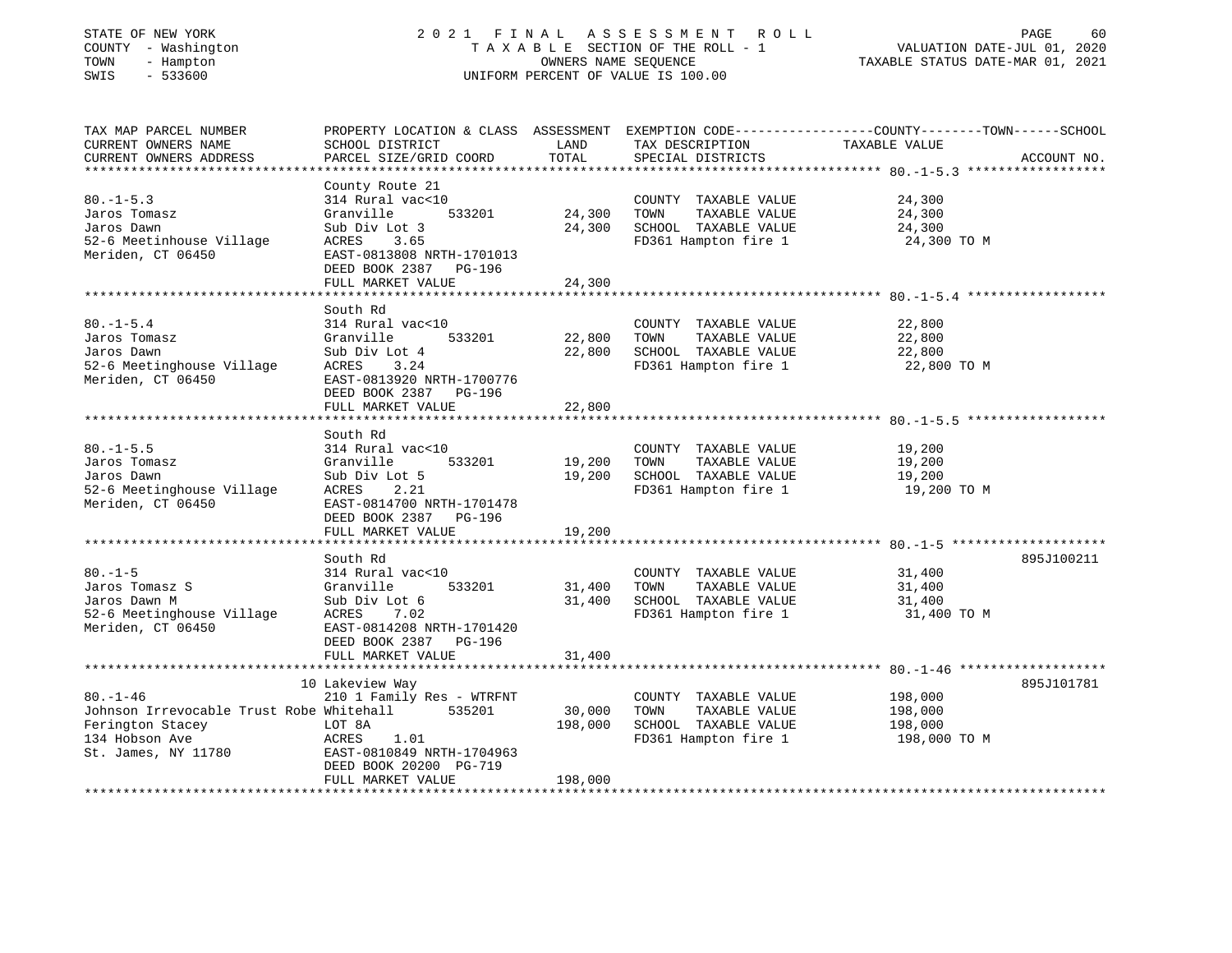STATE OF NEW YORK
COUNTY - Washington
TOWN - Hampton
SWIS - 533600

2021 FINAL ASSESSMENT ROLL
TAXABLE SECTION OF THE ROLL - 1
OWNERS NAME SEQUENCE
UNIFORM PERCENT OF VALUE IS 100.00

VALUATION DATE-JUL 01, 2020
TAXABLE STATUS DATE-MAR 01, 2021

| TAX MAP PARCEL NUMBER / CURRENT OWNERS NAME / CURRENT OWNERS ADDRESS | PROPERTY LOCATION & CLASS / SCHOOL DISTRICT / PARCEL SIZE/GRID COORD | ASSESSMENT LAND | TOTAL | EXEMPTION CODE / TAX DESCRIPTION / SPECIAL DISTRICTS | TAXABLE VALUE (COUNTY--TOWN--SCHOOL) | ACCOUNT NO. |
|---|---|---|---|---|---|---|
| **80.-1-5.3** | County Route 21 | | | | | |
| 80.-1-5.3 | 314 Rural vac<10 | | | COUNTY TAXABLE VALUE | 24,300 | |
| Jaros Tomasz | Granville 533201 | 24,300 | | TOWN TAXABLE VALUE | 24,300 | |
| Jaros Dawn | Sub Div Lot 3 | | 24,300 | SCHOOL TAXABLE VALUE | 24,300 | |
| 52-6 Meetinhouse Village | ACRES 3.65 | | | FD361 Hampton fire 1 | 24,300 TO M | |
| Meriden, CT 06450 | EAST-0813808 NRTH-1701013 | | | | | |
| | DEED BOOK 2387 PG-196 | | | | | |
| | FULL MARKET VALUE | | 24,300 | | | |
| **80.-1-5.4** | South Rd | | | | | |
| 80.-1-5.4 | 314 Rural vac<10 | | | COUNTY TAXABLE VALUE | 22,800 | |
| Jaros Tomasz | Granville 533201 | 22,800 | | TOWN TAXABLE VALUE | 22,800 | |
| Jaros Dawn | Sub Div Lot 4 | | 22,800 | SCHOOL TAXABLE VALUE | 22,800 | |
| 52-6 Meetinghouse Village | ACRES 3.24 | | | FD361 Hampton fire 1 | 22,800 TO M | |
| Meriden, CT 06450 | EAST-0813920 NRTH-1700776 | | | | | |
| | DEED BOOK 2387 PG-196 | | | | | |
| | FULL MARKET VALUE | | 22,800 | | | |
| **80.-1-5.5** | South Rd | | | | | |
| 80.-1-5.5 | 314 Rural vac<10 | | | COUNTY TAXABLE VALUE | 19,200 | |
| Jaros Tomasz | Granville 533201 | 19,200 | | TOWN TAXABLE VALUE | 19,200 | |
| Jaros Dawn | Sub Div Lot 5 | | 19,200 | SCHOOL TAXABLE VALUE | 19,200 | |
| 52-6 Meetinghouse Village | ACRES 2.21 | | | FD361 Hampton fire 1 | 19,200 TO M | |
| Meriden, CT 06450 | EAST-0814700 NRTH-1701478 | | | | | |
| | DEED BOOK 2387 PG-196 | | | | | |
| | FULL MARKET VALUE | | 19,200 | | | |
| **80.-1-5** | South Rd | | | | | 895J100211 |
| 80.-1-5 | 314 Rural vac<10 | | | COUNTY TAXABLE VALUE | 31,400 | |
| Jaros Tomasz S | Granville 533201 | 31,400 | | TOWN TAXABLE VALUE | 31,400 | |
| Jaros Dawn M | Sub Div Lot 6 | | 31,400 | SCHOOL TAXABLE VALUE | 31,400 | |
| 52-6 Meetinghouse Village | ACRES 7.02 | | | FD361 Hampton fire 1 | 31,400 TO M | |
| Meriden, CT 06450 | EAST-0814208 NRTH-1701420 | | | | | |
| | DEED BOOK 2387 PG-196 | | | | | |
| | FULL MARKET VALUE | | 31,400 | | | |
| **80.-1-46** | 10 Lakeview Way | | | | | 895J101781 |
| 80.-1-46 | 210 1 Family Res - WTRFNT | | | COUNTY TAXABLE VALUE | 198,000 | |
| Johnson Irrevocable Trust Robe | Whitehall 535201 | 30,000 | | TOWN TAXABLE VALUE | 198,000 | |
| Ferington Stacey | LOT 8A | | 198,000 | SCHOOL TAXABLE VALUE | 198,000 | |
| 134 Hobson Ave | ACRES 1.01 | | | FD361 Hampton fire 1 | 198,000 TO M | |
| St. James, NY 11780 | EAST-0810849 NRTH-1704963 | | | | | |
| | DEED BOOK 20200 PG-719 | | | | | |
| | FULL MARKET VALUE | | 198,000 | | | |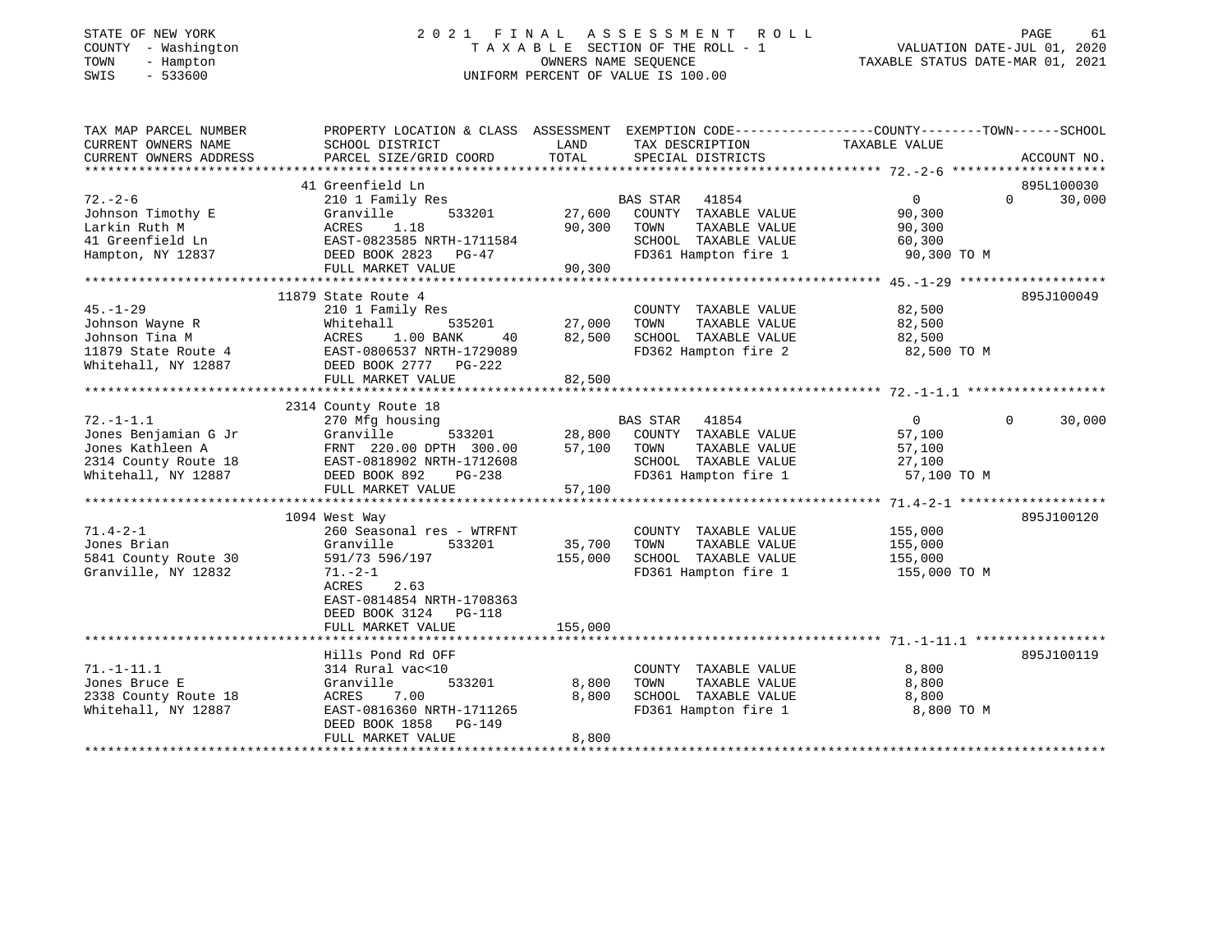STATE OF NEW YORK
COUNTY - Washington
TOWN - Hampton
SWIS - 533600

2021 FINAL ASSESSMENT ROLL
TAXABLE SECTION OF THE ROLL - 1
OWNERS NAME SEQUENCE
UNIFORM PERCENT OF VALUE IS 100.00

VALUATION DATE-JUL 01, 2020
TAXABLE STATUS DATE-MAR 01, 2021

| TAX MAP PARCEL NUMBER / CURRENT OWNERS NAME / CURRENT OWNERS ADDRESS | PROPERTY LOCATION & CLASS / SCHOOL DISTRICT / PARCEL SIZE/GRID COORD | ASSESSMENT LAND | TOTAL | EXEMPTION CODE / TAX DESCRIPTION / SPECIAL DISTRICTS | COUNTY TAXABLE VALUE | TOWN | SCHOOL / ACCOUNT NO. |
|---|---|---|---|---|---|---|---|
| 72.-2-6 | 41 Greenfield Ln | | | | | | 895L100030 |
| Johnson Timothy E | 210 1 Family Res | | | BAS STAR 41854 | 0 | 0 | 30,000 |
| Larkin Ruth M | Granville 533201 | 27,600 | | COUNTY TAXABLE VALUE | 90,300 | | |
| 41 Greenfield Ln | ACRES 1.18 | | 90,300 | TOWN TAXABLE VALUE | 90,300 | | |
| Hampton, NY 12837 | EAST-0823585 NRTH-1711584 | | | SCHOOL TAXABLE VALUE | 60,300 | | |
| | DEED BOOK 2823 PG-47 | | | FD361 Hampton fire 1 | 90,300 TO M | | |
| | FULL MARKET VALUE | | 90,300 | | | | |
| 45.-1-29 | 11879 State Route 4 | | | | | | 895J100049 |
| Johnson Wayne R | 210 1 Family Res | | | COUNTY TAXABLE VALUE | 82,500 | | |
| Johnson Tina M | Whitehall 535201 | 27,000 | | TOWN TAXABLE VALUE | 82,500 | | |
| 11879 State Route 4 | ACRES 1.00 BANK 40 | | 82,500 | SCHOOL TAXABLE VALUE | 82,500 | | |
| Whitehall, NY 12887 | EAST-0806537 NRTH-1729089 | | | FD362 Hampton fire 2 | 82,500 TO M | | |
| | DEED BOOK 2777 PG-222 | | | | | | |
| | FULL MARKET VALUE | | 82,500 | | | | |
| 72.-1-1.1 | 2314 County Route 18 | | | | | | |
| Jones Benjamian G Jr | 270 Mfg housing | | | BAS STAR 41854 | 0 | 0 | 30,000 |
| Jones Kathleen A | Granville 533201 | 28,800 | | COUNTY TAXABLE VALUE | 57,100 | | |
| 2314 County Route 18 | FRNT 220.00 DPTH 300.00 | | 57,100 | TOWN TAXABLE VALUE | 57,100 | | |
| Whitehall, NY 12887 | EAST-0818902 NRTH-1712608 | | | SCHOOL TAXABLE VALUE | 27,100 | | |
| | DEED BOOK 892 PG-238 | | | FD361 Hampton fire 1 | 57,100 TO M | | |
| | FULL MARKET VALUE | | 57,100 | | | | |
| 71.4-2-1 | 1094 West Way | | | | | | 895J100120 |
| Jones Brian | 260 Seasonal res - WTRFNT | | | COUNTY TAXABLE VALUE | 155,000 | | |
| 5841 County Route 30 | Granville 533201 | 35,700 | | TOWN TAXABLE VALUE | 155,000 | | |
| Granville, NY 12832 | 591/73 596/197 | | 155,000 | SCHOOL TAXABLE VALUE | 155,000 | | |
| | 71.-2-1 | | | FD361 Hampton fire 1 | 155,000 TO M | | |
| | ACRES 2.63 | | | | | | |
| | EAST-0814854 NRTH-1708363 | | | | | | |
| | DEED BOOK 3124 PG-118 | | | | | | |
| | FULL MARKET VALUE | | 155,000 | | | | |
| 71.-1-11.1 | Hills Pond Rd OFF | | | | | | 895J100119 |
| Jones Bruce E | 314 Rural vac<10 | | | COUNTY TAXABLE VALUE | 8,800 | | |
| 2338 County Route 18 | Granville 533201 | 8,800 | | TOWN TAXABLE VALUE | 8,800 | | |
| Whitehall, NY 12887 | ACRES 7.00 | | 8,800 | SCHOOL TAXABLE VALUE | 8,800 | | |
| | EAST-0816360 NRTH-1711265 | | | FD361 Hampton fire 1 | 8,800 TO M | | |
| | DEED BOOK 1858 PG-149 | | | | | | |
| | FULL MARKET VALUE | | 8,800 | | | | |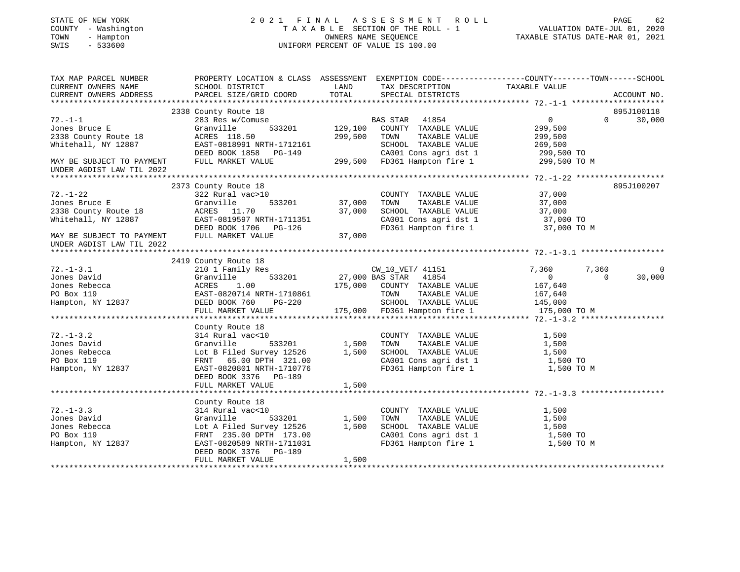STATE OF NEW YORK
COUNTY - Washington
TOWN - Hampton
SWIS - 533600

# 2021 FINAL ASSESSMENT ROLL

TAXABLE SECTION OF THE ROLL - 1
OWNERS NAME SEQUENCE
UNIFORM PERCENT OF VALUE IS 100.00

VALUATION DATE-JUL 01, 2020
TAXABLE STATUS DATE-MAR 01, 2021

```
TAX MAP PARCEL NUMBER        PROPERTY LOCATION & CLASS  ASSESSMENT  EXEMPTION CODE-----------------COUNTY--------TOWN------SCHOOL
CURRENT OWNERS NAME          SCHOOL DISTRICT               LAND      TAX DESCRIPTION             TAXABLE VALUE
CURRENT OWNERS ADDRESS       PARCEL SIZE/GRID COORD        TOTAL     SPECIAL DISTRICTS                                  ACCOUNT NO.
******************************************************************************************************* 72.-1-1 ********************
                             2338 County Route 18                                                                        895J100118
72.-1-1                      283 Res w/Comuse                        BAS STAR   41854                0             0        30,000
Jones Bruce E                Granville       533201        129,100   COUNTY  TAXABLE VALUE        299,500
2338 County Route 18         ACRES  118.50                 299,500   TOWN    TAXABLE VALUE        299,500
Whitehall, NY 12887          EAST-0818991 NRTH-1712161               SCHOOL  TAXABLE VALUE        269,500
                             DEED BOOK 1858   PG-149                 CA001 Cons agri dst 1         299,500 TO
MAY BE SUBJECT TO PAYMENT    FULL MARKET VALUE             299,500   FD361 Hampton fire 1          299,500 TO M
UNDER AGDIST LAW TIL 2022
******************************************************************************************************* 72.-1-22 *******************
                             2373 County Route 18                                                                        895J100207
72.-1-22                     322 Rural vac>10                        COUNTY  TAXABLE VALUE         37,000
Jones Bruce E                Granville       533201         37,000   TOWN    TAXABLE VALUE         37,000
2338 County Route 18         ACRES   11.70                  37,000   SCHOOL  TAXABLE VALUE         37,000
Whitehall, NY 12887          EAST-0819597 NRTH-1711351               CA001 Cons agri dst 1          37,000 TO
                             DEED BOOK 1706   PG-126                 FD361 Hampton fire 1           37,000 TO M
MAY BE SUBJECT TO PAYMENT    FULL MARKET VALUE              37,000
UNDER AGDIST LAW TIL 2022
******************************************************************************************************* 72.-1-3.1 ******************
                             2419 County Route 18
72.-1-3.1                    210 1 Family Res                        CW_10_VET/ 41151             7,360         7,360             0
Jones David                  Granville       533201         27,000 BAS STAR   41854                0             0        30,000
Jones Rebecca                ACRES    1.00                 175,000   COUNTY  TAXABLE VALUE        167,640
PO Box 119                   EAST-0820714 NRTH-1710861               TOWN    TAXABLE VALUE        167,640
Hampton, NY 12837            DEED BOOK 760    PG-220                 SCHOOL  TAXABLE VALUE        145,000
                             FULL MARKET VALUE             175,000   FD361 Hampton fire 1          175,000 TO M
******************************************************************************************************* 72.-1-3.2 ******************
                             County Route 18
72.-1-3.2                    314 Rural vac<10                        COUNTY  TAXABLE VALUE          1,500
Jones David                  Granville       533201          1,500   TOWN    TAXABLE VALUE          1,500
Jones Rebecca                Lot B Filed Survey 12526        1,500   SCHOOL  TAXABLE VALUE          1,500
PO Box 119                   FRNT   65.00 DPTH 321.00                CA001 Cons agri dst 1           1,500 TO
Hampton, NY 12837            EAST-0820801 NRTH-1710776               FD361 Hampton fire 1            1,500 TO M
                             DEED BOOK 3376   PG-189
                             FULL MARKET VALUE               1,500
******************************************************************************************************* 72.-1-3.3 ******************
                             County Route 18
72.-1-3.3                    314 Rural vac<10                        COUNTY  TAXABLE VALUE          1,500
Jones David                  Granville       533201          1,500   TOWN    TAXABLE VALUE          1,500
Jones Rebecca                Lot A Filed Survey 12526        1,500   SCHOOL  TAXABLE VALUE          1,500
PO Box 119                   FRNT  235.00 DPTH 173.00                CA001 Cons agri dst 1           1,500 TO
Hampton, NY 12837            EAST-0820589 NRTH-1711031               FD361 Hampton fire 1            1,500 TO M
                             DEED BOOK 3376   PG-189
                             FULL MARKET VALUE               1,500
************************************************************************************************************************************
```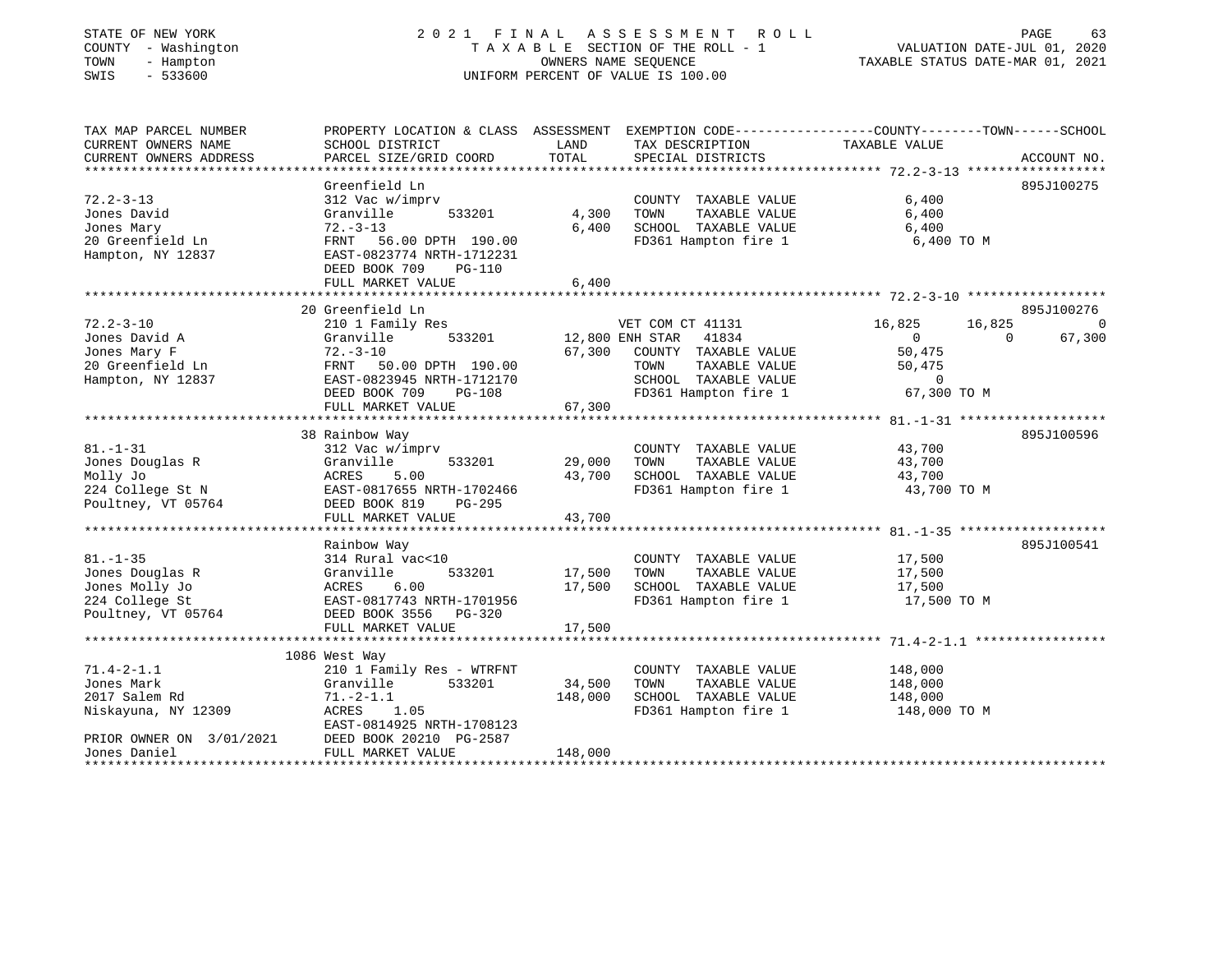STATE OF NEW YORK
COUNTY - Washington
TOWN - Hampton
SWIS - 533600

2021 FINAL ASSESSMENT ROLL
TAXABLE SECTION OF THE ROLL - 1
OWNERS NAME SEQUENCE
UNIFORM PERCENT OF VALUE IS 100.00

VALUATION DATE-JUL 01, 2020
TAXABLE STATUS DATE-MAR 01, 2021

| TAX MAP PARCEL NUMBER / CURRENT OWNERS NAME / CURRENT OWNERS ADDRESS | PROPERTY LOCATION & CLASS / SCHOOL DISTRICT / PARCEL SIZE/GRID COORD | ASSESSMENT LAND | TOTAL | EXEMPTION CODE / TAX DESCRIPTION / SPECIAL DISTRICTS | COUNTY | TOWN | SCHOOL / ACCOUNT NO. |
|---|---|---|---|---|---|---|---|
| | Greenfield Ln | | | | | | 895J100275 |
| 72.2-3-13 | 312 Vac w/imprv | | | COUNTY TAXABLE VALUE | 6,400 | | |
| Jones David | Granville 533201 | 4,300 | | TOWN TAXABLE VALUE | | 6,400 | |
| Jones Mary | 72.-3-13 | | 6,400 | SCHOOL TAXABLE VALUE | | | 6,400 |
| 20 Greenfield Ln | FRNT 56.00 DPTH 190.00 | | | FD361 Hampton fire 1 | 6,400 TO M | | |
| Hampton, NY 12837 | EAST-0823774 NRTH-1712231 | | | | | | |
| | DEED BOOK 709 PG-110 | | | | | | |
| | FULL MARKET VALUE | | 6,400 | | | | |
| | 20 Greenfield Ln | | | | | | 895J100276 |
| 72.2-3-10 | 210 1 Family Res | | | VET COM CT 41131 | 16,825 | 16,825 | 0 |
| Jones David A | Granville 533201 | 12,800 | | ENH STAR 41834 | 0 | 0 | 67,300 |
| Jones Mary F | 72.-3-10 | | 67,300 | COUNTY TAXABLE VALUE | 50,475 | | |
| 20 Greenfield Ln | FRNT 50.00 DPTH 190.00 | | | TOWN TAXABLE VALUE | | 50,475 | |
| Hampton, NY 12837 | EAST-0823945 NRTH-1712170 | | | SCHOOL TAXABLE VALUE | | | 0 |
| | DEED BOOK 709 PG-108 | | | FD361 Hampton fire 1 | 67,300 TO M | | |
| | FULL MARKET VALUE | | 67,300 | | | | |
| | 38 Rainbow Way | | | | | | 895J100596 |
| 81.-1-31 | 312 Vac w/imprv | | | COUNTY TAXABLE VALUE | 43,700 | | |
| Jones Douglas R | Granville 533201 | 29,000 | | TOWN TAXABLE VALUE | | 43,700 | |
| Molly Jo | ACRES 5.00 | | 43,700 | SCHOOL TAXABLE VALUE | | | 43,700 |
| 224 College St N | EAST-0817655 NRTH-1702466 | | | FD361 Hampton fire 1 | 43,700 TO M | | |
| Poultney, VT 05764 | DEED BOOK 819 PG-295 | | | | | | |
| | FULL MARKET VALUE | | 43,700 | | | | |
| | Rainbow Way | | | | | | 895J100541 |
| 81.-1-35 | 314 Rural vac<10 | | | COUNTY TAXABLE VALUE | 17,500 | | |
| Jones Douglas R | Granville 533201 | 17,500 | | TOWN TAXABLE VALUE | | 17,500 | |
| Jones Molly Jo | ACRES 6.00 | | 17,500 | SCHOOL TAXABLE VALUE | | | 17,500 |
| 224 College St | EAST-0817743 NRTH-1701956 | | | FD361 Hampton fire 1 | 17,500 TO M | | |
| Poultney, VT 05764 | DEED BOOK 3556 PG-320 | | | | | | |
| | FULL MARKET VALUE | | 17,500 | | | | |
| | 1086 West Way | | | | | | |
| 71.4-2-1.1 | 210 1 Family Res - WTRFNT | | | COUNTY TAXABLE VALUE | 148,000 | | |
| Jones Mark | Granville 533201 | 34,500 | | TOWN TAXABLE VALUE | | 148,000 | |
| 2017 Salem Rd | 71.-2-1.1 | | 148,000 | SCHOOL TAXABLE VALUE | | | 148,000 |
| Niskayuna, NY 12309 | ACRES 1.05 | | | FD361 Hampton fire 1 | 148,000 TO M | | |
| | EAST-0814925 NRTH-1708123 | | | | | | |
| PRIOR OWNER ON 3/01/2021 | DEED BOOK 20210 PG-2587 | | | | | | |
| Jones Daniel | FULL MARKET VALUE | | 148,000 | | | | |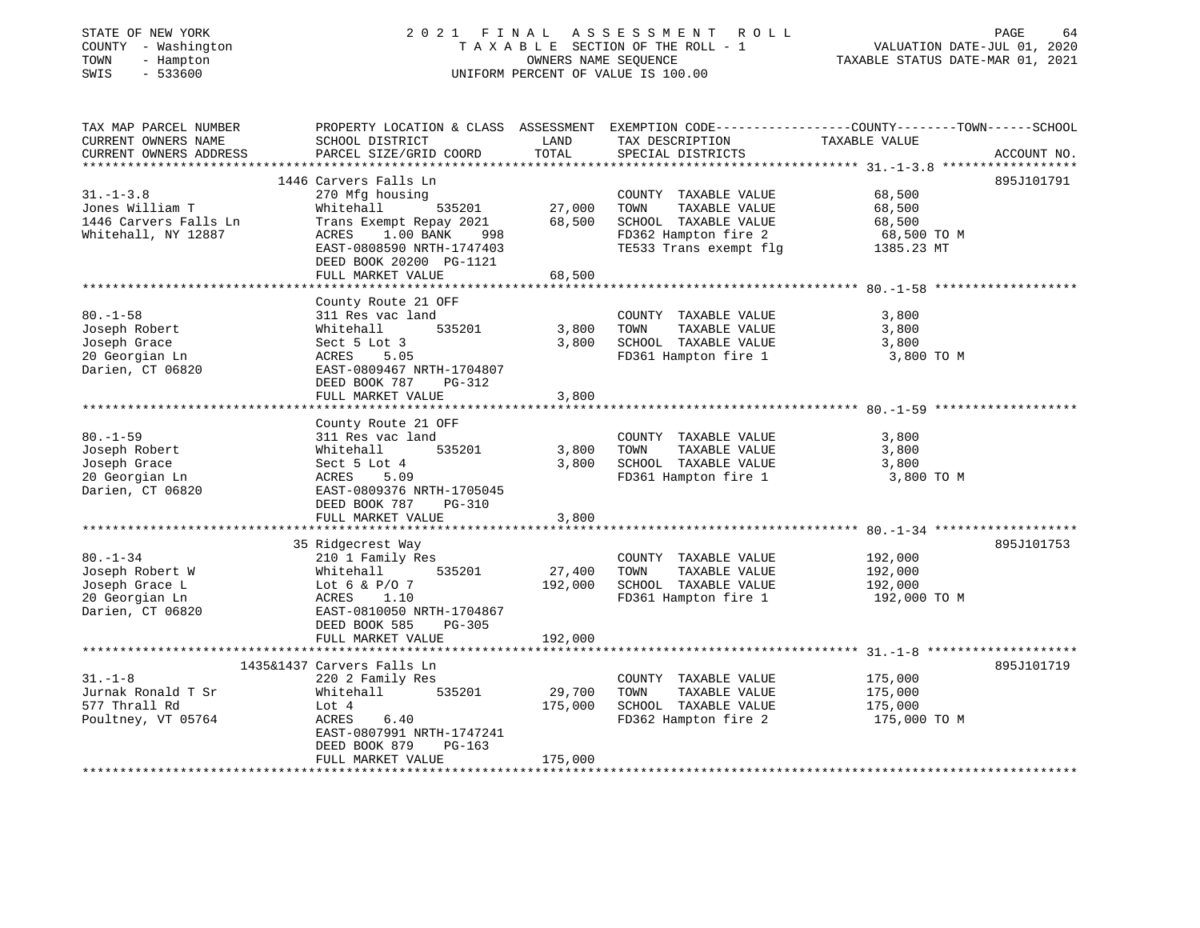STATE OF NEW YORK 2021 FINAL ASSESSMENT ROLL
COUNTY - Washington TAXABLE SECTION OF THE ROLL - 1 VALUATION DATE-JUL 01, 2020
TOWN - Hampton OWNERS NAME SEQUENCE TAXABLE STATUS DATE-MAR 01, 2021
SWIS - 533600 UNIFORM PERCENT OF VALUE IS 100.00

| TAX MAP PARCEL NUMBER<br>CURRENT OWNERS NAME<br>CURRENT OWNERS ADDRESS | PROPERTY LOCATION & CLASS<br>SCHOOL DISTRICT<br>PARCEL SIZE/GRID COORD | ASSESSMENT<br>LAND<br>TOTAL | EXEMPTION CODE<br>TAX DESCRIPTION<br>SPECIAL DISTRICTS | COUNTY--------TOWN------SCHOOL<br>TAXABLE VALUE | ACCOUNT NO. |
|---|---|---|---|---|---|
| 31.-1-3.8 | 1446 Carvers Falls Ln | | | | 895J101791 |
| 31.-1-3.8 | 270 Mfg housing | | COUNTY TAXABLE VALUE | 68,500 | |
| Jones William T | Whitehall 535201 | 27,000 | TOWN TAXABLE VALUE | 68,500 | |
| 1446 Carvers Falls Ln | Trans Exempt Repay 2021 | 68,500 | SCHOOL TAXABLE VALUE | 68,500 | |
| Whitehall, NY 12887 | ACRES 1.00 BANK 998 | | FD362 Hampton fire 2 | 68,500 TO M | |
| | EAST-0808590 NRTH-1747403 | | TE533 Trans exempt flg | 1385.23 MT | |
| | DEED BOOK 20200 PG-1121 | | | | |
| | FULL MARKET VALUE | 68,500 | | | |
| 80.-1-58 | County Route 21 OFF | | | | |
| 80.-1-58 | 311 Res vac land | | COUNTY TAXABLE VALUE | 3,800 | |
| Joseph Robert | Whitehall 535201 | 3,800 | TOWN TAXABLE VALUE | 3,800 | |
| Joseph Grace | Sect 5 Lot 3 | 3,800 | SCHOOL TAXABLE VALUE | 3,800 | |
| 20 Georgian Ln | ACRES 5.05 | | FD361 Hampton fire 1 | 3,800 TO M | |
| Darien, CT 06820 | EAST-0809467 NRTH-1704807 | | | | |
| | DEED BOOK 787 PG-312 | | | | |
| | FULL MARKET VALUE | 3,800 | | | |
| 80.-1-59 | County Route 21 OFF | | | | |
| 80.-1-59 | 311 Res vac land | | COUNTY TAXABLE VALUE | 3,800 | |
| Joseph Robert | Whitehall 535201 | 3,800 | TOWN TAXABLE VALUE | 3,800 | |
| Joseph Grace | Sect 5 Lot 4 | 3,800 | SCHOOL TAXABLE VALUE | 3,800 | |
| 20 Georgian Ln | ACRES 5.09 | | FD361 Hampton fire 1 | 3,800 TO M | |
| Darien, CT 06820 | EAST-0809376 NRTH-1705045 | | | | |
| | DEED BOOK 787 PG-310 | | | | |
| | FULL MARKET VALUE | 3,800 | | | |
| 80.-1-34 | 35 Ridgecrest Way | | | | 895J101753 |
| 80.-1-34 | 210 1 Family Res | | COUNTY TAXABLE VALUE | 192,000 | |
| Joseph Robert W | Whitehall 535201 | 27,400 | TOWN TAXABLE VALUE | 192,000 | |
| Joseph Grace L | Lot 6 & P/O 7 | 192,000 | SCHOOL TAXABLE VALUE | 192,000 | |
| 20 Georgian Ln | ACRES 1.10 | | FD361 Hampton fire 1 | 192,000 TO M | |
| Darien, CT 06820 | EAST-0810050 NRTH-1704867 | | | | |
| | DEED BOOK 585 PG-305 | | | | |
| | FULL MARKET VALUE | 192,000 | | | |
| 31.-1-8 | 1435&1437 Carvers Falls Ln | | | | 895J101719 |
| 31.-1-8 | 220 2 Family Res | | COUNTY TAXABLE VALUE | 175,000 | |
| Jurnak Ronald T Sr | Whitehall 535201 | 29,700 | TOWN TAXABLE VALUE | 175,000 | |
| 577 Thrall Rd | Lot 4 | 175,000 | SCHOOL TAXABLE VALUE | 175,000 | |
| Poultney, VT 05764 | ACRES 6.40 | | FD362 Hampton fire 2 | 175,000 TO M | |
| | EAST-0807991 NRTH-1747241 | | | | |
| | DEED BOOK 879 PG-163 | | | | |
| | FULL MARKET VALUE | 175,000 | | | |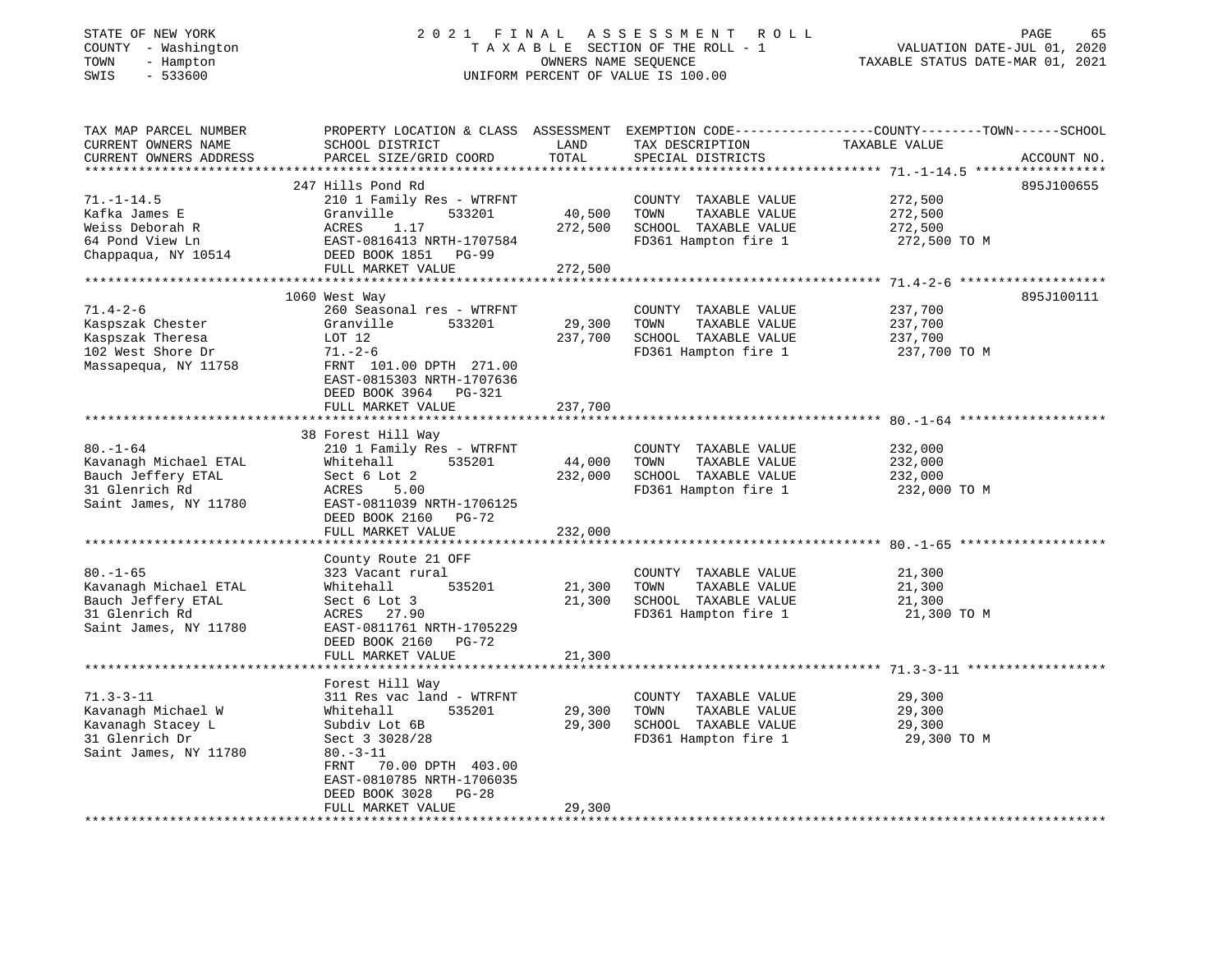STATE OF NEW YORK
COUNTY - Washington
TOWN - Hampton
SWIS - 533600

# 2021 FINAL ASSESSMENT ROLL
TAXABLE SECTION OF THE ROLL - 1
OWNERS NAME SEQUENCE
UNIFORM PERCENT OF VALUE IS 100.00

VALUATION DATE-JUL 01, 2020
TAXABLE STATUS DATE-MAR 01, 2021

| TAX MAP PARCEL NUMBER / CURRENT OWNERS NAME / CURRENT OWNERS ADDRESS | PROPERTY LOCATION & CLASS / SCHOOL DISTRICT / PARCEL SIZE/GRID COORD | ASSESSMENT LAND / TOTAL | EXEMPTION CODE / TAX DESCRIPTION / SPECIAL DISTRICTS | TAXABLE VALUE (COUNTY / TOWN / SCHOOL) | ACCOUNT NO. |
|---|---|---|---|---|---|
| 71.-1-14.5 | 247 Hills Pond Rd | | | | 895J100655 |
| Kafka James E | 210 1 Family Res - WTRFNT | | COUNTY TAXABLE VALUE | 272,500 | |
| Weiss Deborah R | Granville 533201 | 40,500 | TOWN TAXABLE VALUE | 272,500 | |
| 64 Pond View Ln | ACRES 1.17 | 272,500 | SCHOOL TAXABLE VALUE | 272,500 | |
| Chappaqua, NY 10514 | EAST-0816413 NRTH-1707584 | | FD361 Hampton fire 1 | 272,500 TO M | |
| | DEED BOOK 1851 PG-99 | | | | |
| | FULL MARKET VALUE | 272,500 | | | |
| 71.4-2-6 | 1060 West Way | | | | 895J100111 |
| Kaspszak Chester | 260 Seasonal res - WTRFNT | | COUNTY TAXABLE VALUE | 237,700 | |
| Kaspszak Theresa | Granville 533201 | 29,300 | TOWN TAXABLE VALUE | 237,700 | |
| 102 West Shore Dr | LOT 12 | 237,700 | SCHOOL TAXABLE VALUE | 237,700 | |
| Massapequa, NY 11758 | 71.-2-6 | | FD361 Hampton fire 1 | 237,700 TO M | |
| | FRNT 101.00 DPTH 271.00 | | | | |
| | EAST-0815303 NRTH-1707636 | | | | |
| | DEED BOOK 3964 PG-321 | | | | |
| | FULL MARKET VALUE | 237,700 | | | |
| 80.-1-64 | 38 Forest Hill Way | | | | |
| Kavanagh Michael ETAL | 210 1 Family Res - WTRFNT | | COUNTY TAXABLE VALUE | 232,000 | |
| Bauch Jeffery ETAL | Whitehall 535201 | 44,000 | TOWN TAXABLE VALUE | 232,000 | |
| 31 Glenrich Rd | Sect 6 Lot 2 | 232,000 | SCHOOL TAXABLE VALUE | 232,000 | |
| Saint James, NY 11780 | ACRES 5.00 | | FD361 Hampton fire 1 | 232,000 TO M | |
| | EAST-0811039 NRTH-1706125 | | | | |
| | DEED BOOK 2160 PG-72 | | | | |
| | FULL MARKET VALUE | 232,000 | | | |
| 80.-1-65 | County Route 21 OFF | | | | |
| Kavanagh Michael ETAL | 323 Vacant rural | | COUNTY TAXABLE VALUE | 21,300 | |
| Bauch Jeffery ETAL | Whitehall 535201 | 21,300 | TOWN TAXABLE VALUE | 21,300 | |
| 31 Glenrich Rd | Sect 6 Lot 3 | 21,300 | SCHOOL TAXABLE VALUE | 21,300 | |
| Saint James, NY 11780 | ACRES 27.90 | | FD361 Hampton fire 1 | 21,300 TO M | |
| | EAST-0811761 NRTH-1705229 | | | | |
| | DEED BOOK 2160 PG-72 | | | | |
| | FULL MARKET VALUE | 21,300 | | | |
| 71.3-3-11 | Forest Hill Way | | | | |
| Kavanagh Michael W | 311 Res vac land - WTRFNT | | COUNTY TAXABLE VALUE | 29,300 | |
| Kavanagh Stacey L | Whitehall 535201 | 29,300 | TOWN TAXABLE VALUE | 29,300 | |
| 31 Glenrich Dr | Subdiv Lot 6B | 29,300 | SCHOOL TAXABLE VALUE | 29,300 | |
| Saint James, NY 11780 | Sect 3 3028/28 | | FD361 Hampton fire 1 | 29,300 TO M | |
| | 80.-3-11 | | | | |
| | FRNT 70.00 DPTH 403.00 | | | | |
| | EAST-0810785 NRTH-1706035 | | | | |
| | DEED BOOK 3028 PG-28 | | | | |
| | FULL MARKET VALUE | 29,300 | | | |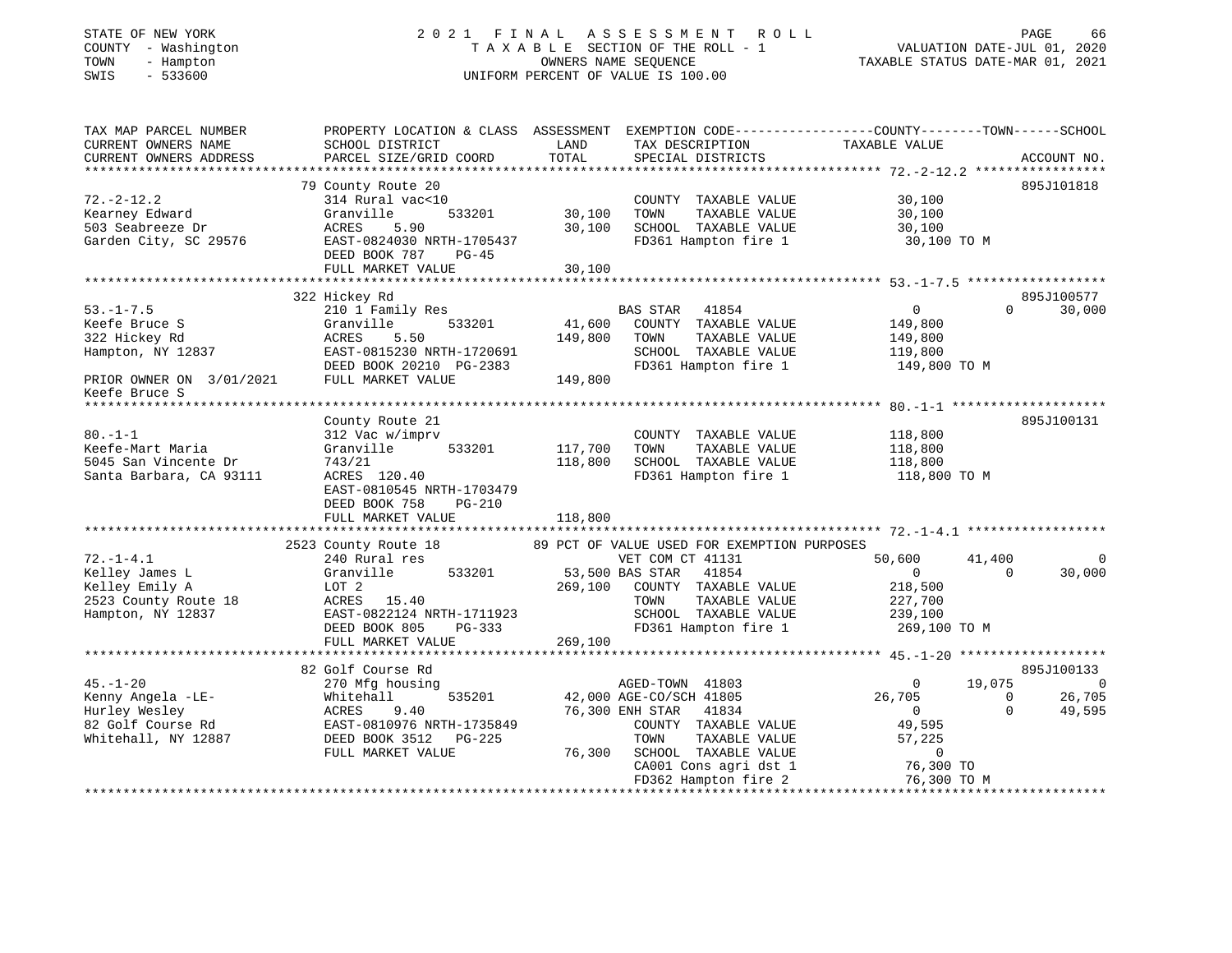STATE OF NEW YORK — 2021 FINAL ASSESSMENT ROLL
COUNTY - Washington — TAXABLE SECTION OF THE ROLL - 1 — VALUATION DATE-JUL 01, 2020
TOWN - Hampton — OWNERS NAME SEQUENCE — TAXABLE STATUS DATE-MAR 01, 2021
SWIS - 533600 — UNIFORM PERCENT OF VALUE IS 100.00

| TAX MAP PARCEL NUMBER / CURRENT OWNERS NAME / CURRENT OWNERS ADDRESS | PROPERTY LOCATION & CLASS / SCHOOL DISTRICT / PARCEL SIZE/GRID COORD | ASSESSMENT LAND | TOTAL | EXEMPTION CODE / TAX DESCRIPTION / SPECIAL DISTRICTS | COUNTY | TOWN | SCHOOL | ACCOUNT NO. |
|---|---|---|---|---|---|---|---|---|
| **72.-2-12.2** | 79 County Route 20 | | | | | | | 895J101818 |
| 72.-2-12.2 | 314 Rural vac<10 | | | COUNTY TAXABLE VALUE | 30,100 | | | |
| Kearney Edward | Granville 533201 | 30,100 | | TOWN TAXABLE VALUE | | 30,100 | | |
| 503 Seabreeze Dr | ACRES 5.90 | | 30,100 | SCHOOL TAXABLE VALUE | | | 30,100 | |
| Garden City, SC 29576 | EAST-0824030 NRTH-1705437 | | | FD361 Hampton fire 1 | 30,100 TO M | | | |
| | DEED BOOK 787 PG-45 | | | | | | | |
| | FULL MARKET VALUE | | 30,100 | | | | | |
| **53.-1-7.5** | 322 Hickey Rd | | | | | | | 895J100577 |
| 53.-1-7.5 | 210 1 Family Res | | | BAS STAR 41854 | 0 | 0 | 30,000 | |
| Keefe Bruce S | Granville 533201 | 41,600 | | COUNTY TAXABLE VALUE | 149,800 | | | |
| 322 Hickey Rd | ACRES 5.50 | | 149,800 | TOWN TAXABLE VALUE | | 149,800 | | |
| Hampton, NY 12837 | EAST-0815230 NRTH-1720691 | | | SCHOOL TAXABLE VALUE | | | 119,800 | |
| | DEED BOOK 20210 PG-2383 | | | FD361 Hampton fire 1 | 149,800 TO M | | | |
| PRIOR OWNER ON 3/01/2021 | FULL MARKET VALUE | | 149,800 | | | | | |
| Keefe Bruce S | | | | | | | | |
| **80.-1-1** | County Route 21 | | | | | | | 895J100131 |
| 80.-1-1 | 312 Vac w/imprv | | | COUNTY TAXABLE VALUE | 118,800 | | | |
| Keefe-Mart Maria | Granville 533201 | 117,700 | | TOWN TAXABLE VALUE | | 118,800 | | |
| 5045 San Vincente Dr | 743/21 | | 118,800 | SCHOOL TAXABLE VALUE | | | 118,800 | |
| Santa Barbara, CA 93111 | ACRES 120.40 | | | FD361 Hampton fire 1 | 118,800 TO M | | | |
| | EAST-0810545 NRTH-1703479 | | | | | | | |
| | DEED BOOK 758 PG-210 | | | | | | | |
| | FULL MARKET VALUE | | 118,800 | | | | | |
| **72.-1-4.1** | 2523 County Route 18 | | | 89 PCT OF VALUE USED FOR EXEMPTION PURPOSES | | | | |
| 72.-1-4.1 | 240 Rural res | | | VET COM CT 41131 | 50,600 | 41,400 | 0 | |
| Kelley James L | Granville 533201 | 53,500 | | BAS STAR 41854 | 0 | 0 | 30,000 | |
| Kelley Emily A | LOT 2 | | 269,100 | COUNTY TAXABLE VALUE | 218,500 | | | |
| 2523 County Route 18 | ACRES 15.40 | | | TOWN TAXABLE VALUE | | 227,700 | | |
| Hampton, NY 12837 | EAST-0822124 NRTH-1711923 | | | SCHOOL TAXABLE VALUE | | | 239,100 | |
| | DEED BOOK 805 PG-333 | | | FD361 Hampton fire 1 | 269,100 TO M | | | |
| | FULL MARKET VALUE | | 269,100 | | | | | |
| **45.-1-20** | 82 Golf Course Rd | | | | | | | 895J100133 |
| 45.-1-20 | 270 Mfg housing | | | AGED-TOWN 41803 | 0 | 19,075 | 0 | |
| Kenny Angela -LE- | Whitehall 535201 | 42,000 | | AGE-CO/SCH 41805 | 26,705 | 0 | 26,705 | |
| Hurley Wesley | ACRES 9.40 | | 76,300 | ENH STAR 41834 | 0 | 0 | 49,595 | |
| 82 Golf Course Rd | EAST-0810976 NRTH-1735849 | | | COUNTY TAXABLE VALUE | 49,595 | | | |
| Whitehall, NY 12887 | DEED BOOK 3512 PG-225 | | | TOWN TAXABLE VALUE | | 57,225 | | |
| | FULL MARKET VALUE | | 76,300 | SCHOOL TAXABLE VALUE | | | 0 | |
| | | | | CA001 Cons agri dst 1 | 76,300 TO | | | |
| | | | | FD362 Hampton fire 2 | 76,300 TO M | | | |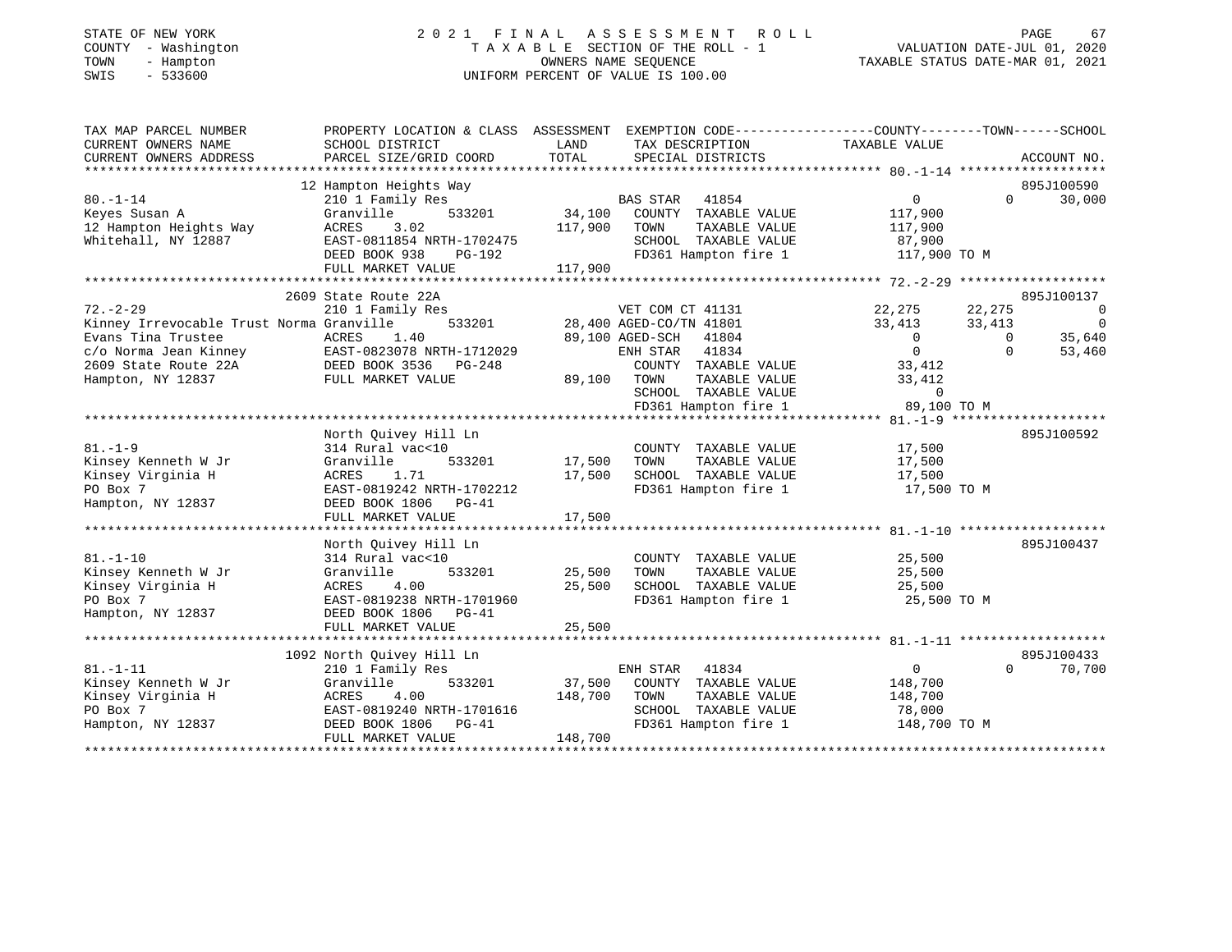STATE OF NEW YORK
COUNTY - Washington
TOWN - Hampton
SWIS - 533600

# 2021 FINAL ASSESSMENT ROLL
TAXABLE SECTION OF THE ROLL - 1
OWNERS NAME SEQUENCE
UNIFORM PERCENT OF VALUE IS 100.00

VALUATION DATE-JUL 01, 2020
TAXABLE STATUS DATE-MAR 01, 2021

```
TAX MAP PARCEL NUMBER          PROPERTY LOCATION & CLASS  ASSESSMENT  EXEMPTION CODE-----------------COUNTY--------TOWN------SCHOOL
CURRENT OWNERS NAME            SCHOOL DISTRICT              LAND      TAX DESCRIPTION              TAXABLE VALUE
CURRENT OWNERS ADDRESS         PARCEL SIZE/GRID COORD       TOTAL     SPECIAL DISTRICTS                                  ACCOUNT NO.
******************************************************************************************************* 80.-1-14 *******************
                               12 Hampton Heights Way                                                                     895J100590
80.-1-14                       210 1 Family Res                       BAS STAR   41854                   0              0      30,000
Keyes Susan A                  Granville        533201      34,100    COUNTY  TAXABLE VALUE         117,900
12 Hampton Heights Way         ACRES     3.02              117,900    TOWN    TAXABLE VALUE         117,900
Whitehall, NY 12887            EAST-0811854 NRTH-1702475              SCHOOL  TAXABLE VALUE          87,900
                               DEED BOOK 938    PG-192                FD361 Hampton fire 1          117,900 TO M
                               FULL MARKET VALUE           117,900
******************************************************************************************************* 72.-2-29 *******************
                               2609 State Route 22A                                                                       895J100137
72.-2-29                       210 1 Family Res                       VET COM CT 41131              22,275      22,275           0
Kinney Irrevocable Trust Norma Granville        533201      28,400 AGED-CO/TN 41801                 33,413      33,413           0
Evans Tina Trustee             ACRES     1.40               89,100 AGED-SCH   41804                      0           0      35,640
c/o Norma Jean Kinney          EAST-0823078 NRTH-1712029              ENH STAR   41834                   0           0      53,460
2609 State Route 22A           DEED BOOK 3536   PG-248                COUNTY  TAXABLE VALUE          33,412
Hampton, NY 12837              FULL MARKET VALUE            89,100    TOWN    TAXABLE VALUE          33,412
                                                                      SCHOOL  TAXABLE VALUE               0
                                                                      FD361 Hampton fire 1           89,100 TO M
******************************************************************************************************* 81.-1-9 ********************
                               North Quivey Hill Ln                                                                       895J100592
81.-1-9                        314 Rural vac<10                       COUNTY  TAXABLE VALUE          17,500
Kinsey Kenneth W Jr            Granville        533201      17,500    TOWN    TAXABLE VALUE          17,500
Kinsey Virginia H              ACRES     1.71               17,500    SCHOOL  TAXABLE VALUE          17,500
PO Box 7                       EAST-0819242 NRTH-1702212              FD361 Hampton fire 1           17,500 TO M
Hampton, NY 12837              DEED BOOK 1806   PG-41
                               FULL MARKET VALUE            17,500
******************************************************************************************************* 81.-1-10 *******************
                               North Quivey Hill Ln                                                                       895J100437
81.-1-10                       314 Rural vac<10                       COUNTY  TAXABLE VALUE          25,500
Kinsey Kenneth W Jr            Granville        533201      25,500    TOWN    TAXABLE VALUE          25,500
Kinsey Virginia H              ACRES     4.00               25,500    SCHOOL  TAXABLE VALUE          25,500
PO Box 7                       EAST-0819238 NRTH-1701960              FD361 Hampton fire 1           25,500 TO M
Hampton, NY 12837              DEED BOOK 1806   PG-41
                               FULL MARKET VALUE            25,500
******************************************************************************************************* 81.-1-11 *******************
                               1092 North Quivey Hill Ln                                                                  895J100433
81.-1-11                       210 1 Family Res                       ENH STAR   41834                   0              0      70,700
Kinsey Kenneth W Jr            Granville        533201      37,500    COUNTY  TAXABLE VALUE         148,700
Kinsey Virginia H              ACRES     4.00              148,700    TOWN    TAXABLE VALUE         148,700
PO Box 7                       EAST-0819240 NRTH-1701616              SCHOOL  TAXABLE VALUE          78,000
Hampton, NY 12837              DEED BOOK 1806   PG-41                 FD361 Hampton fire 1          148,700 TO M
                               FULL MARKET VALUE           148,700
************************************************************************************************************************************
```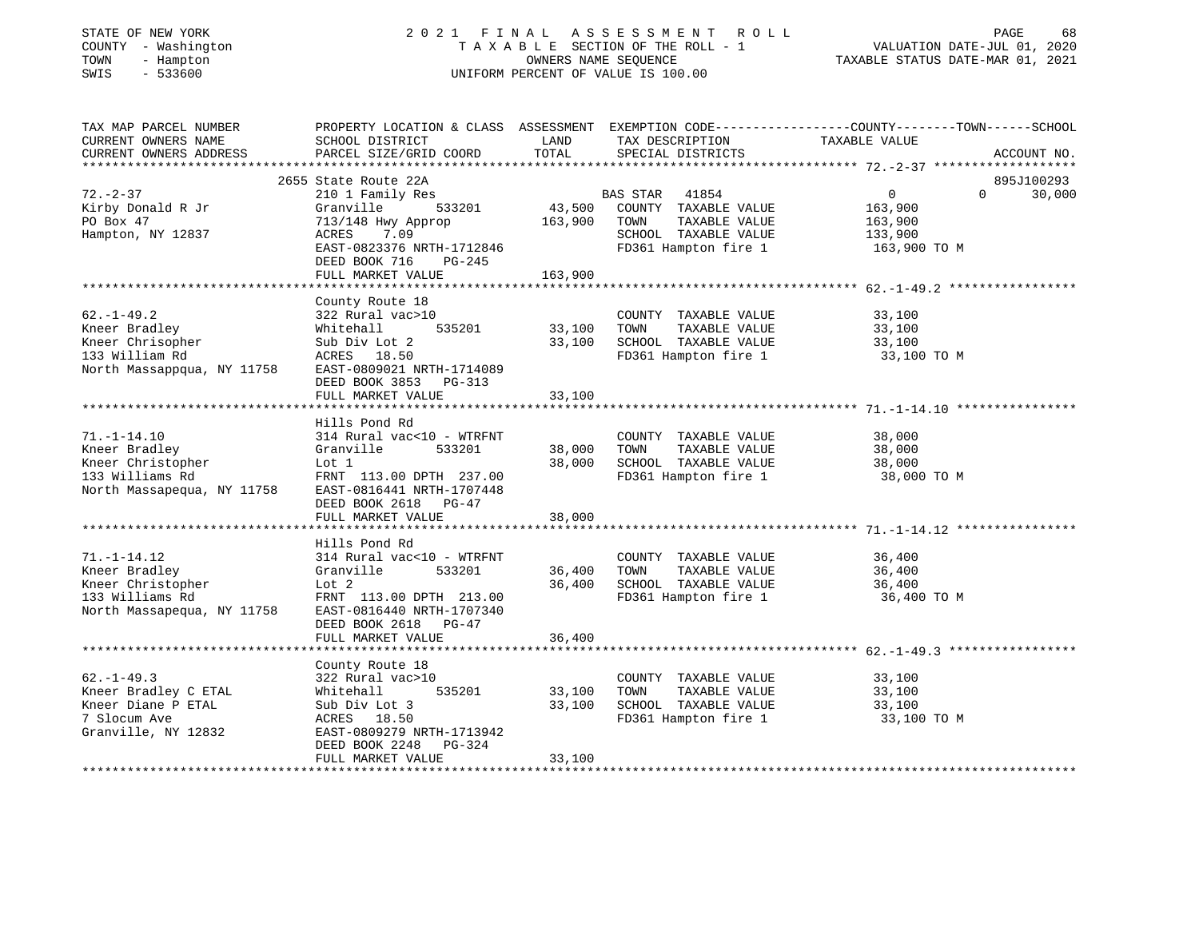STATE OF NEW YORK — COUNTY - Washington — TOWN - Hampton — SWIS - 533600

2021 FINAL ASSESSMENT ROLL
TAXABLE SECTION OF THE ROLL - 1
OWNERS NAME SEQUENCE
UNIFORM PERCENT OF VALUE IS 100.00

VALUATION DATE-JUL 01, 2020
TAXABLE STATUS DATE-MAR 01, 2021

```
TAX MAP PARCEL NUMBER          PROPERTY LOCATION & CLASS  ASSESSMENT  EXEMPTION CODE-----------------COUNTY--------TOWN------SCHOOL
CURRENT OWNERS NAME            SCHOOL DISTRICT               LAND      TAX DESCRIPTION              TAXABLE VALUE
CURRENT OWNERS ADDRESS         PARCEL SIZE/GRID COORD        TOTAL     SPECIAL DISTRICTS                                    ACCOUNT NO.
******************************************************************************************************* 72.-2-37 *******************
                               2655 State Route 22A                                                                    895J100293
72.-2-37                       210 1 Family Res                        BAS STAR   41854                  0          0     30,000
Kirby Donald R Jr              Granville         533201      43,500    COUNTY  TAXABLE VALUE          163,900
PO Box 47                      713/148 Hwy Approp           163,900    TOWN    TAXABLE VALUE          163,900
Hampton, NY 12837              ACRES    7.09                           SCHOOL  TAXABLE VALUE          133,900
                               EAST-0823376 NRTH-1712846               FD361 Hampton fire 1            163,900 TO M
                               DEED BOOK 716    PG-245
                               FULL MARKET VALUE            163,900
******************************************************************************************************* 62.-1-49.2 *****************
                               County Route 18
62.-1-49.2                     322 Rural vac>10                        COUNTY  TAXABLE VALUE           33,100
Kneer Bradley                  Whitehall         535201      33,100    TOWN    TAXABLE VALUE           33,100
Kneer Chrisopher               Sub Div Lot 2                 33,100    SCHOOL  TAXABLE VALUE           33,100
133 William Rd                 ACRES   18.50                           FD361 Hampton fire 1             33,100 TO M
North Massappqua, NY 11758     EAST-0809021 NRTH-1714089
                               DEED BOOK 3853   PG-313
                               FULL MARKET VALUE             33,100
******************************************************************************************************* 71.-1-14.10 ****************
                               Hills Pond Rd
71.-1-14.10                    314 Rural vac<10 - WTRFNT               COUNTY  TAXABLE VALUE           38,000
Kneer Bradley                  Granville         533201      38,000    TOWN    TAXABLE VALUE           38,000
Kneer Christopher              Lot 1                         38,000    SCHOOL  TAXABLE VALUE           38,000
133 Williams Rd                FRNT 113.00 DPTH 237.00                 FD361 Hampton fire 1             38,000 TO M
North Massapequa, NY 11758     EAST-0816441 NRTH-1707448
                               DEED BOOK 2618   PG-47
                               FULL MARKET VALUE             38,000
******************************************************************************************************* 71.-1-14.12 ****************
                               Hills Pond Rd
71.-1-14.12                    314 Rural vac<10 - WTRFNT               COUNTY  TAXABLE VALUE           36,400
Kneer Bradley                  Granville         533201      36,400    TOWN    TAXABLE VALUE           36,400
Kneer Christopher              Lot 2                         36,400    SCHOOL  TAXABLE VALUE           36,400
133 Williams Rd                FRNT 113.00 DPTH 213.00                 FD361 Hampton fire 1             36,400 TO M
North Massapequa, NY 11758     EAST-0816440 NRTH-1707340
                               DEED BOOK 2618   PG-47
                               FULL MARKET VALUE             36,400
******************************************************************************************************* 62.-1-49.3 *****************
                               County Route 18
62.-1-49.3                     322 Rural vac>10                        COUNTY  TAXABLE VALUE           33,100
Kneer Bradley C ETAL           Whitehall         535201      33,100    TOWN    TAXABLE VALUE           33,100
Kneer Diane P ETAL             Sub Div Lot 3                 33,100    SCHOOL  TAXABLE VALUE           33,100
7 Slocum Ave                   ACRES   18.50                           FD361 Hampton fire 1             33,100 TO M
Granville, NY 12832            EAST-0809279 NRTH-1713942
                               DEED BOOK 2248   PG-324
                               FULL MARKET VALUE             33,100
************************************************************************************************************************************
```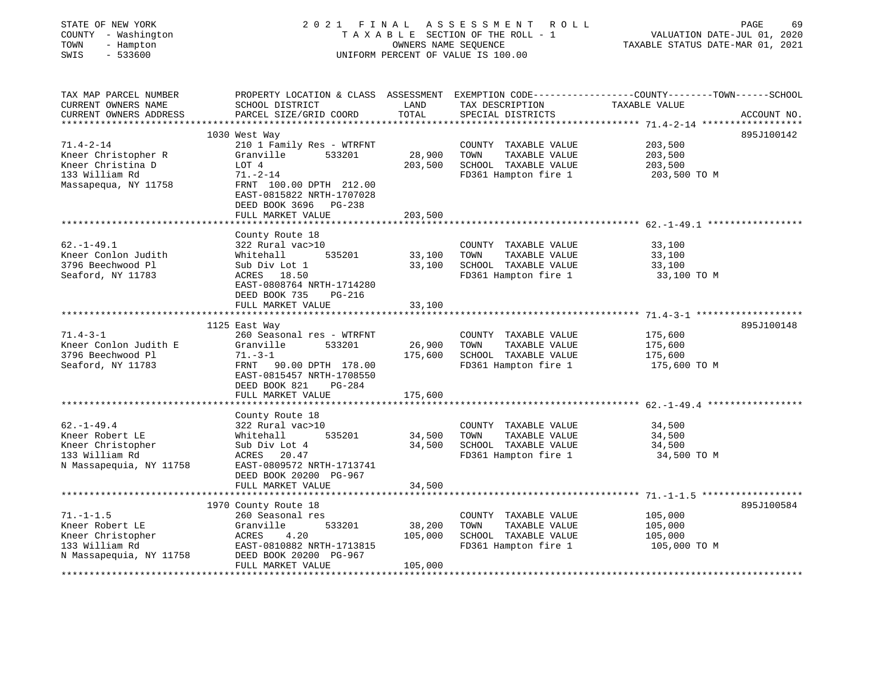STATE OF NEW YORK
COUNTY - Washington
TOWN - Hampton
SWIS - 533600

# 2021 FINAL ASSESSMENT ROLL
TAXABLE SECTION OF THE ROLL - 1
OWNERS NAME SEQUENCE
UNIFORM PERCENT OF VALUE IS 100.00

VALUATION DATE-JUL 01, 2020
TAXABLE STATUS DATE-MAR 01, 2021

| TAX MAP PARCEL NUMBER / CURRENT OWNERS NAME / CURRENT OWNERS ADDRESS | PROPERTY LOCATION & CLASS / SCHOOL DISTRICT / PARCEL SIZE/GRID COORD | ASSESSMENT LAND | TOTAL | EXEMPTION CODE / TAX DESCRIPTION / SPECIAL DISTRICTS | TAXABLE VALUE (COUNTY / TOWN / SCHOOL) | ACCOUNT NO. |
|---|---|---|---|---|---|---|
| 71.4-2-14 | 1030 West Way | | | | | 895J100142 |
| Kneer Christopher R | 210 1 Family Res - WTRFNT | | | COUNTY TAXABLE VALUE | 203,500 | |
| Kneer Christina D | Granville 533201 | 28,900 | | TOWN TAXABLE VALUE | 203,500 | |
| 133 William Rd | LOT 4 | | 203,500 | SCHOOL TAXABLE VALUE | 203,500 | |
| Massapequa, NY 11758 | 71.-2-14 | | | FD361 Hampton fire 1 | 203,500 TO M | |
| | FRNT 100.00 DPTH 212.00 | | | | | |
| | EAST-0815822 NRTH-1707028 | | | | | |
| | DEED BOOK 3696 PG-238 | | | | | |
| | FULL MARKET VALUE | | 203,500 | | | |
| 62.-1-49.1 | County Route 18 | | | | | |
| Kneer Conlon Judith | 322 Rural vac>10 | | | COUNTY TAXABLE VALUE | 33,100 | |
| 3796 Beechwood Pl | Whitehall 535201 | 33,100 | | TOWN TAXABLE VALUE | 33,100 | |
| Seaford, NY 11783 | Sub Div Lot 1 | | 33,100 | SCHOOL TAXABLE VALUE | 33,100 | |
| | ACRES 18.50 | | | FD361 Hampton fire 1 | 33,100 TO M | |
| | EAST-0808764 NRTH-1714280 | | | | | |
| | DEED BOOK 735 PG-216 | | | | | |
| | FULL MARKET VALUE | | 33,100 | | | |
| 71.4-3-1 | 1125 East Way | | | | | 895J100148 |
| Kneer Conlon Judith E | 260 Seasonal res - WTRFNT | | | COUNTY TAXABLE VALUE | 175,600 | |
| 3796 Beechwood Pl | Granville 533201 | 26,900 | | TOWN TAXABLE VALUE | 175,600 | |
| Seaford, NY 11783 | 71.-3-1 | | 175,600 | SCHOOL TAXABLE VALUE | 175,600 | |
| | FRNT 90.00 DPTH 178.00 | | | FD361 Hampton fire 1 | 175,600 TO M | |
| | EAST-0815457 NRTH-1708550 | | | | | |
| | DEED BOOK 821 PG-284 | | | | | |
| | FULL MARKET VALUE | | 175,600 | | | |
| 62.-1-49.4 | County Route 18 | | | | | |
| Kneer Robert LE | 322 Rural vac>10 | | | COUNTY TAXABLE VALUE | 34,500 | |
| Kneer Christopher | Whitehall 535201 | 34,500 | | TOWN TAXABLE VALUE | 34,500 | |
| 133 William Rd | Sub Div Lot 4 | | 34,500 | SCHOOL TAXABLE VALUE | 34,500 | |
| N Massapequia, NY 11758 | ACRES 20.47 | | | FD361 Hampton fire 1 | 34,500 TO M | |
| | EAST-0809572 NRTH-1713741 | | | | | |
| | DEED BOOK 20200 PG-967 | | | | | |
| | FULL MARKET VALUE | | 34,500 | | | |
| 71.-1-1.5 | 1970 County Route 18 | | | | | 895J100584 |
| Kneer Robert LE | 260 Seasonal res | | | COUNTY TAXABLE VALUE | 105,000 | |
| Kneer Christopher | Granville 533201 | 38,200 | | TOWN TAXABLE VALUE | 105,000 | |
| 133 William Rd | ACRES 4.20 | | 105,000 | SCHOOL TAXABLE VALUE | 105,000 | |
| N Massapequia, NY 11758 | EAST-0810882 NRTH-1713815 | | | FD361 Hampton fire 1 | 105,000 TO M | |
| | DEED BOOK 20200 PG-967 | | | | | |
| | FULL MARKET VALUE | | 105,000 | | | |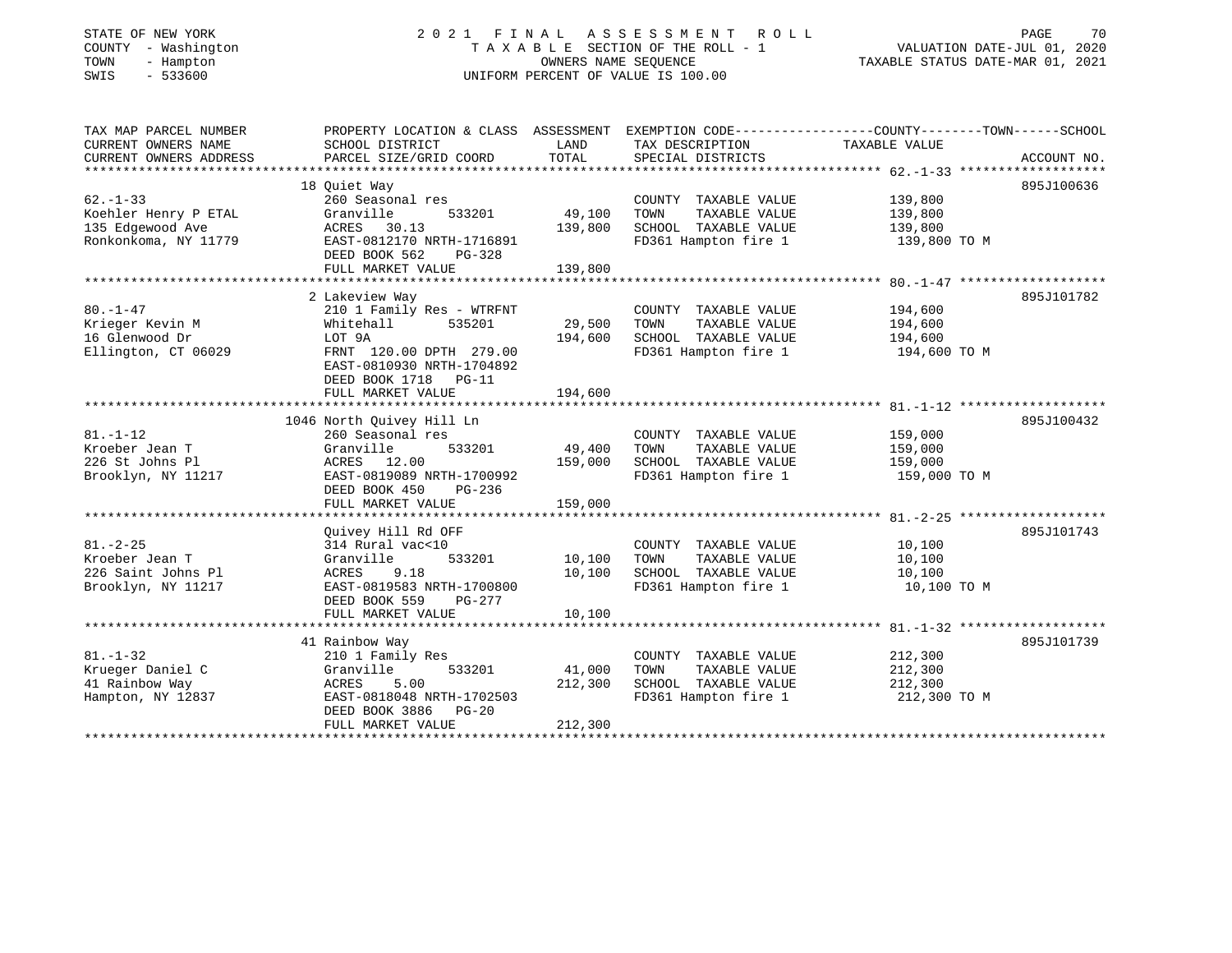STATE OF NEW YORK
COUNTY - Washington
TOWN - Hampton
SWIS - 533600

# 2021 FINAL ASSESSMENT ROLL

TAXABLE SECTION OF THE ROLL - 1
OWNERS NAME SEQUENCE
UNIFORM PERCENT OF VALUE IS 100.00

VALUATION DATE-JUL 01, 2020
TAXABLE STATUS DATE-MAR 01, 2021

| TAX MAP PARCEL NUMBER / CURRENT OWNERS NAME / CURRENT OWNERS ADDRESS | PROPERTY LOCATION & CLASS / SCHOOL DISTRICT / PARCEL SIZE/GRID COORD | ASSESSMENT LAND | TOTAL | EXEMPTION CODE / TAX DESCRIPTION / SPECIAL DISTRICTS | TAXABLE VALUE (COUNTY--TOWN--SCHOOL) | ACCOUNT NO. |
|---|---|---|---|---|---|---|
| 62.-1-33 | 18 Quiet Way | | | | | 895J100636 |
| 62.-1-33 | 260 Seasonal res | | | COUNTY TAXABLE VALUE | 139,800 | |
| Koehler Henry P ETAL | Granville 533201 | 49,100 | | TOWN TAXABLE VALUE | 139,800 | |
| 135 Edgewood Ave | ACRES 30.13 | | 139,800 | SCHOOL TAXABLE VALUE | 139,800 | |
| Ronkonkoma, NY 11779 | EAST-0812170 NRTH-1716891 | | | FD361 Hampton fire 1 | 139,800 TO M | |
| | DEED BOOK 562 PG-328 | | | | | |
| | FULL MARKET VALUE | | 139,800 | | | |
| 80.-1-47 | 2 Lakeview Way | | | | | 895J101782 |
| 80.-1-47 | 210 1 Family Res - WTRFNT | | | COUNTY TAXABLE VALUE | 194,600 | |
| Krieger Kevin M | Whitehall 535201 | 29,500 | | TOWN TAXABLE VALUE | 194,600 | |
| 16 Glenwood Dr | LOT 9A | | 194,600 | SCHOOL TAXABLE VALUE | 194,600 | |
| Ellington, CT 06029 | FRNT 120.00 DPTH 279.00 | | | FD361 Hampton fire 1 | 194,600 TO M | |
| | EAST-0810930 NRTH-1704892 | | | | | |
| | DEED BOOK 1718 PG-11 | | | | | |
| | FULL MARKET VALUE | | 194,600 | | | |
| 81.-1-12 | 1046 North Quivey Hill Ln | | | | | 895J100432 |
| 81.-1-12 | 260 Seasonal res | | | COUNTY TAXABLE VALUE | 159,000 | |
| Kroeber Jean T | Granville 533201 | 49,400 | | TOWN TAXABLE VALUE | 159,000 | |
| 226 St Johns Pl | ACRES 12.00 | | 159,000 | SCHOOL TAXABLE VALUE | 159,000 | |
| Brooklyn, NY 11217 | EAST-0819089 NRTH-1700992 | | | FD361 Hampton fire 1 | 159,000 TO M | |
| | DEED BOOK 450 PG-236 | | | | | |
| | FULL MARKET VALUE | | 159,000 | | | |
| 81.-2-25 | Quivey Hill Rd OFF | | | | | 895J101743 |
| 81.-2-25 | 314 Rural vac<10 | | | COUNTY TAXABLE VALUE | 10,100 | |
| Kroeber Jean T | Granville 533201 | 10,100 | | TOWN TAXABLE VALUE | 10,100 | |
| 226 Saint Johns Pl | ACRES 9.18 | | 10,100 | SCHOOL TAXABLE VALUE | 10,100 | |
| Brooklyn, NY 11217 | EAST-0819583 NRTH-1700800 | | | FD361 Hampton fire 1 | 10,100 TO M | |
| | DEED BOOK 559 PG-277 | | | | | |
| | FULL MARKET VALUE | | 10,100 | | | |
| 81.-1-32 | 41 Rainbow Way | | | | | 895J101739 |
| 81.-1-32 | 210 1 Family Res | | | COUNTY TAXABLE VALUE | 212,300 | |
| Krueger Daniel C | Granville 533201 | 41,000 | | TOWN TAXABLE VALUE | 212,300 | |
| 41 Rainbow Way | ACRES 5.00 | | 212,300 | SCHOOL TAXABLE VALUE | 212,300 | |
| Hampton, NY 12837 | EAST-0818048 NRTH-1702503 | | | FD361 Hampton fire 1 | 212,300 TO M | |
| | DEED BOOK 3886 PG-20 | | | | | |
| | FULL MARKET VALUE | | 212,300 | | | |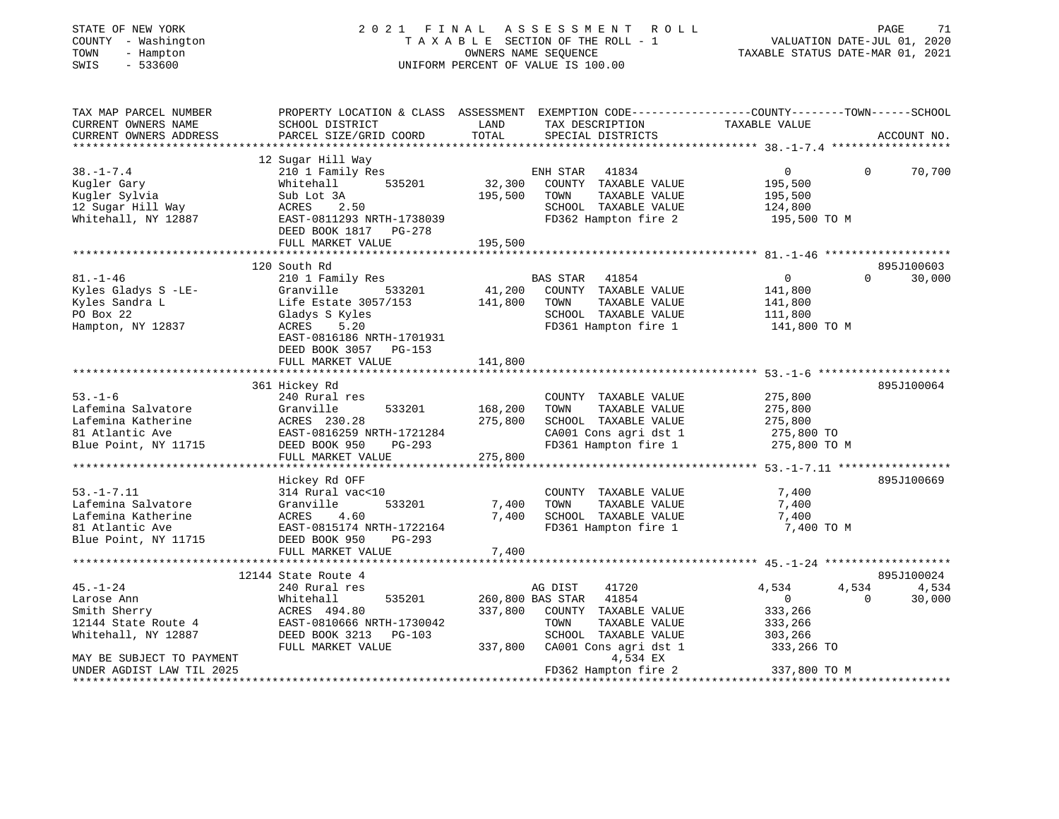STATE OF NEW YORK — 2021 FINAL ASSESSMENT ROLL
COUNTY - Washington — TAXABLE SECTION OF THE ROLL - 1 — VALUATION DATE-JUL 01, 2020
TOWN - Hampton — OWNERS NAME SEQUENCE — TAXABLE STATUS DATE-MAR 01, 2021
SWIS - 533600 — UNIFORM PERCENT OF VALUE IS 100.00

```
TAX MAP PARCEL NUMBER     PROPERTY LOCATION & CLASS  ASSESSMENT  EXEMPTION CODE-----------------COUNTY--------TOWN------SCHOOL
CURRENT OWNERS NAME       SCHOOL DISTRICT               LAND      TAX DESCRIPTION            TAXABLE VALUE
CURRENT OWNERS ADDRESS    PARCEL SIZE/GRID COORD        TOTAL     SPECIAL DISTRICTS                                  ACCOUNT NO.
******************************************************************************************************* 38.-1-7.4 ******************
                          12 Sugar Hill Way
38.-1-7.4                 210 1 Family Res                        ENH STAR  41834                0             0       70,700
Kugler Gary               Whitehall        535201      32,300     COUNTY  TAXABLE VALUE          195,500
Kugler Sylvia             Sub Lot 3A                  195,500     TOWN    TAXABLE VALUE          195,500
12 Sugar Hill Way         ACRES    2.50                           SCHOOL  TAXABLE VALUE          124,800
Whitehall, NY 12887       EAST-0811293 NRTH-1738039               FD362 Hampton fire 2            195,500 TO M
                          DEED BOOK 1817   PG-278
                          FULL MARKET VALUE           195,500
******************************************************************************************************* 81.-1-46 *******************
                          120 South Rd                                                                               895J100603
81.-1-46                  210 1 Family Res                        BAS STAR  41854                0             0       30,000
Kyles Gladys S -LE-       Granville        533201      41,200     COUNTY  TAXABLE VALUE          141,800
Kyles Sandra L            Life Estate 3057/153        141,800     TOWN    TAXABLE VALUE          141,800
PO Box 22                 Gladys S Kyles                          SCHOOL  TAXABLE VALUE          111,800
Hampton, NY 12837         ACRES    5.20                           FD361 Hampton fire 1            141,800 TO M
                          EAST-0816186 NRTH-1701931
                          DEED BOOK 3057   PG-153
                          FULL MARKET VALUE           141,800
******************************************************************************************************* 53.-1-6 ********************
                          361 Hickey Rd                                                                              895J100064
53.-1-6                   240 Rural res                           COUNTY  TAXABLE VALUE          275,800
Lafemina Salvatore        Granville        533201     168,200     TOWN    TAXABLE VALUE          275,800
Lafemina Katherine        ACRES  230.28               275,800     SCHOOL  TAXABLE VALUE          275,800
81 Atlantic Ave           EAST-0816259 NRTH-1721284               CA001 Cons agri dst 1           275,800 TO
Blue Point, NY 11715      DEED BOOK 950    PG-293                 FD361 Hampton fire 1            275,800 TO M
                          FULL MARKET VALUE           275,800
******************************************************************************************************* 53.-1-7.11 *****************
                          Hickey Rd OFF                                                                              895J100669
53.-1-7.11                314 Rural vac<10                        COUNTY  TAXABLE VALUE            7,400
Lafemina Salvatore        Granville        533201       7,400     TOWN    TAXABLE VALUE            7,400
Lafemina Katherine        ACRES    4.60                 7,400     SCHOOL  TAXABLE VALUE            7,400
81 Atlantic Ave           EAST-0815174 NRTH-1722164               FD361 Hampton fire 1              7,400 TO M
Blue Point, NY 11715      DEED BOOK 950    PG-293
                          FULL MARKET VALUE             7,400
******************************************************************************************************* 45.-1-24 *******************
                          12144 State Route 4                                                                        895J100024
45.-1-24                  240 Rural res                           AG DIST   41720              4,534         4,534      4,534
Larose Ann                Whitehall        535201     260,800 BAS STAR  41854                    0             0       30,000
Smith Sherry              ACRES  494.80               337,800     COUNTY  TAXABLE VALUE          333,266
12144 State Route 4       EAST-0810666 NRTH-1730042               TOWN    TAXABLE VALUE          333,266
Whitehall, NY 12887       DEED BOOK 3213   PG-103                 SCHOOL  TAXABLE VALUE          303,266
                          FULL MARKET VALUE           337,800     CA001 Cons agri dst 1           333,266 TO
MAY BE SUBJECT TO PAYMENT                                                  4,534 EX
UNDER AGDIST LAW TIL 2025                                         FD362 Hampton fire 2            337,800 TO M
************************************************************************************************************************************
```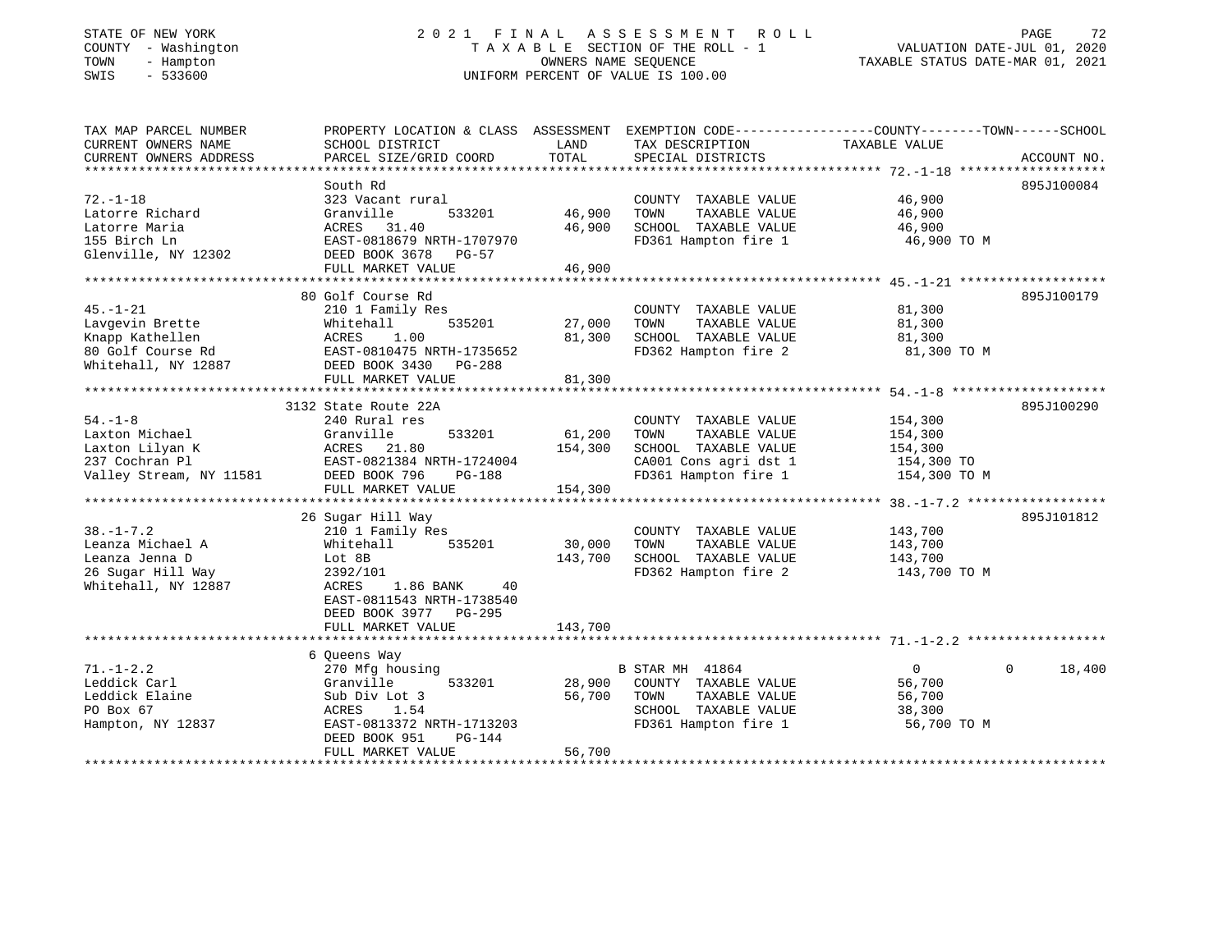STATE OF NEW YORK
COUNTY - Washington
TOWN - Hampton
SWIS - 533600

# 2021 FINAL ASSESSMENT ROLL

TAXABLE SECTION OF THE ROLL - 1
OWNERS NAME SEQUENCE
UNIFORM PERCENT OF VALUE IS 100.00

VALUATION DATE-JUL 01, 2020
TAXABLE STATUS DATE-MAR 01, 2021

| TAX MAP PARCEL NUMBER / CURRENT OWNERS NAME / CURRENT OWNERS ADDRESS | PROPERTY LOCATION & CLASS / SCHOOL DISTRICT / PARCEL SIZE/GRID COORD | ASSESSMENT LAND | TOTAL | EXEMPTION CODE / TAX DESCRIPTION / SPECIAL DISTRICTS | COUNTY TAXABLE VALUE | TOWN | SCHOOL | ACCOUNT NO. |
|---|---|---|---|---|---|---|---|---|
| 72.-1-18 | South Rd | | | | | | | 895J100084 |
| Latorre Richard | 323 Vacant rural | | | COUNTY TAXABLE VALUE | 46,900 | | | |
| Latorre Maria | Granville 533201 | 46,900 | | TOWN TAXABLE VALUE | 46,900 | | | |
| 155 Birch Ln | ACRES 31.40 | | 46,900 | SCHOOL TAXABLE VALUE | 46,900 | | | |
| Glenville, NY 12302 | EAST-0818679 NRTH-1707970 | | | FD361 Hampton fire 1 | 46,900 TO M | | | |
| | DEED BOOK 3678 PG-57 | | | | | | | |
| | FULL MARKET VALUE | | 46,900 | | | | | |
| 45.-1-21 | 80 Golf Course Rd | | | | | | | 895J100179 |
| Lavgevin Brette | 210 1 Family Res | | | COUNTY TAXABLE VALUE | 81,300 | | | |
| Knapp Kathellen | Whitehall 535201 | 27,000 | | TOWN TAXABLE VALUE | 81,300 | | | |
| 80 Golf Course Rd | ACRES 1.00 | | 81,300 | SCHOOL TAXABLE VALUE | 81,300 | | | |
| Whitehall, NY 12887 | EAST-0810475 NRTH-1735652 | | | FD362 Hampton fire 2 | 81,300 TO M | | | |
| | DEED BOOK 3430 PG-288 | | | | | | | |
| | FULL MARKET VALUE | | 81,300 | | | | | |
| 54.-1-8 | 3132 State Route 22A | | | | | | | 895J100290 |
| Laxton Michael | 240 Rural res | | | COUNTY TAXABLE VALUE | 154,300 | | | |
| Laxton Lilyan K | Granville 533201 | 61,200 | | TOWN TAXABLE VALUE | 154,300 | | | |
| 237 Cochran Pl | ACRES 21.80 | | 154,300 | SCHOOL TAXABLE VALUE | 154,300 | | | |
| Valley Stream, NY 11581 | EAST-0821384 NRTH-1724004 | | | CA001 Cons agri dst 1 | 154,300 TO | | | |
| | DEED BOOK 796 PG-188 | | | FD361 Hampton fire 1 | 154,300 TO M | | | |
| | FULL MARKET VALUE | | 154,300 | | | | | |
| 38.-1-7.2 | 26 Sugar Hill Way | | | | | | | 895J101812 |
| Leanza Michael A | 210 1 Family Res | | | COUNTY TAXABLE VALUE | 143,700 | | | |
| Leanza Jenna D | Whitehall 535201 | 30,000 | | TOWN TAXABLE VALUE | 143,700 | | | |
| 26 Sugar Hill Way | Lot 8B | | 143,700 | SCHOOL TAXABLE VALUE | 143,700 | | | |
| Whitehall, NY 12887 | 2392/101 | | | FD362 Hampton fire 2 | 143,700 TO M | | | |
| | ACRES 1.86 BANK 40 | | | | | | | |
| | EAST-0811543 NRTH-1738540 | | | | | | | |
| | DEED BOOK 3977 PG-295 | | | | | | | |
| | FULL MARKET VALUE | | 143,700 | | | | | |
| 71.-1-2.2 | 6 Queens Way | | | | | | | |
| Leddick Carl | 270 Mfg housing | | | B STAR MH 41864 | 0 | 0 | 18,400 | |
| Leddick Elaine | Granville 533201 | 28,900 | | COUNTY TAXABLE VALUE | 56,700 | | | |
| PO Box 67 | Sub Div Lot 3 | | 56,700 | TOWN TAXABLE VALUE | 56,700 | | | |
| Hampton, NY 12837 | ACRES 1.54 | | | SCHOOL TAXABLE VALUE | 38,300 | | | |
| | EAST-0813372 NRTH-1713203 | | | FD361 Hampton fire 1 | 56,700 TO M | | | |
| | DEED BOOK 951 PG-144 | | | | | | | |
| | FULL MARKET VALUE | | 56,700 | | | | | |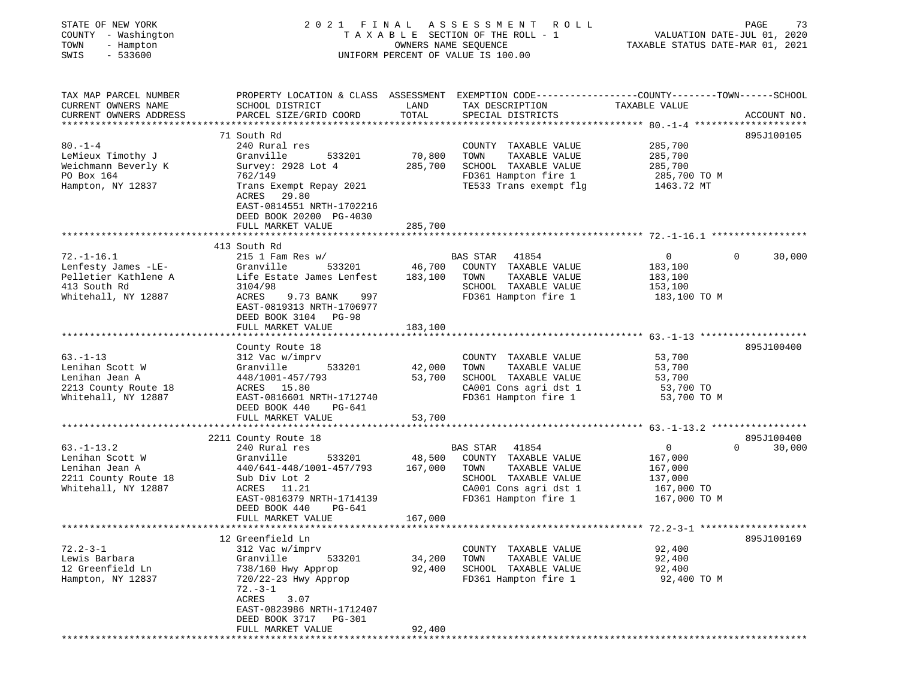STATE OF NEW YORK | 2021 FINAL ASSESSMENT ROLL | VALUATION DATE-JUL 01, 2020
COUNTY - Washington | TAXABLE SECTION OF THE ROLL - 1 | TAXABLE STATUS DATE-MAR 01, 2021
TOWN - Hampton | OWNERS NAME SEQUENCE
SWIS - 533600 | UNIFORM PERCENT OF VALUE IS 100.00

```
TAX MAP PARCEL NUMBER     PROPERTY LOCATION & CLASS  ASSESSMENT  EXEMPTION CODE-----------------COUNTY--------TOWN------SCHOOL
CURRENT OWNERS NAME       SCHOOL DISTRICT               LAND      TAX DESCRIPTION              TAXABLE VALUE
CURRENT OWNERS ADDRESS    PARCEL SIZE/GRID COORD        TOTAL     SPECIAL DISTRICTS                                 ACCOUNT NO.
******************************************************************************************************* 80.-1-4 ********************
                          71 South Rd                                                                           895J100105
80.-1-4                   240 Rural res                           COUNTY  TAXABLE VALUE             285,700
LeMieux Timothy J         Granville        533201      70,800     TOWN    TAXABLE VALUE             285,700
Weichmann Beverly K       Survey: 2928 Lot 4          285,700     SCHOOL  TAXABLE VALUE             285,700
PO Box 164                762/149                                 FD361 Hampton fire 1               285,700 TO M
Hampton, NY 12837         Trans Exempt Repay 2021                 TE533 Trans exempt flg            1463.72 MT
                          ACRES    29.80
                          EAST-0814551 NRTH-1702216
                          DEED BOOK 20200 PG-4030
                          FULL MARKET VALUE           285,700
******************************************************************************************************* 72.-1-16.1 *****************
                          413 South Rd
72.-1-16.1                215 1 Fam Res w/                        BAS STAR   41854                    0           0      30,000
Lenfesty James -LE-       Granville        533201      46,700     COUNTY  TAXABLE VALUE             183,100
Pelletier Kathlene A      Life Estate James Lenfest   183,100     TOWN    TAXABLE VALUE             183,100
413 South Rd              3104/98                                 SCHOOL  TAXABLE VALUE             153,100
Whitehall, NY 12887       ACRES     9.73 BANK    997              FD361 Hampton fire 1               183,100 TO M
                          EAST-0819313 NRTH-1706977
                          DEED BOOK 3104   PG-98
                          FULL MARKET VALUE           183,100
******************************************************************************************************* 63.-1-13 *******************
                          County Route 18                                                                       895J100400
63.-1-13                  312 Vac w/imprv                         COUNTY  TAXABLE VALUE              53,700
Lenihan Scott W           Granville        533201      42,000     TOWN    TAXABLE VALUE              53,700
Lenihan Jean A            448/1001-457/793             53,700     SCHOOL  TAXABLE VALUE              53,700
2213 County Route 18      ACRES    15.80                          CA001 Cons agri dst 1               53,700 TO
Whitehall, NY 12887       EAST-0816601 NRTH-1712740               FD361 Hampton fire 1                53,700 TO M
                          DEED BOOK 440    PG-641
                          FULL MARKET VALUE            53,700
******************************************************************************************************* 63.-1-13.2 *****************
                          2211 County Route 18                                                                  895J100400
63.-1-13.2                240 Rural res                           BAS STAR   41854                    0           0      30,000
Lenihan Scott W           Granville        533201      48,500     COUNTY  TAXABLE VALUE             167,000
Lenihan Jean A            440/641-448/1001-457/793    167,000     TOWN    TAXABLE VALUE             167,000
2211 County Route 18      Sub Div Lot 2                           SCHOOL  TAXABLE VALUE             137,000
Whitehall, NY 12887       ACRES    11.21                          CA001 Cons agri dst 1              167,000 TO
                          EAST-0816379 NRTH-1714139               FD361 Hampton fire 1               167,000 TO M
                          DEED BOOK 440    PG-641
                          FULL MARKET VALUE           167,000
******************************************************************************************************* 72.2-3-1 *******************
                          12 Greenfield Ln                                                                      895J100169
72.2-3-1                  312 Vac w/imprv                         COUNTY  TAXABLE VALUE              92,400
Lewis Barbara             Granville        533201      34,200     TOWN    TAXABLE VALUE              92,400
12 Greenfield Ln          738/160 Hwy Approp           92,400     SCHOOL  TAXABLE VALUE              92,400
Hampton, NY 12837         720/22-23 Hwy Approp                    FD361 Hampton fire 1                92,400 TO M
                          72.-3-1
                          ACRES     3.07
                          EAST-0823986 NRTH-1712407
                          DEED BOOK 3717   PG-301
                          FULL MARKET VALUE            92,400
************************************************************************************************************************************
```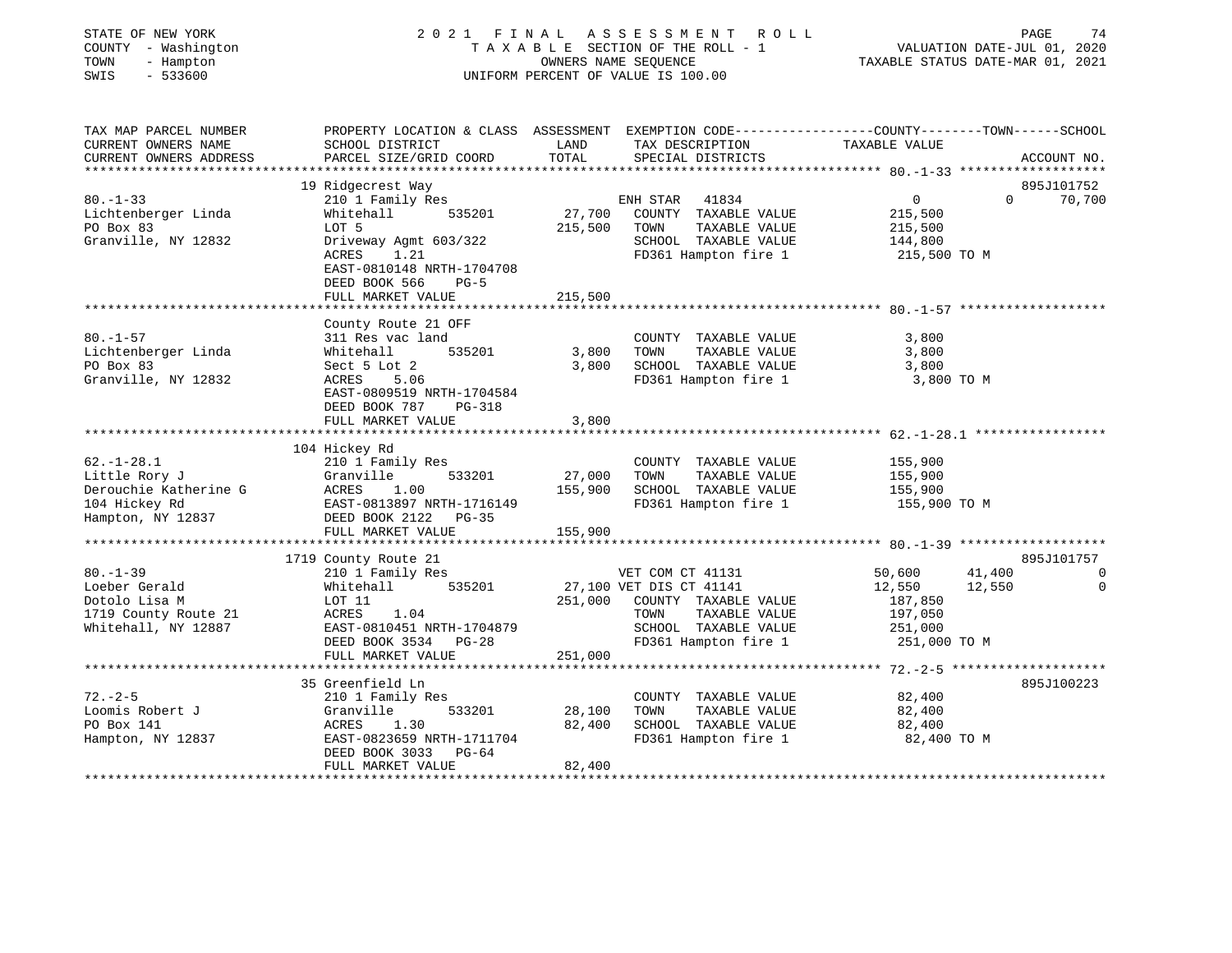STATE OF NEW YORK
COUNTY - Washington
TOWN - Hampton
SWIS - 533600

# 2021 FINAL ASSESSMENT ROLL

TAXABLE SECTION OF THE ROLL - 1
OWNERS NAME SEQUENCE
UNIFORM PERCENT OF VALUE IS 100.00

VALUATION DATE-JUL 01, 2020
TAXABLE STATUS DATE-MAR 01, 2021

| TAX MAP PARCEL NUMBER / CURRENT OWNERS NAME / CURRENT OWNERS ADDRESS | PROPERTY LOCATION & CLASS / SCHOOL DISTRICT / PARCEL SIZE/GRID COORD | ASSESSMENT LAND | TOTAL | EXEMPTION CODE / TAX DESCRIPTION / SPECIAL DISTRICTS | COUNTY TAXABLE VALUE | TOWN | SCHOOL | ACCOUNT NO. |
|---|---|---|---|---|---|---|---|---|
| 80.-1-33 | 19 Ridgecrest Way | | | | | | | 895J101752 |
| 80.-1-33 | 210 1 Family Res | | | ENH STAR 41834 | 0 | 0 | 70,700 | |
| Lichtenberger Linda | Whitehall 535201 | 27,700 | | COUNTY TAXABLE VALUE | 215,500 | | | |
| PO Box 83 | LOT 5 | | 215,500 | TOWN TAXABLE VALUE | 215,500 | | | |
| Granville, NY 12832 | Driveway Agmt 603/322 | | | SCHOOL TAXABLE VALUE | 144,800 | | | |
| | ACRES 1.21 | | | FD361 Hampton fire 1 | 215,500 TO M | | | |
| | EAST-0810148 NRTH-1704708 | | | | | | | |
| | DEED BOOK 566 PG-5 | | | | | | | |
| | FULL MARKET VALUE | | 215,500 | | | | | |
| 80.-1-57 | County Route 21 OFF | | | | | | | |
| 80.-1-57 | 311 Res vac land | | | COUNTY TAXABLE VALUE | 3,800 | | | |
| Lichtenberger Linda | Whitehall 535201 | 3,800 | | TOWN TAXABLE VALUE | 3,800 | | | |
| PO Box 83 | Sect 5 Lot 2 | | 3,800 | SCHOOL TAXABLE VALUE | 3,800 | | | |
| Granville, NY 12832 | ACRES 5.06 | | | FD361 Hampton fire 1 | 3,800 TO M | | | |
| | EAST-0809519 NRTH-1704584 | | | | | | | |
| | DEED BOOK 787 PG-318 | | | | | | | |
| | FULL MARKET VALUE | | 3,800 | | | | | |
| 62.-1-28.1 | 104 Hickey Rd | | | | | | | |
| 62.-1-28.1 | 210 1 Family Res | | | COUNTY TAXABLE VALUE | 155,900 | | | |
| Little Rory J | Granville 533201 | 27,000 | | TOWN TAXABLE VALUE | 155,900 | | | |
| Derouchie Katherine G | ACRES 1.00 | | 155,900 | SCHOOL TAXABLE VALUE | 155,900 | | | |
| 104 Hickey Rd | EAST-0813897 NRTH-1716149 | | | FD361 Hampton fire 1 | 155,900 TO M | | | |
| Hampton, NY 12837 | DEED BOOK 2122 PG-35 | | | | | | | |
| | FULL MARKET VALUE | | 155,900 | | | | | |
| 80.-1-39 | 1719 County Route 21 | | | | | | | 895J101757 |
| 80.-1-39 | 210 1 Family Res | | | VET COM CT 41131 | 50,600 | 41,400 | 0 | |
| Loeber Gerald | Whitehall 535201 | 27,100 | | VET DIS CT 41141 | 12,550 | 12,550 | 0 | |
| Dotolo Lisa M | LOT 11 | | 251,000 | COUNTY TAXABLE VALUE | 187,850 | | | |
| 1719 County Route 21 | ACRES 1.04 | | | TOWN TAXABLE VALUE | 197,050 | | | |
| Whitehall, NY 12887 | EAST-0810451 NRTH-1704879 | | | SCHOOL TAXABLE VALUE | 251,000 | | | |
| | DEED BOOK 3534 PG-28 | | | FD361 Hampton fire 1 | 251,000 TO M | | | |
| | FULL MARKET VALUE | | 251,000 | | | | | |
| 72.-2-5 | 35 Greenfield Ln | | | | | | | 895J100223 |
| 72.-2-5 | 210 1 Family Res | | | COUNTY TAXABLE VALUE | 82,400 | | | |
| Loomis Robert J | Granville 533201 | 28,100 | | TOWN TAXABLE VALUE | 82,400 | | | |
| PO Box 141 | ACRES 1.30 | | 82,400 | SCHOOL TAXABLE VALUE | 82,400 | | | |
| Hampton, NY 12837 | EAST-0823659 NRTH-1711704 | | | FD361 Hampton fire 1 | 82,400 TO M | | | |
| | DEED BOOK 3033 PG-64 | | | | | | | |
| | FULL MARKET VALUE | | 82,400 | | | | | |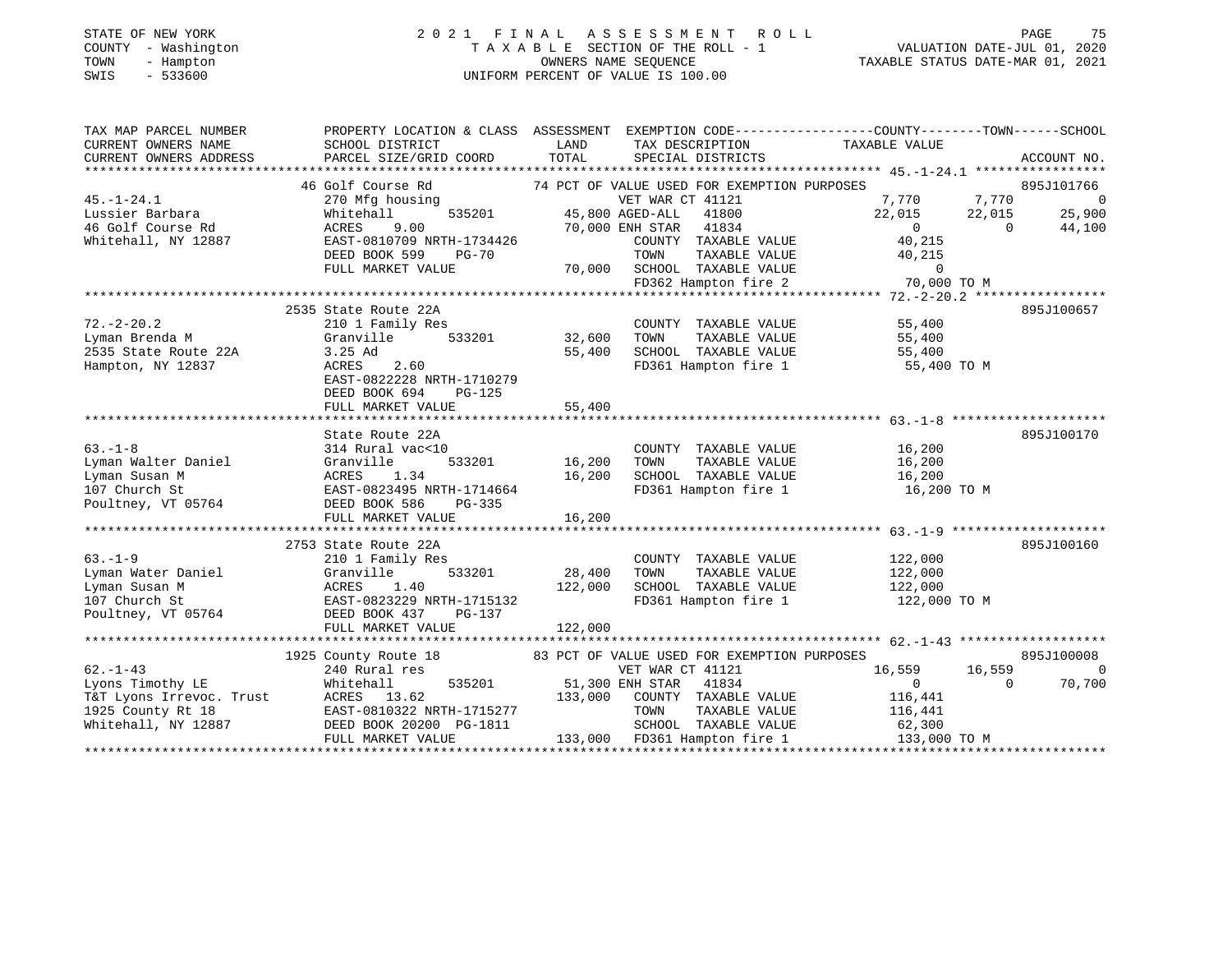STATE OF NEW YORK                2 0 2 1   F I N A L   A S S E S S M E N T   R O L L
COUNTY - Washington              T A X A B L E SECTION OF THE ROLL - 1          VALUATION DATE-JUL 01, 2020
TOWN - Hampton                   OWNERS NAME SEQUENCE                            TAXABLE STATUS DATE-MAR 01, 2021
SWIS - 533600                    UNIFORM PERCENT OF VALUE IS 100.00

```
TAX MAP PARCEL NUMBER     PROPERTY LOCATION & CLASS  ASSESSMENT  EXEMPTION CODE------------------COUNTY--------TOWN------SCHOOL
CURRENT OWNERS NAME       SCHOOL DISTRICT              LAND      TAX DESCRIPTION            TAXABLE VALUE
CURRENT OWNERS ADDRESS    PARCEL SIZE/GRID COORD       TOTAL     SPECIAL DISTRICTS                                  ACCOUNT NO.
******************************************************************************************** 45.-1-24.1 *****************
                          46 Golf Course Rd          74 PCT OF VALUE USED FOR EXEMPTION PURPOSES                     895J101766
45.-1-24.1                270 Mfg housing                VET WAR CT 41121           7,770      7,770           0
Lussier Barbara           Whitehall      535201     45,800 AGED-ALL  41800          22,015     22,015      25,900
46 Golf Course Rd         ACRES    9.00              70,000 ENH STAR  41834              0          0      44,100
Whitehall, NY 12887       EAST-0810709 NRTH-1734426        COUNTY  TAXABLE VALUE      40,215
                          DEED BOOK 599    PG-70           TOWN    TAXABLE VALUE      40,215
                          FULL MARKET VALUE          70,000 SCHOOL  TAXABLE VALUE          0
                                                           FD362 Hampton fire 2       70,000 TO M
******************************************************************************************** 72.-2-20.2 *****************
                          2535 State Route 22A                                                              895J100657
72.-2-20.2                210 1 Family Res                 COUNTY  TAXABLE VALUE      55,400
Lyman Brenda M            Granville      533201     32,600 TOWN    TAXABLE VALUE      55,400
2535 State Route 22A      3.25 Ad                   55,400 SCHOOL  TAXABLE VALUE      55,400
Hampton, NY 12837         ACRES    2.60                    FD361 Hampton fire 1       55,400 TO M
                          EAST-0822228 NRTH-1710279
                          DEED BOOK 694    PG-125
                          FULL MARKET VALUE          55,400
******************************************************************************************** 63.-1-8 ********************
                          State Route 22A                                                                   895J100170
63.-1-8                   314 Rural vac<10                 COUNTY  TAXABLE VALUE      16,200
Lyman Walter Daniel       Granville      533201     16,200 TOWN    TAXABLE VALUE      16,200
Lyman Susan M             ACRES    1.34             16,200 SCHOOL  TAXABLE VALUE      16,200
107 Church St             EAST-0823495 NRTH-1714664        FD361 Hampton fire 1       16,200 TO M
Poultney, VT 05764        DEED BOOK 586    PG-335
                          FULL MARKET VALUE          16,200
******************************************************************************************** 63.-1-9 ********************
                          2753 State Route 22A                                                              895J100160
63.-1-9                   210 1 Family Res                 COUNTY  TAXABLE VALUE     122,000
Lyman Water Daniel        Granville      533201     28,400 TOWN    TAXABLE VALUE     122,000
Lyman Susan M             ACRES    1.40            122,000 SCHOOL  TAXABLE VALUE     122,000
107 Church St             EAST-0823229 NRTH-1715132        FD361 Hampton fire 1      122,000 TO M
Poultney, VT 05764        DEED BOOK 437    PG-137
                          FULL MARKET VALUE         122,000
******************************************************************************************** 62.-1-43 *******************
                          1925 County Route 18       83 PCT OF VALUE USED FOR EXEMPTION PURPOSES                     895J100008
62.-1-43                  240 Rural res                  VET WAR CT 41121          16,559     16,559           0
Lyons Timothy LE          Whitehall      535201     51,300 ENH STAR  41834              0          0      70,700
T&T Lyons Irrevoc. Trust  ACRES   13.62            133,000 COUNTY  TAXABLE VALUE     116,441
1925 County Rt 18         EAST-0810322 NRTH-1715277        TOWN    TAXABLE VALUE     116,441
Whitehall, NY 12887       DEED BOOK 20200 PG-1811          SCHOOL  TAXABLE VALUE      62,300
                          FULL MARKET VALUE         133,000 FD361 Hampton fire 1     133,000 TO M
**************************************************************************************************************************
```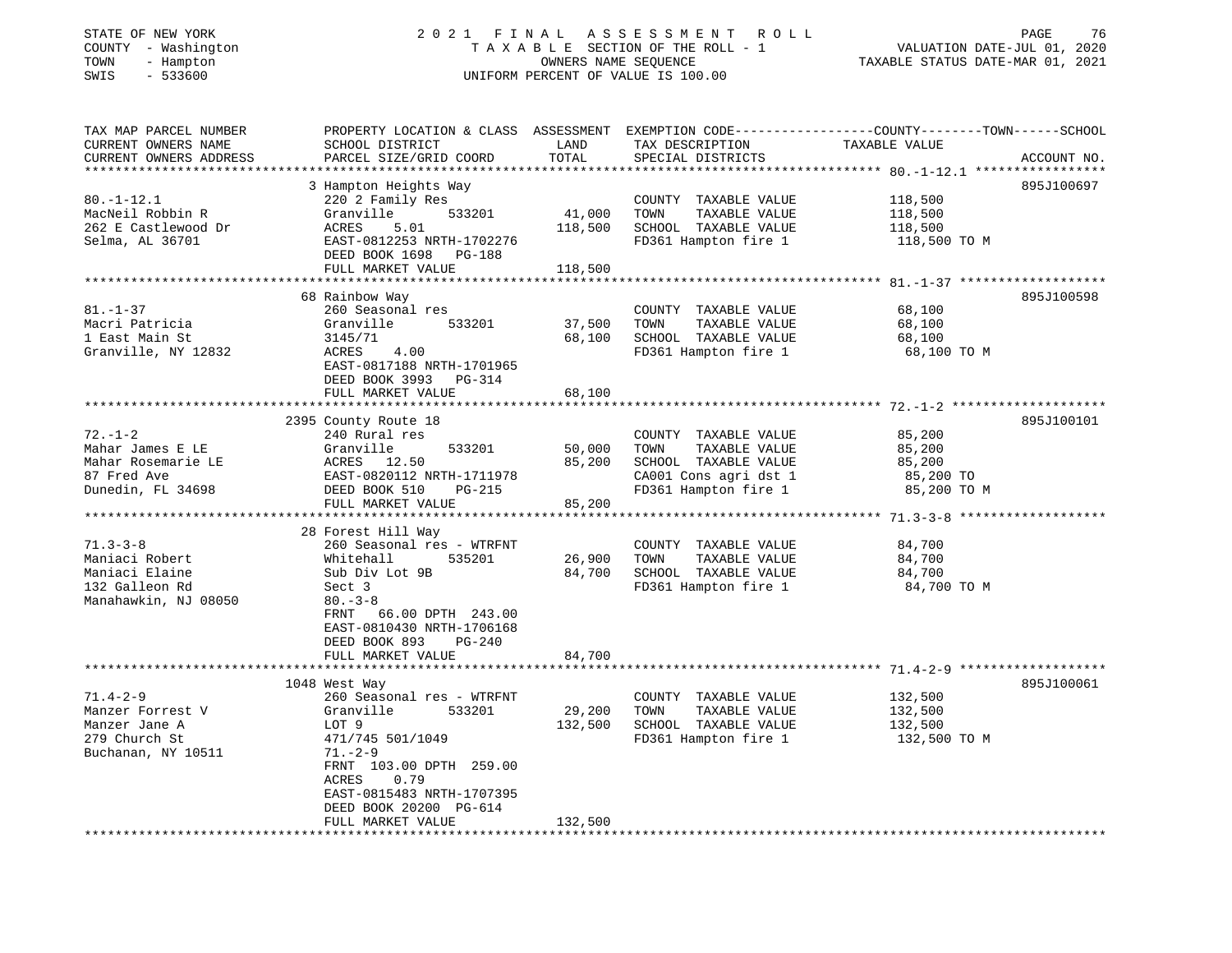STATE OF NEW YORK
COUNTY - Washington
TOWN - Hampton
SWIS - 533600

2021 FINAL ASSESSMENT ROLL
TAXABLE SECTION OF THE ROLL - 1
OWNERS NAME SEQUENCE
UNIFORM PERCENT OF VALUE IS 100.00

VALUATION DATE-JUL 01, 2020
TAXABLE STATUS DATE-MAR 01, 2021

| TAX MAP PARCEL NUMBER / CURRENT OWNERS NAME / CURRENT OWNERS ADDRESS | PROPERTY LOCATION & CLASS / SCHOOL DISTRICT / PARCEL SIZE/GRID COORD | ASSESSMENT LAND | TOTAL | EXEMPTION CODE / TAX DESCRIPTION / SPECIAL DISTRICTS | COUNTY--------TOWN------SCHOOL TAXABLE VALUE | ACCOUNT NO. |
|---|---|---|---|---|---|---|
| 80.-1-12.1 | 3 Hampton Heights Way | | | | | 895J100697 |
| 80.-1-12.1 | 220 2 Family Res | | | COUNTY TAXABLE VALUE | 118,500 | |
| MacNeil Robbin R | Granville 533201 | 41,000 | | TOWN TAXABLE VALUE | 118,500 | |
| 262 E Castlewood Dr | ACRES 5.01 | | 118,500 | SCHOOL TAXABLE VALUE | 118,500 | |
| Selma, AL 36701 | EAST-0812253 NRTH-1702276 | | | FD361 Hampton fire 1 | 118,500 TO M | |
| | DEED BOOK 1698 PG-188 | | | | | |
| | FULL MARKET VALUE | | 118,500 | | | |
| 81.-1-37 | 68 Rainbow Way | | | | | 895J100598 |
| 81.-1-37 | 260 Seasonal res | | | COUNTY TAXABLE VALUE | 68,100 | |
| Macri Patricia | Granville 533201 | 37,500 | | TOWN TAXABLE VALUE | 68,100 | |
| 1 East Main St | 3145/71 | | 68,100 | SCHOOL TAXABLE VALUE | 68,100 | |
| Granville, NY 12832 | ACRES 4.00 | | | FD361 Hampton fire 1 | 68,100 TO M | |
| | EAST-0817188 NRTH-1701965 | | | | | |
| | DEED BOOK 3993 PG-314 | | | | | |
| | FULL MARKET VALUE | | 68,100 | | | |
| 72.-1-2 | 2395 County Route 18 | | | | | 895J100101 |
| 72.-1-2 | 240 Rural res | | | COUNTY TAXABLE VALUE | 85,200 | |
| Mahar James E LE | Granville 533201 | 50,000 | | TOWN TAXABLE VALUE | 85,200 | |
| Mahar Rosemarie LE | ACRES 12.50 | | 85,200 | SCHOOL TAXABLE VALUE | 85,200 | |
| 87 Fred Ave | EAST-0820112 NRTH-1711978 | | | CA001 Cons agri dst 1 | 85,200 TO | |
| Dunedin, FL 34698 | DEED BOOK 510 PG-215 | | | FD361 Hampton fire 1 | 85,200 TO M | |
| | FULL MARKET VALUE | | 85,200 | | | |
| 71.3-3-8 | 28 Forest Hill Way | | | | | |
| 71.3-3-8 | 260 Seasonal res - WTRFNT | | | COUNTY TAXABLE VALUE | 84,700 | |
| Maniaci Robert | Whitehall 535201 | 26,900 | | TOWN TAXABLE VALUE | 84,700 | |
| Maniaci Elaine | Sub Div Lot 9B | | 84,700 | SCHOOL TAXABLE VALUE | 84,700 | |
| 132 Galleon Rd | Sect 3 | | | FD361 Hampton fire 1 | 84,700 TO M | |
| Manahawkin, NJ 08050 | 80.-3-8 | | | | | |
| | FRNT 66.00 DPTH 243.00 | | | | | |
| | EAST-0810430 NRTH-1706168 | | | | | |
| | DEED BOOK 893 PG-240 | | | | | |
| | FULL MARKET VALUE | | 84,700 | | | |
| 71.4-2-9 | 1048 West Way | | | | | 895J100061 |
| 71.4-2-9 | 260 Seasonal res - WTRFNT | | | COUNTY TAXABLE VALUE | 132,500 | |
| Manzer Forrest V | Granville 533201 | 29,200 | | TOWN TAXABLE VALUE | 132,500 | |
| Manzer Jane A | LOT 9 | | 132,500 | SCHOOL TAXABLE VALUE | 132,500 | |
| 279 Church St | 471/745 501/1049 | | | FD361 Hampton fire 1 | 132,500 TO M | |
| Buchanan, NY 10511 | 71.-2-9 | | | | | |
| | FRNT 103.00 DPTH 259.00 | | | | | |
| | ACRES 0.79 | | | | | |
| | EAST-0815483 NRTH-1707395 | | | | | |
| | DEED BOOK 20200 PG-614 | | | | | |
| | FULL MARKET VALUE | | 132,500 | | | |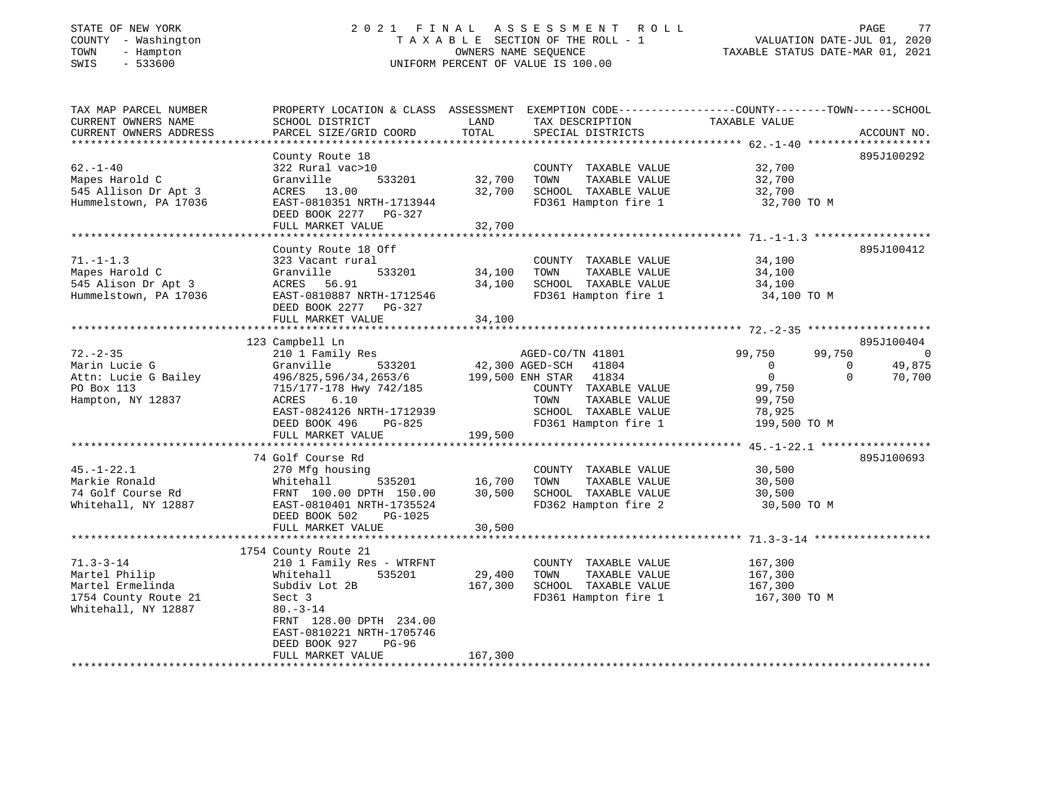STATE OF NEW YORK
COUNTY - Washington
TOWN - Hampton
SWIS - 533600

2021 FINAL ASSESSMENT ROLL
TAXABLE SECTION OF THE ROLL - 1
OWNERS NAME SEQUENCE
UNIFORM PERCENT OF VALUE IS 100.00

VALUATION DATE-JUL 01, 2020
TAXABLE STATUS DATE-MAR 01, 2021

| TAX MAP PARCEL NUMBER / CURRENT OWNERS NAME / CURRENT OWNERS ADDRESS | PROPERTY LOCATION & CLASS / SCHOOL DISTRICT / PARCEL SIZE/GRID COORD | ASSESSMENT LAND / TOTAL | EXEMPTION CODE / TAX DESCRIPTION / SPECIAL DISTRICTS | COUNTY | TOWN | SCHOOL | ACCOUNT NO. |
|---|---|---|---|---|---|---|---|
| 62.-1-40 | County Route 18 | | | | | | 895J100292 |
| | 322 Rural vac>10 | | COUNTY TAXABLE VALUE | 32,700 | | | |
| Mapes Harold C | Granville 533201 | 32,700 | TOWN TAXABLE VALUE | | 32,700 | | |
| 545 Allison Dr Apt 3 | ACRES 13.00 | 32,700 | SCHOOL TAXABLE VALUE | | | 32,700 | |
| Hummelstown, PA 17036 | EAST-0810351 NRTH-1713944 | | FD361 Hampton fire 1 | 32,700 TO M | | | |
| | DEED BOOK 2277 PG-327 | | | | | | |
| | FULL MARKET VALUE | 32,700 | | | | | |
| 71.-1-1.3 | County Route 18 Off | | | | | | 895J100412 |
| | 323 Vacant rural | | COUNTY TAXABLE VALUE | 34,100 | | | |
| Mapes Harold C | Granville 533201 | 34,100 | TOWN TAXABLE VALUE | | 34,100 | | |
| 545 Alison Dr Apt 3 | ACRES 56.91 | 34,100 | SCHOOL TAXABLE VALUE | | | 34,100 | |
| Hummelstown, PA 17036 | EAST-0810887 NRTH-1712546 | | FD361 Hampton fire 1 | 34,100 TO M | | | |
| | DEED BOOK 2277 PG-327 | | | | | | |
| | FULL MARKET VALUE | 34,100 | | | | | |
| 72.-2-35 | 123 Campbell Ln | | | | | | 895J100404 |
| | 210 1 Family Res | | AGED-CO/TN 41801 | 99,750 | 99,750 | 0 | |
| Marin Lucie G | Granville 533201 | 42,300 | AGED-SCH 41804 | 0 | 0 | 49,875 | |
| Attn: Lucie G Bailey | 496/825,596/34,2653/6 | 199,500 | ENH STAR 41834 | 0 | 0 | 70,700 | |
| PO Box 113 | 715/177-178 Hwy 742/185 | | COUNTY TAXABLE VALUE | 99,750 | | | |
| Hampton, NY 12837 | ACRES 6.10 | | TOWN TAXABLE VALUE | | 99,750 | | |
| | EAST-0824126 NRTH-1712939 | | SCHOOL TAXABLE VALUE | | | 78,925 | |
| | DEED BOOK 496 PG-825 | | FD361 Hampton fire 1 | 199,500 TO M | | | |
| | FULL MARKET VALUE | 199,500 | | | | | |
| 45.-1-22.1 | 74 Golf Course Rd | | | | | | 895J100693 |
| | 270 Mfg housing | | COUNTY TAXABLE VALUE | 30,500 | | | |
| Markie Ronald | Whitehall 535201 | 16,700 | TOWN TAXABLE VALUE | | 30,500 | | |
| 74 Golf Course Rd | FRNT 100.00 DPTH 150.00 | 30,500 | SCHOOL TAXABLE VALUE | | | 30,500 | |
| Whitehall, NY 12887 | EAST-0810401 NRTH-1735524 | | FD362 Hampton fire 2 | 30,500 TO M | | | |
| | DEED BOOK 502 PG-1025 | | | | | | |
| | FULL MARKET VALUE | 30,500 | | | | | |
| 71.3-3-14 | 1754 County Route 21 | | | | | | |
| | 210 1 Family Res - WTRFNT | | COUNTY TAXABLE VALUE | 167,300 | | | |
| Martel Philip | Whitehall 535201 | 29,400 | TOWN TAXABLE VALUE | | 167,300 | | |
| Martel Ermelinda | Subdiv Lot 2B | 167,300 | SCHOOL TAXABLE VALUE | | | 167,300 | |
| 1754 County Route 21 | Sect 3 | | FD361 Hampton fire 1 | 167,300 TO M | | | |
| Whitehall, NY 12887 | 80.-3-14 | | | | | | |
| | FRNT 128.00 DPTH 234.00 | | | | | | |
| | EAST-0810221 NRTH-1705746 | | | | | | |
| | DEED BOOK 927 PG-96 | | | | | | |
| | FULL MARKET VALUE | 167,300 | | | | | |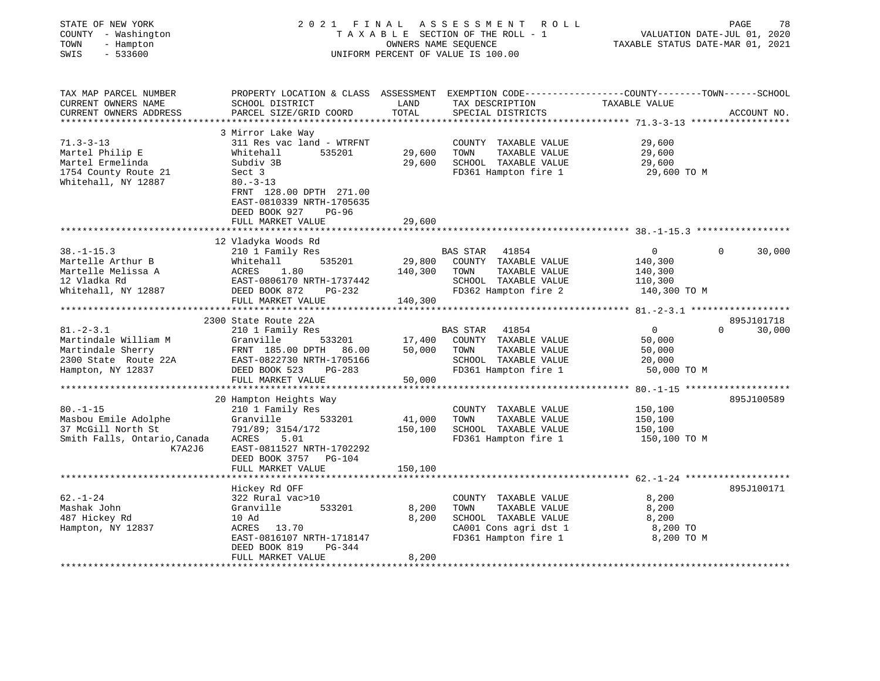STATE OF NEW YORK
COUNTY - Washington
TOWN - Hampton
SWIS - 533600

2021 FINAL ASSESSMENT ROLL
TAXABLE SECTION OF THE ROLL - 1
OWNERS NAME SEQUENCE
UNIFORM PERCENT OF VALUE IS 100.00

VALUATION DATE-JUL 01, 2020
TAXABLE STATUS DATE-MAR 01, 2021

| TAX MAP PARCEL NUMBER / CURRENT OWNERS NAME / CURRENT OWNERS ADDRESS | PROPERTY LOCATION & CLASS / SCHOOL DISTRICT / PARCEL SIZE/GRID COORD | ASSESSMENT LAND / TOTAL | EXEMPTION CODE / TAX DESCRIPTION / SPECIAL DISTRICTS | COUNTY TAXABLE VALUE | TOWN | SCHOOL / ACCOUNT NO. |
|---|---|---|---|---|---|---|
| **71.-3-13** | 3 Mirror Lake Way | | | | | |
| 71.3-3-13 | 311 Res vac land - WTRFNT | | COUNTY TAXABLE VALUE | 29,600 | | |
| Martel Philip E | Whitehall 535201 | 29,600 | TOWN TAXABLE VALUE | 29,600 | | |
| Martel Ermelinda | Subdiv 3B | 29,600 | SCHOOL TAXABLE VALUE | 29,600 | | |
| 1754 County Route 21 | Sect 3 | | FD361 Hampton fire 1 | 29,600 TO M | | |
| Whitehall, NY 12887 | 80.-3-13 | | | | | |
| | FRNT 128.00 DPTH 271.00 | | | | | |
| | EAST-0810339 NRTH-1705635 | | | | | |
| | DEED BOOK 927 PG-96 | | | | | |
| | FULL MARKET VALUE | 29,600 | | | | |
| **38.-1-15.3** | 12 Vladyka Woods Rd | | | | | |
| 38.-1-15.3 | 210 1 Family Res | | BAS STAR 41854 | 0 | 0 | 30,000 |
| Martelle Arthur B | Whitehall 535201 | 29,800 | COUNTY TAXABLE VALUE | 140,300 | | |
| Martelle Melissa A | ACRES 1.80 | 140,300 | TOWN TAXABLE VALUE | 140,300 | | |
| 12 Vladka Rd | EAST-0806170 NRTH-1737442 | | SCHOOL TAXABLE VALUE | 110,300 | | |
| Whitehall, NY 12887 | DEED BOOK 872 PG-232 | | FD362 Hampton fire 2 | 140,300 TO M | | |
| | FULL MARKET VALUE | 140,300 | | | | |
| **81.-2-3.1** | 2300 State Route 22A | | | | | 895J101718 |
| 81.-2-3.1 | 210 1 Family Res | | BAS STAR 41854 | 0 | 0 | 30,000 |
| Martindale William M | Granville 533201 | 17,400 | COUNTY TAXABLE VALUE | 50,000 | | |
| Martindale Sherry | FRNT 185.00 DPTH 86.00 | 50,000 | TOWN TAXABLE VALUE | 50,000 | | |
| 2300 State Route 22A | EAST-0822730 NRTH-1705166 | | SCHOOL TAXABLE VALUE | 20,000 | | |
| Hampton, NY 12837 | DEED BOOK 523 PG-283 | | FD361 Hampton fire 1 | 50,000 TO M | | |
| | FULL MARKET VALUE | 50,000 | | | | |
| **80.-1-15** | 20 Hampton Heights Way | | | | | 895J100589 |
| 80.-1-15 | 210 1 Family Res | | COUNTY TAXABLE VALUE | 150,100 | | |
| Masbou Emile Adolphe | Granville 533201 | 41,000 | TOWN TAXABLE VALUE | 150,100 | | |
| 37 McGill North St | 791/89; 3154/172 | 150,100 | SCHOOL TAXABLE VALUE | 150,100 | | |
| Smith Falls, Ontario,Canada K7A2J6 | ACRES 5.01 | | FD361 Hampton fire 1 | 150,100 TO M | | |
| | EAST-0811527 NRTH-1702292 | | | | | |
| | DEED BOOK 3757 PG-104 | | | | | |
| | FULL MARKET VALUE | 150,100 | | | | |
| **62.-1-24** | Hickey Rd OFF | | | | | 895J100171 |
| 62.-1-24 | 322 Rural vac>10 | | COUNTY TAXABLE VALUE | 8,200 | | |
| Mashak John | Granville 533201 | 8,200 | TOWN TAXABLE VALUE | 8,200 | | |
| 487 Hickey Rd | 10 Ad | 8,200 | SCHOOL TAXABLE VALUE | 8,200 | | |
| Hampton, NY 12837 | ACRES 13.70 | | CA001 Cons agri dst 1 | 8,200 TO | | |
| | EAST-0816107 NRTH-1718147 | | FD361 Hampton fire 1 | 8,200 TO M | | |
| | DEED BOOK 819 PG-344 | | | | | |
| | FULL MARKET VALUE | 8,200 | | | | |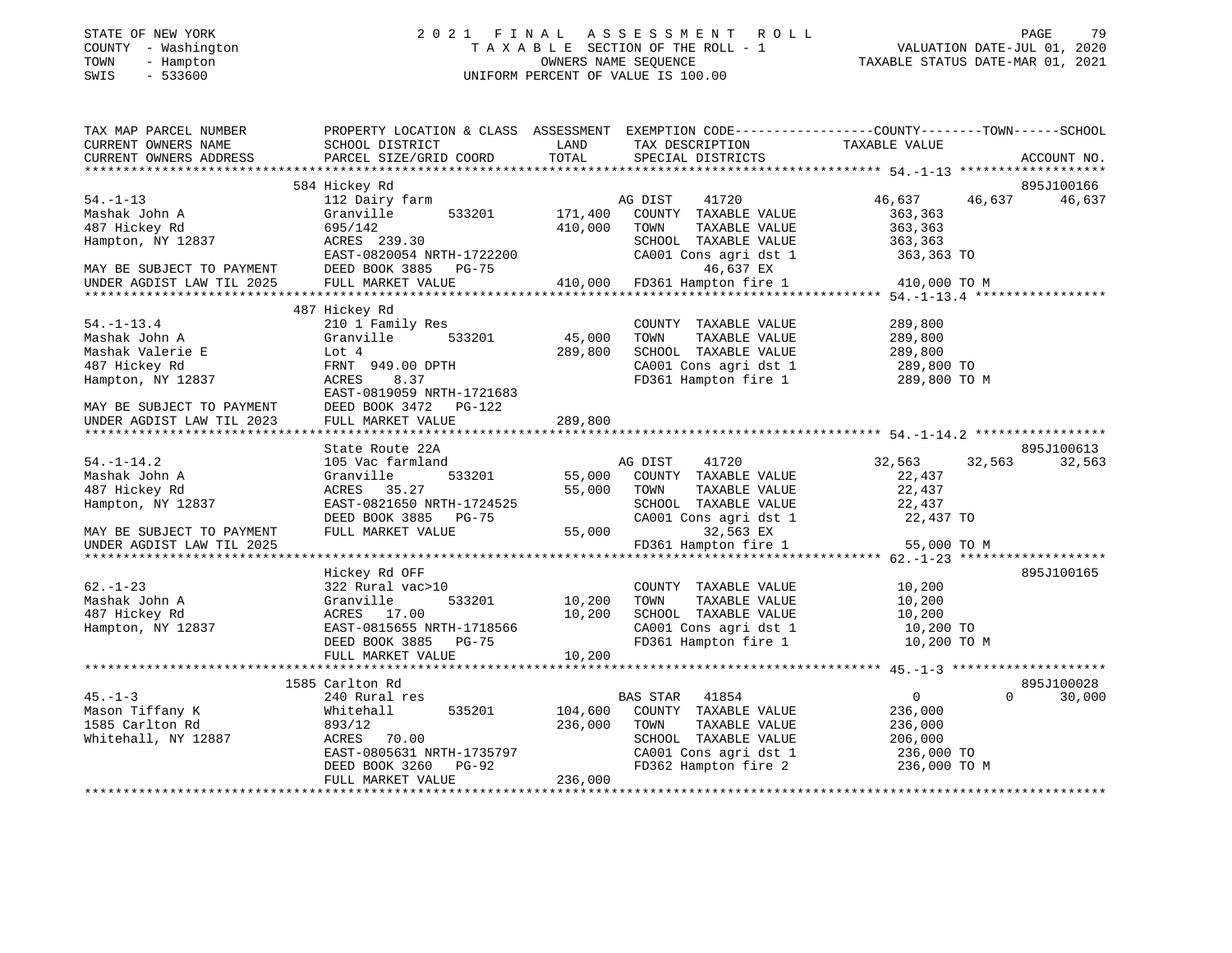STATE OF NEW YORK
COUNTY - Washington
TOWN - Hampton
SWIS - 533600

# 2021 FINAL ASSESSMENT ROLL

TAXABLE SECTION OF THE ROLL - 1
OWNERS NAME SEQUENCE
UNIFORM PERCENT OF VALUE IS 100.00

VALUATION DATE-JUL 01, 2020
TAXABLE STATUS DATE-MAR 01, 2021

| TAX MAP PARCEL NUMBER / CURRENT OWNERS NAME / CURRENT OWNERS ADDRESS | PROPERTY LOCATION & CLASS / SCHOOL DISTRICT / PARCEL SIZE/GRID COORD | ASSESSMENT LAND | TOTAL | EXEMPTION CODE / TAX DESCRIPTION / SPECIAL DISTRICTS | COUNTY | TOWN | SCHOOL / ACCOUNT NO. |
|---|---|---|---|---|---|---|---|
| 54.-1-13 | 584 Hickey Rd | | | | | | 895J100166 |
| Mashak John A | 112 Dairy farm | | | AG DIST 41720 | 46,637 | 46,637 | 46,637 |
| 487 Hickey Rd | Granville 533201 | 171,400 | | COUNTY TAXABLE VALUE | 363,363 | | |
| Hampton, NY 12837 | 695/142 | | 410,000 | TOWN TAXABLE VALUE | | 363,363 | |
| | ACRES 239.30 | | | SCHOOL TAXABLE VALUE | | | 363,363 |
| | EAST-0820054 NRTH-1722200 | | | CA001 Cons agri dst 1 | 363,363 TO | | |
| MAY BE SUBJECT TO PAYMENT | DEED BOOK 3885 PG-75 | | | 46,637 EX | | | |
| UNDER AGDIST LAW TIL 2025 | FULL MARKET VALUE | | 410,000 | FD361 Hampton fire 1 | 410,000 TO M | | |
| 54.-1-13.4 | 487 Hickey Rd | | | | | | |
| Mashak John A | 210 1 Family Res | | | COUNTY TAXABLE VALUE | 289,800 | | |
| Mashak Valerie E | Granville 533201 | 45,000 | | TOWN TAXABLE VALUE | | 289,800 | |
| 487 Hickey Rd | Lot 4 | | 289,800 | SCHOOL TAXABLE VALUE | | | 289,800 |
| Hampton, NY 12837 | FRNT 949.00 DPTH | | | CA001 Cons agri dst 1 | 289,800 TO | | |
| | ACRES 8.37 | | | FD361 Hampton fire 1 | 289,800 TO M | | |
| | EAST-0819059 NRTH-1721683 | | | | | | |
| MAY BE SUBJECT TO PAYMENT | DEED BOOK 3472 PG-122 | | | | | | |
| UNDER AGDIST LAW TIL 2023 | FULL MARKET VALUE | | 289,800 | | | | |
| 54.-1-14.2 | State Route 22A | | | | | | 895J100613 |
| Mashak John A | 105 Vac farmland | | | AG DIST 41720 | 32,563 | 32,563 | 32,563 |
| 487 Hickey Rd | Granville 533201 | 55,000 | | COUNTY TAXABLE VALUE | 22,437 | | |
| Hampton, NY 12837 | ACRES 35.27 | | 55,000 | TOWN TAXABLE VALUE | | 22,437 | |
| | EAST-0821650 NRTH-1724525 | | | SCHOOL TAXABLE VALUE | | | 22,437 |
| | DEED BOOK 3885 PG-75 | | | CA001 Cons agri dst 1 | 22,437 TO | | |
| MAY BE SUBJECT TO PAYMENT | FULL MARKET VALUE | | 55,000 | 32,563 EX | | | |
| UNDER AGDIST LAW TIL 2025 | | | | FD361 Hampton fire 1 | 55,000 TO M | | |
| 62.-1-23 | Hickey Rd OFF | | | | | | 895J100165 |
| Mashak John A | 322 Rural vac>10 | | | COUNTY TAXABLE VALUE | 10,200 | | |
| 487 Hickey Rd | Granville 533201 | 10,200 | | TOWN TAXABLE VALUE | | 10,200 | |
| Hampton, NY 12837 | ACRES 17.00 | | 10,200 | SCHOOL TAXABLE VALUE | | | 10,200 |
| | EAST-0815655 NRTH-1718566 | | | CA001 Cons agri dst 1 | 10,200 TO | | |
| | DEED BOOK 3885 PG-75 | | | FD361 Hampton fire 1 | 10,200 TO M | | |
| | FULL MARKET VALUE | | 10,200 | | | | |
| 45.-1-3 | 1585 Carlton Rd | | | | | | 895J100028 |
| Mason Tiffany K | 240 Rural res | | | BAS STAR 41854 | 0 | 0 | 30,000 |
| 1585 Carlton Rd | Whitehall 535201 | 104,600 | | COUNTY TAXABLE VALUE | 236,000 | | |
| Whitehall, NY 12887 | 893/12 | | 236,000 | TOWN TAXABLE VALUE | | 236,000 | |
| | ACRES 70.00 | | | SCHOOL TAXABLE VALUE | | | 206,000 |
| | EAST-0805631 NRTH-1735797 | | | CA001 Cons agri dst 1 | 236,000 TO | | |
| | DEED BOOK 3260 PG-92 | | | FD362 Hampton fire 2 | 236,000 TO M | | |
| | FULL MARKET VALUE | | 236,000 | | | | |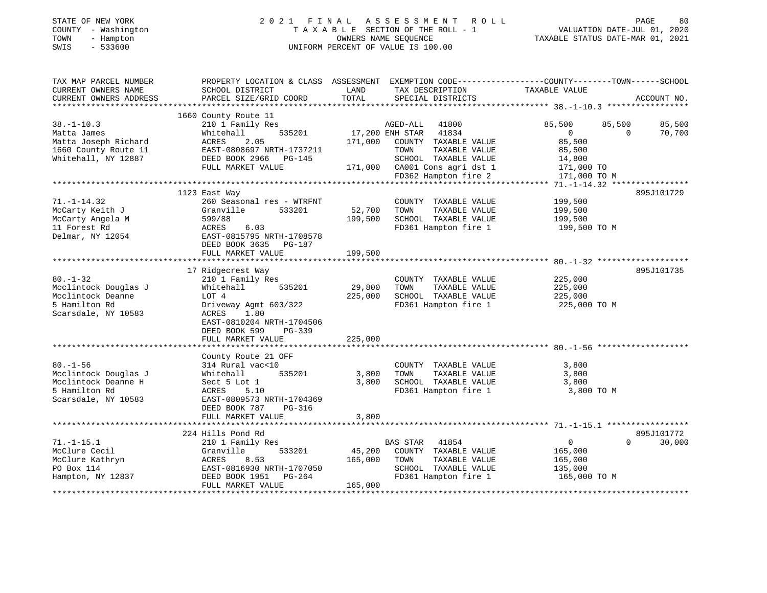STATE OF NEW YORK
COUNTY - Washington
TOWN - Hampton
SWIS - 533600

2021 FINAL ASSESSMENT ROLL
TAXABLE SECTION OF THE ROLL - 1
OWNERS NAME SEQUENCE
UNIFORM PERCENT OF VALUE IS 100.00

VALUATION DATE-JUL 01, 2020
TAXABLE STATUS DATE-MAR 01, 2021

```
TAX MAP PARCEL NUMBER          PROPERTY LOCATION & CLASS  ASSESSMENT  EXEMPTION CODE------------------COUNTY--------TOWN------SCHOOL
CURRENT OWNERS NAME            SCHOOL DISTRICT               LAND      TAX DESCRIPTION              TAXABLE VALUE
CURRENT OWNERS ADDRESS         PARCEL SIZE/GRID COORD        TOTAL     SPECIAL DISTRICTS                                          ACCOUNT NO.
******************************************************************************************************* 38.-1-10.3 *****************
                               1660 County Route 11
38.-1-10.3                     210 1 Family Res                        AGED-ALL  41800            85,500      85,500       85,500
Matta James                    Whitehall        535201     17,200 ENH STAR  41834                  0           0           70,700
Matta Joseph Richard           ACRES     2.05              171,000   COUNTY  TAXABLE VALUE         85,500
1660 County Route 11           EAST-0808697 NRTH-1737211             TOWN    TAXABLE VALUE         85,500
Whitehall, NY 12887            DEED BOOK 2966   PG-145               SCHOOL  TAXABLE VALUE         14,800
                               FULL MARKET VALUE           171,000   CA001 Cons agri dst 1        171,000 TO
                                                                     FD362 Hampton fire 2         171,000 TO M
******************************************************************************************************* 71.-1-14.32 ****************
                               1123 East Way                                                                          895J101729
71.-1-14.32                    260 Seasonal res - WTRFNT             COUNTY  TAXABLE VALUE        199,500
McCarty Keith J                Granville        533201     52,700    TOWN    TAXABLE VALUE        199,500
McCarty Angela M               599/88                     199,500    SCHOOL  TAXABLE VALUE        199,500
11 Forest Rd                   ACRES     6.03                        FD361 Hampton fire 1         199,500 TO M
Delmar, NY 12054               EAST-0815795 NRTH-1708578
                               DEED BOOK 3635   PG-187
                               FULL MARKET VALUE           199,500
******************************************************************************************************* 80.-1-32 *******************
                               17 Ridgecrest Way                                                                      895J101735
80.-1-32                       210 1 Family Res                      COUNTY  TAXABLE VALUE        225,000
Mcclintock Douglas J           Whitehall        535201     29,800    TOWN    TAXABLE VALUE        225,000
Mcclintock Deanne              LOT 4                      225,000    SCHOOL  TAXABLE VALUE        225,000
5 Hamilton Rd                  Driveway Agmt 603/322                 FD361 Hampton fire 1         225,000 TO M
Scarsdale, NY 10583            ACRES     1.80
                               EAST-0810204 NRTH-1704506
                               DEED BOOK 599    PG-339
                               FULL MARKET VALUE           225,000
******************************************************************************************************* 80.-1-56 *******************
                               County Route 21 OFF
80.-1-56                       314 Rural vac<10                      COUNTY  TAXABLE VALUE          3,800
Mcclintock Douglas J           Whitehall        535201      3,800    TOWN    TAXABLE VALUE          3,800
Mcclintock Deanne H            Sect 5 Lot 1                 3,800    SCHOOL  TAXABLE VALUE          3,800
5 Hamilton Rd                  ACRES     5.10                        FD361 Hampton fire 1           3,800 TO M
Scarsdale, NY 10583            EAST-0809573 NRTH-1704369
                               DEED BOOK 787    PG-316
                               FULL MARKET VALUE             3,800
******************************************************************************************************* 71.-1-15.1 *****************
                               224 Hills Pond Rd                                                                      895J101772
71.-1-15.1                     210 1 Family Res                      BAS STAR  41854                   0           0           30,000
McClure Cecil                  Granville        533201     45,200    COUNTY  TAXABLE VALUE        165,000
McClure Kathryn                ACRES     8.53             165,000    TOWN    TAXABLE VALUE        165,000
PO Box 114                     EAST-0816930 NRTH-1707050             SCHOOL  TAXABLE VALUE        135,000
Hampton, NY 12837              DEED BOOK 1951   PG-264               FD361 Hampton fire 1         165,000 TO M
                               FULL MARKET VALUE           165,000
************************************************************************************************************************************
```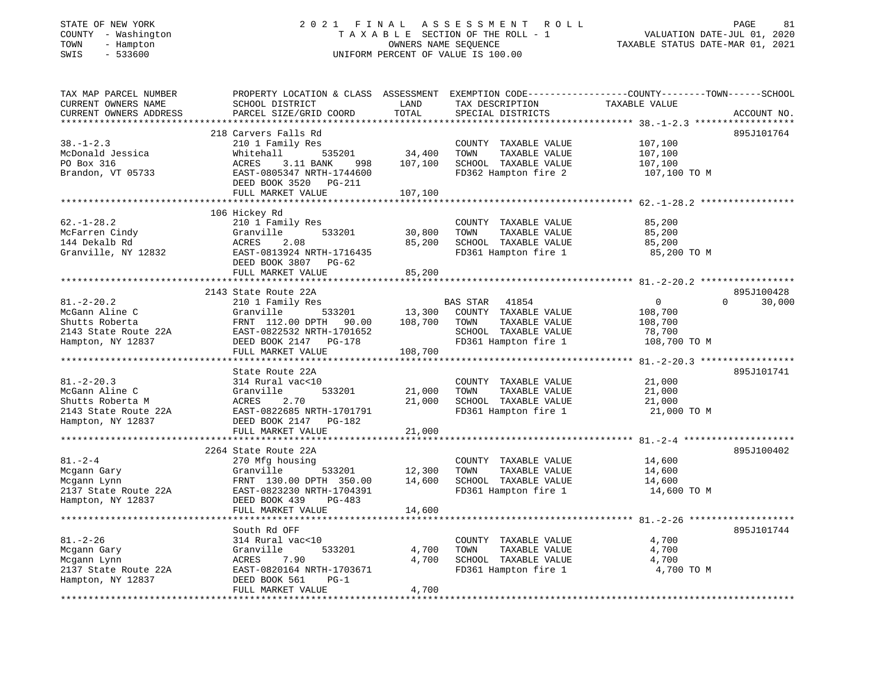STATE OF NEW YORK — COUNTY - Washington — TOWN - Hampton — SWIS - 533600

# 2021 FINAL ASSESSMENT ROLL

TAXABLE SECTION OF THE ROLL - 1 — OWNERS NAME SEQUENCE — UNIFORM PERCENT OF VALUE IS 100.00

VALUATION DATE-JUL 01, 2020 — TAXABLE STATUS DATE-MAR 01, 2021

| TAX MAP PARCEL NUMBER / CURRENT OWNERS NAME / CURRENT OWNERS ADDRESS | PROPERTY LOCATION & CLASS / SCHOOL DISTRICT / PARCEL SIZE/GRID COORD | ASSESSMENT LAND | TOTAL | EXEMPTION CODE / TAX DESCRIPTION / SPECIAL DISTRICTS | COUNTY TAXABLE VALUE | TOWN | SCHOOL | ACCOUNT NO. |
|---|---|---|---|---|---|---|---|---|
| 38.-1-2.3 | 218 Carvers Falls Rd | | | | | | | 895J101764 |
| McDonald Jessica | 210 1 Family Res | | | COUNTY TAXABLE VALUE | 107,100 | | | |
| PO Box 316 | Whitehall 535201 | 34,400 | | TOWN TAXABLE VALUE | 107,100 | | | |
| Brandon, VT 05733 | ACRES 3.11 BANK 998 | | 107,100 | SCHOOL TAXABLE VALUE | 107,100 | | | |
| | EAST-0805347 NRTH-1744600 | | | FD362 Hampton fire 2 | 107,100 TO M | | | |
| | DEED BOOK 3520 PG-211 | | | | | | | |
| | FULL MARKET VALUE | | 107,100 | | | | | |
| 62.-1-28.2 | 106 Hickey Rd | | | | | | | |
| McFarren Cindy | 210 1 Family Res | | | COUNTY TAXABLE VALUE | 85,200 | | | |
| 144 Dekalb Rd | Granville 533201 | 30,800 | | TOWN TAXABLE VALUE | 85,200 | | | |
| Granville, NY 12832 | ACRES 2.08 | | 85,200 | SCHOOL TAXABLE VALUE | 85,200 | | | |
| | EAST-0813924 NRTH-1716435 | | | FD361 Hampton fire 1 | 85,200 TO M | | | |
| | DEED BOOK 3807 PG-62 | | | | | | | |
| | FULL MARKET VALUE | | 85,200 | | | | | |
| 81.-2-20.2 | 2143 State Route 22A | | | | | | | 895J100428 |
| McGann Aline C | 210 1 Family Res | | | BAS STAR 41854 | 0 | 0 | 30,000 | |
| Shutts Roberta | Granville 533201 | 13,300 | | COUNTY TAXABLE VALUE | 108,700 | | | |
| 2143 State Route 22A | FRNT 112.00 DPTH 90.00 | | 108,700 | TOWN TAXABLE VALUE | 108,700 | | | |
| Hampton, NY 12837 | EAST-0822532 NRTH-1701652 | | | SCHOOL TAXABLE VALUE | 78,700 | | | |
| | DEED BOOK 2147 PG-178 | | | FD361 Hampton fire 1 | 108,700 TO M | | | |
| | FULL MARKET VALUE | | 108,700 | | | | | |
| 81.-2-20.3 | State Route 22A | | | | | | | 895J101741 |
| McGann Aline C | 314 Rural vac<10 | | | COUNTY TAXABLE VALUE | 21,000 | | | |
| Shutts Roberta M | Granville 533201 | 21,000 | | TOWN TAXABLE VALUE | 21,000 | | | |
| 2143 State Route 22A | ACRES 2.70 | | 21,000 | SCHOOL TAXABLE VALUE | 21,000 | | | |
| Hampton, NY 12837 | EAST-0822685 NRTH-1701791 | | | FD361 Hampton fire 1 | 21,000 TO M | | | |
| | DEED BOOK 2147 PG-182 | | | | | | | |
| | FULL MARKET VALUE | | 21,000 | | | | | |
| 81.-2-4 | 2264 State Route 22A | | | | | | | 895J100402 |
| Mcgann Gary | 270 Mfg housing | | | COUNTY TAXABLE VALUE | 14,600 | | | |
| Mcgann Lynn | Granville 533201 | 12,300 | | TOWN TAXABLE VALUE | 14,600 | | | |
| 2137 State Route 22A | FRNT 130.00 DPTH 350.00 | | 14,600 | SCHOOL TAXABLE VALUE | 14,600 | | | |
| Hampton, NY 12837 | EAST-0823230 NRTH-1704391 | | | FD361 Hampton fire 1 | 14,600 TO M | | | |
| | DEED BOOK 439 PG-483 | | | | | | | |
| | FULL MARKET VALUE | | 14,600 | | | | | |
| 81.-2-26 | South Rd OFF | | | | | | | 895J101744 |
| Mcgann Gary | 314 Rural vac<10 | | | COUNTY TAXABLE VALUE | 4,700 | | | |
| Mcgann Lynn | Granville 533201 | 4,700 | | TOWN TAXABLE VALUE | 4,700 | | | |
| 2137 State Route 22A | ACRES 7.90 | | 4,700 | SCHOOL TAXABLE VALUE | 4,700 | | | |
| Hampton, NY 12837 | EAST-0820164 NRTH-1703671 | | | FD361 Hampton fire 1 | 4,700 TO M | | | |
| | DEED BOOK 561 PG-1 | | | | | | | |
| | FULL MARKET VALUE | | 4,700 | | | | | |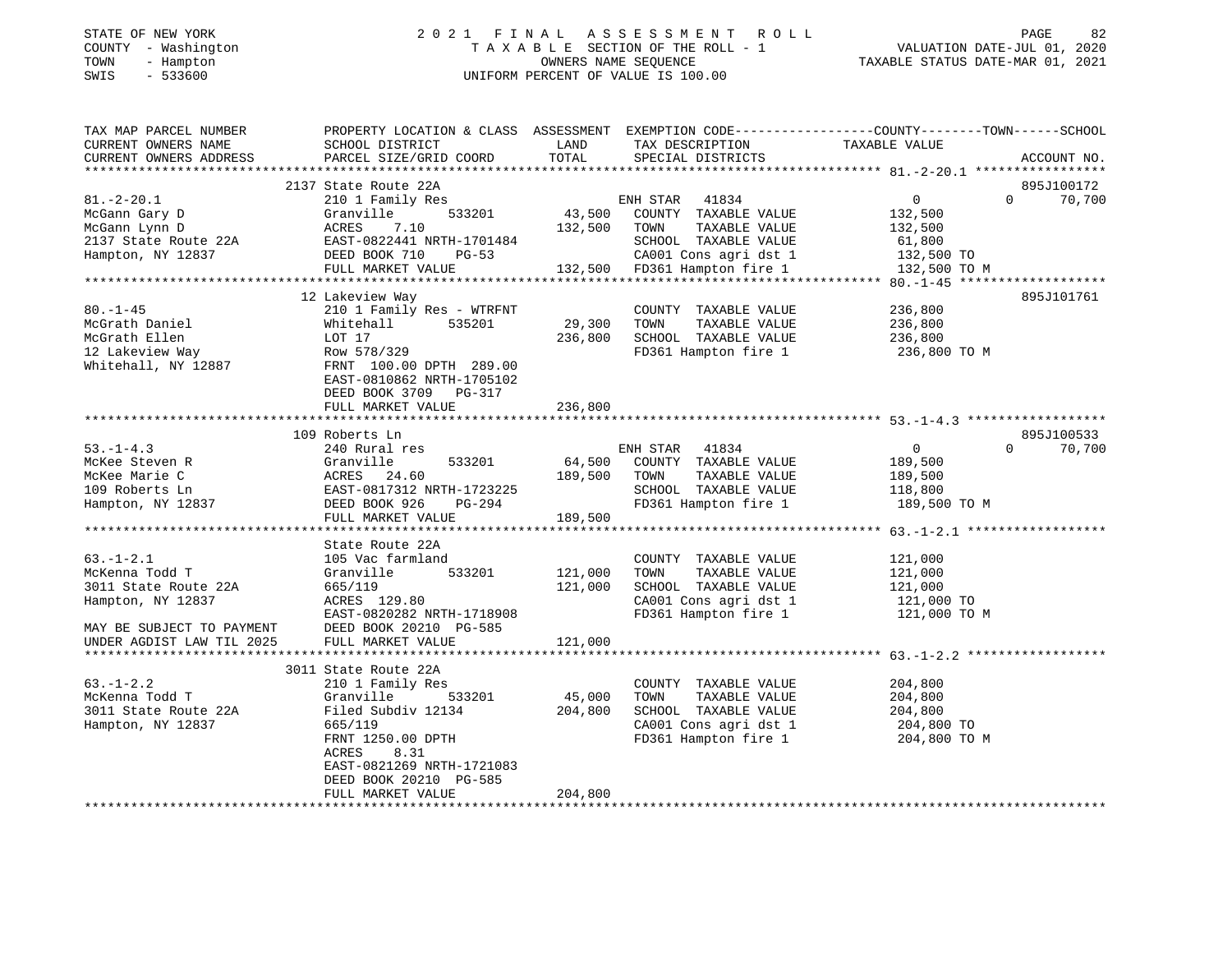STATE OF NEW YORK
COUNTY - Washington
TOWN - Hampton
SWIS - 533600

2021 FINAL ASSESSMENT ROLL
TAXABLE SECTION OF THE ROLL - 1
OWNERS NAME SEQUENCE
UNIFORM PERCENT OF VALUE IS 100.00

VALUATION DATE-JUL 01, 2020
TAXABLE STATUS DATE-MAR 01, 2021

| TAX MAP PARCEL NUMBER / CURRENT OWNERS NAME / CURRENT OWNERS ADDRESS | PROPERTY LOCATION & CLASS / SCHOOL DISTRICT / PARCEL SIZE/GRID COORD | ASSESSMENT LAND | TOTAL | EXEMPTION CODE / TAX DESCRIPTION / SPECIAL DISTRICTS | COUNTY | TOWN | SCHOOL | ACCOUNT NO. |
|---|---|---|---|---|---|---|---|---|
| 81.-2-20.1 | 2137 State Route 22A | | | | | | | 895J100172 |
| | 210 1 Family Res | | | ENH STAR 41834 | 0 | 0 | 70,700 | |
| McGann Gary D | Granville 533201 | 43,500 | | COUNTY TAXABLE VALUE | 132,500 | | | |
| McGann Lynn D | ACRES 7.10 | | 132,500 | TOWN TAXABLE VALUE | | 132,500 | | |
| 2137 State Route 22A | EAST-0822441 NRTH-1701484 | | | SCHOOL TAXABLE VALUE | | | 61,800 | |
| Hampton, NY 12837 | DEED BOOK 710 PG-53 | | | CA001 Cons agri dst 1 | 132,500 TO | | | |
| | FULL MARKET VALUE | | 132,500 | FD361 Hampton fire 1 | 132,500 TO M | | | |
| 80.-1-45 | 12 Lakeview Way | | | | | | | 895J101761 |
| | 210 1 Family Res - WTRFNT | | | COUNTY TAXABLE VALUE | 236,800 | | | |
| McGrath Daniel | Whitehall 535201 | 29,300 | | TOWN TAXABLE VALUE | | 236,800 | | |
| McGrath Ellen | LOT 17 | | 236,800 | SCHOOL TAXABLE VALUE | | | 236,800 | |
| 12 Lakeview Way | Row 578/329 | | | FD361 Hampton fire 1 | 236,800 TO M | | | |
| Whitehall, NY 12887 | FRNT 100.00 DPTH 289.00 | | | | | | | |
| | EAST-0810862 NRTH-1705102 | | | | | | | |
| | DEED BOOK 3709 PG-317 | | | | | | | |
| | FULL MARKET VALUE | | 236,800 | | | | | |
| 53.-1-4.3 | 109 Roberts Ln | | | | | | | 895J100533 |
| | 240 Rural res | | | ENH STAR 41834 | 0 | 0 | 70,700 | |
| McKee Steven R | Granville 533201 | 64,500 | | COUNTY TAXABLE VALUE | 189,500 | | | |
| McKee Marie C | ACRES 24.60 | | 189,500 | TOWN TAXABLE VALUE | | 189,500 | | |
| 109 Roberts Ln | EAST-0817312 NRTH-1723225 | | | SCHOOL TAXABLE VALUE | | | 118,800 | |
| Hampton, NY 12837 | DEED BOOK 926 PG-294 | | | FD361 Hampton fire 1 | 189,500 TO M | | | |
| | FULL MARKET VALUE | | 189,500 | | | | | |
| 63.-1-2.1 | State Route 22A | | | | | | | |
| | 105 Vac farmland | | | COUNTY TAXABLE VALUE | 121,000 | | | |
| McKenna Todd T | Granville 533201 | 121,000 | | TOWN TAXABLE VALUE | | 121,000 | | |
| 3011 State Route 22A | 665/119 | | 121,000 | SCHOOL TAXABLE VALUE | | | 121,000 | |
| Hampton, NY 12837 | ACRES 129.80 | | | CA001 Cons agri dst 1 | 121,000 TO | | | |
| | EAST-0820282 NRTH-1718908 | | | FD361 Hampton fire 1 | 121,000 TO M | | | |
| MAY BE SUBJECT TO PAYMENT | DEED BOOK 20210 PG-585 | | | | | | | |
| UNDER AGDIST LAW TIL 2025 | FULL MARKET VALUE | | 121,000 | | | | | |
| 63.-1-2.2 | 3011 State Route 22A | | | | | | | |
| | 210 1 Family Res | | | COUNTY TAXABLE VALUE | 204,800 | | | |
| McKenna Todd T | Granville 533201 | 45,000 | | TOWN TAXABLE VALUE | | 204,800 | | |
| 3011 State Route 22A | Filed Subdiv 12134 | | 204,800 | SCHOOL TAXABLE VALUE | | | 204,800 | |
| Hampton, NY 12837 | 665/119 | | | CA001 Cons agri dst 1 | 204,800 TO | | | |
| | FRNT 1250.00 DPTH | | | FD361 Hampton fire 1 | 204,800 TO M | | | |
| | ACRES 8.31 | | | | | | | |
| | EAST-0821269 NRTH-1721083 | | | | | | | |
| | DEED BOOK 20210 PG-585 | | | | | | | |
| | FULL MARKET VALUE | | 204,800 | | | | | |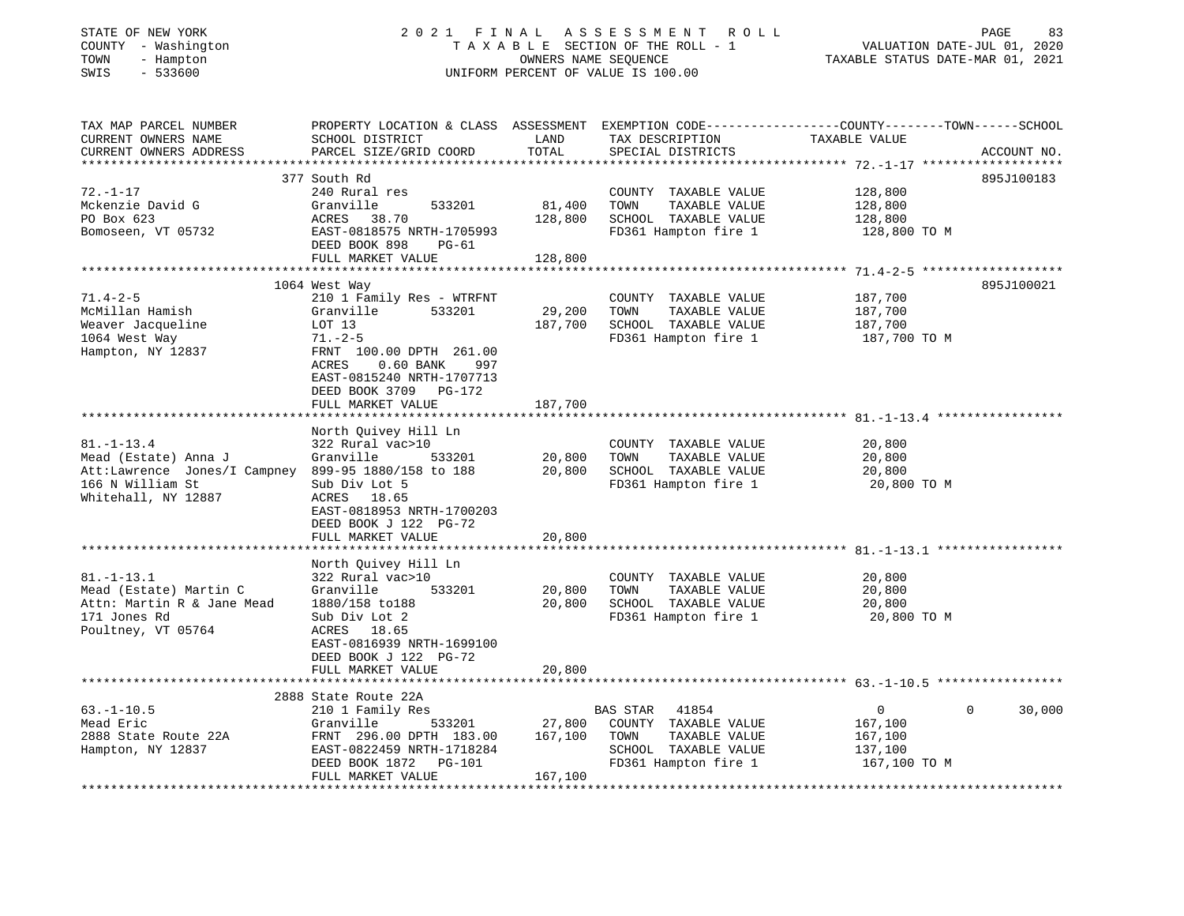STATE OF NEW YORK                    2021 FINAL ASSESSMENT ROLL
COUNTY - Washington                  TAXABLE SECTION OF THE ROLL - 1                    VALUATION DATE-JUL 01, 2020
TOWN - Hampton                       OWNERS NAME SEQUENCE                               TAXABLE STATUS DATE-MAR 01, 2021
SWIS - 533600                        UNIFORM PERCENT OF VALUE IS 100.00

| TAX MAP PARCEL NUMBER / CURRENT OWNERS NAME / CURRENT OWNERS ADDRESS | PROPERTY LOCATION & CLASS / SCHOOL DISTRICT / PARCEL SIZE/GRID COORD | LAND | ASSESSMENT TOTAL | EXEMPTION CODE / TAX DESCRIPTION / SPECIAL DISTRICTS | COUNTY TAXABLE VALUE | TOWN | SCHOOL | ACCOUNT NO. |
|---|---|---|---|---|---|---|---|---|
| 72.-1-17 | 377 South Rd | | | | | | | 895J100183 |
| | 240 Rural res | | | COUNTY TAXABLE VALUE | 128,800 | | | |
| Mckenzie David G | Granville 533201 | 81,400 | | TOWN TAXABLE VALUE | 128,800 | | | |
| PO Box 623 | ACRES 38.70 | | 128,800 | SCHOOL TAXABLE VALUE | 128,800 | | | |
| Bomoseen, VT 05732 | EAST-0818575 NRTH-1705993 | | | FD361 Hampton fire 1 | 128,800 TO M | | | |
| | DEED BOOK 898 PG-61 | | | | | | | |
| | FULL MARKET VALUE | | 128,800 | | | | | |
| 71.4-2-5 | 1064 West Way | | | | | | | 895J100021 |
| | 210 1 Family Res - WTRFNT | | | COUNTY TAXABLE VALUE | 187,700 | | | |
| McMillan Hamish | Granville 533201 | 29,200 | | TOWN TAXABLE VALUE | 187,700 | | | |
| Weaver Jacqueline | LOT 13 | | 187,700 | SCHOOL TAXABLE VALUE | 187,700 | | | |
| 1064 West Way | 71.-2-5 | | | FD361 Hampton fire 1 | 187,700 TO M | | | |
| Hampton, NY 12837 | FRNT 100.00 DPTH 261.00 | | | | | | | |
| | ACRES 0.60 BANK 997 | | | | | | | |
| | EAST-0815240 NRTH-1707713 | | | | | | | |
| | DEED BOOK 3709 PG-172 | | | | | | | |
| | FULL MARKET VALUE | | 187,700 | | | | | |
| 81.-1-13.4 | North Quivey Hill Ln | | | | | | | |
| | 322 Rural vac>10 | | | COUNTY TAXABLE VALUE | 20,800 | | | |
| Mead (Estate) Anna J | Granville 533201 | 20,800 | | TOWN TAXABLE VALUE | 20,800 | | | |
| Att:Lawrence Jones/I Campney | 899-95 1880/158 to 188 | | 20,800 | SCHOOL TAXABLE VALUE | 20,800 | | | |
| 166 N William St | Sub Div Lot 5 | | | FD361 Hampton fire 1 | 20,800 TO M | | | |
| Whitehall, NY 12887 | ACRES 18.65 | | | | | | | |
| | EAST-0818953 NRTH-1700203 | | | | | | | |
| | DEED BOOK J 122 PG-72 | | | | | | | |
| | FULL MARKET VALUE | | 20,800 | | | | | |
| 81.-1-13.1 | North Quivey Hill Ln | | | | | | | |
| | 322 Rural vac>10 | | | COUNTY TAXABLE VALUE | 20,800 | | | |
| Mead (Estate) Martin C | Granville 533201 | 20,800 | | TOWN TAXABLE VALUE | 20,800 | | | |
| Attn: Martin R & Jane Mead | 1880/158 to188 | | 20,800 | SCHOOL TAXABLE VALUE | 20,800 | | | |
| 171 Jones Rd | Sub Div Lot 2 | | | FD361 Hampton fire 1 | 20,800 TO M | | | |
| Poultney, VT 05764 | ACRES 18.65 | | | | | | | |
| | EAST-0816939 NRTH-1699100 | | | | | | | |
| | DEED BOOK J 122 PG-72 | | | | | | | |
| | FULL MARKET VALUE | | 20,800 | | | | | |
| 63.-1-10.5 | 2888 State Route 22A | | | | | | | |
| | 210 1 Family Res | | | BAS STAR 41854 | 0 | 0 | 30,000 | |
| Mead Eric | Granville 533201 | 27,800 | | COUNTY TAXABLE VALUE | 167,100 | | | |
| 2888 State Route 22A | FRNT 296.00 DPTH 183.00 | | 167,100 | TOWN TAXABLE VALUE | 167,100 | | | |
| Hampton, NY 12837 | EAST-0822459 NRTH-1718284 | | | SCHOOL TAXABLE VALUE | 137,100 | | | |
| | DEED BOOK 1872 PG-101 | | | FD361 Hampton fire 1 | 167,100 TO M | | | |
| | FULL MARKET VALUE | | 167,100 | | | | | |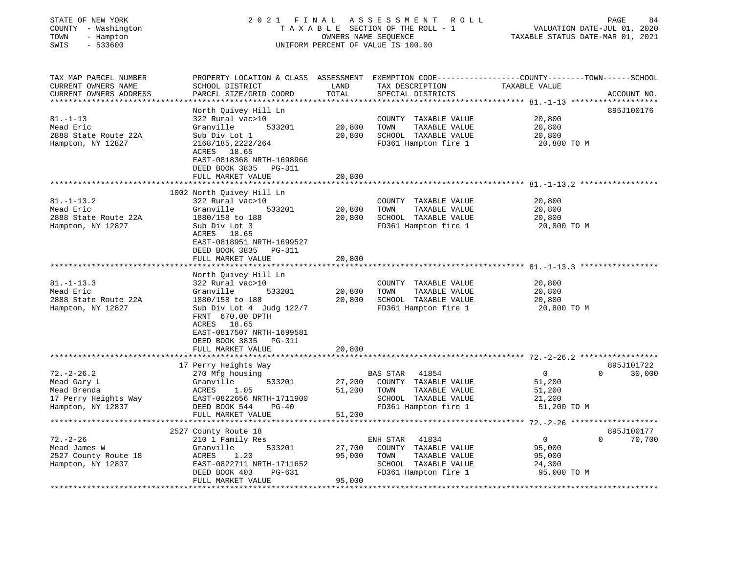STATE OF NEW YORK | 2021 FINAL ASSESSMENT ROLL
COUNTY - Washington | TAXABLE SECTION OF THE ROLL - 1 | VALUATION DATE-JUL 01, 2020
TOWN - Hampton | OWNERS NAME SEQUENCE | TAXABLE STATUS DATE-MAR 01, 2021
SWIS - 533600 | UNIFORM PERCENT OF VALUE IS 100.00

| TAX MAP PARCEL NUMBER / CURRENT OWNERS NAME / CURRENT OWNERS ADDRESS | PROPERTY LOCATION & CLASS / SCHOOL DISTRICT / PARCEL SIZE/GRID COORD | ASSESSMENT LAND | ASSESSMENT TOTAL | EXEMPTION CODE / TAX DESCRIPTION / SPECIAL DISTRICTS | TAXABLE VALUE (COUNTY--------TOWN------SCHOOL) | ACCOUNT NO. |
|---|---|---|---|---|---|---|
| **81.-1-13** | North Quivey Hill Ln | | | | | 895J100176 |
| 81.-1-13 | 322 Rural vac>10 | | | COUNTY TAXABLE VALUE | 20,800 | |
| Mead Eric | Granville 533201 | 20,800 | | TOWN TAXABLE VALUE | 20,800 | |
| 2888 State Route 22A | Sub Div Lot 1 | | 20,800 | SCHOOL TAXABLE VALUE | 20,800 | |
| Hampton, NY 12827 | 2168/185,2222/264 | | | FD361 Hampton fire 1 | 20,800 TO M | |
| | ACRES 18.65 | | | | | |
| | EAST-0818368 NRTH-1698966 | | | | | |
| | DEED BOOK 3835 PG-311 | | | | | |
| | FULL MARKET VALUE | | 20,800 | | | |
| **81.-1-13.2** | 1002 North Quivey Hill Ln | | | | | |
| 81.-1-13.2 | 322 Rural vac>10 | | | COUNTY TAXABLE VALUE | 20,800 | |
| Mead Eric | Granville 533201 | 20,800 | | TOWN TAXABLE VALUE | 20,800 | |
| 2888 State Route 22A | 1880/158 to 188 | | 20,800 | SCHOOL TAXABLE VALUE | 20,800 | |
| Hampton, NY 12827 | Sub Div Lot 3 | | | FD361 Hampton fire 1 | 20,800 TO M | |
| | ACRES 18.65 | | | | | |
| | EAST-0818951 NRTH-1699527 | | | | | |
| | DEED BOOK 3835 PG-311 | | | | | |
| | FULL MARKET VALUE | | 20,800 | | | |
| **81.-1-13.3** | North Quivey Hill Ln | | | | | |
| 81.-1-13.3 | 322 Rural vac>10 | | | COUNTY TAXABLE VALUE | 20,800 | |
| Mead Eric | Granville 533201 | 20,800 | | TOWN TAXABLE VALUE | 20,800 | |
| 2888 State Route 22A | 1880/158 to 188 | | 20,800 | SCHOOL TAXABLE VALUE | 20,800 | |
| Hampton, NY 12827 | Sub Div Lot 4 Judg 122/7 | | | FD361 Hampton fire 1 | 20,800 TO M | |
| | FRNT 670.00 DPTH | | | | | |
| | ACRES 18.65 | | | | | |
| | EAST-0817507 NRTH-1699581 | | | | | |
| | DEED BOOK 3835 PG-311 | | | | | |
| | FULL MARKET VALUE | | 20,800 | | | |
| **72.-2-26.2** | 17 Perry Heights Way | | | | | 895J101722 |
| 72.-2-26.2 | 270 Mfg housing | | | BAS STAR 41854 | 0 0 30,000 | |
| Mead Gary L | Granville 533201 | 27,200 | | COUNTY TAXABLE VALUE | 51,200 | |
| Mead Brenda | ACRES 1.05 | | 51,200 | TOWN TAXABLE VALUE | 51,200 | |
| 17 Perry Heights Way | EAST-0822656 NRTH-1711900 | | | SCHOOL TAXABLE VALUE | 21,200 | |
| Hampton, NY 12837 | DEED BOOK 544 PG-40 | | | FD361 Hampton fire 1 | 51,200 TO M | |
| | FULL MARKET VALUE | | 51,200 | | | |
| **72.-2-26** | 2527 County Route 18 | | | | | 895J100177 |
| 72.-2-26 | 210 1 Family Res | | | ENH STAR 41834 | 0 0 70,700 | |
| Mead James W | Granville 533201 | 27,700 | | COUNTY TAXABLE VALUE | 95,000 | |
| 2527 County Route 18 | ACRES 1.20 | | 95,000 | TOWN TAXABLE VALUE | 95,000 | |
| Hampton, NY 12837 | EAST-0822711 NRTH-1711652 | | | SCHOOL TAXABLE VALUE | 24,300 | |
| | DEED BOOK 403 PG-631 | | | FD361 Hampton fire 1 | 95,000 TO M | |
| | FULL MARKET VALUE | | 95,000 | | | |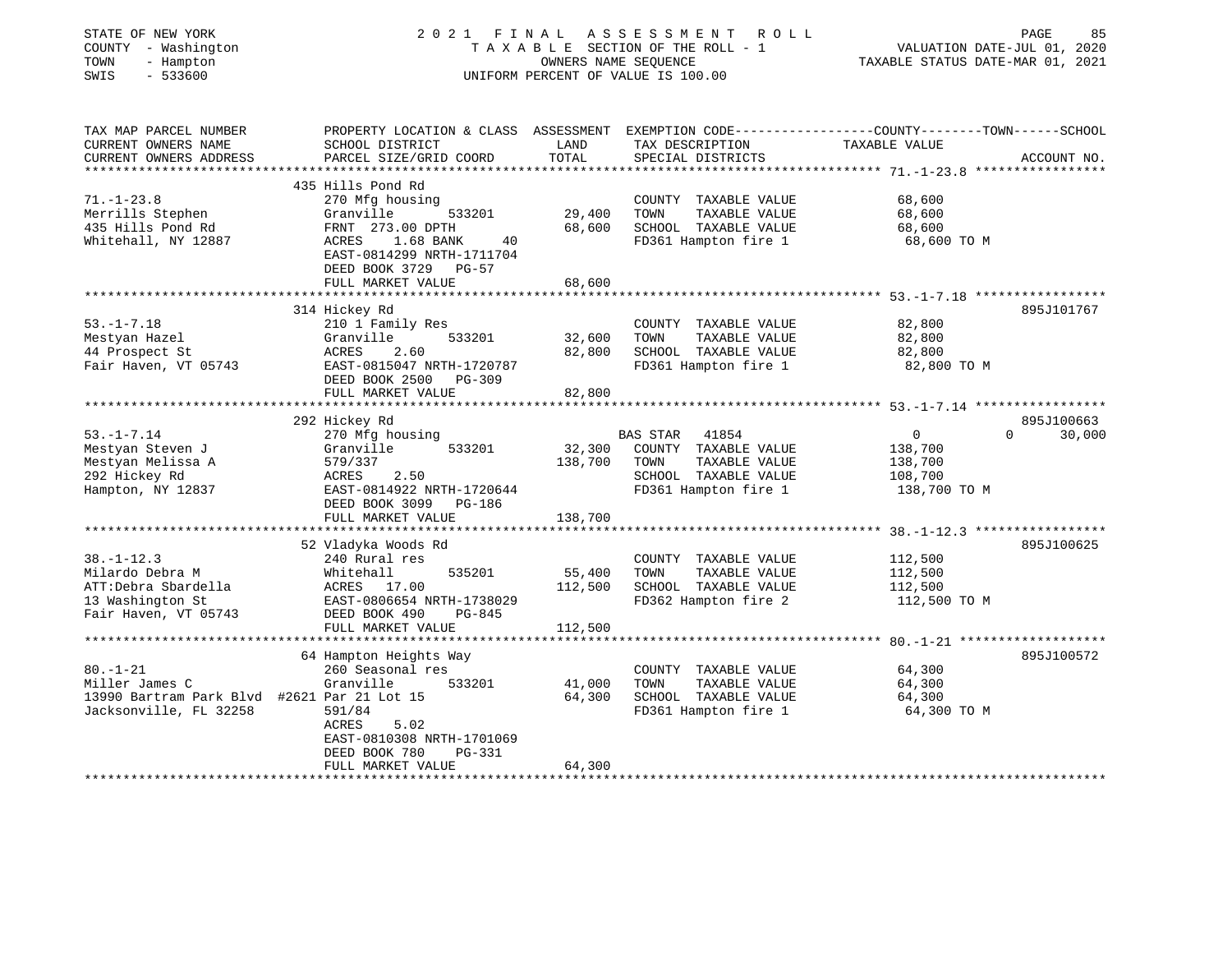STATE OF NEW YORK
COUNTY - Washington
TOWN - Hampton
SWIS - 533600

2021 FINAL ASSESSMENT ROLL
TAXABLE SECTION OF THE ROLL - 1
OWNERS NAME SEQUENCE
UNIFORM PERCENT OF VALUE IS 100.00

VALUATION DATE-JUL 01, 2020
TAXABLE STATUS DATE-MAR 01, 2021

| TAX MAP PARCEL NUMBER / CURRENT OWNERS NAME / CURRENT OWNERS ADDRESS | PROPERTY LOCATION & CLASS / SCHOOL DISTRICT / PARCEL SIZE/GRID COORD | ASSESSMENT LAND | TOTAL | EXEMPTION CODE / TAX DESCRIPTION / SPECIAL DISTRICTS | COUNTY / TOWN / SCHOOL TAXABLE VALUE | ACCOUNT NO. |
|---|---|---|---|---|---|---|
| 71.-1-23.8 | 435 Hills Pond Rd | | | | | |
| Merrills Stephen | 270 Mfg housing | | | COUNTY TAXABLE VALUE | 68,600 | |
| 435 Hills Pond Rd | Granville 533201 | 29,400 | | TOWN TAXABLE VALUE | 68,600 | |
| Whitehall, NY 12887 | FRNT 273.00 DPTH | | 68,600 | SCHOOL TAXABLE VALUE | 68,600 | |
| | ACRES 1.68 BANK 40 | | | FD361 Hampton fire 1 | 68,600 TO M | |
| | EAST-0814299 NRTH-1711704 | | | | | |
| | DEED BOOK 3729 PG-57 | | | | | |
| | FULL MARKET VALUE | | 68,600 | | | |
| 53.-1-7.18 | 314 Hickey Rd | | | | | 895J101767 |
| Mestyan Hazel | 210 1 Family Res | | | COUNTY TAXABLE VALUE | 82,800 | |
| 44 Prospect St | Granville 533201 | 32,600 | | TOWN TAXABLE VALUE | 82,800 | |
| Fair Haven, VT 05743 | ACRES 2.60 | | 82,800 | SCHOOL TAXABLE VALUE | 82,800 | |
| | EAST-0815047 NRTH-1720787 | | | FD361 Hampton fire 1 | 82,800 TO M | |
| | DEED BOOK 2500 PG-309 | | | | | |
| | FULL MARKET VALUE | | 82,800 | | | |
| 53.-1-7.14 | 292 Hickey Rd | | | | | 895J100663 |
| Mestyan Steven J | 270 Mfg housing | | | BAS STAR 41854 | 0 0 30,000 | |
| Mestyan Melissa A | Granville 533201 | 32,300 | | COUNTY TAXABLE VALUE | 138,700 | |
| 292 Hickey Rd | 579/337 | | 138,700 | TOWN TAXABLE VALUE | 138,700 | |
| Hampton, NY 12837 | ACRES 2.50 | | | SCHOOL TAXABLE VALUE | 108,700 | |
| | EAST-0814922 NRTH-1720644 | | | FD361 Hampton fire 1 | 138,700 TO M | |
| | DEED BOOK 3099 PG-186 | | | | | |
| | FULL MARKET VALUE | | 138,700 | | | |
| 38.-1-12.3 | 52 Vladyka Woods Rd | | | | | 895J100625 |
| Milardo Debra M | 240 Rural res | | | COUNTY TAXABLE VALUE | 112,500 | |
| ATT:Debra Sbardella | Whitehall 535201 | 55,400 | | TOWN TAXABLE VALUE | 112,500 | |
| 13 Washington St | ACRES 17.00 | | 112,500 | SCHOOL TAXABLE VALUE | 112,500 | |
| Fair Haven, VT 05743 | EAST-0806654 NRTH-1738029 | | | FD362 Hampton fire 2 | 112,500 TO M | |
| | DEED BOOK 490 PG-845 | | | | | |
| | FULL MARKET VALUE | | 112,500 | | | |
| 80.-1-21 | 64 Hampton Heights Way | | | | | 895J100572 |
| Miller James C | 260 Seasonal res | | | COUNTY TAXABLE VALUE | 64,300 | |
| 13990 Bartram Park Blvd #2621 | Par 21 Lot 15 / Granville 533201 | 41,000 | | TOWN TAXABLE VALUE | 64,300 | |
| Jacksonville, FL 32258 | 591/84 | | 64,300 | SCHOOL TAXABLE VALUE | 64,300 | |
| | ACRES 5.02 | | | FD361 Hampton fire 1 | 64,300 TO M | |
| | EAST-0810308 NRTH-1701069 | | | | | |
| | DEED BOOK 780 PG-331 | | | | | |
| | FULL MARKET VALUE | | 64,300 | | | |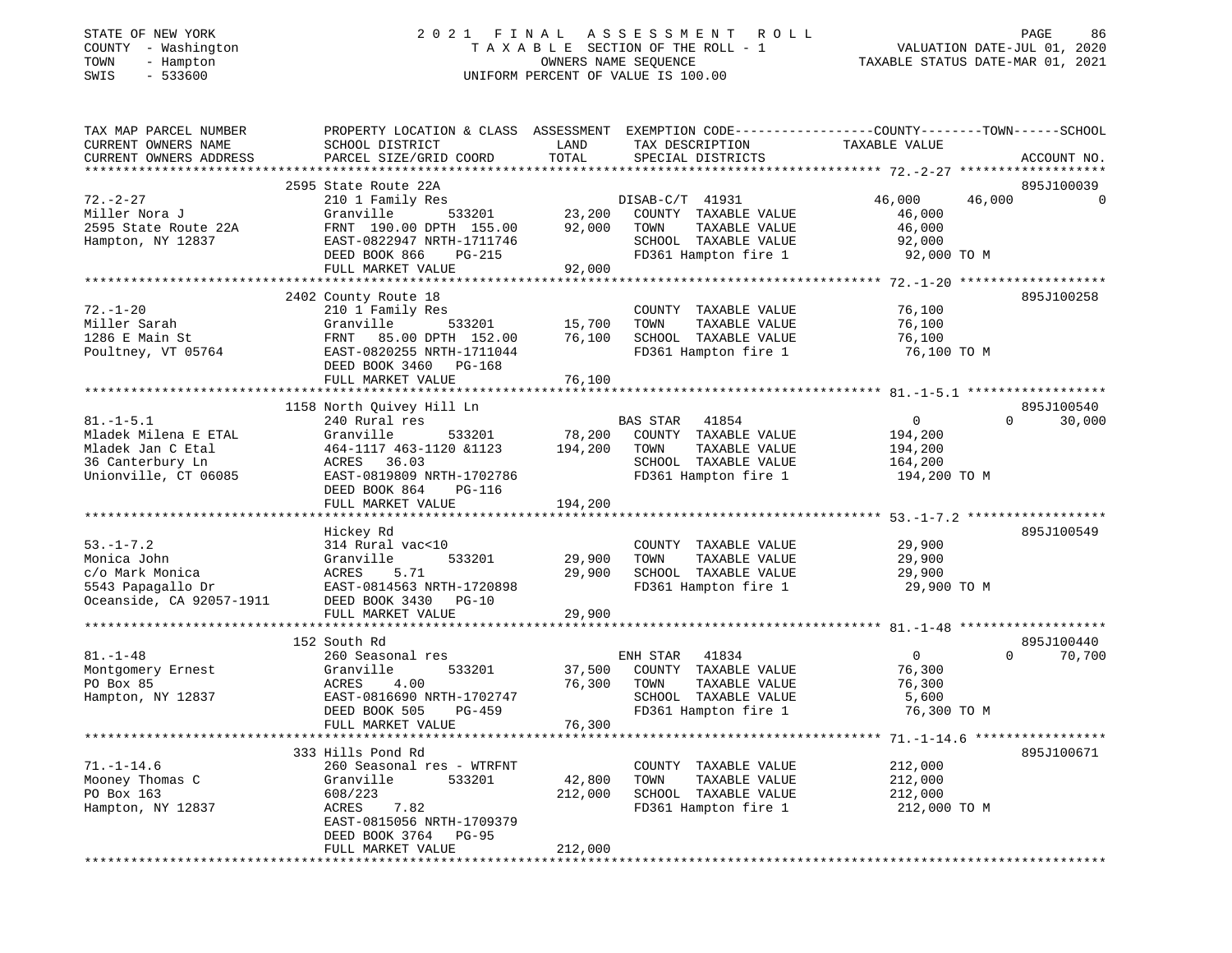STATE OF NEW YORK
COUNTY - Washington
TOWN - Hampton
SWIS - 533600

2021 FINAL ASSESSMENT ROLL
TAXABLE SECTION OF THE ROLL - 1
OWNERS NAME SEQUENCE
UNIFORM PERCENT OF VALUE IS 100.00

VALUATION DATE-JUL 01, 2020
TAXABLE STATUS DATE-MAR 01, 2021

| TAX MAP PARCEL NUMBER / CURRENT OWNERS NAME / CURRENT OWNERS ADDRESS | PROPERTY LOCATION & CLASS / SCHOOL DISTRICT / PARCEL SIZE/GRID COORD | ASSESSMENT LAND | TOTAL | EXEMPTION CODE / TAX DESCRIPTION / SPECIAL DISTRICTS | COUNTY TAXABLE VALUE | TOWN | SCHOOL | ACCOUNT NO. |
|---|---|---|---|---|---|---|---|---|
| 72.-2-27 | 2595 State Route 22A | | | | | | | 895J100039 |
| Miller Nora J | 210 1 Family Res | | | DISAB-C/T 41931 | 46,000 | 46,000 | 0 | |
| 2595 State Route 22A | Granville 533201 | 23,200 | | COUNTY TAXABLE VALUE | 46,000 | | | |
| Hampton, NY 12837 | FRNT 190.00 DPTH 155.00 | | 92,000 | TOWN TAXABLE VALUE | 46,000 | | | |
| | EAST-0822947 NRTH-1711746 | | | SCHOOL TAXABLE VALUE | 92,000 | | | |
| | DEED BOOK 866 PG-215 | | | FD361 Hampton fire 1 | 92,000 TO M | | | |
| | FULL MARKET VALUE | | 92,000 | | | | | |
| 72.-1-20 | 2402 County Route 18 | | | | | | | 895J100258 |
| Miller Sarah | 210 1 Family Res | | | COUNTY TAXABLE VALUE | 76,100 | | | |
| 1286 E Main St | Granville 533201 | 15,700 | | TOWN TAXABLE VALUE | 76,100 | | | |
| Poultney, VT 05764 | FRNT 85.00 DPTH 152.00 | | 76,100 | SCHOOL TAXABLE VALUE | 76,100 | | | |
| | EAST-0820255 NRTH-1711044 | | | FD361 Hampton fire 1 | 76,100 TO M | | | |
| | DEED BOOK 3460 PG-168 | | | | | | | |
| | FULL MARKET VALUE | | 76,100 | | | | | |
| 81.-1-5.1 | 1158 North Quivey Hill Ln | | | | | | | 895J100540 |
| Mladek Milena E ETAL | 240 Rural res | | | BAS STAR 41854 | 0 | 0 | 30,000 | |
| Mladek Jan C Etal | Granville 533201 | 78,200 | | COUNTY TAXABLE VALUE | 194,200 | | | |
| 36 Canterbury Ln | 464-1117 463-1120 &1123 | | 194,200 | TOWN TAXABLE VALUE | 194,200 | | | |
| Unionville, CT 06085 | ACRES 36.03 | | | SCHOOL TAXABLE VALUE | 164,200 | | | |
| | EAST-0819809 NRTH-1702786 | | | FD361 Hampton fire 1 | 194,200 TO M | | | |
| | DEED BOOK 864 PG-116 | | | | | | | |
| | FULL MARKET VALUE | | 194,200 | | | | | |
| 53.-1-7.2 | Hickey Rd | | | | | | | 895J100549 |
| Monica John | 314 Rural vac<10 | | | COUNTY TAXABLE VALUE | 29,900 | | | |
| c/o Mark Monica | Granville 533201 | 29,900 | | TOWN TAXABLE VALUE | 29,900 | | | |
| 5543 Papagallo Dr | ACRES 5.71 | | 29,900 | SCHOOL TAXABLE VALUE | 29,900 | | | |
| Oceanside, CA 92057-1911 | EAST-0814563 NRTH-1720898 | | | FD361 Hampton fire 1 | 29,900 TO M | | | |
| | DEED BOOK 3430 PG-10 | | | | | | | |
| | FULL MARKET VALUE | | 29,900 | | | | | |
| 81.-1-48 | 152 South Rd | | | | | | | 895J100440 |
| Montgomery Ernest | 260 Seasonal res | | | ENH STAR 41834 | 0 | 0 | 70,700 | |
| PO Box 85 | Granville 533201 | 37,500 | | COUNTY TAXABLE VALUE | 76,300 | | | |
| Hampton, NY 12837 | ACRES 4.00 | | 76,300 | TOWN TAXABLE VALUE | 76,300 | | | |
| | EAST-0816690 NRTH-1702747 | | | SCHOOL TAXABLE VALUE | 5,600 | | | |
| | DEED BOOK 505 PG-459 | | | FD361 Hampton fire 1 | 76,300 TO M | | | |
| | FULL MARKET VALUE | | 76,300 | | | | | |
| 71.-1-14.6 | 333 Hills Pond Rd | | | | | | | 895J100671 |
| Mooney Thomas C | 260 Seasonal res - WTRFNT | | | COUNTY TAXABLE VALUE | 212,000 | | | |
| PO Box 163 | Granville 533201 | 42,800 | | TOWN TAXABLE VALUE | 212,000 | | | |
| Hampton, NY 12837 | 608/223 | | 212,000 | SCHOOL TAXABLE VALUE | 212,000 | | | |
| | ACRES 7.82 | | | FD361 Hampton fire 1 | 212,000 TO M | | | |
| | EAST-0815056 NRTH-1709379 | | | | | | | |
| | DEED BOOK 3764 PG-95 | | | | | | | |
| | FULL MARKET VALUE | | 212,000 | | | | | |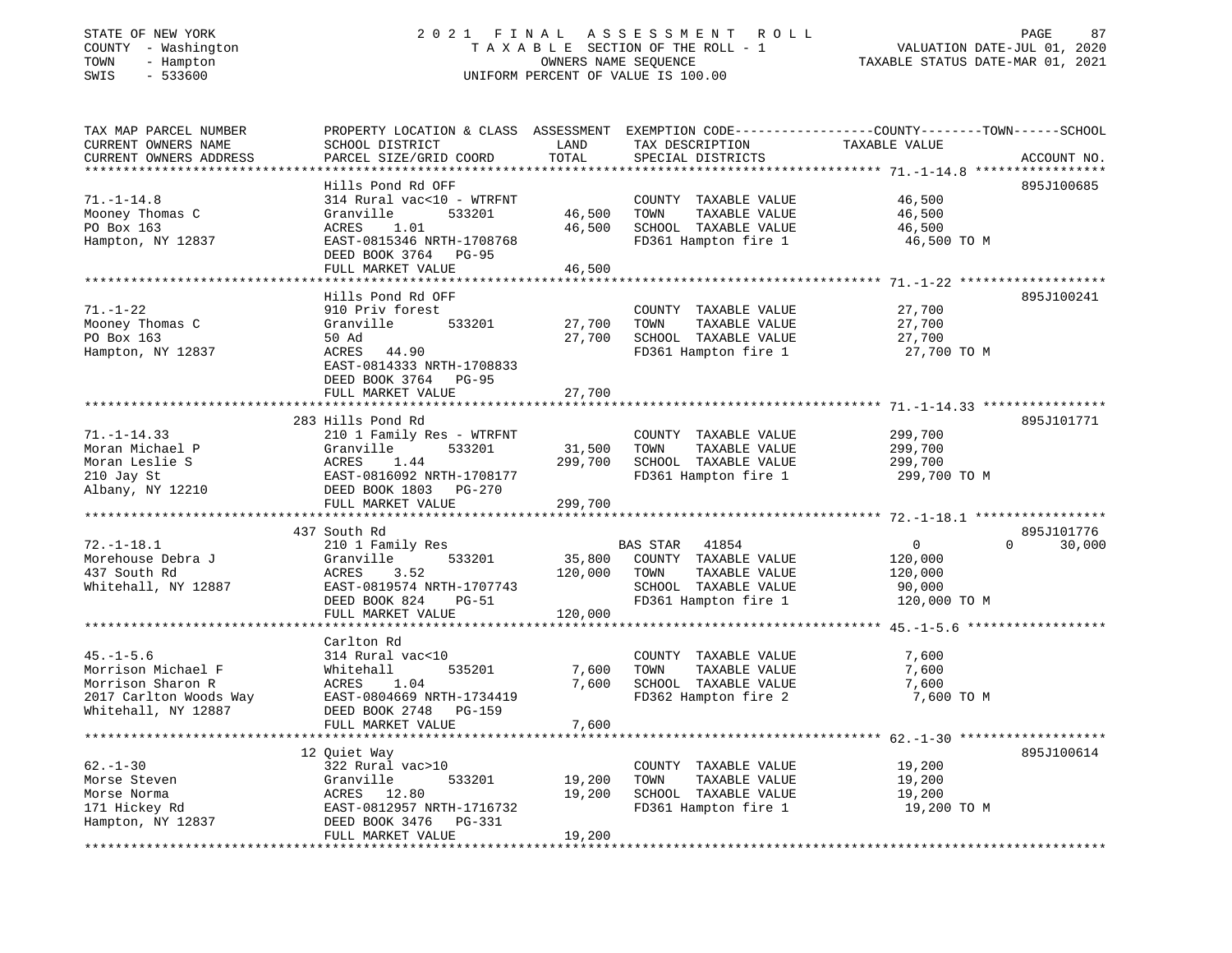STATE OF NEW YORK — 2021 FINAL ASSESSMENT ROLL
COUNTY - Washington — TAXABLE SECTION OF THE ROLL - 1 — VALUATION DATE-JUL 01, 2020
TOWN - Hampton — OWNERS NAME SEQUENCE — TAXABLE STATUS DATE-MAR 01, 2021
SWIS - 533600 — UNIFORM PERCENT OF VALUE IS 100.00

| TAX MAP PARCEL NUMBER / CURRENT OWNERS NAME / CURRENT OWNERS ADDRESS | PROPERTY LOCATION & CLASS / SCHOOL DISTRICT / PARCEL SIZE/GRID COORD | ASSESSMENT LAND | ASSESSMENT TOTAL | EXEMPTION CODE / TAX DESCRIPTION / SPECIAL DISTRICTS | COUNTY TAXABLE VALUE | TOWN | SCHOOL | ACCOUNT NO. |
|---|---|---|---|---|---|---|---|---|
| 71.-1-14.8 | Hills Pond Rd OFF | | | | | | | 895J100685 |
| Mooney Thomas C | 314 Rural vac<10 - WTRFNT | | | COUNTY TAXABLE VALUE | 46,500 | | | |
| PO Box 163 | Granville 533201 | 46,500 | | TOWN TAXABLE VALUE | 46,500 | | | |
| Hampton, NY 12837 | ACRES 1.01 | | 46,500 | SCHOOL TAXABLE VALUE | 46,500 | | | |
| | EAST-0815346 NRTH-1708768 | | | FD361 Hampton fire 1 | 46,500 TO M | | | |
| | DEED BOOK 3764 PG-95 | | | | | | | |
| | FULL MARKET VALUE | | 46,500 | | | | | |
| 71.-1-22 | Hills Pond Rd OFF | | | | | | | 895J100241 |
| Mooney Thomas C | 910 Priv forest | | | COUNTY TAXABLE VALUE | 27,700 | | | |
| PO Box 163 | Granville 533201 | 27,700 | | TOWN TAXABLE VALUE | 27,700 | | | |
| Hampton, NY 12837 | 50 Ad | | 27,700 | SCHOOL TAXABLE VALUE | 27,700 | | | |
| | ACRES 44.90 | | | FD361 Hampton fire 1 | 27,700 TO M | | | |
| | EAST-0814333 NRTH-1708833 | | | | | | | |
| | DEED BOOK 3764 PG-95 | | | | | | | |
| | FULL MARKET VALUE | | 27,700 | | | | | |
| 71.-1-14.33 | 283 Hills Pond Rd | | | | | | | 895J101771 |
| Moran Michael P | 210 1 Family Res - WTRFNT | | | COUNTY TAXABLE VALUE | 299,700 | | | |
| Moran Leslie S | Granville 533201 | 31,500 | | TOWN TAXABLE VALUE | 299,700 | | | |
| 210 Jay St | ACRES 1.44 | | 299,700 | SCHOOL TAXABLE VALUE | 299,700 | | | |
| Albany, NY 12210 | EAST-0816092 NRTH-1708177 | | | FD361 Hampton fire 1 | 299,700 TO M | | | |
| | DEED BOOK 1803 PG-270 | | | | | | | |
| | FULL MARKET VALUE | | 299,700 | | | | | |
| 72.-1-18.1 | 437 South Rd | | | | | | | 895J101776 |
| Morehouse Debra J | 210 1 Family Res | | | BAS STAR 41854 | 0 | 0 | 30,000 | |
| 437 South Rd | Granville 533201 | 35,800 | | COUNTY TAXABLE VALUE | 120,000 | | | |
| Whitehall, NY 12887 | ACRES 3.52 | | 120,000 | TOWN TAXABLE VALUE | 120,000 | | | |
| | EAST-0819574 NRTH-1707743 | | | SCHOOL TAXABLE VALUE | 90,000 | | | |
| | DEED BOOK 824 PG-51 | | | FD361 Hampton fire 1 | 120,000 TO M | | | |
| | FULL MARKET VALUE | | 120,000 | | | | | |
| 45.-1-5.6 | Carlton Rd | | | | | | | |
| Morrison Michael F | 314 Rural vac<10 | | | COUNTY TAXABLE VALUE | 7,600 | | | |
| Morrison Sharon R | Whitehall 535201 | 7,600 | | TOWN TAXABLE VALUE | 7,600 | | | |
| 2017 Carlton Woods Way | ACRES 1.04 | | 7,600 | SCHOOL TAXABLE VALUE | 7,600 | | | |
| Whitehall, NY 12887 | EAST-0804669 NRTH-1734419 | | | FD362 Hampton fire 2 | 7,600 TO M | | | |
| | DEED BOOK 2748 PG-159 | | | | | | | |
| | FULL MARKET VALUE | | 7,600 | | | | | |
| 62.-1-30 | 12 Quiet Way | | | | | | | 895J100614 |
| Morse Steven | 322 Rural vac>10 | | | COUNTY TAXABLE VALUE | 19,200 | | | |
| Morse Norma | Granville 533201 | 19,200 | | TOWN TAXABLE VALUE | 19,200 | | | |
| 171 Hickey Rd | ACRES 12.80 | | 19,200 | SCHOOL TAXABLE VALUE | 19,200 | | | |
| Hampton, NY 12837 | EAST-0812957 NRTH-1716732 | | | FD361 Hampton fire 1 | 19,200 TO M | | | |
| | DEED BOOK 3476 PG-331 | | | | | | | |
| | FULL MARKET VALUE | | 19,200 | | | | | |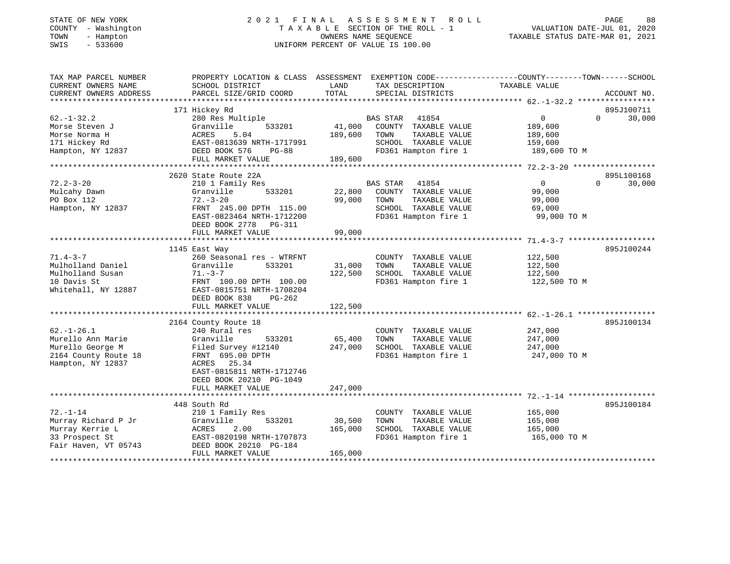STATE OF NEW YORK
COUNTY - Washington
TOWN - Hampton
SWIS - 533600

# 2021 FINAL ASSESSMENT ROLL

TAXABLE SECTION OF THE ROLL - 1
OWNERS NAME SEQUENCE
UNIFORM PERCENT OF VALUE IS 100.00

VALUATION DATE-JUL 01, 2020
TAXABLE STATUS DATE-MAR 01, 2021

| TAX MAP PARCEL NUMBER / CURRENT OWNERS NAME / CURRENT OWNERS ADDRESS | PROPERTY LOCATION & CLASS / SCHOOL DISTRICT / PARCEL SIZE/GRID COORD | ASSESSMENT LAND / TOTAL | EXEMPTION CODE / TAX DESCRIPTION / SPECIAL DISTRICTS | COUNTY | TOWN | SCHOOL | ACCOUNT NO. |
|---|---|---|---|---|---|---|---|
| 62.-1-32.2 | 171 Hickey Rd | | | | | | 895J100711 |
| Morse Steven J | 280 Res Multiple | | BAS STAR 41854 | 0 | 0 | 30,000 | |
| Morse Norma H | Granville 533201 | 41,000 | COUNTY TAXABLE VALUE | 189,600 | | | |
| 171 Hickey Rd | ACRES 5.04 | 189,600 | TOWN TAXABLE VALUE | | 189,600 | | |
| Hampton, NY 12837 | EAST-0813639 NRTH-1717991 | | SCHOOL TAXABLE VALUE | | | 159,600 | |
| | DEED BOOK 576 PG-88 | | FD361 Hampton fire 1 | 189,600 TO M | | | |
| | FULL MARKET VALUE | 189,600 | | | | | |
| 72.2-3-20 | 2620 State Route 22A | | | | | | 895L100168 |
| Mulcahy Dawn | 210 1 Family Res | | BAS STAR 41854 | 0 | 0 | 30,000 | |
| PO Box 112 | Granville 533201 | 22,800 | COUNTY TAXABLE VALUE | 99,000 | | | |
| Hampton, NY 12837 | 72.-3-20 | 99,000 | TOWN TAXABLE VALUE | | 99,000 | | |
| | FRNT 245.00 DPTH 115.00 | | SCHOOL TAXABLE VALUE | | | 69,000 | |
| | EAST-0823464 NRTH-1712200 | | FD361 Hampton fire 1 | 99,000 TO M | | | |
| | DEED BOOK 2778 PG-311 | | | | | | |
| | FULL MARKET VALUE | 99,000 | | | | | |
| 71.4-3-7 | 1145 East Way | | | | | | 895J100244 |
| Mulholland Daniel | 260 Seasonal res - WTRFNT | | COUNTY TAXABLE VALUE | 122,500 | | | |
| Mulholland Susan | Granville 533201 | 31,000 | TOWN TAXABLE VALUE | | 122,500 | | |
| 10 Davis St | 71.-3-7 | 122,500 | SCHOOL TAXABLE VALUE | | | 122,500 | |
| Whitehall, NY 12887 | FRNT 100.00 DPTH 100.00 | | FD361 Hampton fire 1 | 122,500 TO M | | | |
| | EAST-0815751 NRTH-1708204 | | | | | | |
| | DEED BOOK 838 PG-262 | | | | | | |
| | FULL MARKET VALUE | 122,500 | | | | | |
| 62.-1-26.1 | 2164 County Route 18 | | | | | | 895J100134 |
| Murello Ann Marie | 240 Rural res | | COUNTY TAXABLE VALUE | 247,000 | | | |
| Murello George M | Granville 533201 | 65,400 | TOWN TAXABLE VALUE | | 247,000 | | |
| 2164 County Route 18 | Filed Survey #12140 | 247,000 | SCHOOL TAXABLE VALUE | | | 247,000 | |
| Hampton, NY 12837 | FRNT 695.00 DPTH | | FD361 Hampton fire 1 | 247,000 TO M | | | |
| | ACRES 25.34 | | | | | | |
| | EAST-0815811 NRTH-1712746 | | | | | | |
| | DEED BOOK 20210 PG-1049 | | | | | | |
| | FULL MARKET VALUE | 247,000 | | | | | |
| 72.-1-14 | 448 South Rd | | | | | | 895J100184 |
| Murray Richard P Jr | 210 1 Family Res | | COUNTY TAXABLE VALUE | 165,000 | | | |
| Murray Kerrie L | Granville 533201 | 30,500 | TOWN TAXABLE VALUE | | 165,000 | | |
| 33 Prospect St | ACRES 2.00 | 165,000 | SCHOOL TAXABLE VALUE | | | 165,000 | |
| Fair Haven, VT 05743 | EAST-0820198 NRTH-1707873 | | FD361 Hampton fire 1 | 165,000 TO M | | | |
| | DEED BOOK 20210 PG-184 | | | | | | |
| | FULL MARKET VALUE | 165,000 | | | | | |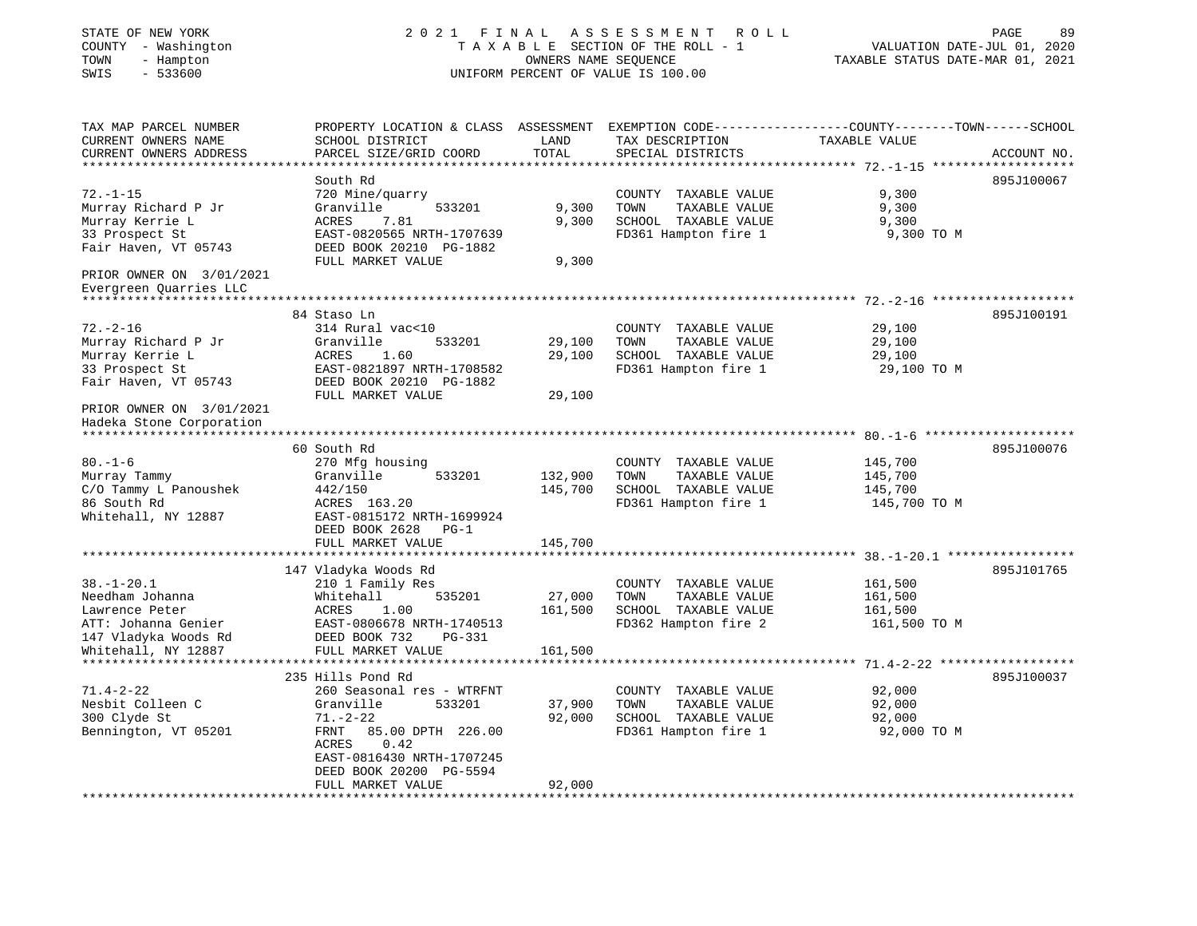STATE OF NEW YORK
COUNTY - Washington
TOWN - Hampton
SWIS - 533600

2021 FINAL ASSESSMENT ROLL
TAXABLE SECTION OF THE ROLL - 1
OWNERS NAME SEQUENCE
UNIFORM PERCENT OF VALUE IS 100.00

VALUATION DATE-JUL 01, 2020
TAXABLE STATUS DATE-MAR 01, 2021

| TAX MAP PARCEL NUMBER / CURRENT OWNERS NAME / CURRENT OWNERS ADDRESS | PROPERTY LOCATION & CLASS / SCHOOL DISTRICT / PARCEL SIZE/GRID COORD | ASSESSMENT LAND | TOTAL | EXEMPTION CODE / TAX DESCRIPTION / SPECIAL DISTRICTS | COUNTY--------TOWN------SCHOOL TAXABLE VALUE | ACCOUNT NO. |
|---|---|---|---|---|---|---|
| 72.-1-15 | South Rd | | | | | 895J100067 |
| Murray Richard P Jr | 720 Mine/quarry | | | COUNTY TAXABLE VALUE | 9,300 | |
| Murray Kerrie L | Granville 533201 | 9,300 | | TOWN TAXABLE VALUE | 9,300 | |
| 33 Prospect St | ACRES 7.81 | | 9,300 | SCHOOL TAXABLE VALUE | 9,300 | |
| Fair Haven, VT 05743 | EAST-0820565 NRTH-1707639 | | | FD361 Hampton fire 1 | 9,300 TO M | |
| | DEED BOOK 20210 PG-1882 | | | | | |
| PRIOR OWNER ON 3/01/2021 | FULL MARKET VALUE | | 9,300 | | | |
| Evergreen Quarries LLC | | | | | | |
| 72.-2-16 | 84 Staso Ln | | | | | 895J100191 |
| Murray Richard P Jr | 314 Rural vac<10 | | | COUNTY TAXABLE VALUE | 29,100 | |
| Murray Kerrie L | Granville 533201 | 29,100 | | TOWN TAXABLE VALUE | 29,100 | |
| 33 Prospect St | ACRES 1.60 | | 29,100 | SCHOOL TAXABLE VALUE | 29,100 | |
| Fair Haven, VT 05743 | EAST-0821897 NRTH-1708582 | | | FD361 Hampton fire 1 | 29,100 TO M | |
| | DEED BOOK 20210 PG-1882 | | | | | |
| PRIOR OWNER ON 3/01/2021 | FULL MARKET VALUE | | 29,100 | | | |
| Hadeka Stone Corporation | | | | | | |
| 80.-1-6 | 60 South Rd | | | | | 895J100076 |
| Murray Tammy | 270 Mfg housing | | | COUNTY TAXABLE VALUE | 145,700 | |
| C/O Tammy L Panoushek | Granville 533201 | 132,900 | | TOWN TAXABLE VALUE | 145,700 | |
| 86 South Rd | 442/150 | | 145,700 | SCHOOL TAXABLE VALUE | 145,700 | |
| Whitehall, NY 12887 | ACRES 163.20 | | | FD361 Hampton fire 1 | 145,700 TO M | |
| | EAST-0815172 NRTH-1699924 | | | | | |
| | DEED BOOK 2628 PG-1 | | | | | |
| | FULL MARKET VALUE | | 145,700 | | | |
| 38.-1-20.1 | 147 Vladyka Woods Rd | | | | | 895J101765 |
| Needham Johanna | 210 1 Family Res | | | COUNTY TAXABLE VALUE | 161,500 | |
| Lawrence Peter | Whitehall 535201 | 27,000 | | TOWN TAXABLE VALUE | 161,500 | |
| ATT: Johanna Genier | ACRES 1.00 | | 161,500 | SCHOOL TAXABLE VALUE | 161,500 | |
| 147 Vladyka Woods Rd | EAST-0806678 NRTH-1740513 | | | FD362 Hampton fire 2 | 161,500 TO M | |
| Whitehall, NY 12887 | DEED BOOK 732 PG-331 | | | | | |
| | FULL MARKET VALUE | | 161,500 | | | |
| 71.4-2-22 | 235 Hills Pond Rd | | | | | 895J100037 |
| Nesbit Colleen C | 260 Seasonal res - WTRFNT | | | COUNTY TAXABLE VALUE | 92,000 | |
| 300 Clyde St | Granville 533201 | 37,900 | | TOWN TAXABLE VALUE | 92,000 | |
| Bennington, VT 05201 | 71.-2-22 | | 92,000 | SCHOOL TAXABLE VALUE | 92,000 | |
| | FRNT 85.00 DPTH 226.00 | | | FD361 Hampton fire 1 | 92,000 TO M | |
| | ACRES 0.42 | | | | | |
| | EAST-0816430 NRTH-1707245 | | | | | |
| | DEED BOOK 20200 PG-5594 | | | | | |
| | FULL MARKET VALUE | | 92,000 | | | |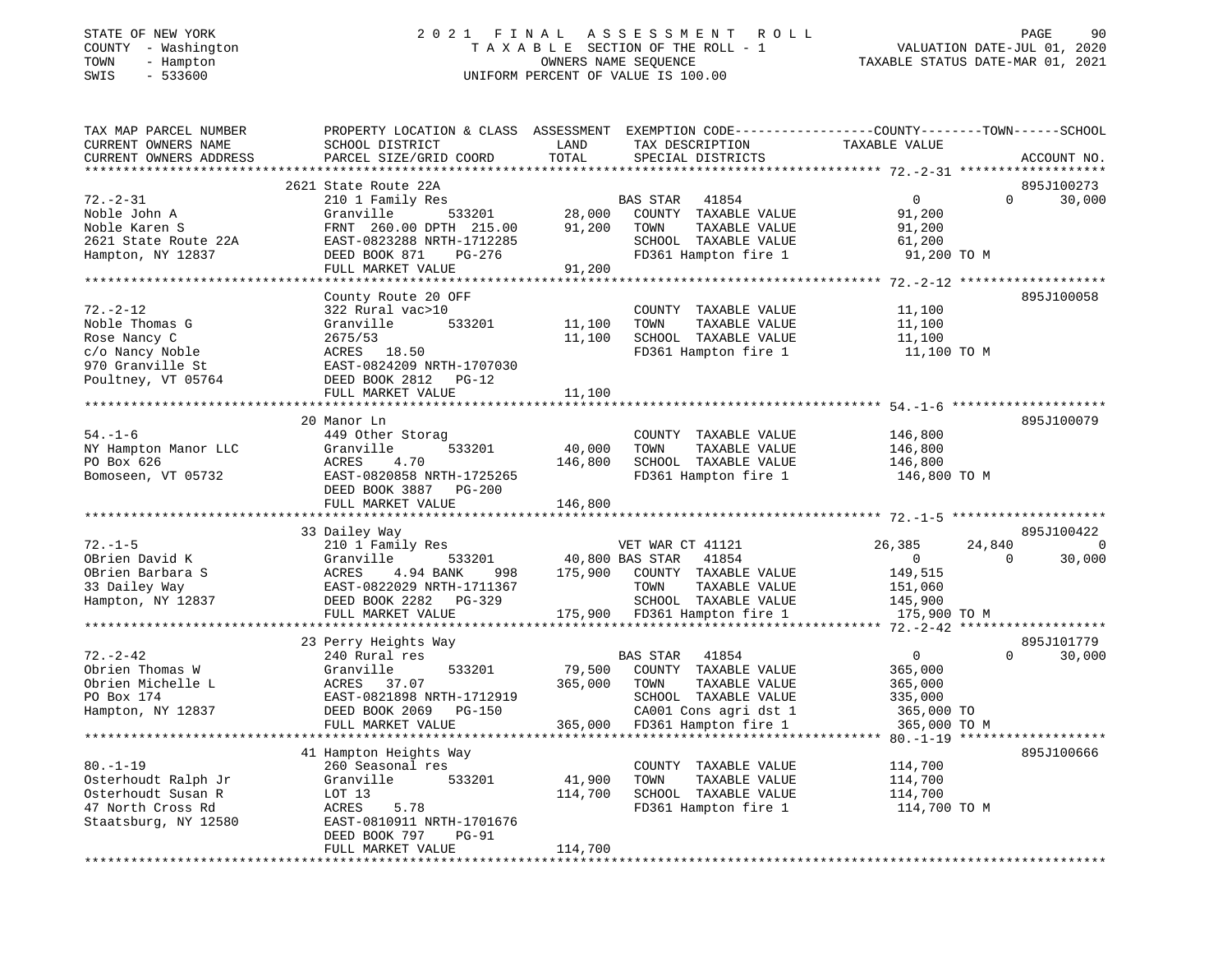STATE OF NEW YORK — 2021 FINAL ASSESSMENT ROLL — TAXABLE SECTION OF THE ROLL - 1 — VALUATION DATE-JUL 01, 2020
COUNTY - Washington — OWNERS NAME SEQUENCE — TAXABLE STATUS DATE-MAR 01, 2021
TOWN - Hampton — UNIFORM PERCENT OF VALUE IS 100.00
SWIS - 533600

```
TAX MAP PARCEL NUMBER     PROPERTY LOCATION & CLASS  ASSESSMENT  EXEMPTION CODE-----------------COUNTY--------TOWN------SCHOOL
CURRENT OWNERS NAME       SCHOOL DISTRICT               LAND      TAX DESCRIPTION            TAXABLE VALUE
CURRENT OWNERS ADDRESS    PARCEL SIZE/GRID COORD        TOTAL     SPECIAL DISTRICTS                                     ACCOUNT NO.
******************************************************************************************************* 72.-2-31 *******************
                          2621 State Route 22A                                                                        895J100273
72.-2-31                  210 1 Family Res                          BAS STAR   41854              0             0       30,000
Noble John A              Granville        533201       28,000   COUNTY  TAXABLE VALUE          91,200
Noble Karen S             FRNT 260.00 DPTH 215.00       91,200   TOWN    TAXABLE VALUE          91,200
2621 State Route 22A      EAST-0823288 NRTH-1712285              SCHOOL  TAXABLE VALUE          61,200
Hampton, NY 12837         DEED BOOK 871    PG-276                FD361 Hampton fire 1           91,200 TO M
                          FULL MARKET VALUE             91,200
******************************************************************************************************* 72.-2-12 *******************
                          County Route 20 OFF                                                                         895J100058
72.-2-12                  322 Rural vac>10                          COUNTY  TAXABLE VALUE          11,100
Noble Thomas G            Granville        533201       11,100   TOWN    TAXABLE VALUE          11,100
Rose Nancy C              2675/53                       11,100   SCHOOL  TAXABLE VALUE          11,100
c/o Nancy Noble           ACRES   18.50                          FD361 Hampton fire 1           11,100 TO M
970 Granville St          EAST-0824209 NRTH-1707030
Poultney, VT 05764        DEED BOOK 2812   PG-12
                          FULL MARKET VALUE             11,100
******************************************************************************************************* 54.-1-6 ********************
                          20 Manor Ln                                                                                 895J100079
54.-1-6                   449 Other Storag                          COUNTY  TAXABLE VALUE         146,800
NY Hampton Manor LLC      Granville        533201       40,000   TOWN    TAXABLE VALUE         146,800
PO Box 626                ACRES    4.70                146,800   SCHOOL  TAXABLE VALUE         146,800
Bomoseen, VT 05732        EAST-0820858 NRTH-1725265              FD361 Hampton fire 1          146,800 TO M
                          DEED BOOK 3887   PG-200
                          FULL MARKET VALUE            146,800
******************************************************************************************************* 72.-1-5 ********************
                          33 Dailey Way                                                                               895J100422
72.-1-5                   210 1 Family Res                          VET WAR CT 41121         26,385        24,840            0
OBrien David K            Granville        533201       40,800 BAS STAR   41854                   0             0       30,000
OBrien Barbara S          ACRES    4.94 BANK     998   175,900   COUNTY  TAXABLE VALUE         149,515
33 Dailey Way             EAST-0822029 NRTH-1711367              TOWN    TAXABLE VALUE         151,060
Hampton, NY 12837         DEED BOOK 2282   PG-329                SCHOOL  TAXABLE VALUE         145,900
                          FULL MARKET VALUE            175,900   FD361 Hampton fire 1          175,900 TO M
******************************************************************************************************* 72.-2-42 *******************
                          23 Perry Heights Way                                                                        895J101779
72.-2-42                  240 Rural res                             BAS STAR   41854              0             0       30,000
Obrien Thomas W           Granville        533201       79,500   COUNTY  TAXABLE VALUE         365,000
Obrien Michelle L         ACRES   37.07                365,000   TOWN    TAXABLE VALUE         365,000
PO Box 174                EAST-0821898 NRTH-1712919              SCHOOL  TAXABLE VALUE         335,000
Hampton, NY 12837         DEED BOOK 2069   PG-150                CA001 Cons agri dst 1         365,000 TO
                          FULL MARKET VALUE            365,000   FD361 Hampton fire 1          365,000 TO M
******************************************************************************************************* 80.-1-19 *******************
                          41 Hampton Heights Way                                                                      895J100666
80.-1-19                  260 Seasonal res                          COUNTY  TAXABLE VALUE         114,700
Osterhoudt Ralph Jr       Granville        533201       41,900   TOWN    TAXABLE VALUE         114,700
Osterhoudt Susan R        LOT 13                       114,700   SCHOOL  TAXABLE VALUE         114,700
47 North Cross Rd         ACRES    5.78                          FD361 Hampton fire 1          114,700 TO M
Staatsburg, NY 12580      EAST-0810911 NRTH-1701676
                          DEED BOOK 797    PG-91
                          FULL MARKET VALUE            114,700
************************************************************************************************************************************
```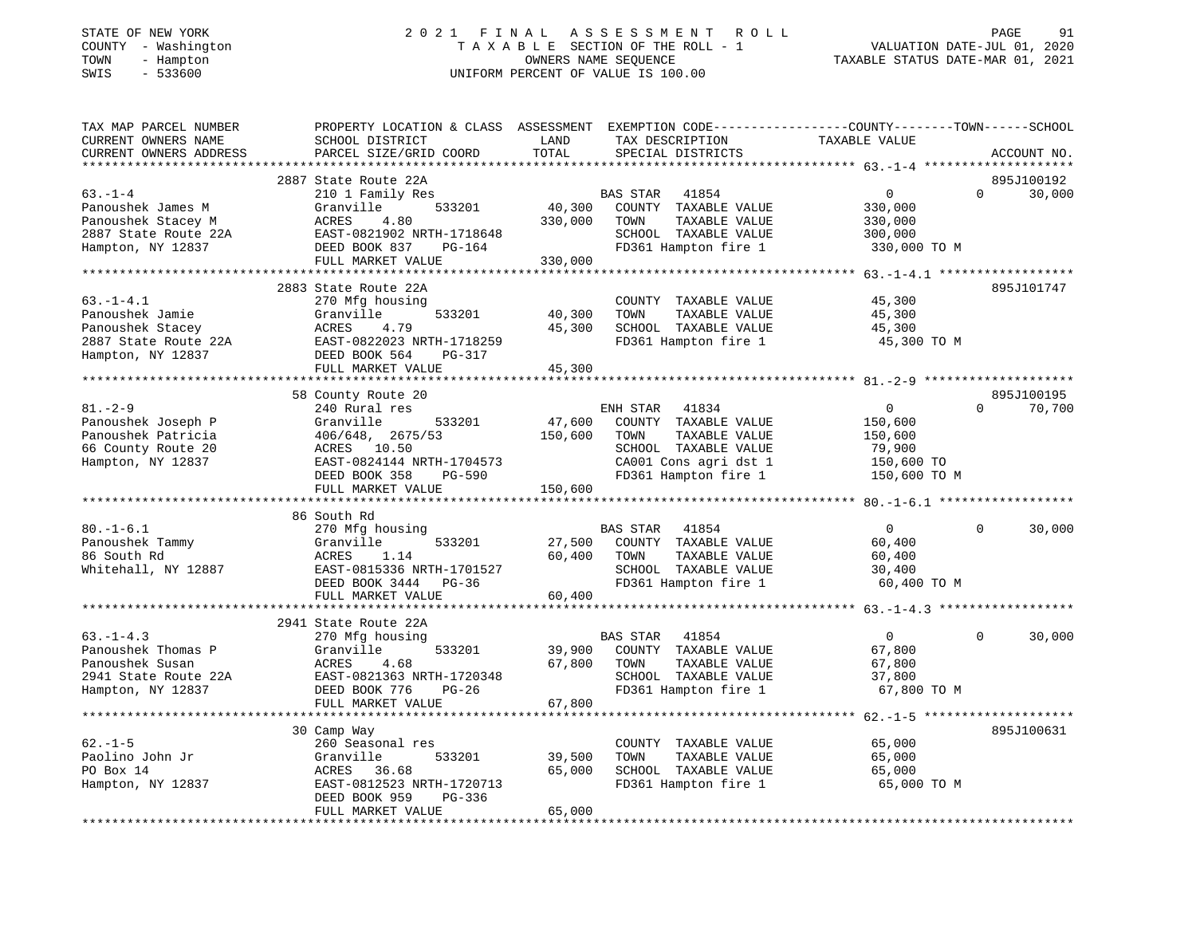STATE OF NEW YORK
COUNTY - Washington
TOWN - Hampton
SWIS - 533600

2021 FINAL ASSESSMENT ROLL
TAXABLE SECTION OF THE ROLL - 1
OWNERS NAME SEQUENCE
UNIFORM PERCENT OF VALUE IS 100.00

VALUATION DATE-JUL 01, 2020
TAXABLE STATUS DATE-MAR 01, 2021

```
TAX MAP PARCEL NUMBER      PROPERTY LOCATION & CLASS  ASSESSMENT  EXEMPTION CODE------------------COUNTY--------TOWN------SCHOOL
CURRENT OWNERS NAME        SCHOOL DISTRICT              LAND      TAX DESCRIPTION              TAXABLE VALUE
CURRENT OWNERS ADDRESS     PARCEL SIZE/GRID COORD       TOTAL     SPECIAL DISTRICTS                                    ACCOUNT NO.
******************************************************************************************************* 63.-1-4 ********************
                           2887 State Route 22A                                                                        895J100192
63.-1-4                    210 1 Family Res                       BAS STAR  41854                   0            0      30,000
Panoushek James M          Granville       533201      40,300     COUNTY  TAXABLE VALUE        330,000
Panoushek Stacey M         ACRES    4.80              330,000     TOWN    TAXABLE VALUE        330,000
2887 State Route 22A       EAST-0821902 NRTH-1718648              SCHOOL  TAXABLE VALUE        300,000
Hampton, NY 12837          DEED BOOK 837    PG-164                FD361 Hampton fire 1          330,000 TO M
                           FULL MARKET VALUE          330,000
******************************************************************************************************* 63.-1-4.1 ******************
                           2883 State Route 22A                                                                        895J101747
63.-1-4.1                  270 Mfg housing                        COUNTY  TAXABLE VALUE         45,300
Panoushek Jamie            Granville       533201      40,300     TOWN    TAXABLE VALUE         45,300
Panoushek Stacey           ACRES    4.79               45,300     SCHOOL  TAXABLE VALUE         45,300
2887 State Route 22A       EAST-0822023 NRTH-1718259              FD361 Hampton fire 1           45,300 TO M
Hampton, NY 12837          DEED BOOK 564    PG-317
                           FULL MARKET VALUE           45,300
******************************************************************************************************* 81.-2-9 ********************
                           58 County Route 20                                                                          895J100195
81.-2-9                    240 Rural res                          ENH STAR  41834                   0            0      70,700
Panoushek Joseph P         Granville       533201      47,600     COUNTY  TAXABLE VALUE        150,600
Panoushek Patricia         406/648, 2675/53           150,600     TOWN    TAXABLE VALUE        150,600
66 County Route 20         ACRES   10.50                          SCHOOL  TAXABLE VALUE         79,900
Hampton, NY 12837          EAST-0824144 NRTH-1704573              CA001 Cons agri dst 1         150,600 TO
                           DEED BOOK 358    PG-590                FD361 Hampton fire 1          150,600 TO M
                           FULL MARKET VALUE          150,600
******************************************************************************************************* 80.-1-6.1 ******************
                           86 South Rd
80.-1-6.1                  270 Mfg housing                        BAS STAR  41854                   0            0      30,000
Panoushek Tammy            Granville       533201      27,500     COUNTY  TAXABLE VALUE         60,400
86 South Rd                ACRES    1.14               60,400     TOWN    TAXABLE VALUE         60,400
Whitehall, NY 12887        EAST-0815336 NRTH-1701527              SCHOOL  TAXABLE VALUE         30,400
                           DEED BOOK 3444   PG-36                 FD361 Hampton fire 1           60,400 TO M
                           FULL MARKET VALUE           60,400
******************************************************************************************************* 63.-1-4.3 ******************
                           2941 State Route 22A
63.-1-4.3                  270 Mfg housing                        BAS STAR  41854                   0            0      30,000
Panoushek Thomas P         Granville       533201      39,900     COUNTY  TAXABLE VALUE         67,800
Panoushek Susan            ACRES    4.68               67,800     TOWN    TAXABLE VALUE         67,800
2941 State Route 22A       EAST-0821363 NRTH-1720348              SCHOOL  TAXABLE VALUE         37,800
Hampton, NY 12837          DEED BOOK 776    PG-26                 FD361 Hampton fire 1           67,800 TO M
                           FULL MARKET VALUE           67,800
******************************************************************************************************* 62.-1-5 ********************
                           30 Camp Way                                                                                 895J100631
62.-1-5                    260 Seasonal res                       COUNTY  TAXABLE VALUE         65,000
Paolino John Jr            Granville       533201      39,500     TOWN    TAXABLE VALUE         65,000
PO Box 14                  ACRES   36.68               65,000     SCHOOL  TAXABLE VALUE         65,000
Hampton, NY 12837          EAST-0812523 NRTH-1720713              FD361 Hampton fire 1           65,000 TO M
                           DEED BOOK 959    PG-336
                           FULL MARKET VALUE           65,000
************************************************************************************************************************************
```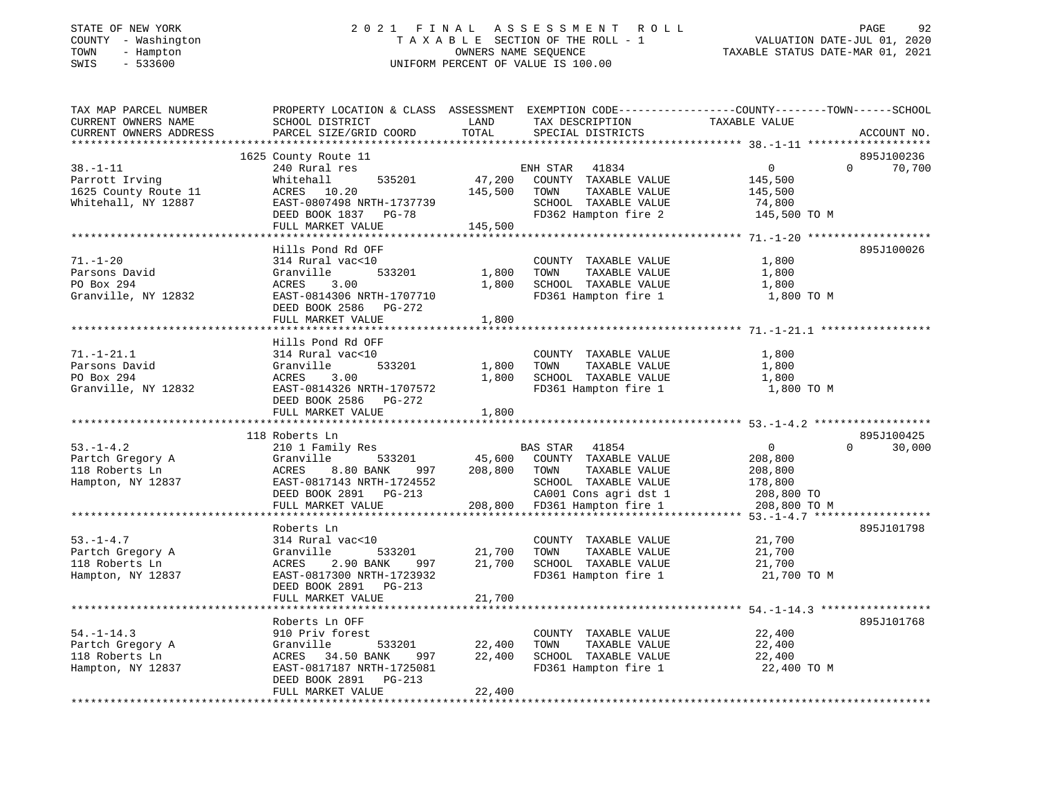STATE OF NEW YORK                    2021 FINAL ASSESSMENT ROLL
COUNTY - Washington                  TAXABLE SECTION OF THE ROLL - 1                 VALUATION DATE-JUL 01, 2020
TOWN - Hampton                       OWNERS NAME SEQUENCE                            TAXABLE STATUS DATE-MAR 01, 2021
SWIS - 533600                        UNIFORM PERCENT OF VALUE IS 100.00

| TAX MAP PARCEL NUMBER / CURRENT OWNERS NAME / CURRENT OWNERS ADDRESS | PROPERTY LOCATION & CLASS / SCHOOL DISTRICT / PARCEL SIZE/GRID COORD | ASSESSMENT LAND / TOTAL | EXEMPTION CODE / TAX DESCRIPTION / SPECIAL DISTRICTS | COUNTY TAXABLE VALUE | TOWN | SCHOOL | ACCOUNT NO. |
|---|---|---|---|---|---|---|---|
| | 1625 County Route 11 | | | | | | 895J100236 |
| 38.-1-11 | 240 Rural res | | ENH STAR 41834 | 0 | 0 | 70,700 | |
| Parrott Irving | Whitehall 535201 | 47,200 | COUNTY TAXABLE VALUE | 145,500 | | | |
| 1625 County Route 11 | ACRES 10.20 | 145,500 | TOWN TAXABLE VALUE | 145,500 | | | |
| Whitehall, NY 12887 | EAST-0807498 NRTH-1737739 | | SCHOOL TAXABLE VALUE | 74,800 | | | |
| | DEED BOOK 1837 PG-78 | | FD362 Hampton fire 2 | 145,500 TO M | | | |
| | FULL MARKET VALUE | 145,500 | | | | | |
| | Hills Pond Rd OFF | | | | | | 895J100026 |
| 71.-1-20 | 314 Rural vac<10 | | COUNTY TAXABLE VALUE | 1,800 | | | |
| Parsons David | Granville 533201 | 1,800 | TOWN TAXABLE VALUE | 1,800 | | | |
| PO Box 294 | ACRES 3.00 | 1,800 | SCHOOL TAXABLE VALUE | 1,800 | | | |
| Granville, NY 12832 | EAST-0814306 NRTH-1707710 | | FD361 Hampton fire 1 | 1,800 TO M | | | |
| | DEED BOOK 2586 PG-272 | | | | | | |
| | FULL MARKET VALUE | 1,800 | | | | | |
| | Hills Pond Rd OFF | | | | | | |
| 71.-1-21.1 | 314 Rural vac<10 | | COUNTY TAXABLE VALUE | 1,800 | | | |
| Parsons David | Granville 533201 | 1,800 | TOWN TAXABLE VALUE | 1,800 | | | |
| PO Box 294 | ACRES 3.00 | 1,800 | SCHOOL TAXABLE VALUE | 1,800 | | | |
| Granville, NY 12832 | EAST-0814326 NRTH-1707572 | | FD361 Hampton fire 1 | 1,800 TO M | | | |
| | DEED BOOK 2586 PG-272 | | | | | | |
| | FULL MARKET VALUE | 1,800 | | | | | |
| | 118 Roberts Ln | | | | | | 895J100425 |
| 53.-1-4.2 | 210 1 Family Res | | BAS STAR 41854 | 0 | 0 | 30,000 | |
| Partch Gregory A | Granville 533201 | 45,600 | COUNTY TAXABLE VALUE | 208,800 | | | |
| 118 Roberts Ln | ACRES 8.80 BANK 997 | 208,800 | TOWN TAXABLE VALUE | 208,800 | | | |
| Hampton, NY 12837 | EAST-0817143 NRTH-1724552 | | SCHOOL TAXABLE VALUE | 178,800 | | | |
| | DEED BOOK 2891 PG-213 | | CA001 Cons agri dst 1 | 208,800 TO | | | |
| | FULL MARKET VALUE | 208,800 | FD361 Hampton fire 1 | 208,800 TO M | | | |
| | Roberts Ln | | | | | | 895J101798 |
| 53.-1-4.7 | 314 Rural vac<10 | | COUNTY TAXABLE VALUE | 21,700 | | | |
| Partch Gregory A | Granville 533201 | 21,700 | TOWN TAXABLE VALUE | 21,700 | | | |
| 118 Roberts Ln | ACRES 2.90 BANK 997 | 21,700 | SCHOOL TAXABLE VALUE | 21,700 | | | |
| Hampton, NY 12837 | EAST-0817300 NRTH-1723932 | | FD361 Hampton fire 1 | 21,700 TO M | | | |
| | DEED BOOK 2891 PG-213 | | | | | | |
| | FULL MARKET VALUE | 21,700 | | | | | |
| | Roberts Ln OFF | | | | | | 895J101768 |
| 54.-1-14.3 | 910 Priv forest | | COUNTY TAXABLE VALUE | 22,400 | | | |
| Partch Gregory A | Granville 533201 | 22,400 | TOWN TAXABLE VALUE | 22,400 | | | |
| 118 Roberts Ln | ACRES 34.50 BANK 997 | 22,400 | SCHOOL TAXABLE VALUE | 22,400 | | | |
| Hampton, NY 12837 | EAST-0817187 NRTH-1725081 | | FD361 Hampton fire 1 | 22,400 TO M | | | |
| | DEED BOOK 2891 PG-213 | | | | | | |
| | FULL MARKET VALUE | 22,400 | | | | | |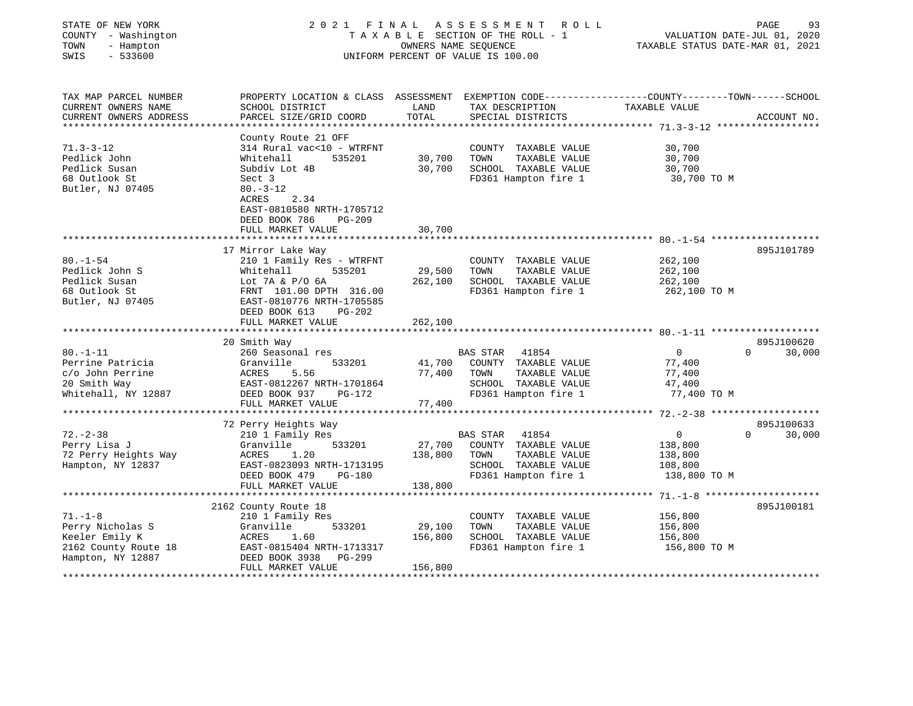STATE OF NEW YORK — 2021 FINAL ASSESSMENT ROLL
COUNTY - Washington — TAXABLE SECTION OF THE ROLL - 1 — VALUATION DATE-JUL 01, 2020
TOWN - Hampton — OWNERS NAME SEQUENCE — TAXABLE STATUS DATE-MAR 01, 2021
SWIS - 533600 — UNIFORM PERCENT OF VALUE IS 100.00

| TAX MAP PARCEL NUMBER / CURRENT OWNERS NAME / CURRENT OWNERS ADDRESS | PROPERTY LOCATION & CLASS / SCHOOL DISTRICT / PARCEL SIZE/GRID COORD | ASSESSMENT LAND | TOTAL | EXEMPTION CODE / TAX DESCRIPTION / SPECIAL DISTRICTS | COUNTY / TOWN / SCHOOL TAXABLE VALUE | ACCOUNT NO. |
|---|---|---|---|---|---|---|
| 71.3-3-12 | County Route 21 OFF | | | | | |
| Pedlick John | 314 Rural vac<10 - WTRFNT | | | COUNTY TAXABLE VALUE | 30,700 | |
| Pedlick Susan | Whitehall 535201 | 30,700 | | TOWN TAXABLE VALUE | 30,700 | |
| 68 Outlook St | Subdiv Lot 4B | | 30,700 | SCHOOL TAXABLE VALUE | 30,700 | |
| Butler, NJ 07405 | Sect 3 | | | FD361 Hampton fire 1 | 30,700 TO M | |
| | 80.-3-12 | | | | | |
| | ACRES 2.34 | | | | | |
| | EAST-0810580 NRTH-1705712 | | | | | |
| | DEED BOOK 786 PG-209 | | | | | |
| | FULL MARKET VALUE | | 30,700 | | | |
| 80.-1-54 | 17 Mirror Lake Way | | | | | 895J101789 |
| Pedlick John S | 210 1 Family Res - WTRFNT | | | COUNTY TAXABLE VALUE | 262,100 | |
| Pedlick Susan | Whitehall 535201 | 29,500 | | TOWN TAXABLE VALUE | 262,100 | |
| 68 Outlook St | Lot 7A & P/O 6A | | 262,100 | SCHOOL TAXABLE VALUE | 262,100 | |
| Butler, NJ 07405 | FRNT 101.00 DPTH 316.00 | | | FD361 Hampton fire 1 | 262,100 TO M | |
| | EAST-0810776 NRTH-1705585 | | | | | |
| | DEED BOOK 613 PG-202 | | | | | |
| | FULL MARKET VALUE | | 262,100 | | | |
| 80.-1-11 | 20 Smith Way | | | | | 895J100620 |
| Perrine Patricia | 260 Seasonal res | | | BAS STAR 41854 | 0 / 0 / 30,000 | |
| c/o John Perrine | Granville 533201 | 41,700 | | COUNTY TAXABLE VALUE | 77,400 | |
| 20 Smith Way | ACRES 5.56 | | 77,400 | TOWN TAXABLE VALUE | 77,400 | |
| Whitehall, NY 12887 | EAST-0812267 NRTH-1701864 | | | SCHOOL TAXABLE VALUE | 47,400 | |
| | DEED BOOK 937 PG-172 | | | FD361 Hampton fire 1 | 77,400 TO M | |
| | FULL MARKET VALUE | | 77,400 | | | |
| 72.-2-38 | 72 Perry Heights Way | | | | | 895J100633 |
| Perry Lisa J | 210 1 Family Res | | | BAS STAR 41854 | 0 / 0 / 30,000 | |
| 72 Perry Heights Way | Granville 533201 | 27,700 | | COUNTY TAXABLE VALUE | 138,800 | |
| Hampton, NY 12837 | ACRES 1.20 | | 138,800 | TOWN TAXABLE VALUE | 138,800 | |
| | EAST-0823093 NRTH-1713195 | | | SCHOOL TAXABLE VALUE | 108,800 | |
| | DEED BOOK 479 PG-180 | | | FD361 Hampton fire 1 | 138,800 TO M | |
| | FULL MARKET VALUE | | 138,800 | | | |
| 71.-1-8 | 2162 County Route 18 | | | | | 895J100181 |
| Perry Nicholas S | 210 1 Family Res | | | COUNTY TAXABLE VALUE | 156,800 | |
| Keeler Emily K | Granville 533201 | 29,100 | | TOWN TAXABLE VALUE | 156,800 | |
| 2162 County Route 18 | ACRES 1.60 | | 156,800 | SCHOOL TAXABLE VALUE | 156,800 | |
| Hampton, NY 12887 | EAST-0815404 NRTH-1713317 | | | FD361 Hampton fire 1 | 156,800 TO M | |
| | DEED BOOK 3938 PG-299 | | | | | |
| | FULL MARKET VALUE | | 156,800 | | | |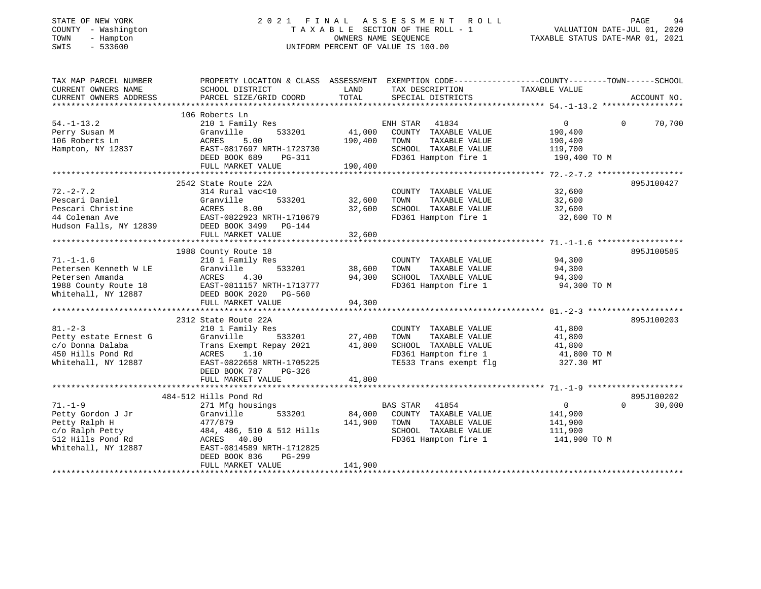STATE OF NEW YORK
COUNTY - Washington
TOWN - Hampton
SWIS - 533600

2021 FINAL ASSESSMENT ROLL
TAXABLE SECTION OF THE ROLL - 1
OWNERS NAME SEQUENCE
UNIFORM PERCENT OF VALUE IS 100.00

VALUATION DATE-JUL 01, 2020
TAXABLE STATUS DATE-MAR 01, 2021

| TAX MAP PARCEL NUMBER / CURRENT OWNERS NAME / CURRENT OWNERS ADDRESS | PROPERTY LOCATION & CLASS / SCHOOL DISTRICT / PARCEL SIZE/GRID COORD | ASSESSMENT LAND / TOTAL | EXEMPTION CODE / TAX DESCRIPTION / SPECIAL DISTRICTS | COUNTY / TOWN / SCHOOL TAXABLE VALUE | ACCOUNT NO. |
|---|---|---|---|---|---|
| 54.-1-13.2 | 106 Roberts Ln | | | | |
| Perry Susan M | 210 1 Family Res | | ENH STAR 41834 | 0 / 0 / 70,700 | |
| 106 Roberts Ln | Granville 533201 | 41,000 | COUNTY TAXABLE VALUE | 190,400 | |
| Hampton, NY 12837 | ACRES 5.00 | 190,400 | TOWN TAXABLE VALUE | 190,400 | |
| | EAST-0817697 NRTH-1723730 | | SCHOOL TAXABLE VALUE | 119,700 | |
| | DEED BOOK 689 PG-311 | | FD361 Hampton fire 1 | 190,400 TO M | |
| | FULL MARKET VALUE | 190,400 | | | |
| 72.-2-7.2 | 2542 State Route 22A | | | | 895J100427 |
| Pescari Daniel | 314 Rural vac<10 | | COUNTY TAXABLE VALUE | 32,600 | |
| Pescari Christine | Granville 533201 | 32,600 | TOWN TAXABLE VALUE | 32,600 | |
| 44 Coleman Ave | ACRES 8.00 | 32,600 | SCHOOL TAXABLE VALUE | 32,600 | |
| Hudson Falls, NY 12839 | EAST-0822923 NRTH-1710679 | | FD361 Hampton fire 1 | 32,600 TO M | |
| | DEED BOOK 3499 PG-144 | | | | |
| | FULL MARKET VALUE | 32,600 | | | |
| 71.-1-1.6 | 1988 County Route 18 | | | | 895J100585 |
| Petersen Kenneth W LE | 210 1 Family Res | | COUNTY TAXABLE VALUE | 94,300 | |
| Petersen Amanda | Granville 533201 | 38,600 | TOWN TAXABLE VALUE | 94,300 | |
| 1988 County Route 18 | ACRES 4.30 | 94,300 | SCHOOL TAXABLE VALUE | 94,300 | |
| Whitehall, NY 12887 | EAST-0811157 NRTH-1713777 | | FD361 Hampton fire 1 | 94,300 TO M | |
| | DEED BOOK 2020 PG-560 | | | | |
| | FULL MARKET VALUE | 94,300 | | | |
| 81.-2-3 | 2312 State Route 22A | | | | 895J100203 |
| Petty estate Ernest G | 210 1 Family Res | | COUNTY TAXABLE VALUE | 41,800 | |
| c/o Donna Dalaba | Granville 533201 | 27,400 | TOWN TAXABLE VALUE | 41,800 | |
| 450 Hills Pond Rd | Trans Exempt Repay 2021 | 41,800 | SCHOOL TAXABLE VALUE | 41,800 | |
| Whitehall, NY 12887 | ACRES 1.10 | | FD361 Hampton fire 1 | 41,800 TO M | |
| | EAST-0822658 NRTH-1705225 | | TE533 Trans exempt flg | 327.30 MT | |
| | DEED BOOK 787 PG-326 | | | | |
| | FULL MARKET VALUE | 41,800 | | | |
| 71.-1-9 | 484-512 Hills Pond Rd | | | | 895J100202 |
| Petty Gordon J Jr | 271 Mfg housings | | BAS STAR 41854 | 0 / 0 / 30,000 | |
| Petty Ralph H | Granville 533201 | 84,000 | COUNTY TAXABLE VALUE | 141,900 | |
| c/o Ralph Petty | 477/879 | 141,900 | TOWN TAXABLE VALUE | 141,900 | |
| 512 Hills Pond Rd | 484, 486, 510 & 512 Hills | | SCHOOL TAXABLE VALUE | 111,900 | |
| Whitehall, NY 12887 | ACRES 40.80 | | FD361 Hampton fire 1 | 141,900 TO M | |
| | EAST-0814589 NRTH-1712825 | | | | |
| | DEED BOOK 836 PG-299 | | | | |
| | FULL MARKET VALUE | 141,900 | | | |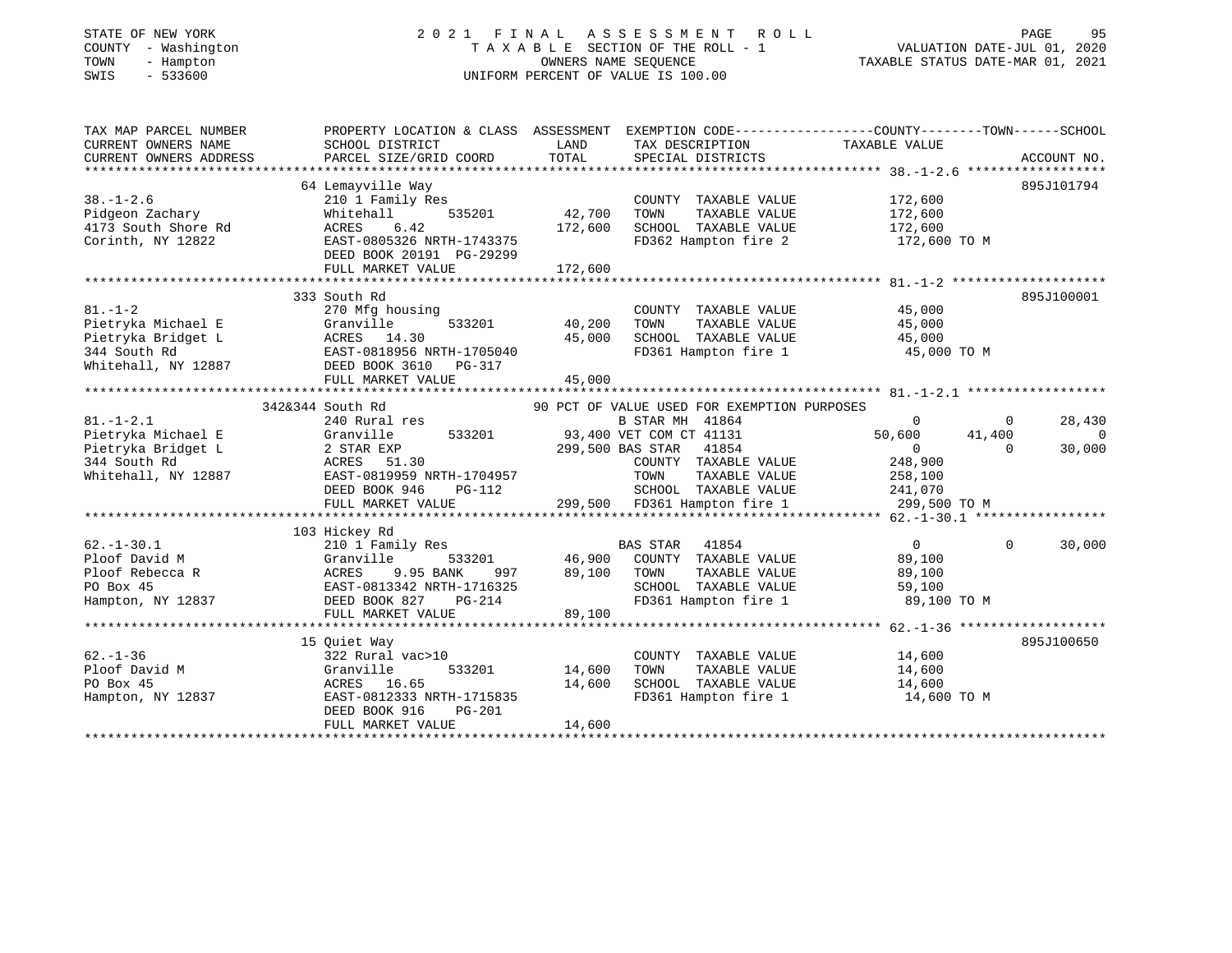STATE OF NEW YORK
COUNTY - Washington
TOWN - Hampton
SWIS - 533600

# 2021 FINAL ASSESSMENT ROLL

TAXABLE SECTION OF THE ROLL - 1
OWNERS NAME SEQUENCE
UNIFORM PERCENT OF VALUE IS 100.00

VALUATION DATE-JUL 01, 2020
TAXABLE STATUS DATE-MAR 01, 2021

```
TAX MAP PARCEL NUMBER      PROPERTY LOCATION & CLASS  ASSESSMENT  EXEMPTION CODE------------------COUNTY--------TOWN------SCHOOL
CURRENT OWNERS NAME        SCHOOL DISTRICT             LAND       TAX DESCRIPTION              TAXABLE VALUE
CURRENT OWNERS ADDRESS     PARCEL SIZE/GRID COORD      TOTAL      SPECIAL DISTRICTS                                      ACCOUNT NO.
******************************************************************************************************* 38.-1-2.6 ******************
                           64 Lemayville Way                                                                          895J101794
38.-1-2.6                  210 1 Family Res                       COUNTY  TAXABLE VALUE          172,600
Pidgeon Zachary            Whitehall        535201      42,700    TOWN    TAXABLE VALUE          172,600
4173 South Shore Rd        ACRES     6.42              172,600    SCHOOL  TAXABLE VALUE          172,600
Corinth, NY 12822          EAST-0805326 NRTH-1743375              FD362 Hampton fire 2           172,600 TO M
                           DEED BOOK 20191  PG-29299
                           FULL MARKET VALUE           172,600
******************************************************************************************************* 81.-1-2 ********************
                           333 South Rd                                                                               895J100001
81.-1-2                    270 Mfg housing                        COUNTY  TAXABLE VALUE           45,000
Pietryka Michael E         Granville        533201      40,200    TOWN    TAXABLE VALUE           45,000
Pietryka Bridget L         ACRES    14.30               45,000    SCHOOL  TAXABLE VALUE           45,000
344 South Rd               EAST-0818956 NRTH-1705040              FD361 Hampton fire 1            45,000 TO M
Whitehall, NY 12887        DEED BOOK 3610   PG-317
                           FULL MARKET VALUE            45,000
******************************************************************************************************* 81.-1-2.1 ******************
                           342&344 South Rd                  90 PCT OF VALUE USED FOR EXEMPTION PURPOSES
81.-1-2.1                  240 Rural res                          B STAR MH 41864                      0         0        28,430
Pietryka Michael E         Granville        533201      93,400 VET COM CT 41131                   50,600    41,400             0
Pietryka Bridget L         2 STAR EXP                  299,500 BAS STAR   41854                        0         0        30,000
344 South Rd               ACRES    51.30                         COUNTY  TAXABLE VALUE          248,900
Whitehall, NY 12887        EAST-0819959 NRTH-1704957              TOWN    TAXABLE VALUE          258,100
                           DEED BOOK 946    PG-112                SCHOOL  TAXABLE VALUE          241,070
                           FULL MARKET VALUE           299,500    FD361 Hampton fire 1           299,500 TO M
******************************************************************************************************* 62.-1-30.1 *****************
                           103 Hickey Rd
62.-1-30.1                 210 1 Family Res                       BAS STAR   41854                     0         0        30,000
Ploof David M              Granville        533201      46,900    COUNTY  TAXABLE VALUE           89,100
Ploof Rebecca R            ACRES     9.95 BANK     997  89,100    TOWN    TAXABLE VALUE           89,100
PO Box 45                  EAST-0813342 NRTH-1716325              SCHOOL  TAXABLE VALUE           59,100
Hampton, NY 12837          DEED BOOK 827    PG-214                FD361 Hampton fire 1            89,100 TO M
                           FULL MARKET VALUE            89,100
******************************************************************************************************* 62.-1-36 *******************
                           15 Quiet Way                                                                               895J100650
62.-1-36                   322 Rural vac>10                       COUNTY  TAXABLE VALUE           14,600
Ploof David M              Granville        533201      14,600    TOWN    TAXABLE VALUE           14,600
PO Box 45                  ACRES    16.65               14,600    SCHOOL  TAXABLE VALUE           14,600
Hampton, NY 12837          EAST-0812333 NRTH-1715835              FD361 Hampton fire 1            14,600 TO M
                           DEED BOOK 916    PG-201
                           FULL MARKET VALUE            14,600
************************************************************************************************************************************
```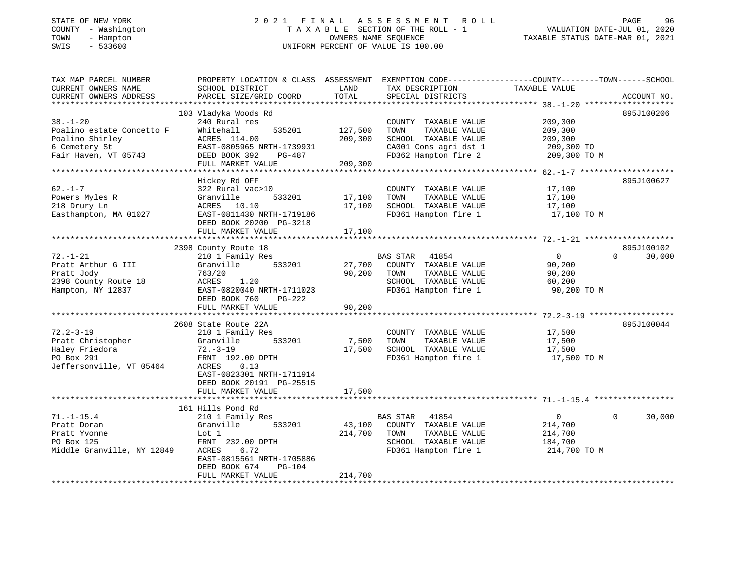STATE OF NEW YORK
COUNTY - Washington
TOWN - Hampton
SWIS - 533600

2021 FINAL ASSESSMENT ROLL
TAXABLE SECTION OF THE ROLL - 1
OWNERS NAME SEQUENCE
UNIFORM PERCENT OF VALUE IS 100.00

VALUATION DATE-JUL 01, 2020
TAXABLE STATUS DATE-MAR 01, 2021

| TAX MAP PARCEL NUMBER / CURRENT OWNERS NAME / CURRENT OWNERS ADDRESS | PROPERTY LOCATION & CLASS / SCHOOL DISTRICT / PARCEL SIZE/GRID COORD | ASSESSMENT LAND / TOTAL | EXEMPTION CODE / TAX DESCRIPTION / SPECIAL DISTRICTS | COUNTY / TOWN / SCHOOL TAXABLE VALUE | ACCOUNT NO. |
|---|---|---|---|---|---|
| | 103 Vladyka Woods Rd | | | | 895J100206 |
| 38.-1-20 | 240 Rural res | | COUNTY TAXABLE VALUE | 209,300 | |
| Poalino estate Concetto F | Whitehall 535201 | 127,500 | TOWN TAXABLE VALUE | 209,300 | |
| Poalino Shirley | ACRES 114.00 | 209,300 | SCHOOL TAXABLE VALUE | 209,300 | |
| 6 Cemetery St | EAST-0805965 NRTH-1739931 | | CA001 Cons agri dst 1 | 209,300 TO | |
| Fair Haven, VT 05743 | DEED BOOK 392 PG-487 | | FD362 Hampton fire 2 | 209,300 TO M | |
| | FULL MARKET VALUE | 209,300 | | | |
| | Hickey Rd OFF | | | | 895J100627 |
| 62.-1-7 | 322 Rural vac>10 | | COUNTY TAXABLE VALUE | 17,100 | |
| Powers Myles R | Granville 533201 | 17,100 | TOWN TAXABLE VALUE | 17,100 | |
| 218 Drury Ln | ACRES 10.10 | 17,100 | SCHOOL TAXABLE VALUE | 17,100 | |
| Easthampton, MA 01027 | EAST-0811430 NRTH-1719186 | | FD361 Hampton fire 1 | 17,100 TO M | |
| | DEED BOOK 20200 PG-3218 | | | | |
| | FULL MARKET VALUE | 17,100 | | | |
| | 2398 County Route 18 | | | | 895J100102 |
| 72.-1-21 | 210 1 Family Res | | BAS STAR 41854 | 0 / 0 / 30,000 | |
| Pratt Arthur G III | Granville 533201 | 27,700 | COUNTY TAXABLE VALUE | 90,200 | |
| Pratt Jody | 763/20 | 90,200 | TOWN TAXABLE VALUE | 90,200 | |
| 2398 County Route 18 | ACRES 1.20 | | SCHOOL TAXABLE VALUE | 60,200 | |
| Hampton, NY 12837 | EAST-0820040 NRTH-1711023 | | FD361 Hampton fire 1 | 90,200 TO M | |
| | DEED BOOK 760 PG-222 | | | | |
| | FULL MARKET VALUE | 90,200 | | | |
| | 2608 State Route 22A | | | | 895J100044 |
| 72.2-3-19 | 210 1 Family Res | | COUNTY TAXABLE VALUE | 17,500 | |
| Pratt Christopher | Granville 533201 | 7,500 | TOWN TAXABLE VALUE | 17,500 | |
| Haley Friedora | 72.-3-19 | 17,500 | SCHOOL TAXABLE VALUE | 17,500 | |
| PO Box 291 | FRNT 192.00 DPTH | | FD361 Hampton fire 1 | 17,500 TO M | |
| Jeffersonville, VT 05464 | ACRES 0.13 | | | | |
| | EAST-0823301 NRTH-1711914 | | | | |
| | DEED BOOK 20191 PG-25515 | | | | |
| | FULL MARKET VALUE | 17,500 | | | |
| | 161 Hills Pond Rd | | | | |
| 71.-1-15.4 | 210 1 Family Res | | BAS STAR 41854 | 0 / 0 / 30,000 | |
| Pratt Doran | Granville 533201 | 43,100 | COUNTY TAXABLE VALUE | 214,700 | |
| Pratt Yvonne | Lot 1 | 214,700 | TOWN TAXABLE VALUE | 214,700 | |
| PO Box 125 | FRNT 232.00 DPTH | | SCHOOL TAXABLE VALUE | 184,700 | |
| Middle Granville, NY 12849 | ACRES 6.72 | | FD361 Hampton fire 1 | 214,700 TO M | |
| | EAST-0815561 NRTH-1705886 | | | | |
| | DEED BOOK 674 PG-104 | | | | |
| | FULL MARKET VALUE | 214,700 | | | |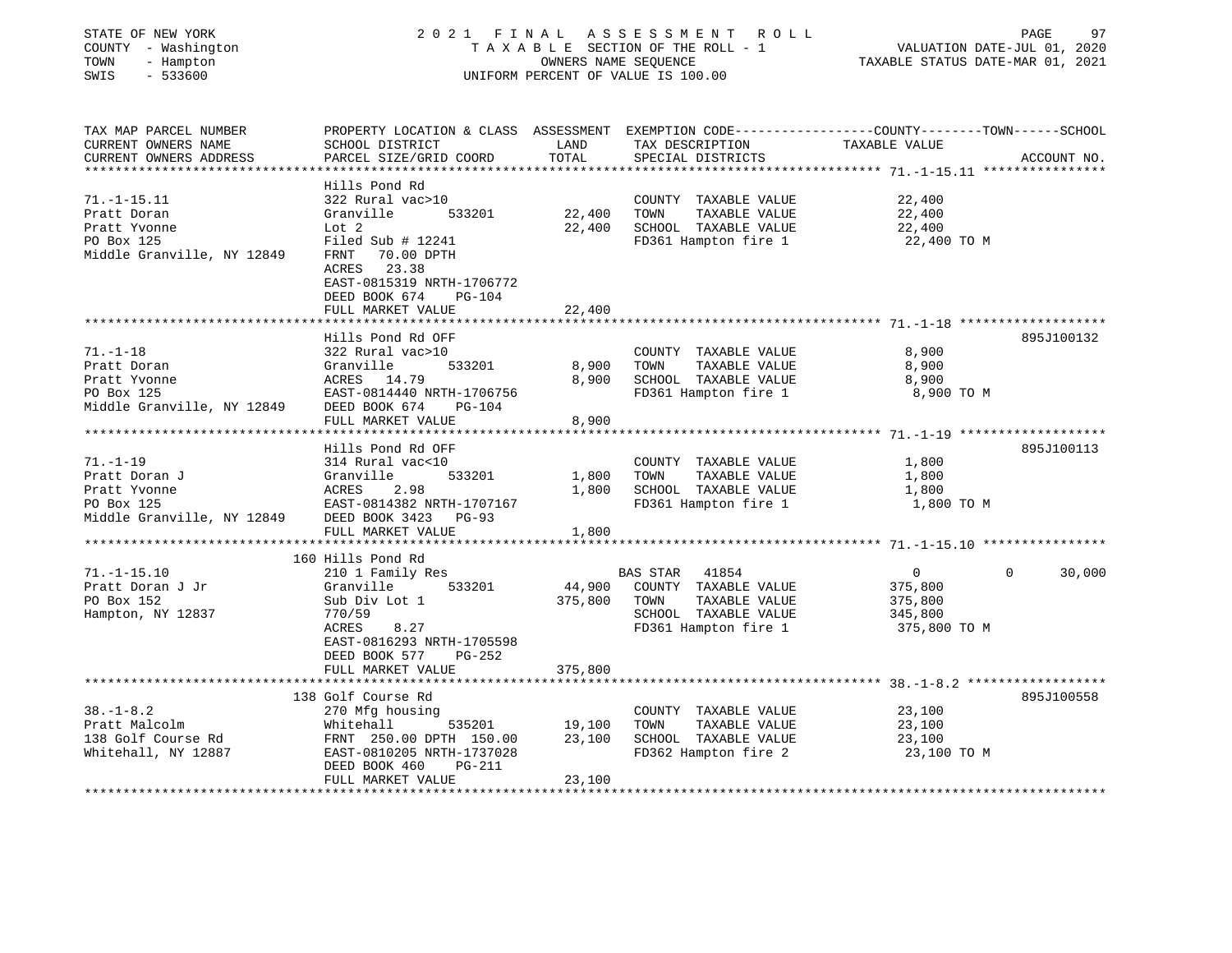STATE OF NEW YORK
COUNTY - Washington
TOWN - Hampton
SWIS - 533600

2021 FINAL ASSESSMENT ROLL
TAXABLE SECTION OF THE ROLL - 1
OWNERS NAME SEQUENCE
UNIFORM PERCENT OF VALUE IS 100.00

VALUATION DATE-JUL 01, 2020
TAXABLE STATUS DATE-MAR 01, 2021

| TAX MAP PARCEL NUMBER / CURRENT OWNERS NAME / CURRENT OWNERS ADDRESS | PROPERTY LOCATION & CLASS / SCHOOL DISTRICT / PARCEL SIZE/GRID COORD | ASSESSMENT LAND | TOTAL | EXEMPTION CODE / TAX DESCRIPTION / SPECIAL DISTRICTS | COUNTY | TOWN | SCHOOL TAXABLE VALUE | ACCOUNT NO. |
|---|---|---|---|---|---|---|---|---|
| **71.-1-15.11** | Hills Pond Rd | | | | | | | |
| 71.-1-15.11 | 322 Rural vac>10 | | | COUNTY TAXABLE VALUE | 22,400 | | | |
| Pratt Doran | Granville 533201 | 22,400 | | TOWN TAXABLE VALUE | | 22,400 | | |
| Pratt Yvonne | Lot 2 | | 22,400 | SCHOOL TAXABLE VALUE | | | 22,400 | |
| PO Box 125 | Filed Sub # 12241 | | | FD361 Hampton fire 1 | 22,400 TO M | | | |
| Middle Granville, NY 12849 | FRNT 70.00 DPTH | | | | | | | |
| | ACRES 23.38 | | | | | | | |
| | EAST-0815319 NRTH-1706772 | | | | | | | |
| | DEED BOOK 674 PG-104 | | | | | | | |
| | FULL MARKET VALUE | | 22,400 | | | | | |
| **71.-1-18** | Hills Pond Rd OFF | | | | | | | 895J100132 |
| 71.-1-18 | 322 Rural vac>10 | | | COUNTY TAXABLE VALUE | 8,900 | | | |
| Pratt Doran | Granville 533201 | 8,900 | | TOWN TAXABLE VALUE | | 8,900 | | |
| Pratt Yvonne | ACRES 14.79 | | 8,900 | SCHOOL TAXABLE VALUE | | | 8,900 | |
| PO Box 125 | EAST-0814440 NRTH-1706756 | | | FD361 Hampton fire 1 | 8,900 TO M | | | |
| Middle Granville, NY 12849 | DEED BOOK 674 PG-104 | | | | | | | |
| | FULL MARKET VALUE | | 8,900 | | | | | |
| **71.-1-19** | Hills Pond Rd OFF | | | | | | | 895J100113 |
| 71.-1-19 | 314 Rural vac<10 | | | COUNTY TAXABLE VALUE | 1,800 | | | |
| Pratt Doran J | Granville 533201 | 1,800 | | TOWN TAXABLE VALUE | | 1,800 | | |
| Pratt Yvonne | ACRES 2.98 | | 1,800 | SCHOOL TAXABLE VALUE | | | 1,800 | |
| PO Box 125 | EAST-0814382 NRTH-1707167 | | | FD361 Hampton fire 1 | 1,800 TO M | | | |
| Middle Granville, NY 12849 | DEED BOOK 3423 PG-93 | | | | | | | |
| | FULL MARKET VALUE | | 1,800 | | | | | |
| **71.-1-15.10** | 160 Hills Pond Rd | | | | | | | |
| 71.-1-15.10 | 210 1 Family Res | | | BAS STAR 41854 | 0 | 0 | 30,000 | |
| Pratt Doran J Jr | Granville 533201 | 44,900 | | COUNTY TAXABLE VALUE | 375,800 | | | |
| PO Box 152 | Sub Div Lot 1 | | 375,800 | TOWN TAXABLE VALUE | | 375,800 | | |
| Hampton, NY 12837 | 770/59 | | | SCHOOL TAXABLE VALUE | | | 345,800 | |
| | ACRES 8.27 | | | FD361 Hampton fire 1 | 375,800 TO M | | | |
| | EAST-0816293 NRTH-1705598 | | | | | | | |
| | DEED BOOK 577 PG-252 | | | | | | | |
| | FULL MARKET VALUE | | 375,800 | | | | | |
| **38.-1-8.2** | 138 Golf Course Rd | | | | | | | 895J100558 |
| 38.-1-8.2 | 270 Mfg housing | | | COUNTY TAXABLE VALUE | 23,100 | | | |
| Pratt Malcolm | Whitehall 535201 | 19,100 | | TOWN TAXABLE VALUE | | 23,100 | | |
| 138 Golf Course Rd | FRNT 250.00 DPTH 150.00 | | 23,100 | SCHOOL TAXABLE VALUE | | | 23,100 | |
| Whitehall, NY 12887 | EAST-0810205 NRTH-1737028 | | | FD362 Hampton fire 2 | 23,100 TO M | | | |
| | DEED BOOK 460 PG-211 | | | | | | | |
| | FULL MARKET VALUE | | 23,100 | | | | | |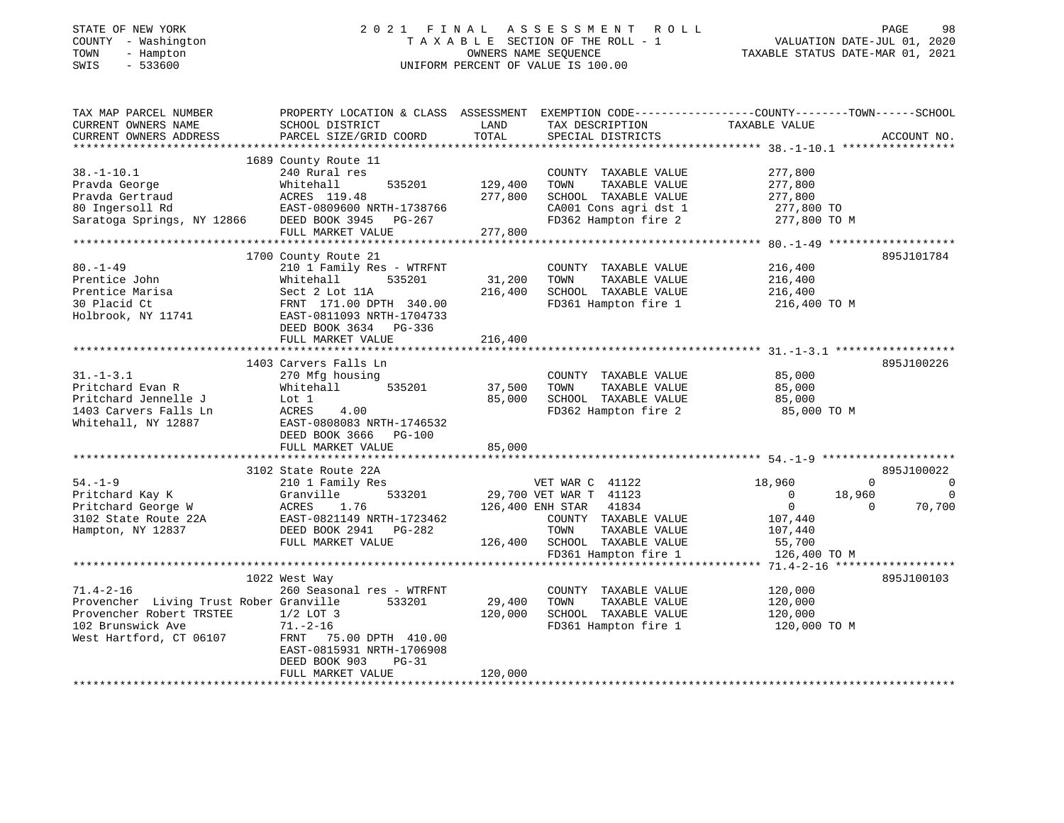STATE OF NEW YORK
COUNTY - Washington
TOWN - Hampton
SWIS - 533600

# 2021 FINAL ASSESSMENT ROLL

TAXABLE SECTION OF THE ROLL - 1
OWNERS NAME SEQUENCE
UNIFORM PERCENT OF VALUE IS 100.00

VALUATION DATE-JUL 01, 2020
TAXABLE STATUS DATE-MAR 01, 2021

| TAX MAP PARCEL NUMBER / CURRENT OWNERS NAME / CURRENT OWNERS ADDRESS | PROPERTY LOCATION & CLASS / SCHOOL DISTRICT / PARCEL SIZE/GRID COORD | ASSESSMENT LAND / TOTAL | EXEMPTION CODE / TAX DESCRIPTION / SPECIAL DISTRICTS | COUNTY TAXABLE VALUE | TOWN | SCHOOL | ACCOUNT NO. |
|---|---|---|---|---|---|---|---|
| **38.-1-10.1** | 1689 County Route 11 | | | | | | |
| 38.-1-10.1 | 240 Rural res | | COUNTY TAXABLE VALUE | 277,800 | | | |
| Pravda George | Whitehall 535201 | 129,400 | TOWN TAXABLE VALUE | 277,800 | | | |
| Pravda Gertraud | ACRES 119.48 | 277,800 | SCHOOL TAXABLE VALUE | 277,800 | | | |
| 80 Ingersoll Rd | EAST-0809600 NRTH-1738766 | | CA001 Cons agri dst 1 | 277,800 TO | | | |
| Saratoga Springs, NY 12866 | DEED BOOK 3945 PG-267 | | FD362 Hampton fire 2 | 277,800 TO M | | | |
| | FULL MARKET VALUE | 277,800 | | | | | |
| **80.-1-49** | 1700 County Route 21 | | | | | | 895J101784 |
| 80.-1-49 | 210 1 Family Res - WTRFNT | | COUNTY TAXABLE VALUE | 216,400 | | | |
| Prentice John | Whitehall 535201 | 31,200 | TOWN TAXABLE VALUE | 216,400 | | | |
| Prentice Marisa | Sect 2 Lot 11A | 216,400 | SCHOOL TAXABLE VALUE | 216,400 | | | |
| 30 Placid Ct | FRNT 171.00 DPTH 340.00 | | FD361 Hampton fire 1 | 216,400 TO M | | | |
| Holbrook, NY 11741 | EAST-0811093 NRTH-1704733 | | | | | | |
| | DEED BOOK 3634 PG-336 | | | | | | |
| | FULL MARKET VALUE | 216,400 | | | | | |
| **31.-1-3.1** | 1403 Carvers Falls Ln | | | | | | 895J100226 |
| 31.-1-3.1 | 270 Mfg housing | | COUNTY TAXABLE VALUE | 85,000 | | | |
| Pritchard Evan R | Whitehall 535201 | 37,500 | TOWN TAXABLE VALUE | 85,000 | | | |
| Pritchard Jennelle J | Lot 1 | 85,000 | SCHOOL TAXABLE VALUE | 85,000 | | | |
| 1403 Carvers Falls Ln | ACRES 4.00 | | FD362 Hampton fire 2 | 85,000 TO M | | | |
| Whitehall, NY 12887 | EAST-0808083 NRTH-1746532 | | | | | | |
| | DEED BOOK 3666 PG-100 | | | | | | |
| | FULL MARKET VALUE | 85,000 | | | | | |
| **54.-1-9** | 3102 State Route 22A | | | | | | 895J100022 |
| 54.-1-9 | 210 1 Family Res | | VET WAR C 41122 | 18,960 | 0 | 0 | |
| Pritchard Kay K | Granville 533201 | 29,700 | VET WAR T 41123 | 0 | 18,960 | 0 | |
| Pritchard George W | ACRES 1.76 | 126,400 | ENH STAR 41834 | 0 | 0 | 70,700 | |
| 3102 State Route 22A | EAST-0821149 NRTH-1723462 | | COUNTY TAXABLE VALUE | 107,440 | | | |
| Hampton, NY 12837 | DEED BOOK 2941 PG-282 | | TOWN TAXABLE VALUE | 107,440 | | | |
| | FULL MARKET VALUE | 126,400 | SCHOOL TAXABLE VALUE | 55,700 | | | |
| | | | FD361 Hampton fire 1 | 126,400 TO M | | | |
| **71.4-2-16** | 1022 West Way | | | | | | 895J100103 |
| 71.4-2-16 | 260 Seasonal res - WTRFNT | | COUNTY TAXABLE VALUE | 120,000 | | | |
| Provencher Living Trust Rober | Granville 533201 | 29,400 | TOWN TAXABLE VALUE | 120,000 | | | |
| Provencher Robert TRSTEE | 1/2 LOT 3 | 120,000 | SCHOOL TAXABLE VALUE | 120,000 | | | |
| 102 Brunswick Ave | 71.-2-16 | | FD361 Hampton fire 1 | 120,000 TO M | | | |
| West Hartford, CT 06107 | FRNT 75.00 DPTH 410.00 | | | | | | |
| | EAST-0815931 NRTH-1706908 | | | | | | |
| | DEED BOOK 903 PG-31 | | | | | | |
| | FULL MARKET VALUE | 120,000 | | | | | |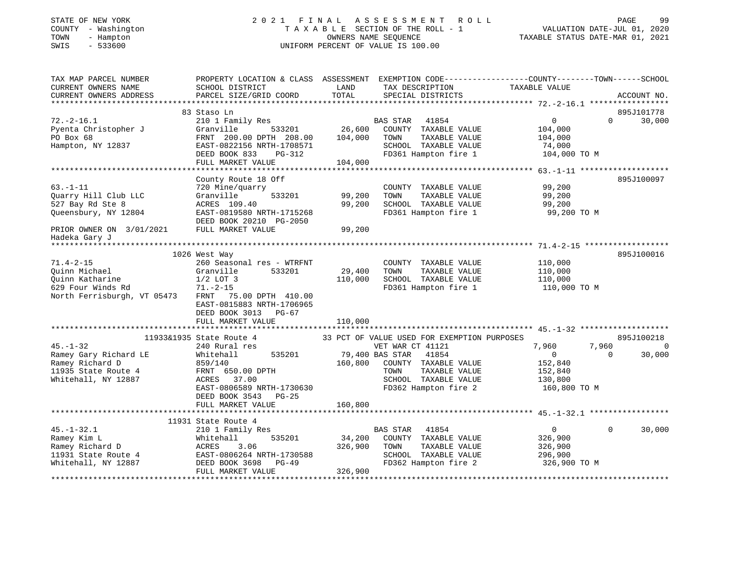STATE OF NEW YORK 2021 FINAL ASSESSMENT ROLL
COUNTY - Washington TAXABLE SECTION OF THE ROLL - 1 VALUATION DATE-JUL 01, 2020
TOWN - Hampton OWNERS NAME SEQUENCE TAXABLE STATUS DATE-MAR 01, 2021
SWIS - 533600 UNIFORM PERCENT OF VALUE IS 100.00

```
TAX MAP PARCEL NUMBER          PROPERTY LOCATION & CLASS  ASSESSMENT  EXEMPTION CODE------------------COUNTY--------TOWN------SCHOOL
CURRENT OWNERS NAME            SCHOOL DISTRICT              LAND      TAX DESCRIPTION                   TAXABLE VALUE
CURRENT OWNERS ADDRESS         PARCEL SIZE/GRID COORD      TOTAL      SPECIAL DISTRICTS                                       ACCOUNT NO.
******************************************************************************************************* 72.-2-16.1 *****************
                     83 Staso Ln                                                                                          895J101778
72.-2-16.1                     210 1 Family Res                       BAS STAR   41854                    0             0     30,000
Pyenta Christopher J           Granville         533201      26,600   COUNTY  TAXABLE VALUE          104,000
PO Box 68                      FRNT 200.00 DPTH 208.00      104,000   TOWN    TAXABLE VALUE          104,000
Hampton, NY 12837              EAST-0822156 NRTH-1708571              SCHOOL  TAXABLE VALUE           74,000
                               DEED BOOK 833    PG-312                FD361 Hampton fire 1           104,000 TO M
                               FULL MARKET VALUE            104,000
******************************************************************************************************* 63.-1-11 *******************
                     County Route 18 Off                                                                                  895J100097
63.-1-11                       720 Mine/quarry                        COUNTY  TAXABLE VALUE           99,200
Quarry Hill Club LLC           Granville         533201      99,200   TOWN    TAXABLE VALUE           99,200
527 Bay Rd Ste 8               ACRES 109.40                  99,200   SCHOOL  TAXABLE VALUE           99,200
Queensbury, NY 12804           EAST-0819580 NRTH-1715268              FD361 Hampton fire 1            99,200 TO M
                               DEED BOOK 20210 PG-2050
PRIOR OWNER ON 3/01/2021       FULL MARKET VALUE             99,200
Hadeka Gary J
******************************************************************************************************* 71.4-2-15 ******************
                     1026 West Way                                                                                        895J100016
71.4-2-15                      260 Seasonal res - WTRFNT              COUNTY  TAXABLE VALUE          110,000
Quinn Michael                  Granville         533201      29,400   TOWN    TAXABLE VALUE          110,000
Quinn Katharine                1/2 LOT 3                    110,000   SCHOOL  TAXABLE VALUE          110,000
629 Four Winds Rd              71.-2-15                               FD361 Hampton fire 1           110,000 TO M
North Ferrisburgh, VT 05473    FRNT  75.00 DPTH 410.00
                               EAST-0815883 NRTH-1706965
                               DEED BOOK 3013   PG-67
                               FULL MARKET VALUE            110,000
******************************************************************************************************* 45.-1-32 *******************
                     11933&1935 State Route 4          33 PCT OF VALUE USED FOR EXEMPTION PURPOSES                        895J100218
45.-1-32                       240 Rural res                          VET WAR CT 41121                7,960         7,960          0
Ramey Gary Richard LE          Whitehall         535201      79,400 BAS STAR   41854                    0             0     30,000
Ramey Richard D                859/140                      160,800   COUNTY  TAXABLE VALUE          152,840
11935 State Route 4            FRNT 650.00 DPTH                       TOWN    TAXABLE VALUE          152,840
Whitehall, NY 12887            ACRES  37.00                           SCHOOL  TAXABLE VALUE          130,800
                               EAST-0806589 NRTH-1730630              FD362 Hampton fire 2           160,800 TO M
                               DEED BOOK 3543   PG-25
                               FULL MARKET VALUE            160,800
******************************************************************************************************* 45.-1-32.1 *****************
                     11931 State Route 4
45.-1-32.1                     210 1 Family Res                       BAS STAR   41854                    0             0     30,000
Ramey Kim L                    Whitehall         535201      34,200   COUNTY  TAXABLE VALUE          326,900
Ramey Richard D                ACRES   3.06                 326,900   TOWN    TAXABLE VALUE          326,900
11931 State Route 4            EAST-0806264 NRTH-1730588              SCHOOL  TAXABLE VALUE          296,900
Whitehall, NY 12887            DEED BOOK 3698   PG-49                 FD362 Hampton fire 2           326,900 TO M
                               FULL MARKET VALUE            326,900
************************************************************************************************************************************
```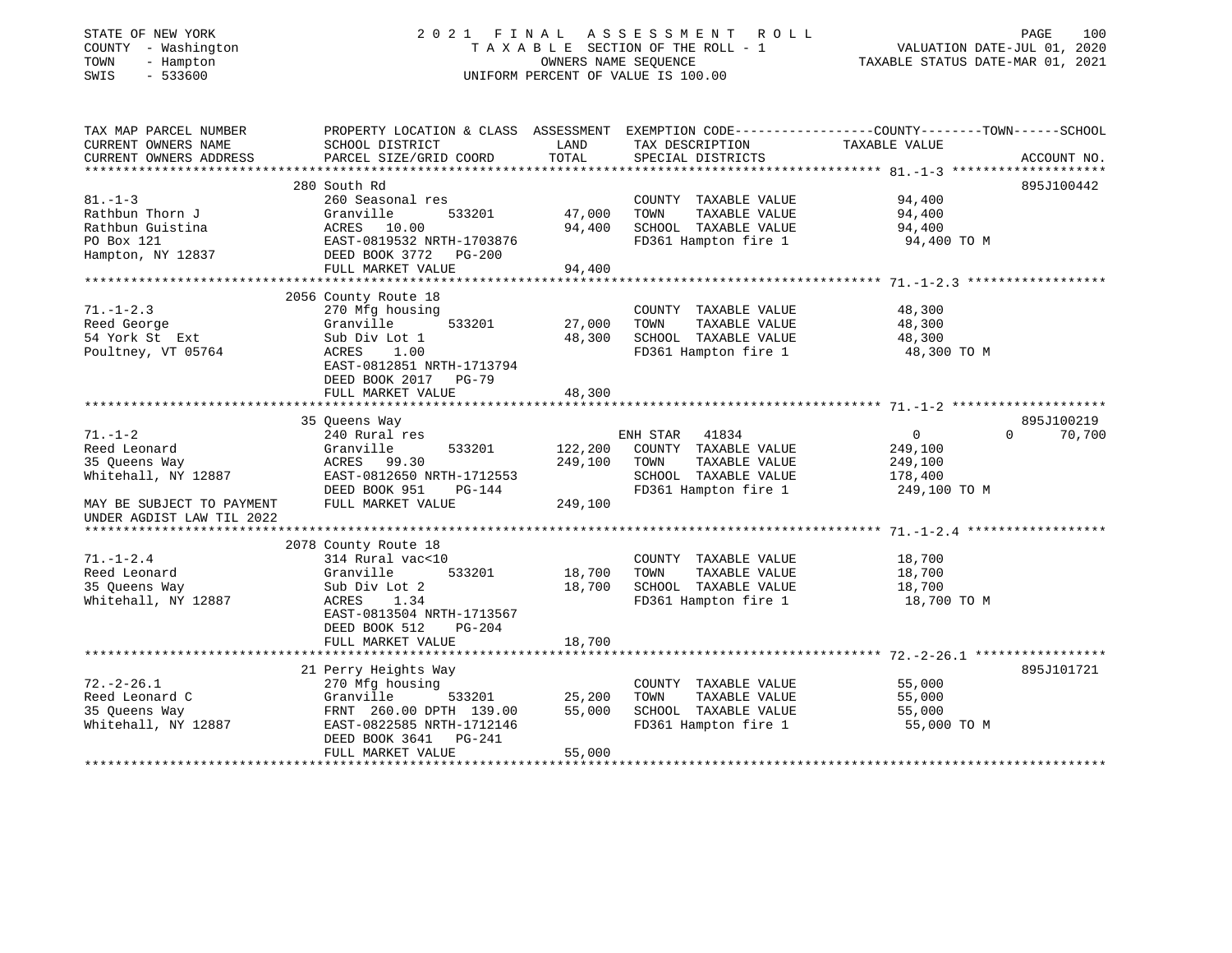STATE OF NEW YORK — 2021 FINAL ASSESSMENT ROLL
COUNTY - Washington — TAXABLE SECTION OF THE ROLL - 1 — VALUATION DATE-JUL 01, 2020
TOWN - Hampton — OWNERS NAME SEQUENCE — TAXABLE STATUS DATE-MAR 01, 2021
SWIS - 533600 — UNIFORM PERCENT OF VALUE IS 100.00

| TAX MAP PARCEL NUMBER / CURRENT OWNERS NAME / CURRENT OWNERS ADDRESS | PROPERTY LOCATION & CLASS / SCHOOL DISTRICT / PARCEL SIZE/GRID COORD | ASSESSMENT LAND | TOTAL | EXEMPTION CODE / TAX DESCRIPTION / SPECIAL DISTRICTS | COUNTY TAXABLE VALUE | TOWN | SCHOOL | ACCOUNT NO. |
|---|---|---|---|---|---|---|---|---|
| **81.-1-3** | 280 South Rd | | | | | | | 895J100442 |
| Rathbun Thorn J | 260 Seasonal res | | | COUNTY TAXABLE VALUE | 94,400 | | | |
| Rathbun Guistina | Granville 533201 | 47,000 | | TOWN TAXABLE VALUE | 94,400 | | | |
| PO Box 121 | ACRES 10.00 | | 94,400 | SCHOOL TAXABLE VALUE | 94,400 | | | |
| Hampton, NY 12837 | EAST-0819532 NRTH-1703876 | | | FD361 Hampton fire 1 | 94,400 TO M | | | |
| | DEED BOOK 3772 PG-200 | | | | | | | |
| | FULL MARKET VALUE | | 94,400 | | | | | |
| **71.-1-2.3** | 2056 County Route 18 | | | | | | | |
| Reed George | 270 Mfg housing | | | COUNTY TAXABLE VALUE | 48,300 | | | |
| 54 York St Ext | Granville 533201 | 27,000 | | TOWN TAXABLE VALUE | 48,300 | | | |
| Poultney, VT 05764 | Sub Div Lot 1 | | 48,300 | SCHOOL TAXABLE VALUE | 48,300 | | | |
| | ACRES 1.00 | | | FD361 Hampton fire 1 | 48,300 TO M | | | |
| | EAST-0812851 NRTH-1713794 | | | | | | | |
| | DEED BOOK 2017 PG-79 | | | | | | | |
| | FULL MARKET VALUE | | 48,300 | | | | | |
| **71.-1-2** | 35 Queens Way | | | | | | | 895J100219 |
| Reed Leonard | 240 Rural res | | | ENH STAR 41834 | 0 | 0 | 70,700 | |
| 35 Queens Way | Granville 533201 | 122,200 | | COUNTY TAXABLE VALUE | 249,100 | | | |
| Whitehall, NY 12887 | ACRES 99.30 | | 249,100 | TOWN TAXABLE VALUE | 249,100 | | | |
| | EAST-0812650 NRTH-1712553 | | | SCHOOL TAXABLE VALUE | 178,400 | | | |
| | DEED BOOK 951 PG-144 | | | FD361 Hampton fire 1 | 249,100 TO M | | | |
| MAY BE SUBJECT TO PAYMENT | FULL MARKET VALUE | | 249,100 | | | | | |
| UNDER AGDIST LAW TIL 2022 | | | | | | | | |
| **71.-1-2.4** | 2078 County Route 18 | | | | | | | |
| Reed Leonard | 314 Rural vac<10 | | | COUNTY TAXABLE VALUE | 18,700 | | | |
| 35 Queens Way | Granville 533201 | 18,700 | | TOWN TAXABLE VALUE | 18,700 | | | |
| Whitehall, NY 12887 | Sub Div Lot 2 | | 18,700 | SCHOOL TAXABLE VALUE | 18,700 | | | |
| | ACRES 1.34 | | | FD361 Hampton fire 1 | 18,700 TO M | | | |
| | EAST-0813504 NRTH-1713567 | | | | | | | |
| | DEED BOOK 512 PG-204 | | | | | | | |
| | FULL MARKET VALUE | | 18,700 | | | | | |
| **72.-2-26.1** | 21 Perry Heights Way | | | | | | | 895J101721 |
| Reed Leonard C | 270 Mfg housing | | | COUNTY TAXABLE VALUE | 55,000 | | | |
| 35 Queens Way | Granville 533201 | 25,200 | | TOWN TAXABLE VALUE | 55,000 | | | |
| Whitehall, NY 12887 | FRNT 260.00 DPTH 139.00 | | 55,000 | SCHOOL TAXABLE VALUE | 55,000 | | | |
| | EAST-0822585 NRTH-1712146 | | | FD361 Hampton fire 1 | 55,000 TO M | | | |
| | DEED BOOK 3641 PG-241 | | | | | | | |
| | FULL MARKET VALUE | | 55,000 | | | | | |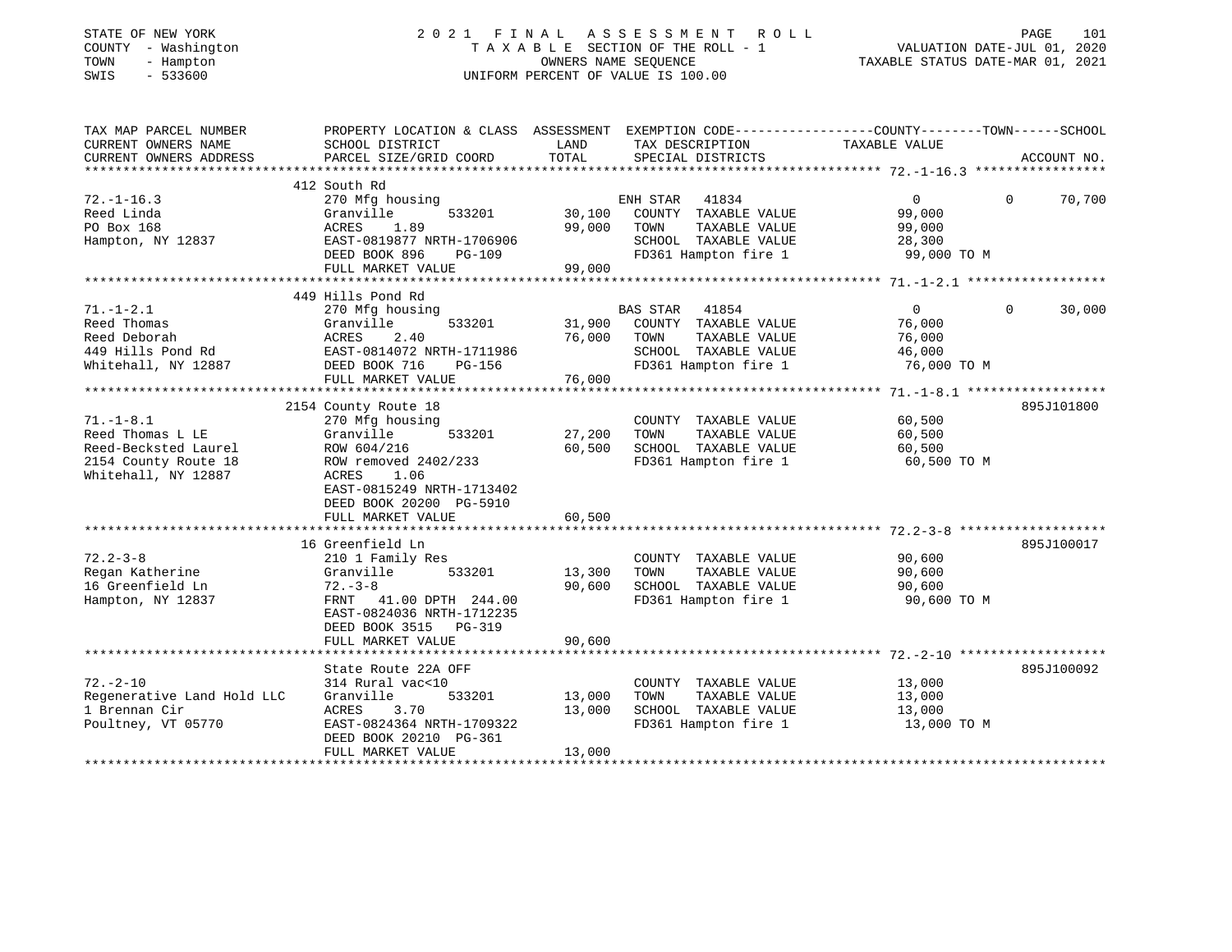STATE OF NEW YORK
COUNTY - Washington
TOWN - Hampton
SWIS - 533600

# 2021 FINAL ASSESSMENT ROLL
TAXABLE SECTION OF THE ROLL - 1
OWNERS NAME SEQUENCE
UNIFORM PERCENT OF VALUE IS 100.00

VALUATION DATE-JUL 01, 2020
TAXABLE STATUS DATE-MAR 01, 2021

| TAX MAP PARCEL NUMBER / CURRENT OWNERS NAME / CURRENT OWNERS ADDRESS | PROPERTY LOCATION & CLASS / SCHOOL DISTRICT / PARCEL SIZE/GRID COORD | ASSESSMENT LAND | TOTAL | EXEMPTION CODE / TAX DESCRIPTION / SPECIAL DISTRICTS | COUNTY / TOWN / SCHOOL TAXABLE VALUE | ACCOUNT NO. |
|---|---|---|---|---|---|---|
| **72.-1-16.3** | 412 South Rd | | | | | |
| Reed Linda | 270 Mfg housing | | | ENH STAR 41834 | 0 0 70,700 | |
| PO Box 168 | Granville 533201 | 30,100 | | COUNTY TAXABLE VALUE | 99,000 | |
| Hampton, NY 12837 | ACRES 1.89 | | 99,000 | TOWN TAXABLE VALUE | 99,000 | |
| | EAST-0819877 NRTH-1706906 | | | SCHOOL TAXABLE VALUE | 28,300 | |
| | DEED BOOK 896 PG-109 | | | FD361 Hampton fire 1 | 99,000 TO M | |
| | FULL MARKET VALUE | | 99,000 | | | |
| **71.-1-2.1** | 449 Hills Pond Rd | | | | | |
| Reed Thomas | 270 Mfg housing | | | BAS STAR 41854 | 0 0 30,000 | |
| Reed Deborah | Granville 533201 | 31,900 | | COUNTY TAXABLE VALUE | 76,000 | |
| 449 Hills Pond Rd | ACRES 2.40 | | 76,000 | TOWN TAXABLE VALUE | 76,000 | |
| Whitehall, NY 12887 | EAST-0814072 NRTH-1711986 | | | SCHOOL TAXABLE VALUE | 46,000 | |
| | DEED BOOK 716 PG-156 | | | FD361 Hampton fire 1 | 76,000 TO M | |
| | FULL MARKET VALUE | | 76,000 | | | |
| **71.-1-8.1** | 2154 County Route 18 | | | | | 895J101800 |
| Reed Thomas L LE | 270 Mfg housing | | | COUNTY TAXABLE VALUE | 60,500 | |
| Reed-Becksted Laurel | Granville 533201 | 27,200 | | TOWN TAXABLE VALUE | 60,500 | |
| 2154 County Route 18 | ROW 604/216 | | 60,500 | SCHOOL TAXABLE VALUE | 60,500 | |
| Whitehall, NY 12887 | ROW removed 2402/233 | | | FD361 Hampton fire 1 | 60,500 TO M | |
| | ACRES 1.06 | | | | | |
| | EAST-0815249 NRTH-1713402 | | | | | |
| | DEED BOOK 20200 PG-5910 | | | | | |
| | FULL MARKET VALUE | | 60,500 | | | |
| **72.2-3-8** | 16 Greenfield Ln | | | | | 895J100017 |
| Regan Katherine | 210 1 Family Res | | | COUNTY TAXABLE VALUE | 90,600 | |
| 16 Greenfield Ln | Granville 533201 | 13,300 | | TOWN TAXABLE VALUE | 90,600 | |
| Hampton, NY 12837 | 72.-3-8 | | 90,600 | SCHOOL TAXABLE VALUE | 90,600 | |
| | FRNT 41.00 DPTH 244.00 | | | FD361 Hampton fire 1 | 90,600 TO M | |
| | EAST-0824036 NRTH-1712235 | | | | | |
| | DEED BOOK 3515 PG-319 | | | | | |
| | FULL MARKET VALUE | | 90,600 | | | |
| **72.-2-10** | State Route 22A OFF | | | | | 895J100092 |
| Regenerative Land Hold LLC | 314 Rural vac<10 | | | COUNTY TAXABLE VALUE | 13,000 | |
| 1 Brennan Cir | Granville 533201 | 13,000 | | TOWN TAXABLE VALUE | 13,000 | |
| Poultney, VT 05770 | ACRES 3.70 | | 13,000 | SCHOOL TAXABLE VALUE | 13,000 | |
| | EAST-0824364 NRTH-1709322 | | | FD361 Hampton fire 1 | 13,000 TO M | |
| | DEED BOOK 20210 PG-361 | | | | | |
| | FULL MARKET VALUE | | 13,000 | | | |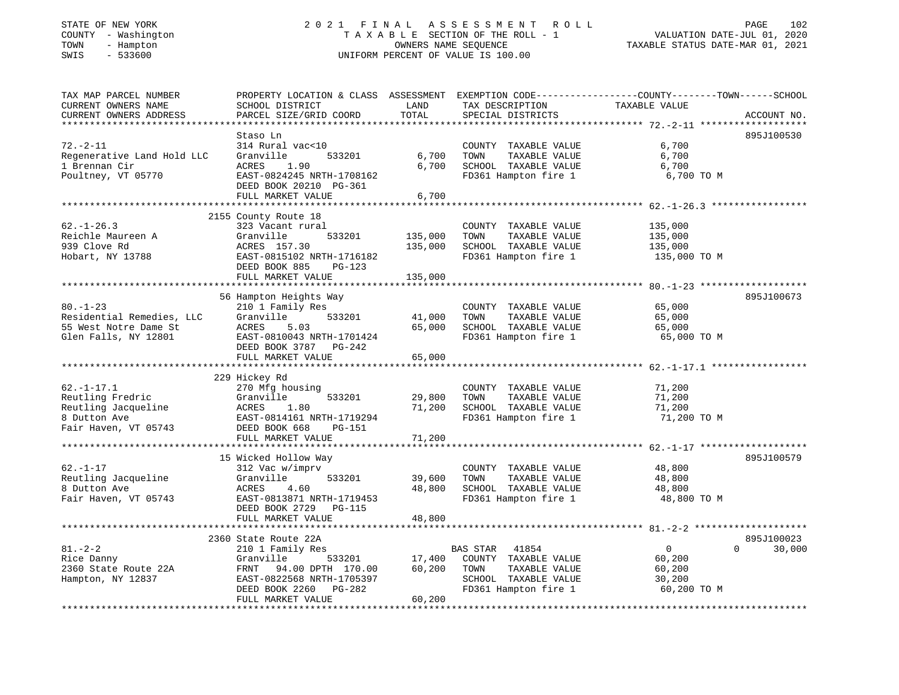STATE OF NEW YORK | 2021 FINAL ASSESSMENT ROLL | PAGE 102
COUNTY - Washington | TAXABLE SECTION OF THE ROLL - 1 | VALUATION DATE-JUL 01, 2020
TOWN - Hampton | OWNERS NAME SEQUENCE | TAXABLE STATUS DATE-MAR 01, 2021
SWIS - 533600 | UNIFORM PERCENT OF VALUE IS 100.00

| TAX MAP PARCEL NUMBER / CURRENT OWNERS NAME / CURRENT OWNERS ADDRESS | PROPERTY LOCATION & CLASS / SCHOOL DISTRICT / PARCEL SIZE/GRID COORD | ASSESSMENT LAND | TOTAL | EXEMPTION CODE / TAX DESCRIPTION / SPECIAL DISTRICTS | COUNTY / TOWN / SCHOOL TAXABLE VALUE | ACCOUNT NO. |
|---|---|---|---|---|---|---|
| **72.-2-11** | Staso Ln | | | | | 895J100530 |
| 72.-2-11 | 314 Rural vac<10 | | | COUNTY TAXABLE VALUE | 6,700 | |
| Regenerative Land Hold LLC | Granville 533201 | 6,700 | | TOWN TAXABLE VALUE | 6,700 | |
| 1 Brennan Cir | ACRES 1.90 | | 6,700 | SCHOOL TAXABLE VALUE | 6,700 | |
| Poultney, VT 05770 | EAST-0824245 NRTH-1708162 | | | FD361 Hampton fire 1 | 6,700 TO M | |
| | DEED BOOK 20210 PG-361 | | | | | |
| | FULL MARKET VALUE | | 6,700 | | | |
| **62.-1-26.3** | 2155 County Route 18 | | | | | |
| 62.-1-26.3 | 323 Vacant rural | | | COUNTY TAXABLE VALUE | 135,000 | |
| Reichle Maureen A | Granville 533201 | 135,000 | | TOWN TAXABLE VALUE | 135,000 | |
| 939 Clove Rd | ACRES 157.30 | | 135,000 | SCHOOL TAXABLE VALUE | 135,000 | |
| Hobart, NY 13788 | EAST-0815102 NRTH-1716182 | | | FD361 Hampton fire 1 | 135,000 TO M | |
| | DEED BOOK 885 PG-123 | | | | | |
| | FULL MARKET VALUE | | 135,000 | | | |
| **80.-1-23** | 56 Hampton Heights Way | | | | | 895J100673 |
| 80.-1-23 | 210 1 Family Res | | | COUNTY TAXABLE VALUE | 65,000 | |
| Residential Remedies, LLC | Granville 533201 | 41,000 | | TOWN TAXABLE VALUE | 65,000 | |
| 55 West Notre Dame St | ACRES 5.03 | | 65,000 | SCHOOL TAXABLE VALUE | 65,000 | |
| Glen Falls, NY 12801 | EAST-0810043 NRTH-1701424 | | | FD361 Hampton fire 1 | 65,000 TO M | |
| | DEED BOOK 3787 PG-242 | | | | | |
| | FULL MARKET VALUE | | 65,000 | | | |
| **62.-1-17.1** | 229 Hickey Rd | | | | | |
| 62.-1-17.1 | 270 Mfg housing | | | COUNTY TAXABLE VALUE | 71,200 | |
| Reutling Fredric | Granville 533201 | 29,800 | | TOWN TAXABLE VALUE | 71,200 | |
| Reutling Jacqueline | ACRES 1.80 | | 71,200 | SCHOOL TAXABLE VALUE | 71,200 | |
| 8 Dutton Ave | EAST-0814161 NRTH-1719294 | | | FD361 Hampton fire 1 | 71,200 TO M | |
| Fair Haven, VT 05743 | DEED BOOK 668 PG-151 | | | | | |
| | FULL MARKET VALUE | | 71,200 | | | |
| **62.-1-17** | 15 Wicked Hollow Way | | | | | 895J100579 |
| 62.-1-17 | 312 Vac w/imprv | | | COUNTY TAXABLE VALUE | 48,800 | |
| Reutling Jacqueline | Granville 533201 | 39,600 | | TOWN TAXABLE VALUE | 48,800 | |
| 8 Dutton Ave | ACRES 4.60 | | 48,800 | SCHOOL TAXABLE VALUE | 48,800 | |
| Fair Haven, VT 05743 | EAST-0813871 NRTH-1719453 | | | FD361 Hampton fire 1 | 48,800 TO M | |
| | DEED BOOK 2729 PG-115 | | | | | |
| | FULL MARKET VALUE | | 48,800 | | | |
| **81.-2-2** | 2360 State Route 22A | | | | | 895J100023 |
| 81.-2-2 | 210 1 Family Res | | | BAS STAR 41854 | 0 0 30,000 | |
| Rice Danny | Granville 533201 | 17,400 | | COUNTY TAXABLE VALUE | 60,200 | |
| 2360 State Route 22A | FRNT 94.00 DPTH 170.00 | | 60,200 | TOWN TAXABLE VALUE | 60,200 | |
| Hampton, NY 12837 | EAST-0822568 NRTH-1705397 | | | SCHOOL TAXABLE VALUE | 30,200 | |
| | DEED BOOK 2260 PG-282 | | | FD361 Hampton fire 1 | 60,200 TO M | |
| | FULL MARKET VALUE | | 60,200 | | | |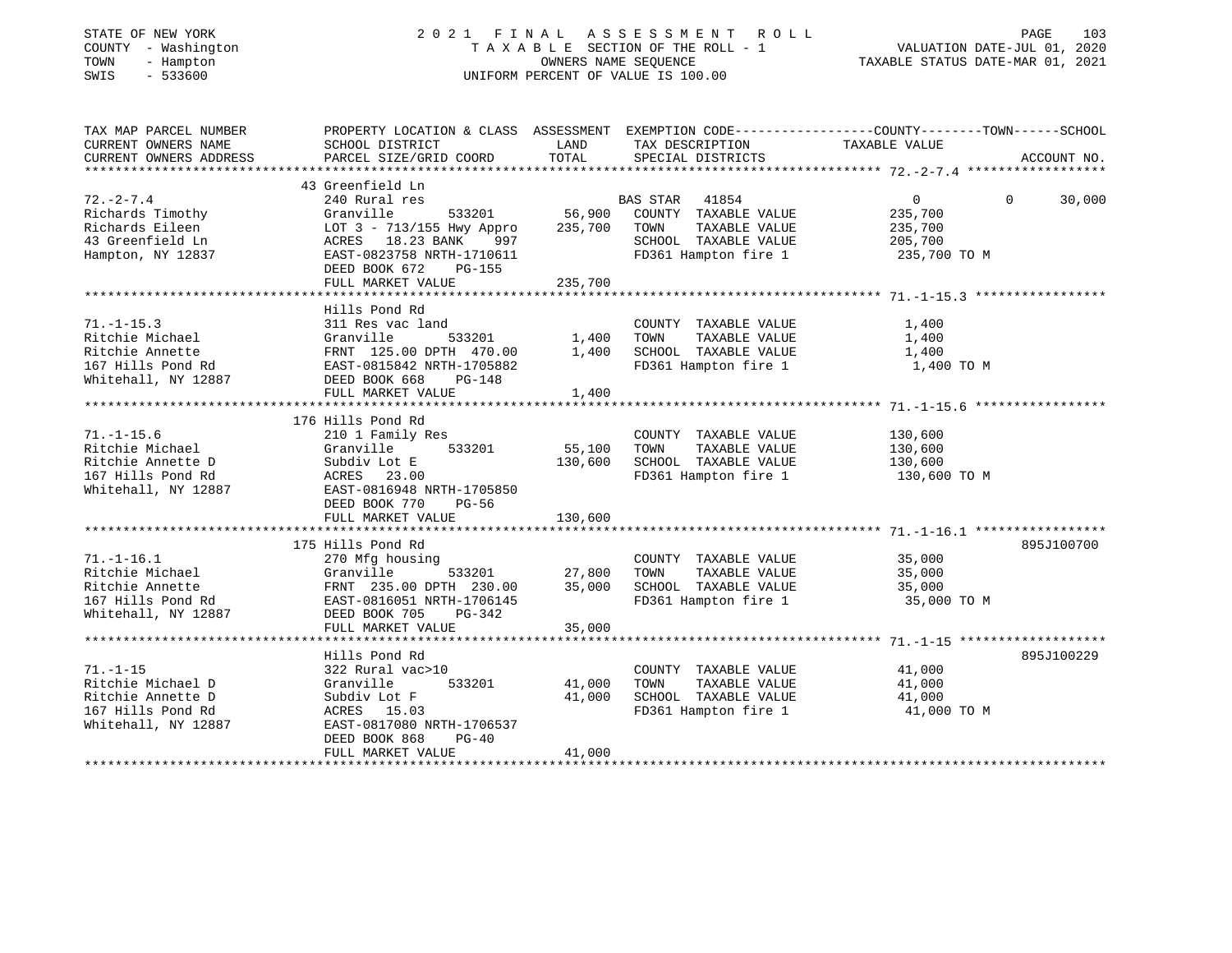STATE OF NEW YORK | 2021 FINAL ASSESSMENT ROLL | VALUATION DATE-JUL 01, 2020
COUNTY - Washington | TAXABLE SECTION OF THE ROLL - 1 | TAXABLE STATUS DATE-MAR 01, 2021
TOWN - Hampton | OWNERS NAME SEQUENCE
SWIS - 533600 | UNIFORM PERCENT OF VALUE IS 100.00

| TAX MAP PARCEL NUMBER / CURRENT OWNERS NAME / CURRENT OWNERS ADDRESS | PROPERTY LOCATION & CLASS / SCHOOL DISTRICT / PARCEL SIZE/GRID COORD | ASSESSMENT LAND / TOTAL | EXEMPTION CODE / TAX DESCRIPTION / SPECIAL DISTRICTS | COUNTY | TOWN | SCHOOL / TAXABLE VALUE | ACCOUNT NO. |
|---|---|---|---|---|---|---|---|
| | 43 Greenfield Ln | | | | | | |
| 72.-2-7.4 | 240 Rural res | | BAS STAR 41854 | 0 | 0 | 30,000 | |
| Richards Timothy | Granville 533201 | 56,900 | COUNTY TAXABLE VALUE | 235,700 | | | |
| Richards Eileen | LOT 3 - 713/155 Hwy Appro | 235,700 | TOWN TAXABLE VALUE | 235,700 | | | |
| 43 Greenfield Ln | ACRES 18.23 BANK 997 | | SCHOOL TAXABLE VALUE | 205,700 | | | |
| Hampton, NY 12837 | EAST-0823758 NRTH-1710611 | | FD361 Hampton fire 1 | 235,700 TO M | | | |
| | DEED BOOK 672 PG-155 | | | | | | |
| | FULL MARKET VALUE | 235,700 | | | | | |
| | Hills Pond Rd | | | | | | |
| 71.-1-15.3 | 311 Res vac land | | COUNTY TAXABLE VALUE | 1,400 | | | |
| Ritchie Michael | Granville 533201 | 1,400 | TOWN TAXABLE VALUE | 1,400 | | | |
| Ritchie Annette | FRNT 125.00 DPTH 470.00 | 1,400 | SCHOOL TAXABLE VALUE | 1,400 | | | |
| 167 Hills Pond Rd | EAST-0815842 NRTH-1705882 | | FD361 Hampton fire 1 | 1,400 TO M | | | |
| Whitehall, NY 12887 | DEED BOOK 668 PG-148 | | | | | | |
| | FULL MARKET VALUE | 1,400 | | | | | |
| | 176 Hills Pond Rd | | | | | | |
| 71.-1-15.6 | 210 1 Family Res | | COUNTY TAXABLE VALUE | 130,600 | | | |
| Ritchie Michael | Granville 533201 | 55,100 | TOWN TAXABLE VALUE | 130,600 | | | |
| Ritchie Annette D | Subdiv Lot E | 130,600 | SCHOOL TAXABLE VALUE | 130,600 | | | |
| 167 Hills Pond Rd | ACRES 23.00 | | FD361 Hampton fire 1 | 130,600 TO M | | | |
| Whitehall, NY 12887 | EAST-0816948 NRTH-1705850 | | | | | | |
| | DEED BOOK 770 PG-56 | | | | | | |
| | FULL MARKET VALUE | 130,600 | | | | | |
| | 175 Hills Pond Rd | | | | | | 895J100700 |
| 71.-1-16.1 | 270 Mfg housing | | COUNTY TAXABLE VALUE | 35,000 | | | |
| Ritchie Michael | Granville 533201 | 27,800 | TOWN TAXABLE VALUE | 35,000 | | | |
| Ritchie Annette | FRNT 235.00 DPTH 230.00 | 35,000 | SCHOOL TAXABLE VALUE | 35,000 | | | |
| 167 Hills Pond Rd | EAST-0816051 NRTH-1706145 | | FD361 Hampton fire 1 | 35,000 TO M | | | |
| Whitehall, NY 12887 | DEED BOOK 705 PG-342 | | | | | | |
| | FULL MARKET VALUE | 35,000 | | | | | |
| | Hills Pond Rd | | | | | | 895J100229 |
| 71.-1-15 | 322 Rural vac>10 | | COUNTY TAXABLE VALUE | 41,000 | | | |
| Ritchie Michael D | Granville 533201 | 41,000 | TOWN TAXABLE VALUE | 41,000 | | | |
| Ritchie Annette D | Subdiv Lot F | 41,000 | SCHOOL TAXABLE VALUE | 41,000 | | | |
| 167 Hills Pond Rd | ACRES 15.03 | | FD361 Hampton fire 1 | 41,000 TO M | | | |
| Whitehall, NY 12887 | EAST-0817080 NRTH-1706537 | | | | | | |
| | DEED BOOK 868 PG-40 | | | | | | |
| | FULL MARKET VALUE | 41,000 | | | | | |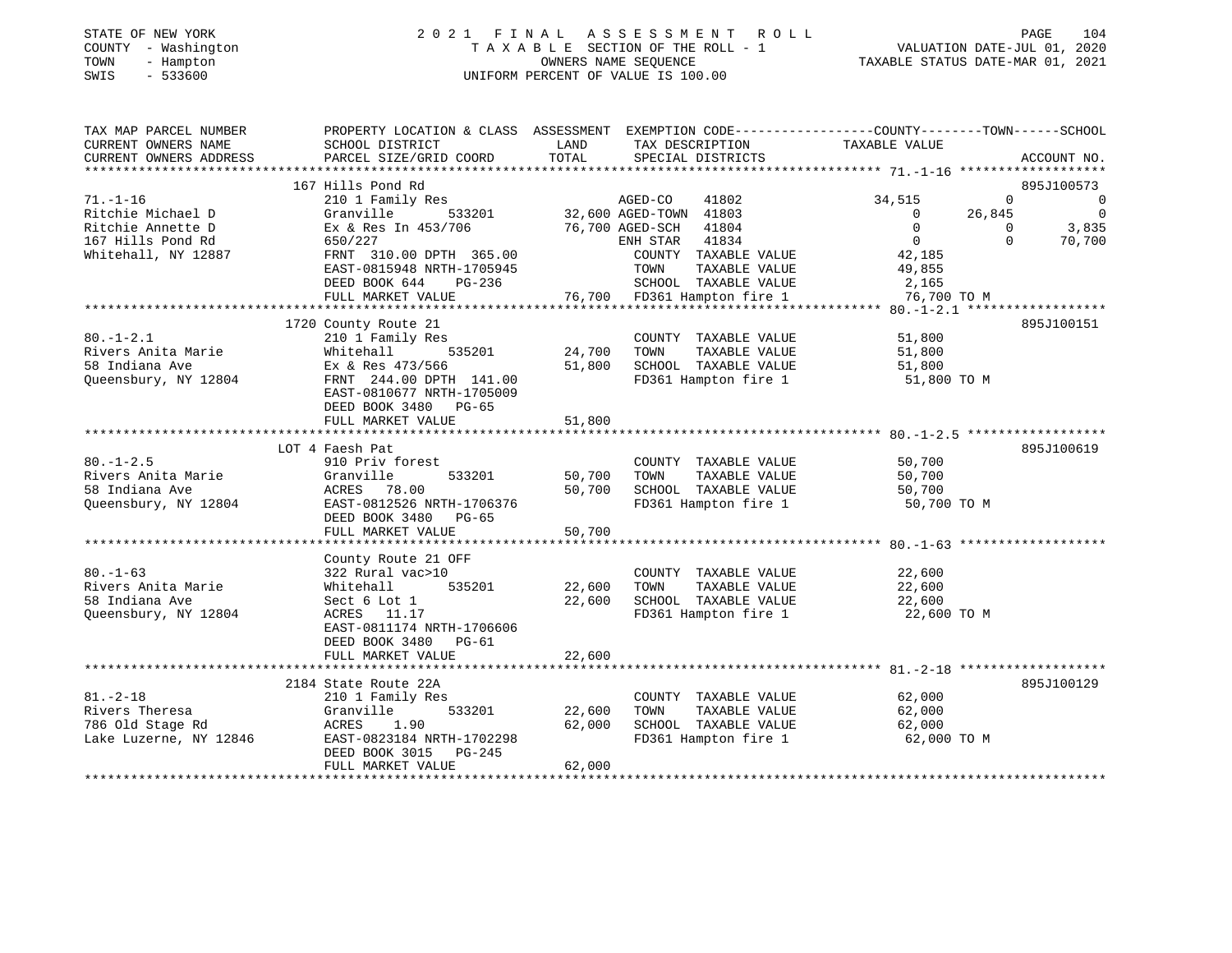STATE OF NEW YORK
COUNTY - Washington
TOWN - Hampton
SWIS - 533600

2021 FINAL ASSESSMENT ROLL
TAXABLE SECTION OF THE ROLL - 1
OWNERS NAME SEQUENCE
UNIFORM PERCENT OF VALUE IS 100.00

VALUATION DATE-JUL 01, 2020
TAXABLE STATUS DATE-MAR 01, 2021

```
TAX MAP PARCEL NUMBER     PROPERTY LOCATION & CLASS  ASSESSMENT  EXEMPTION CODE-----------------COUNTY--------TOWN------SCHOOL
CURRENT OWNERS NAME       SCHOOL DISTRICT               LAND      TAX DESCRIPTION            TAXABLE VALUE
CURRENT OWNERS ADDRESS    PARCEL SIZE/GRID COORD        TOTAL     SPECIAL DISTRICTS                                  ACCOUNT NO.
******************************************************************************************************* 71.-1-16 *******************
                          167 Hills Pond Rd                                                                          895J100573
71.-1-16                  210 1 Family Res                  AGED-CO     41802          34,515          0              0
Ritchie Michael D         Granville        533201    32,600 AGED-TOWN 41803                 0     26,845              0
Ritchie Annette D         Ex & Res In 453/706        76,700 AGED-SCH  41804                 0          0          3,835
167 Hills Pond Rd         650/227                           ENH STAR  41834                 0          0         70,700
Whitehall, NY 12887       FRNT 310.00 DPTH 365.00           COUNTY  TAXABLE VALUE      42,185
                          EAST-0815948 NRTH-1705945         TOWN    TAXABLE VALUE      49,855
                          DEED BOOK 644    PG-236           SCHOOL  TAXABLE VALUE       2,165
                          FULL MARKET VALUE           76,700  FD361 Hampton fire 1       76,700 TO M
******************************************************************************************************* 80.-1-2.1 ******************
                          1720 County Route 21                                                                       895J100151
80.-1-2.1                 210 1 Family Res                  COUNTY  TAXABLE VALUE      51,800
Rivers Anita Marie        Whitehall        535201    24,700 TOWN    TAXABLE VALUE      51,800
58 Indiana Ave            Ex & Res 473/566           51,800 SCHOOL  TAXABLE VALUE      51,800
Queensbury, NY 12804      FRNT 244.00 DPTH 141.00           FD361 Hampton fire 1       51,800 TO M
                          EAST-0810677 NRTH-1705009
                          DEED BOOK 3480   PG-65
                          FULL MARKET VALUE           51,800
******************************************************************************************************* 80.-1-2.5 ******************
                          LOT 4 Faesh Pat                                                                            895J100619
80.-1-2.5                 910 Priv forest                   COUNTY  TAXABLE VALUE      50,700
Rivers Anita Marie        Granville        533201    50,700 TOWN    TAXABLE VALUE      50,700
58 Indiana Ave            ACRES  78.00               50,700 SCHOOL  TAXABLE VALUE      50,700
Queensbury, NY 12804      EAST-0812526 NRTH-1706376         FD361 Hampton fire 1       50,700 TO M
                          DEED BOOK 3480   PG-65
                          FULL MARKET VALUE           50,700
******************************************************************************************************* 80.-1-63 *******************
                          County Route 21 OFF
80.-1-63                  322 Rural vac>10                  COUNTY  TAXABLE VALUE      22,600
Rivers Anita Marie        Whitehall        535201    22,600 TOWN    TAXABLE VALUE      22,600
58 Indiana Ave            Sect 6 Lot 1               22,600 SCHOOL  TAXABLE VALUE      22,600
Queensbury, NY 12804      ACRES  11.17                      FD361 Hampton fire 1       22,600 TO M
                          EAST-0811174 NRTH-1706606
                          DEED BOOK 3480   PG-61
                          FULL MARKET VALUE           22,600
******************************************************************************************************* 81.-2-18 *******************
                          2184 State Route 22A                                                                       895J100129
81.-2-18                  210 1 Family Res                  COUNTY  TAXABLE VALUE      62,000
Rivers Theresa            Granville        533201    22,600 TOWN    TAXABLE VALUE      62,000
786 Old Stage Rd          ACRES   1.90               62,000 SCHOOL  TAXABLE VALUE      62,000
Lake Luzerne, NY 12846    EAST-0823184 NRTH-1702298         FD361 Hampton fire 1       62,000 TO M
                          DEED BOOK 3015   PG-245
                          FULL MARKET VALUE           62,000
************************************************************************************************************************************
```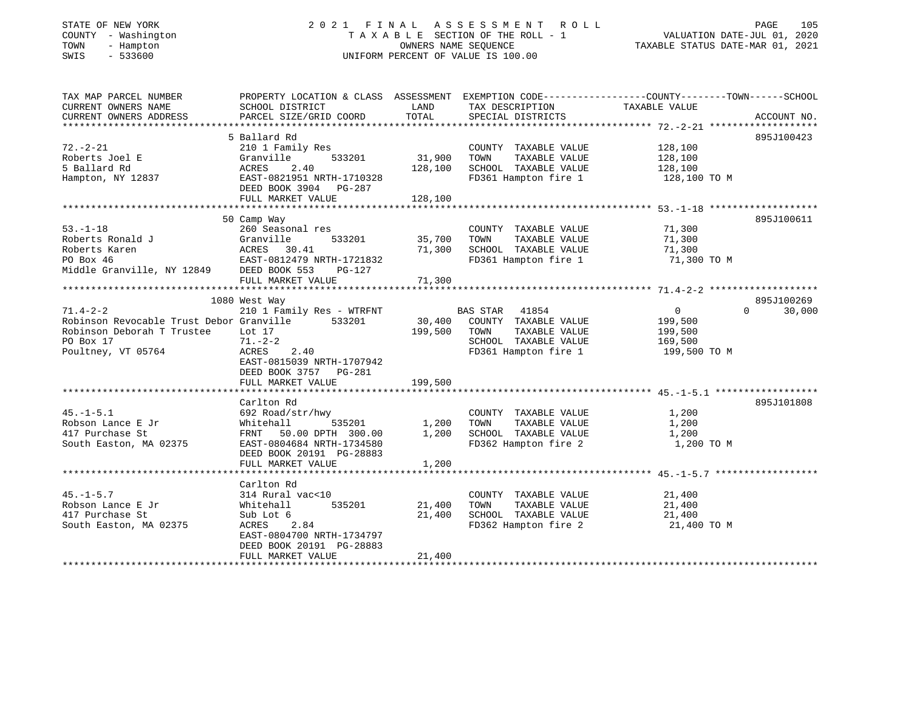STATE OF NEW YORK | 2021 FINAL ASSESSMENT ROLL | VALUATION DATE-JUL 01, 2020
COUNTY - Washington | TAXABLE SECTION OF THE ROLL - 1 | TAXABLE STATUS DATE-MAR 01, 2021
TOWN - Hampton | OWNERS NAME SEQUENCE
SWIS - 533600 | UNIFORM PERCENT OF VALUE IS 100.00

| TAX MAP PARCEL NUMBER / CURRENT OWNERS NAME / CURRENT OWNERS ADDRESS | PROPERTY LOCATION & CLASS / SCHOOL DISTRICT / PARCEL SIZE/GRID COORD | ASSESSMENT LAND | TOTAL | EXEMPTION CODE / TAX DESCRIPTION / SPECIAL DISTRICTS | COUNTY / TOWN / SCHOOL TAXABLE VALUE | ACCOUNT NO. |
|---|---|---|---|---|---|---|
| **72.-2-21** | 5 Ballard Rd | | | | | 895J100423 |
| Roberts Joel E | 210 1 Family Res | | | COUNTY TAXABLE VALUE | 128,100 | |
| 5 Ballard Rd | Granville 533201 | 31,900 | | TOWN TAXABLE VALUE | 128,100 | |
| Hampton, NY 12837 | ACRES 2.40 | | 128,100 | SCHOOL TAXABLE VALUE | 128,100 | |
| | EAST-0821951 NRTH-1710328 | | | FD361 Hampton fire 1 | 128,100 TO M | |
| | DEED BOOK 3904 PG-287 | | | | | |
| | FULL MARKET VALUE | | 128,100 | | | |
| **53.-1-18** | 50 Camp Way | | | | | 895J100611 |
| Roberts Ronald J | 260 Seasonal res | | | COUNTY TAXABLE VALUE | 71,300 | |
| Roberts Karen | Granville 533201 | 35,700 | | TOWN TAXABLE VALUE | 71,300 | |
| PO Box 46 | ACRES 30.41 | | 71,300 | SCHOOL TAXABLE VALUE | 71,300 | |
| Middle Granville, NY 12849 | EAST-0812479 NRTH-1721832 | | | FD361 Hampton fire 1 | 71,300 TO M | |
| | DEED BOOK 553 PG-127 | | | | | |
| | FULL MARKET VALUE | | 71,300 | | | |
| **71.4-2-2** | 1080 West Way | | | | | 895J100269 |
| Robinson Revocable Trust Debor | 210 1 Family Res - WTRFNT | | | BAS STAR 41854 | 0 / 0 / 30,000 | |
| Robinson Deborah T Trustee | Granville 533201 | 30,400 | | COUNTY TAXABLE VALUE | 199,500 | |
| PO Box 17 | Lot 17 | | 199,500 | TOWN TAXABLE VALUE | 199,500 | |
| Poultney, VT 05764 | 71.-2-2 | | | SCHOOL TAXABLE VALUE | 169,500 | |
| | ACRES 2.40 | | | FD361 Hampton fire 1 | 199,500 TO M | |
| | EAST-0815039 NRTH-1707942 | | | | | |
| | DEED BOOK 3757 PG-281 | | | | | |
| | FULL MARKET VALUE | | 199,500 | | | |
| **45.-1-5.1** | Carlton Rd | | | | | 895J101808 |
| Robson Lance E Jr | 692 Road/str/hwy | | | COUNTY TAXABLE VALUE | 1,200 | |
| 417 Purchase St | Whitehall 535201 | 1,200 | | TOWN TAXABLE VALUE | 1,200 | |
| South Easton, MA 02375 | FRNT 50.00 DPTH 300.00 | | 1,200 | SCHOOL TAXABLE VALUE | 1,200 | |
| | EAST-0804684 NRTH-1734580 | | | FD362 Hampton fire 2 | 1,200 TO M | |
| | DEED BOOK 20191 PG-28883 | | | | | |
| | FULL MARKET VALUE | | 1,200 | | | |
| **45.-1-5.7** | Carlton Rd | | | | | |
| Robson Lance E Jr | 314 Rural vac<10 | | | COUNTY TAXABLE VALUE | 21,400 | |
| 417 Purchase St | Whitehall 535201 | 21,400 | | TOWN TAXABLE VALUE | 21,400 | |
| South Easton, MA 02375 | Sub Lot 6 | | 21,400 | SCHOOL TAXABLE VALUE | 21,400 | |
| | ACRES 2.84 | | | FD362 Hampton fire 2 | 21,400 TO M | |
| | EAST-0804700 NRTH-1734797 | | | | | |
| | DEED BOOK 20191 PG-28883 | | | | | |
| | FULL MARKET VALUE | | 21,400 | | | |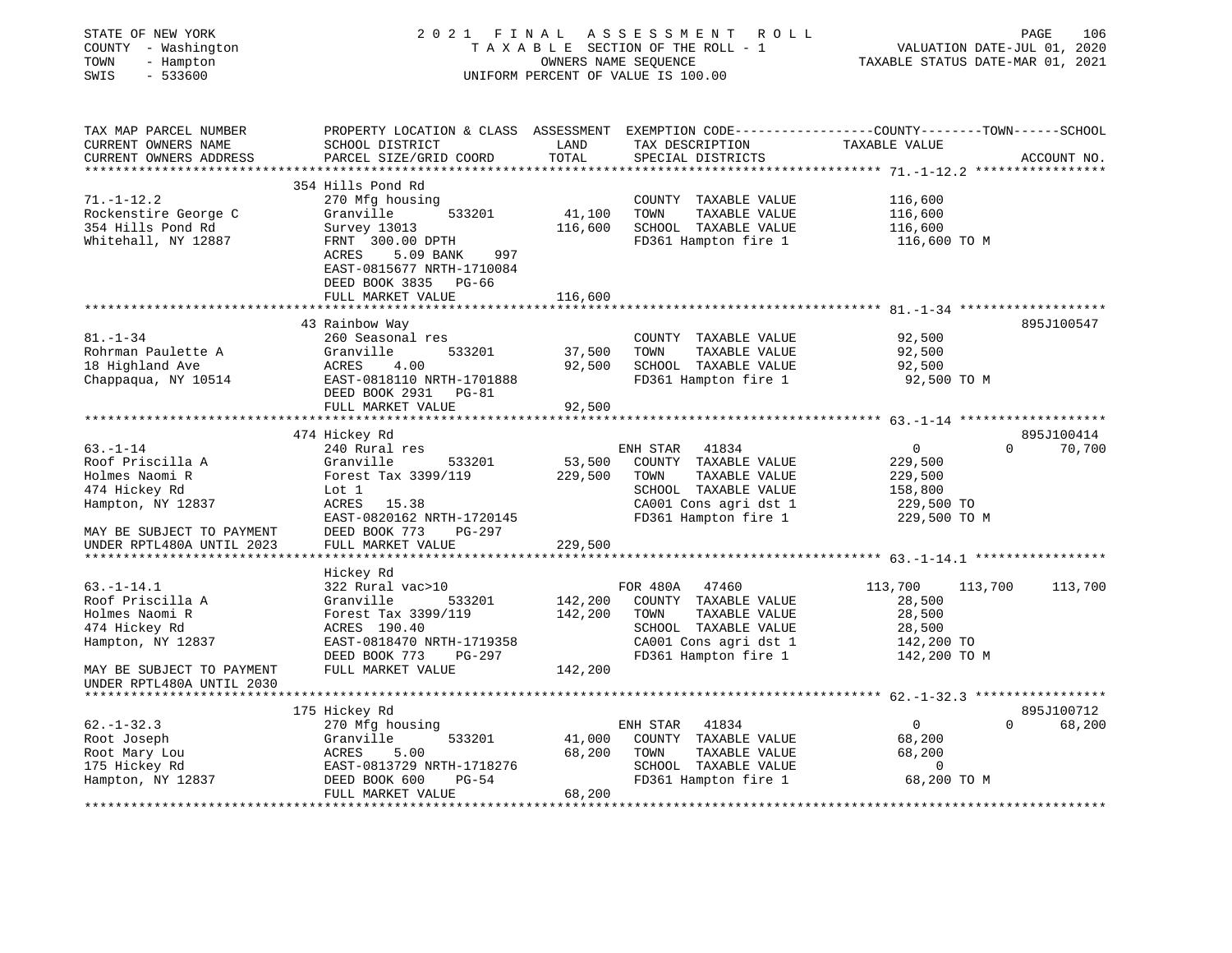STATE OF NEW YORK | 2021 FINAL ASSESSMENT ROLL | VALUATION DATE-JUL 01, 2020
COUNTY - Washington | TAXABLE SECTION OF THE ROLL - 1 | TAXABLE STATUS DATE-MAR 01, 2021
TOWN - Hampton | OWNERS NAME SEQUENCE
SWIS - 533600 | UNIFORM PERCENT OF VALUE IS 100.00

```
TAX MAP PARCEL NUMBER          PROPERTY LOCATION & CLASS  ASSESSMENT  EXEMPTION CODE------------------COUNTY--------TOWN------SCHOOL
CURRENT OWNERS NAME            SCHOOL DISTRICT               LAND      TAX DESCRIPTION                  TAXABLE VALUE
CURRENT OWNERS ADDRESS         PARCEL SIZE/GRID COORD        TOTAL     SPECIAL DISTRICTS                                        ACCOUNT NO.
*********************************************************************************************************** 71.-1-12.2 *****************
                               354 Hills Pond Rd
71.-1-12.2                     270 Mfg housing                          COUNTY  TAXABLE VALUE            116,600
Rockenstire George C           Granville         533201        41,100   TOWN    TAXABLE VALUE            116,600
354 Hills Pond Rd              Survey 13013                   116,600   SCHOOL  TAXABLE VALUE            116,600
Whitehall, NY 12887            FRNT  300.00 DPTH                        FD361 Hampton fire 1              116,600 TO M
                               ACRES    5.09 BANK     997
                               EAST-0815677 NRTH-1710084
                               DEED BOOK 3835   PG-66
                               FULL MARKET VALUE              116,600
*********************************************************************************************************** 81.-1-34 *******************
                               43 Rainbow Way                                                                                895J100547
81.-1-34                       260 Seasonal res                         COUNTY  TAXABLE VALUE             92,500
Rohrman Paulette A             Granville         533201        37,500   TOWN    TAXABLE VALUE             92,500
18 Highland Ave                ACRES    4.00                   92,500   SCHOOL  TAXABLE VALUE             92,500
Chappaqua, NY 10514            EAST-0818110 NRTH-1701888                FD361 Hampton fire 1               92,500 TO M
                               DEED BOOK 2931   PG-81
                               FULL MARKET VALUE               92,500
*********************************************************************************************************** 63.-1-14 *******************
                               474 Hickey Rd                                                                                 895J100414
63.-1-14                       240 Rural res                            ENH STAR   41834                       0          0     70,700
Roof Priscilla A               Granville         533201        53,500   COUNTY  TAXABLE VALUE            229,500
Holmes Naomi R                 Forest Tax 3399/119            229,500   TOWN    TAXABLE VALUE            229,500
474 Hickey Rd                  Lot 1                                    SCHOOL  TAXABLE VALUE            158,800
Hampton, NY 12837              ACRES   15.38                            CA001 Cons agri dst 1             229,500 TO
                               EAST-0820162 NRTH-1720145                FD361 Hampton fire 1              229,500 TO M
MAY BE SUBJECT TO PAYMENT      DEED BOOK 773    PG-297
UNDER RPTL480A UNTIL 2023      FULL MARKET VALUE              229,500
*********************************************************************************************************** 63.-1-14.1 *****************
                               Hickey Rd
63.-1-14.1                     322 Rural vac>10                         FOR 480A   47460                 113,700    113,700    113,700
Roof Priscilla A               Granville         533201       142,200   COUNTY  TAXABLE VALUE             28,500
Holmes Naomi R                 Forest Tax 3399/119            142,200   TOWN    TAXABLE VALUE             28,500
474 Hickey Rd                  ACRES  190.40                            SCHOOL  TAXABLE VALUE             28,500
Hampton, NY 12837              EAST-0818470 NRTH-1719358                CA001 Cons agri dst 1             142,200 TO
                               DEED BOOK 773    PG-297                  FD361 Hampton fire 1              142,200 TO M
MAY BE SUBJECT TO PAYMENT      FULL MARKET VALUE              142,200
UNDER RPTL480A UNTIL 2030
*********************************************************************************************************** 62.-1-32.3 *****************
                               175 Hickey Rd                                                                                 895J100712
62.-1-32.3                     270 Mfg housing                          ENH STAR   41834                       0          0     68,200
Root Joseph                    Granville         533201        41,000   COUNTY  TAXABLE VALUE             68,200
Root Mary Lou                  ACRES    5.00                   68,200   TOWN    TAXABLE VALUE             68,200
175 Hickey Rd                  EAST-0813729 NRTH-1718276                SCHOOL  TAXABLE VALUE                  0
Hampton, NY 12837              DEED BOOK 600    PG-54                   FD361 Hampton fire 1               68,200 TO M
                               FULL MARKET VALUE               68,200
****************************************************************************************************************************************
```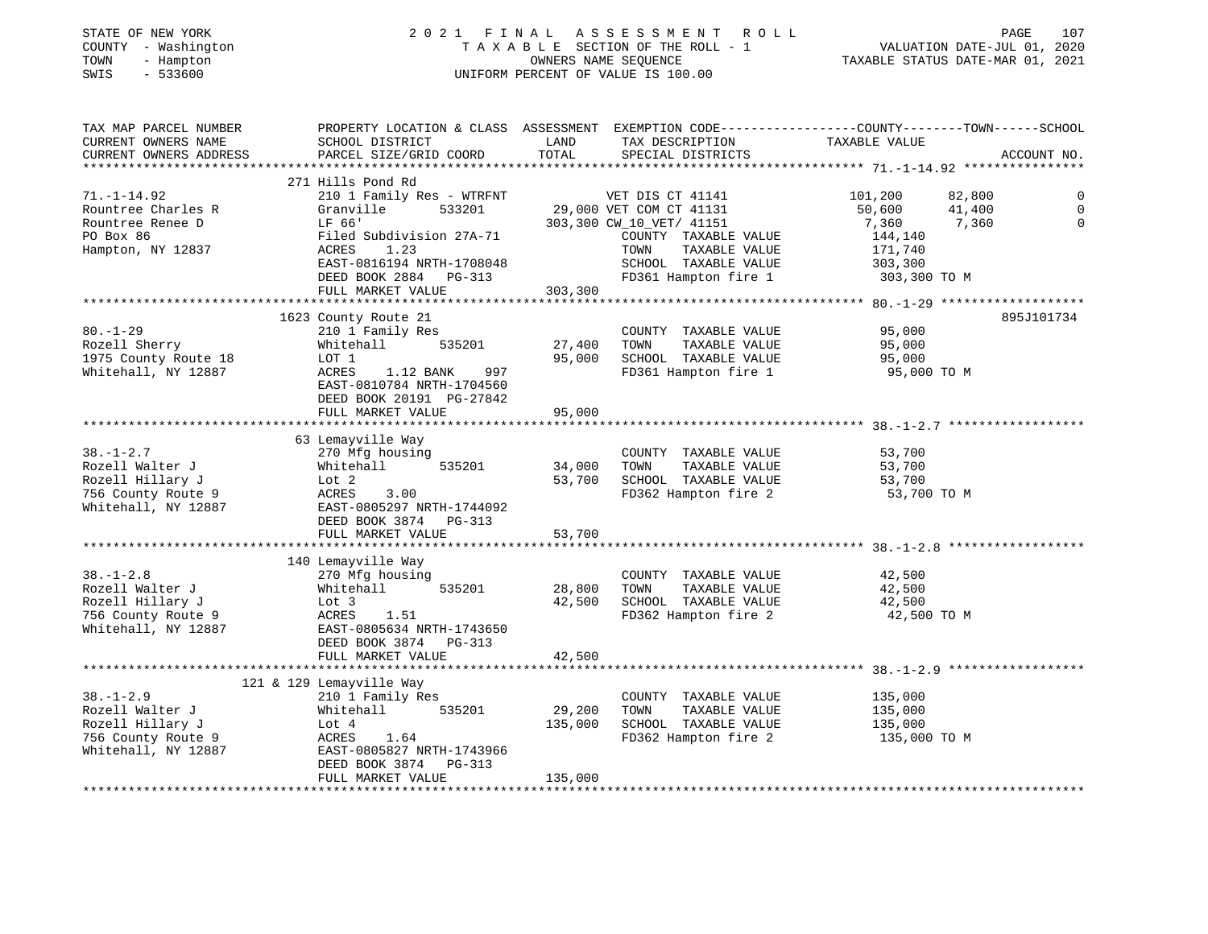STATE OF NEW YORK
COUNTY - Washington
TOWN - Hampton
SWIS - 533600

# 2021 FINAL ASSESSMENT ROLL
TAXABLE SECTION OF THE ROLL - 1
OWNERS NAME SEQUENCE
UNIFORM PERCENT OF VALUE IS 100.00

VALUATION DATE-JUL 01, 2020
TAXABLE STATUS DATE-MAR 01, 2021

```
TAX MAP PARCEL NUMBER          PROPERTY LOCATION & CLASS  ASSESSMENT  EXEMPTION CODE------------------COUNTY--------TOWN------SCHOOL
CURRENT OWNERS NAME            SCHOOL DISTRICT              LAND       TAX DESCRIPTION              TAXABLE VALUE
CURRENT OWNERS ADDRESS         PARCEL SIZE/GRID COORD       TOTAL      SPECIAL DISTRICTS                                       ACCOUNT NO.
******************************************************************************************************* 71.-1-14.92 ****************
                               271 Hills Pond Rd
71.-1-14.92                    210 1 Family Res - WTRFNT          VET DIS CT 41141          101,200       82,800              0
Rountree Charles R             Granville        533201      29,000 VET COM CT 41131           50,600       41,400              0
Rountree Renee D               LF 66'                      303,300 CW_10_VET/ 41151             7,360        7,360              0
PO Box 86                      Filed Subdivision 27A-71             COUNTY  TAXABLE VALUE        144,140
Hampton, NY 12837              ACRES     1.23                       TOWN    TAXABLE VALUE        171,740
                               EAST-0816194 NRTH-1708048            SCHOOL  TAXABLE VALUE        303,300
                               DEED BOOK 2884   PG-313              FD361 Hampton fire 1          303,300 TO M
                               FULL MARKET VALUE           303,300
******************************************************************************************************* 80.-1-29 *******************
                               1623 County Route 21                                                                  895J101734
80.-1-29                       210 1 Family Res                     COUNTY  TAXABLE VALUE         95,000
Rozell Sherry                  Whitehall        535201      27,400  TOWN    TAXABLE VALUE         95,000
1975 County Route 18           LOT 1                        95,000  SCHOOL  TAXABLE VALUE         95,000
Whitehall, NY 12887            ACRES     1.12 BANK    997           FD361 Hampton fire 1           95,000 TO M
                               EAST-0810784 NRTH-1704560
                               DEED BOOK 20191  PG-27842
                               FULL MARKET VALUE            95,000
******************************************************************************************************* 38.-1-2.7 ******************
                               63 Lemayville Way
38.-1-2.7                      270 Mfg housing                      COUNTY  TAXABLE VALUE         53,700
Rozell Walter J                Whitehall        535201      34,000  TOWN    TAXABLE VALUE         53,700
Rozell Hillary J               Lot 2                        53,700  SCHOOL  TAXABLE VALUE         53,700
756 County Route 9             ACRES     3.00                       FD362 Hampton fire 2           53,700 TO M
Whitehall, NY 12887            EAST-0805297 NRTH-1744092
                               DEED BOOK 3874   PG-313
                               FULL MARKET VALUE            53,700
******************************************************************************************************* 38.-1-2.8 ******************
                               140 Lemayville Way
38.-1-2.8                      270 Mfg housing                      COUNTY  TAXABLE VALUE         42,500
Rozell Walter J                Whitehall        535201      28,800  TOWN    TAXABLE VALUE         42,500
Rozell Hillary J               Lot 3                        42,500  SCHOOL  TAXABLE VALUE         42,500
756 County Route 9             ACRES     1.51                       FD362 Hampton fire 2           42,500 TO M
Whitehall, NY 12887            EAST-0805634 NRTH-1743650
                               DEED BOOK 3874   PG-313
                               FULL MARKET VALUE            42,500
******************************************************************************************************* 38.-1-2.9 ******************
                               121 & 129 Lemayville Way
38.-1-2.9                      210 1 Family Res                     COUNTY  TAXABLE VALUE        135,000
Rozell Walter J                Whitehall        535201      29,200  TOWN    TAXABLE VALUE        135,000
Rozell Hillary J               Lot 4                       135,000  SCHOOL  TAXABLE VALUE        135,000
756 County Route 9             ACRES     1.64                       FD362 Hampton fire 2          135,000 TO M
Whitehall, NY 12887            EAST-0805827 NRTH-1743966
                               DEED BOOK 3874   PG-313
                               FULL MARKET VALUE           135,000
************************************************************************************************************************************
```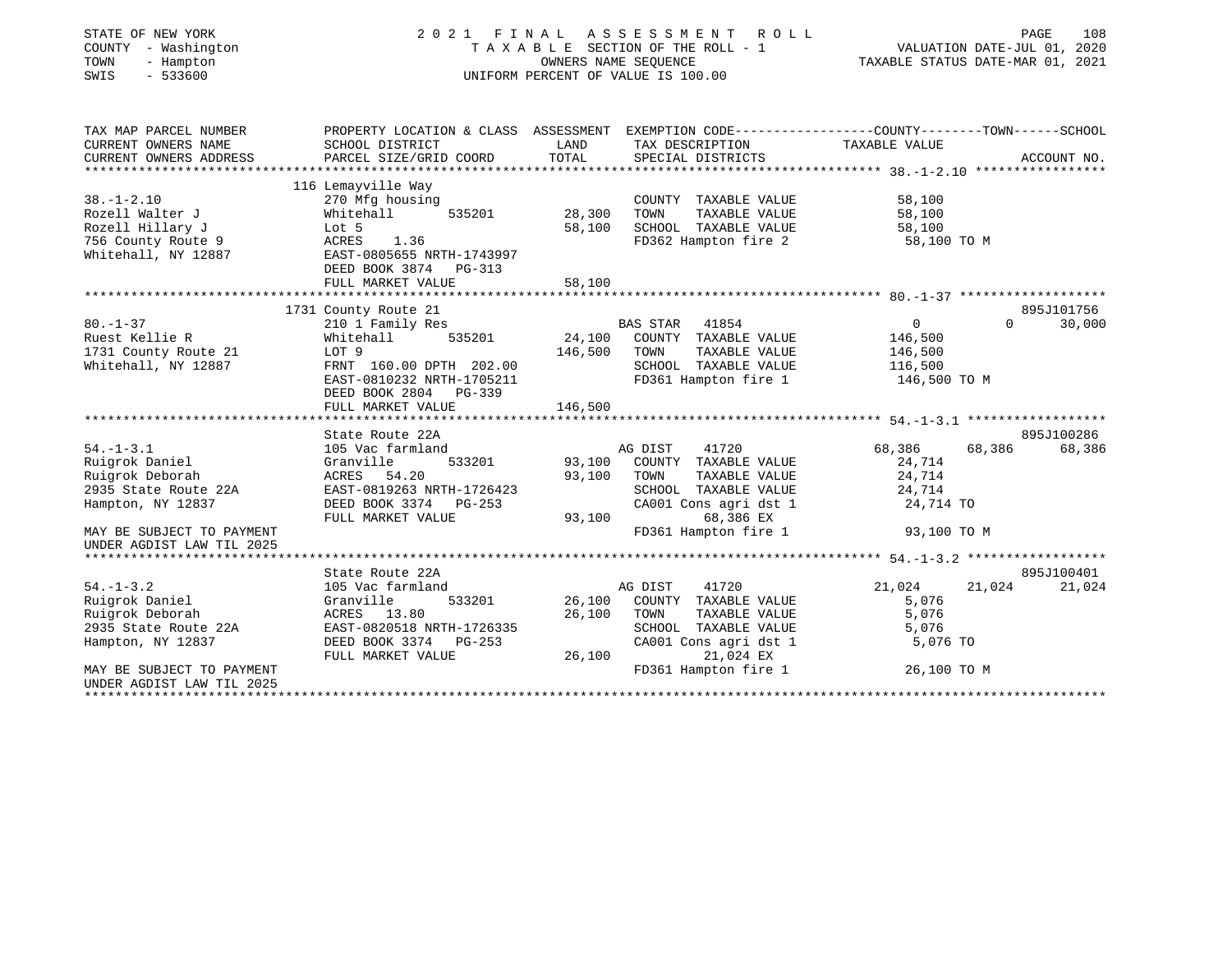STATE OF NEW YORK
COUNTY - Washington
TOWN - Hampton
SWIS - 533600

# 2021 FINAL ASSESSMENT ROLL

TAXABLE SECTION OF THE ROLL - 1
OWNERS NAME SEQUENCE
UNIFORM PERCENT OF VALUE IS 100.00

VALUATION DATE-JUL 01, 2020
TAXABLE STATUS DATE-MAR 01, 2021

```
TAX MAP PARCEL NUMBER     PROPERTY LOCATION & CLASS  ASSESSMENT  EXEMPTION CODE-----------------COUNTY--------TOWN------SCHOOL
CURRENT OWNERS NAME       SCHOOL DISTRICT               LAND      TAX DESCRIPTION              TAXABLE VALUE
CURRENT OWNERS ADDRESS    PARCEL SIZE/GRID COORD        TOTAL     SPECIAL DISTRICTS                                       ACCOUNT NO.
******************************************************************************************************* 38.-1-2.10 *****************
                          116 Lemayville Way
38.-1-2.10                270 Mfg housing                          COUNTY  TAXABLE VALUE           58,100
Rozell Walter J           Whitehall         535201      28,300    TOWN    TAXABLE VALUE            58,100
Rozell Hillary J          Lot 5                         58,100    SCHOOL  TAXABLE VALUE            58,100
756 County Route 9        ACRES    1.36                           FD362 Hampton fire 2              58,100 TO M
Whitehall, NY 12887       EAST-0805655 NRTH-1743997
                          DEED BOOK 3874   PG-313
                          FULL MARKET VALUE             58,100
******************************************************************************************************* 80.-1-37 *******************
                          1731 County Route 21                                                                         895J101756
80.-1-37                  210 1 Family Res                        BAS STAR   41854                  0             0        30,000
Ruest Kellie R            Whitehall         535201      24,100    COUNTY  TAXABLE VALUE           146,500
1731 County Route 21      LOT 9                        146,500    TOWN    TAXABLE VALUE           146,500
Whitehall, NY 12887       FRNT 160.00 DPTH 202.00                 SCHOOL  TAXABLE VALUE           116,500
                          EAST-0810232 NRTH-1705211               FD361 Hampton fire 1             146,500 TO M
                          DEED BOOK 2804   PG-339
                          FULL MARKET VALUE            146,500
******************************************************************************************************* 54.-1-3.1 ******************
                          State Route 22A                                                                              895J100286
54.-1-3.1                 105 Vac farmland                        AG DIST    41720               68,386       68,386       68,386
Ruigrok Daniel            Granville         533201      93,100    COUNTY  TAXABLE VALUE            24,714
Ruigrok Deborah           ACRES   54.20                 93,100    TOWN    TAXABLE VALUE            24,714
2935 State Route 22A      EAST-0819263 NRTH-1726423               SCHOOL  TAXABLE VALUE            24,714
Hampton, NY 12837         DEED BOOK 3374   PG-253                 CA001 Cons agri dst 1             24,714 TO
                          FULL MARKET VALUE             93,100         68,386 EX
MAY BE SUBJECT TO PAYMENT                                         FD361 Hampton fire 1              93,100 TO M
UNDER AGDIST LAW TIL 2025
******************************************************************************************************* 54.-1-3.2 ******************
                          State Route 22A                                                                              895J100401
54.-1-3.2                 105 Vac farmland                        AG DIST    41720               21,024       21,024       21,024
Ruigrok Daniel            Granville         533201      26,100    COUNTY  TAXABLE VALUE             5,076
Ruigrok Deborah           ACRES   13.80                 26,100    TOWN    TAXABLE VALUE             5,076
2935 State Route 22A      EAST-0820518 NRTH-1726335               SCHOOL  TAXABLE VALUE             5,076
Hampton, NY 12837         DEED BOOK 3374   PG-253                 CA001 Cons agri dst 1              5,076 TO
                          FULL MARKET VALUE             26,100         21,024 EX
MAY BE SUBJECT TO PAYMENT                                         FD361 Hampton fire 1              26,100 TO M
UNDER AGDIST LAW TIL 2025
************************************************************************************************************************************
```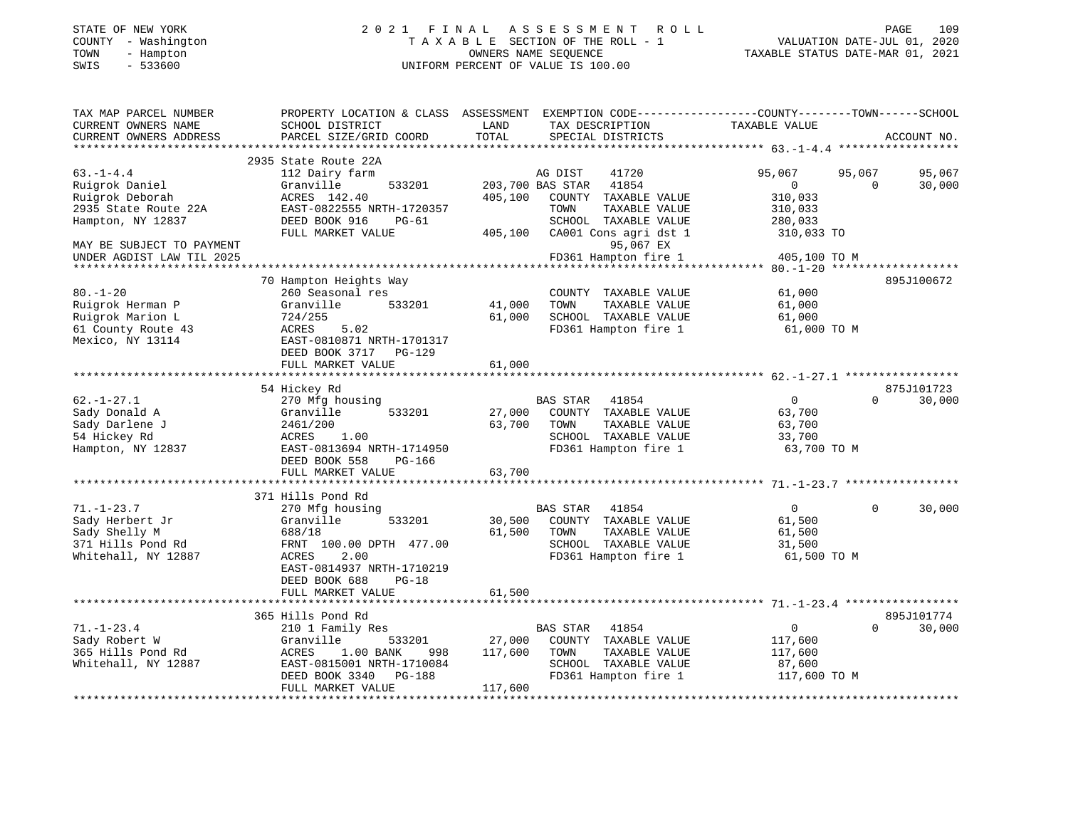STATE OF NEW YORK — 2021 FINAL ASSESSMENT ROLL
COUNTY - Washington — TAXABLE SECTION OF THE ROLL - 1 — VALUATION DATE-JUL 01, 2020
TOWN - Hampton — OWNERS NAME SEQUENCE — TAXABLE STATUS DATE-MAR 01, 2021
SWIS - 533600 — UNIFORM PERCENT OF VALUE IS 100.00

| TAX MAP PARCEL NUMBER / CURRENT OWNERS NAME / CURRENT OWNERS ADDRESS | PROPERTY LOCATION & CLASS / SCHOOL DISTRICT / PARCEL SIZE/GRID COORD | LAND / TOTAL | EXEMPTION CODE / TAX DESCRIPTION / SPECIAL DISTRICTS | COUNTY TAXABLE VALUE | TOWN | SCHOOL / ACCOUNT NO. |
|---|---|---|---|---|---|---|
| 63.-1-4.4 | 2935 State Route 22A | | | | | |
| | 112 Dairy farm | | AG DIST 41720 | 95,067 | 95,067 | 95,067 |
| Ruigrok Daniel | Granville 533201 | 203,700 | BAS STAR 41854 | 0 | 0 | 30,000 |
| Ruigrok Deborah | ACRES 142.40 | 405,100 | COUNTY TAXABLE VALUE | 310,033 | | |
| 2935 State Route 22A | EAST-0822555 NRTH-1720357 | | TOWN TAXABLE VALUE | 310,033 | | |
| Hampton, NY 12837 | DEED BOOK 916 PG-61 | | SCHOOL TAXABLE VALUE | 280,033 | | |
| | FULL MARKET VALUE | 405,100 | CA001 Cons agri dst 1 | 310,033 TO | | |
| MAY BE SUBJECT TO PAYMENT | | | 95,067 EX | | | |
| UNDER AGDIST LAW TIL 2025 | | | FD361 Hampton fire 1 | 405,100 TO M | | |
| 80.-1-20 | 70 Hampton Heights Way | | | | | 895J100672 |
| | 260 Seasonal res | | COUNTY TAXABLE VALUE | 61,000 | | |
| Ruigrok Herman P | Granville 533201 | 41,000 | TOWN TAXABLE VALUE | 61,000 | | |
| Ruigrok Marion L | 724/255 | 61,000 | SCHOOL TAXABLE VALUE | 61,000 | | |
| 61 County Route 43 | ACRES 5.02 | | FD361 Hampton fire 1 | 61,000 TO M | | |
| Mexico, NY 13114 | EAST-0810871 NRTH-1701317 | | | | | |
| | DEED BOOK 3717 PG-129 | | | | | |
| | FULL MARKET VALUE | 61,000 | | | | |
| 62.-1-27.1 | 54 Hickey Rd | | | | | 875J101723 |
| | 270 Mfg housing | | BAS STAR 41854 | 0 | 0 | 30,000 |
| Sady Donald A | Granville 533201 | 27,000 | COUNTY TAXABLE VALUE | 63,700 | | |
| Sady Darlene J | 2461/200 | 63,700 | TOWN TAXABLE VALUE | 63,700 | | |
| 54 Hickey Rd | ACRES 1.00 | | SCHOOL TAXABLE VALUE | 33,700 | | |
| Hampton, NY 12837 | EAST-0813694 NRTH-1714950 | | FD361 Hampton fire 1 | 63,700 TO M | | |
| | DEED BOOK 558 PG-166 | | | | | |
| | FULL MARKET VALUE | 63,700 | | | | |
| 71.-1-23.7 | 371 Hills Pond Rd | | | | | |
| | 270 Mfg housing | | BAS STAR 41854 | 0 | 0 | 30,000 |
| Sady Herbert Jr | Granville 533201 | 30,500 | COUNTY TAXABLE VALUE | 61,500 | | |
| Sady Shelly M | 688/18 | 61,500 | TOWN TAXABLE VALUE | 61,500 | | |
| 371 Hills Pond Rd | FRNT 100.00 DPTH 477.00 | | SCHOOL TAXABLE VALUE | 31,500 | | |
| Whitehall, NY 12887 | ACRES 2.00 | | FD361 Hampton fire 1 | 61,500 TO M | | |
| | EAST-0814937 NRTH-1710219 | | | | | |
| | DEED BOOK 688 PG-18 | | | | | |
| | FULL MARKET VALUE | 61,500 | | | | |
| 71.-1-23.4 | 365 Hills Pond Rd | | | | | 895J101774 |
| | 210 1 Family Res | | BAS STAR 41854 | 0 | 0 | 30,000 |
| Sady Robert W | Granville 533201 | 27,000 | COUNTY TAXABLE VALUE | 117,600 | | |
| 365 Hills Pond Rd | ACRES 1.00 BANK 998 | 117,600 | TOWN TAXABLE VALUE | 117,600 | | |
| Whitehall, NY 12887 | EAST-0815001 NRTH-1710084 | | SCHOOL TAXABLE VALUE | 87,600 | | |
| | DEED BOOK 3340 PG-188 | | FD361 Hampton fire 1 | 117,600 TO M | | |
| | FULL MARKET VALUE | 117,600 | | | | |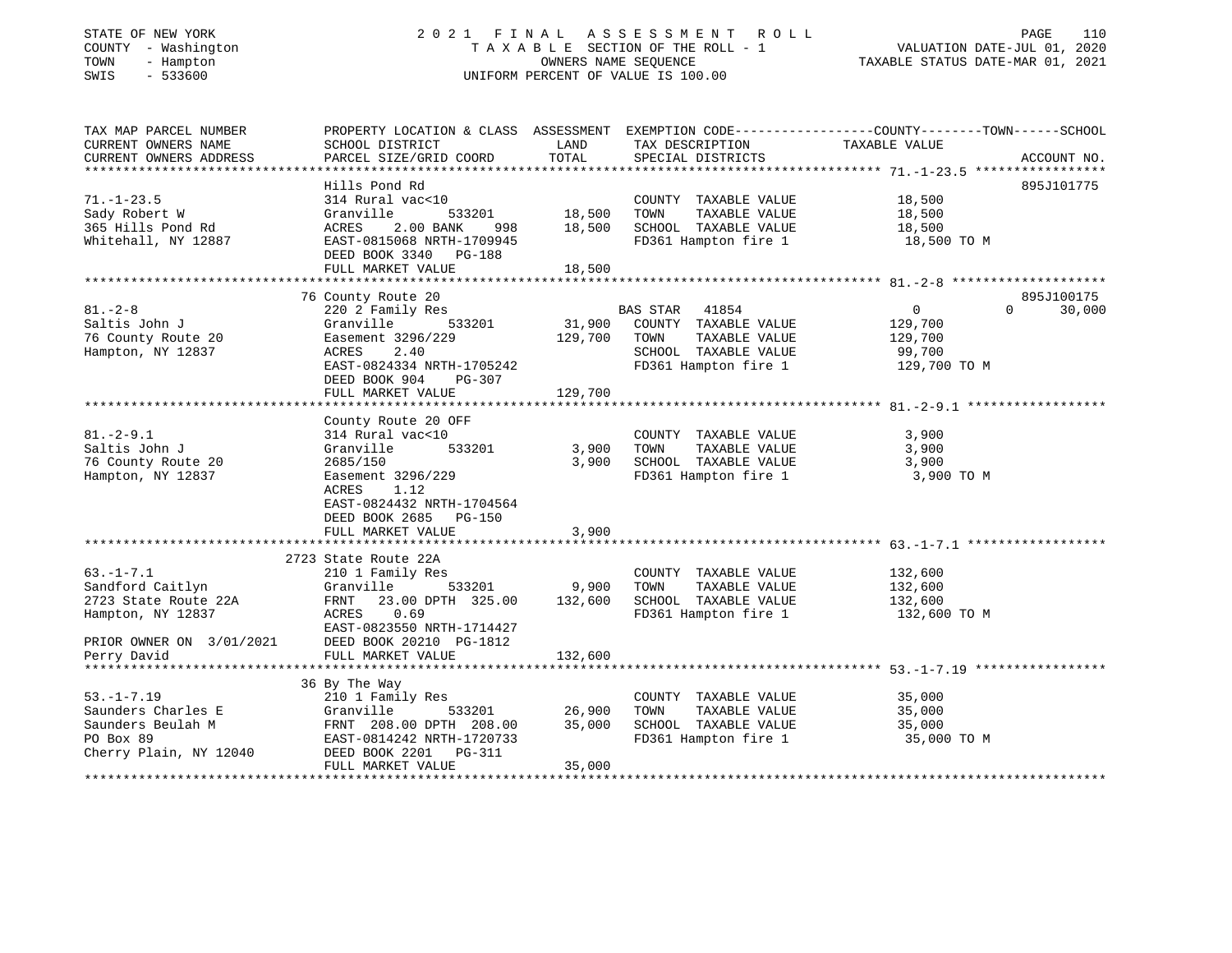STATE OF NEW YORK — 2021 FINAL ASSESSMENT ROLL — PAGE 110
COUNTY - Washington — TAXABLE SECTION OF THE ROLL - 1 — VALUATION DATE-JUL 01, 2020
TOWN - Hampton — OWNERS NAME SEQUENCE — TAXABLE STATUS DATE-MAR 01, 2021
SWIS - 533600 — UNIFORM PERCENT OF VALUE IS 100.00

| TAX MAP PARCEL NUMBER / CURRENT OWNERS NAME / CURRENT OWNERS ADDRESS | PROPERTY LOCATION & CLASS / SCHOOL DISTRICT / PARCEL SIZE/GRID COORD | ASSESSMENT LAND | TOTAL | EXEMPTION CODE / TAX DESCRIPTION / SPECIAL DISTRICTS | COUNTY--------TOWN------SCHOOL TAXABLE VALUE | ACCOUNT NO. |
|---|---|---|---|---|---|---|
| **71.-1-23.5** | Hills Pond Rd | | | | | 895J101775 |
| 71.-1-23.5 | 314 Rural vac<10 | | | COUNTY TAXABLE VALUE | 18,500 | |
| Sady Robert W | Granville 533201 | 18,500 | | TOWN TAXABLE VALUE | 18,500 | |
| 365 Hills Pond Rd | ACRES 2.00 BANK 998 | | 18,500 | SCHOOL TAXABLE VALUE | 18,500 | |
| Whitehall, NY 12887 | EAST-0815068 NRTH-1709945 | | | FD361 Hampton fire 1 | 18,500 TO M | |
| | DEED BOOK 3340 PG-188 | | | | | |
| | FULL MARKET VALUE | | 18,500 | | | |
| **81.-2-8** | 76 County Route 20 | | | | | 895J100175 |
| 81.-2-8 | 220 2 Family Res | | | BAS STAR 41854 | 0 0 30,000 | |
| Saltis John J | Granville 533201 | 31,900 | | COUNTY TAXABLE VALUE | 129,700 | |
| 76 County Route 20 | Easement 3296/229 | | 129,700 | TOWN TAXABLE VALUE | 129,700 | |
| Hampton, NY 12837 | ACRES 2.40 | | | SCHOOL TAXABLE VALUE | 99,700 | |
| | EAST-0824334 NRTH-1705242 | | | FD361 Hampton fire 1 | 129,700 TO M | |
| | DEED BOOK 904 PG-307 | | | | | |
| | FULL MARKET VALUE | | 129,700 | | | |
| **81.-2-9.1** | County Route 20 OFF | | | | | |
| 81.-2-9.1 | 314 Rural vac<10 | | | COUNTY TAXABLE VALUE | 3,900 | |
| Saltis John J | Granville 533201 | 3,900 | | TOWN TAXABLE VALUE | 3,900 | |
| 76 County Route 20 | 2685/150 | | 3,900 | SCHOOL TAXABLE VALUE | 3,900 | |
| Hampton, NY 12837 | Easement 3296/229 | | | FD361 Hampton fire 1 | 3,900 TO M | |
| | ACRES 1.12 | | | | | |
| | EAST-0824432 NRTH-1704564 | | | | | |
| | DEED BOOK 2685 PG-150 | | | | | |
| | FULL MARKET VALUE | | 3,900 | | | |
| **63.-1-7.1** | 2723 State Route 22A | | | | | |
| 63.-1-7.1 | 210 1 Family Res | | | COUNTY TAXABLE VALUE | 132,600 | |
| Sandford Caitlyn | Granville 533201 | 9,900 | | TOWN TAXABLE VALUE | 132,600 | |
| 2723 State Route 22A | FRNT 23.00 DPTH 325.00 | | 132,600 | SCHOOL TAXABLE VALUE | 132,600 | |
| Hampton, NY 12837 | ACRES 0.69 | | | FD361 Hampton fire 1 | 132,600 TO M | |
| | EAST-0823550 NRTH-1714427 | | | | | |
| PRIOR OWNER ON 3/01/2021 | DEED BOOK 20210 PG-1812 | | | | | |
| Perry David | FULL MARKET VALUE | | 132,600 | | | |
| **53.-1-7.19** | 36 By The Way | | | | | |
| 53.-1-7.19 | 210 1 Family Res | | | COUNTY TAXABLE VALUE | 35,000 | |
| Saunders Charles E | Granville 533201 | 26,900 | | TOWN TAXABLE VALUE | 35,000 | |
| Saunders Beulah M | FRNT 208.00 DPTH 208.00 | | 35,000 | SCHOOL TAXABLE VALUE | 35,000 | |
| PO Box 89 | EAST-0814242 NRTH-1720733 | | | FD361 Hampton fire 1 | 35,000 TO M | |
| Cherry Plain, NY 12040 | DEED BOOK 2201 PG-311 | | | | | |
| | FULL MARKET VALUE | | 35,000 | | | |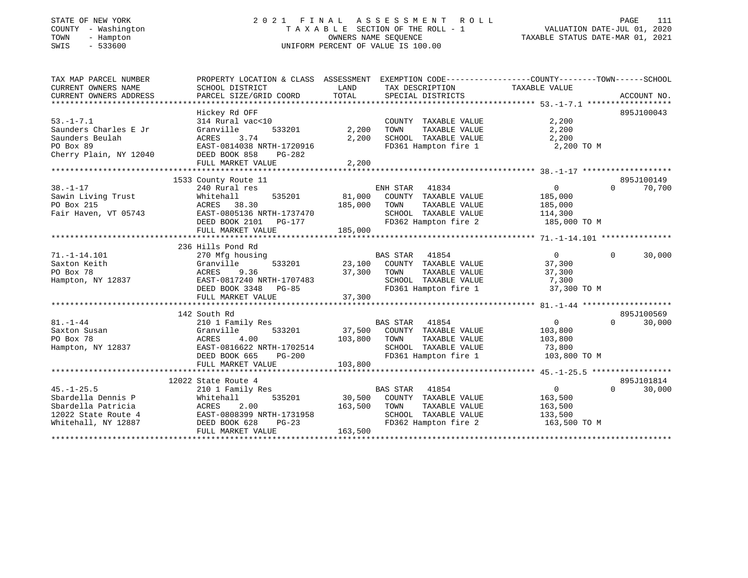STATE OF NEW YORK
COUNTY - Washington
TOWN - Hampton
SWIS - 533600

# 2021 FINAL ASSESSMENT ROLL

TAXABLE SECTION OF THE ROLL - 1
OWNERS NAME SEQUENCE
UNIFORM PERCENT OF VALUE IS 100.00

VALUATION DATE-JUL 01, 2020
TAXABLE STATUS DATE-MAR 01, 2021

| TAX MAP PARCEL NUMBER / CURRENT OWNERS NAME / CURRENT OWNERS ADDRESS | PROPERTY LOCATION & CLASS / SCHOOL DISTRICT / PARCEL SIZE/GRID COORD | ASSESSMENT LAND | TOTAL | EXEMPTION CODE / TAX DESCRIPTION / SPECIAL DISTRICTS | COUNTY TAXABLE VALUE | TOWN | SCHOOL | ACCOUNT NO. |
|---|---|---|---|---|---|---|---|---|
| **53.-1-7.1** | Hickey Rd OFF | | | | | | | 895J100043 |
| Saunders Charles E Jr | 314 Rural vac<10 | | | COUNTY TAXABLE VALUE | 2,200 | | | |
| Saunders Beulah | Granville 533201 | 2,200 | | TOWN TAXABLE VALUE | 2,200 | | | |
| PO Box 89 | ACRES 3.74 | | 2,200 | SCHOOL TAXABLE VALUE | 2,200 | | | |
| Cherry Plain, NY 12040 | EAST-0814038 NRTH-1720916 | | | FD361 Hampton fire 1 | 2,200 TO M | | | |
| | DEED BOOK 858 PG-282 | | | | | | | |
| | FULL MARKET VALUE | | 2,200 | | | | | |
| **38.-1-17** | 1533 County Route 11 | | | | | | | 895J100149 |
| Sawin Living Trust | 240 Rural res | | | ENH STAR 41834 | 0 | 0 | 70,700 | |
| PO Box 215 | Whitehall 535201 | 81,000 | | COUNTY TAXABLE VALUE | 185,000 | | | |
| Fair Haven, VT 05743 | ACRES 38.30 | | 185,000 | TOWN TAXABLE VALUE | 185,000 | | | |
| | EAST-0805136 NRTH-1737470 | | | SCHOOL TAXABLE VALUE | 114,300 | | | |
| | DEED BOOK 2101 PG-177 | | | FD362 Hampton fire 2 | 185,000 TO M | | | |
| | FULL MARKET VALUE | | 185,000 | | | | | |
| **71.-1-14.101** | 236 Hills Pond Rd | | | | | | | |
| Saxton Keith | 270 Mfg housing | | | BAS STAR 41854 | 0 | 0 | 30,000 | |
| PO Box 78 | Granville 533201 | 23,100 | | COUNTY TAXABLE VALUE | 37,300 | | | |
| Hampton, NY 12837 | ACRES 9.36 | | 37,300 | TOWN TAXABLE VALUE | 37,300 | | | |
| | EAST-0817240 NRTH-1707483 | | | SCHOOL TAXABLE VALUE | 7,300 | | | |
| | DEED BOOK 3348 PG-85 | | | FD361 Hampton fire 1 | 37,300 TO M | | | |
| | FULL MARKET VALUE | | 37,300 | | | | | |
| **81.-1-44** | 142 South Rd | | | | | | | 895J100569 |
| Saxton Susan | 210 1 Family Res | | | BAS STAR 41854 | 0 | 0 | 30,000 | |
| PO Box 78 | Granville 533201 | 37,500 | | COUNTY TAXABLE VALUE | 103,800 | | | |
| Hampton, NY 12837 | ACRES 4.00 | | 103,800 | TOWN TAXABLE VALUE | 103,800 | | | |
| | EAST-0816622 NRTH-1702514 | | | SCHOOL TAXABLE VALUE | 73,800 | | | |
| | DEED BOOK 665 PG-200 | | | FD361 Hampton fire 1 | 103,800 TO M | | | |
| | FULL MARKET VALUE | | 103,800 | | | | | |
| **45.-1-25.5** | 12022 State Route 4 | | | | | | | 895J101814 |
| Sbardella Dennis P | 210 1 Family Res | | | BAS STAR 41854 | 0 | 0 | 30,000 | |
| Sbardella Patricia | Whitehall 535201 | 30,500 | | COUNTY TAXABLE VALUE | 163,500 | | | |
| 12022 State Route 4 | ACRES 2.00 | | 163,500 | TOWN TAXABLE VALUE | 163,500 | | | |
| Whitehall, NY 12887 | EAST-0808399 NRTH-1731958 | | | SCHOOL TAXABLE VALUE | 133,500 | | | |
| | DEED BOOK 628 PG-23 | | | FD362 Hampton fire 2 | 163,500 TO M | | | |
| | FULL MARKET VALUE | | 163,500 | | | | | |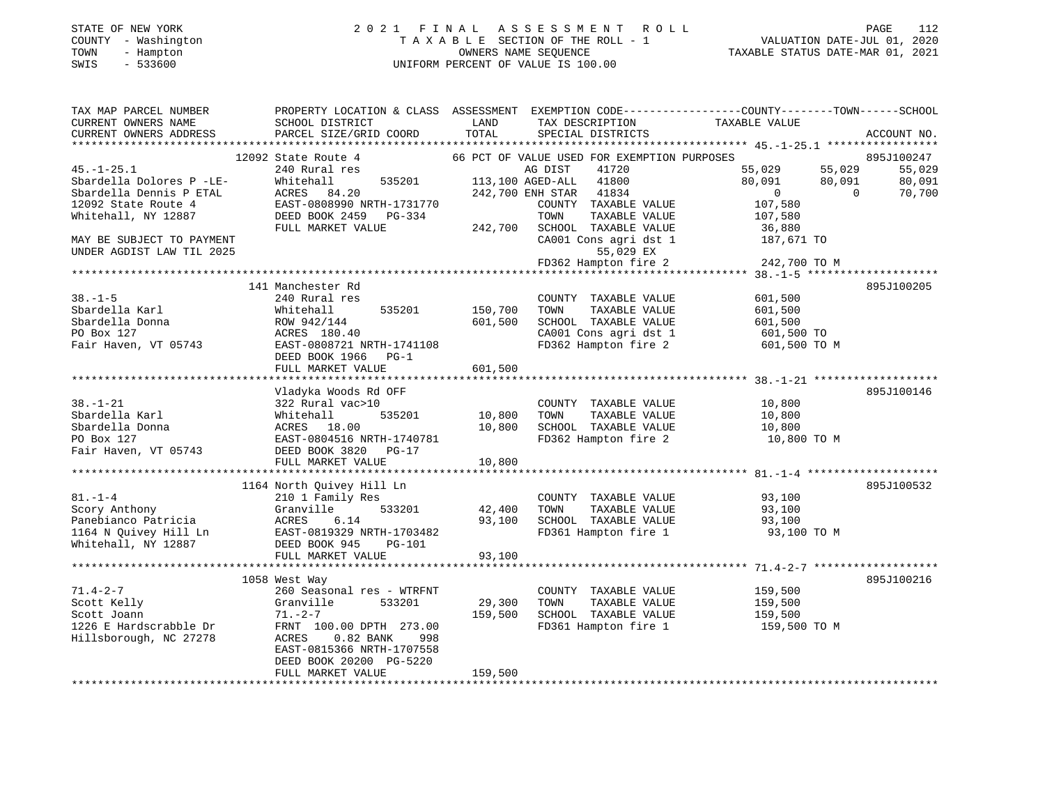STATE OF NEW YORK
COUNTY - Washington
TOWN - Hampton
SWIS - 533600

# 2021 FINAL ASSESSMENT ROLL
TAXABLE SECTION OF THE ROLL - 1
OWNERS NAME SEQUENCE
UNIFORM PERCENT OF VALUE IS 100.00

VALUATION DATE-JUL 01, 2020
TAXABLE STATUS DATE-MAR 01, 2021

```
TAX MAP PARCEL NUMBER          PROPERTY LOCATION & CLASS  ASSESSMENT  EXEMPTION CODE-----------------COUNTY--------TOWN------SCHOOL
CURRENT OWNERS NAME            SCHOOL DISTRICT              LAND       TAX DESCRIPTION              TAXABLE VALUE
CURRENT OWNERS ADDRESS         PARCEL SIZE/GRID COORD       TOTAL      SPECIAL DISTRICTS                                        ACCOUNT NO.
*********************************************************************************************** 45.-1-25.1 *****************
                    12092 State Route 4           66 PCT OF VALUE USED FOR EXEMPTION PURPOSES                          895J100247
45.-1-25.1                 240 Rural res                       AG DIST     41720           55,029      55,029      55,029
Sbardella Dolores P -LE-   Whitehall       535201   113,100 AGED-ALL    41800           80,091      80,091      80,091
Sbardella Dennis P ETAL    ACRES   84.20            242,700 ENH STAR    41834                0           0      70,700
12092 State Route 4        EAST-0808990 NRTH-1731770          COUNTY  TAXABLE VALUE          107,580
Whitehall, NY 12887        DEED BOOK 2459   PG-334            TOWN    TAXABLE VALUE          107,580
                           FULL MARKET VALUE        242,700   SCHOOL  TAXABLE VALUE           36,880
MAY BE SUBJECT TO PAYMENT                                     CA001 Cons agri dst 1          187,671 TO
UNDER AGDIST LAW TIL 2025                                          55,029 EX
                                                              FD362 Hampton fire 2           242,700 TO M
*********************************************************************************************** 38.-1-5 ********************
                    141 Manchester Rd                                                                            895J100205
38.-1-5                    240 Rural res                      COUNTY  TAXABLE VALUE          601,500
Sbardella Karl             Whitehall       535201   150,700   TOWN    TAXABLE VALUE          601,500
Sbardella Donna            ROW 942/144              601,500   SCHOOL  TAXABLE VALUE          601,500
PO Box 127                 ACRES  180.40                      CA001 Cons agri dst 1          601,500 TO
Fair Haven, VT 05743       EAST-0808721 NRTH-1741108          FD362 Hampton fire 2           601,500 TO M
                           DEED BOOK 1966   PG-1
                           FULL MARKET VALUE        601,500
*********************************************************************************************** 38.-1-21 *******************
                    Vladyka Woods Rd OFF                                                                         895J100146
38.-1-21                   322 Rural vac>10                   COUNTY  TAXABLE VALUE           10,800
Sbardella Karl             Whitehall       535201    10,800   TOWN    TAXABLE VALUE           10,800
Sbardella Donna            ACRES   18.00             10,800   SCHOOL  TAXABLE VALUE           10,800
PO Box 127                 EAST-0804516 NRTH-1740781          FD362 Hampton fire 2            10,800 TO M
Fair Haven, VT 05743       DEED BOOK 3820   PG-17
                           FULL MARKET VALUE         10,800
*********************************************************************************************** 81.-1-4 ********************
                    1164 North Quivey Hill Ln                                                                    895J100532
81.-1-4                    210 1 Family Res                   COUNTY  TAXABLE VALUE           93,100
Scory Anthony              Granville       533201    42,400   TOWN    TAXABLE VALUE           93,100
Panebianco Patricia        ACRES    6.14             93,100   SCHOOL  TAXABLE VALUE           93,100
1164 N Quivey Hill Ln      EAST-0819329 NRTH-1703482          FD361 Hampton fire 1            93,100 TO M
Whitehall, NY 12887        DEED BOOK 945    PG-101
                           FULL MARKET VALUE         93,100
*********************************************************************************************** 71.4-2-7 *******************
                    1058 West Way                                                                                895J100216
71.4-2-7                   260 Seasonal res - WTRFNT          COUNTY  TAXABLE VALUE          159,500
Scott Kelly                Granville       533201    29,300   TOWN    TAXABLE VALUE          159,500
Scott Joann                71.-2-7                  159,500   SCHOOL  TAXABLE VALUE          159,500
1226 E Hardscrabble Dr     FRNT 100.00 DPTH 273.00            FD361 Hampton fire 1           159,500 TO M
Hillsborough, NC 27278     ACRES    0.82 BANK     998
                           EAST-0815366 NRTH-1707558
                           DEED BOOK 20200 PG-5220
                           FULL MARKET VALUE        159,500
****************************************************************************************************************************
```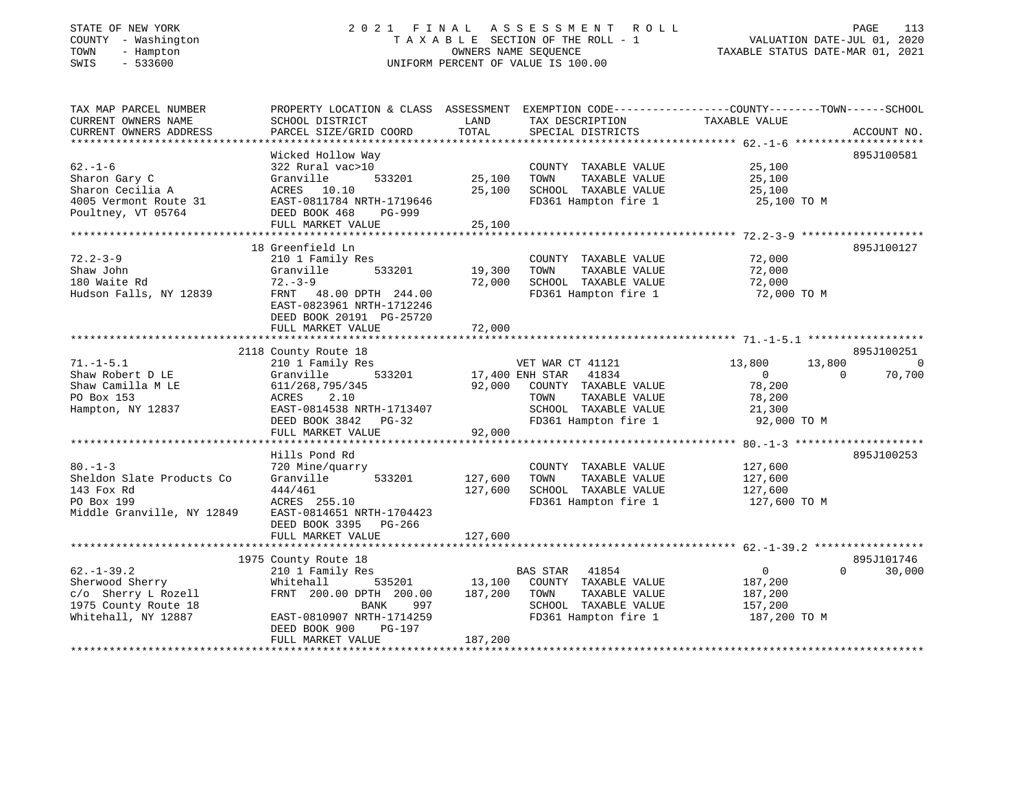STATE OF NEW YORK
COUNTY - Washington
TOWN - Hampton
SWIS - 533600

# 2021 FINAL ASSESSMENT ROLL

TAXABLE SECTION OF THE ROLL - 1
OWNERS NAME SEQUENCE
UNIFORM PERCENT OF VALUE IS 100.00

VALUATION DATE-JUL 01, 2020
TAXABLE STATUS DATE-MAR 01, 2021

| TAX MAP PARCEL NUMBER / CURRENT OWNERS NAME / CURRENT OWNERS ADDRESS | PROPERTY LOCATION & CLASS / SCHOOL DISTRICT / PARCEL SIZE/GRID COORD | ASSESSMENT LAND | TOTAL | EXEMPTION CODE / TAX DESCRIPTION / SPECIAL DISTRICTS | COUNTY TAXABLE VALUE | TOWN | SCHOOL | ACCOUNT NO. |
|---|---|---|---|---|---|---|---|---|
| 62.-1-6 | Wicked Hollow Way | | | | | | | 895J100581 |
| | 322 Rural vac>10 | | | COUNTY TAXABLE VALUE | 25,100 | | | |
| Sharon Gary C | Granville 533201 | 25,100 | | TOWN TAXABLE VALUE | 25,100 | | | |
| Sharon Cecilia A | ACRES 10.10 | | 25,100 | SCHOOL TAXABLE VALUE | 25,100 | | | |
| 4005 Vermont Route 31 | EAST-0811784 NRTH-1719646 | | | FD361 Hampton fire 1 | 25,100 TO M | | | |
| Poultney, VT 05764 | DEED BOOK 468 PG-999 | | | | | | | |
| | FULL MARKET VALUE | | 25,100 | | | | | |
| 72.2-3-9 | 18 Greenfield Ln | | | | | | | 895J100127 |
| | 210 1 Family Res | | | COUNTY TAXABLE VALUE | 72,000 | | | |
| Shaw John | Granville 533201 | 19,300 | | TOWN TAXABLE VALUE | 72,000 | | | |
| 180 Waite Rd | 72.-3-9 | | 72,000 | SCHOOL TAXABLE VALUE | 72,000 | | | |
| Hudson Falls, NY 12839 | FRNT 48.00 DPTH 244.00 | | | FD361 Hampton fire 1 | 72,000 TO M | | | |
| | EAST-0823961 NRTH-1712246 | | | | | | | |
| | DEED BOOK 20191 PG-25720 | | | | | | | |
| | FULL MARKET VALUE | | 72,000 | | | | | |
| 71.-1-5.1 | 2118 County Route 18 | | | | | | | 895J100251 |
| | 210 1 Family Res | | | VET WAR CT 41121 | 13,800 | 13,800 | 0 | |
| Shaw Robert D LE | Granville 533201 | 17,400 | | ENH STAR 41834 | 0 | 0 | 70,700 | |
| Shaw Camilla M LE | 611/268,795/345 | | 92,000 | COUNTY TAXABLE VALUE | 78,200 | | | |
| PO Box 153 | ACRES 2.10 | | | TOWN TAXABLE VALUE | 78,200 | | | |
| Hampton, NY 12837 | EAST-0814538 NRTH-1713407 | | | SCHOOL TAXABLE VALUE | 21,300 | | | |
| | DEED BOOK 3842 PG-32 | | | FD361 Hampton fire 1 | 92,000 TO M | | | |
| | FULL MARKET VALUE | | 92,000 | | | | | |
| 80.-1-3 | Hills Pond Rd | | | | | | | 895J100253 |
| | 720 Mine/quarry | | | COUNTY TAXABLE VALUE | 127,600 | | | |
| Sheldon Slate Products Co | Granville 533201 | 127,600 | | TOWN TAXABLE VALUE | 127,600 | | | |
| 143 Fox Rd | 444/461 | | 127,600 | SCHOOL TAXABLE VALUE | 127,600 | | | |
| PO Box 199 | ACRES 255.10 | | | FD361 Hampton fire 1 | 127,600 TO M | | | |
| Middle Granville, NY 12849 | EAST-0814651 NRTH-1704423 | | | | | | | |
| | DEED BOOK 3395 PG-266 | | | | | | | |
| | FULL MARKET VALUE | | 127,600 | | | | | |
| 62.-1-39.2 | 1975 County Route 18 | | | | | | | 895J101746 |
| | 210 1 Family Res | | | BAS STAR 41854 | 0 | 0 | 30,000 | |
| Sherwood Sherry | Whitehall 535201 | 13,100 | | COUNTY TAXABLE VALUE | 187,200 | | | |
| c/o Sherry L Rozell | FRNT 200.00 DPTH 200.00 | | 187,200 | TOWN TAXABLE VALUE | 187,200 | | | |
| 1975 County Route 18 | BANK 997 | | | SCHOOL TAXABLE VALUE | 157,200 | | | |
| Whitehall, NY 12887 | EAST-0810907 NRTH-1714259 | | | FD361 Hampton fire 1 | 187,200 TO M | | | |
| | DEED BOOK 900 PG-197 | | | | | | | |
| | FULL MARKET VALUE | | 187,200 | | | | | |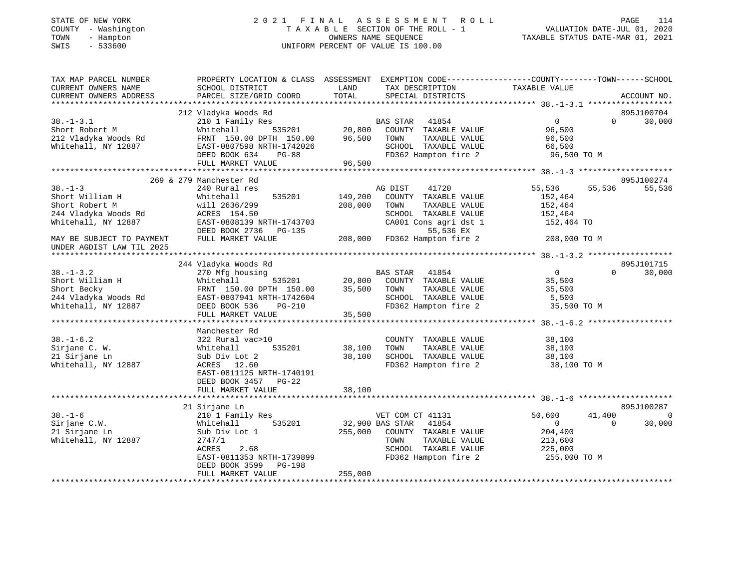STATE OF NEW YORK
COUNTY - Washington
TOWN - Hampton
SWIS - 533600

# 2021 FINAL ASSESSMENT ROLL

TAXABLE SECTION OF THE ROLL - 1
OWNERS NAME SEQUENCE
UNIFORM PERCENT OF VALUE IS 100.00

VALUATION DATE-JUL 01, 2020
TAXABLE STATUS DATE-MAR 01, 2021

| TAX MAP PARCEL NUMBER / CURRENT OWNERS NAME / CURRENT OWNERS ADDRESS | PROPERTY LOCATION & CLASS / SCHOOL DISTRICT / PARCEL SIZE/GRID COORD | ASSESSMENT LAND | TOTAL | EXEMPTION CODE / TAX DESCRIPTION / SPECIAL DISTRICTS | COUNTY TAXABLE VALUE | TOWN | SCHOOL | ACCOUNT NO. |
|---|---|---|---|---|---|---|---|---|
| **38.-1-3.1** | 212 Vladyka Woods Rd | | | | | | | 895J100704 |
| Short Robert M | 210 1 Family Res | | | BAS STAR 41854 | 0 | 0 | 30,000 | |
| 212 Vladyka Woods Rd | Whitehall 535201 | 20,800 | | COUNTY TAXABLE VALUE | 96,500 | | | |
| Whitehall, NY 12887 | FRNT 150.00 DPTH 150.00 | | 96,500 | TOWN TAXABLE VALUE | 96,500 | | | |
| | EAST-0807598 NRTH-1742026 | | | SCHOOL TAXABLE VALUE | 66,500 | | | |
| | DEED BOOK 634 PG-88 | | | FD362 Hampton fire 2 | 96,500 TO M | | | |
| | FULL MARKET VALUE | | 96,500 | | | | | |
| **38.-1-3** | 269 & 279 Manchester Rd | | | | | | | 895J100274 |
| Short William H | 240 Rural res | | | AG DIST 41720 | 55,536 | 55,536 | 55,536 | |
| Short Robert M | Whitehall 535201 | 149,200 | | COUNTY TAXABLE VALUE | 152,464 | | | |
| 244 Vladyka Woods Rd | will 2636/299 | | 208,000 | TOWN TAXABLE VALUE | 152,464 | | | |
| Whitehall, NY 12887 | ACRES 154.50 | | | SCHOOL TAXABLE VALUE | 152,464 | | | |
| | EAST-0808139 NRTH-1743703 | | | CA001 Cons agri dst 1 | 152,464 TO | | | |
| | DEED BOOK 2736 PG-135 | | | 55,536 EX | | | | |
| MAY BE SUBJECT TO PAYMENT | FULL MARKET VALUE | | 208,000 | FD362 Hampton fire 2 | 208,000 TO M | | | |
| UNDER AGDIST LAW TIL 2025 | | | | | | | | |
| **38.-1-3.2** | 244 Vladyka Woods Rd | | | | | | | 895J101715 |
| Short William H | 270 Mfg housing | | | BAS STAR 41854 | 0 | 0 | 30,000 | |
| Short Becky | Whitehall 535201 | 20,800 | | COUNTY TAXABLE VALUE | 35,500 | | | |
| 244 Vladyka Woods Rd | FRNT 150.00 DPTH 150.00 | | 35,500 | TOWN TAXABLE VALUE | 35,500 | | | |
| Whitehall, NY 12887 | EAST-0807941 NRTH-1742604 | | | SCHOOL TAXABLE VALUE | 5,500 | | | |
| | DEED BOOK 536 PG-210 | | | FD362 Hampton fire 2 | 35,500 TO M | | | |
| | FULL MARKET VALUE | | 35,500 | | | | | |
| **38.-1-6.2** | Manchester Rd | | | | | | | |
| Sirjane C. W. | 322 Rural vac>10 | | | COUNTY TAXABLE VALUE | 38,100 | | | |
| 21 Sirjane Ln | Whitehall 535201 | 38,100 | | TOWN TAXABLE VALUE | 38,100 | | | |
| Whitehall, NY 12887 | Sub Div Lot 2 | | 38,100 | SCHOOL TAXABLE VALUE | 38,100 | | | |
| | ACRES 12.60 | | | FD362 Hampton fire 2 | 38,100 TO M | | | |
| | EAST-0811125 NRTH-1740191 | | | | | | | |
| | DEED BOOK 3457 PG-22 | | | | | | | |
| | FULL MARKET VALUE | | 38,100 | | | | | |
| **38.-1-6** | 21 Sirjane Ln | | | | | | | 895J100287 |
| Sirjane C.W. | 210 1 Family Res | | | VET COM CT 41131 | 50,600 | 41,400 | 0 | |
| 21 Sirjane Ln | Whitehall 535201 | 32,900 | | BAS STAR 41854 | 0 | 0 | 30,000 | |
| Whitehall, NY 12887 | Sub Div Lot 1 | | 255,000 | COUNTY TAXABLE VALUE | 204,400 | | | |
| | 2747/1 | | | TOWN TAXABLE VALUE | 213,600 | | | |
| | ACRES 2.68 | | | SCHOOL TAXABLE VALUE | 225,000 | | | |
| | EAST-0811353 NRTH-1739899 | | | FD362 Hampton fire 2 | 255,000 TO M | | | |
| | DEED BOOK 3599 PG-198 | | | | | | | |
| | FULL MARKET VALUE | | 255,000 | | | | | |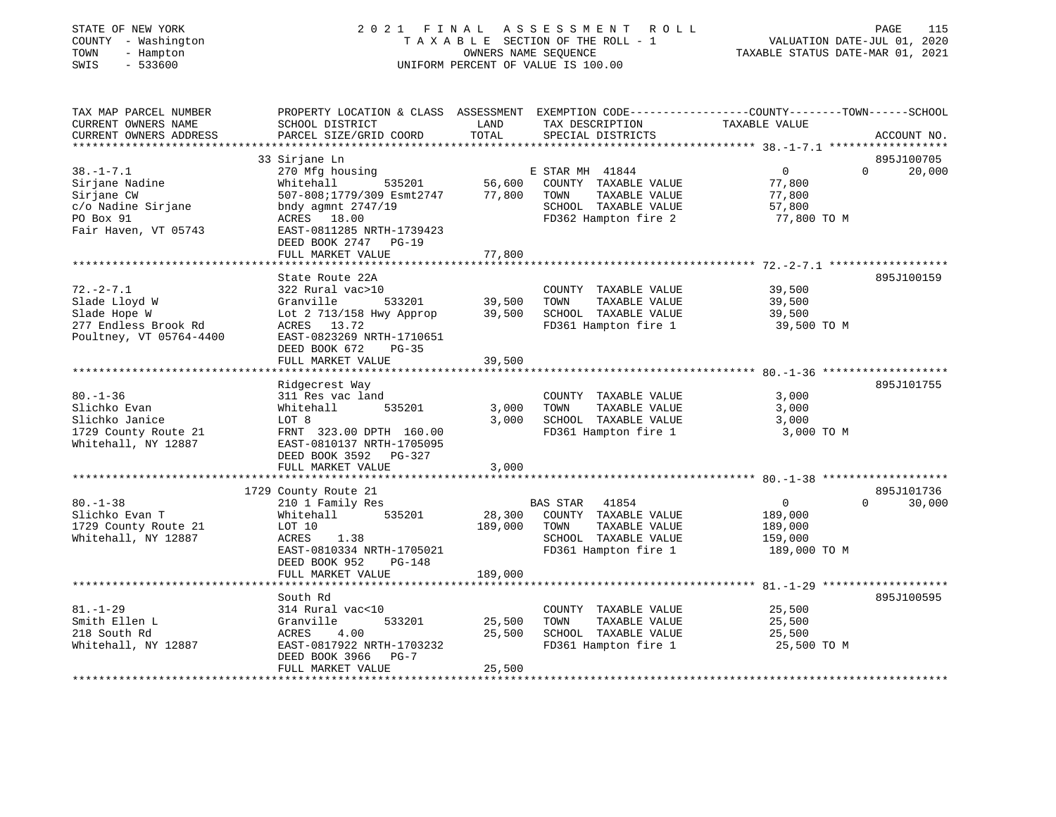STATE OF NEW YORK
COUNTY - Washington
TOWN - Hampton
SWIS - 533600

2 0 2 1 F I N A L A S S E S S M E N T R O L L
T A X A B L E SECTION OF THE ROLL - 1
OWNERS NAME SEQUENCE
UNIFORM PERCENT OF VALUE IS 100.00

VALUATION DATE-JUL 01, 2020
TAXABLE STATUS DATE-MAR 01, 2021

```
TAX MAP PARCEL NUMBER          PROPERTY LOCATION & CLASS  ASSESSMENT  EXEMPTION CODE------------------COUNTY--------TOWN------SCHOOL
CURRENT OWNERS NAME            SCHOOL DISTRICT               LAND      TAX DESCRIPTION                  TAXABLE VALUE
CURRENT OWNERS ADDRESS         PARCEL SIZE/GRID COORD        TOTAL     SPECIAL DISTRICTS                                    ACCOUNT NO.
******************************************************************************************************* 38.-1-7.1 ******************
                               33 Sirjane Ln                                                                                 895J100705
38.-1-7.1                      270 Mfg housing                          E STAR MH  41844                  0              0      20,000
Sirjane Nadine                 Whitehall         535201      56,600    COUNTY  TAXABLE VALUE           77,800
Sirjane CW                     507-808;1779/309 Esmt2747     77,800    TOWN    TAXABLE VALUE           77,800
c/o Nadine Sirjane             bndy agmnt 2747/19                      SCHOOL  TAXABLE VALUE           57,800
PO Box 91                      ACRES   18.00                           FD362 Hampton fire 2             77,800 TO M
Fair Haven, VT 05743           EAST-0811285 NRTH-1739423
                               DEED BOOK 2747   PG-19
                               FULL MARKET VALUE             77,800
******************************************************************************************************* 72.-2-7.1 ******************
                               State Route 22A                                                                               895J100159
72.-2-7.1                      322 Rural vac>10                         COUNTY  TAXABLE VALUE           39,500
Slade Lloyd W                  Granville         533201      39,500    TOWN    TAXABLE VALUE           39,500
Slade Hope W                   Lot 2 713/158 Hwy Approp      39,500    SCHOOL  TAXABLE VALUE           39,500
277 Endless Brook Rd           ACRES   13.72                           FD361 Hampton fire 1             39,500 TO M
Poultney, VT 05764-4400        EAST-0823269 NRTH-1710651
                               DEED BOOK 672    PG-35
                               FULL MARKET VALUE             39,500
******************************************************************************************************* 80.-1-36 *******************
                               Ridgecrest Way                                                                                895J101755
80.-1-36                       311 Res vac land                         COUNTY  TAXABLE VALUE            3,000
Slichko Evan                   Whitehall         535201       3,000    TOWN    TAXABLE VALUE            3,000
Slichko Janice                 LOT 8                          3,000    SCHOOL  TAXABLE VALUE            3,000
1729 County Route 21           FRNT  323.00 DPTH  160.00               FD361 Hampton fire 1              3,000 TO M
Whitehall, NY 12887            EAST-0810137 NRTH-1705095
                               DEED BOOK 3592   PG-327
                               FULL MARKET VALUE              3,000
******************************************************************************************************* 80.-1-38 *******************
                               1729 County Route 21                                                                          895J101736
80.-1-38                       210 1 Family Res                         BAS STAR   41854                  0              0      30,000
Slichko Evan T                 Whitehall         535201      28,300    COUNTY  TAXABLE VALUE          189,000
1729 County Route 21           LOT 10                       189,000    TOWN    TAXABLE VALUE          189,000
Whitehall, NY 12887            ACRES    1.38                           SCHOOL  TAXABLE VALUE          159,000
                               EAST-0810334 NRTH-1705021               FD361 Hampton fire 1            189,000 TO M
                               DEED BOOK 952    PG-148
                               FULL MARKET VALUE            189,000
******************************************************************************************************* 81.-1-29 *******************
                               South Rd                                                                                      895J100595
81.-1-29                       314 Rural vac<10                         COUNTY  TAXABLE VALUE           25,500
Smith Ellen L                  Granville         533201      25,500    TOWN    TAXABLE VALUE           25,500
218 South Rd                   ACRES    4.00                 25,500    SCHOOL  TAXABLE VALUE           25,500
Whitehall, NY 12887            EAST-0817922 NRTH-1703232               FD361 Hampton fire 1             25,500 TO M
                               DEED BOOK 3966   PG-7
                               FULL MARKET VALUE             25,500
************************************************************************************************************************************
```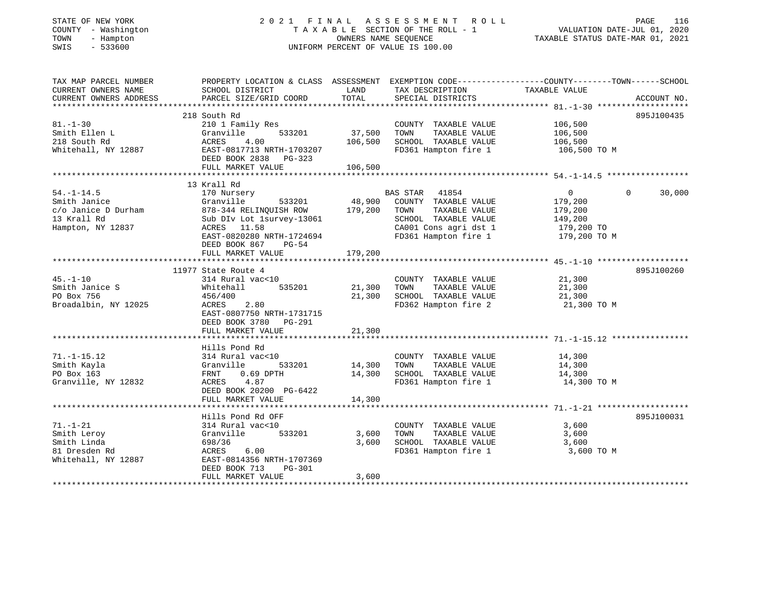STATE OF NEW YORK
COUNTY - Washington
TOWN - Hampton
SWIS - 533600

# 2021 FINAL ASSESSMENT ROLL

TAXABLE SECTION OF THE ROLL - 1
OWNERS NAME SEQUENCE
UNIFORM PERCENT OF VALUE IS 100.00

VALUATION DATE-JUL 01, 2020
TAXABLE STATUS DATE-MAR 01, 2021

| TAX MAP PARCEL NUMBER / CURRENT OWNERS NAME / CURRENT OWNERS ADDRESS | PROPERTY LOCATION & CLASS / SCHOOL DISTRICT / PARCEL SIZE/GRID COORD | ASSESSMENT LAND | TOTAL | EXEMPTION CODE / TAX DESCRIPTION / SPECIAL DISTRICTS | COUNTY TAXABLE VALUE | TOWN | SCHOOL | ACCOUNT NO. |
|---|---|---|---|---|---|---|---|---|
| **81.-1-30** | 218 South Rd | | | | | | | 895J100435 |
| 81.-1-30 | 210 1 Family Res | | | COUNTY TAXABLE VALUE | 106,500 | | | |
| Smith Ellen L | Granville 533201 | 37,500 | | TOWN TAXABLE VALUE | 106,500 | | | |
| 218 South Rd | ACRES 4.00 | | 106,500 | SCHOOL TAXABLE VALUE | 106,500 | | | |
| Whitehall, NY 12887 | EAST-0817713 NRTH-1703207 | | | FD361 Hampton fire 1 | 106,500 TO M | | | |
| | DEED BOOK 2838 PG-323 | | | | | | | |
| | FULL MARKET VALUE | | 106,500 | | | | | |
| **54.-1-14.5** | 13 Krall Rd | | | | | | | |
| 54.-1-14.5 | 170 Nursery | | | BAS STAR 41854 | 0 | 0 | 30,000 | |
| Smith Janice | Granville 533201 | 48,900 | | COUNTY TAXABLE VALUE | 179,200 | | | |
| c/o Janice D Durham | 878-344 RELINQUISH ROW | | 179,200 | TOWN TAXABLE VALUE | 179,200 | | | |
| 13 Krall Rd | Sub DIv Lot 1survey-13061 | | | SCHOOL TAXABLE VALUE | 149,200 | | | |
| Hampton, NY 12837 | ACRES 11.58 | | | CA001 Cons agri dst 1 | 179,200 TO | | | |
| | EAST-0820280 NRTH-1724694 | | | FD361 Hampton fire 1 | 179,200 TO M | | | |
| | DEED BOOK 867 PG-54 | | | | | | | |
| | FULL MARKET VALUE | | 179,200 | | | | | |
| **45.-1-10** | 11977 State Route 4 | | | | | | | 895J100260 |
| 45.-1-10 | 314 Rural vac<10 | | | COUNTY TAXABLE VALUE | 21,300 | | | |
| Smith Janice S | Whitehall 535201 | 21,300 | | TOWN TAXABLE VALUE | 21,300 | | | |
| PO Box 756 | 456/400 | | 21,300 | SCHOOL TAXABLE VALUE | 21,300 | | | |
| Broadalbin, NY 12025 | ACRES 2.80 | | | FD362 Hampton fire 2 | 21,300 TO M | | | |
| | EAST-0807750 NRTH-1731715 | | | | | | | |
| | DEED BOOK 3780 PG-291 | | | | | | | |
| | FULL MARKET VALUE | | 21,300 | | | | | |
| **71.-1-15.12** | Hills Pond Rd | | | | | | | |
| 71.-1-15.12 | 314 Rural vac<10 | | | COUNTY TAXABLE VALUE | 14,300 | | | |
| Smith Kayla | Granville 533201 | 14,300 | | TOWN TAXABLE VALUE | 14,300 | | | |
| PO Box 163 | FRNT 0.69 DPTH | | 14,300 | SCHOOL TAXABLE VALUE | 14,300 | | | |
| Granville, NY 12832 | ACRES 4.87 | | | FD361 Hampton fire 1 | 14,300 TO M | | | |
| | DEED BOOK 20200 PG-6422 | | | | | | | |
| | FULL MARKET VALUE | | 14,300 | | | | | |
| **71.-1-21** | Hills Pond Rd OFF | | | | | | | 895J100031 |
| 71.-1-21 | 314 Rural vac<10 | | | COUNTY TAXABLE VALUE | 3,600 | | | |
| Smith Leroy | Granville 533201 | 3,600 | | TOWN TAXABLE VALUE | 3,600 | | | |
| Smith Linda | 698/36 | | 3,600 | SCHOOL TAXABLE VALUE | 3,600 | | | |
| 81 Dresden Rd | ACRES 6.00 | | | FD361 Hampton fire 1 | 3,600 TO M | | | |
| Whitehall, NY 12887 | EAST-0814356 NRTH-1707369 | | | | | | | |
| | DEED BOOK 713 PG-301 | | | | | | | |
| | FULL MARKET VALUE | | 3,600 | | | | | |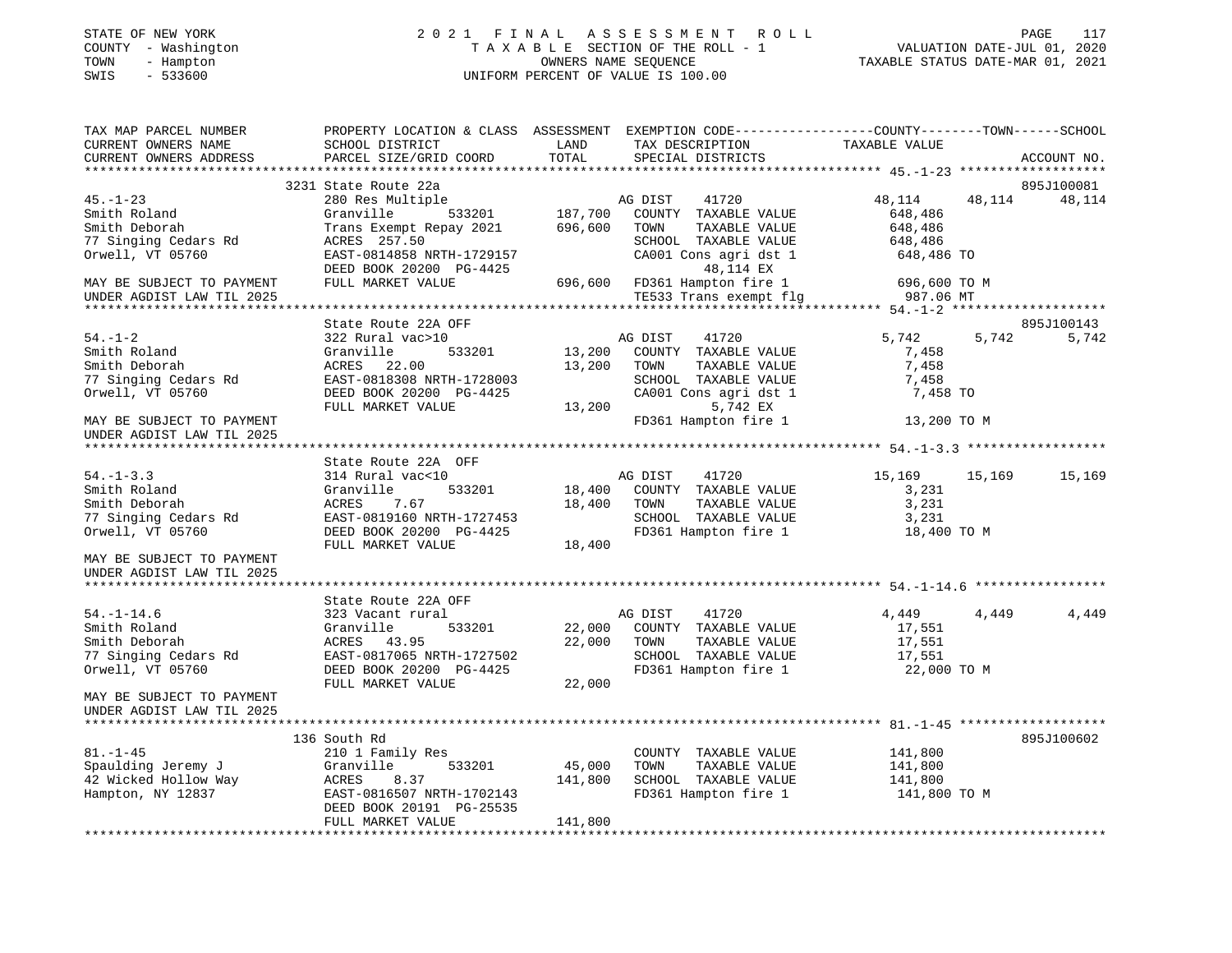STATE OF NEW YORK | 2 0 2 1 F I N A L A S S E S S M E N T R O L L
COUNTY - Washington | T A X A B L E SECTION OF THE ROLL - 1 | VALUATION DATE-JUL 01, 2020
TOWN - Hampton | OWNERS NAME SEQUENCE | TAXABLE STATUS DATE-MAR 01, 2021
SWIS - 533600 | UNIFORM PERCENT OF VALUE IS 100.00

```
TAX MAP PARCEL NUMBER      PROPERTY LOCATION & CLASS  ASSESSMENT  EXEMPTION CODE-----------------COUNTY--------TOWN------SCHOOL
CURRENT OWNERS NAME        SCHOOL DISTRICT              LAND      TAX DESCRIPTION              TAXABLE VALUE
CURRENT OWNERS ADDRESS     PARCEL SIZE/GRID COORD       TOTAL     SPECIAL DISTRICTS                                   ACCOUNT NO.
****************************************************************************************************** 45.-1-23 *******************
                           3231 State Route 22a                                                                      895J100081
45.-1-23                   280 Res Multiple                       AG DIST      41720          48,114     48,114       48,114
Smith Roland               Granville        533201      187,700   COUNTY  TAXABLE VALUE       648,486
Smith Deborah              Trans Exempt Repay 2021      696,600   TOWN    TAXABLE VALUE       648,486
77 Singing Cedars Rd       ACRES 257.50                           SCHOOL  TAXABLE VALUE       648,486
Orwell, VT 05760           EAST-0814858 NRTH-1729157              CA001 Cons agri dst 1        648,486 TO
                           DEED BOOK 20200 PG-4425                      48,114 EX
MAY BE SUBJECT TO PAYMENT  FULL MARKET VALUE            696,600   FD361 Hampton fire 1         696,600 TO M
UNDER AGDIST LAW TIL 2025                                         TE533 Trans exempt flg          987.06 MT
****************************************************************************************************** 54.-1-2 ********************
                           State Route 22A OFF                                                                       895J100143
54.-1-2                    322 Rural vac>10                       AG DIST      41720           5,742      5,742        5,742
Smith Roland               Granville        533201       13,200   COUNTY  TAXABLE VALUE         7,458
Smith Deborah              ACRES  22.00                  13,200   TOWN    TAXABLE VALUE         7,458
77 Singing Cedars Rd       EAST-0818308 NRTH-1728003              SCHOOL  TAXABLE VALUE         7,458
Orwell, VT 05760           DEED BOOK 20200 PG-4425                CA001 Cons agri dst 1          7,458 TO
                           FULL MARKET VALUE             13,200          5,742 EX
MAY BE SUBJECT TO PAYMENT                                         FD361 Hampton fire 1          13,200 TO M
UNDER AGDIST LAW TIL 2025
****************************************************************************************************** 54.-1-3.3 ******************
                           State Route 22A  OFF
54.-1-3.3                  314 Rural vac<10                       AG DIST      41720          15,169     15,169       15,169
Smith Roland               Granville        533201       18,400   COUNTY  TAXABLE VALUE         3,231
Smith Deborah              ACRES    7.67                 18,400   TOWN    TAXABLE VALUE         3,231
77 Singing Cedars Rd       EAST-0819160 NRTH-1727453              SCHOOL  TAXABLE VALUE         3,231
Orwell, VT 05760           DEED BOOK 20200 PG-4425                FD361 Hampton fire 1          18,400 TO M
                           FULL MARKET VALUE             18,400
MAY BE SUBJECT TO PAYMENT
UNDER AGDIST LAW TIL 2025
****************************************************************************************************** 54.-1-14.6 *****************
                           State Route 22A OFF
54.-1-14.6                 323 Vacant rural                       AG DIST      41720           4,449      4,449        4,449
Smith Roland               Granville        533201       22,000   COUNTY  TAXABLE VALUE        17,551
Smith Deborah              ACRES  43.95                  22,000   TOWN    TAXABLE VALUE        17,551
77 Singing Cedars Rd       EAST-0817065 NRTH-1727502              SCHOOL  TAXABLE VALUE        17,551
Orwell, VT 05760           DEED BOOK 20200 PG-4425                FD361 Hampton fire 1          22,000 TO M
                           FULL MARKET VALUE             22,000
MAY BE SUBJECT TO PAYMENT
UNDER AGDIST LAW TIL 2025
****************************************************************************************************** 81.-1-45 *******************
                           136 South Rd                                                                              895J100602
81.-1-45                   210 1 Family Res                       COUNTY  TAXABLE VALUE       141,800
Spaulding Jeremy J         Granville        533201       45,000   TOWN    TAXABLE VALUE       141,800
42 Wicked Hollow Way       ACRES    8.37                141,800   SCHOOL  TAXABLE VALUE       141,800
Hampton, NY 12837          EAST-0816507 NRTH-1702143              FD361 Hampton fire 1         141,800 TO M
                           DEED BOOK 20191 PG-25535
                           FULL MARKET VALUE            141,800
************************************************************************************************************************************
```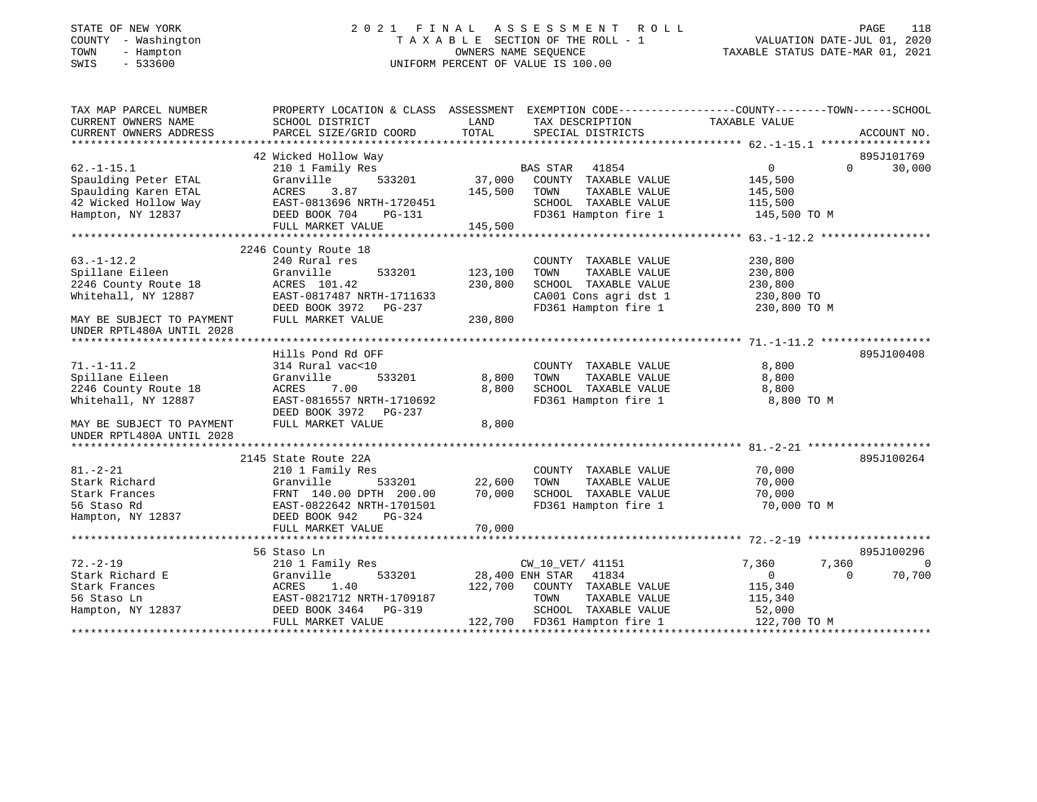STATE OF NEW YORK
COUNTY - Washington
TOWN - Hampton
SWIS - 533600

# 2021 FINAL ASSESSMENT ROLL

TAXABLE SECTION OF THE ROLL - 1
OWNERS NAME SEQUENCE
UNIFORM PERCENT OF VALUE IS 100.00

VALUATION DATE-JUL 01, 2020
TAXABLE STATUS DATE-MAR 01, 2021

```
TAX MAP PARCEL NUMBER          PROPERTY LOCATION & CLASS  ASSESSMENT  EXEMPTION CODE-----------------COUNTY--------TOWN------SCHOOL
CURRENT OWNERS NAME            SCHOOL DISTRICT               LAND     TAX DESCRIPTION             TAXABLE VALUE
CURRENT OWNERS ADDRESS         PARCEL SIZE/GRID COORD        TOTAL    SPECIAL DISTRICTS                                   ACCOUNT NO.
******************************************************************************************************* 62.-1-15.1 *****************
                               42 Wicked Hollow Way                                                                       895J101769
62.-1-15.1                     210 1 Family Res                       BAS STAR   41854                0          0     30,000
Spaulding Peter ETAL           Granville      533201         37,000   COUNTY  TAXABLE VALUE           145,500
Spaulding Karen ETAL           ACRES     3.87               145,500   TOWN    TAXABLE VALUE           145,500
42 Wicked Hollow Way           EAST-0813696 NRTH-1720451              SCHOOL  TAXABLE VALUE           115,500
Hampton, NY 12837              DEED BOOK 704    PG-131                FD361 Hampton fire 1            145,500 TO M
                               FULL MARKET VALUE            145,500
******************************************************************************************************* 63.-1-12.2 *****************
                               2246 County Route 18
63.-1-12.2                     240 Rural res                          COUNTY  TAXABLE VALUE           230,800
Spillane Eileen                Granville      533201        123,100   TOWN    TAXABLE VALUE           230,800
2246 County Route 18           ACRES   101.42               230,800   SCHOOL  TAXABLE VALUE           230,800
Whitehall, NY 12887            EAST-0817487 NRTH-1711633              CA001 Cons agri dst 1           230,800 TO
                               DEED BOOK 3972   PG-237                FD361 Hampton fire 1            230,800 TO M
MAY BE SUBJECT TO PAYMENT      FULL MARKET VALUE            230,800
UNDER RPTL480A UNTIL 2028
******************************************************************************************************* 71.-1-11.2 *****************
                               Hills Pond Rd OFF                                                                          895J100408
71.-1-11.2                     314 Rural vac<10                       COUNTY  TAXABLE VALUE             8,800
Spillane Eileen                Granville      533201          8,800   TOWN    TAXABLE VALUE             8,800
2246 County Route 18           ACRES     7.00                 8,800   SCHOOL  TAXABLE VALUE             8,800
Whitehall, NY 12887            EAST-0816557 NRTH-1710692              FD361 Hampton fire 1              8,800 TO M
                               DEED BOOK 3972   PG-237
MAY BE SUBJECT TO PAYMENT      FULL MARKET VALUE              8,800
UNDER RPTL480A UNTIL 2028
******************************************************************************************************* 81.-2-21 *******************
                               2145 State Route 22A                                                                       895J100264
81.-2-21                       210 1 Family Res                       COUNTY  TAXABLE VALUE            70,000
Stark Richard                  Granville      533201         22,600   TOWN    TAXABLE VALUE            70,000
Stark Frances                  FRNT 140.00 DPTH 200.00       70,000   SCHOOL  TAXABLE VALUE            70,000
56 Staso Rd                    EAST-0822642 NRTH-1701501              FD361 Hampton fire 1             70,000 TO M
Hampton, NY 12837              DEED BOOK 942    PG-324
                               FULL MARKET VALUE             70,000
******************************************************************************************************* 72.-2-19 *******************
                               56 Staso Ln                                                                                895J100296
72.-2-19                       210 1 Family Res                       CW_10_VET/ 41151            7,360      7,360          0
Stark Richard E                Granville      533201         28,400   ENH STAR   41834                0          0     70,700
Stark Frances                  ACRES     1.40               122,700   COUNTY  TAXABLE VALUE           115,340
56 Staso Ln                    EAST-0821712 NRTH-1709187              TOWN    TAXABLE VALUE           115,340
Hampton, NY 12837              DEED BOOK 3464   PG-319                SCHOOL  TAXABLE VALUE            52,000
                               FULL MARKET VALUE            122,700   FD361 Hampton fire 1            122,700 TO M
************************************************************************************************************************************
```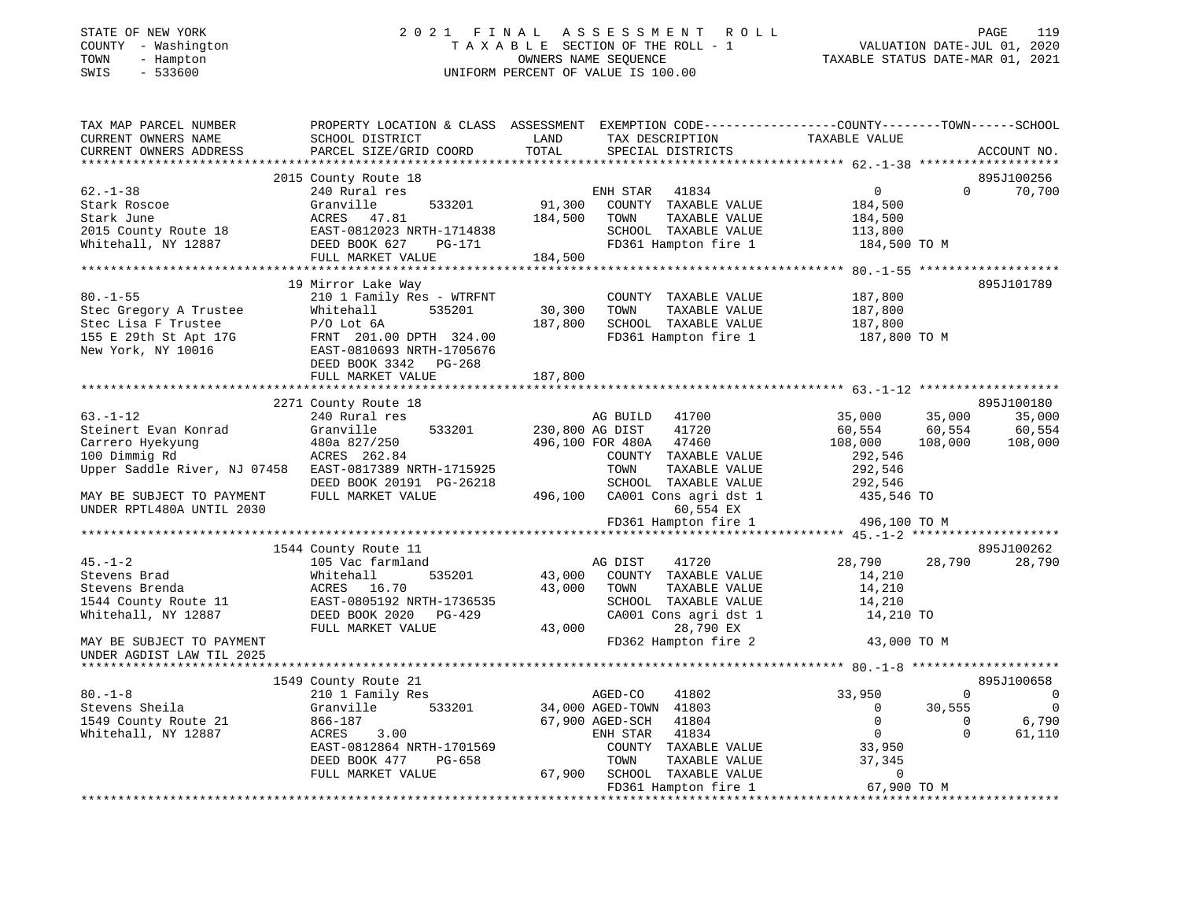STATE OF NEW YORK
COUNTY - Washington
TOWN - Hampton
SWIS - 533600

# 2021 FINAL ASSESSMENT ROLL

TAXABLE SECTION OF THE ROLL - 1
OWNERS NAME SEQUENCE
UNIFORM PERCENT OF VALUE IS 100.00

VALUATION DATE-JUL 01, 2020
TAXABLE STATUS DATE-MAR 01, 2021

| TAX MAP PARCEL NUMBER / CURRENT OWNERS NAME / CURRENT OWNERS ADDRESS | PROPERTY LOCATION & CLASS / SCHOOL DISTRICT / PARCEL SIZE/GRID COORD | ASSESSMENT LAND | TOTAL | EXEMPTION CODE / TAX DESCRIPTION / SPECIAL DISTRICTS | COUNTY TAXABLE VALUE | TOWN | SCHOOL | ACCOUNT NO. |
|---|---|---|---|---|---|---|---|---|
| | 2015 County Route 18 | | | | | | | 895J100256 |
| 62.-1-38 | 240 Rural res | | | ENH STAR 41834 | 0 | 0 | 70,700 | |
| Stark Roscoe | Granville 533201 | 91,300 | | COUNTY TAXABLE VALUE | 184,500 | | | |
| Stark June | ACRES 47.81 | | 184,500 | TOWN TAXABLE VALUE | 184,500 | | | |
| 2015 County Route 18 | EAST-0812023 NRTH-1714838 | | | SCHOOL TAXABLE VALUE | 113,800 | | | |
| Whitehall, NY 12887 | DEED BOOK 627 PG-171 | | | FD361 Hampton fire 1 | 184,500 TO M | | | |
| | FULL MARKET VALUE | | 184,500 | | | | | |
| | 19 Mirror Lake Way | | | | | | | 895J101789 |
| 80.-1-55 | 210 1 Family Res - WTRFNT | | | COUNTY TAXABLE VALUE | 187,800 | | | |
| Stec Gregory A Trustee | Whitehall 535201 | 30,300 | | TOWN TAXABLE VALUE | 187,800 | | | |
| Stec Lisa F Trustee | P/O Lot 6A | | 187,800 | SCHOOL TAXABLE VALUE | 187,800 | | | |
| 155 E 29th St Apt 17G | FRNT 201.00 DPTH 324.00 | | | FD361 Hampton fire 1 | 187,800 TO M | | | |
| New York, NY 10016 | EAST-0810693 NRTH-1705676 | | | | | | | |
| | DEED BOOK 3342 PG-268 | | | | | | | |
| | FULL MARKET VALUE | | 187,800 | | | | | |
| | 2271 County Route 18 | | | | | | | 895J100180 |
| 63.-1-12 | 240 Rural res | | | AG BUILD 41700 | 35,000 | 35,000 | 35,000 | |
| Steinert Evan Konrad | Granville 533201 | 230,800 | | AG DIST 41720 | 60,554 | 60,554 | 60,554 | |
| Carrero Hyekyung | 480a 827/250 | | 496,100 | FOR 480A 47460 | 108,000 | 108,000 | 108,000 | |
| 100 Dimmig Rd | ACRES 262.84 | | | COUNTY TAXABLE VALUE | 292,546 | | | |
| Upper Saddle River, NJ 07458 | EAST-0817389 NRTH-1715925 | | | TOWN TAXABLE VALUE | 292,546 | | | |
| | DEED BOOK 20191 PG-26218 | | | SCHOOL TAXABLE VALUE | 292,546 | | | |
| MAY BE SUBJECT TO PAYMENT | FULL MARKET VALUE | | 496,100 | CA001 Cons agri dst 1 | 435,546 TO | | | |
| UNDER RPTL480A UNTIL 2030 | | | | 60,554 EX | | | | |
| | | | | FD361 Hampton fire 1 | 496,100 TO M | | | |
| | 1544 County Route 11 | | | | | | | 895J100262 |
| 45.-1-2 | 105 Vac farmland | | | AG DIST 41720 | 28,790 | 28,790 | 28,790 | |
| Stevens Brad | Whitehall 535201 | 43,000 | | COUNTY TAXABLE VALUE | 14,210 | | | |
| Stevens Brenda | ACRES 16.70 | | 43,000 | TOWN TAXABLE VALUE | 14,210 | | | |
| 1544 County Route 11 | EAST-0805192 NRTH-1736535 | | | SCHOOL TAXABLE VALUE | 14,210 | | | |
| Whitehall, NY 12887 | DEED BOOK 2020 PG-429 | | | CA001 Cons agri dst 1 | 14,210 TO | | | |
| | FULL MARKET VALUE | | 43,000 | 28,790 EX | | | | |
| MAY BE SUBJECT TO PAYMENT | | | | FD362 Hampton fire 2 | 43,000 TO M | | | |
| UNDER AGDIST LAW TIL 2025 | | | | | | | | |
| | 1549 County Route 21 | | | | | | | 895J100658 |
| 80.-1-8 | 210 1 Family Res | | | AGED-CO 41802 | 33,950 | 0 | 0 | |
| Stevens Sheila | Granville 533201 | 34,000 | | AGED-TOWN 41803 | 0 | 30,555 | 0 | |
| 1549 County Route 21 | 866-187 | | 67,900 | AGED-SCH 41804 | 0 | 0 | 6,790 | |
| Whitehall, NY 12887 | ACRES 3.00 | | | ENH STAR 41834 | 0 | 0 | 61,110 | |
| | EAST-0812864 NRTH-1701569 | | | COUNTY TAXABLE VALUE | 33,950 | | | |
| | DEED BOOK 477 PG-658 | | | TOWN TAXABLE VALUE | 37,345 | | | |
| | FULL MARKET VALUE | | 67,900 | SCHOOL TAXABLE VALUE | 0 | | | |
| | | | | FD361 Hampton fire 1 | 67,900 TO M | | | |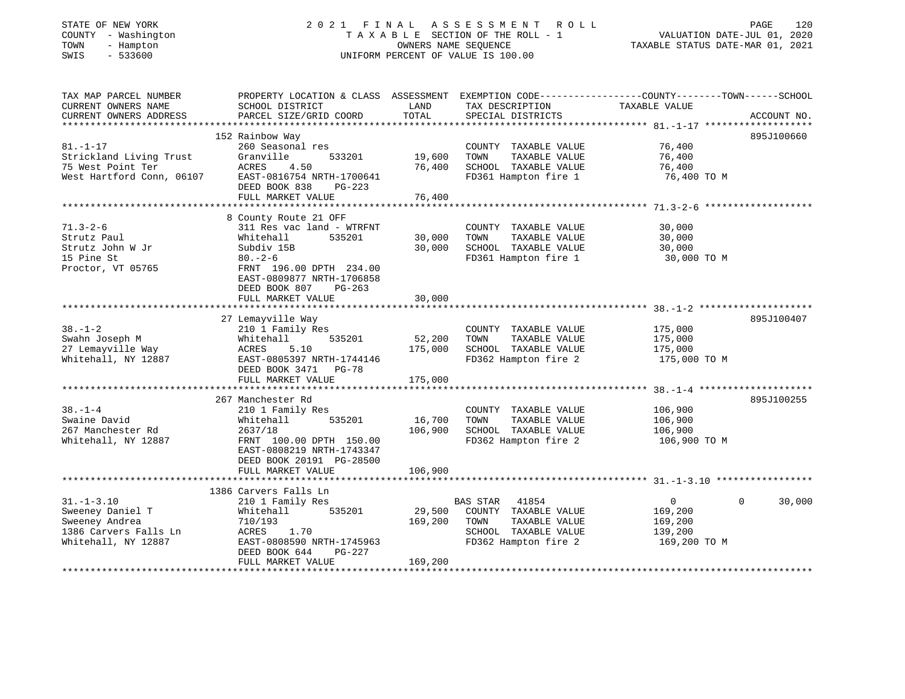STATE OF NEW YORK
COUNTY - Washington
TOWN - Hampton
SWIS - 533600

# 2021 FINAL ASSESSMENT ROLL
TAXABLE SECTION OF THE ROLL - 1
OWNERS NAME SEQUENCE
UNIFORM PERCENT OF VALUE IS 100.00

VALUATION DATE-JUL 01, 2020
TAXABLE STATUS DATE-MAR 01, 2021

| TAX MAP PARCEL NUMBER / CURRENT OWNERS NAME / CURRENT OWNERS ADDRESS | PROPERTY LOCATION & CLASS / SCHOOL DISTRICT / PARCEL SIZE/GRID COORD | ASSESSMENT LAND | TOTAL | EXEMPTION CODE / TAX DESCRIPTION / SPECIAL DISTRICTS | COUNTY TAXABLE VALUE | TOWN | SCHOOL | ACCOUNT NO. |
|---|---|---|---|---|---|---|---|---|
| **81.-1-17** | 152 Rainbow Way | | | | | | | 895J100660 |
| Strickland Living Trust | 260 Seasonal res | | | COUNTY TAXABLE VALUE | 76,400 | | | |
| 75 West Point Ter | Granville 533201 | 19,600 | | TOWN TAXABLE VALUE | 76,400 | | | |
| West Hartford Conn, 06107 | ACRES 4.50 | | 76,400 | SCHOOL TAXABLE VALUE | 76,400 | | | |
| | EAST-0816754 NRTH-1700641 | | | FD361 Hampton fire 1 | 76,400 TO M | | | |
| | DEED BOOK 838 PG-223 | | | | | | | |
| | FULL MARKET VALUE | | 76,400 | | | | | |
| **71.3-2-6** | 8 County Route 21 OFF | | | | | | | |
| Strutz Paul | 311 Res vac land - WTRFNT | | | COUNTY TAXABLE VALUE | 30,000 | | | |
| Strutz John W Jr | Whitehall 535201 | 30,000 | | TOWN TAXABLE VALUE | 30,000 | | | |
| 15 Pine St | Subdiv 15B | | 30,000 | SCHOOL TAXABLE VALUE | 30,000 | | | |
| Proctor, VT 05765 | 80.-2-6 | | | FD361 Hampton fire 1 | 30,000 TO M | | | |
| | FRNT 196.00 DPTH 234.00 | | | | | | | |
| | EAST-0809877 NRTH-1706858 | | | | | | | |
| | DEED BOOK 807 PG-263 | | | | | | | |
| | FULL MARKET VALUE | | 30,000 | | | | | |
| **38.-1-2** | 27 Lemayville Way | | | | | | | 895J100407 |
| Swahn Joseph M | 210 1 Family Res | | | COUNTY TAXABLE VALUE | 175,000 | | | |
| 27 Lemayville Way | Whitehall 535201 | 52,200 | | TOWN TAXABLE VALUE | 175,000 | | | |
| Whitehall, NY 12887 | ACRES 5.10 | | 175,000 | SCHOOL TAXABLE VALUE | 175,000 | | | |
| | EAST-0805397 NRTH-1744146 | | | FD362 Hampton fire 2 | 175,000 TO M | | | |
| | DEED BOOK 3471 PG-78 | | | | | | | |
| | FULL MARKET VALUE | | 175,000 | | | | | |
| **38.-1-4** | 267 Manchester Rd | | | | | | | 895J100255 |
| Swaine David | 210 1 Family Res | | | COUNTY TAXABLE VALUE | 106,900 | | | |
| 267 Manchester Rd | Whitehall 535201 | 16,700 | | TOWN TAXABLE VALUE | 106,900 | | | |
| Whitehall, NY 12887 | 2637/18 | | 106,900 | SCHOOL TAXABLE VALUE | 106,900 | | | |
| | FRNT 100.00 DPTH 150.00 | | | FD362 Hampton fire 2 | 106,900 TO M | | | |
| | EAST-0808219 NRTH-1743347 | | | | | | | |
| | DEED BOOK 20191 PG-28500 | | | | | | | |
| | FULL MARKET VALUE | | 106,900 | | | | | |
| **31.-1-3.10** | 1386 Carvers Falls Ln | | | | | | | |
| Sweeney Daniel T | 210 1 Family Res | | | BAS STAR 41854 | 0 | 0 | 30,000 | |
| Sweeney Andrea | Whitehall 535201 | 29,500 | | COUNTY TAXABLE VALUE | 169,200 | | | |
| 1386 Carvers Falls Ln | 710/193 | | 169,200 | TOWN TAXABLE VALUE | 169,200 | | | |
| Whitehall, NY 12887 | ACRES 1.70 | | | SCHOOL TAXABLE VALUE | 139,200 | | | |
| | EAST-0808590 NRTH-1745963 | | | FD362 Hampton fire 2 | 169,200 TO M | | | |
| | DEED BOOK 644 PG-227 | | | | | | | |
| | FULL MARKET VALUE | | 169,200 | | | | | |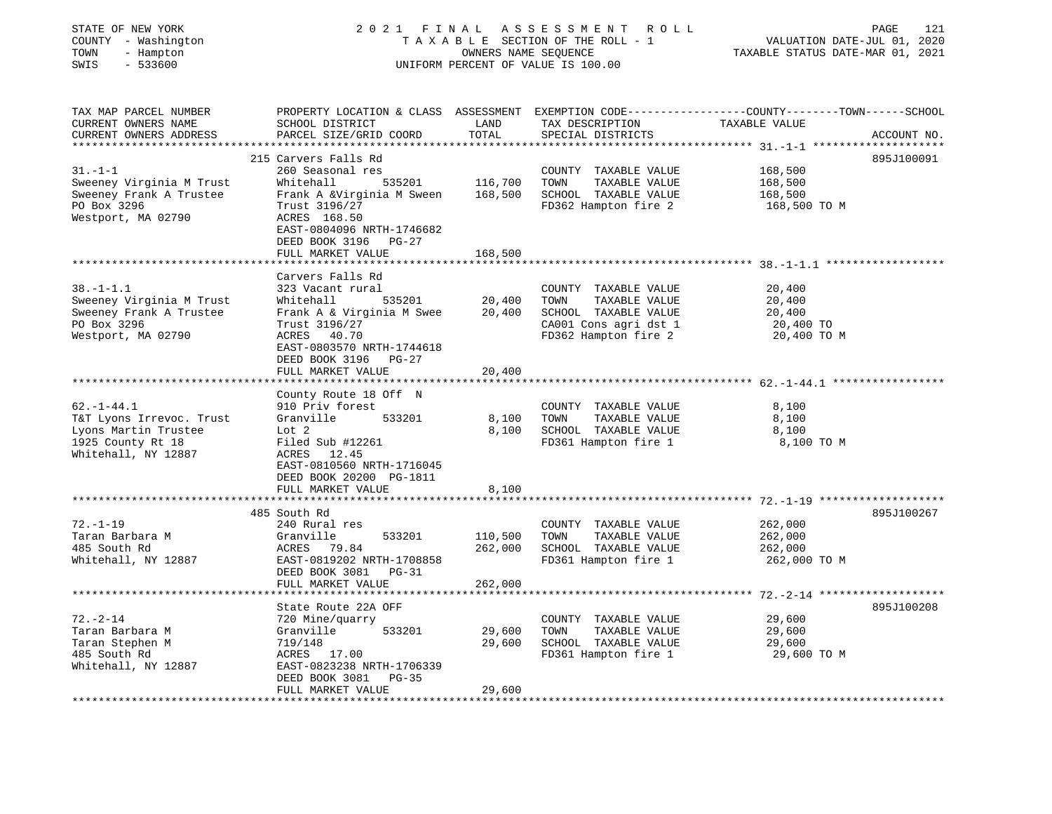STATE OF NEW YORK
COUNTY - Washington
TOWN - Hampton
SWIS - 533600

# 2021 FINAL ASSESSMENT ROLL
TAXABLE SECTION OF THE ROLL - 1
OWNERS NAME SEQUENCE
UNIFORM PERCENT OF VALUE IS 100.00

VALUATION DATE-JUL 01, 2020
TAXABLE STATUS DATE-MAR 01, 2021

| TAX MAP PARCEL NUMBER / CURRENT OWNERS NAME / CURRENT OWNERS ADDRESS | PROPERTY LOCATION & CLASS / SCHOOL DISTRICT / PARCEL SIZE/GRID COORD | ASSESSMENT LAND | TOTAL | EXEMPTION CODE / TAX DESCRIPTION / SPECIAL DISTRICTS | COUNTY--------TOWN------SCHOOL TAXABLE VALUE | ACCOUNT NO. |
|---|---|---|---|---|---|---|
| | 215 Carvers Falls Rd | | | | | 895J100091 |
| 31.-1-1 | 260 Seasonal res | | | COUNTY TAXABLE VALUE | 168,500 | |
| Sweeney Virginia M Trust | Whitehall 535201 | 116,700 | | TOWN TAXABLE VALUE | 168,500 | |
| Sweeney Frank A Trustee | Frank A &Virginia M Sween | | 168,500 | SCHOOL TAXABLE VALUE | 168,500 | |
| PO Box 3296 | Trust 3196/27 | | | FD362 Hampton fire 2 | 168,500 TO M | |
| Westport, MA 02790 | ACRES 168.50 | | | | | |
| | EAST-0804096 NRTH-1746682 | | | | | |
| | DEED BOOK 3196 PG-27 | | | | | |
| | FULL MARKET VALUE | | 168,500 | | | |
| | Carvers Falls Rd | | | | | |
| 38.-1-1.1 | 323 Vacant rural | | | COUNTY TAXABLE VALUE | 20,400 | |
| Sweeney Virginia M Trust | Whitehall 535201 | 20,400 | | TOWN TAXABLE VALUE | 20,400 | |
| Sweeney Frank A Trustee | Frank A & Virginia M Swee | | 20,400 | SCHOOL TAXABLE VALUE | 20,400 | |
| PO Box 3296 | Trust 3196/27 | | | CA001 Cons agri dst 1 | 20,400 TO | |
| Westport, MA 02790 | ACRES 40.70 | | | FD362 Hampton fire 2 | 20,400 TO M | |
| | EAST-0803570 NRTH-1744618 | | | | | |
| | DEED BOOK 3196 PG-27 | | | | | |
| | FULL MARKET VALUE | | 20,400 | | | |
| | County Route 18 Off N | | | | | |
| 62.-1-44.1 | 910 Priv forest | | | COUNTY TAXABLE VALUE | 8,100 | |
| T&T Lyons Irrevoc. Trust | Granville 533201 | 8,100 | | TOWN TAXABLE VALUE | 8,100 | |
| Lyons Martin Trustee | Lot 2 | | 8,100 | SCHOOL TAXABLE VALUE | 8,100 | |
| 1925 County Rt 18 | Filed Sub #12261 | | | FD361 Hampton fire 1 | 8,100 TO M | |
| Whitehall, NY 12887 | ACRES 12.45 | | | | | |
| | EAST-0810560 NRTH-1716045 | | | | | |
| | DEED BOOK 20200 PG-1811 | | | | | |
| | FULL MARKET VALUE | | 8,100 | | | |
| | 485 South Rd | | | | | 895J100267 |
| 72.-1-19 | 240 Rural res | | | COUNTY TAXABLE VALUE | 262,000 | |
| Taran Barbara M | Granville 533201 | 110,500 | | TOWN TAXABLE VALUE | 262,000 | |
| 485 South Rd | ACRES 79.84 | | 262,000 | SCHOOL TAXABLE VALUE | 262,000 | |
| Whitehall, NY 12887 | EAST-0819202 NRTH-1708858 | | | FD361 Hampton fire 1 | 262,000 TO M | |
| | DEED BOOK 3081 PG-31 | | | | | |
| | FULL MARKET VALUE | | 262,000 | | | |
| | State Route 22A OFF | | | | | 895J100208 |
| 72.-2-14 | 720 Mine/quarry | | | COUNTY TAXABLE VALUE | 29,600 | |
| Taran Barbara M | Granville 533201 | 29,600 | | TOWN TAXABLE VALUE | 29,600 | |
| Taran Stephen M | 719/148 | | 29,600 | SCHOOL TAXABLE VALUE | 29,600 | |
| 485 South Rd | ACRES 17.00 | | | FD361 Hampton fire 1 | 29,600 TO M | |
| Whitehall, NY 12887 | EAST-0823238 NRTH-1706339 | | | | | |
| | DEED BOOK 3081 PG-35 | | | | | |
| | FULL MARKET VALUE | | 29,600 | | | |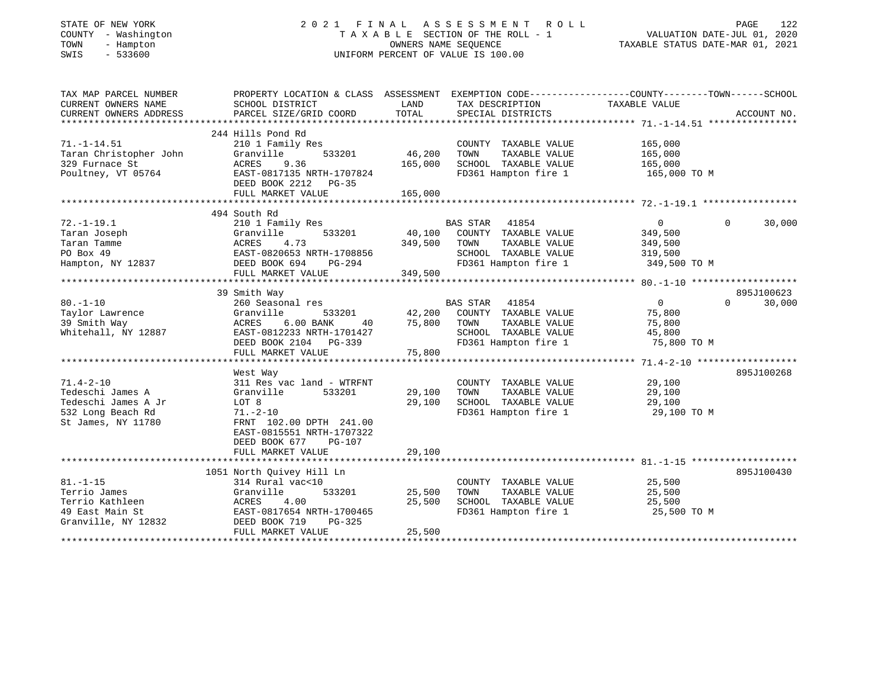STATE OF NEW YORK — 2021 FINAL ASSESSMENT ROLL
COUNTY - Washington — TAXABLE SECTION OF THE ROLL - 1 — VALUATION DATE-JUL 01, 2020
TOWN - Hampton — OWNERS NAME SEQUENCE — TAXABLE STATUS DATE-MAR 01, 2021
SWIS - 533600 — UNIFORM PERCENT OF VALUE IS 100.00

| TAX MAP PARCEL NUMBER / CURRENT OWNERS NAME / CURRENT OWNERS ADDRESS | PROPERTY LOCATION & CLASS / SCHOOL DISTRICT / PARCEL SIZE/GRID COORD | ASSESSMENT LAND | TOTAL | EXEMPTION CODE / TAX DESCRIPTION / SPECIAL DISTRICTS | COUNTY/TOWN/SCHOOL TAXABLE VALUE | ACCOUNT NO. |
|---|---|---|---|---|---|---|
| **71.-1-14.51** | 244 Hills Pond Rd | | | | | |
| 71.-1-14.51 | 210 1 Family Res | | | COUNTY TAXABLE VALUE | 165,000 | |
| Taran Christopher John | Granville 533201 | 46,200 | | TOWN TAXABLE VALUE | 165,000 | |
| 329 Furnace St | ACRES 9.36 | | 165,000 | SCHOOL TAXABLE VALUE | 165,000 | |
| Poultney, VT 05764 | EAST-0817135 NRTH-1707824 | | | FD361 Hampton fire 1 | 165,000 TO M | |
| | DEED BOOK 2212 PG-35 | | | | | |
| | FULL MARKET VALUE | | 165,000 | | | |
| **72.-1-19.1** | 494 South Rd | | | | | |
| 72.-1-19.1 | 210 1 Family Res | | | BAS STAR 41854 | 0 / 0 / 30,000 | |
| Taran Joseph | Granville 533201 | 40,100 | | COUNTY TAXABLE VALUE | 349,500 | |
| Taran Tamme | ACRES 4.73 | | 349,500 | TOWN TAXABLE VALUE | 349,500 | |
| PO Box 49 | EAST-0820653 NRTH-1708856 | | | SCHOOL TAXABLE VALUE | 319,500 | |
| Hampton, NY 12837 | DEED BOOK 694 PG-294 | | | FD361 Hampton fire 1 | 349,500 TO M | |
| | FULL MARKET VALUE | | 349,500 | | | |
| **80.-1-10** | 39 Smith Way | | | | | 895J100623 |
| 80.-1-10 | 260 Seasonal res | | | BAS STAR 41854 | 0 / 0 / 30,000 | |
| Taylor Lawrence | Granville 533201 | 42,200 | | COUNTY TAXABLE VALUE | 75,800 | |
| 39 Smith Way | ACRES 6.00 BANK 40 | | 75,800 | TOWN TAXABLE VALUE | 75,800 | |
| Whitehall, NY 12887 | EAST-0812233 NRTH-1701427 | | | SCHOOL TAXABLE VALUE | 45,800 | |
| | DEED BOOK 2104 PG-339 | | | FD361 Hampton fire 1 | 75,800 TO M | |
| | FULL MARKET VALUE | | 75,800 | | | |
| **71.4-2-10** | West Way | | | | | 895J100268 |
| 71.4-2-10 | 311 Res vac land - WTRFNT | | | COUNTY TAXABLE VALUE | 29,100 | |
| Tedeschi James A | Granville 533201 | 29,100 | | TOWN TAXABLE VALUE | 29,100 | |
| Tedeschi James A Jr | LOT 8 | | 29,100 | SCHOOL TAXABLE VALUE | 29,100 | |
| 532 Long Beach Rd | 71.-2-10 | | | FD361 Hampton fire 1 | 29,100 TO M | |
| St James, NY 11780 | FRNT 102.00 DPTH 241.00 | | | | | |
| | EAST-0815551 NRTH-1707322 | | | | | |
| | DEED BOOK 677 PG-107 | | | | | |
| | FULL MARKET VALUE | | 29,100 | | | |
| **81.-1-15** | 1051 North Quivey Hill Ln | | | | | 895J100430 |
| 81.-1-15 | 314 Rural vac<10 | | | COUNTY TAXABLE VALUE | 25,500 | |
| Terrio James | Granville 533201 | 25,500 | | TOWN TAXABLE VALUE | 25,500 | |
| Terrio Kathleen | ACRES 4.00 | | 25,500 | SCHOOL TAXABLE VALUE | 25,500 | |
| 49 East Main St | EAST-0817654 NRTH-1700465 | | | FD361 Hampton fire 1 | 25,500 TO M | |
| Granville, NY 12832 | DEED BOOK 719 PG-325 | | | | | |
| | FULL MARKET VALUE | | 25,500 | | | |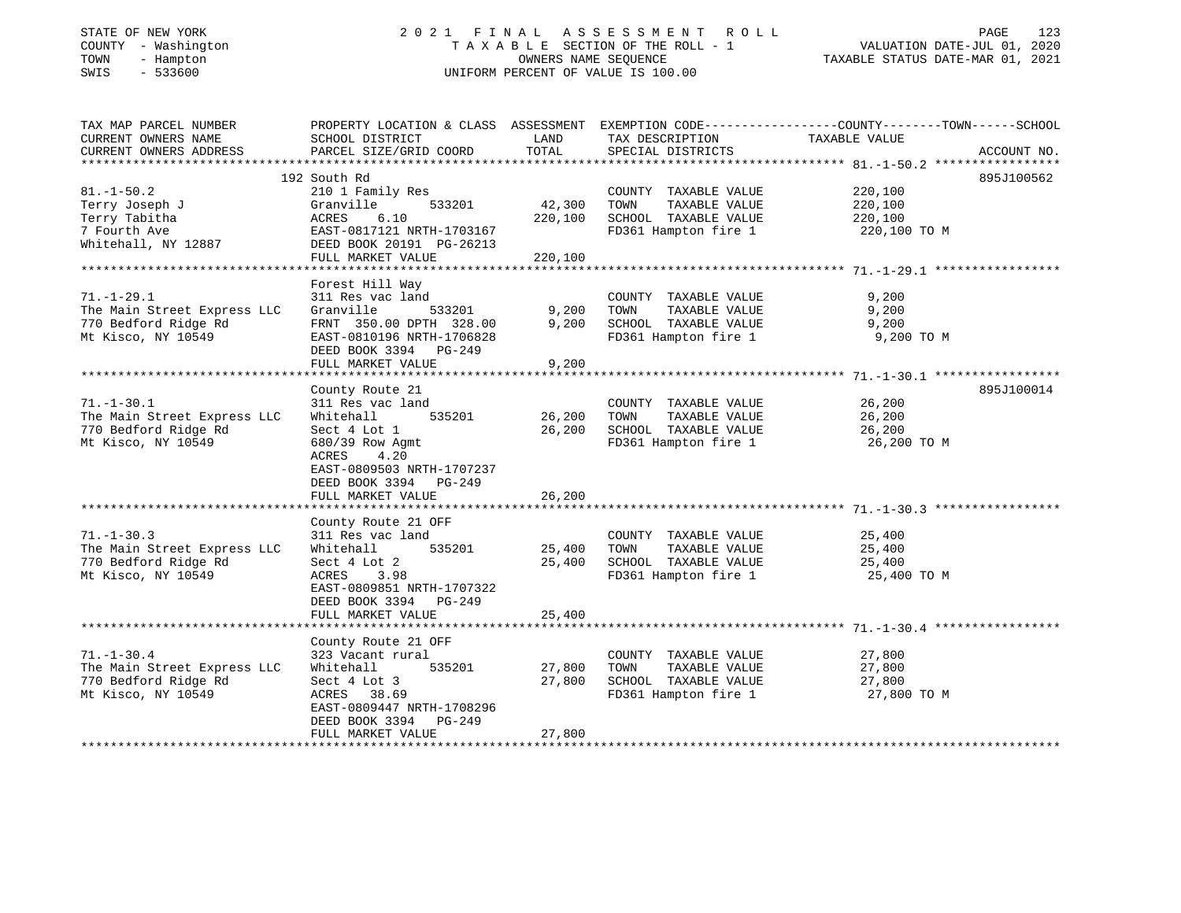STATE OF NEW YORK
COUNTY - Washington
TOWN - Hampton
SWIS - 533600

# 2021 FINAL ASSESSMENT ROLL

TAXABLE SECTION OF THE ROLL - 1
OWNERS NAME SEQUENCE
UNIFORM PERCENT OF VALUE IS 100.00

VALUATION DATE-JUL 01, 2020
TAXABLE STATUS DATE-MAR 01, 2021

| TAX MAP PARCEL NUMBER / CURRENT OWNERS NAME / CURRENT OWNERS ADDRESS | PROPERTY LOCATION & CLASS / SCHOOL DISTRICT / PARCEL SIZE/GRID COORD | ASSESSMENT LAND | TOTAL | EXEMPTION CODE / TAX DESCRIPTION / SPECIAL DISTRICTS | COUNTY--------TOWN------SCHOOL TAXABLE VALUE | ACCOUNT NO. |
|---|---|---|---|---|---|---|
| **81.-1-50.2** | 192 South Rd | | | | | 895J100562 |
| 81.-1-50.2 | 210 1 Family Res | | | COUNTY TAXABLE VALUE | 220,100 | |
| Terry Joseph J | Granville 533201 | 42,300 | | TOWN TAXABLE VALUE | 220,100 | |
| Terry Tabitha | ACRES 6.10 | | 220,100 | SCHOOL TAXABLE VALUE | 220,100 | |
| 7 Fourth Ave | EAST-0817121 NRTH-1703167 | | | FD361 Hampton fire 1 | 220,100 TO M | |
| Whitehall, NY 12887 | DEED BOOK 20191 PG-26213 | | | | | |
| | FULL MARKET VALUE | | 220,100 | | | |
| **71.-1-29.1** | Forest Hill Way | | | | | |
| 71.-1-29.1 | 311 Res vac land | | | COUNTY TAXABLE VALUE | 9,200 | |
| The Main Street Express LLC | Granville 533201 | 9,200 | | TOWN TAXABLE VALUE | 9,200 | |
| 770 Bedford Ridge Rd | FRNT 350.00 DPTH 328.00 | | 9,200 | SCHOOL TAXABLE VALUE | 9,200 | |
| Mt Kisco, NY 10549 | EAST-0810196 NRTH-1706828 | | | FD361 Hampton fire 1 | 9,200 TO M | |
| | DEED BOOK 3394 PG-249 | | | | | |
| | FULL MARKET VALUE | | 9,200 | | | |
| **71.-1-30.1** | County Route 21 | | | | | 895J100014 |
| 71.-1-30.1 | 311 Res vac land | | | COUNTY TAXABLE VALUE | 26,200 | |
| The Main Street Express LLC | Whitehall 535201 | 26,200 | | TOWN TAXABLE VALUE | 26,200 | |
| 770 Bedford Ridge Rd | Sect 4 Lot 1 | | 26,200 | SCHOOL TAXABLE VALUE | 26,200 | |
| Mt Kisco, NY 10549 | 680/39 Row Agmt | | | FD361 Hampton fire 1 | 26,200 TO M | |
| | ACRES 4.20 | | | | | |
| | EAST-0809503 NRTH-1707237 | | | | | |
| | DEED BOOK 3394 PG-249 | | | | | |
| | FULL MARKET VALUE | | 26,200 | | | |
| **71.-1-30.3** | County Route 21 OFF | | | | | |
| 71.-1-30.3 | 311 Res vac land | | | COUNTY TAXABLE VALUE | 25,400 | |
| The Main Street Express LLC | Whitehall 535201 | 25,400 | | TOWN TAXABLE VALUE | 25,400 | |
| 770 Bedford Ridge Rd | Sect 4 Lot 2 | | 25,400 | SCHOOL TAXABLE VALUE | 25,400 | |
| Mt Kisco, NY 10549 | ACRES 3.98 | | | FD361 Hampton fire 1 | 25,400 TO M | |
| | EAST-0809851 NRTH-1707322 | | | | | |
| | DEED BOOK 3394 PG-249 | | | | | |
| | FULL MARKET VALUE | | 25,400 | | | |
| **71.-1-30.4** | County Route 21 OFF | | | | | |
| 71.-1-30.4 | 323 Vacant rural | | | COUNTY TAXABLE VALUE | 27,800 | |
| The Main Street Express LLC | Whitehall 535201 | 27,800 | | TOWN TAXABLE VALUE | 27,800 | |
| 770 Bedford Ridge Rd | Sect 4 Lot 3 | | 27,800 | SCHOOL TAXABLE VALUE | 27,800 | |
| Mt Kisco, NY 10549 | ACRES 38.69 | | | FD361 Hampton fire 1 | 27,800 TO M | |
| | EAST-0809447 NRTH-1708296 | | | | | |
| | DEED BOOK 3394 PG-249 | | | | | |
| | FULL MARKET VALUE | | 27,800 | | | |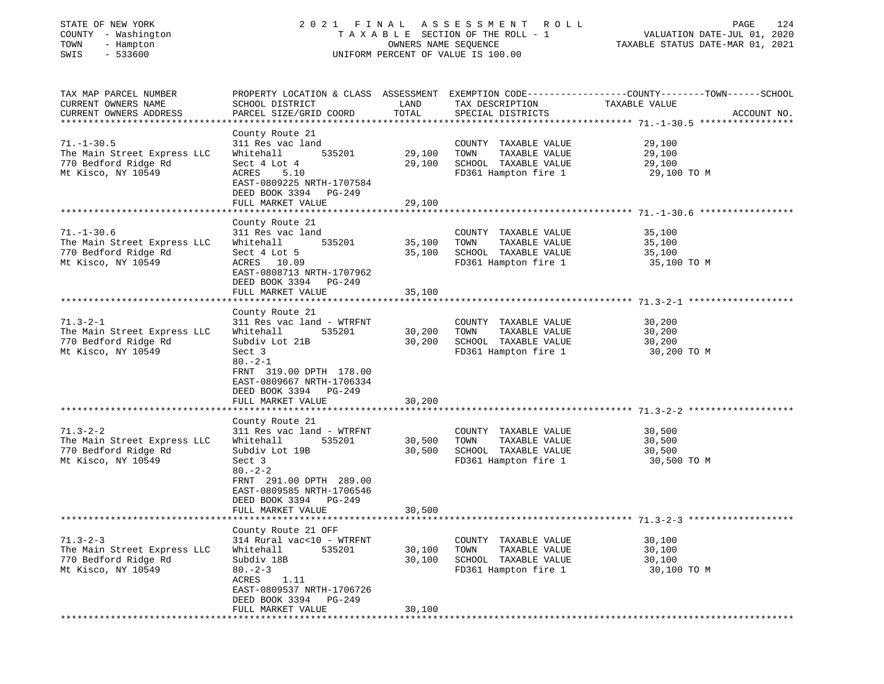STATE OF NEW YORK | COUNTY - Washington | TOWN - Hampton | SWIS - 533600

# 2021 FINAL ASSESSMENT ROLL

TAXABLE SECTION OF THE ROLL - 1
OWNERS NAME SEQUENCE
UNIFORM PERCENT OF VALUE IS 100.00

VALUATION DATE-JUL 01, 2020
TAXABLE STATUS DATE-MAR 01, 2021

| TAX MAP PARCEL NUMBER / CURRENT OWNERS NAME / CURRENT OWNERS ADDRESS | PROPERTY LOCATION & CLASS / SCHOOL DISTRICT / PARCEL SIZE/GRID COORD | ASSESSMENT LAND | TOTAL | EXEMPTION CODE / TAX DESCRIPTION / SPECIAL DISTRICTS | TAXABLE VALUE (COUNTY / TOWN / SCHOOL) | ACCOUNT NO. |
|---|---|---|---|---|---|---|
| 71.-1-30.5 | County Route 21 | | | | | |
| The Main Street Express LLC | 311 Res vac land | | | COUNTY TAXABLE VALUE | 29,100 | |
| 770 Bedford Ridge Rd | Whitehall 535201 | 29,100 | | TOWN TAXABLE VALUE | 29,100 | |
| Mt Kisco, NY 10549 | Sect 4 Lot 4 | | 29,100 | SCHOOL TAXABLE VALUE | 29,100 | |
| | ACRES 5.10 | | | FD361 Hampton fire 1 | 29,100 TO M | |
| | EAST-0809225 NRTH-1707584 | | | | | |
| | DEED BOOK 3394 PG-249 | | | | | |
| | FULL MARKET VALUE | | 29,100 | | | |
| 71.-1-30.6 | County Route 21 | | | | | |
| The Main Street Express LLC | 311 Res vac land | | | COUNTY TAXABLE VALUE | 35,100 | |
| 770 Bedford Ridge Rd | Whitehall 535201 | 35,100 | | TOWN TAXABLE VALUE | 35,100 | |
| Mt Kisco, NY 10549 | Sect 4 Lot 5 | | 35,100 | SCHOOL TAXABLE VALUE | 35,100 | |
| | ACRES 10.09 | | | FD361 Hampton fire 1 | 35,100 TO M | |
| | EAST-0808713 NRTH-1707962 | | | | | |
| | DEED BOOK 3394 PG-249 | | | | | |
| | FULL MARKET VALUE | | 35,100 | | | |
| 71.3-2-1 | County Route 21 | | | | | |
| The Main Street Express LLC | 311 Res vac land - WTRFNT | | | COUNTY TAXABLE VALUE | 30,200 | |
| 770 Bedford Ridge Rd | Whitehall 535201 | 30,200 | | TOWN TAXABLE VALUE | 30,200 | |
| Mt Kisco, NY 10549 | Subdiv Lot 21B | | 30,200 | SCHOOL TAXABLE VALUE | 30,200 | |
| | Sect 3 | | | FD361 Hampton fire 1 | 30,200 TO M | |
| | 80.-2-1 | | | | | |
| | FRNT 319.00 DPTH 178.00 | | | | | |
| | EAST-0809667 NRTH-1706334 | | | | | |
| | DEED BOOK 3394 PG-249 | | | | | |
| | FULL MARKET VALUE | | 30,200 | | | |
| 71.3-2-2 | County Route 21 | | | | | |
| The Main Street Express LLC | 311 Res vac land - WTRFNT | | | COUNTY TAXABLE VALUE | 30,500 | |
| 770 Bedford Ridge Rd | Whitehall 535201 | 30,500 | | TOWN TAXABLE VALUE | 30,500 | |
| Mt Kisco, NY 10549 | Subdiv Lot 19B | | 30,500 | SCHOOL TAXABLE VALUE | 30,500 | |
| | Sect 3 | | | FD361 Hampton fire 1 | 30,500 TO M | |
| | 80.-2-2 | | | | | |
| | FRNT 291.00 DPTH 289.00 | | | | | |
| | EAST-0809585 NRTH-1706546 | | | | | |
| | DEED BOOK 3394 PG-249 | | | | | |
| | FULL MARKET VALUE | | 30,500 | | | |
| 71.3-2-3 | County Route 21 OFF | | | | | |
| The Main Street Express LLC | 314 Rural vac<10 - WTRFNT | | | COUNTY TAXABLE VALUE | 30,100 | |
| 770 Bedford Ridge Rd | Whitehall 535201 | 30,100 | | TOWN TAXABLE VALUE | 30,100 | |
| Mt Kisco, NY 10549 | Subdiv 18B | | 30,100 | SCHOOL TAXABLE VALUE | 30,100 | |
| | 80.-2-3 | | | FD361 Hampton fire 1 | 30,100 TO M | |
| | ACRES 1.11 | | | | | |
| | EAST-0809537 NRTH-1706726 | | | | | |
| | DEED BOOK 3394 PG-249 | | | | | |
| | FULL MARKET VALUE | | 30,100 | | | |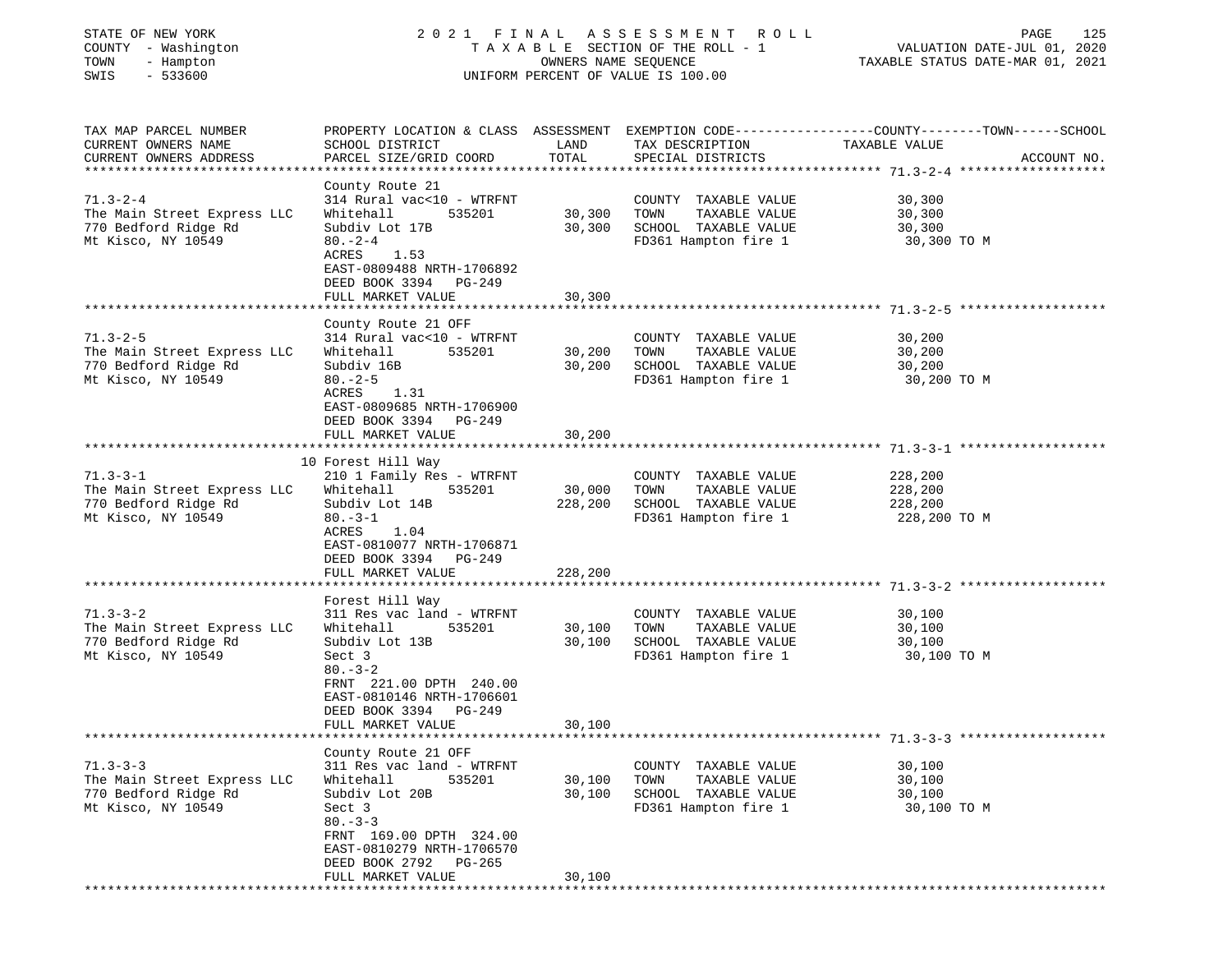STATE OF NEW YORK  
COUNTY - Washington  
TOWN - Hampton  
SWIS - 533600

2021 FINAL ASSESSMENT ROLL  
TAXABLE SECTION OF THE ROLL - 1  
OWNERS NAME SEQUENCE  
UNIFORM PERCENT OF VALUE IS 100.00

VALUATION DATE-JUL 01, 2020  
TAXABLE STATUS DATE-MAR 01, 2021

| TAX MAP PARCEL NUMBER / CURRENT OWNERS NAME / CURRENT OWNERS ADDRESS | PROPERTY LOCATION & CLASS / SCHOOL DISTRICT / PARCEL SIZE/GRID COORD | ASSESSMENT LAND | ASSESSMENT TOTAL | EXEMPTION CODE / TAX DESCRIPTION / SPECIAL DISTRICTS | COUNTY--------TOWN------SCHOOL TAXABLE VALUE | ACCOUNT NO. |
|---|---|---|---|---|---|---|
| 71.3-2-4 | County Route 21 | | | | | |
| | 314 Rural vac<10 - WTRFNT | | | COUNTY TAXABLE VALUE | 30,300 | |
| The Main Street Express LLC | Whitehall 535201 | 30,300 | | TOWN TAXABLE VALUE | 30,300 | |
| 770 Bedford Ridge Rd | Subdiv Lot 17B | | 30,300 | SCHOOL TAXABLE VALUE | 30,300 | |
| Mt Kisco, NY 10549 | 80.-2-4 | | | FD361 Hampton fire 1 | 30,300 TO M | |
| | ACRES 1.53 | | | | | |
| | EAST-0809488 NRTH-1706892 | | | | | |
| | DEED BOOK 3394 PG-249 | | | | | |
| | FULL MARKET VALUE | | 30,300 | | | |
| 71.3-2-5 | County Route 21 OFF | | | | | |
| | 314 Rural vac<10 - WTRFNT | | | COUNTY TAXABLE VALUE | 30,200 | |
| The Main Street Express LLC | Whitehall 535201 | 30,200 | | TOWN TAXABLE VALUE | 30,200 | |
| 770 Bedford Ridge Rd | Subdiv 16B | | 30,200 | SCHOOL TAXABLE VALUE | 30,200 | |
| Mt Kisco, NY 10549 | 80.-2-5 | | | FD361 Hampton fire 1 | 30,200 TO M | |
| | ACRES 1.31 | | | | | |
| | EAST-0809685 NRTH-1706900 | | | | | |
| | DEED BOOK 3394 PG-249 | | | | | |
| | FULL MARKET VALUE | | 30,200 | | | |
| 71.3-3-1 | 10 Forest Hill Way | | | | | |
| | 210 1 Family Res - WTRFNT | | | COUNTY TAXABLE VALUE | 228,200 | |
| The Main Street Express LLC | Whitehall 535201 | 30,000 | | TOWN TAXABLE VALUE | 228,200 | |
| 770 Bedford Ridge Rd | Subdiv Lot 14B | | 228,200 | SCHOOL TAXABLE VALUE | 228,200 | |
| Mt Kisco, NY 10549 | 80.-3-1 | | | FD361 Hampton fire 1 | 228,200 TO M | |
| | ACRES 1.04 | | | | | |
| | EAST-0810077 NRTH-1706871 | | | | | |
| | DEED BOOK 3394 PG-249 | | | | | |
| | FULL MARKET VALUE | | 228,200 | | | |
| 71.3-3-2 | Forest Hill Way | | | | | |
| | 311 Res vac land - WTRFNT | | | COUNTY TAXABLE VALUE | 30,100 | |
| The Main Street Express LLC | Whitehall 535201 | 30,100 | | TOWN TAXABLE VALUE | 30,100 | |
| 770 Bedford Ridge Rd | Subdiv Lot 13B | | 30,100 | SCHOOL TAXABLE VALUE | 30,100 | |
| Mt Kisco, NY 10549 | Sect 3 | | | FD361 Hampton fire 1 | 30,100 TO M | |
| | 80.-3-2 | | | | | |
| | FRNT 221.00 DPTH 240.00 | | | | | |
| | EAST-0810146 NRTH-1706601 | | | | | |
| | DEED BOOK 3394 PG-249 | | | | | |
| | FULL MARKET VALUE | | 30,100 | | | |
| 71.3-3-3 | County Route 21 OFF | | | | | |
| | 311 Res vac land - WTRFNT | | | COUNTY TAXABLE VALUE | 30,100 | |
| The Main Street Express LLC | Whitehall 535201 | 30,100 | | TOWN TAXABLE VALUE | 30,100 | |
| 770 Bedford Ridge Rd | Subdiv Lot 20B | | 30,100 | SCHOOL TAXABLE VALUE | 30,100 | |
| Mt Kisco, NY 10549 | Sect 3 | | | FD361 Hampton fire 1 | 30,100 TO M | |
| | 80.-3-3 | | | | | |
| | FRNT 169.00 DPTH 324.00 | | | | | |
| | EAST-0810279 NRTH-1706570 | | | | | |
| | DEED BOOK 2792 PG-265 | | | | | |
| | FULL MARKET VALUE | | 30,100 | | | |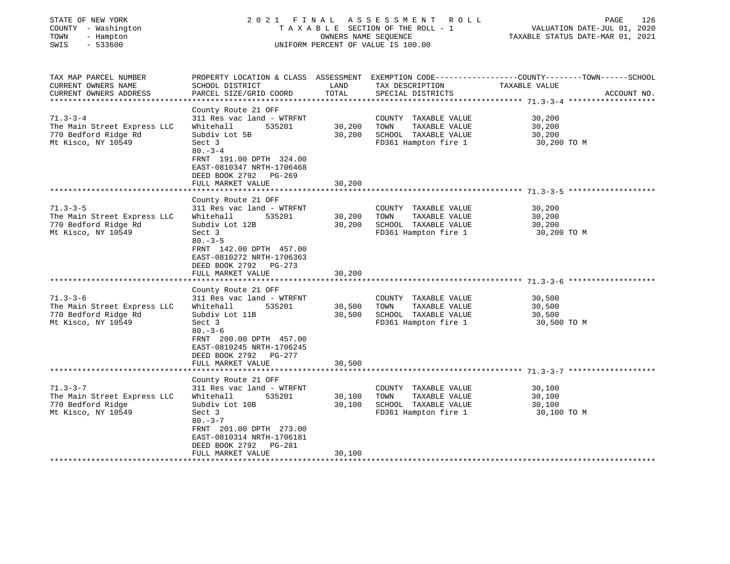STATE OF NEW YORK | 2021 FINAL ASSESSMENT ROLL | VALUATION DATE-JUL 01, 2020
COUNTY - Washington | TAXABLE SECTION OF THE ROLL - 1 | TAXABLE STATUS DATE-MAR 01, 2021
TOWN - Hampton | OWNERS NAME SEQUENCE
SWIS - 533600 | UNIFORM PERCENT OF VALUE IS 100.00

| TAX MAP PARCEL NUMBER<br>CURRENT OWNERS NAME<br>CURRENT OWNERS ADDRESS | PROPERTY LOCATION & CLASS<br>SCHOOL DISTRICT<br>PARCEL SIZE/GRID COORD | ASSESSMENT<br>LAND<br>TOTAL | EXEMPTION CODE-----COUNTY-----TOWN-----SCHOOL<br>TAX DESCRIPTION<br>SPECIAL DISTRICTS | TAXABLE VALUE<br><br>ACCOUNT NO. |
|---|---|---|---|---|
| **71.3-3-4** | County Route 21 OFF | | | |
| 71.3-3-4 | 311 Res vac land - WTRFNT | | COUNTY TAXABLE VALUE | 30,200 |
| The Main Street Express LLC | Whitehall 535201 | 30,200 | TOWN TAXABLE VALUE | 30,200 |
| 770 Bedford Ridge Rd | Subdiv Lot 5B | 30,200 | SCHOOL TAXABLE VALUE | 30,200 |
| Mt Kisco, NY 10549 | Sect 3 | | FD361 Hampton fire 1 | 30,200 TO M |
| | 80.-3-4 | | | |
| | FRNT 191.00 DPTH 324.00 | | | |
| | EAST-0810347 NRTH-1706468 | | | |
| | DEED BOOK 2792 PG-269 | | | |
| | FULL MARKET VALUE | 30,200 | | |
| **71.3-3-5** | County Route 21 OFF | | | |
| 71.3-3-5 | 311 Res vac land - WTRFNT | | COUNTY TAXABLE VALUE | 30,200 |
| The Main Street Express LLC | Whitehall 535201 | 30,200 | TOWN TAXABLE VALUE | 30,200 |
| 770 Bedford Ridge Rd | Subdiv Lot 12B | 30,200 | SCHOOL TAXABLE VALUE | 30,200 |
| Mt Kisco, NY 10549 | Sect 3 | | FD361 Hampton fire 1 | 30,200 TO M |
| | 80.-3-5 | | | |
| | FRNT 142.00 DPTH 457.00 | | | |
| | EAST-0810272 NRTH-1706363 | | | |
| | DEED BOOK 2792 PG-273 | | | |
| | FULL MARKET VALUE | 30,200 | | |
| **71.3-3-6** | County Route 21 OFF | | | |
| 71.3-3-6 | 311 Res vac land - WTRFNT | | COUNTY TAXABLE VALUE | 30,500 |
| The Main Street Express LLC | Whitehall 535201 | 30,500 | TOWN TAXABLE VALUE | 30,500 |
| 770 Bedford Ridge Rd | Subdiv Lot 11B | 30,500 | SCHOOL TAXABLE VALUE | 30,500 |
| Mt Kisco, NY 10549 | Sect 3 | | FD361 Hampton fire 1 | 30,500 TO M |
| | 80.-3-6 | | | |
| | FRNT 200.00 DPTH 457.00 | | | |
| | EAST-0810245 NRTH-1706245 | | | |
| | DEED BOOK 2792 PG-277 | | | |
| | FULL MARKET VALUE | 30,500 | | |
| **71.3-3-7** | County Route 21 OFF | | | |
| 71.3-3-7 | 311 Res vac land - WTRFNT | | COUNTY TAXABLE VALUE | 30,100 |
| The Main Street Express LLC | Whitehall 535201 | 30,100 | TOWN TAXABLE VALUE | 30,100 |
| 770 Bedford Ridge | Subdiv Lot 10B | 30,100 | SCHOOL TAXABLE VALUE | 30,100 |
| Mt Kisco, NY 10549 | Sect 3 | | FD361 Hampton fire 1 | 30,100 TO M |
| | 80.-3-7 | | | |
| | FRNT 201.00 DPTH 273.00 | | | |
| | EAST-0810314 NRTH-1706181 | | | |
| | DEED BOOK 2792 PG-281 | | | |
| | FULL MARKET VALUE | 30,100 | | |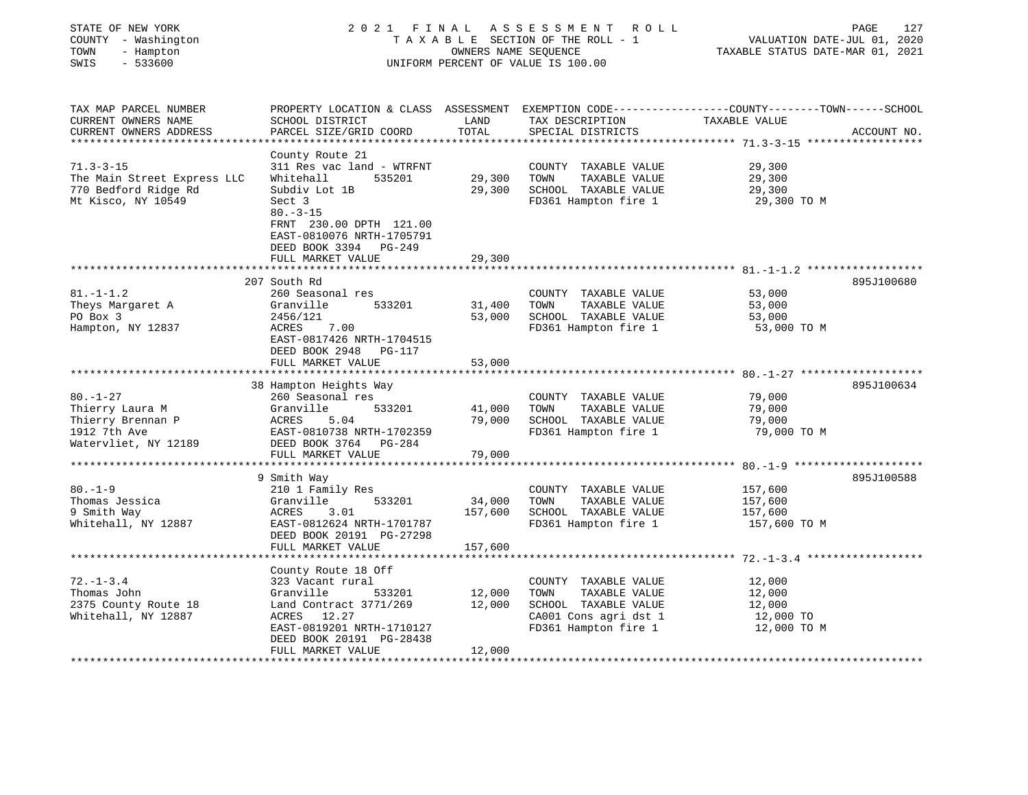STATE OF NEW YORK | 2021 FINAL ASSESSMENT ROLL | VALUATION DATE-JUL 01, 2020
COUNTY - Washington | TAXABLE SECTION OF THE ROLL - 1 | TAXABLE STATUS DATE-MAR 01, 2021
TOWN - Hampton | OWNERS NAME SEQUENCE
SWIS - 533600 | UNIFORM PERCENT OF VALUE IS 100.00

| TAX MAP PARCEL NUMBER / CURRENT OWNERS NAME / CURRENT OWNERS ADDRESS | PROPERTY LOCATION & CLASS / SCHOOL DISTRICT / PARCEL SIZE/GRID COORD | ASSESSMENT LAND | TOTAL | EXEMPTION CODE / TAX DESCRIPTION / SPECIAL DISTRICTS | TAXABLE VALUE (COUNTY--TOWN--SCHOOL) | ACCOUNT NO. |
|---|---|---|---|---|---|---|
| 71.3-3-15 | County Route 21 | | | | | |
| 71.3-3-15 | 311 Res vac land - WTRFNT | | | COUNTY TAXABLE VALUE | 29,300 | |
| The Main Street Express LLC | Whitehall 535201 | 29,300 | | TOWN TAXABLE VALUE | 29,300 | |
| 770 Bedford Ridge Rd | Subdiv Lot 1B | | 29,300 | SCHOOL TAXABLE VALUE | 29,300 | |
| Mt Kisco, NY 10549 | Sect 3 | | | FD361 Hampton fire 1 | 29,300 TO M | |
| | 80.-3-15 | | | | | |
| | FRNT 230.00 DPTH 121.00 | | | | | |
| | EAST-0810076 NRTH-1705791 | | | | | |
| | DEED BOOK 3394 PG-249 | | | | | |
| | FULL MARKET VALUE | | 29,300 | | | |
| 81.-1-1.2 | 207 South Rd | | | | | 895J100680 |
| 81.-1-1.2 | 260 Seasonal res | | | COUNTY TAXABLE VALUE | 53,000 | |
| Theys Margaret A | Granville 533201 | 31,400 | | TOWN TAXABLE VALUE | 53,000 | |
| PO Box 3 | 2456/121 | | 53,000 | SCHOOL TAXABLE VALUE | 53,000 | |
| Hampton, NY 12837 | ACRES 7.00 | | | FD361 Hampton fire 1 | 53,000 TO M | |
| | EAST-0817426 NRTH-1704515 | | | | | |
| | DEED BOOK 2948 PG-117 | | | | | |
| | FULL MARKET VALUE | | 53,000 | | | |
| 80.-1-27 | 38 Hampton Heights Way | | | | | 895J100634 |
| 80.-1-27 | 260 Seasonal res | | | COUNTY TAXABLE VALUE | 79,000 | |
| Thierry Laura M | Granville 533201 | 41,000 | | TOWN TAXABLE VALUE | 79,000 | |
| Thierry Brennan P | ACRES 5.04 | | 79,000 | SCHOOL TAXABLE VALUE | 79,000 | |
| 1912 7th Ave | EAST-0810738 NRTH-1702359 | | | FD361 Hampton fire 1 | 79,000 TO M | |
| Watervliet, NY 12189 | DEED BOOK 3764 PG-284 | | | | | |
| | FULL MARKET VALUE | | 79,000 | | | |
| 80.-1-9 | 9 Smith Way | | | | | 895J100588 |
| 80.-1-9 | 210 1 Family Res | | | COUNTY TAXABLE VALUE | 157,600 | |
| Thomas Jessica | Granville 533201 | 34,000 | | TOWN TAXABLE VALUE | 157,600 | |
| 9 Smith Way | ACRES 3.01 | | 157,600 | SCHOOL TAXABLE VALUE | 157,600 | |
| Whitehall, NY 12887 | EAST-0812624 NRTH-1701787 | | | FD361 Hampton fire 1 | 157,600 TO M | |
| | DEED BOOK 20191 PG-27298 | | | | | |
| | FULL MARKET VALUE | | 157,600 | | | |
| 72.-1-3.4 | County Route 18 Off | | | | | |
| 72.-1-3.4 | 323 Vacant rural | | | COUNTY TAXABLE VALUE | 12,000 | |
| Thomas John | Granville 533201 | 12,000 | | TOWN TAXABLE VALUE | 12,000 | |
| 2375 County Route 18 | Land Contract 3771/269 | | 12,000 | SCHOOL TAXABLE VALUE | 12,000 | |
| Whitehall, NY 12887 | ACRES 12.27 | | | CA001 Cons agri dst 1 | 12,000 TO | |
| | EAST-0819201 NRTH-1710127 | | | FD361 Hampton fire 1 | 12,000 TO M | |
| | DEED BOOK 20191 PG-28438 | | | | | |
| | FULL MARKET VALUE | | 12,000 | | | |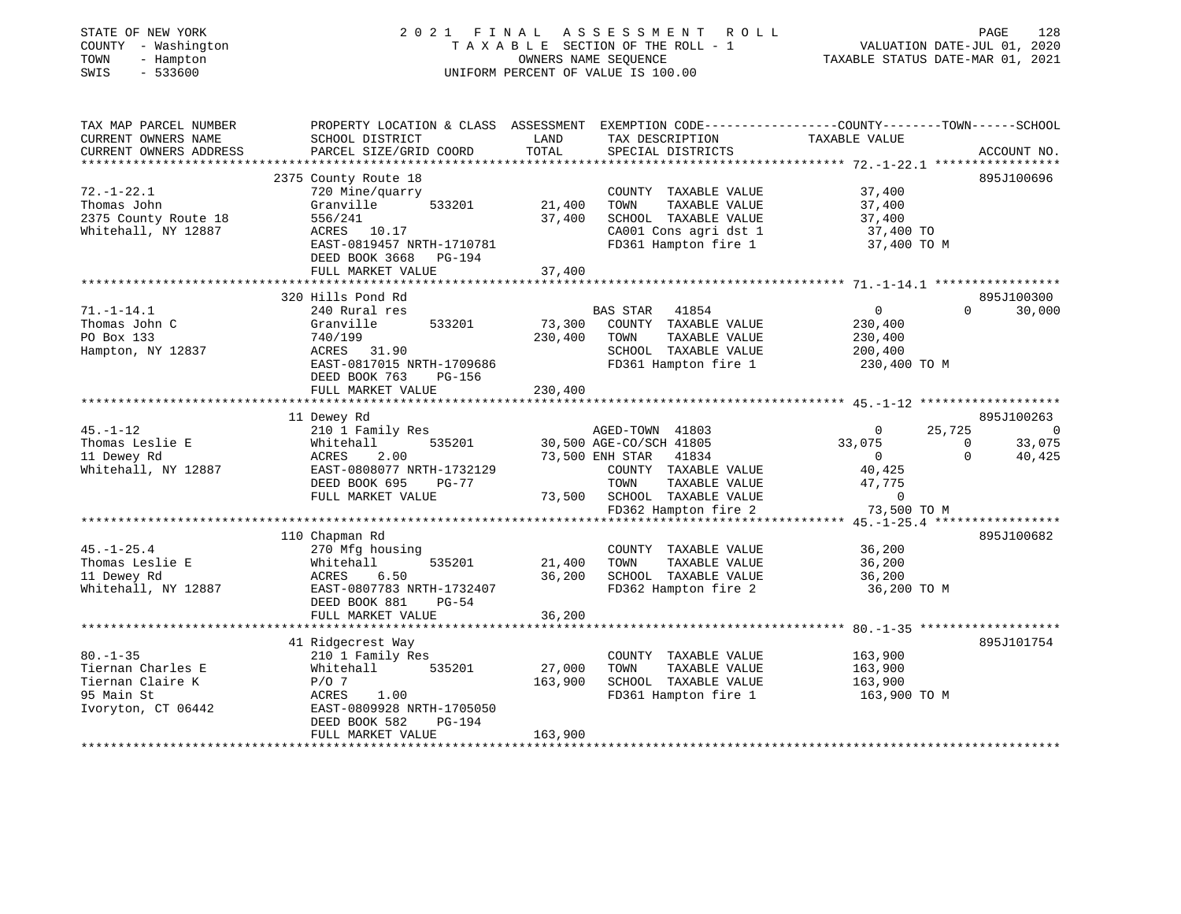STATE OF NEW YORK | 2021 FINAL ASSESSMENT ROLL
COUNTY - Washington | TAXABLE SECTION OF THE ROLL - 1 | VALUATION DATE-JUL 01, 2020
TOWN - Hampton | OWNERS NAME SEQUENCE | TAXABLE STATUS DATE-MAR 01, 2021
SWIS - 533600 | UNIFORM PERCENT OF VALUE IS 100.00

```
TAX MAP PARCEL NUMBER     PROPERTY LOCATION & CLASS  ASSESSMENT  EXEMPTION CODE-----------------COUNTY--------TOWN------SCHOOL
CURRENT OWNERS NAME       SCHOOL DISTRICT               LAND      TAX DESCRIPTION            TAXABLE VALUE
CURRENT OWNERS ADDRESS    PARCEL SIZE/GRID COORD        TOTAL     SPECIAL DISTRICTS                                   ACCOUNT NO.
******************************************************************************************************* 72.-1-22.1 *****************
                          2375 County Route 18                                                                   895J100696
72.-1-22.1                720 Mine/quarry                          COUNTY  TAXABLE VALUE          37,400
Thomas John               Granville        533201       21,400    TOWN    TAXABLE VALUE          37,400
2375 County Route 18      556/241                       37,400    SCHOOL  TAXABLE VALUE          37,400
Whitehall, NY 12887       ACRES   10.17                           CA001 Cons agri dst 1           37,400 TO
                          EAST-0819457 NRTH-1710781               FD361 Hampton fire 1            37,400 TO M
                          DEED BOOK 3668   PG-194
                          FULL MARKET VALUE             37,400
******************************************************************************************************* 71.-1-14.1 *****************
                          320 Hills Pond Rd                                                                      895J100300
71.-1-14.1                240 Rural res                           BAS STAR   41854                0           0       30,000
Thomas John C             Granville        533201       73,300    COUNTY  TAXABLE VALUE         230,400
PO Box 133                740/199                      230,400    TOWN    TAXABLE VALUE         230,400
Hampton, NY 12837         ACRES   31.90                           SCHOOL  TAXABLE VALUE         200,400
                          EAST-0817015 NRTH-1709686               FD361 Hampton fire 1           230,400 TO M
                          DEED BOOK 763    PG-156
                          FULL MARKET VALUE            230,400
******************************************************************************************************* 45.-1-12 *******************
                          11 Dewey Rd                                                                            895J100263
45.-1-12                  210 1 Family Res                        AGED-TOWN  41803                0      25,725            0
Thomas Leslie E           Whitehall        535201       30,500 AGE-CO/SCH 41805              33,075           0       33,075
11 Dewey Rd               ACRES    2.00                 73,500 ENH STAR   41834                   0           0       40,425
Whitehall, NY 12887       EAST-0808077 NRTH-1732129               COUNTY  TAXABLE VALUE          40,425
                          DEED BOOK 695    PG-77                  TOWN    TAXABLE VALUE          47,775
                          FULL MARKET VALUE             73,500    SCHOOL  TAXABLE VALUE               0
                                                                  FD362 Hampton fire 2            73,500 TO M
******************************************************************************************************* 45.-1-25.4 *****************
                          110 Chapman Rd                                                                         895J100682
45.-1-25.4                270 Mfg housing                         COUNTY  TAXABLE VALUE          36,200
Thomas Leslie E           Whitehall        535201       21,400    TOWN    TAXABLE VALUE          36,200
11 Dewey Rd               ACRES    6.50                 36,200    SCHOOL  TAXABLE VALUE          36,200
Whitehall, NY 12887       EAST-0807783 NRTH-1732407               FD362 Hampton fire 2            36,200 TO M
                          DEED BOOK 881    PG-54
                          FULL MARKET VALUE             36,200
******************************************************************************************************* 80.-1-35 *******************
                          41 Ridgecrest Way                                                                      895J101754
80.-1-35                  210 1 Family Res                        COUNTY  TAXABLE VALUE         163,900
Tiernan Charles E         Whitehall        535201       27,000    TOWN    TAXABLE VALUE         163,900
Tiernan Claire K          P/O 7                        163,900    SCHOOL  TAXABLE VALUE         163,900
95 Main St                ACRES    1.00                           FD361 Hampton fire 1           163,900 TO M
Ivoryton, CT 06442        EAST-0809928 NRTH-1705050
                          DEED BOOK 582    PG-194
                          FULL MARKET VALUE            163,900
************************************************************************************************************************************
```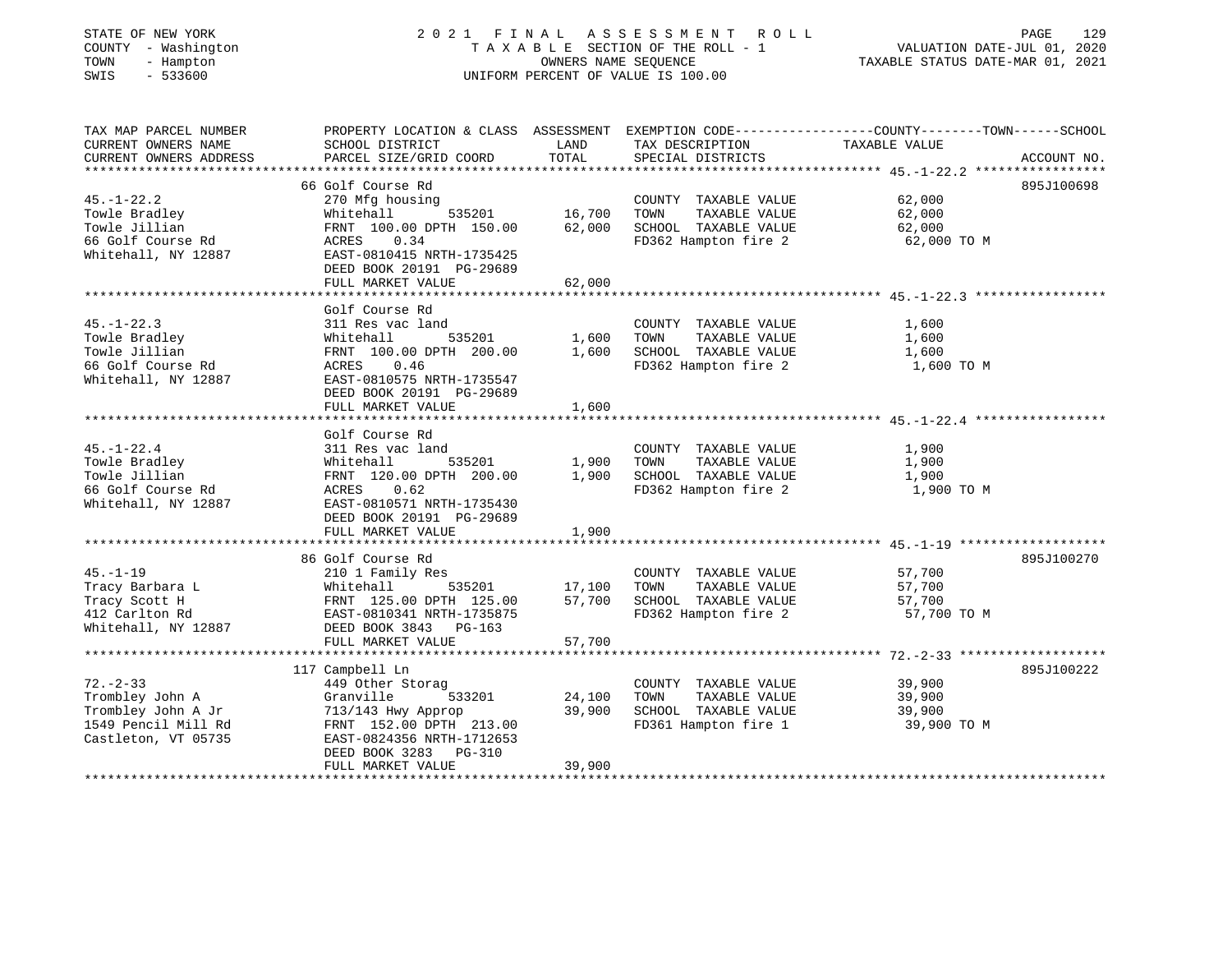STATE OF NEW YORK | COUNTY - Washington | TOWN - Hampton | SWIS - 533600

# 2021 FINAL ASSESSMENT ROLL
TAXABLE SECTION OF THE ROLL - 1
OWNERS NAME SEQUENCE
UNIFORM PERCENT OF VALUE IS 100.00

VALUATION DATE-JUL 01, 2020
TAXABLE STATUS DATE-MAR 01, 2021

| TAX MAP PARCEL NUMBER / CURRENT OWNERS NAME / CURRENT OWNERS ADDRESS | PROPERTY LOCATION & CLASS / SCHOOL DISTRICT / PARCEL SIZE/GRID COORD | LAND | ASSESSMENT TOTAL | EXEMPTION CODE / TAX DESCRIPTION / SPECIAL DISTRICTS | TAXABLE VALUE (COUNTY--TOWN--SCHOOL) | ACCOUNT NO. |
|---|---|---|---|---|---|---|
| 45.-1-22.2 | 66 Golf Course Rd | | | | | 895J100698 |
| | 270 Mfg housing | | | COUNTY TAXABLE VALUE | 62,000 | |
| Towle Bradley | Whitehall 535201 | 16,700 | | TOWN TAXABLE VALUE | 62,000 | |
| Towle Jillian | FRNT 100.00 DPTH 150.00 | | 62,000 | SCHOOL TAXABLE VALUE | 62,000 | |
| 66 Golf Course Rd | ACRES 0.34 | | | FD362 Hampton fire 2 | 62,000 TO M | |
| Whitehall, NY 12887 | EAST-0810415 NRTH-1735425 | | | | | |
| | DEED BOOK 20191 PG-29689 | | | | | |
| | FULL MARKET VALUE | | 62,000 | | | |
| 45.-1-22.3 | Golf Course Rd | | | | | |
| | 311 Res vac land | | | COUNTY TAXABLE VALUE | 1,600 | |
| Towle Bradley | Whitehall 535201 | 1,600 | | TOWN TAXABLE VALUE | 1,600 | |
| Towle Jillian | FRNT 100.00 DPTH 200.00 | | 1,600 | SCHOOL TAXABLE VALUE | 1,600 | |
| 66 Golf Course Rd | ACRES 0.46 | | | FD362 Hampton fire 2 | 1,600 TO M | |
| Whitehall, NY 12887 | EAST-0810575 NRTH-1735547 | | | | | |
| | DEED BOOK 20191 PG-29689 | | | | | |
| | FULL MARKET VALUE | | 1,600 | | | |
| 45.-1-22.4 | Golf Course Rd | | | | | |
| | 311 Res vac land | | | COUNTY TAXABLE VALUE | 1,900 | |
| Towle Bradley | Whitehall 535201 | 1,900 | | TOWN TAXABLE VALUE | 1,900 | |
| Towle Jillian | FRNT 120.00 DPTH 200.00 | | 1,900 | SCHOOL TAXABLE VALUE | 1,900 | |
| 66 Golf Course Rd | ACRES 0.62 | | | FD362 Hampton fire 2 | 1,900 TO M | |
| Whitehall, NY 12887 | EAST-0810571 NRTH-1735430 | | | | | |
| | DEED BOOK 20191 PG-29689 | | | | | |
| | FULL MARKET VALUE | | 1,900 | | | |
| 45.-1-19 | 86 Golf Course Rd | | | | | 895J100270 |
| | 210 1 Family Res | | | COUNTY TAXABLE VALUE | 57,700 | |
| Tracy Barbara L | Whitehall 535201 | 17,100 | | TOWN TAXABLE VALUE | 57,700 | |
| Tracy Scott H | FRNT 125.00 DPTH 125.00 | | 57,700 | SCHOOL TAXABLE VALUE | 57,700 | |
| 412 Carlton Rd | EAST-0810341 NRTH-1735875 | | | FD362 Hampton fire 2 | 57,700 TO M | |
| Whitehall, NY 12887 | DEED BOOK 3843 PG-163 | | | | | |
| | FULL MARKET VALUE | | 57,700 | | | |
| 72.-2-33 | 117 Campbell Ln | | | | | 895J100222 |
| | 449 Other Storag | | | COUNTY TAXABLE VALUE | 39,900 | |
| Trombley John A | Granville 533201 | 24,100 | | TOWN TAXABLE VALUE | 39,900 | |
| Trombley John A Jr | 713/143 Hwy Approp | | 39,900 | SCHOOL TAXABLE VALUE | 39,900 | |
| 1549 Pencil Mill Rd | FRNT 152.00 DPTH 213.00 | | | FD361 Hampton fire 1 | 39,900 TO M | |
| Castleton, VT 05735 | EAST-0824356 NRTH-1712653 | | | | | |
| | DEED BOOK 3283 PG-310 | | | | | |
| | FULL MARKET VALUE | | 39,900 | | | |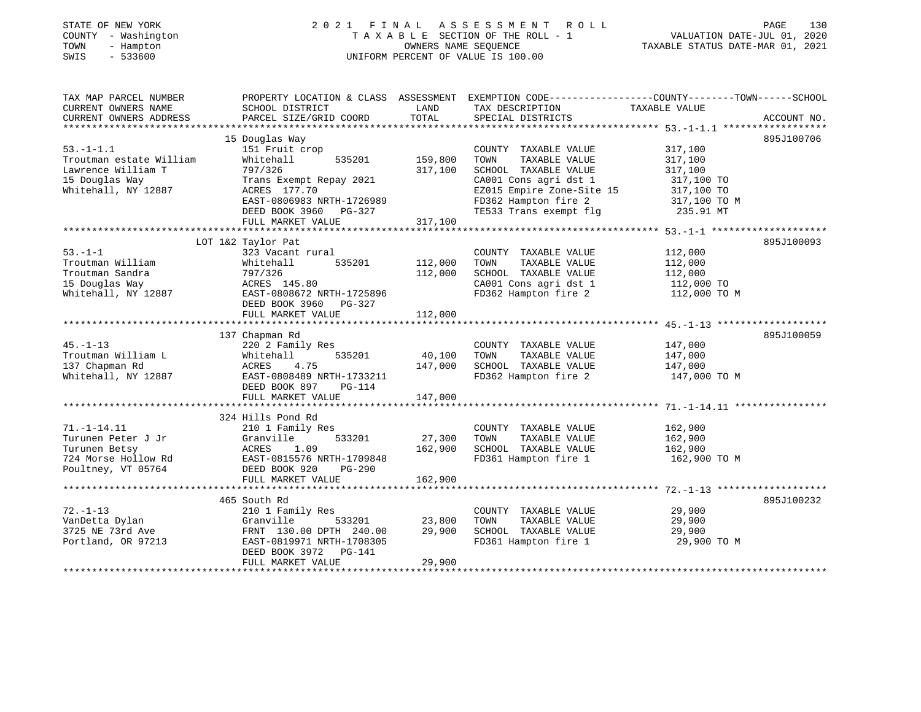STATE OF NEW YORK — 2021 FINAL ASSESSMENT ROLL — PAGE 130
COUNTY - Washington — TAXABLE SECTION OF THE ROLL - 1 — VALUATION DATE-JUL 01, 2020
TOWN - Hampton — OWNERS NAME SEQUENCE — TAXABLE STATUS DATE-MAR 01, 2021
SWIS - 533600 — UNIFORM PERCENT OF VALUE IS 100.00

| TAX MAP PARCEL NUMBER / CURRENT OWNERS NAME / CURRENT OWNERS ADDRESS | PROPERTY LOCATION & CLASS / SCHOOL DISTRICT / PARCEL SIZE/GRID COORD | ASSESSMENT LAND | TOTAL | EXEMPTION CODE / TAX DESCRIPTION / SPECIAL DISTRICTS | COUNTY--------TOWN------SCHOOL TAXABLE VALUE | ACCOUNT NO. |
|---|---|---|---|---|---|---|
| **53.-1-1.1** | 15 Douglas Way | | | | | 895J100706 |
| 53.-1-1.1 | 151 Fruit crop | | | COUNTY TAXABLE VALUE | 317,100 | |
| Troutman estate William | Whitehall 535201 | 159,800 | | TOWN TAXABLE VALUE | 317,100 | |
| Lawrence William T | 797/326 | | 317,100 | SCHOOL TAXABLE VALUE | 317,100 | |
| 15 Douglas Way | Trans Exempt Repay 2021 | | | CA001 Cons agri dst 1 | 317,100 TO | |
| Whitehall, NY 12887 | ACRES 177.70 | | | EZ015 Empire Zone-Site 15 | 317,100 TO | |
| | EAST-0806983 NRTH-1726989 | | | FD362 Hampton fire 2 | 317,100 TO M | |
| | DEED BOOK 3960 PG-327 | | | TE533 Trans exempt flg | 235.91 MT | |
| | FULL MARKET VALUE | | 317,100 | | | |
| **53.-1-1** | LOT 1&2 Taylor Pat | | | | | 895J100093 |
| 53.-1-1 | 323 Vacant rural | | | COUNTY TAXABLE VALUE | 112,000 | |
| Troutman William | Whitehall 535201 | 112,000 | | TOWN TAXABLE VALUE | 112,000 | |
| Troutman Sandra | 797/326 | | 112,000 | SCHOOL TAXABLE VALUE | 112,000 | |
| 15 Douglas Way | ACRES 145.80 | | | CA001 Cons agri dst 1 | 112,000 TO | |
| Whitehall, NY 12887 | EAST-0808672 NRTH-1725896 | | | FD362 Hampton fire 2 | 112,000 TO M | |
| | DEED BOOK 3960 PG-327 | | | | | |
| | FULL MARKET VALUE | | 112,000 | | | |
| **45.-1-13** | 137 Chapman Rd | | | | | 895J100059 |
| 45.-1-13 | 220 2 Family Res | | | COUNTY TAXABLE VALUE | 147,000 | |
| Troutman William L | Whitehall 535201 | 40,100 | | TOWN TAXABLE VALUE | 147,000 | |
| 137 Chapman Rd | ACRES 4.75 | | 147,000 | SCHOOL TAXABLE VALUE | 147,000 | |
| Whitehall, NY 12887 | EAST-0808489 NRTH-1733211 | | | FD362 Hampton fire 2 | 147,000 TO M | |
| | DEED BOOK 897 PG-114 | | | | | |
| | FULL MARKET VALUE | | 147,000 | | | |
| **71.-1-14.11** | 324 Hills Pond Rd | | | | | |
| 71.-1-14.11 | 210 1 Family Res | | | COUNTY TAXABLE VALUE | 162,900 | |
| Turunen Peter J Jr | Granville 533201 | 27,300 | | TOWN TAXABLE VALUE | 162,900 | |
| Turunen Betsy | ACRES 1.09 | | 162,900 | SCHOOL TAXABLE VALUE | 162,900 | |
| 724 Morse Hollow Rd | EAST-0815576 NRTH-1709848 | | | FD361 Hampton fire 1 | 162,900 TO M | |
| Poultney, VT 05764 | DEED BOOK 920 PG-290 | | | | | |
| | FULL MARKET VALUE | | 162,900 | | | |
| **72.-1-13** | 465 South Rd | | | | | 895J100232 |
| 72.-1-13 | 210 1 Family Res | | | COUNTY TAXABLE VALUE | 29,900 | |
| VanDetta Dylan | Granville 533201 | 23,800 | | TOWN TAXABLE VALUE | 29,900 | |
| 3725 NE 73rd Ave | FRNT 130.00 DPTH 240.00 | | 29,900 | SCHOOL TAXABLE VALUE | 29,900 | |
| Portland, OR 97213 | EAST-0819971 NRTH-1708305 | | | FD361 Hampton fire 1 | 29,900 TO M | |
| | DEED BOOK 3972 PG-141 | | | | | |
| | FULL MARKET VALUE | | 29,900 | | | |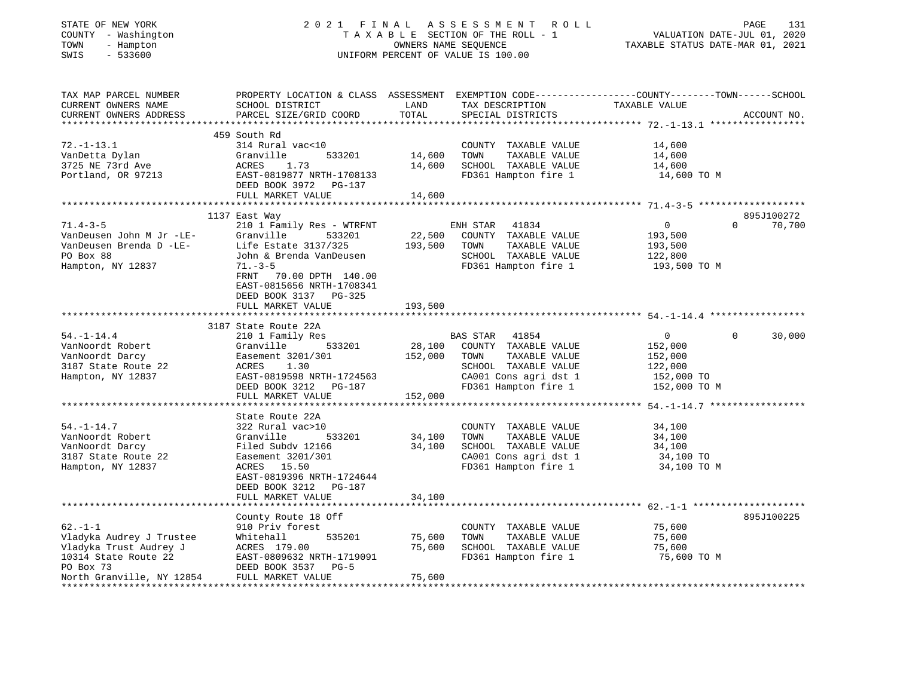STATE OF NEW YORK
COUNTY - Washington
TOWN - Hampton
SWIS - 533600

# 2021 FINAL ASSESSMENT ROLL
TAXABLE SECTION OF THE ROLL - 1
OWNERS NAME SEQUENCE
UNIFORM PERCENT OF VALUE IS 100.00

VALUATION DATE-JUL 01, 2020
TAXABLE STATUS DATE-MAR 01, 2021

| TAX MAP PARCEL NUMBER / CURRENT OWNERS NAME / CURRENT OWNERS ADDRESS | PROPERTY LOCATION & CLASS / SCHOOL DISTRICT / PARCEL SIZE/GRID COORD | ASSESSMENT LAND | TOTAL | EXEMPTION CODE / TAX DESCRIPTION / SPECIAL DISTRICTS | COUNTY | TOWN | SCHOOL TAXABLE VALUE | ACCOUNT NO. |
|---|---|---|---|---|---|---|---|---|
| **72.-1-13.1** | 459 South Rd | | | | | | | |
| VanDetta Dylan | 314 Rural vac<10 | | | COUNTY TAXABLE VALUE | 14,600 | | | |
| 3725 NE 73rd Ave | Granville 533201 | 14,600 | | TOWN TAXABLE VALUE | | 14,600 | | |
| Portland, OR 97213 | ACRES 1.73 | | 14,600 | SCHOOL TAXABLE VALUE | | | 14,600 | |
| | EAST-0819877 NRTH-1708133 | | | FD361 Hampton fire 1 | 14,600 TO M | | | |
| | DEED BOOK 3972 PG-137 | | | | | | | |
| | FULL MARKET VALUE | | 14,600 | | | | | |
| **71.4-3-5** | 1137 East Way | | | | | | | 895J100272 |
| VanDeusen John M Jr -LE- | 210 1 Family Res - WTRFNT | | | ENH STAR 41834 | 0 | 0 | 70,700 | |
| VanDeusen Brenda D -LE- | Granville 533201 | 22,500 | | COUNTY TAXABLE VALUE | 193,500 | | | |
| PO Box 88 | Life Estate 3137/325 | | 193,500 | TOWN TAXABLE VALUE | | 193,500 | | |
| Hampton, NY 12837 | John & Brenda VanDeusen | | | SCHOOL TAXABLE VALUE | | | 122,800 | |
| | 71.-3-5 | | | FD361 Hampton fire 1 | 193,500 TO M | | | |
| | FRNT 70.00 DPTH 140.00 | | | | | | | |
| | EAST-0815656 NRTH-1708341 | | | | | | | |
| | DEED BOOK 3137 PG-325 | | | | | | | |
| | FULL MARKET VALUE | | 193,500 | | | | | |
| **54.-1-14.4** | 3187 State Route 22A | | | | | | | |
| VanNoordt Robert | 210 1 Family Res | | | BAS STAR 41854 | 0 | 0 | 30,000 | |
| VanNoordt Darcy | Granville 533201 | 28,100 | | COUNTY TAXABLE VALUE | 152,000 | | | |
| 3187 State Route 22 | Easement 3201/301 | | 152,000 | TOWN TAXABLE VALUE | | 152,000 | | |
| Hampton, NY 12837 | ACRES 1.30 | | | SCHOOL TAXABLE VALUE | | | 122,000 | |
| | EAST-0819598 NRTH-1724563 | | | CA001 Cons agri dst 1 | 152,000 TO | | | |
| | DEED BOOK 3212 PG-187 | | | FD361 Hampton fire 1 | 152,000 TO M | | | |
| | FULL MARKET VALUE | | 152,000 | | | | | |
| **54.-1-14.7** | State Route 22A | | | | | | | |
| VanNoordt Robert | 322 Rural vac>10 | | | COUNTY TAXABLE VALUE | 34,100 | | | |
| VanNoordt Darcy | Granville 533201 | 34,100 | | TOWN TAXABLE VALUE | | 34,100 | | |
| 3187 State Route 22 | Filed Subdv 12166 | | 34,100 | SCHOOL TAXABLE VALUE | | | 34,100 | |
| Hampton, NY 12837 | Easement 3201/301 | | | CA001 Cons agri dst 1 | 34,100 TO | | | |
| | ACRES 15.50 | | | FD361 Hampton fire 1 | 34,100 TO M | | | |
| | EAST-0819396 NRTH-1724644 | | | | | | | |
| | DEED BOOK 3212 PG-187 | | | | | | | |
| | FULL MARKET VALUE | | 34,100 | | | | | |
| **62.-1-1** | County Route 18 Off | | | | | | | 895J100225 |
| Vladyka Audrey J Trustee | 910 Priv forest | | | COUNTY TAXABLE VALUE | 75,600 | | | |
| Vladyka Trust Audrey J | Whitehall 535201 | 75,600 | | TOWN TAXABLE VALUE | | 75,600 | | |
| 10314 State Route 22 | ACRES 179.00 | | 75,600 | SCHOOL TAXABLE VALUE | | | 75,600 | |
| PO Box 73 | EAST-0809632 NRTH-1719091 | | | FD361 Hampton fire 1 | 75,600 TO M | | | |
| North Granville, NY 12854 | DEED BOOK 3537 PG-5 | | | | | | | |
| | FULL MARKET VALUE | | 75,600 | | | | | |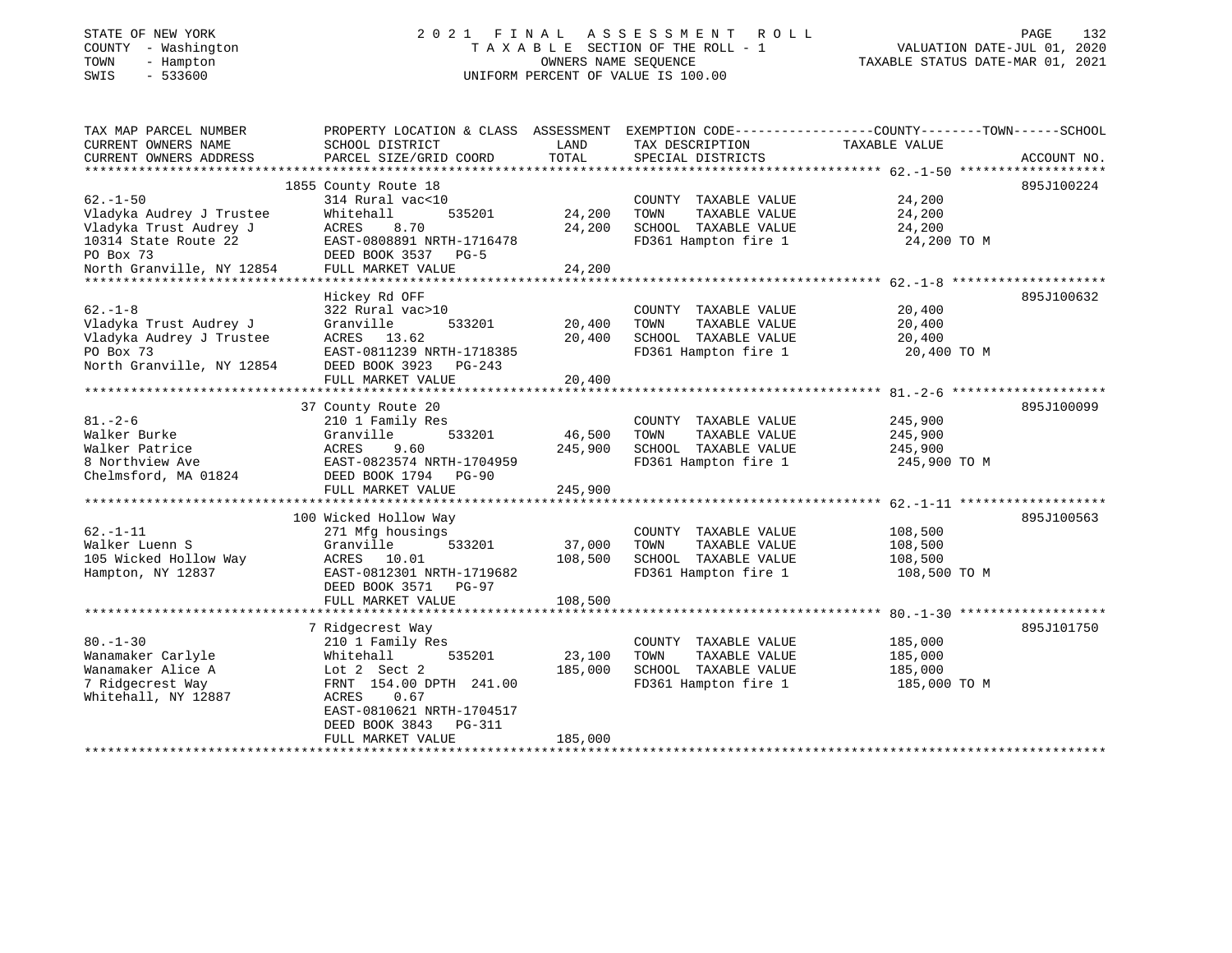STATE OF NEW YORK — 2021 FINAL ASSESSMENT ROLL — TAXABLE SECTION OF THE ROLL - 1 — OWNERS NAME SEQUENCE — UNIFORM PERCENT OF VALUE IS 100.00

COUNTY - Washington; TOWN - Hampton; SWIS - 533600

VALUATION DATE-JUL 01, 2020; TAXABLE STATUS DATE-MAR 01, 2021

| TAX MAP PARCEL NUMBER / CURRENT OWNERS NAME / CURRENT OWNERS ADDRESS | PROPERTY LOCATION & CLASS / SCHOOL DISTRICT / PARCEL SIZE/GRID COORD | ASSESSMENT LAND | TOTAL | EXEMPTION CODE / TAX DESCRIPTION / SPECIAL DISTRICTS | TAXABLE VALUE (COUNTY / TOWN / SCHOOL) | ACCOUNT NO. |
|---|---|---|---|---|---|---|
| 62.-1-50 | 1855 County Route 18 | | | | | 895J100224 |
| Vladyka Audrey J Trustee | 314 Rural vac<10 | | | COUNTY TAXABLE VALUE | 24,200 | |
| Vladyka Trust Audrey J | Whitehall 535201 | 24,200 | | TOWN TAXABLE VALUE | 24,200 | |
| 10314 State Route 22 | ACRES 8.70 | | 24,200 | SCHOOL TAXABLE VALUE | 24,200 | |
| PO Box 73 | EAST-0808891 NRTH-1716478 | | | FD361 Hampton fire 1 | 24,200 TO M | |
| North Granville, NY 12854 | DEED BOOK 3537 PG-5 | | | | | |
| | FULL MARKET VALUE | | 24,200 | | | |
| 62.-1-8 | Hickey Rd OFF | | | | | 895J100632 |
| Vladyka Trust Audrey J | 322 Rural vac>10 | | | COUNTY TAXABLE VALUE | 20,400 | |
| Vladyka Audrey J Trustee | Granville 533201 | 20,400 | | TOWN TAXABLE VALUE | 20,400 | |
| PO Box 73 | ACRES 13.62 | | 20,400 | SCHOOL TAXABLE VALUE | 20,400 | |
| North Granville, NY 12854 | EAST-0811239 NRTH-1718385 | | | FD361 Hampton fire 1 | 20,400 TO M | |
| | DEED BOOK 3923 PG-243 | | | | | |
| | FULL MARKET VALUE | | 20,400 | | | |
| 81.-2-6 | 37 County Route 20 | | | | | 895J100099 |
| Walker Burke | 210 1 Family Res | | | COUNTY TAXABLE VALUE | 245,900 | |
| Walker Patrice | Granville 533201 | 46,500 | | TOWN TAXABLE VALUE | 245,900 | |
| 8 Northview Ave | ACRES 9.60 | | 245,900 | SCHOOL TAXABLE VALUE | 245,900 | |
| Chelmsford, MA 01824 | EAST-0823574 NRTH-1704959 | | | FD361 Hampton fire 1 | 245,900 TO M | |
| | DEED BOOK 1794 PG-90 | | | | | |
| | FULL MARKET VALUE | | 245,900 | | | |
| 62.-1-11 | 100 Wicked Hollow Way | | | | | 895J100563 |
| Walker Luenn S | 271 Mfg housings | | | COUNTY TAXABLE VALUE | 108,500 | |
| 105 Wicked Hollow Way | Granville 533201 | 37,000 | | TOWN TAXABLE VALUE | 108,500 | |
| Hampton, NY 12837 | ACRES 10.01 | | 108,500 | SCHOOL TAXABLE VALUE | 108,500 | |
| | EAST-0812301 NRTH-1719682 | | | FD361 Hampton fire 1 | 108,500 TO M | |
| | DEED BOOK 3571 PG-97 | | | | | |
| | FULL MARKET VALUE | | 108,500 | | | |
| 80.-1-30 | 7 Ridgecrest Way | | | | | 895J101750 |
| Wanamaker Carlyle | 210 1 Family Res | | | COUNTY TAXABLE VALUE | 185,000 | |
| Wanamaker Alice A | Whitehall 535201 | 23,100 | | TOWN TAXABLE VALUE | 185,000 | |
| 7 Ridgecrest Way | Lot 2 Sect 2 | | 185,000 | SCHOOL TAXABLE VALUE | 185,000 | |
| Whitehall, NY 12887 | FRNT 154.00 DPTH 241.00 | | | FD361 Hampton fire 1 | 185,000 TO M | |
| | ACRES 0.67 | | | | | |
| | EAST-0810621 NRTH-1704517 | | | | | |
| | DEED BOOK 3843 PG-311 | | | | | |
| | FULL MARKET VALUE | | 185,000 | | | |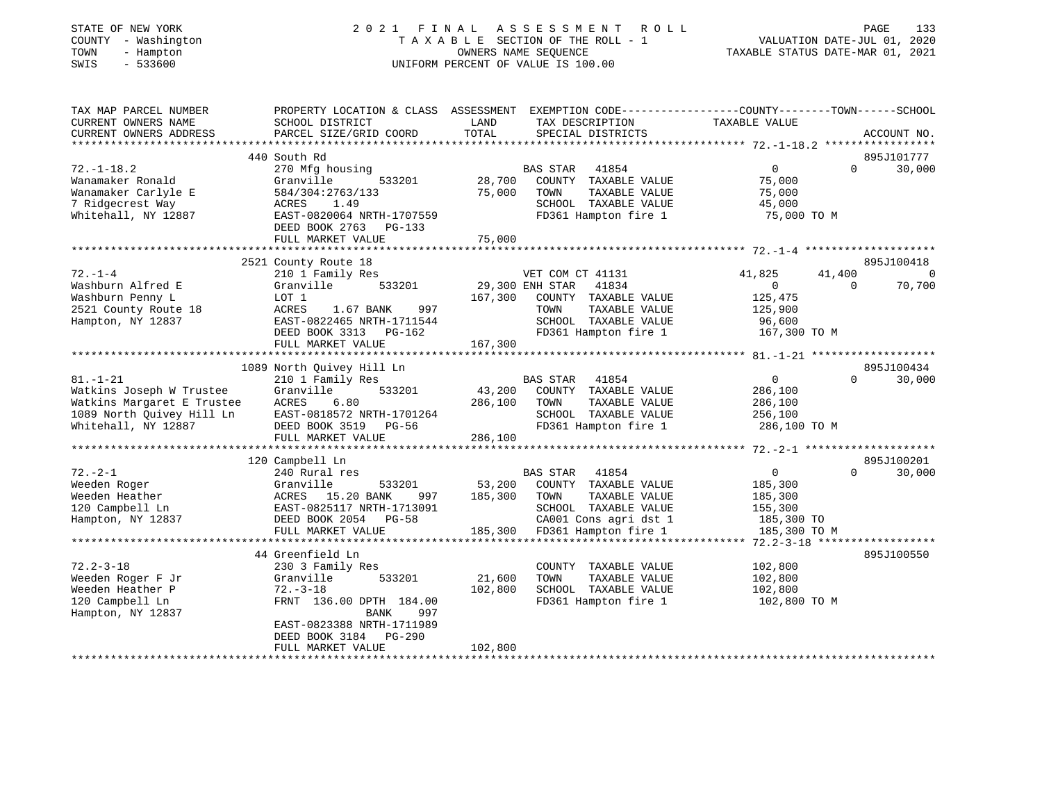STATE OF NEW YORK
COUNTY - Washington
TOWN - Hampton
SWIS - 533600

2021 FINAL ASSESSMENT ROLL
TAXABLE SECTION OF THE ROLL - 1
OWNERS NAME SEQUENCE
UNIFORM PERCENT OF VALUE IS 100.00

VALUATION DATE-JUL 01, 2020
TAXABLE STATUS DATE-MAR 01, 2021

```
TAX MAP PARCEL NUMBER          PROPERTY LOCATION & CLASS  ASSESSMENT  EXEMPTION CODE-----------------COUNTY--------TOWN------SCHOOL
CURRENT OWNERS NAME            SCHOOL DISTRICT               LAND      TAX DESCRIPTION                TAXABLE VALUE
CURRENT OWNERS ADDRESS         PARCEL SIZE/GRID COORD        TOTAL     SPECIAL DISTRICTS                                      ACCOUNT NO.
******************************************************************************************************* 72.-1-18.2 *****************
                               440 South Rd                                                                                 895J101777
72.-1-18.2                     270 Mfg housing                       BAS STAR  41854                   0             0      30,000
Wanamaker Ronald               Granville         533201     28,700   COUNTY  TAXABLE VALUE          75,000
Wanamaker Carlyle E            584/304:2763/133             75,000   TOWN    TAXABLE VALUE          75,000
7 Ridgecrest Way               ACRES    1.49                         SCHOOL  TAXABLE VALUE          45,000
Whitehall, NY 12887            EAST-0820064 NRTH-1707559             FD361 Hampton fire 1            75,000 TO M
                               DEED BOOK 2763   PG-133
                               FULL MARKET VALUE            75,000
******************************************************************************************************* 72.-1-4 ********************
                               2521 County Route 18                                                                         895J100418
72.-1-4                        210 1 Family Res                      VET COM CT 41131              41,825        41,400           0
Washburn Alfred E              Granville         533201     29,300 ENH STAR  41834                     0             0      70,700
Washburn Penny L               LOT 1                       167,300   COUNTY  TAXABLE VALUE         125,475
2521 County Route 18           ACRES    1.67 BANK     997            TOWN    TAXABLE VALUE         125,900
Hampton, NY 12837              EAST-0822465 NRTH-1711544             SCHOOL  TAXABLE VALUE          96,600
                               DEED BOOK 3313   PG-162               FD361 Hampton fire 1           167,300 TO M
                               FULL MARKET VALUE           167,300
******************************************************************************************************* 81.-1-21 *******************
                               1089 North Quivey Hill Ln                                                                    895J100434
81.-1-21                       210 1 Family Res                      BAS STAR  41854                   0             0      30,000
Watkins Joseph W Trustee       Granville         533201     43,200   COUNTY  TAXABLE VALUE         286,100
Watkins Margaret E Trustee     ACRES    6.80               286,100   TOWN    TAXABLE VALUE         286,100
1089 North Quivey Hill Ln      EAST-0818572 NRTH-1701264             SCHOOL  TAXABLE VALUE         256,100
Whitehall, NY 12887            DEED BOOK 3519   PG-56                FD361 Hampton fire 1           286,100 TO M
                               FULL MARKET VALUE           286,100
******************************************************************************************************* 72.-2-1 ********************
                               120 Campbell Ln                                                                              895J100201
72.-2-1                        240 Rural res                         BAS STAR  41854                   0             0      30,000
Weeden Roger                   Granville         533201     53,200   COUNTY  TAXABLE VALUE         185,300
Weeden Heather                 ACRES   15.20 BANK     997  185,300   TOWN    TAXABLE VALUE         185,300
120 Campbell Ln                EAST-0825117 NRTH-1713091             SCHOOL  TAXABLE VALUE         155,300
Hampton, NY 12837              DEED BOOK 2054   PG-58                CA001 Cons agri dst 1          185,300 TO
                               FULL MARKET VALUE           185,300   FD361 Hampton fire 1           185,300 TO M
******************************************************************************************************* 72.2-3-18 ******************
                               44 Greenfield Ln                                                                             895J100550
72.2-3-18                      230 3 Family Res                      COUNTY  TAXABLE VALUE         102,800
Weeden Roger F Jr              Granville         533201     21,600   TOWN    TAXABLE VALUE         102,800
Weeden Heather P               72.-3-18                    102,800   SCHOOL  TAXABLE VALUE         102,800
120 Campbell Ln                FRNT 136.00 DPTH 184.00               FD361 Hampton fire 1           102,800 TO M
Hampton, NY 12837                             BANK     997
                               EAST-0823388 NRTH-1711989
                               DEED BOOK 3184   PG-290
                               FULL MARKET VALUE           102,800
************************************************************************************************************************************
```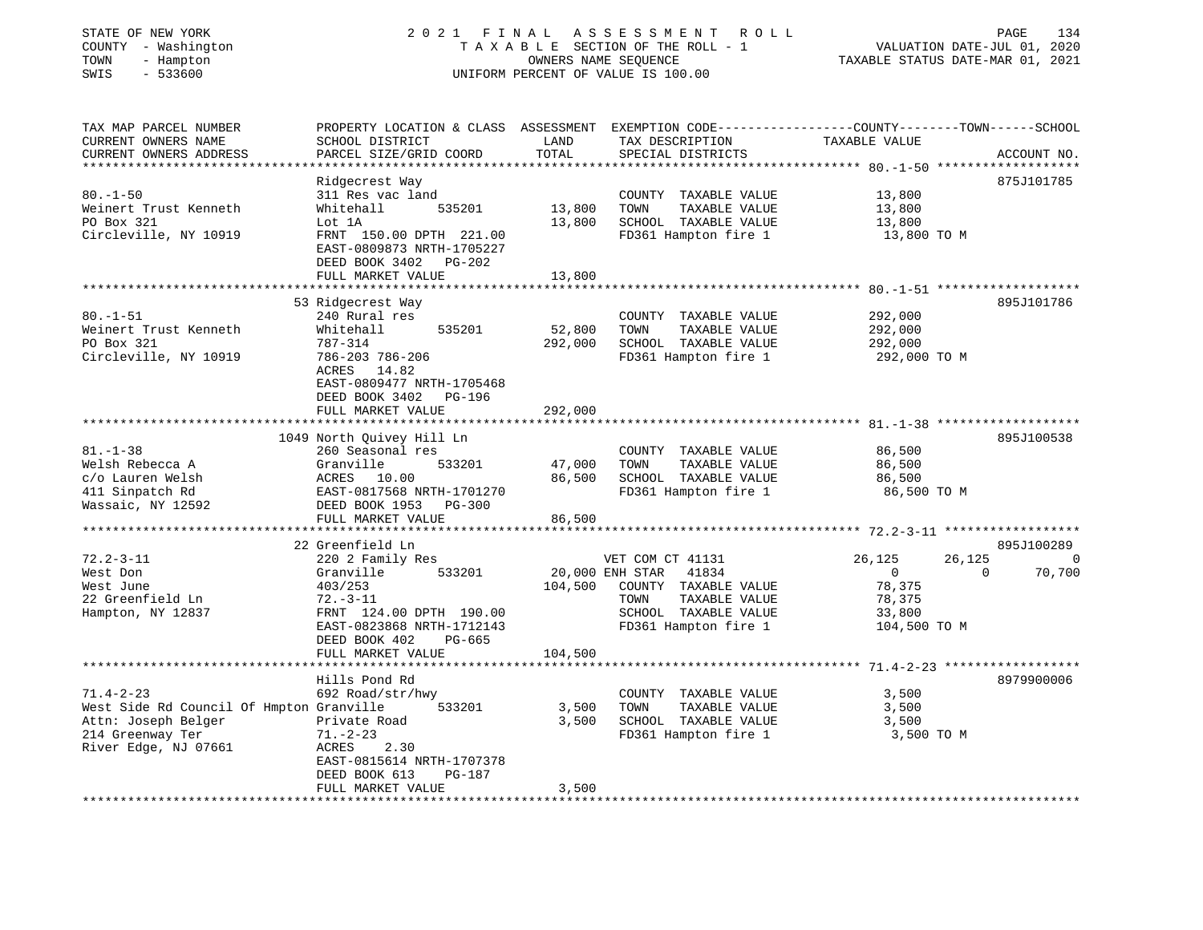STATE OF NEW YORK | 2021 FINAL ASSESSMENT ROLL
COUNTY - Washington | TAXABLE SECTION OF THE ROLL - 1 | VALUATION DATE-JUL 01, 2020
TOWN - Hampton | OWNERS NAME SEQUENCE | TAXABLE STATUS DATE-MAR 01, 2021
SWIS - 533600 | UNIFORM PERCENT OF VALUE IS 100.00

| TAX MAP PARCEL NUMBER / CURRENT OWNERS NAME / CURRENT OWNERS ADDRESS | PROPERTY LOCATION & CLASS / SCHOOL DISTRICT / PARCEL SIZE/GRID COORD | ASSESSMENT LAND / TOTAL | EXEMPTION CODE / TAX DESCRIPTION / SPECIAL DISTRICTS | COUNTY | TOWN | SCHOOL TAXABLE VALUE / ACCOUNT NO. |
|---|---|---|---|---|---|---|
| **80.-1-50** | Ridgecrest Way | | | | | 875J101785 |
| 80.-1-50 | 311 Res vac land | | COUNTY TAXABLE VALUE | 13,800 | | |
| Weinert Trust Kenneth | Whitehall 535201 | 13,800 | TOWN TAXABLE VALUE | | 13,800 | |
| PO Box 321 | Lot 1A | 13,800 | SCHOOL TAXABLE VALUE | | | 13,800 |
| Circleville, NY 10919 | FRNT 150.00 DPTH 221.00 | | FD361 Hampton fire 1 | 13,800 TO M | | |
| | EAST-0809873 NRTH-1705227 | | | | | |
| | DEED BOOK 3402 PG-202 | | | | | |
| | FULL MARKET VALUE | 13,800 | | | | |
| **80.-1-51** | 53 Ridgecrest Way | | | | | 895J101786 |
| 80.-1-51 | 240 Rural res | | COUNTY TAXABLE VALUE | 292,000 | | |
| Weinert Trust Kenneth | Whitehall 535201 | 52,800 | TOWN TAXABLE VALUE | | 292,000 | |
| PO Box 321 | 787-314 | 292,000 | SCHOOL TAXABLE VALUE | | | 292,000 |
| Circleville, NY 10919 | 786-203 786-206 | | FD361 Hampton fire 1 | 292,000 TO M | | |
| | ACRES 14.82 | | | | | |
| | EAST-0809477 NRTH-1705468 | | | | | |
| | DEED BOOK 3402 PG-196 | | | | | |
| | FULL MARKET VALUE | 292,000 | | | | |
| **81.-1-38** | 1049 North Quivey Hill Ln | | | | | 895J100538 |
| 81.-1-38 | 260 Seasonal res | | COUNTY TAXABLE VALUE | 86,500 | | |
| Welsh Rebecca A | Granville 533201 | 47,000 | TOWN TAXABLE VALUE | | 86,500 | |
| c/o Lauren Welsh | ACRES 10.00 | 86,500 | SCHOOL TAXABLE VALUE | | | 86,500 |
| 411 Sinpatch Rd | EAST-0817568 NRTH-1701270 | | FD361 Hampton fire 1 | 86,500 TO M | | |
| Wassaic, NY 12592 | DEED BOOK 1953 PG-300 | | | | | |
| | FULL MARKET VALUE | 86,500 | | | | |
| **72.2-3-11** | 22 Greenfield Ln | | | | | 895J100289 |
| 72.2-3-11 | 220 2 Family Res | | VET COM CT 41131 | 26,125 | 26,125 | 0 |
| West Don | Granville 533201 | 20,000 | ENH STAR 41834 | 0 | 0 | 70,700 |
| West June | 403/253 | 104,500 | COUNTY TAXABLE VALUE | 78,375 | | |
| 22 Greenfield Ln | 72.-3-11 | | TOWN TAXABLE VALUE | | 78,375 | |
| Hampton, NY 12837 | FRNT 124.00 DPTH 190.00 | | SCHOOL TAXABLE VALUE | | | 33,800 |
| | EAST-0823868 NRTH-1712143 | | FD361 Hampton fire 1 | 104,500 TO M | | |
| | DEED BOOK 402 PG-665 | | | | | |
| | FULL MARKET VALUE | 104,500 | | | | |
| **71.4-2-23** | Hills Pond Rd | | | | | 8979900006 |
| 71.4-2-23 | 692 Road/str/hwy | | COUNTY TAXABLE VALUE | 3,500 | | |
| West Side Rd Council Of Hmpton | Granville 533201 | 3,500 | TOWN TAXABLE VALUE | | 3,500 | |
| Attn: Joseph Belger | Private Road | 3,500 | SCHOOL TAXABLE VALUE | | | 3,500 |
| 214 Greenway Ter | 71.-2-23 | | FD361 Hampton fire 1 | 3,500 TO M | | |
| River Edge, NJ 07661 | ACRES 2.30 | | | | | |
| | EAST-0815614 NRTH-1707378 | | | | | |
| | DEED BOOK 613 PG-187 | | | | | |
| | FULL MARKET VALUE | 3,500 | | | | |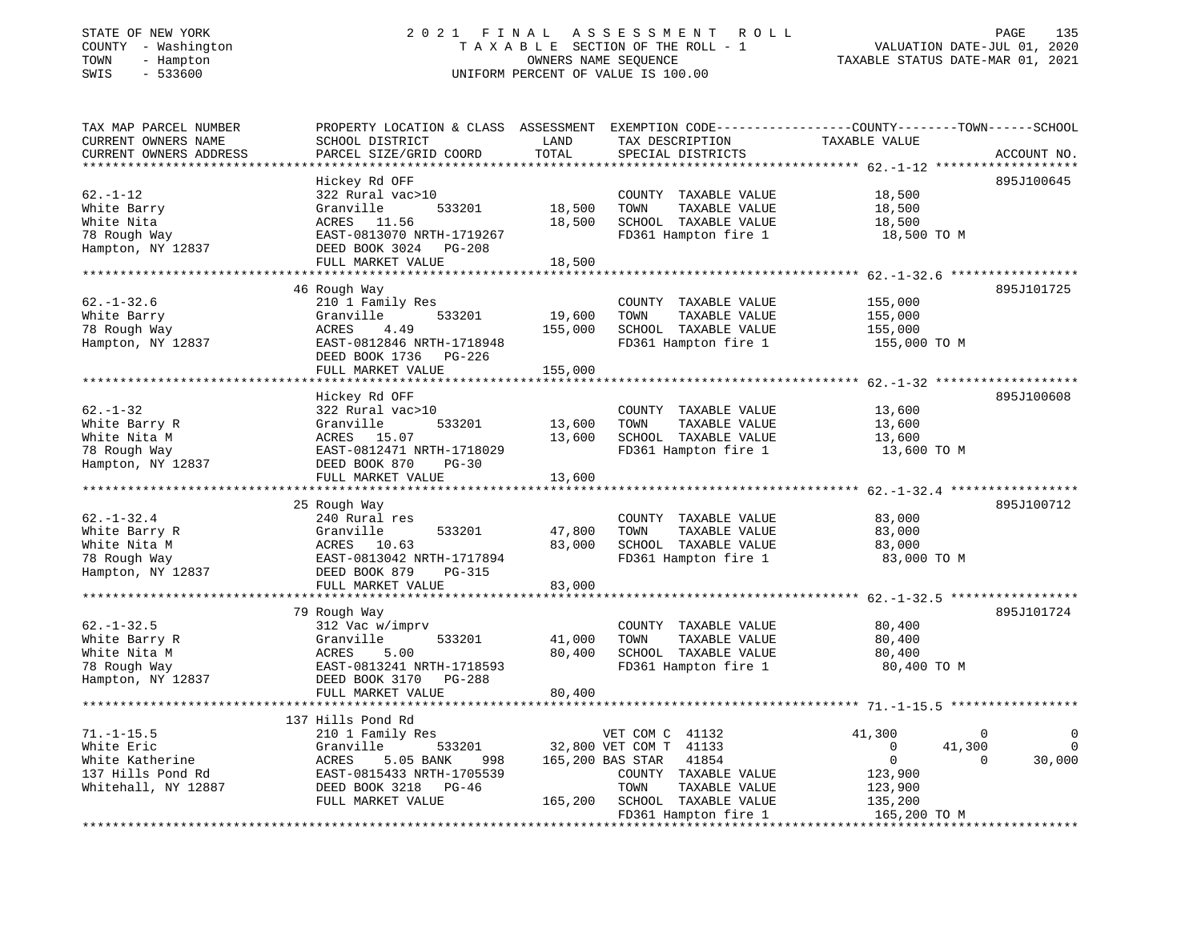STATE OF NEW YORK
COUNTY - Washington
TOWN - Hampton
SWIS - 533600

# 2021 FINAL ASSESSMENT ROLL
TAXABLE SECTION OF THE ROLL - 1
OWNERS NAME SEQUENCE
UNIFORM PERCENT OF VALUE IS 100.00

VALUATION DATE-JUL 01, 2020
TAXABLE STATUS DATE-MAR 01, 2021

| TAX MAP PARCEL NUMBER / CURRENT OWNERS NAME / CURRENT OWNERS ADDRESS | PROPERTY LOCATION & CLASS / SCHOOL DISTRICT / PARCEL SIZE/GRID COORD | ASSESSMENT LAND | TOTAL | EXEMPTION CODE / TAX DESCRIPTION / SPECIAL DISTRICTS | COUNTY | TOWN | SCHOOL TAXABLE VALUE | ACCOUNT NO. |
|---|---|---|---|---|---|---|---|---|
| **62.-1-12** | Hickey Rd OFF | | | | | | | 895J100645 |
| White Barry | 322 Rural vac>10 | | | COUNTY TAXABLE VALUE | 18,500 | | | |
| White Nita | Granville 533201 | 18,500 | | TOWN TAXABLE VALUE | | 18,500 | | |
| 78 Rough Way | ACRES 11.56 | | 18,500 | SCHOOL TAXABLE VALUE | | | 18,500 | |
| Hampton, NY 12837 | EAST-0813070 NRTH-1719267 | | | FD361 Hampton fire 1 | 18,500 TO M | | | |
| | DEED BOOK 3024 PG-208 | | | | | | | |
| | FULL MARKET VALUE | | 18,500 | | | | | |
| **62.-1-32.6** | 46 Rough Way | | | | | | | 895J101725 |
| White Barry | 210 1 Family Res | | | COUNTY TAXABLE VALUE | 155,000 | | | |
| 78 Rough Way | Granville 533201 | 19,600 | | TOWN TAXABLE VALUE | | 155,000 | | |
| Hampton, NY 12837 | ACRES 4.49 | | 155,000 | SCHOOL TAXABLE VALUE | | | 155,000 | |
| | EAST-0812846 NRTH-1718948 | | | FD361 Hampton fire 1 | 155,000 TO M | | | |
| | DEED BOOK 1736 PG-226 | | | | | | | |
| | FULL MARKET VALUE | | 155,000 | | | | | |
| **62.-1-32** | Hickey Rd OFF | | | | | | | 895J100608 |
| White Barry R | 322 Rural vac>10 | | | COUNTY TAXABLE VALUE | 13,600 | | | |
| White Nita M | Granville 533201 | 13,600 | | TOWN TAXABLE VALUE | | 13,600 | | |
| 78 Rough Way | ACRES 15.07 | | 13,600 | SCHOOL TAXABLE VALUE | | | 13,600 | |
| Hampton, NY 12837 | EAST-0812471 NRTH-1718029 | | | FD361 Hampton fire 1 | 13,600 TO M | | | |
| | DEED BOOK 870 PG-30 | | | | | | | |
| | FULL MARKET VALUE | | 13,600 | | | | | |
| **62.-1-32.4** | 25 Rough Way | | | | | | | 895J100712 |
| White Barry R | 240 Rural res | | | COUNTY TAXABLE VALUE | 83,000 | | | |
| White Nita M | Granville 533201 | 47,800 | | TOWN TAXABLE VALUE | | 83,000 | | |
| 78 Rough Way | ACRES 10.63 | | 83,000 | SCHOOL TAXABLE VALUE | | | 83,000 | |
| Hampton, NY 12837 | EAST-0813042 NRTH-1717894 | | | FD361 Hampton fire 1 | 83,000 TO M | | | |
| | DEED BOOK 879 PG-315 | | | | | | | |
| | FULL MARKET VALUE | | 83,000 | | | | | |
| **62.-1-32.5** | 79 Rough Way | | | | | | | 895J101724 |
| White Barry R | 312 Vac w/imprv | | | COUNTY TAXABLE VALUE | 80,400 | | | |
| White Nita M | Granville 533201 | 41,000 | | TOWN TAXABLE VALUE | | 80,400 | | |
| 78 Rough Way | ACRES 5.00 | | 80,400 | SCHOOL TAXABLE VALUE | | | 80,400 | |
| Hampton, NY 12837 | EAST-0813241 NRTH-1718593 | | | FD361 Hampton fire 1 | 80,400 TO M | | | |
| | DEED BOOK 3170 PG-288 | | | | | | | |
| | FULL MARKET VALUE | | 80,400 | | | | | |
| **71.-1-15.5** | 137 Hills Pond Rd | | | | | | | |
| White Eric | 210 1 Family Res | | | VET COM C 41132 | 41,300 | 0 | 0 | |
| White Katherine | Granville 533201 | 32,800 | | VET COM T 41133 | 0 | 41,300 | 0 | |
| 137 Hills Pond Rd | ACRES 5.05 BANK 998 | | 165,200 | BAS STAR 41854 | 0 | 0 | 30,000 | |
| Whitehall, NY 12887 | EAST-0815433 NRTH-1705539 | | | COUNTY TAXABLE VALUE | 123,900 | | | |
| | DEED BOOK 3218 PG-46 | | | TOWN TAXABLE VALUE | | 123,900 | | |
| | FULL MARKET VALUE | | 165,200 | SCHOOL TAXABLE VALUE | | | 135,200 | |
| | | | | FD361 Hampton fire 1 | 165,200 TO M | | | |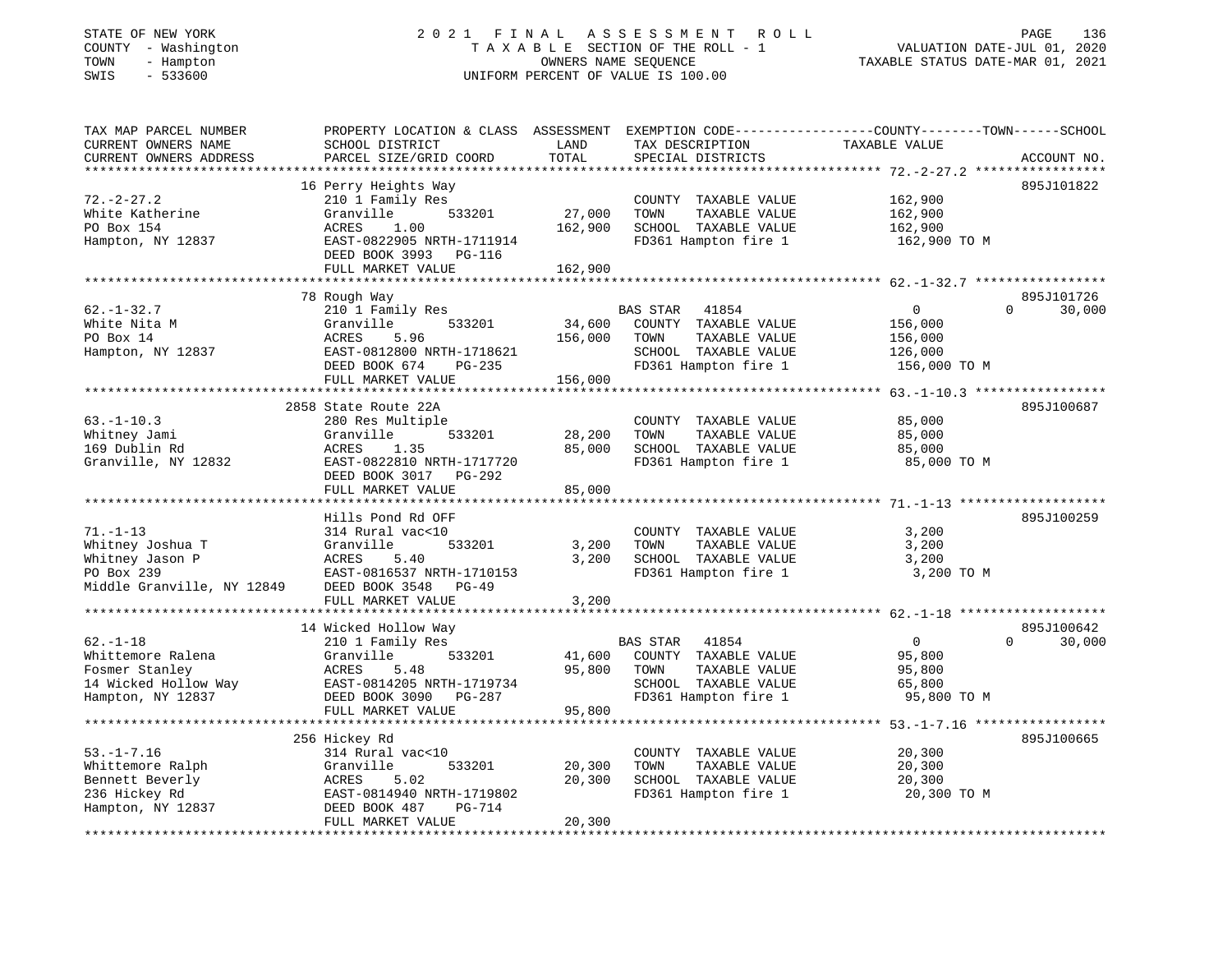STATE OF NEW YORK
COUNTY - Washington
TOWN - Hampton
SWIS - 533600

# 2021 FINAL ASSESSMENT ROLL
TAXABLE SECTION OF THE ROLL - 1
OWNERS NAME SEQUENCE
UNIFORM PERCENT OF VALUE IS 100.00

VALUATION DATE-JUL 01, 2020
TAXABLE STATUS DATE-MAR 01, 2021

| TAX MAP PARCEL NUMBER / CURRENT OWNERS NAME / CURRENT OWNERS ADDRESS | PROPERTY LOCATION & CLASS / SCHOOL DISTRICT / PARCEL SIZE/GRID COORD | ASSESSMENT LAND | TOTAL | EXEMPTION CODE / TAX DESCRIPTION / SPECIAL DISTRICTS | COUNTY / TOWN TAXABLE VALUE | SCHOOL | ACCOUNT NO. |
|---|---|---|---|---|---|---|---|
| 72.-2-27.2 | 16 Perry Heights Way | | | | | | 895J101822 |
| 72.-2-27.2 | 210 1 Family Res | | | COUNTY TAXABLE VALUE | 162,900 | | |
| White Katherine | Granville 533201 | 27,000 | | TOWN TAXABLE VALUE | 162,900 | | |
| PO Box 154 | ACRES 1.00 | | 162,900 | SCHOOL TAXABLE VALUE | 162,900 | | |
| Hampton, NY 12837 | EAST-0822905 NRTH-1711914 | | | FD361 Hampton fire 1 | 162,900 TO M | | |
| | DEED BOOK 3993 PG-116 | | | | | | |
| | FULL MARKET VALUE | | 162,900 | | | | |
| 62.-1-32.7 | 78 Rough Way | | | | | | 895J101726 |
| 62.-1-32.7 | 210 1 Family Res | | | BAS STAR 41854 | 0 | 0 30,000 | |
| White Nita M | Granville 533201 | 34,600 | | COUNTY TAXABLE VALUE | 156,000 | | |
| PO Box 14 | ACRES 5.96 | | 156,000 | TOWN TAXABLE VALUE | 156,000 | | |
| Hampton, NY 12837 | EAST-0812800 NRTH-1718621 | | | SCHOOL TAXABLE VALUE | 126,000 | | |
| | DEED BOOK 674 PG-235 | | | FD361 Hampton fire 1 | 156,000 TO M | | |
| | FULL MARKET VALUE | | 156,000 | | | | |
| 63.-1-10.3 | 2858 State Route 22A | | | | | | 895J100687 |
| 63.-1-10.3 | 280 Res Multiple | | | COUNTY TAXABLE VALUE | 85,000 | | |
| Whitney Jami | Granville 533201 | 28,200 | | TOWN TAXABLE VALUE | 85,000 | | |
| 169 Dublin Rd | ACRES 1.35 | | 85,000 | SCHOOL TAXABLE VALUE | 85,000 | | |
| Granville, NY 12832 | EAST-0822810 NRTH-1717720 | | | FD361 Hampton fire 1 | 85,000 TO M | | |
| | DEED BOOK 3017 PG-292 | | | | | | |
| | FULL MARKET VALUE | | 85,000 | | | | |
| 71.-1-13 | Hills Pond Rd OFF | | | | | | 895J100259 |
| 71.-1-13 | 314 Rural vac<10 | | | COUNTY TAXABLE VALUE | 3,200 | | |
| Whitney Joshua T | Granville 533201 | 3,200 | | TOWN TAXABLE VALUE | 3,200 | | |
| Whitney Jason P | ACRES 5.40 | | 3,200 | SCHOOL TAXABLE VALUE | 3,200 | | |
| PO Box 239 | EAST-0816537 NRTH-1710153 | | | FD361 Hampton fire 1 | 3,200 TO M | | |
| Middle Granville, NY 12849 | DEED BOOK 3548 PG-49 | | | | | | |
| | FULL MARKET VALUE | | 3,200 | | | | |
| 62.-1-18 | 14 Wicked Hollow Way | | | | | | 895J100642 |
| 62.-1-18 | 210 1 Family Res | | | BAS STAR 41854 | 0 | 0 30,000 | |
| Whittemore Ralena | Granville 533201 | 41,600 | | COUNTY TAXABLE VALUE | 95,800 | | |
| Fosmer Stanley | ACRES 5.48 | | 95,800 | TOWN TAXABLE VALUE | 95,800 | | |
| 14 Wicked Hollow Way | EAST-0814205 NRTH-1719734 | | | SCHOOL TAXABLE VALUE | 65,800 | | |
| Hampton, NY 12837 | DEED BOOK 3090 PG-287 | | | FD361 Hampton fire 1 | 95,800 TO M | | |
| | FULL MARKET VALUE | | 95,800 | | | | |
| 53.-1-7.16 | 256 Hickey Rd | | | | | | 895J100665 |
| 53.-1-7.16 | 314 Rural vac<10 | | | COUNTY TAXABLE VALUE | 20,300 | | |
| Whittemore Ralph | Granville 533201 | 20,300 | | TOWN TAXABLE VALUE | 20,300 | | |
| Bennett Beverly | ACRES 5.02 | | 20,300 | SCHOOL TAXABLE VALUE | 20,300 | | |
| 236 Hickey Rd | EAST-0814940 NRTH-1719802 | | | FD361 Hampton fire 1 | 20,300 TO M | | |
| Hampton, NY 12837 | DEED BOOK 487 PG-714 | | | | | | |
| | FULL MARKET VALUE | | 20,300 | | | | |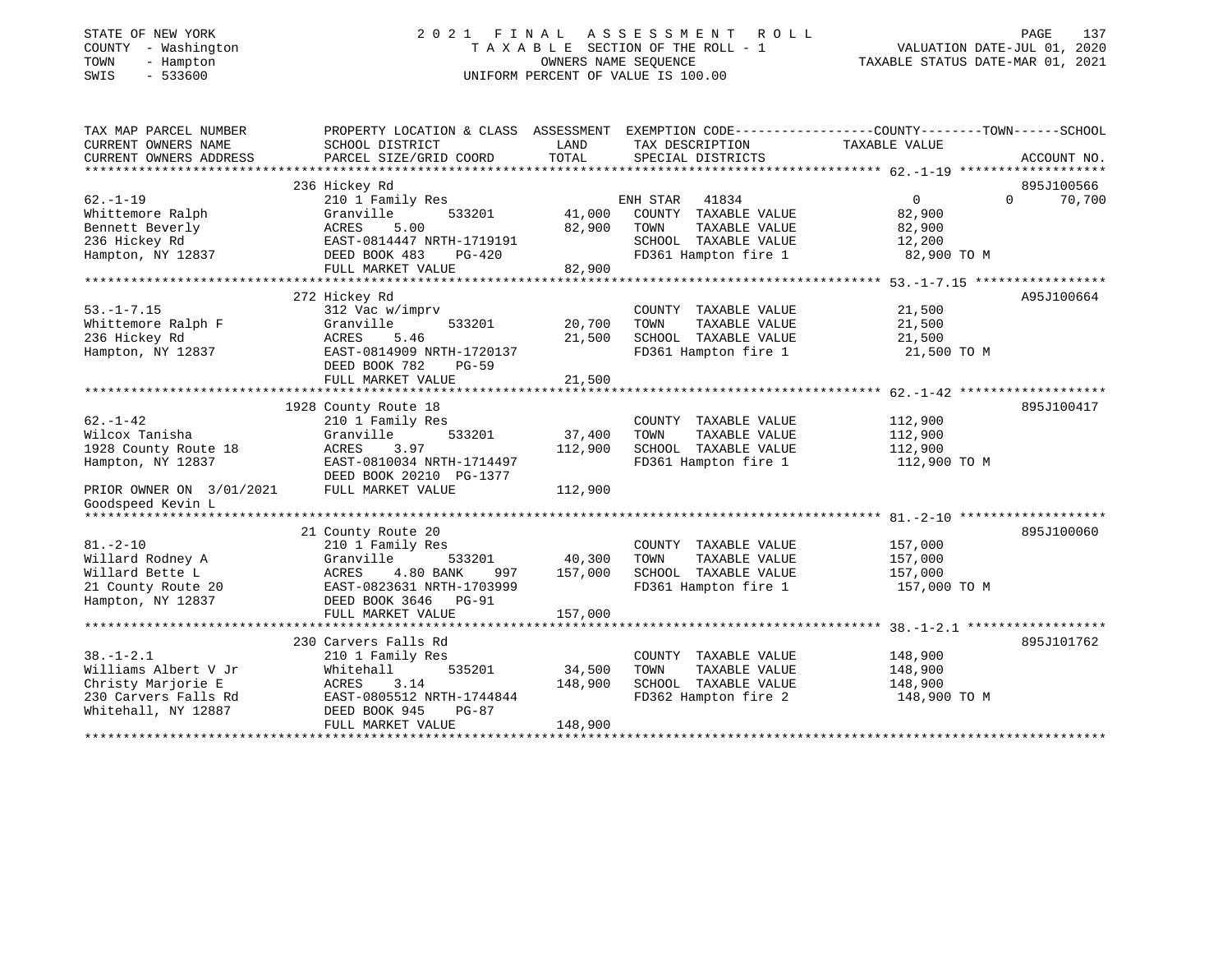STATE OF NEW YORK
COUNTY - Washington
TOWN - Hampton
SWIS - 533600

# 2021 FINAL ASSESSMENT ROLL

TAXABLE SECTION OF THE ROLL - 1
OWNERS NAME SEQUENCE
UNIFORM PERCENT OF VALUE IS 100.00

VALUATION DATE-JUL 01, 2020
TAXABLE STATUS DATE-MAR 01, 2021

| TAX MAP PARCEL NUMBER / CURRENT OWNERS NAME / CURRENT OWNERS ADDRESS | PROPERTY LOCATION & CLASS / SCHOOL DISTRICT / PARCEL SIZE/GRID COORD | LAND | ASSESSMENT TOTAL | EXEMPTION CODE / TAX DESCRIPTION / SPECIAL DISTRICTS | COUNTY TAXABLE VALUE | TOWN | SCHOOL | ACCOUNT NO. |
|---|---|---|---|---|---|---|---|---|
| 62.-1-19 | 236 Hickey Rd | | | | | | | 895J100566 |
| Whittemore Ralph | 210 1 Family Res | | | ENH STAR 41834 | 0 | 0 | 70,700 | |
| Bennett Beverly | Granville 533201 | 41,000 | | COUNTY TAXABLE VALUE | 82,900 | | | |
| 236 Hickey Rd | ACRES 5.00 | | 82,900 | TOWN TAXABLE VALUE | 82,900 | | | |
| Hampton, NY 12837 | EAST-0814447 NRTH-1719191 | | | SCHOOL TAXABLE VALUE | 12,200 | | | |
| | DEED BOOK 483 PG-420 | | | FD361 Hampton fire 1 | 82,900 TO M | | | |
| | FULL MARKET VALUE | | 82,900 | | | | | |
| 53.-1-7.15 | 272 Hickey Rd | | | | | | | A95J100664 |
| Whittemore Ralph F | 312 Vac w/imprv | | | COUNTY TAXABLE VALUE | 21,500 | | | |
| 236 Hickey Rd | Granville 533201 | 20,700 | | TOWN TAXABLE VALUE | 21,500 | | | |
| Hampton, NY 12837 | ACRES 5.46 | | 21,500 | SCHOOL TAXABLE VALUE | 21,500 | | | |
| | EAST-0814909 NRTH-1720137 | | | FD361 Hampton fire 1 | 21,500 TO M | | | |
| | DEED BOOK 782 PG-59 | | | | | | | |
| | FULL MARKET VALUE | | 21,500 | | | | | |
| 62.-1-42 | 1928 County Route 18 | | | | | | | 895J100417 |
| Wilcox Tanisha | 210 1 Family Res | | | COUNTY TAXABLE VALUE | 112,900 | | | |
| 1928 County Route 18 | Granville 533201 | 37,400 | | TOWN TAXABLE VALUE | 112,900 | | | |
| Hampton, NY 12837 | ACRES 3.97 | | 112,900 | SCHOOL TAXABLE VALUE | 112,900 | | | |
| | EAST-0810034 NRTH-1714497 | | | FD361 Hampton fire 1 | 112,900 TO M | | | |
| | DEED BOOK 20210 PG-1377 | | | | | | | |
| PRIOR OWNER ON 3/01/2021 | FULL MARKET VALUE | | 112,900 | | | | | |
| Goodspeed Kevin L | | | | | | | | |
| 81.-2-10 | 21 County Route 20 | | | | | | | 895J100060 |
| Willard Rodney A | 210 1 Family Res | | | COUNTY TAXABLE VALUE | 157,000 | | | |
| Willard Bette L | Granville 533201 | 40,300 | | TOWN TAXABLE VALUE | 157,000 | | | |
| 21 County Route 20 | ACRES 4.80 BANK 997 | | 157,000 | SCHOOL TAXABLE VALUE | 157,000 | | | |
| Hampton, NY 12837 | EAST-0823631 NRTH-1703999 | | | FD361 Hampton fire 1 | 157,000 TO M | | | |
| | DEED BOOK 3646 PG-91 | | | | | | | |
| | FULL MARKET VALUE | | 157,000 | | | | | |
| 38.-1-2.1 | 230 Carvers Falls Rd | | | | | | | 895J101762 |
| Williams Albert V Jr | 210 1 Family Res | | | COUNTY TAXABLE VALUE | 148,900 | | | |
| Christy Marjorie E | Whitehall 535201 | 34,500 | | TOWN TAXABLE VALUE | 148,900 | | | |
| 230 Carvers Falls Rd | ACRES 3.14 | | 148,900 | SCHOOL TAXABLE VALUE | 148,900 | | | |
| Whitehall, NY 12887 | EAST-0805512 NRTH-1744844 | | | FD362 Hampton fire 2 | 148,900 TO M | | | |
| | DEED BOOK 945 PG-87 | | | | | | | |
| | FULL MARKET VALUE | | 148,900 | | | | | |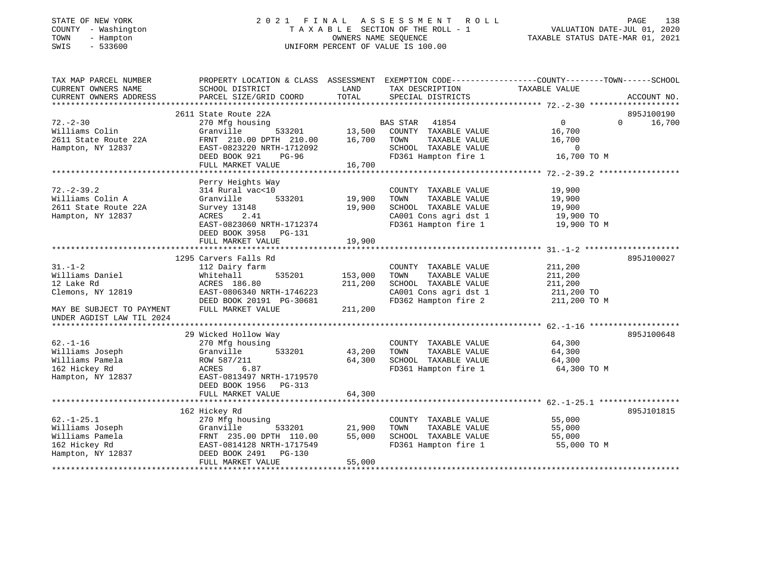STATE OF NEW YORK
COUNTY - Washington
TOWN - Hampton
SWIS - 533600

# 2021 FINAL ASSESSMENT ROLL
TAXABLE SECTION OF THE ROLL - 1
OWNERS NAME SEQUENCE
UNIFORM PERCENT OF VALUE IS 100.00

VALUATION DATE-JUL 01, 2020
TAXABLE STATUS DATE-MAR 01, 2021

| TAX MAP PARCEL NUMBER / CURRENT OWNERS NAME / CURRENT OWNERS ADDRESS | PROPERTY LOCATION & CLASS / SCHOOL DISTRICT / PARCEL SIZE/GRID COORD | LAND / TOTAL ASSESSMENT | EXEMPTION CODE / TAX DESCRIPTION / SPECIAL DISTRICTS | COUNTY / TOWN / SCHOOL TAXABLE VALUE | ACCOUNT NO. |
|---|---|---|---|---|---|
| **72.-2-30** | 2611 State Route 22A | | | | 895J100190 |
| Williams Colin | 270 Mfg housing | | BAS STAR 41854 | 0 / 0 / 16,700 | |
| 2611 State Route 22A | Granville 533201 | 13,500 | COUNTY TAXABLE VALUE | 16,700 | |
| Hampton, NY 12837 | FRNT 210.00 DPTH 210.00 | 16,700 | TOWN TAXABLE VALUE | 16,700 | |
| | EAST-0823220 NRTH-1712092 | | SCHOOL TAXABLE VALUE | 0 | |
| | DEED BOOK 921 PG-96 | | FD361 Hampton fire 1 | 16,700 TO M | |
| | FULL MARKET VALUE | 16,700 | | | |
| **72.-2-39.2** | Perry Heights Way | | | | |
| Williams Colin A | 314 Rural vac<10 | | COUNTY TAXABLE VALUE | 19,900 | |
| 2611 State Route 22A | Granville 533201 | 19,900 | TOWN TAXABLE VALUE | 19,900 | |
| Hampton, NY 12837 | Survey 13148 | 19,900 | SCHOOL TAXABLE VALUE | 19,900 | |
| | ACRES 2.41 | | CA001 Cons agri dst 1 | 19,900 TO | |
| | EAST-0823060 NRTH-1712374 | | FD361 Hampton fire 1 | 19,900 TO M | |
| | DEED BOOK 3958 PG-131 | | | | |
| | FULL MARKET VALUE | 19,900 | | | |
| **31.-1-2** | 1295 Carvers Falls Rd | | | | 895J100027 |
| Williams Daniel | 112 Dairy farm | | COUNTY TAXABLE VALUE | 211,200 | |
| 12 Lake Rd | Whitehall 535201 | 153,000 | TOWN TAXABLE VALUE | 211,200 | |
| Clemons, NY 12819 | ACRES 186.80 | 211,200 | SCHOOL TAXABLE VALUE | 211,200 | |
| | EAST-0806340 NRTH-1746223 | | CA001 Cons agri dst 1 | 211,200 TO | |
| | DEED BOOK 20191 PG-30681 | | FD362 Hampton fire 2 | 211,200 TO M | |
| MAY BE SUBJECT TO PAYMENT UNDER AGDIST LAW TIL 2024 | FULL MARKET VALUE | 211,200 | | | |
| **62.-1-16** | 29 Wicked Hollow Way | | | | 895J100648 |
| Williams Joseph | 270 Mfg housing | | COUNTY TAXABLE VALUE | 64,300 | |
| Williams Pamela | Granville 533201 | 43,200 | TOWN TAXABLE VALUE | 64,300 | |
| 162 Hickey Rd | ROW 587/211 | 64,300 | SCHOOL TAXABLE VALUE | 64,300 | |
| Hampton, NY 12837 | ACRES 6.87 | | FD361 Hampton fire 1 | 64,300 TO M | |
| | EAST-0813497 NRTH-1719570 | | | | |
| | DEED BOOK 1956 PG-313 | | | | |
| | FULL MARKET VALUE | 64,300 | | | |
| **62.-1-25.1** | 162 Hickey Rd | | | | 895J101815 |
| Williams Joseph | 270 Mfg housing | | COUNTY TAXABLE VALUE | 55,000 | |
| Williams Pamela | Granville 533201 | 21,900 | TOWN TAXABLE VALUE | 55,000 | |
| 162 Hickey Rd | FRNT 235.00 DPTH 110.00 | 55,000 | SCHOOL TAXABLE VALUE | 55,000 | |
| Hampton, NY 12837 | EAST-0814128 NRTH-1717549 | | FD361 Hampton fire 1 | 55,000 TO M | |
| | DEED BOOK 2491 PG-130 | | | | |
| | FULL MARKET VALUE | 55,000 | | | |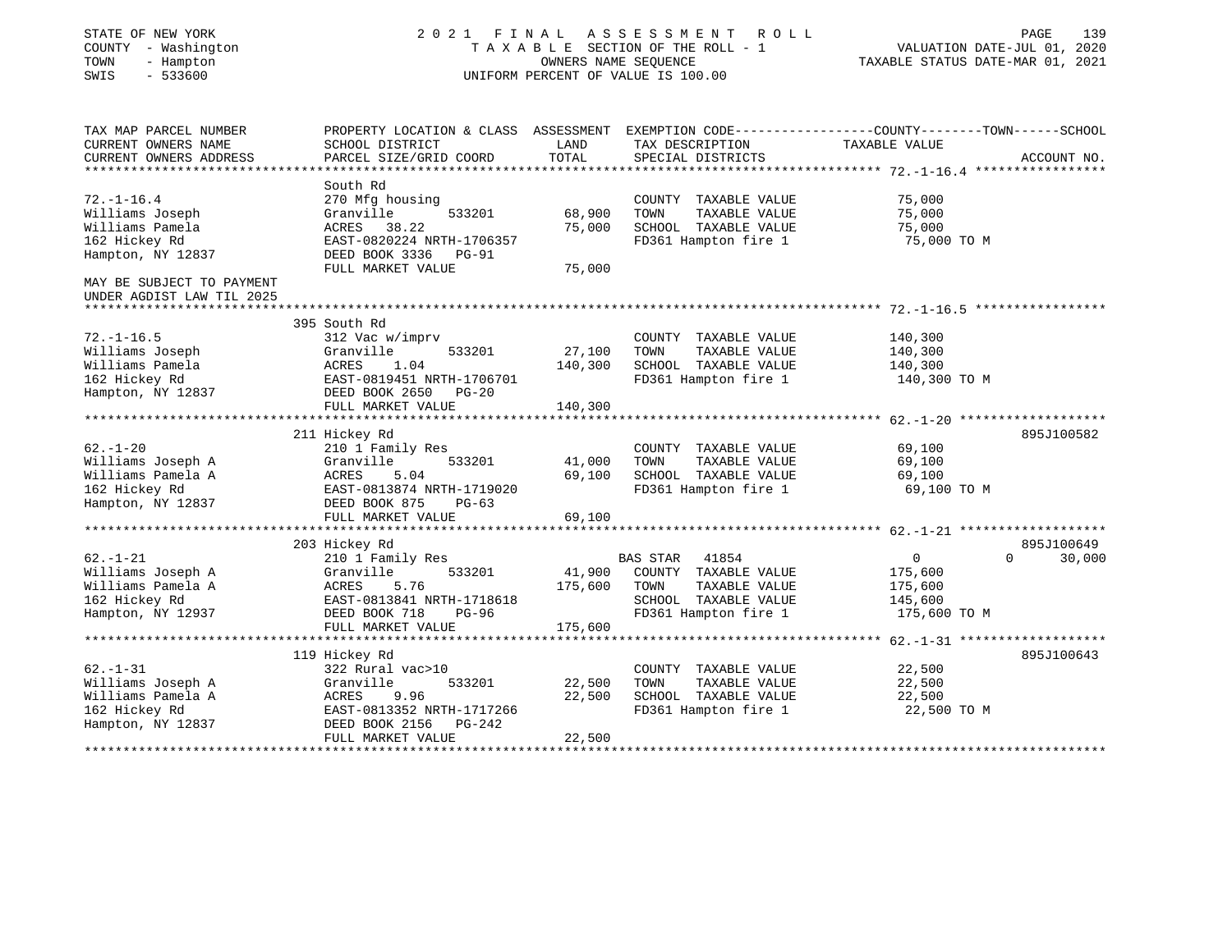STATE OF NEW YORK
COUNTY - Washington
TOWN - Hampton
SWIS - 533600

2021 FINAL ASSESSMENT ROLL
TAXABLE SECTION OF THE ROLL - 1
OWNERS NAME SEQUENCE
UNIFORM PERCENT OF VALUE IS 100.00

VALUATION DATE-JUL 01, 2020
TAXABLE STATUS DATE-MAR 01, 2021

| TAX MAP PARCEL NUMBER / CURRENT OWNERS NAME / CURRENT OWNERS ADDRESS | PROPERTY LOCATION & CLASS / SCHOOL DISTRICT / PARCEL SIZE/GRID COORD | ASSESSMENT LAND / TOTAL | EXEMPTION CODE / TAX DESCRIPTION / SPECIAL DISTRICTS | COUNTY / TOWN / SCHOOL TAXABLE VALUE | ACCOUNT NO. |
|---|---|---|---|---|---|
| **72.-1-16.4** | South Rd | | | | |
| 72.-1-16.4 | 270 Mfg housing | | COUNTY TAXABLE VALUE | 75,000 | |
| Williams Joseph | Granville 533201 | 68,900 | TOWN TAXABLE VALUE | 75,000 | |
| Williams Pamela | ACRES 38.22 | 75,000 | SCHOOL TAXABLE VALUE | 75,000 | |
| 162 Hickey Rd | EAST-0820224 NRTH-1706357 | | FD361 Hampton fire 1 | 75,000 TO M | |
| Hampton, NY 12837 | DEED BOOK 3336 PG-91 | | | | |
| | FULL MARKET VALUE | 75,000 | | | |
| MAY BE SUBJECT TO PAYMENT UNDER AGDIST LAW TIL 2025 | | | | | |
| **72.-1-16.5** | 395 South Rd | | | | |
| 72.-1-16.5 | 312 Vac w/imprv | | COUNTY TAXABLE VALUE | 140,300 | |
| Williams Joseph | Granville 533201 | 27,100 | TOWN TAXABLE VALUE | 140,300 | |
| Williams Pamela | ACRES 1.04 | 140,300 | SCHOOL TAXABLE VALUE | 140,300 | |
| 162 Hickey Rd | EAST-0819451 NRTH-1706701 | | FD361 Hampton fire 1 | 140,300 TO M | |
| Hampton, NY 12837 | DEED BOOK 2650 PG-20 | | | | |
| | FULL MARKET VALUE | 140,300 | | | |
| **62.-1-20** | 211 Hickey Rd | | | | 895J100582 |
| 62.-1-20 | 210 1 Family Res | | COUNTY TAXABLE VALUE | 69,100 | |
| Williams Joseph A | Granville 533201 | 41,000 | TOWN TAXABLE VALUE | 69,100 | |
| Williams Pamela A | ACRES 5.04 | 69,100 | SCHOOL TAXABLE VALUE | 69,100 | |
| 162 Hickey Rd | EAST-0813874 NRTH-1719020 | | FD361 Hampton fire 1 | 69,100 TO M | |
| Hampton, NY 12837 | DEED BOOK 875 PG-63 | | | | |
| | FULL MARKET VALUE | 69,100 | | | |
| **62.-1-21** | 203 Hickey Rd | | | | 895J100649 |
| 62.-1-21 | 210 1 Family Res | | BAS STAR 41854 | 0 / 0 / 30,000 | |
| Williams Joseph A | Granville 533201 | 41,900 | COUNTY TAXABLE VALUE | 175,600 | |
| Williams Pamela A | ACRES 5.76 | 175,600 | TOWN TAXABLE VALUE | 175,600 | |
| 162 Hickey Rd | EAST-0813841 NRTH-1718618 | | SCHOOL TAXABLE VALUE | 145,600 | |
| Hampton, NY 12937 | DEED BOOK 718 PG-96 | | FD361 Hampton fire 1 | 175,600 TO M | |
| | FULL MARKET VALUE | 175,600 | | | |
| **62.-1-31** | 119 Hickey Rd | | | | 895J100643 |
| 62.-1-31 | 322 Rural vac>10 | | COUNTY TAXABLE VALUE | 22,500 | |
| Williams Joseph A | Granville 533201 | 22,500 | TOWN TAXABLE VALUE | 22,500 | |
| Williams Pamela A | ACRES 9.96 | 22,500 | SCHOOL TAXABLE VALUE | 22,500 | |
| 162 Hickey Rd | EAST-0813352 NRTH-1717266 | | FD361 Hampton fire 1 | 22,500 TO M | |
| Hampton, NY 12837 | DEED BOOK 2156 PG-242 | | | | |
| | FULL MARKET VALUE | 22,500 | | | |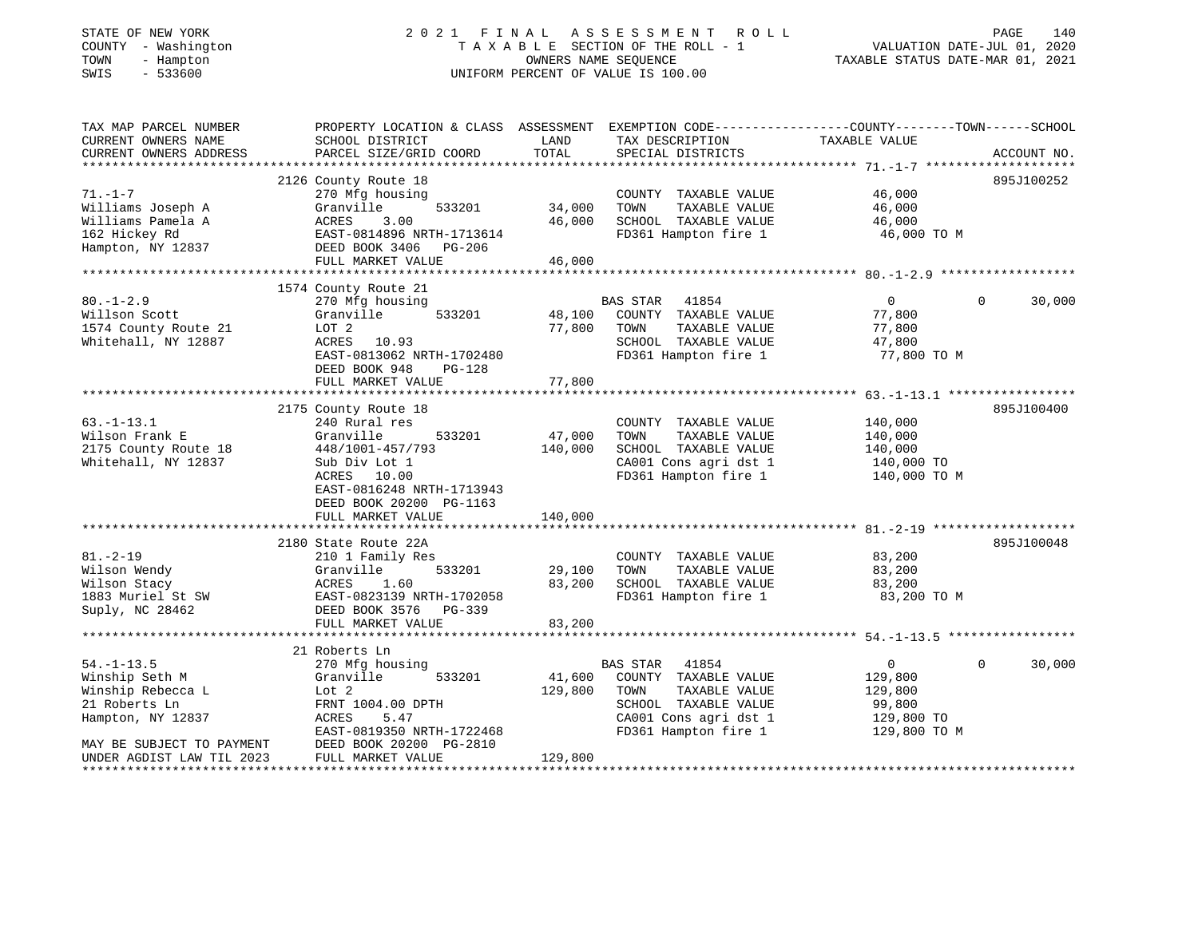STATE OF NEW YORK
COUNTY - Washington
TOWN - Hampton
SWIS - 533600

2 0 2 1 F I N A L A S S E S S M E N T R O L L
T A X A B L E SECTION OF THE ROLL - 1
OWNERS NAME SEQUENCE
UNIFORM PERCENT OF VALUE IS 100.00

VALUATION DATE-JUL 01, 2020
TAXABLE STATUS DATE-MAR 01, 2021

| TAX MAP PARCEL NUMBER / CURRENT OWNERS NAME / CURRENT OWNERS ADDRESS | PROPERTY LOCATION & CLASS / SCHOOL DISTRICT / PARCEL SIZE/GRID COORD | ASSESSMENT LAND / TOTAL | EXEMPTION CODE / TAX DESCRIPTION / SPECIAL DISTRICTS | COUNTY / TOWN / SCHOOL TAXABLE VALUE | ACCOUNT NO. |
|---|---|---|---|---|---|
| 71.-1-7 | 2126 County Route 18 | | | | 895J100252 |
| Williams Joseph A | 270 Mfg housing | | COUNTY TAXABLE VALUE | 46,000 | |
| Williams Pamela A | Granville 533201 | 34,000 | TOWN TAXABLE VALUE | 46,000 | |
| 162 Hickey Rd | ACRES 3.00 | 46,000 | SCHOOL TAXABLE VALUE | 46,000 | |
| Hampton, NY 12837 | EAST-0814896 NRTH-1713614 | | FD361 Hampton fire 1 | 46,000 TO M | |
| | DEED BOOK 3406 PG-206 | | | | |
| | FULL MARKET VALUE | 46,000 | | | |
| 80.-1-2.9 | 1574 County Route 21 | | | | |
| Willson Scott | 270 Mfg housing | | BAS STAR 41854 | 0 / 0 / 30,000 | |
| 1574 County Route 21 | Granville 533201 | 48,100 | COUNTY TAXABLE VALUE | 77,800 | |
| Whitehall, NY 12887 | LOT 2 | 77,800 | TOWN TAXABLE VALUE | 77,800 | |
| | ACRES 10.93 | | SCHOOL TAXABLE VALUE | 47,800 | |
| | EAST-0813062 NRTH-1702480 | | FD361 Hampton fire 1 | 77,800 TO M | |
| | DEED BOOK 948 PG-128 | | | | |
| | FULL MARKET VALUE | 77,800 | | | |
| 63.-1-13.1 | 2175 County Route 18 | | | | 895J100400 |
| Wilson Frank E | 240 Rural res | | COUNTY TAXABLE VALUE | 140,000 | |
| 2175 County Route 18 | Granville 533201 | 47,000 | TOWN TAXABLE VALUE | 140,000 | |
| Whitehall, NY 12837 | 448/1001-457/793 | 140,000 | SCHOOL TAXABLE VALUE | 140,000 | |
| | Sub Div Lot 1 | | CA001 Cons agri dst 1 | 140,000 TO | |
| | ACRES 10.00 | | FD361 Hampton fire 1 | 140,000 TO M | |
| | EAST-0816248 NRTH-1713943 | | | | |
| | DEED BOOK 20200 PG-1163 | | | | |
| | FULL MARKET VALUE | 140,000 | | | |
| 81.-2-19 | 2180 State Route 22A | | | | 895J100048 |
| Wilson Wendy | 210 1 Family Res | | COUNTY TAXABLE VALUE | 83,200 | |
| Wilson Stacy | Granville 533201 | 29,100 | TOWN TAXABLE VALUE | 83,200 | |
| 1883 Muriel St SW | ACRES 1.60 | 83,200 | SCHOOL TAXABLE VALUE | 83,200 | |
| Suply, NC 28462 | EAST-0823139 NRTH-1702058 | | FD361 Hampton fire 1 | 83,200 TO M | |
| | DEED BOOK 3576 PG-339 | | | | |
| | FULL MARKET VALUE | 83,200 | | | |
| 54.-1-13.5 | 21 Roberts Ln | | | | |
| Winship Seth M | 270 Mfg housing | | BAS STAR 41854 | 0 / 0 / 30,000 | |
| Winship Rebecca L | Granville 533201 | 41,600 | COUNTY TAXABLE VALUE | 129,800 | |
| 21 Roberts Ln | Lot 2 | 129,800 | TOWN TAXABLE VALUE | 129,800 | |
| Hampton, NY 12837 | FRNT 1004.00 DPTH | | SCHOOL TAXABLE VALUE | 99,800 | |
| | ACRES 5.47 | | CA001 Cons agri dst 1 | 129,800 TO | |
| | EAST-0819350 NRTH-1722468 | | FD361 Hampton fire 1 | 129,800 TO M | |
| MAY BE SUBJECT TO PAYMENT | DEED BOOK 20200 PG-2810 | | | | |
| UNDER AGDIST LAW TIL 2023 | FULL MARKET VALUE | 129,800 | | | |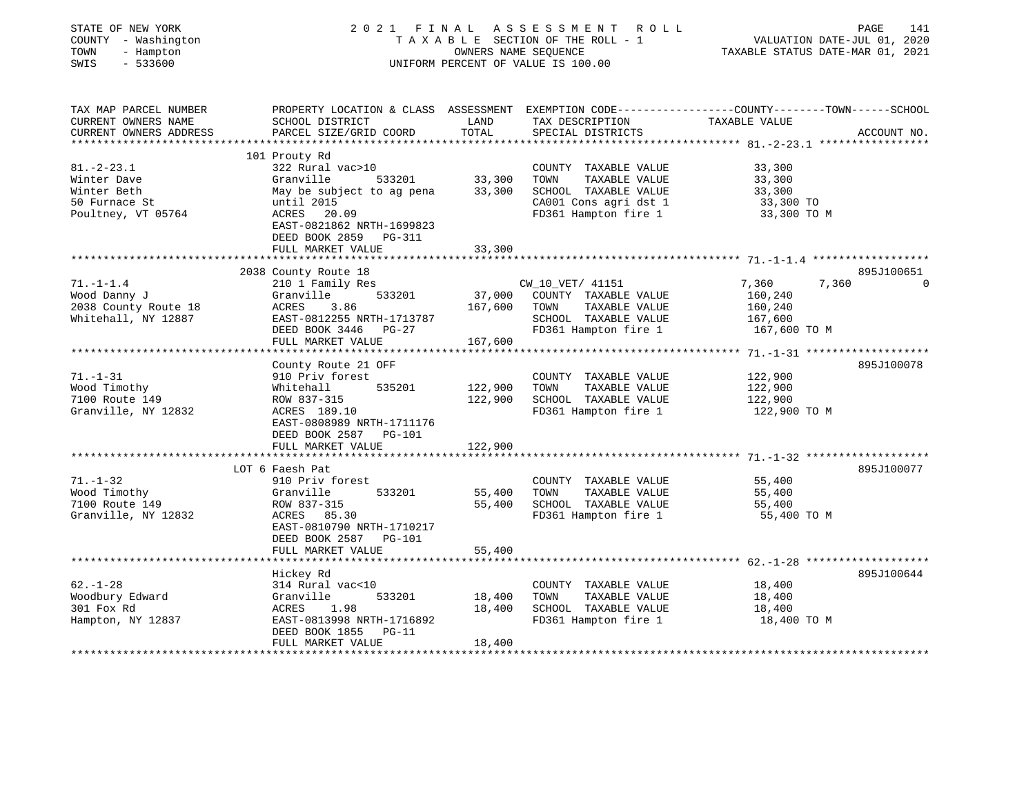STATE OF NEW YORK
COUNTY - Washington
TOWN - Hampton
SWIS - 533600

2021 FINAL ASSESSMENT ROLL
TAXABLE SECTION OF THE ROLL - 1
OWNERS NAME SEQUENCE
UNIFORM PERCENT OF VALUE IS 100.00

VALUATION DATE-JUL 01, 2020
TAXABLE STATUS DATE-MAR 01, 2021

| TAX MAP PARCEL NUMBER / CURRENT OWNERS NAME / CURRENT OWNERS ADDRESS | PROPERTY LOCATION & CLASS / SCHOOL DISTRICT / PARCEL SIZE/GRID COORD | ASSESSMENT LAND | TOTAL | EXEMPTION CODE / TAX DESCRIPTION / SPECIAL DISTRICTS | COUNTY TAXABLE VALUE | TOWN | SCHOOL | ACCOUNT NO. |
|---|---|---|---|---|---|---|---|---|
| 81.-2-23.1 | 101 Prouty Rd | | | | | | | |
| | 322 Rural vac>10 | | | COUNTY TAXABLE VALUE | 33,300 | | | |
| Winter Dave | Granville 533201 | 33,300 | | TOWN TAXABLE VALUE | 33,300 | | | |
| Winter Beth | May be subject to ag pena | | 33,300 | SCHOOL TAXABLE VALUE | 33,300 | | | |
| 50 Furnace St | until 2015 | | | CA001 Cons agri dst 1 | 33,300 TO | | | |
| Poultney, VT 05764 | ACRES 20.09 | | | FD361 Hampton fire 1 | 33,300 TO M | | | |
| | EAST-0821862 NRTH-1699823 | | | | | | | |
| | DEED BOOK 2859 PG-311 | | | | | | | |
| | FULL MARKET VALUE | | 33,300 | | | | | |
| 71.-1-1.4 | 2038 County Route 18 | | | | | | | 895J100651 |
| | 210 1 Family Res | | | CW_10_VET/ 41151 | 7,360 | 7,360 | 0 | |
| Wood Danny J | Granville 533201 | 37,000 | | COUNTY TAXABLE VALUE | 160,240 | | | |
| 2038 County Route 18 | ACRES 3.86 | | 167,600 | TOWN TAXABLE VALUE | 160,240 | | | |
| Whitehall, NY 12887 | EAST-0812255 NRTH-1713787 | | | SCHOOL TAXABLE VALUE | 167,600 | | | |
| | DEED BOOK 3446 PG-27 | | | FD361 Hampton fire 1 | 167,600 TO M | | | |
| | FULL MARKET VALUE | | 167,600 | | | | | |
| 71.-1-31 | County Route 21 OFF | | | | | | | 895J100078 |
| | 910 Priv forest | | | COUNTY TAXABLE VALUE | 122,900 | | | |
| Wood Timothy | Whitehall 535201 | 122,900 | | TOWN TAXABLE VALUE | 122,900 | | | |
| 7100 Route 149 | ROW 837-315 | | 122,900 | SCHOOL TAXABLE VALUE | 122,900 | | | |
| Granville, NY 12832 | ACRES 189.10 | | | FD361 Hampton fire 1 | 122,900 TO M | | | |
| | EAST-0808989 NRTH-1711176 | | | | | | | |
| | DEED BOOK 2587 PG-101 | | | | | | | |
| | FULL MARKET VALUE | | 122,900 | | | | | |
| 71.-1-32 | LOT 6 Faesh Pat | | | | | | | 895J100077 |
| | 910 Priv forest | | | COUNTY TAXABLE VALUE | 55,400 | | | |
| Wood Timothy | Granville 533201 | 55,400 | | TOWN TAXABLE VALUE | 55,400 | | | |
| 7100 Route 149 | ROW 837-315 | | 55,400 | SCHOOL TAXABLE VALUE | 55,400 | | | |
| Granville, NY 12832 | ACRES 85.30 | | | FD361 Hampton fire 1 | 55,400 TO M | | | |
| | EAST-0810790 NRTH-1710217 | | | | | | | |
| | DEED BOOK 2587 PG-101 | | | | | | | |
| | FULL MARKET VALUE | | 55,400 | | | | | |
| 62.-1-28 | Hickey Rd | | | | | | | 895J100644 |
| | 314 Rural vac<10 | | | COUNTY TAXABLE VALUE | 18,400 | | | |
| Woodbury Edward | Granville 533201 | 18,400 | | TOWN TAXABLE VALUE | 18,400 | | | |
| 301 Fox Rd | ACRES 1.98 | | 18,400 | SCHOOL TAXABLE VALUE | 18,400 | | | |
| Hampton, NY 12837 | EAST-0813998 NRTH-1716892 | | | FD361 Hampton fire 1 | 18,400 TO M | | | |
| | DEED BOOK 1855 PG-11 | | | | | | | |
| | FULL MARKET VALUE | | 18,400 | | | | | |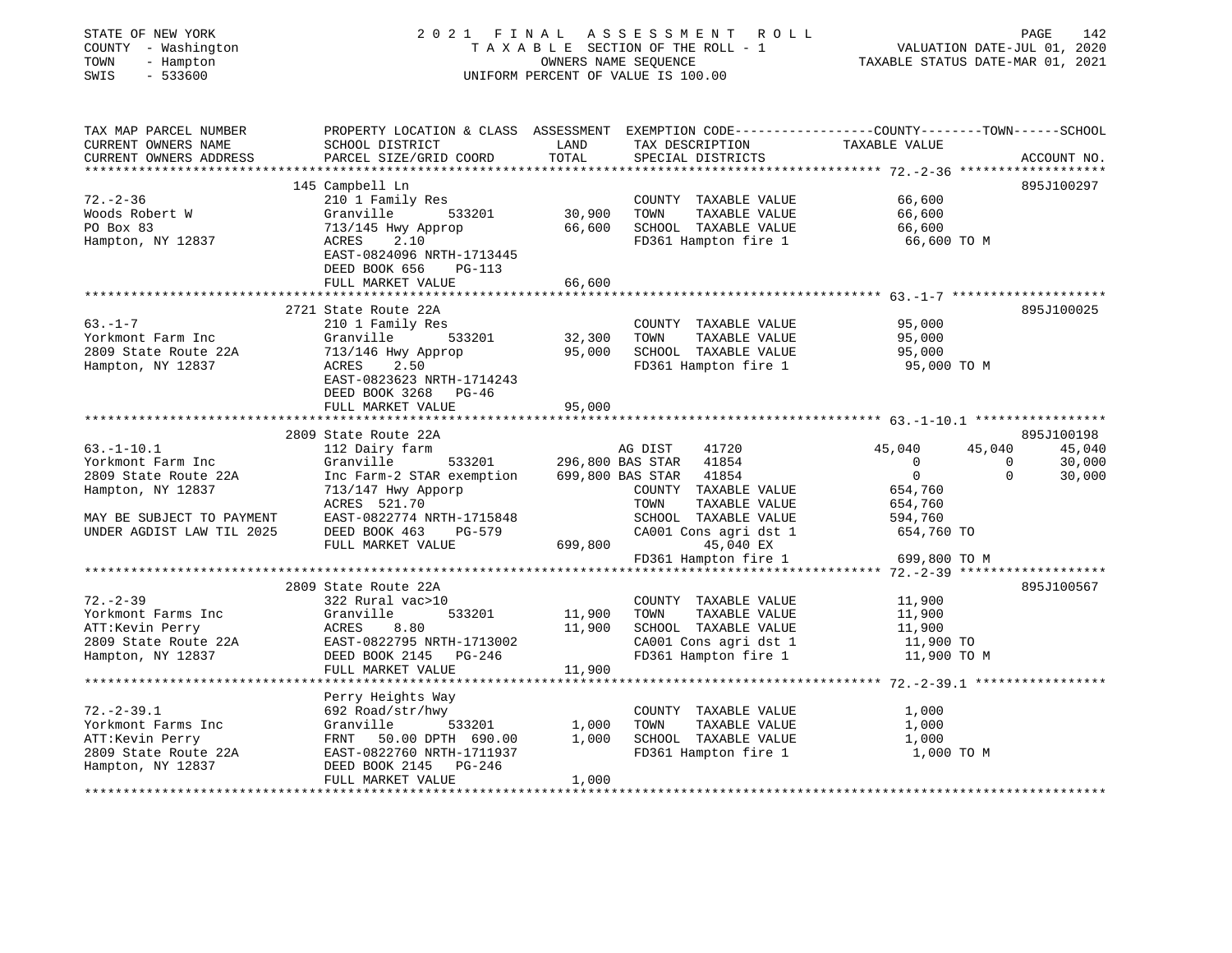STATE OF NEW YORK
COUNTY - Washington
TOWN - Hampton
SWIS - 533600

2021 FINAL ASSESSMENT ROLL
TAXABLE SECTION OF THE ROLL - 1
OWNERS NAME SEQUENCE
UNIFORM PERCENT OF VALUE IS 100.00

VALUATION DATE-JUL 01, 2020
TAXABLE STATUS DATE-MAR 01, 2021

```
TAX MAP PARCEL NUMBER      PROPERTY LOCATION & CLASS  ASSESSMENT  EXEMPTION CODE-----------------COUNTY--------TOWN------SCHOOL
CURRENT OWNERS NAME        SCHOOL DISTRICT             LAND       TAX DESCRIPTION              TAXABLE VALUE
CURRENT OWNERS ADDRESS     PARCEL SIZE/GRID COORD      TOTAL      SPECIAL DISTRICTS                                    ACCOUNT NO.
******************************************************************************************************* 72.-2-36 *******************
                           145 Campbell Ln                                                                            895J100297
72.-2-36                   210 1 Family Res                       COUNTY  TAXABLE VALUE          66,600
Woods Robert W             Granville        533201      30,900    TOWN    TAXABLE VALUE          66,600
PO Box 83                  713/145 Hwy Approp           66,600    SCHOOL  TAXABLE VALUE          66,600
Hampton, NY 12837          ACRES    2.10                          FD361 Hampton fire 1            66,600 TO M
                           EAST-0824096 NRTH-1713445
                           DEED BOOK 656    PG-113
                           FULL MARKET VALUE            66,600
******************************************************************************************************* 63.-1-7 ********************
                           2721 State Route 22A                                                                       895J100025
63.-1-7                    210 1 Family Res                       COUNTY  TAXABLE VALUE          95,000
Yorkmont Farm Inc          Granville        533201      32,300    TOWN    TAXABLE VALUE          95,000
2809 State Route 22A       713/146 Hwy Approp           95,000    SCHOOL  TAXABLE VALUE          95,000
Hampton, NY 12837          ACRES    2.50                          FD361 Hampton fire 1            95,000 TO M
                           EAST-0823623 NRTH-1714243
                           DEED BOOK 3268   PG-46
                           FULL MARKET VALUE            95,000
******************************************************************************************************* 63.-1-10.1 *****************
                           2809 State Route 22A                                                                       895J100198
63.-1-10.1                 112 Dairy farm                     AG DIST     41720              45,040      45,040      45,040
Yorkmont Farm Inc          Granville        533201     296,800 BAS STAR   41854                   0           0      30,000
2809 State Route 22A       Inc Farm-2 STAR exemption   699,800 BAS STAR   41854                   0           0      30,000
Hampton, NY 12837          713/147 Hwy Apporp                     COUNTY  TAXABLE VALUE         654,760
                           ACRES  521.70                          TOWN    TAXABLE VALUE         654,760
MAY BE SUBJECT TO PAYMENT  EAST-0822774 NRTH-1715848              SCHOOL  TAXABLE VALUE         594,760
UNDER AGDIST LAW TIL 2025  DEED BOOK 463    PG-579                CA001 Cons agri dst 1         654,760 TO
                           FULL MARKET VALUE           699,800           45,040 EX
                                                                  FD361 Hampton fire 1          699,800 TO M
******************************************************************************************************* 72.-2-39 *******************
                           2809 State Route 22A                                                                       895J100567
72.-2-39                   322 Rural vac>10                       COUNTY  TAXABLE VALUE          11,900
Yorkmont Farms Inc         Granville        533201      11,900    TOWN    TAXABLE VALUE          11,900
ATT:Kevin Perry            ACRES    8.80                11,900    SCHOOL  TAXABLE VALUE          11,900
2809 State Route 22A       EAST-0822795 NRTH-1713002              CA001 Cons agri dst 1           11,900 TO
Hampton, NY 12837          DEED BOOK 2145   PG-246                FD361 Hampton fire 1            11,900 TO M
                           FULL MARKET VALUE            11,900
******************************************************************************************************* 72.-2-39.1 *****************
                           Perry Heights Way
72.-2-39.1                 692 Road/str/hwy                       COUNTY  TAXABLE VALUE           1,000
Yorkmont Farms Inc         Granville        533201       1,000    TOWN    TAXABLE VALUE           1,000
ATT:Kevin Perry            FRNT   50.00 DPTH 690.00      1,000    SCHOOL  TAXABLE VALUE           1,000
2809 State Route 22A       EAST-0822760 NRTH-1711937              FD361 Hampton fire 1             1,000 TO M
Hampton, NY 12837          DEED BOOK 2145   PG-246
                           FULL MARKET VALUE             1,000
************************************************************************************************************************************
```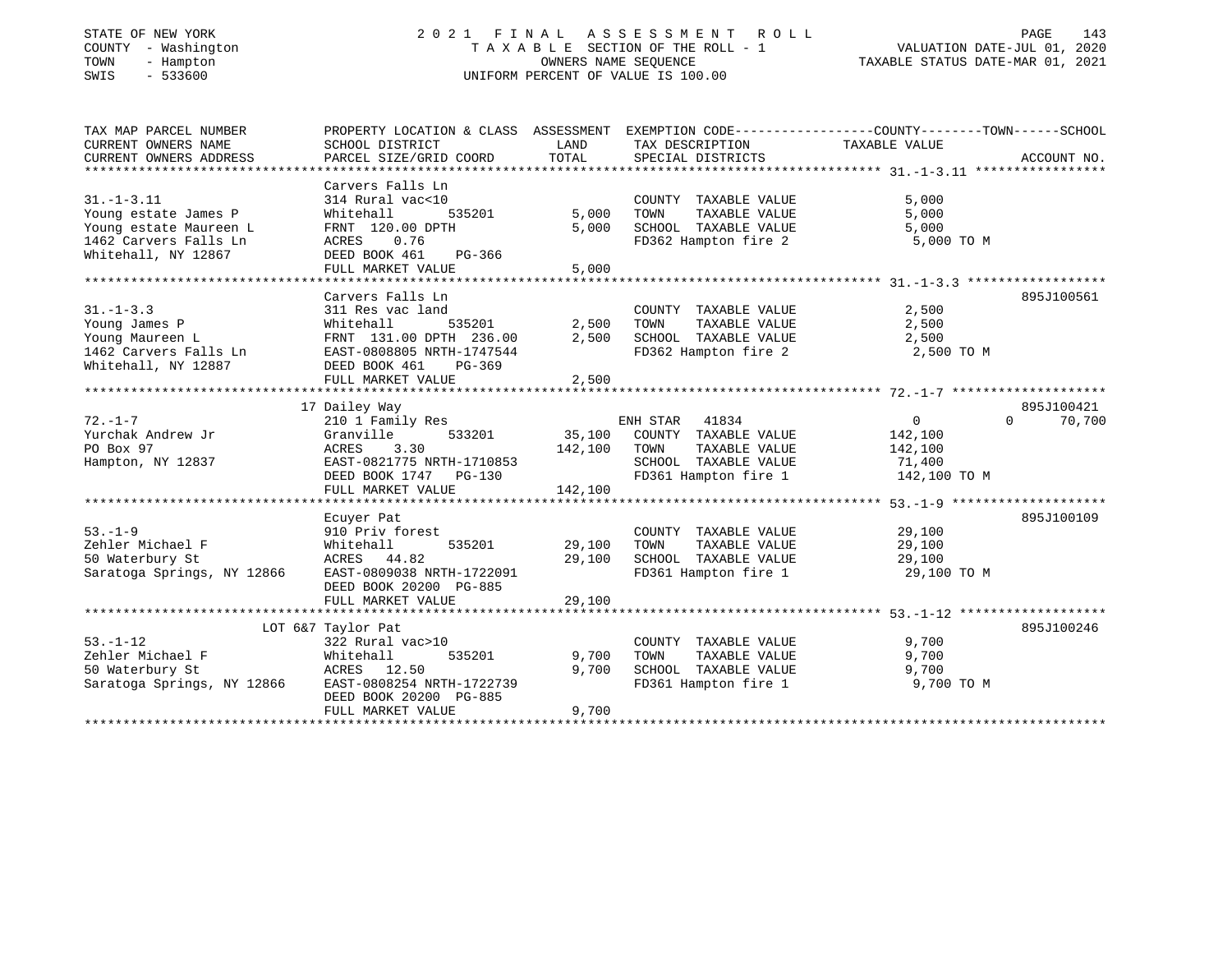STATE OF NEW YORK
COUNTY - Washington
TOWN - Hampton
SWIS - 533600

# 2021 FINAL ASSESSMENT ROLL
TAXABLE SECTION OF THE ROLL - 1
OWNERS NAME SEQUENCE
UNIFORM PERCENT OF VALUE IS 100.00

VALUATION DATE-JUL 01, 2020
TAXABLE STATUS DATE-MAR 01, 2021

| TAX MAP PARCEL NUMBER / CURRENT OWNERS NAME / CURRENT OWNERS ADDRESS | PROPERTY LOCATION & CLASS / SCHOOL DISTRICT / PARCEL SIZE/GRID COORD | ASSESSMENT LAND | TOTAL | EXEMPTION CODE / TAX DESCRIPTION / SPECIAL DISTRICTS | COUNTY TAXABLE VALUE | TOWN | SCHOOL | ACCOUNT NO. |
|---|---|---|---|---|---|---|---|---|
| 31.-1-3.11 | Carvers Falls Ln | | | | | | | |
| | 314 Rural vac<10 | | | COUNTY TAXABLE VALUE | 5,000 | | | |
| Young estate James P | Whitehall 535201 | 5,000 | | TOWN TAXABLE VALUE | 5,000 | | | |
| Young estate Maureen L | FRNT 120.00 DPTH | | 5,000 | SCHOOL TAXABLE VALUE | 5,000 | | | |
| 1462 Carvers Falls Ln | ACRES 0.76 | | | FD362 Hampton fire 2 | 5,000 TO M | | | |
| Whitehall, NY 12867 | DEED BOOK 461 PG-366 | | | | | | | |
| | FULL MARKET VALUE | | 5,000 | | | | | |
| 31.-1-3.3 | Carvers Falls Ln | | | | | | | 895J100561 |
| | 311 Res vac land | | | COUNTY TAXABLE VALUE | 2,500 | | | |
| Young James P | Whitehall 535201 | 2,500 | | TOWN TAXABLE VALUE | 2,500 | | | |
| Young Maureen L | FRNT 131.00 DPTH 236.00 | | 2,500 | SCHOOL TAXABLE VALUE | 2,500 | | | |
| 1462 Carvers Falls Ln | EAST-0808805 NRTH-1747544 | | | FD362 Hampton fire 2 | 2,500 TO M | | | |
| Whitehall, NY 12887 | DEED BOOK 461 PG-369 | | | | | | | |
| | FULL MARKET VALUE | | 2,500 | | | | | |
| 72.-1-7 | 17 Dailey Way | | | | | | | 895J100421 |
| | 210 1 Family Res | | | ENH STAR 41834 | 0 | 0 | 70,700 | |
| Yurchak Andrew Jr | Granville 533201 | 35,100 | | COUNTY TAXABLE VALUE | 142,100 | | | |
| PO Box 97 | ACRES 3.30 | | 142,100 | TOWN TAXABLE VALUE | 142,100 | | | |
| Hampton, NY 12837 | EAST-0821775 NRTH-1710853 | | | SCHOOL TAXABLE VALUE | 71,400 | | | |
| | DEED BOOK 1747 PG-130 | | | FD361 Hampton fire 1 | 142,100 TO M | | | |
| | FULL MARKET VALUE | | 142,100 | | | | | |
| 53.-1-9 | Ecuyer Pat | | | | | | | 895J100109 |
| | 910 Priv forest | | | COUNTY TAXABLE VALUE | 29,100 | | | |
| Zehler Michael F | Whitehall 535201 | 29,100 | | TOWN TAXABLE VALUE | 29,100 | | | |
| 50 Waterbury St | ACRES 44.82 | | 29,100 | SCHOOL TAXABLE VALUE | 29,100 | | | |
| Saratoga Springs, NY 12866 | EAST-0809038 NRTH-1722091 | | | FD361 Hampton fire 1 | 29,100 TO M | | | |
| | DEED BOOK 20200 PG-885 | | | | | | | |
| | FULL MARKET VALUE | | 29,100 | | | | | |
| 53.-1-12 | LOT 6&7 Taylor Pat | | | | | | | 895J100246 |
| | 322 Rural vac>10 | | | COUNTY TAXABLE VALUE | 9,700 | | | |
| Zehler Michael F | Whitehall 535201 | 9,700 | | TOWN TAXABLE VALUE | 9,700 | | | |
| 50 Waterbury St | ACRES 12.50 | | 9,700 | SCHOOL TAXABLE VALUE | 9,700 | | | |
| Saratoga Springs, NY 12866 | EAST-0808254 NRTH-1722739 | | | FD361 Hampton fire 1 | 9,700 TO M | | | |
| | DEED BOOK 20200 PG-885 | | | | | | | |
| | FULL MARKET VALUE | | 9,700 | | | | | |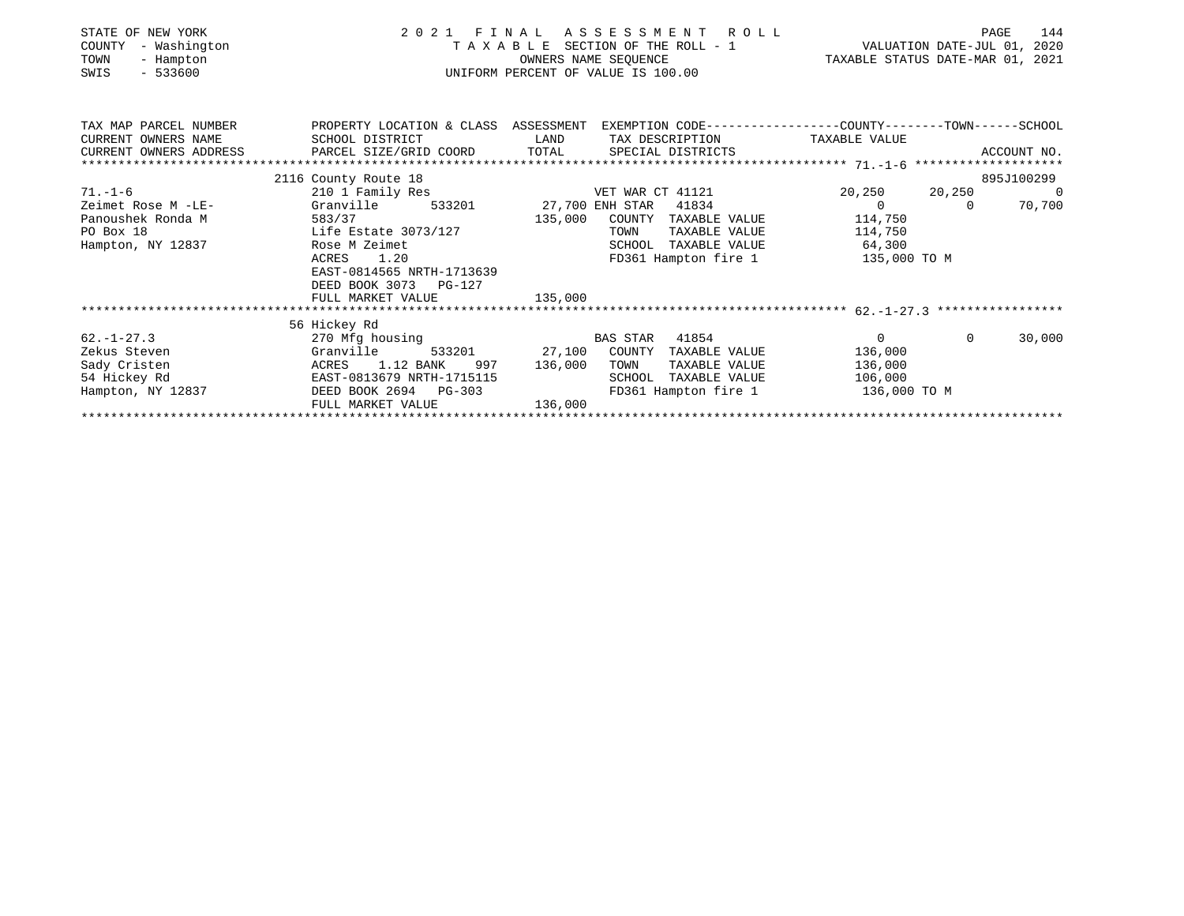STATE OF NEW YORK  
COUNTY - Washington  
TOWN - Hampton  
SWIS - 533600

2 0 2 1 F I N A L A S S E S S M E N T R O L L  
T A X A B L E SECTION OF THE ROLL - 1  
OWNERS NAME SEQUENCE  
UNIFORM PERCENT OF VALUE IS 100.00

VALUATION DATE-JUL 01, 2020  
TAXABLE STATUS DATE-MAR 01, 2021

| TAX MAP PARCEL NUMBER / CURRENT OWNERS NAME / CURRENT OWNERS ADDRESS | PROPERTY LOCATION & CLASS / SCHOOL DISTRICT / PARCEL SIZE/GRID COORD | ASSESSMENT LAND / TOTAL | EXEMPTION CODE / TAX DESCRIPTION / SPECIAL DISTRICTS | COUNTY TAXABLE VALUE | TOWN | SCHOOL / ACCOUNT NO. |
|---|---|---|---|---|---|---|
| | 2116 County Route 18 | | | | | 895J100299 |
| 71.-1-6 | 210 1 Family Res | | VET WAR CT 41121 | 20,250 | 20,250 | 0 |
| Zeimet Rose M -LE- | Granville 533201 | 27,700 | ENH STAR 41834 | 0 | 0 | 70,700 |
| Panoushek Ronda M | 583/37 | 135,000 | COUNTY TAXABLE VALUE | 114,750 | | |
| PO Box 18 | Life Estate 3073/127 | | TOWN TAXABLE VALUE | 114,750 | | |
| Hampton, NY 12837 | Rose M Zeimet | | SCHOOL TAXABLE VALUE | 64,300 | | |
| | ACRES 1.20 | | FD361 Hampton fire 1 | 135,000 TO M | | |
| | EAST-0814565 NRTH-1713639 | | | | | |
| | DEED BOOK 3073 PG-127 | | | | | |
| | FULL MARKET VALUE | 135,000 | | | | |
| | 56 Hickey Rd | | | | | |
| 62.-1-27.3 | 270 Mfg housing | | BAS STAR 41854 | 0 | 0 | 30,000 |
| Zekus Steven | Granville 533201 | 27,100 | COUNTY TAXABLE VALUE | 136,000 | | |
| Sady Cristen | ACRES 1.12 BANK 997 | 136,000 | TOWN TAXABLE VALUE | 136,000 | | |
| 54 Hickey Rd | EAST-0813679 NRTH-1715115 | | SCHOOL TAXABLE VALUE | 106,000 | | |
| Hampton, NY 12837 | DEED BOOK 2694 PG-303 | | FD361 Hampton fire 1 | 136,000 TO M | | |
| | FULL MARKET VALUE | 136,000 | | | | |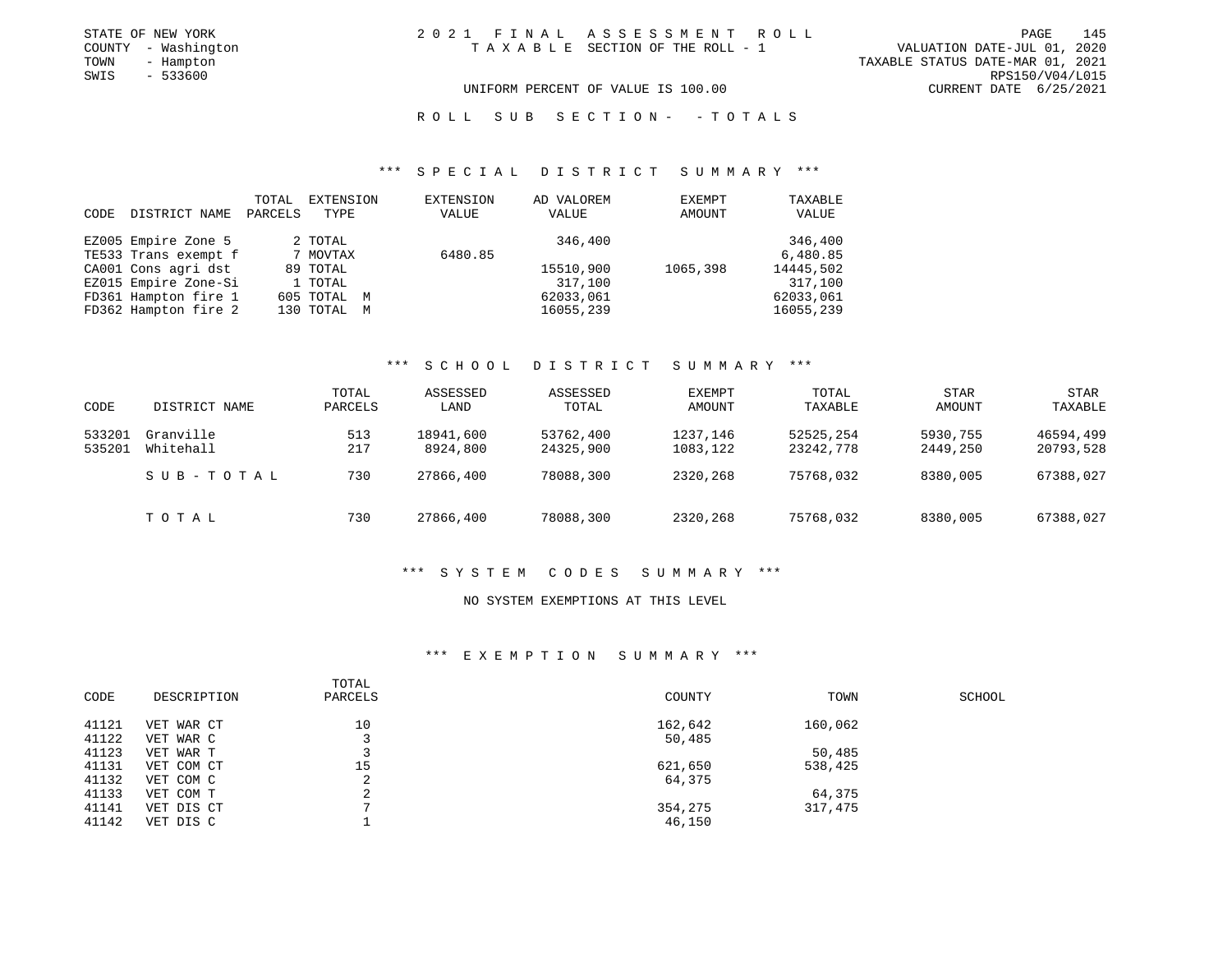STATE OF NEW YORK
COUNTY - Washington
TOWN - Hampton
SWIS - 533600

2021 FINAL ASSESSMENT ROLL
TAXABLE SECTION OF THE ROLL - 1

VALUATION DATE-JUL 01, 2020
TAXABLE STATUS DATE-MAR 01, 2021
RPS150/V04/L015
CURRENT DATE 6/25/2021

UNIFORM PERCENT OF VALUE IS 100.00

ROLL SUB SECTION- - TOTALS

## *** SPECIAL DISTRICT SUMMARY ***

| CODE | DISTRICT NAME | TOTAL PARCELS | EXTENSION TYPE | EXTENSION VALUE | AD VALOREM VALUE | EXEMPT AMOUNT | TAXABLE VALUE |
|---|---|---|---|---|---|---|---|
| EZ005 | Empire Zone 5 | 2 | TOTAL | | 346,400 | | 346,400 |
| TE533 | Trans exempt f | 7 | MOVTAX | 6480.85 | | | 6,480.85 |
| CA001 | Cons agri dst | 89 | TOTAL | | 15510,900 | 1065,398 | 14445,502 |
| EZ015 | Empire Zone-Si | 1 | TOTAL | | 317,100 | | 317,100 |
| FD361 | Hampton fire 1 | 605 | TOTAL M | | 62033,061 | | 62033,061 |
| FD362 | Hampton fire 2 | 130 | TOTAL M | | 16055,239 | | 16055,239 |

## *** SCHOOL DISTRICT SUMMARY ***

| CODE | DISTRICT NAME | TOTAL PARCELS | ASSESSED LAND | ASSESSED TOTAL | EXEMPT AMOUNT | TOTAL TAXABLE | STAR AMOUNT | STAR TAXABLE |
|---|---|---|---|---|---|---|---|---|
| 533201 | Granville | 513 | 18941,600 | 53762,400 | 1237,146 | 52525,254 | 5930,755 | 46594,499 |
| 535201 | Whitehall | 217 | 8924,800 | 24325,900 | 1083,122 | 23242,778 | 2449,250 | 20793,528 |
| | SUB-TOTAL | 730 | 27866,400 | 78088,300 | 2320,268 | 75768,032 | 8380,005 | 67388,027 |
| | TOTAL | 730 | 27866,400 | 78088,300 | 2320,268 | 75768,032 | 8380,005 | 67388,027 |

## *** SYSTEM CODES SUMMARY ***

NO SYSTEM EXEMPTIONS AT THIS LEVEL

## *** EXEMPTION SUMMARY ***

| CODE | DESCRIPTION | TOTAL PARCELS | COUNTY | TOWN | SCHOOL |
|---|---|---|---|---|---|
| 41121 | VET WAR CT | 10 | 162,642 | 160,062 | |
| 41122 | VET WAR C | 3 | 50,485 | | |
| 41123 | VET WAR T | 3 | | 50,485 | |
| 41131 | VET COM CT | 15 | 621,650 | 538,425 | |
| 41132 | VET COM C | 2 | 64,375 | | |
| 41133 | VET COM T | 2 | | 64,375 | |
| 41141 | VET DIS CT | 7 | 354,275 | 317,475 | |
| 41142 | VET DIS C | 1 | 46,150 | | |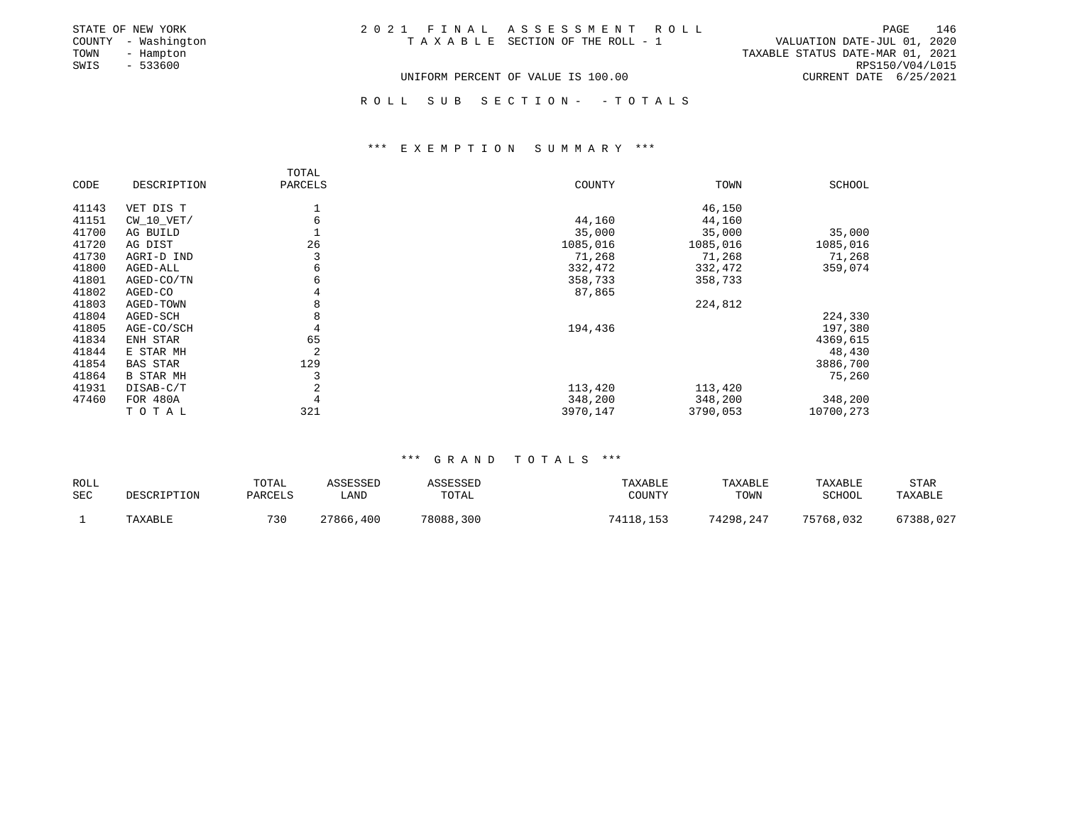STATE OF NEW YORK
COUNTY - Washington
TOWN - Hampton
SWIS - 533600

2021 FINAL ASSESSMENT ROLL
TAXABLE SECTION OF THE ROLL - 1
UNIFORM PERCENT OF VALUE IS 100.00

VALUATION DATE-JUL 01, 2020
TAXABLE STATUS DATE-MAR 01, 2021
RPS150/V04/L015
CURRENT DATE 6/25/2021

ROLL SUB SECTION- - TOTALS

*** EXEMPTION SUMMARY ***

| CODE | DESCRIPTION | TOTAL PARCELS | COUNTY | TOWN | SCHOOL |
|---|---|---|---|---|---|
| 41143 | VET DIS T | 1 | | 46,150 | |
| 41151 | CW_10_VET/ | 6 | 44,160 | 44,160 | |
| 41700 | AG BUILD | 1 | 35,000 | 35,000 | 35,000 |
| 41720 | AG DIST | 26 | 1085,016 | 1085,016 | 1085,016 |
| 41730 | AGRI-D IND | 3 | 71,268 | 71,268 | 71,268 |
| 41800 | AGED-ALL | 6 | 332,472 | 332,472 | 359,074 |
| 41801 | AGED-CO/TN | 6 | 358,733 | 358,733 | |
| 41802 | AGED-CO | 4 | 87,865 | | |
| 41803 | AGED-TOWN | 8 | | 224,812 | |
| 41804 | AGED-SCH | 8 | | | 224,330 |
| 41805 | AGE-CO/SCH | 4 | 194,436 | | 197,380 |
| 41834 | ENH STAR | 65 | | | 4369,615 |
| 41844 | E STAR MH | 2 | | | 48,430 |
| 41854 | BAS STAR | 129 | | | 3886,700 |
| 41864 | B STAR MH | 3 | | | 75,260 |
| 41931 | DISAB-C/T | 2 | 113,420 | 113,420 | |
| 47460 | FOR 480A | 4 | 348,200 | 348,200 | 348,200 |
| | TOTAL | 321 | 3970,147 | 3790,053 | 10700,273 |

*** GRAND TOTALS ***

| ROLL SEC | DESCRIPTION | TOTAL PARCELS | ASSESSED LAND | ASSESSED TOTAL | TAXABLE COUNTY | TAXABLE TOWN | TAXABLE SCHOOL | STAR TAXABLE |
|---|---|---|---|---|---|---|---|---|
| 1 | TAXABLE | 730 | 27866,400 | 78088,300 | 74118,153 | 74298,247 | 75768,032 | 67388,027 |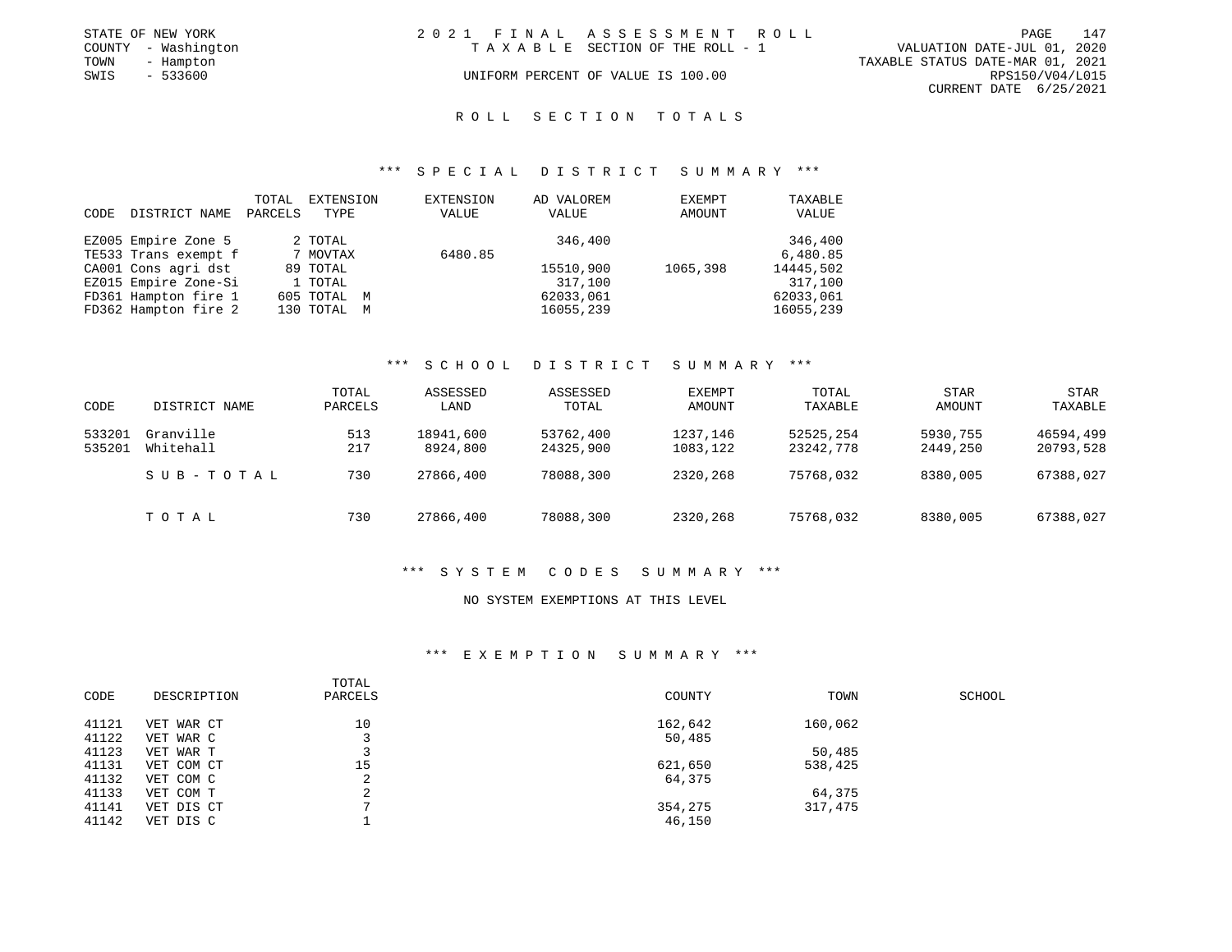STATE OF NEW YORK
COUNTY - Washington
TOWN - Hampton
SWIS - 533600

2021 FINAL ASSESSMENT ROLL
TAXABLE SECTION OF THE ROLL - 1
UNIFORM PERCENT OF VALUE IS 100.00

VALUATION DATE-JUL 01, 2020
TAXABLE STATUS DATE-MAR 01, 2021
RPS150/V04/L015
CURRENT DATE 6/25/2021

## ROLL SECTION TOTALS

### *** SPECIAL DISTRICT SUMMARY ***

| CODE | DISTRICT NAME | TOTAL PARCELS | EXTENSION TYPE | EXTENSION VALUE | AD VALOREM VALUE | EXEMPT AMOUNT | TAXABLE VALUE |
|---|---|---|---|---|---|---|---|
| EZ005 | Empire Zone 5 | 2 | TOTAL | | 346,400 | | 346,400 |
| TE533 | Trans exempt f | 7 | MOVTAX | 6480.85 | | | 6,480.85 |
| CA001 | Cons agri dst | 89 | TOTAL | | 15510,900 | 1065,398 | 14445,502 |
| EZ015 | Empire Zone-Si | 1 | TOTAL | | 317,100 | | 317,100 |
| FD361 | Hampton fire 1 | 605 | TOTAL M | | 62033,061 | | 62033,061 |
| FD362 | Hampton fire 2 | 130 | TOTAL M | | 16055,239 | | 16055,239 |

### *** SCHOOL DISTRICT SUMMARY ***

| CODE | DISTRICT NAME | TOTAL PARCELS | ASSESSED LAND | ASSESSED TOTAL | EXEMPT AMOUNT | TOTAL TAXABLE | STAR AMOUNT | STAR TAXABLE |
|---|---|---|---|---|---|---|---|---|
| 533201 | Granville | 513 | 18941,600 | 53762,400 | 1237,146 | 52525,254 | 5930,755 | 46594,499 |
| 535201 | Whitehall | 217 | 8924,800 | 24325,900 | 1083,122 | 23242,778 | 2449,250 | 20793,528 |
| | SUB-TOTAL | 730 | 27866,400 | 78088,300 | 2320,268 | 75768,032 | 8380,005 | 67388,027 |
| | TOTAL | 730 | 27866,400 | 78088,300 | 2320,268 | 75768,032 | 8380,005 | 67388,027 |

### *** SYSTEM CODES SUMMARY ***

NO SYSTEM EXEMPTIONS AT THIS LEVEL

### *** EXEMPTION SUMMARY ***

| CODE | DESCRIPTION | TOTAL PARCELS | COUNTY | TOWN | SCHOOL |
|---|---|---|---|---|---|
| 41121 | VET WAR CT | 10 | 162,642 | 160,062 | |
| 41122 | VET WAR C | 3 | 50,485 | | |
| 41123 | VET WAR T | 3 | | 50,485 | |
| 41131 | VET COM CT | 15 | 621,650 | 538,425 | |
| 41132 | VET COM C | 2 | 64,375 | | |
| 41133 | VET COM T | 2 | | 64,375 | |
| 41141 | VET DIS CT | 7 | 354,275 | 317,475 | |
| 41142 | VET DIS C | 1 | 46,150 | | |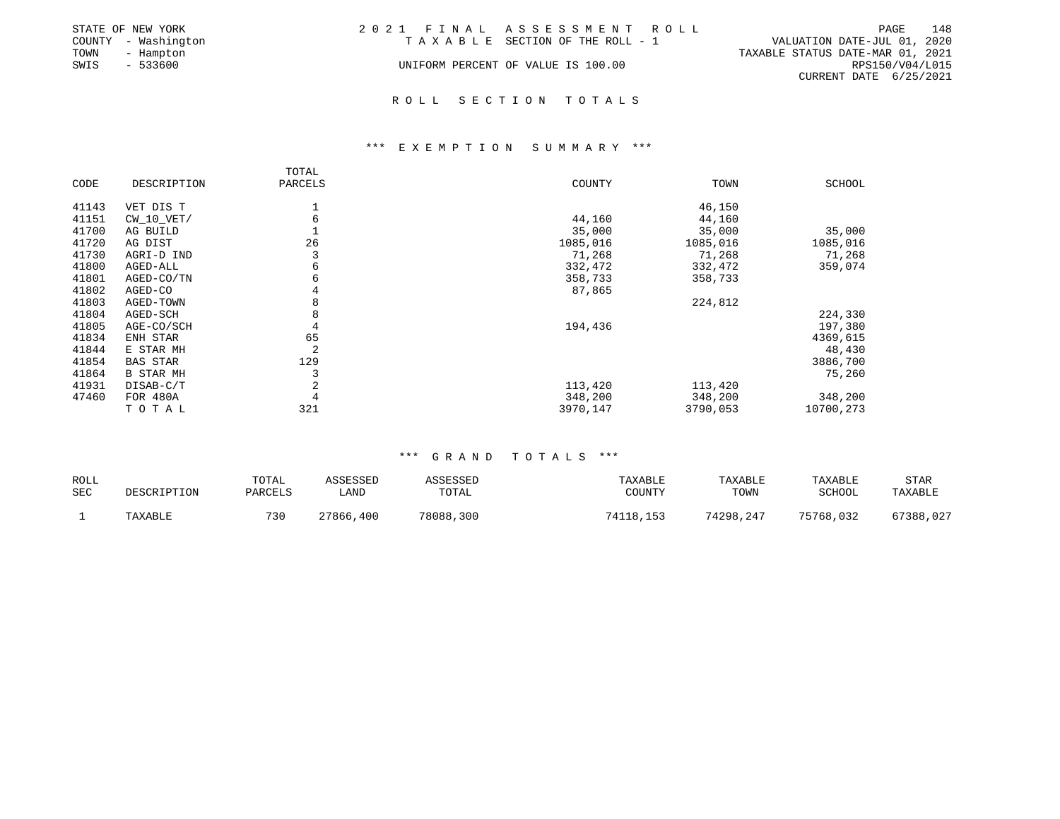STATE OF NEW YORK
COUNTY - Washington
TOWN - Hampton
SWIS - 533600

2021 FINAL ASSESSMENT ROLL
TAXABLE SECTION OF THE ROLL - 1
UNIFORM PERCENT OF VALUE IS 100.00

VALUATION DATE-JUL 01, 2020
TAXABLE STATUS DATE-MAR 01, 2021
RPS150/V04/L015
CURRENT DATE 6/25/2021

## ROLL SECTION TOTALS

### *** EXEMPTION SUMMARY ***

| CODE | DESCRIPTION | TOTAL PARCELS | COUNTY | TOWN | SCHOOL |
|---|---|---|---|---|---|
| 41143 | VET DIS T | 1 | | 46,150 | |
| 41151 | CW_10_VET/ | 6 | 44,160 | 44,160 | |
| 41700 | AG BUILD | 1 | 35,000 | 35,000 | 35,000 |
| 41720 | AG DIST | 26 | 1085,016 | 1085,016 | 1085,016 |
| 41730 | AGRI-D IND | 3 | 71,268 | 71,268 | 71,268 |
| 41800 | AGED-ALL | 6 | 332,472 | 332,472 | 359,074 |
| 41801 | AGED-CO/TN | 6 | 358,733 | 358,733 | |
| 41802 | AGED-CO | 4 | 87,865 | | |
| 41803 | AGED-TOWN | 8 | | 224,812 | |
| 41804 | AGED-SCH | 8 | | | 224,330 |
| 41805 | AGE-CO/SCH | 4 | 194,436 | | 197,380 |
| 41834 | ENH STAR | 65 | | | 4369,615 |
| 41844 | E STAR MH | 2 | | | 48,430 |
| 41854 | BAS STAR | 129 | | | 3886,700 |
| 41864 | B STAR MH | 3 | | | 75,260 |
| 41931 | DISAB-C/T | 2 | 113,420 | 113,420 | |
| 47460 | FOR 480A | 4 | 348,200 | 348,200 | 348,200 |
| | TOTAL | 321 | 3970,147 | 3790,053 | 10700,273 |

### *** GRAND TOTALS ***

| ROLL SEC | DESCRIPTION | TOTAL PARCELS | ASSESSED LAND | ASSESSED TOTAL | TAXABLE COUNTY | TAXABLE TOWN | TAXABLE SCHOOL | STAR TAXABLE |
|---|---|---|---|---|---|---|---|---|
| 1 | TAXABLE | 730 | 27866,400 | 78088,300 | 74118,153 | 74298,247 | 75768,032 | 67388,027 |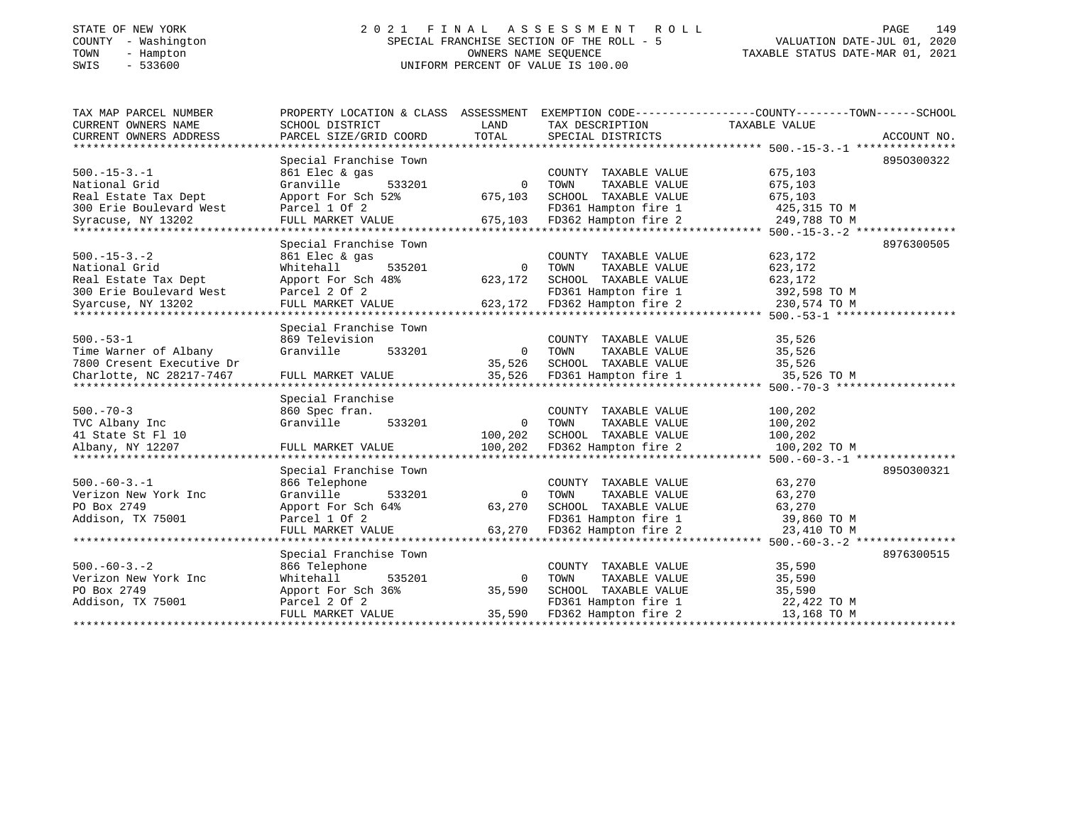STATE OF NEW YORK — 2021 FINAL ASSESSMENT ROLL
COUNTY - Washington — SPECIAL FRANCHISE SECTION OF THE ROLL - 5 — VALUATION DATE-JUL 01, 2020
TOWN - Hampton — OWNERS NAME SEQUENCE — TAXABLE STATUS DATE-MAR 01, 2021
SWIS - 533600 — UNIFORM PERCENT OF VALUE IS 100.00

| TAX MAP PARCEL NUMBER / CURRENT OWNERS NAME / CURRENT OWNERS ADDRESS | PROPERTY LOCATION & CLASS / SCHOOL DISTRICT / PARCEL SIZE/GRID COORD | ASSESSMENT LAND / TOTAL | EXEMPTION CODE / TAX DESCRIPTION / SPECIAL DISTRICTS | TAXABLE VALUE (COUNTY--TOWN--SCHOOL) | ACCOUNT NO. |
|---|---|---|---|---|---|
| 500.-15-3.-1 | Special Franchise Town | | | | 8950300322 |
| National Grid | 861 Elec & gas | | COUNTY TAXABLE VALUE | 675,103 | |
| Real Estate Tax Dept | Granville 533201 | 0 | TOWN TAXABLE VALUE | 675,103 | |
| 300 Erie Boulevard West | Apport For Sch 52% | 675,103 | SCHOOL TAXABLE VALUE | 675,103 | |
| Syracuse, NY 13202 | Parcel 1 Of 2 | | FD361 Hampton fire 1 | 425,315 TO M | |
| | FULL MARKET VALUE | 675,103 | FD362 Hampton fire 2 | 249,788 TO M | |
| 500.-15-3.-2 | Special Franchise Town | | | | 8976300505 |
| National Grid | 861 Elec & gas | | COUNTY TAXABLE VALUE | 623,172 | |
| Real Estate Tax Dept | Whitehall 535201 | 0 | TOWN TAXABLE VALUE | 623,172 | |
| 300 Erie Boulevard West | Apport For Sch 48% | 623,172 | SCHOOL TAXABLE VALUE | 623,172 | |
| Syarcuse, NY 13202 | Parcel 2 Of 2 | | FD361 Hampton fire 1 | 392,598 TO M | |
| | FULL MARKET VALUE | 623,172 | FD362 Hampton fire 2 | 230,574 TO M | |
| 500.-53-1 | Special Franchise Town | | | | |
| Time Warner of Albany | 869 Television | | COUNTY TAXABLE VALUE | 35,526 | |
| 7800 Cresent Executive Dr | Granville 533201 | 0 | TOWN TAXABLE VALUE | 35,526 | |
| Charlotte, NC 28217-7467 | | 35,526 | SCHOOL TAXABLE VALUE | 35,526 | |
| | FULL MARKET VALUE | 35,526 | FD361 Hampton fire 1 | 35,526 TO M | |
| 500.-70-3 | Special Franchise | | | | |
| TVC Albany Inc | 860 Spec fran. | | COUNTY TAXABLE VALUE | 100,202 | |
| 41 State St Fl 10 | Granville 533201 | 0 | TOWN TAXABLE VALUE | 100,202 | |
| Albany, NY 12207 | | 100,202 | SCHOOL TAXABLE VALUE | 100,202 | |
| | FULL MARKET VALUE | 100,202 | FD362 Hampton fire 2 | 100,202 TO M | |
| 500.-60-3.-1 | Special Franchise Town | | | | 8950300321 |
| Verizon New York Inc | 866 Telephone | | COUNTY TAXABLE VALUE | 63,270 | |
| PO Box 2749 | Granville 533201 | 0 | TOWN TAXABLE VALUE | 63,270 | |
| Addison, TX 75001 | Apport For Sch 64% | 63,270 | SCHOOL TAXABLE VALUE | 63,270 | |
| | Parcel 1 Of 2 | | FD361 Hampton fire 1 | 39,860 TO M | |
| | FULL MARKET VALUE | 63,270 | FD362 Hampton fire 2 | 23,410 TO M | |
| 500.-60-3.-2 | Special Franchise Town | | | | 8976300515 |
| Verizon New York Inc | 866 Telephone | | COUNTY TAXABLE VALUE | 35,590 | |
| PO Box 2749 | Whitehall 535201 | 0 | TOWN TAXABLE VALUE | 35,590 | |
| Addison, TX 75001 | Apport For Sch 36% | 35,590 | SCHOOL TAXABLE VALUE | 35,590 | |
| | Parcel 2 Of 2 | | FD361 Hampton fire 1 | 22,422 TO M | |
| | FULL MARKET VALUE | 35,590 | FD362 Hampton fire 2 | 13,168 TO M | |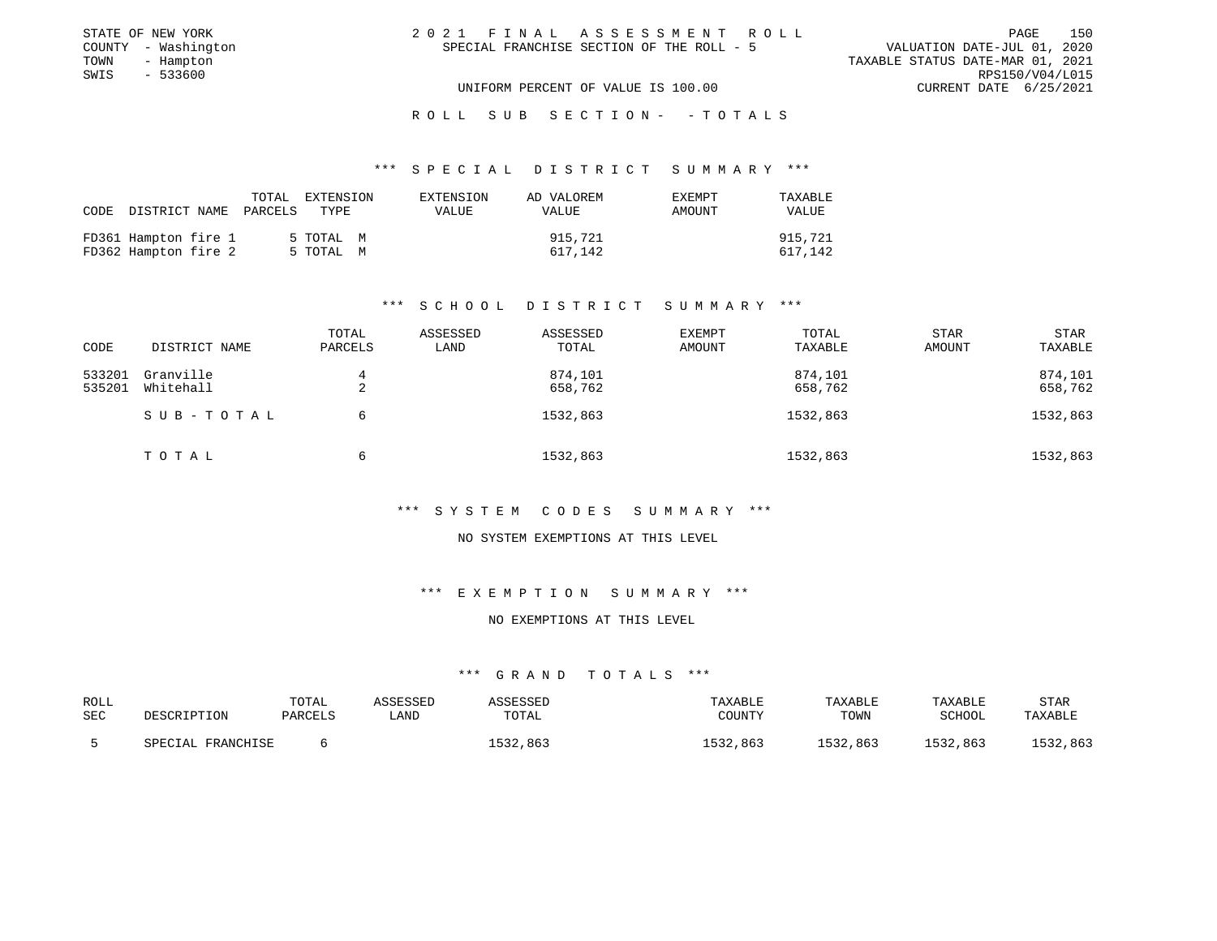STATE OF NEW YORK
COUNTY - Washington
TOWN - Hampton
SWIS - 533600

# 2021 FINAL ASSESSMENT ROLL

SPECIAL FRANCHISE SECTION OF THE ROLL - 5

UNIFORM PERCENT OF VALUE IS 100.00

VALUATION DATE-JUL 01, 2020
TAXABLE STATUS DATE-MAR 01, 2021
RPS150/V04/L015
CURRENT DATE 6/25/2021

## ROLL SUB SECTION- - TOTALS

### *** SPECIAL DISTRICT SUMMARY ***

| CODE | DISTRICT NAME | TOTAL PARCELS | EXTENSION TYPE | EXTENSION VALUE | AD VALOREM VALUE | EXEMPT AMOUNT | TAXABLE VALUE |
|---|---|---|---|---|---|---|---|
| FD361 | Hampton fire 1 | 5 | TOTAL M | | 915,721 | | 915,721 |
| FD362 | Hampton fire 2 | 5 | TOTAL M | | 617,142 | | 617,142 |

### *** SCHOOL DISTRICT SUMMARY ***

| CODE | DISTRICT NAME | TOTAL PARCELS | ASSESSED LAND | ASSESSED TOTAL | EXEMPT AMOUNT | TOTAL TAXABLE | STAR AMOUNT | STAR TAXABLE |
|---|---|---|---|---|---|---|---|---|
| 533201 | Granville | 4 | | 874,101 | | 874,101 | | 874,101 |
| 535201 | Whitehall | 2 | | 658,762 | | 658,762 | | 658,762 |
| | SUB-TOTAL | 6 | | 1532,863 | | 1532,863 | | 1532,863 |
| | TOTAL | 6 | | 1532,863 | | 1532,863 | | 1532,863 |

### *** SYSTEM CODES SUMMARY ***

NO SYSTEM EXEMPTIONS AT THIS LEVEL

### *** EXEMPTION SUMMARY ***

NO EXEMPTIONS AT THIS LEVEL

### *** GRAND TOTALS ***

| ROLL SEC | DESCRIPTION | TOTAL PARCELS | ASSESSED LAND | ASSESSED TOTAL | TAXABLE COUNTY | TAXABLE TOWN | TAXABLE SCHOOL | STAR TAXABLE |
|---|---|---|---|---|---|---|---|---|
| 5 | SPECIAL FRANCHISE | 6 | | 1532,863 | 1532,863 | 1532,863 | 1532,863 | 1532,863 |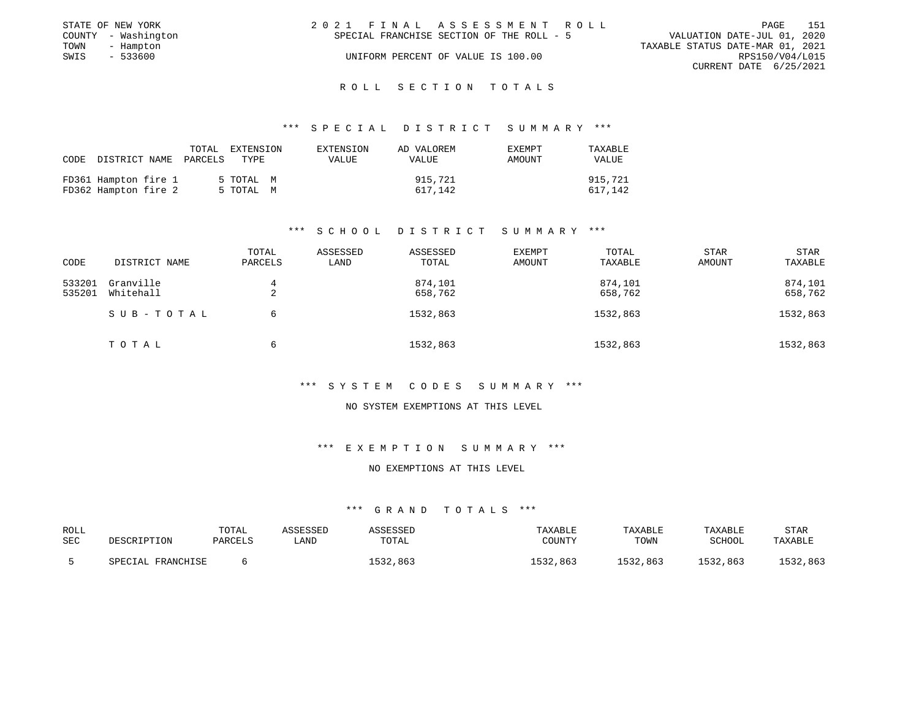STATE OF NEW YORK — 2021 FINAL ASSESSMENT ROLL
COUNTY - Washington — SPECIAL FRANCHISE SECTION OF THE ROLL - 5 — VALUATION DATE-JUL 01, 2020
TOWN - Hampton — TAXABLE STATUS DATE-MAR 01, 2021
SWIS - 533600 — UNIFORM PERCENT OF VALUE IS 100.00 — RPS150/V04/L015
CURRENT DATE 6/25/2021

## ROLL SECTION TOTALS

### *** SPECIAL DISTRICT SUMMARY ***

| CODE | DISTRICT NAME | TOTAL PARCELS | EXTENSION TYPE | EXTENSION VALUE | AD VALOREM VALUE | EXEMPT AMOUNT | TAXABLE VALUE |
|---|---|---|---|---|---|---|---|
| FD361 | Hampton fire 1 | 5 | TOTAL M | | 915,721 | | 915,721 |
| FD362 | Hampton fire 2 | 5 | TOTAL M | | 617,142 | | 617,142 |

### *** SCHOOL DISTRICT SUMMARY ***

| CODE | DISTRICT NAME | TOTAL PARCELS | ASSESSED LAND | ASSESSED TOTAL | EXEMPT AMOUNT | TOTAL TAXABLE | STAR AMOUNT | STAR TAXABLE |
|---|---|---|---|---|---|---|---|---|
| 533201 | Granville | 4 | | 874,101 | | 874,101 | | 874,101 |
| 535201 | Whitehall | 2 | | 658,762 | | 658,762 | | 658,762 |
| | SUB-TOTAL | 6 | | 1532,863 | | 1532,863 | | 1532,863 |
| | TOTAL | 6 | | 1532,863 | | 1532,863 | | 1532,863 |

### *** SYSTEM CODES SUMMARY ***

NO SYSTEM EXEMPTIONS AT THIS LEVEL

### *** EXEMPTION SUMMARY ***

NO EXEMPTIONS AT THIS LEVEL

### *** GRAND TOTALS ***

| ROLL SEC | DESCRIPTION | TOTAL PARCELS | ASSESSED LAND | ASSESSED TOTAL | TAXABLE COUNTY | TAXABLE TOWN | TAXABLE SCHOOL | STAR TAXABLE |
|---|---|---|---|---|---|---|---|---|
| 5 | SPECIAL FRANCHISE | 6 | | 1532,863 | 1532,863 | 1532,863 | 1532,863 | 1532,863 |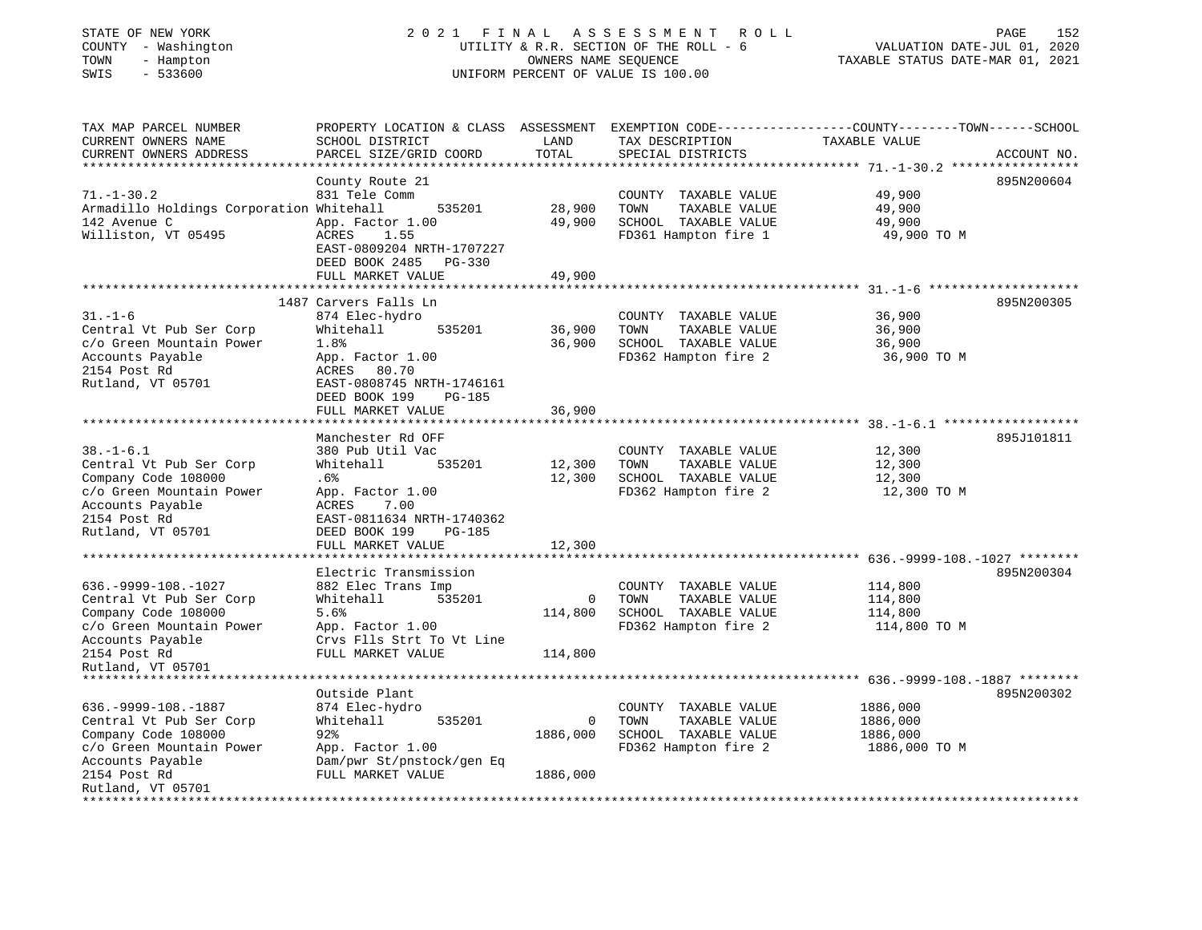STATE OF NEW YORK
COUNTY - Washington
TOWN - Hampton
SWIS - 533600

2021 FINAL ASSESSMENT ROLL
UTILITY & R.R. SECTION OF THE ROLL - 6
OWNERS NAME SEQUENCE
UNIFORM PERCENT OF VALUE IS 100.00

VALUATION DATE-JUL 01, 2020
TAXABLE STATUS DATE-MAR 01, 2021

| TAX MAP PARCEL NUMBER / CURRENT OWNERS NAME / CURRENT OWNERS ADDRESS | PROPERTY LOCATION & CLASS / SCHOOL DISTRICT / PARCEL SIZE/GRID COORD | ASSESSMENT LAND | TOTAL | EXEMPTION CODE / TAX DESCRIPTION / SPECIAL DISTRICTS | COUNTY--------TOWN------SCHOOL TAXABLE VALUE | ACCOUNT NO. |
|---|---|---|---|---|---|---|
| 71.-1-30.2 | County Route 21 | | | | | 895N200604 |
| 71.-1-30.2 | 831 Tele Comm | | | COUNTY TAXABLE VALUE | 49,900 | |
| Armadillo Holdings Corporation | Whitehall 535201 | 28,900 | | TOWN TAXABLE VALUE | 49,900 | |
| 142 Avenue C | App. Factor 1.00 | | 49,900 | SCHOOL TAXABLE VALUE | 49,900 | |
| Williston, VT 05495 | ACRES 1.55 | | | FD361 Hampton fire 1 | 49,900 TO M | |
| | EAST-0809204 NRTH-1707227 | | | | | |
| | DEED BOOK 2485 PG-330 | | | | | |
| | FULL MARKET VALUE | | 49,900 | | | |
| 31.-1-6 | 1487 Carvers Falls Ln | | | | | 895N200305 |
| 31.-1-6 | 874 Elec-hydro | | | COUNTY TAXABLE VALUE | 36,900 | |
| Central Vt Pub Ser Corp | Whitehall 535201 | 36,900 | | TOWN TAXABLE VALUE | 36,900 | |
| c/o Green Mountain Power | 1.8% | | 36,900 | SCHOOL TAXABLE VALUE | 36,900 | |
| Accounts Payable | App. Factor 1.00 | | | FD362 Hampton fire 2 | 36,900 TO M | |
| 2154 Post Rd | ACRES 80.70 | | | | | |
| Rutland, VT 05701 | EAST-0808745 NRTH-1746161 | | | | | |
| | DEED BOOK 199 PG-185 | | | | | |
| | FULL MARKET VALUE | | 36,900 | | | |
| 38.-1-6.1 | Manchester Rd OFF | | | | | 895J101811 |
| 38.-1-6.1 | 380 Pub Util Vac | | | COUNTY TAXABLE VALUE | 12,300 | |
| Central Vt Pub Ser Corp | Whitehall 535201 | 12,300 | | TOWN TAXABLE VALUE | 12,300 | |
| Company Code 108000 | .6% | | 12,300 | SCHOOL TAXABLE VALUE | 12,300 | |
| c/o Green Mountain Power | App. Factor 1.00 | | | FD362 Hampton fire 2 | 12,300 TO M | |
| Accounts Payable | ACRES 7.00 | | | | | |
| 2154 Post Rd | EAST-0811634 NRTH-1740362 | | | | | |
| Rutland, VT 05701 | DEED BOOK 199 PG-185 | | | | | |
| | FULL MARKET VALUE | | 12,300 | | | |
| 636.-9999-108.-1027 | Electric Transmission | | | | | 895N200304 |
| 636.-9999-108.-1027 | 882 Elec Trans Imp | | | COUNTY TAXABLE VALUE | 114,800 | |
| Central Vt Pub Ser Corp | Whitehall 535201 | 0 | | TOWN TAXABLE VALUE | 114,800 | |
| Company Code 108000 | 5.6% | | 114,800 | SCHOOL TAXABLE VALUE | 114,800 | |
| c/o Green Mountain Power | App. Factor 1.00 | | | FD362 Hampton fire 2 | 114,800 TO M | |
| Accounts Payable | Crvs Flls Strt To Vt Line | | | | | |
| 2154 Post Rd | FULL MARKET VALUE | | 114,800 | | | |
| Rutland, VT 05701 | | | | | | |
| 636.-9999-108.-1887 | Outside Plant | | | | | 895N200302 |
| 636.-9999-108.-1887 | 874 Elec-hydro | | | COUNTY TAXABLE VALUE | 1886,000 | |
| Central Vt Pub Ser Corp | Whitehall 535201 | 0 | | TOWN TAXABLE VALUE | 1886,000 | |
| Company Code 108000 | 92% | | 1886,000 | SCHOOL TAXABLE VALUE | 1886,000 | |
| c/o Green Mountain Power | App. Factor 1.00 | | | FD362 Hampton fire 2 | 1886,000 TO M | |
| Accounts Payable | Dam/pwr St/pnstock/gen Eq | | | | | |
| 2154 Post Rd | FULL MARKET VALUE | | 1886,000 | | | |
| Rutland, VT 05701 | | | | | | |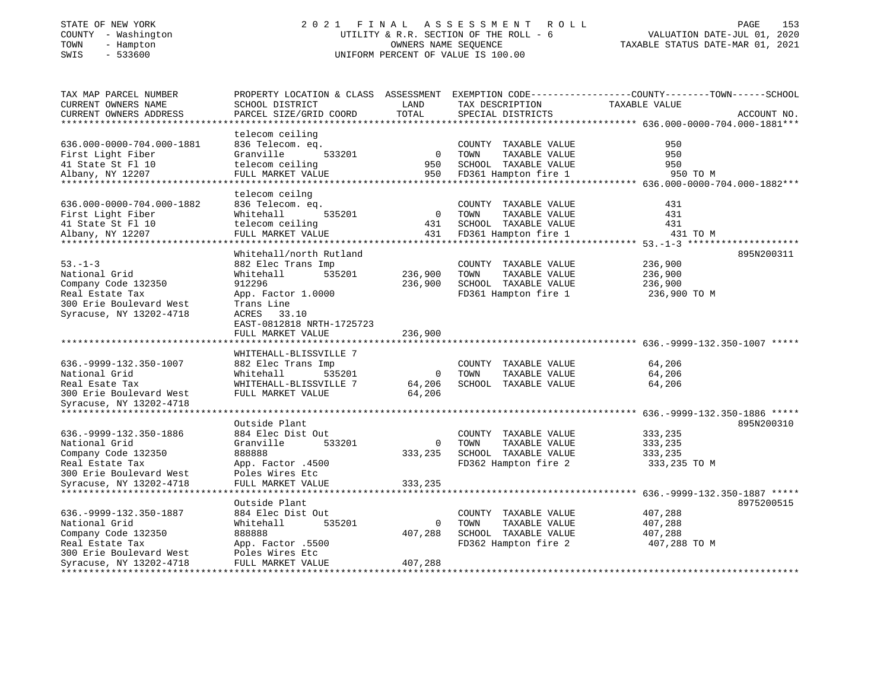STATE OF NEW YORK | 2021 FINAL ASSESSMENT ROLL | VALUATION DATE-JUL 01, 2020
COUNTY - Washington | UTILITY & R.R. SECTION OF THE ROLL - 6 | TAXABLE STATUS DATE-MAR 01, 2021
TOWN - Hampton | OWNERS NAME SEQUENCE
SWIS - 533600 | UNIFORM PERCENT OF VALUE IS 100.00

| TAX MAP PARCEL NUMBER / CURRENT OWNERS NAME / CURRENT OWNERS ADDRESS | PROPERTY LOCATION & CLASS / SCHOOL DISTRICT / PARCEL SIZE/GRID COORD | ASSESSMENT LAND | TOTAL | EXEMPTION CODE / TAX DESCRIPTION / SPECIAL DISTRICTS | COUNTY--------TOWN------SCHOOL TAXABLE VALUE | ACCOUNT NO. |
|---|---|---|---|---|---|---|
| **636.000-0000-704.000-1881** | telecom ceiling | | | | | |
| 636.000-0000-704.000-1881 | 836 Telecom. eq. | | | COUNTY TAXABLE VALUE | 950 | |
| First Light Fiber | Granville 533201 | 0 | | TOWN TAXABLE VALUE | 950 | |
| 41 State St Fl 10 | telecom ceiling | | 950 | SCHOOL TAXABLE VALUE | 950 | |
| Albany, NY 12207 | FULL MARKET VALUE | | 950 | FD361 Hampton fire 1 | 950 TO M | |
| **636.000-0000-704.000-1882** | telecom ceilng | | | | | |
| 636.000-0000-704.000-1882 | 836 Telecom. eq. | | | COUNTY TAXABLE VALUE | 431 | |
| First Light Fiber | Whitehall 535201 | 0 | | TOWN TAXABLE VALUE | 431 | |
| 41 State St Fl 10 | telecom ceiling | | 431 | SCHOOL TAXABLE VALUE | 431 | |
| Albany, NY 12207 | FULL MARKET VALUE | | 431 | FD361 Hampton fire 1 | 431 TO M | |
| **53.-1-3** | Whitehall/north Rutland | | | | | 895N200311 |
| 53.-1-3 | 882 Elec Trans Imp | | | COUNTY TAXABLE VALUE | 236,900 | |
| National Grid | Whitehall 535201 | 236,900 | | TOWN TAXABLE VALUE | 236,900 | |
| Company Code 132350 | 912296 | | 236,900 | SCHOOL TAXABLE VALUE | 236,900 | |
| Real Estate Tax | App. Factor 1.0000 | | | FD361 Hampton fire 1 | 236,900 TO M | |
| 300 Erie Boulevard West | Trans Line | | | | | |
| Syracuse, NY 13202-4718 | ACRES 33.10 | | | | | |
| | EAST-0812818 NRTH-1725723 | | | | | |
| | FULL MARKET VALUE | | 236,900 | | | |
| **636.-9999-132.350-1007** | WHITEHALL-BLISSVILLE 7 | | | | | |
| 636.-9999-132.350-1007 | 882 Elec Trans Imp | | | COUNTY TAXABLE VALUE | 64,206 | |
| National Grid | Whitehall 535201 | 0 | | TOWN TAXABLE VALUE | 64,206 | |
| Real Esate Tax | WHITEHALL-BLISSVILLE 7 | | 64,206 | SCHOOL TAXABLE VALUE | 64,206 | |
| 300 Erie Boulevard West | FULL MARKET VALUE | | 64,206 | | | |
| Syracuse, NY 13202-4718 | | | | | | |
| **636.-9999-132.350-1886** | Outside Plant | | | | | 895N200310 |
| 636.-9999-132.350-1886 | 884 Elec Dist Out | | | COUNTY TAXABLE VALUE | 333,235 | |
| National Grid | Granville 533201 | 0 | | TOWN TAXABLE VALUE | 333,235 | |
| Company Code 132350 | 888888 | | 333,235 | SCHOOL TAXABLE VALUE | 333,235 | |
| Real Estate Tax | App. Factor .4500 | | | FD362 Hampton fire 2 | 333,235 TO M | |
| 300 Erie Boulevard West | Poles Wires Etc | | | | | |
| Syracuse, NY 13202-4718 | FULL MARKET VALUE | | 333,235 | | | |
| **636.-9999-132.350-1887** | Outside Plant | | | | | 8975200515 |
| 636.-9999-132.350-1887 | 884 Elec Dist Out | | | COUNTY TAXABLE VALUE | 407,288 | |
| National Grid | Whitehall 535201 | 0 | | TOWN TAXABLE VALUE | 407,288 | |
| Company Code 132350 | 888888 | | 407,288 | SCHOOL TAXABLE VALUE | 407,288 | |
| Real Estate Tax | App. Factor .5500 | | | FD362 Hampton fire 2 | 407,288 TO M | |
| 300 Erie Boulevard West | Poles Wires Etc | | | | | |
| Syracuse, NY 13202-4718 | FULL MARKET VALUE | | 407,288 | | | |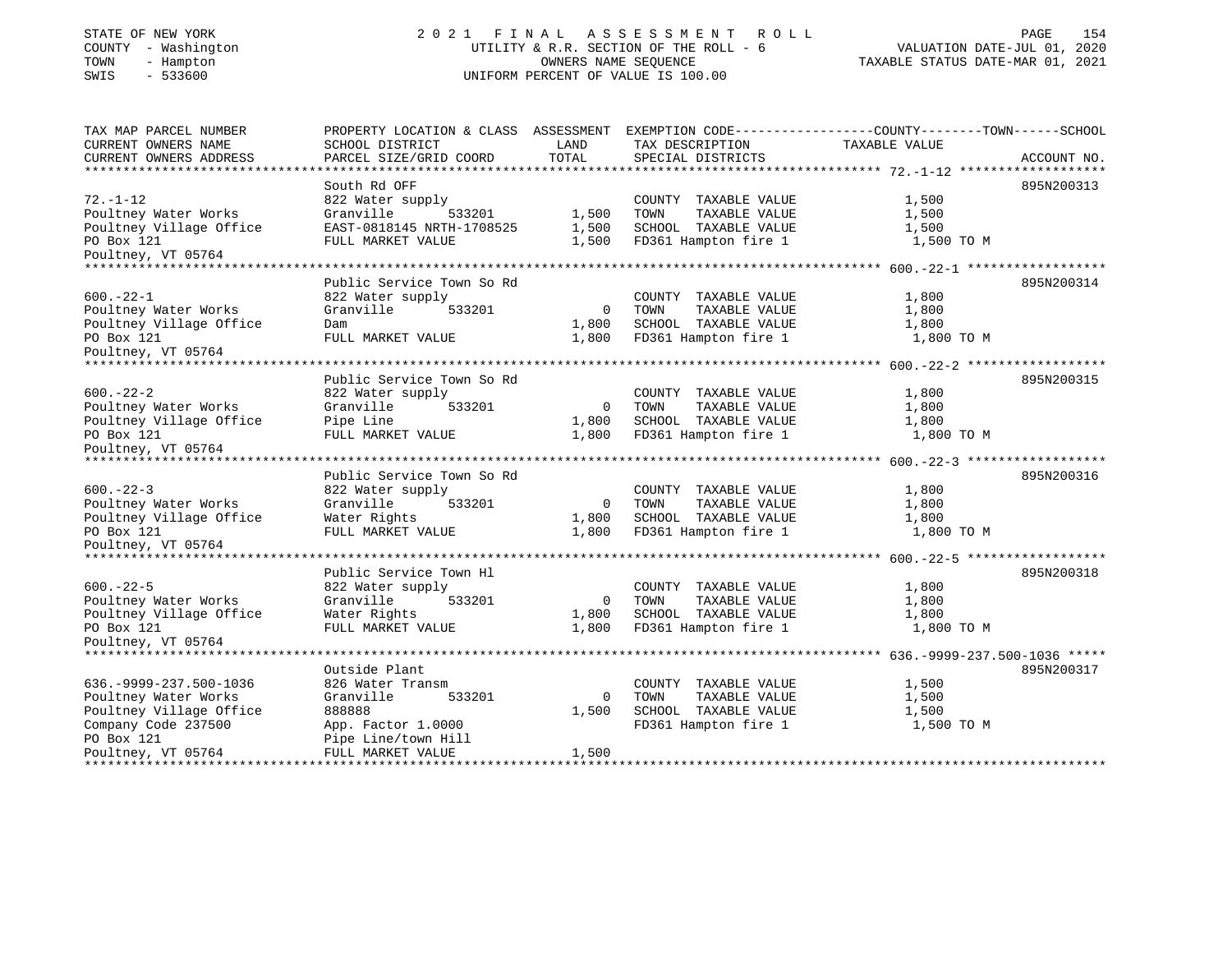STATE OF NEW YORK
COUNTY - Washington
TOWN - Hampton
SWIS - 533600

2021 FINAL ASSESSMENT ROLL
UTILITY & R.R. SECTION OF THE ROLL - 6
OWNERS NAME SEQUENCE
UNIFORM PERCENT OF VALUE IS 100.00

VALUATION DATE-JUL 01, 2020
TAXABLE STATUS DATE-MAR 01, 2021

| TAX MAP PARCEL NUMBER / CURRENT OWNERS NAME / CURRENT OWNERS ADDRESS | PROPERTY LOCATION & CLASS / SCHOOL DISTRICT / PARCEL SIZE/GRID COORD | ASSESSMENT LAND | TOTAL | EXEMPTION CODE / TAX DESCRIPTION / SPECIAL DISTRICTS | TAXABLE VALUE (COUNTY--TOWN--SCHOOL) | ACCOUNT NO. |
|---|---|---|---|---|---|---|
| 72.-1-12 | South Rd OFF | | | | | 895N200313 |
| 72.-1-12 | 822 Water supply | | | COUNTY TAXABLE VALUE | 1,500 | |
| Poultney Water Works | Granville 533201 | 1,500 | | TOWN TAXABLE VALUE | 1,500 | |
| Poultney Village Office | EAST-0818145 NRTH-1708525 | | 1,500 | SCHOOL TAXABLE VALUE | 1,500 | |
| PO Box 121 | FULL MARKET VALUE | | 1,500 | FD361 Hampton fire 1 | 1,500 TO M | |
| Poultney, VT 05764 | | | | | | |
| 600.-22-1 | Public Service Town So Rd | | | | | 895N200314 |
| 600.-22-1 | 822 Water supply | | | COUNTY TAXABLE VALUE | 1,800 | |
| Poultney Water Works | Granville 533201 | 0 | | TOWN TAXABLE VALUE | 1,800 | |
| Poultney Village Office | Dam | | 1,800 | SCHOOL TAXABLE VALUE | 1,800 | |
| PO Box 121 | FULL MARKET VALUE | | 1,800 | FD361 Hampton fire 1 | 1,800 TO M | |
| Poultney, VT 05764 | | | | | | |
| 600.-22-2 | Public Service Town So Rd | | | | | 895N200315 |
| 600.-22-2 | 822 Water supply | | | COUNTY TAXABLE VALUE | 1,800 | |
| Poultney Water Works | Granville 533201 | 0 | | TOWN TAXABLE VALUE | 1,800 | |
| Poultney Village Office | Pipe Line | | 1,800 | SCHOOL TAXABLE VALUE | 1,800 | |
| PO Box 121 | FULL MARKET VALUE | | 1,800 | FD361 Hampton fire 1 | 1,800 TO M | |
| Poultney, VT 05764 | | | | | | |
| 600.-22-3 | Public Service Town So Rd | | | | | 895N200316 |
| 600.-22-3 | 822 Water supply | | | COUNTY TAXABLE VALUE | 1,800 | |
| Poultney Water Works | Granville 533201 | 0 | | TOWN TAXABLE VALUE | 1,800 | |
| Poultney Village Office | Water Rights | | 1,800 | SCHOOL TAXABLE VALUE | 1,800 | |
| PO Box 121 | FULL MARKET VALUE | | 1,800 | FD361 Hampton fire 1 | 1,800 TO M | |
| Poultney, VT 05764 | | | | | | |
| 600.-22-5 | Public Service Town Hl | | | | | 895N200318 |
| 600.-22-5 | 822 Water supply | | | COUNTY TAXABLE VALUE | 1,800 | |
| Poultney Water Works | Granville 533201 | 0 | | TOWN TAXABLE VALUE | 1,800 | |
| Poultney Village Office | Water Rights | | 1,800 | SCHOOL TAXABLE VALUE | 1,800 | |
| PO Box 121 | FULL MARKET VALUE | | 1,800 | FD361 Hampton fire 1 | 1,800 TO M | |
| Poultney, VT 05764 | | | | | | |
| 636.-9999-237.500-1036 | Outside Plant | | | | | 895N200317 |
| 636.-9999-237.500-1036 | 826 Water Transm | | | COUNTY TAXABLE VALUE | 1,500 | |
| Poultney Water Works | Granville 533201 | 0 | | TOWN TAXABLE VALUE | 1,500 | |
| Poultney Village Office | 888888 | | 1,500 | SCHOOL TAXABLE VALUE | 1,500 | |
| Company Code 237500 | App. Factor 1.0000 | | | FD361 Hampton fire 1 | 1,500 TO M | |
| PO Box 121 | Pipe Line/town Hill | | | | | |
| Poultney, VT 05764 | FULL MARKET VALUE | | 1,500 | | | |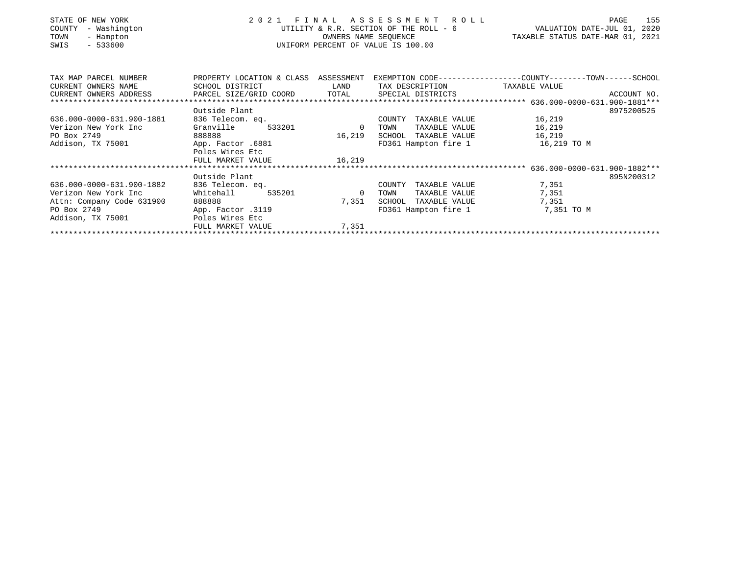STATE OF NEW YORK
COUNTY - Washington
TOWN - Hampton
SWIS - 533600

# 2021 FINAL ASSESSMENT ROLL

UTILITY & R.R. SECTION OF THE ROLL - 6
OWNERS NAME SEQUENCE
UNIFORM PERCENT OF VALUE IS 100.00

VALUATION DATE-JUL 01, 2020
TAXABLE STATUS DATE-MAR 01, 2021

| TAX MAP PARCEL NUMBER / CURRENT OWNERS NAME / CURRENT OWNERS ADDRESS | PROPERTY LOCATION & CLASS / SCHOOL DISTRICT / PARCEL SIZE/GRID COORD | ASSESSMENT LAND / TOTAL | EXEMPTION CODE / TAX DESCRIPTION / SPECIAL DISTRICTS | COUNTY--------TOWN------SCHOOL TAXABLE VALUE | ACCOUNT NO. |
|---|---|---|---|---|---|
| 636.000-0000-631.900-1881 | Outside Plant | | | | 8975200525 |
| 636.000-0000-631.900-1881 | 836 Telecom. eq. | | COUNTY TAXABLE VALUE | 16,219 | |
| Verizon New York Inc | Granville 533201 | 0 | TOWN TAXABLE VALUE | 16,219 | |
| PO Box 2749 | 888888 | 16,219 | SCHOOL TAXABLE VALUE | 16,219 | |
| Addison, TX 75001 | App. Factor .6881 | | FD361 Hampton fire 1 | 16,219 TO M | |
| | Poles Wires Etc | | | | |
| | FULL MARKET VALUE | 16,219 | | | |
| 636.000-0000-631.900-1882 | Outside Plant | | | | 895N200312 |
| 636.000-0000-631.900-1882 | 836 Telecom. eq. | | COUNTY TAXABLE VALUE | 7,351 | |
| Verizon New York Inc | Whitehall 535201 | 0 | TOWN TAXABLE VALUE | 7,351 | |
| Attn: Company Code 631900 | 888888 | 7,351 | SCHOOL TAXABLE VALUE | 7,351 | |
| PO Box 2749 | App. Factor .3119 | | FD361 Hampton fire 1 | 7,351 TO M | |
| Addison, TX 75001 | Poles Wires Etc | | | | |
| | FULL MARKET VALUE | 7,351 | | | |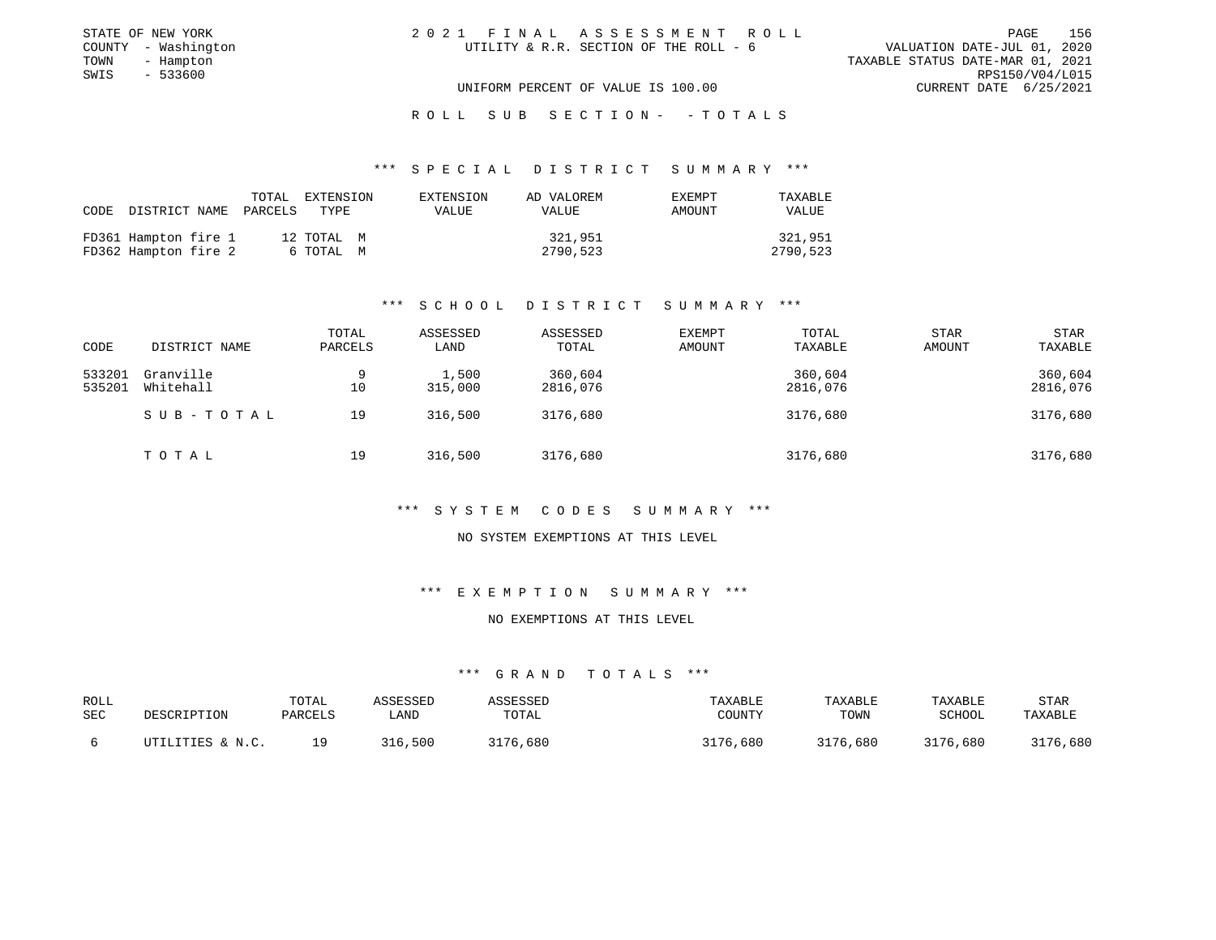STATE OF NEW YORK
COUNTY - Washington
TOWN - Hampton
SWIS - 533600

2 0 2 1 F I N A L A S S E S S M E N T R O L L
UTILITY & R.R. SECTION OF THE ROLL - 6

UNIFORM PERCENT OF VALUE IS 100.00

VALUATION DATE-JUL 01, 2020
TAXABLE STATUS DATE-MAR 01, 2021
RPS150/V04/L015
CURRENT DATE 6/25/2021

R O L L S U B S E C T I O N - - T O T A L S

*** S P E C I A L D I S T R I C T S U M M A R Y ***

| CODE | DISTRICT NAME | TOTAL PARCELS | EXTENSION TYPE | EXTENSION VALUE | AD VALOREM VALUE | EXEMPT AMOUNT | TAXABLE VALUE |
|---|---|---|---|---|---|---|---|
| FD361 | Hampton fire 1 | 12 | TOTAL M | | 321,951 | | 321,951 |
| FD362 | Hampton fire 2 | 6 | TOTAL M | | 2790,523 | | 2790,523 |

*** S C H O O L D I S T R I C T S U M M A R Y ***

| CODE | DISTRICT NAME | TOTAL PARCELS | ASSESSED LAND | ASSESSED TOTAL | EXEMPT AMOUNT | TOTAL TAXABLE | STAR AMOUNT | STAR TAXABLE |
|---|---|---|---|---|---|---|---|---|
| 533201 | Granville | 9 | 1,500 | 360,604 | | 360,604 | | 360,604 |
| 535201 | Whitehall | 10 | 315,000 | 2816,076 | | 2816,076 | | 2816,076 |
| | S U B - T O T A L | 19 | 316,500 | 3176,680 | | 3176,680 | | 3176,680 |
| | T O T A L | 19 | 316,500 | 3176,680 | | 3176,680 | | 3176,680 |

*** S Y S T E M C O D E S S U M M A R Y ***

NO SYSTEM EXEMPTIONS AT THIS LEVEL

*** E X E M P T I O N S U M M A R Y ***

NO EXEMPTIONS AT THIS LEVEL

*** G R A N D T O T A L S ***

| ROLL SEC | DESCRIPTION | TOTAL PARCELS | ASSESSED LAND | ASSESSED TOTAL | TAXABLE COUNTY | TAXABLE TOWN | TAXABLE SCHOOL | STAR TAXABLE |
|---|---|---|---|---|---|---|---|---|
| 6 | UTILITIES & N.C. | 19 | 316,500 | 3176,680 | 3176,680 | 3176,680 | 3176,680 | 3176,680 |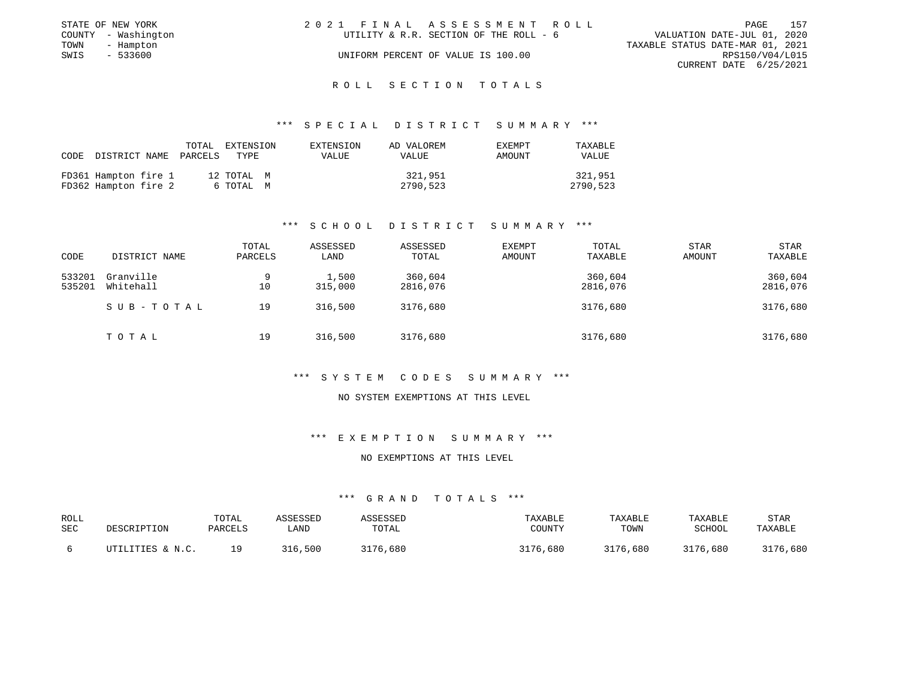STATE OF NEW YORK
COUNTY - Washington
TOWN - Hampton
SWIS - 533600

2021 FINAL ASSESSMENT ROLL
UTILITY & R.R. SECTION OF THE ROLL - 6
UNIFORM PERCENT OF VALUE IS 100.00

VALUATION DATE-JUL 01, 2020
TAXABLE STATUS DATE-MAR 01, 2021
RPS150/V04/L015
CURRENT DATE 6/25/2021

## ROLL SECTION TOTALS

### *** SPECIAL DISTRICT SUMMARY ***

| CODE | DISTRICT NAME | TOTAL PARCELS | EXTENSION TYPE | EXTENSION VALUE | AD VALOREM VALUE | EXEMPT AMOUNT | TAXABLE VALUE |
|---|---|---|---|---|---|---|---|
| FD361 | Hampton fire 1 | 12 | TOTAL M | | 321,951 | | 321,951 |
| FD362 | Hampton fire 2 | 6 | TOTAL M | | 2790,523 | | 2790,523 |

### *** SCHOOL DISTRICT SUMMARY ***

| CODE | DISTRICT NAME | TOTAL PARCELS | ASSESSED LAND | ASSESSED TOTAL | EXEMPT AMOUNT | TOTAL TAXABLE | STAR AMOUNT | STAR TAXABLE |
|---|---|---|---|---|---|---|---|---|
| 533201 | Granville | 9 | 1,500 | 360,604 | | 360,604 | | 360,604 |
| 535201 | Whitehall | 10 | 315,000 | 2816,076 | | 2816,076 | | 2816,076 |
| | SUB-TOTAL | 19 | 316,500 | 3176,680 | | 3176,680 | | 3176,680 |
| | TOTAL | 19 | 316,500 | 3176,680 | | 3176,680 | | 3176,680 |

### *** SYSTEM CODES SUMMARY ***

NO SYSTEM EXEMPTIONS AT THIS LEVEL

### *** EXEMPTION SUMMARY ***

NO EXEMPTIONS AT THIS LEVEL

### *** GRAND TOTALS ***

| ROLL SEC | DESCRIPTION | TOTAL PARCELS | ASSESSED LAND | ASSESSED TOTAL | TAXABLE COUNTY | TAXABLE TOWN | TAXABLE SCHOOL | STAR TAXABLE |
|---|---|---|---|---|---|---|---|---|
| 6 | UTILITIES & N.C. | 19 | 316,500 | 3176,680 | 3176,680 | 3176,680 | 3176,680 | 3176,680 |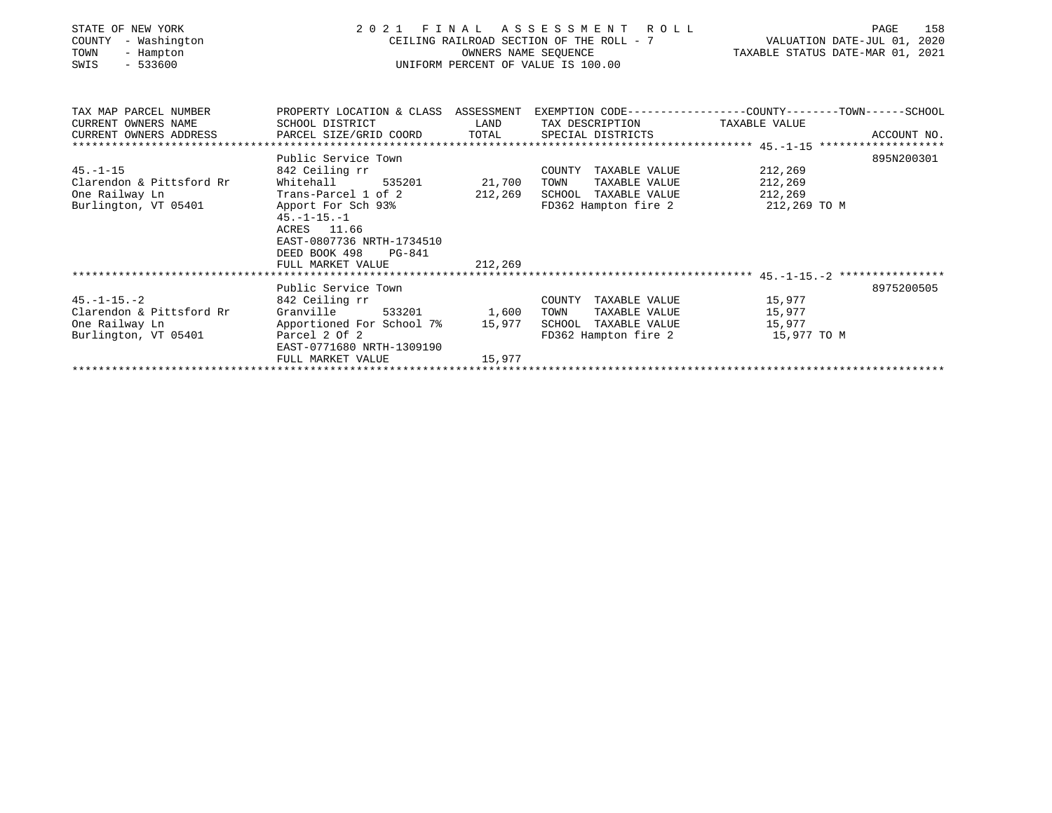STATE OF NEW YORK | 2021 FINAL ASSESSMENT ROLL
COUNTY - Washington | CEILING RAILROAD SECTION OF THE ROLL - 7 | VALUATION DATE-JUL 01, 2020
TOWN - Hampton | OWNERS NAME SEQUENCE | TAXABLE STATUS DATE-MAR 01, 2021
SWIS - 533600 | UNIFORM PERCENT OF VALUE IS 100.00

| TAX MAP PARCEL NUMBER / CURRENT OWNERS NAME / CURRENT OWNERS ADDRESS | PROPERTY LOCATION & CLASS / SCHOOL DISTRICT / PARCEL SIZE/GRID COORD | ASSESSMENT LAND / TOTAL | EXEMPTION CODE / TAX DESCRIPTION / SPECIAL DISTRICTS | TAXABLE VALUE (COUNTY / TOWN / SCHOOL) | ACCOUNT NO. |
|---|---|---|---|---|---|
| **45.-1-15** | Public Service Town | | | | 895N200301 |
| 45.-1-15 | 842 Ceiling rr | | COUNTY TAXABLE VALUE | 212,269 | |
| Clarendon & Pittsford Rr | Whitehall 535201 | 21,700 | TOWN TAXABLE VALUE | 212,269 | |
| One Railway Ln | Trans-Parcel 1 of 2 | 212,269 | SCHOOL TAXABLE VALUE | 212,269 | |
| Burlington, VT 05401 | Apport For Sch 93% | | FD362 Hampton fire 2 | 212,269 TO M | |
| | 45.-1-15.-1 | | | | |
| | ACRES 11.66 | | | | |
| | EAST-0807736 NRTH-1734510 | | | | |
| | DEED BOOK 498 PG-841 | | | | |
| | FULL MARKET VALUE | 212,269 | | | |
| **45.-1-15.-2** | Public Service Town | | | | 8975200505 |
| 45.-1-15.-2 | 842 Ceiling rr | | COUNTY TAXABLE VALUE | 15,977 | |
| Clarendon & Pittsford Rr | Granville 533201 | 1,600 | TOWN TAXABLE VALUE | 15,977 | |
| One Railway Ln | Apportioned For School 7% | 15,977 | SCHOOL TAXABLE VALUE | 15,977 | |
| Burlington, VT 05401 | Parcel 2 Of 2 | | FD362 Hampton fire 2 | 15,977 TO M | |
| | EAST-0771680 NRTH-1309190 | | | | |
| | FULL MARKET VALUE | 15,977 | | | |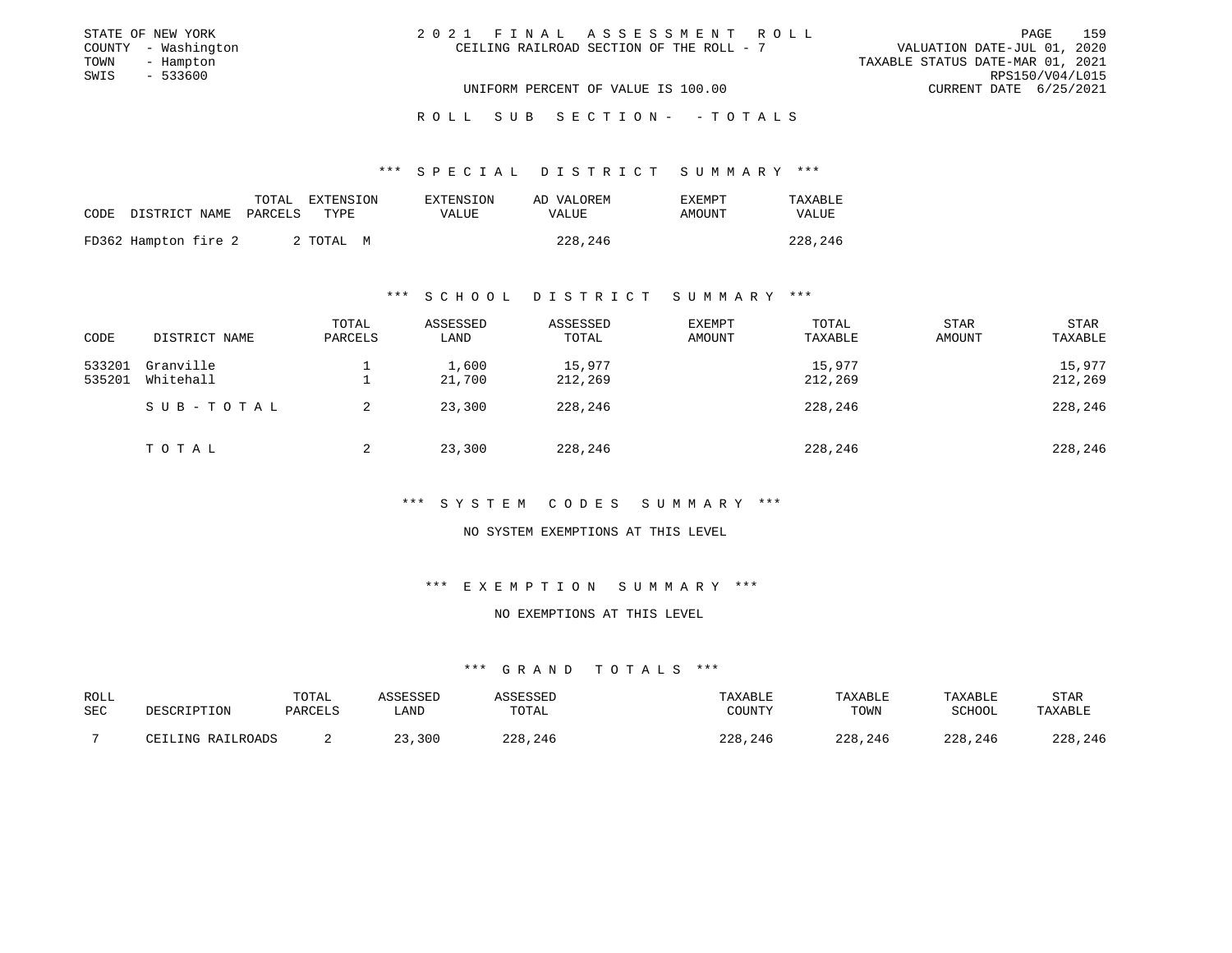STATE OF NEW YORK
COUNTY - Washington
TOWN - Hampton
SWIS - 533600

2 0 2 1 F I N A L A S S E S S M E N T R O L L
CEILING RAILROAD SECTION OF THE ROLL - 7

VALUATION DATE-JUL 01, 2020
TAXABLE STATUS DATE-MAR 01, 2021
RPS150/V04/L015
CURRENT DATE 6/25/2021

UNIFORM PERCENT OF VALUE IS 100.00

R O L L S U B S E C T I O N - - T O T A L S

*** S P E C I A L D I S T R I C T S U M M A R Y ***

| CODE | DISTRICT NAME | TOTAL PARCELS | EXTENSION TYPE | EXTENSION VALUE | AD VALOREM VALUE | EXEMPT AMOUNT | TAXABLE VALUE |
|---|---|---|---|---|---|---|---|
| FD362 | Hampton fire 2 | 2 | TOTAL M | | 228,246 | | 228,246 |

*** S C H O O L D I S T R I C T S U M M A R Y ***

| CODE | DISTRICT NAME | TOTAL PARCELS | ASSESSED LAND | ASSESSED TOTAL | EXEMPT AMOUNT | TOTAL TAXABLE | STAR AMOUNT | STAR TAXABLE |
|---|---|---|---|---|---|---|---|---|
| 533201 | Granville | 1 | 1,600 | 15,977 | | 15,977 | | 15,977 |
| 535201 | Whitehall | 1 | 21,700 | 212,269 | | 212,269 | | 212,269 |
| | S U B - T O T A L | 2 | 23,300 | 228,246 | | 228,246 | | 228,246 |
| | T O T A L | 2 | 23,300 | 228,246 | | 228,246 | | 228,246 |

*** S Y S T E M C O D E S S U M M A R Y ***

NO SYSTEM EXEMPTIONS AT THIS LEVEL

*** E X E M P T I O N S U M M A R Y ***

NO EXEMPTIONS AT THIS LEVEL

*** G R A N D T O T A L S ***

| ROLL SEC | DESCRIPTION | TOTAL PARCELS | ASSESSED LAND | ASSESSED TOTAL | TAXABLE COUNTY | TAXABLE TOWN | TAXABLE SCHOOL | STAR TAXABLE |
|---|---|---|---|---|---|---|---|---|
| 7 | CEILING RAILROADS | 2 | 23,300 | 228,246 | 228,246 | 228,246 | 228,246 | 228,246 |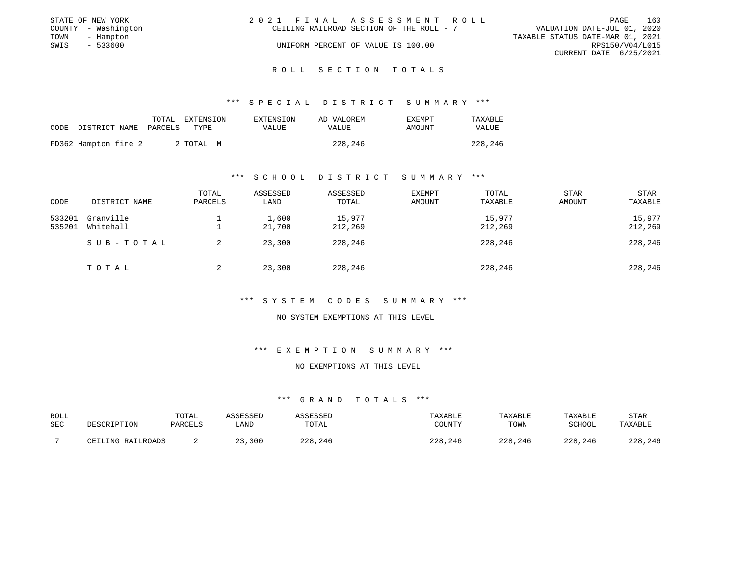STATE OF NEW YORK
COUNTY - Washington
TOWN - Hampton
SWIS - 533600

2021 FINAL ASSESSMENT ROLL
CEILING RAILROAD SECTION OF THE ROLL - 7
UNIFORM PERCENT OF VALUE IS 100.00

VALUATION DATE-JUL 01, 2020
TAXABLE STATUS DATE-MAR 01, 2021
RPS150/V04/L015
CURRENT DATE 6/25/2021

## ROLL SECTION TOTALS

### *** SPECIAL DISTRICT SUMMARY ***

| CODE | DISTRICT NAME | TOTAL PARCELS | EXTENSION TYPE | EXTENSION VALUE | AD VALOREM VALUE | EXEMPT AMOUNT | TAXABLE VALUE |
|---|---|---|---|---|---|---|---|
| FD362 | Hampton fire 2 | 2 | TOTAL M | | 228,246 | | 228,246 |

### *** SCHOOL DISTRICT SUMMARY ***

| CODE | DISTRICT NAME | TOTAL PARCELS | ASSESSED LAND | ASSESSED TOTAL | EXEMPT AMOUNT | TOTAL TAXABLE | STAR AMOUNT | STAR TAXABLE |
|---|---|---|---|---|---|---|---|---|
| 533201 | Granville | 1 | 1,600 | 15,977 | | 15,977 | | 15,977 |
| 535201 | Whitehall | 1 | 21,700 | 212,269 | | 212,269 | | 212,269 |
| | SUB-TOTAL | 2 | 23,300 | 228,246 | | 228,246 | | 228,246 |
| | TOTAL | 2 | 23,300 | 228,246 | | 228,246 | | 228,246 |

### *** SYSTEM CODES SUMMARY ***

NO SYSTEM EXEMPTIONS AT THIS LEVEL

### *** EXEMPTION SUMMARY ***

NO EXEMPTIONS AT THIS LEVEL

### *** GRAND TOTALS ***

| ROLL SEC | DESCRIPTION | TOTAL PARCELS | ASSESSED LAND | ASSESSED TOTAL | TAXABLE COUNTY | TAXABLE TOWN | TAXABLE SCHOOL | STAR TAXABLE |
|---|---|---|---|---|---|---|---|---|
| 7 | CEILING RAILROADS | 2 | 23,300 | 228,246 | 228,246 | 228,246 | 228,246 | 228,246 |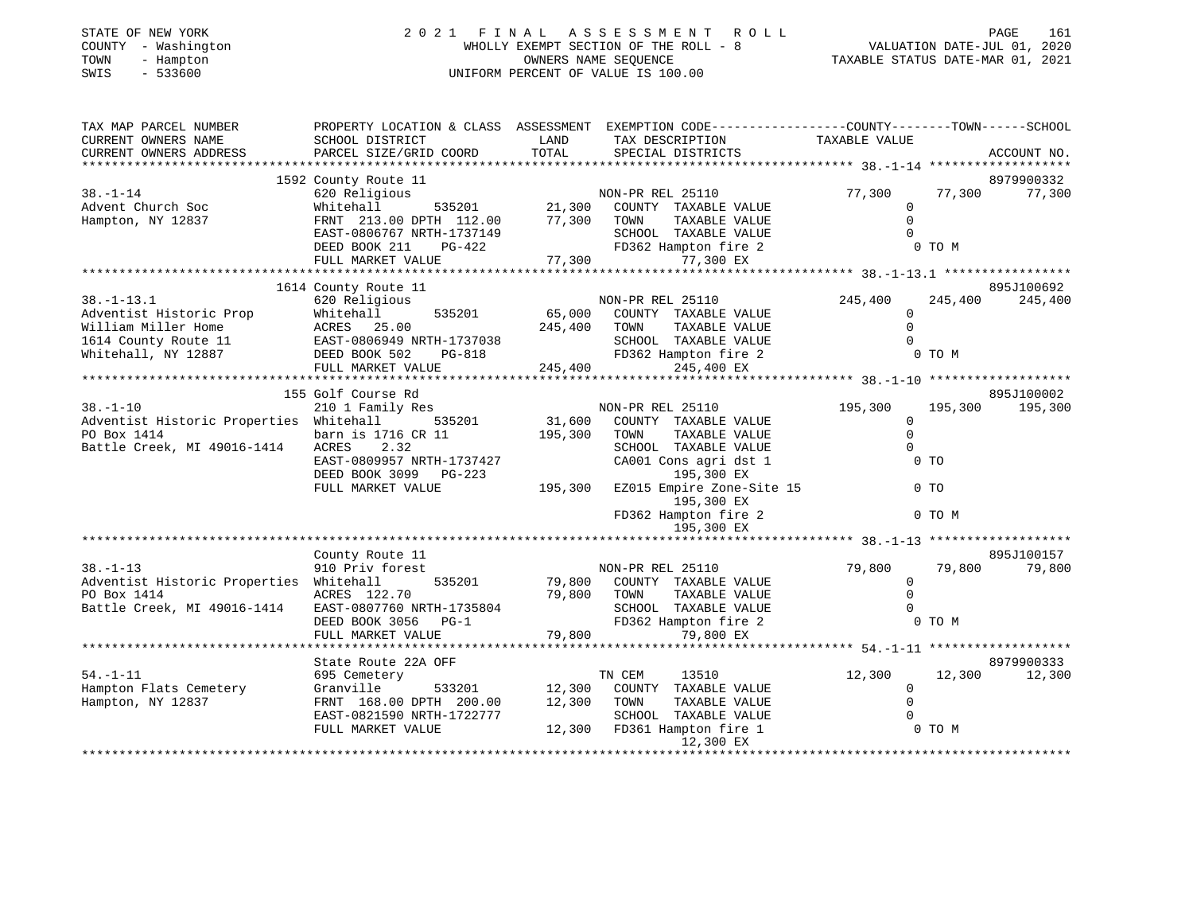STATE OF NEW YORK
COUNTY - Washington
TOWN - Hampton
SWIS - 533600

# 2021 FINAL ASSESSMENT ROLL

WHOLLY EXEMPT SECTION OF THE ROLL - 8
OWNERS NAME SEQUENCE
UNIFORM PERCENT OF VALUE IS 100.00

VALUATION DATE-JUL 01, 2020
TAXABLE STATUS DATE-MAR 01, 2021

| TAX MAP PARCEL NUMBER / CURRENT OWNERS NAME / CURRENT OWNERS ADDRESS | PROPERTY LOCATION & CLASS / SCHOOL DISTRICT / PARCEL SIZE/GRID COORD | ASSESSMENT LAND | TOTAL | EXEMPTION CODE / TAX DESCRIPTION / SPECIAL DISTRICTS | COUNTY TAXABLE VALUE | TOWN | SCHOOL | ACCOUNT NO. |
|---|---|---|---|---|---|---|---|---|
| | 1592 County Route 11 | | | | | | | 8979900332 |
| 38.-1-14 | 620 Religious | | | NON-PR REL 25110 | 77,300 | 77,300 | 77,300 | |
| Advent Church Soc | Whitehall 535201 | 21,300 | | COUNTY TAXABLE VALUE | 0 | | | |
| Hampton, NY 12837 | FRNT 213.00 DPTH 112.00 | | 77,300 | TOWN TAXABLE VALUE | 0 | | | |
| | EAST-0806767 NRTH-1737149 | | | SCHOOL TAXABLE VALUE | 0 | | | |
| | DEED BOOK 211 PG-422 | | | FD362 Hampton fire 2 | 0 TO M | | | |
| | FULL MARKET VALUE | | 77,300 | 77,300 EX | | | | |
| | 1614 County Route 11 | | | | | | | 895J100692 |
| 38.-1-13.1 | 620 Religious | | | NON-PR REL 25110 | 245,400 | 245,400 | 245,400 | |
| Adventist Historic Prop | Whitehall 535201 | 65,000 | | COUNTY TAXABLE VALUE | 0 | | | |
| William Miller Home | ACRES 25.00 | | 245,400 | TOWN TAXABLE VALUE | 0 | | | |
| 1614 County Route 11 | EAST-0806949 NRTH-1737038 | | | SCHOOL TAXABLE VALUE | 0 | | | |
| Whitehall, NY 12887 | DEED BOOK 502 PG-818 | | | FD362 Hampton fire 2 | 0 TO M | | | |
| | FULL MARKET VALUE | | 245,400 | 245,400 EX | | | | |
| | 155 Golf Course Rd | | | | | | | 895J100002 |
| 38.-1-10 | 210 1 Family Res | | | NON-PR REL 25110 | 195,300 | 195,300 | 195,300 | |
| Adventist Historic Properties | Whitehall 535201 | 31,600 | | COUNTY TAXABLE VALUE | 0 | | | |
| PO Box 1414 | barn is 1716 CR 11 | | 195,300 | TOWN TAXABLE VALUE | 0 | | | |
| Battle Creek, MI 49016-1414 | ACRES 2.32 | | | SCHOOL TAXABLE VALUE | 0 | | | |
| | EAST-0809957 NRTH-1737427 | | | CA001 Cons agri dst 1 | 0 TO | | | |
| | DEED BOOK 3099 PG-223 | | | 195,300 EX | | | | |
| | FULL MARKET VALUE | | 195,300 | EZ015 Empire Zone-Site 15 | 0 TO | | | |
| | | | | 195,300 EX | | | | |
| | | | | FD362 Hampton fire 2 | 0 TO M | | | |
| | | | | 195,300 EX | | | | |
| | County Route 11 | | | | | | | 895J100157 |
| 38.-1-13 | 910 Priv forest | | | NON-PR REL 25110 | 79,800 | 79,800 | 79,800 | |
| Adventist Historic Properties | Whitehall 535201 | 79,800 | | COUNTY TAXABLE VALUE | 0 | | | |
| PO Box 1414 | ACRES 122.70 | | 79,800 | TOWN TAXABLE VALUE | 0 | | | |
| Battle Creek, MI 49016-1414 | EAST-0807760 NRTH-1735804 | | | SCHOOL TAXABLE VALUE | 0 | | | |
| | DEED BOOK 3056 PG-1 | | | FD362 Hampton fire 2 | 0 TO M | | | |
| | FULL MARKET VALUE | | 79,800 | 79,800 EX | | | | |
| | State Route 22A OFF | | | | | | | 8979900333 |
| 54.-1-11 | 695 Cemetery | | | TN CEM 13510 | 12,300 | 12,300 | 12,300 | |
| Hampton Flats Cemetery | Granville 533201 | 12,300 | | COUNTY TAXABLE VALUE | 0 | | | |
| Hampton, NY 12837 | FRNT 168.00 DPTH 200.00 | | 12,300 | TOWN TAXABLE VALUE | 0 | | | |
| | EAST-0821590 NRTH-1722777 | | | SCHOOL TAXABLE VALUE | 0 | | | |
| | FULL MARKET VALUE | | 12,300 | FD361 Hampton fire 1 | 0 TO M | | | |
| | | | | 12,300 EX | | | | |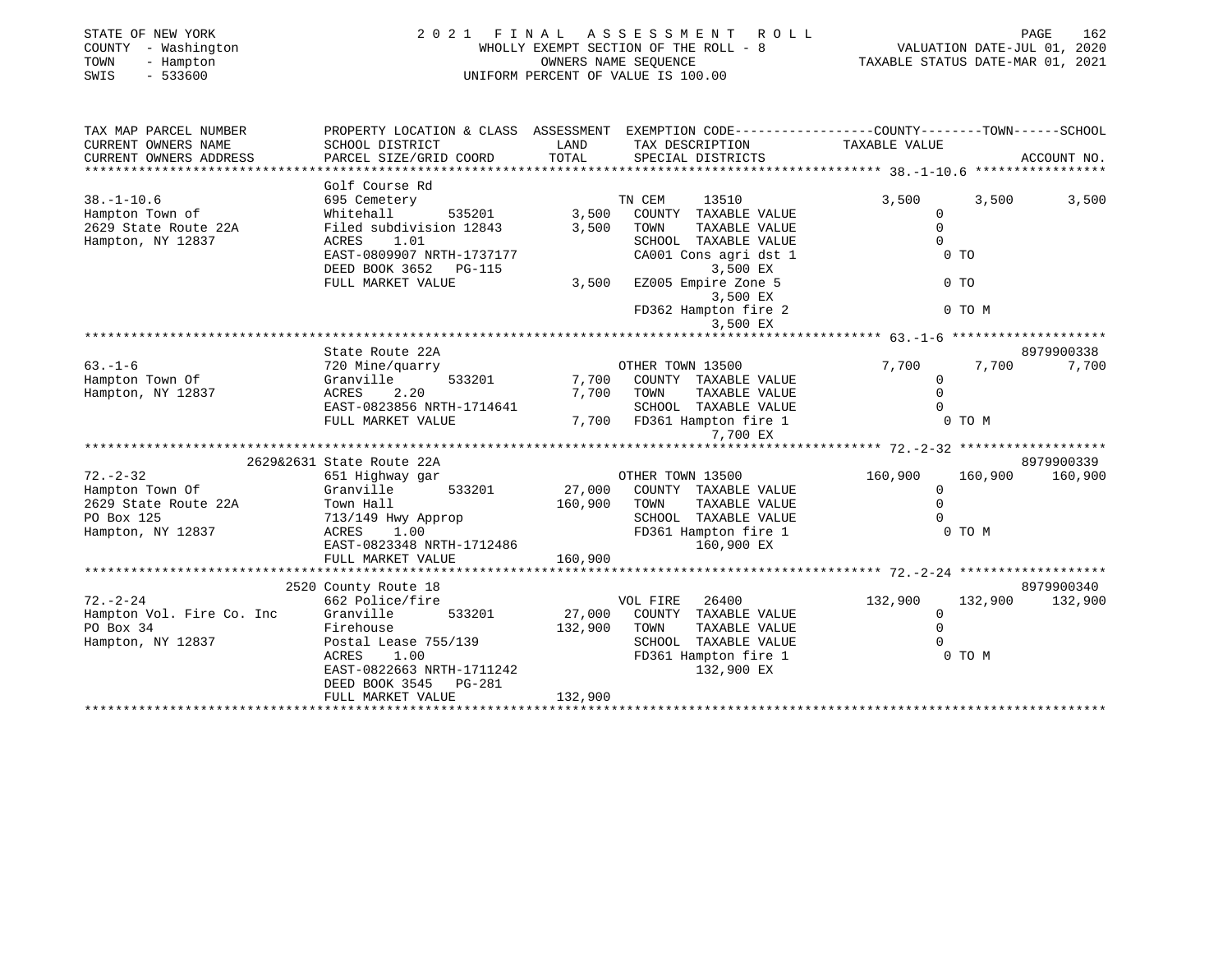STATE OF NEW YORK | 2021 FINAL ASSESSMENT ROLL | VALUATION DATE-JUL 01, 2020
COUNTY - Washington | WHOLLY EXEMPT SECTION OF THE ROLL - 8 | TAXABLE STATUS DATE-MAR 01, 2021
TOWN - Hampton | OWNERS NAME SEQUENCE
SWIS - 533600 | UNIFORM PERCENT OF VALUE IS 100.00

| TAX MAP PARCEL NUMBER / CURRENT OWNERS NAME / CURRENT OWNERS ADDRESS | PROPERTY LOCATION & CLASS / SCHOOL DISTRICT / PARCEL SIZE/GRID COORD | ASSESSMENT LAND | TOTAL | EXEMPTION CODE / TAX DESCRIPTION / SPECIAL DISTRICTS | COUNTY TAXABLE VALUE | TOWN | SCHOOL | ACCOUNT NO. |
|---|---|---|---|---|---|---|---|---|
| 38.-1-10.6 | Golf Course Rd | | | | | | | |
| | 695 Cemetery | | | TN CEM 13510 | 3,500 | 3,500 | 3,500 | |
| Hampton Town of | Whitehall 535201 | 3,500 | | COUNTY TAXABLE VALUE | 0 | | | |
| 2629 State Route 22A | Filed subdivision 12843 | | 3,500 | TOWN TAXABLE VALUE | 0 | | | |
| Hampton, NY 12837 | ACRES 1.01 | | | SCHOOL TAXABLE VALUE | 0 | | | |
| | EAST-0809907 NRTH-1737177 | | | CA001 Cons agri dst 1 3,500 EX | 0 TO | | | |
| | DEED BOOK 3652 PG-115 | | | | | | | |
| | FULL MARKET VALUE | | 3,500 | EZ005 Empire Zone 5 3,500 EX | 0 TO | | | |
| | | | | FD362 Hampton fire 2 3,500 EX | 0 TO M | | | |
| 63.-1-6 | State Route 22A | | | | | | | 8979900338 |
| | 720 Mine/quarry | | | OTHER TOWN 13500 | 7,700 | 7,700 | 7,700 | |
| Hampton Town Of | Granville 533201 | 7,700 | | COUNTY TAXABLE VALUE | 0 | | | |
| Hampton, NY 12837 | ACRES 2.20 | | 7,700 | TOWN TAXABLE VALUE | 0 | | | |
| | EAST-0823856 NRTH-1714641 | | | SCHOOL TAXABLE VALUE | 0 | | | |
| | FULL MARKET VALUE | | 7,700 | FD361 Hampton fire 1 7,700 EX | 0 TO M | | | |
| 72.-2-32 | 2629&2631 State Route 22A | | | | | | | 8979900339 |
| | 651 Highway gar | | | OTHER TOWN 13500 | 160,900 | 160,900 | 160,900 | |
| Hampton Town Of | Granville 533201 | 27,000 | | COUNTY TAXABLE VALUE | 0 | | | |
| 2629 State Route 22A | Town Hall | | 160,900 | TOWN TAXABLE VALUE | 0 | | | |
| PO Box 125 | 713/149 Hwy Approp | | | SCHOOL TAXABLE VALUE | 0 | | | |
| Hampton, NY 12837 | ACRES 1.00 | | | FD361 Hampton fire 1 160,900 EX | 0 TO M | | | |
| | EAST-0823348 NRTH-1712486 | | | | | | | |
| | FULL MARKET VALUE | | 160,900 | | | | | |
| 72.-2-24 | 2520 County Route 18 | | | | | | | 8979900340 |
| | 662 Police/fire | | | VOL FIRE 26400 | 132,900 | 132,900 | 132,900 | |
| Hampton Vol. Fire Co. Inc | Granville 533201 | 27,000 | | COUNTY TAXABLE VALUE | 0 | | | |
| PO Box 34 | Firehouse | | 132,900 | TOWN TAXABLE VALUE | 0 | | | |
| Hampton, NY 12837 | Postal Lease 755/139 | | | SCHOOL TAXABLE VALUE | 0 | | | |
| | ACRES 1.00 | | | FD361 Hampton fire 1 132,900 EX | 0 TO M | | | |
| | EAST-0822663 NRTH-1711242 | | | | | | | |
| | DEED BOOK 3545 PG-281 | | | | | | | |
| | FULL MARKET VALUE | | 132,900 | | | | | |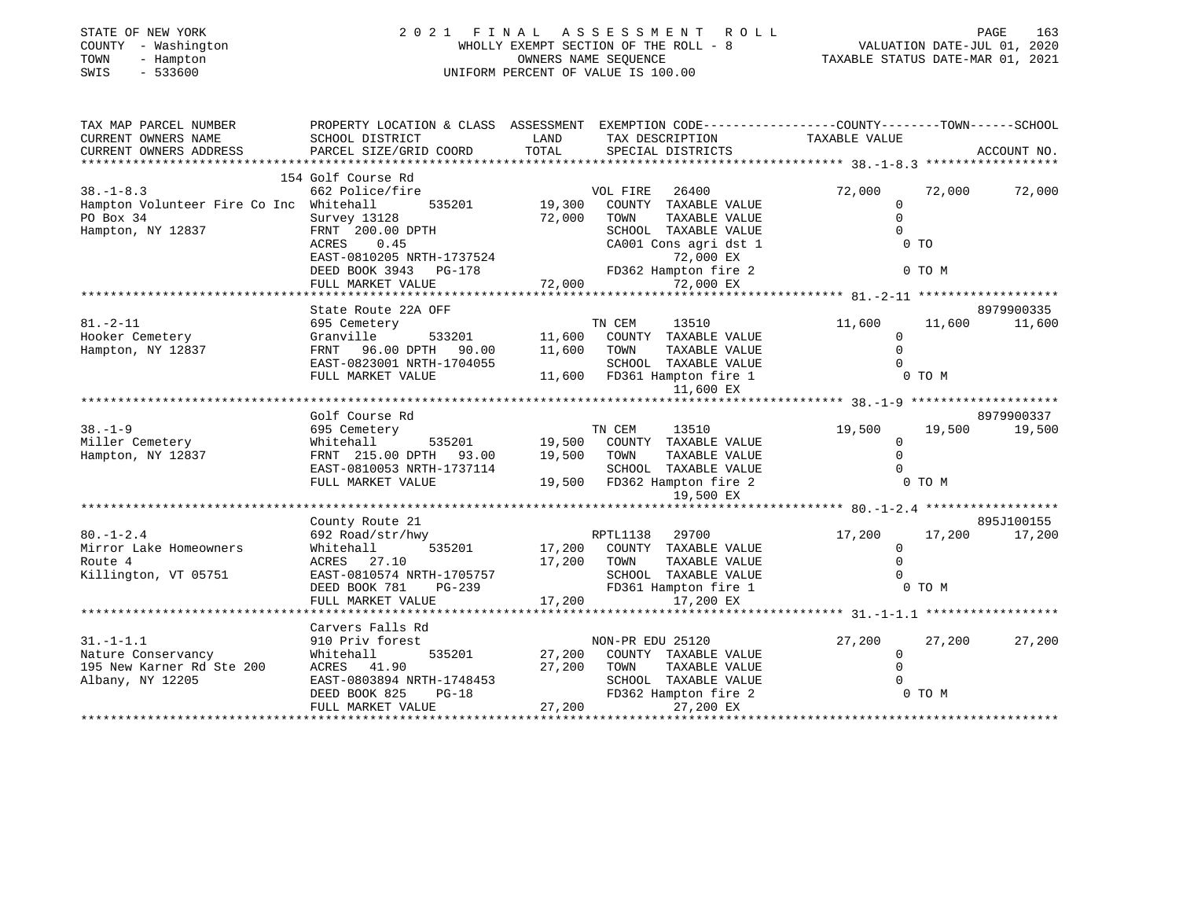STATE OF NEW YORK
COUNTY - Washington
TOWN - Hampton
SWIS - 533600

# 2021 FINAL ASSESSMENT ROLL
WHOLLY EXEMPT SECTION OF THE ROLL - 8
OWNERS NAME SEQUENCE
UNIFORM PERCENT OF VALUE IS 100.00

VALUATION DATE-JUL 01, 2020
TAXABLE STATUS DATE-MAR 01, 2021

| TAX MAP PARCEL NUMBER / CURRENT OWNERS NAME / CURRENT OWNERS ADDRESS | PROPERTY LOCATION & CLASS / SCHOOL DISTRICT / PARCEL SIZE/GRID COORD | ASSESSMENT LAND | TOTAL | EXEMPTION CODE / TAX DESCRIPTION / SPECIAL DISTRICTS | COUNTY TAXABLE VALUE | TOWN | SCHOOL | ACCOUNT NO. |
|---|---|---|---|---|---|---|---|---|
| 38.-1-8.3 | 154 Golf Course Rd | | | | | | | |
| | 662 Police/fire | | | VOL FIRE 26400 | 72,000 | 72,000 | 72,000 | |
| Hampton Volunteer Fire Co Inc | Whitehall 535201 | 19,300 | | COUNTY TAXABLE VALUE | 0 | | | |
| PO Box 34 | Survey 13128 | | 72,000 | TOWN TAXABLE VALUE | 0 | | | |
| Hampton, NY 12837 | FRNT 200.00 DPTH | | | SCHOOL TAXABLE VALUE | 0 | | | |
| | ACRES 0.45 | | | CA001 Cons agri dst 1 | 0 TO | | | |
| | EAST-0810205 NRTH-1737524 | | | 72,000 EX | | | | |
| | DEED BOOK 3943 PG-178 | | | FD362 Hampton fire 2 | 0 TO M | | | |
| | FULL MARKET VALUE | | 72,000 | 72,000 EX | | | | |
| 81.-2-11 | State Route 22A OFF | | | | | | | 8979900335 |
| | 695 Cemetery | | | TN CEM 13510 | 11,600 | 11,600 | 11,600 | |
| Hooker Cemetery | Granville 533201 | 11,600 | | COUNTY TAXABLE VALUE | 0 | | | |
| Hampton, NY 12837 | FRNT 96.00 DPTH 90.00 | | 11,600 | TOWN TAXABLE VALUE | 0 | | | |
| | EAST-0823001 NRTH-1704055 | | | SCHOOL TAXABLE VALUE | 0 | | | |
| | FULL MARKET VALUE | | 11,600 | FD361 Hampton fire 1 | 0 TO M | | | |
| | | | | 11,600 EX | | | | |
| 38.-1-9 | Golf Course Rd | | | | | | | 8979900337 |
| | 695 Cemetery | | | TN CEM 13510 | 19,500 | 19,500 | 19,500 | |
| Miller Cemetery | Whitehall 535201 | 19,500 | | COUNTY TAXABLE VALUE | 0 | | | |
| Hampton, NY 12837 | FRNT 215.00 DPTH 93.00 | | 19,500 | TOWN TAXABLE VALUE | 0 | | | |
| | EAST-0810053 NRTH-1737114 | | | SCHOOL TAXABLE VALUE | 0 | | | |
| | FULL MARKET VALUE | | 19,500 | FD362 Hampton fire 2 | 0 TO M | | | |
| | | | | 19,500 EX | | | | |
| 80.-1-2.4 | County Route 21 | | | | | | | 895J100155 |
| | 692 Road/str/hwy | | | RPTL1138 29700 | 17,200 | 17,200 | 17,200 | |
| Mirror Lake Homeowners | Whitehall 535201 | 17,200 | | COUNTY TAXABLE VALUE | 0 | | | |
| Route 4 | ACRES 27.10 | | 17,200 | TOWN TAXABLE VALUE | 0 | | | |
| Killington, VT 05751 | EAST-0810574 NRTH-1705757 | | | SCHOOL TAXABLE VALUE | 0 | | | |
| | DEED BOOK 781 PG-239 | | | FD361 Hampton fire 1 | 0 TO M | | | |
| | FULL MARKET VALUE | | 17,200 | 17,200 EX | | | | |
| 31.-1-1.1 | Carvers Falls Rd | | | | | | | |
| | 910 Priv forest | | | NON-PR EDU 25120 | 27,200 | 27,200 | 27,200 | |
| Nature Conservancy | Whitehall 535201 | 27,200 | | COUNTY TAXABLE VALUE | 0 | | | |
| 195 New Karner Rd Ste 200 | ACRES 41.90 | | 27,200 | TOWN TAXABLE VALUE | 0 | | | |
| Albany, NY 12205 | EAST-0803894 NRTH-1748453 | | | SCHOOL TAXABLE VALUE | 0 | | | |
| | DEED BOOK 825 PG-18 | | | FD362 Hampton fire 2 | 0 TO M | | | |
| | FULL MARKET VALUE | | 27,200 | 27,200 EX | | | | |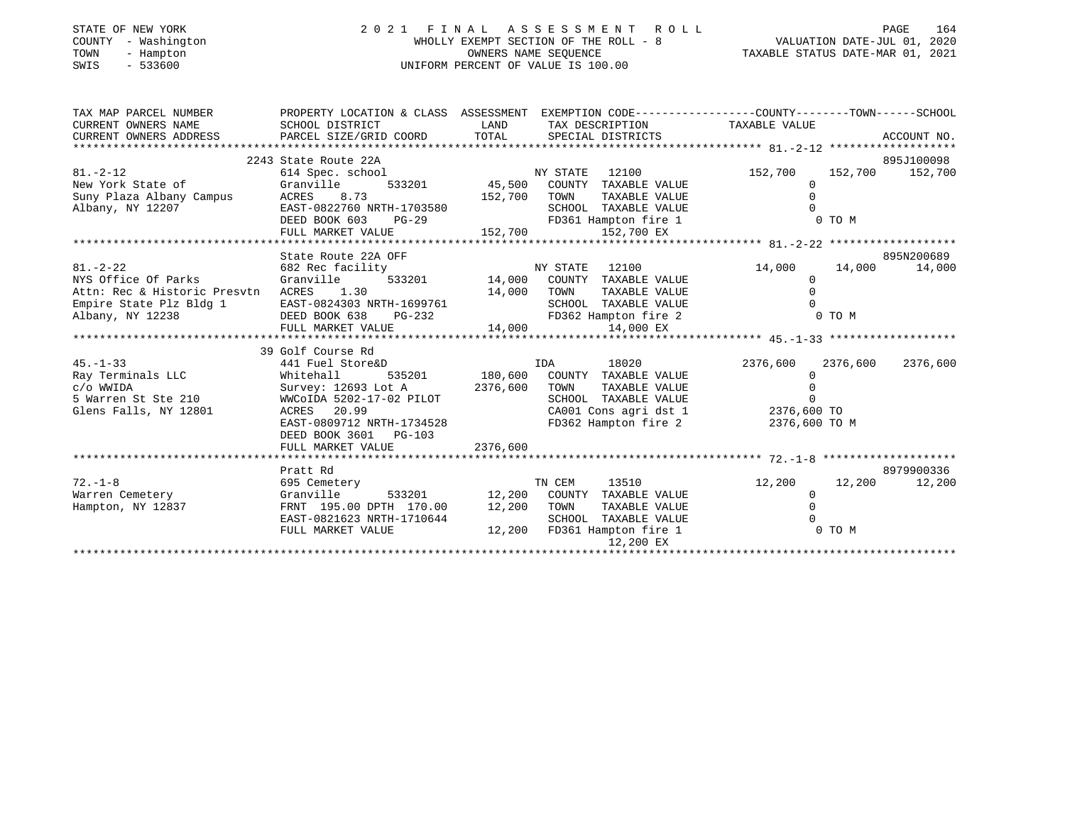STATE OF NEW YORK
COUNTY - Washington
TOWN - Hampton
SWIS - 533600

# 2021 FINAL ASSESSMENT ROLL

WHOLLY EXEMPT SECTION OF THE ROLL - 8
OWNERS NAME SEQUENCE
UNIFORM PERCENT OF VALUE IS 100.00

VALUATION DATE-JUL 01, 2020
TAXABLE STATUS DATE-MAR 01, 2021

```
TAX MAP PARCEL NUMBER          PROPERTY LOCATION & CLASS  ASSESSMENT  EXEMPTION CODE-----------------COUNTY--------TOWN------SCHOOL
CURRENT OWNERS NAME            SCHOOL DISTRICT               LAND      TAX DESCRIPTION                 TAXABLE VALUE
CURRENT OWNERS ADDRESS         PARCEL SIZE/GRID COORD        TOTAL     SPECIAL DISTRICTS                                 ACCOUNT NO.
******************************************************************************************************** 81.-2-12 *******************
                               2243 State Route 22A                                                                    895J100098
81.-2-12                       614 Spec. school                        NY STATE   12100              152,700    152,700    152,700
New York State of              Granville        533201      45,500     COUNTY  TAXABLE VALUE               0
Suny Plaza Albany Campus       ACRES    8.73               152,700     TOWN    TAXABLE VALUE               0
Albany, NY 12207               EAST-0822760 NRTH-1703580               SCHOOL  TAXABLE VALUE               0
                               DEED BOOK 603    PG-29                  FD361 Hampton fire 1                   0 TO M
                               FULL MARKET VALUE           152,700              152,700 EX
******************************************************************************************************** 81.-2-22 *******************
                               State Route 22A OFF                                                                     895N200689
81.-2-22                       682 Rec facility                        NY STATE   12100               14,000     14,000     14,000
NYS Office Of Parks            Granville        533201      14,000     COUNTY  TAXABLE VALUE               0
Attn: Rec & Historic Presvtn   ACRES    1.30                14,000     TOWN    TAXABLE VALUE               0
Empire State Plz Bldg 1        EAST-0824303 NRTH-1699761               SCHOOL  TAXABLE VALUE               0
Albany, NY 12238               DEED BOOK 638    PG-232                 FD362 Hampton fire 2                   0 TO M
                               FULL MARKET VALUE            14,000               14,000 EX
******************************************************************************************************** 45.-1-33 *******************
                               39 Golf Course Rd
45.-1-33                       441 Fuel Store&D                        IDA        18020            2376,600   2376,600   2376,600
Ray Terminals LLC              Whitehall        535201     180,600     COUNTY  TAXABLE VALUE               0
c/o WWIDA                      Survey: 12693 Lot A        2376,600     TOWN    TAXABLE VALUE               0
5 Warren St Ste 210            WWCoIDA 5202-17-02 PILOT                SCHOOL  TAXABLE VALUE               0
Glens Falls, NY 12801          ACRES   20.99                           CA001 Cons agri dst 1           2376,600 TO
                               EAST-0809712 NRTH-1734528               FD362 Hampton fire 2            2376,600 TO M
                               DEED BOOK 3601   PG-103
                               FULL MARKET VALUE          2376,600
******************************************************************************************************** 72.-1-8 ********************
                               Pratt Rd                                                                                8979900336
72.-1-8                        695 Cemetery                            TN CEM     13510               12,200     12,200     12,200
Warren Cemetery                Granville        533201      12,200     COUNTY  TAXABLE VALUE               0
Hampton, NY 12837              FRNT 195.00 DPTH 170.00      12,200     TOWN    TAXABLE VALUE               0
                               EAST-0821623 NRTH-1710644               SCHOOL  TAXABLE VALUE               0
                               FULL MARKET VALUE            12,200     FD361 Hampton fire 1                   0 TO M
                                                                                 12,200 EX
************************************************************************************************************************************
```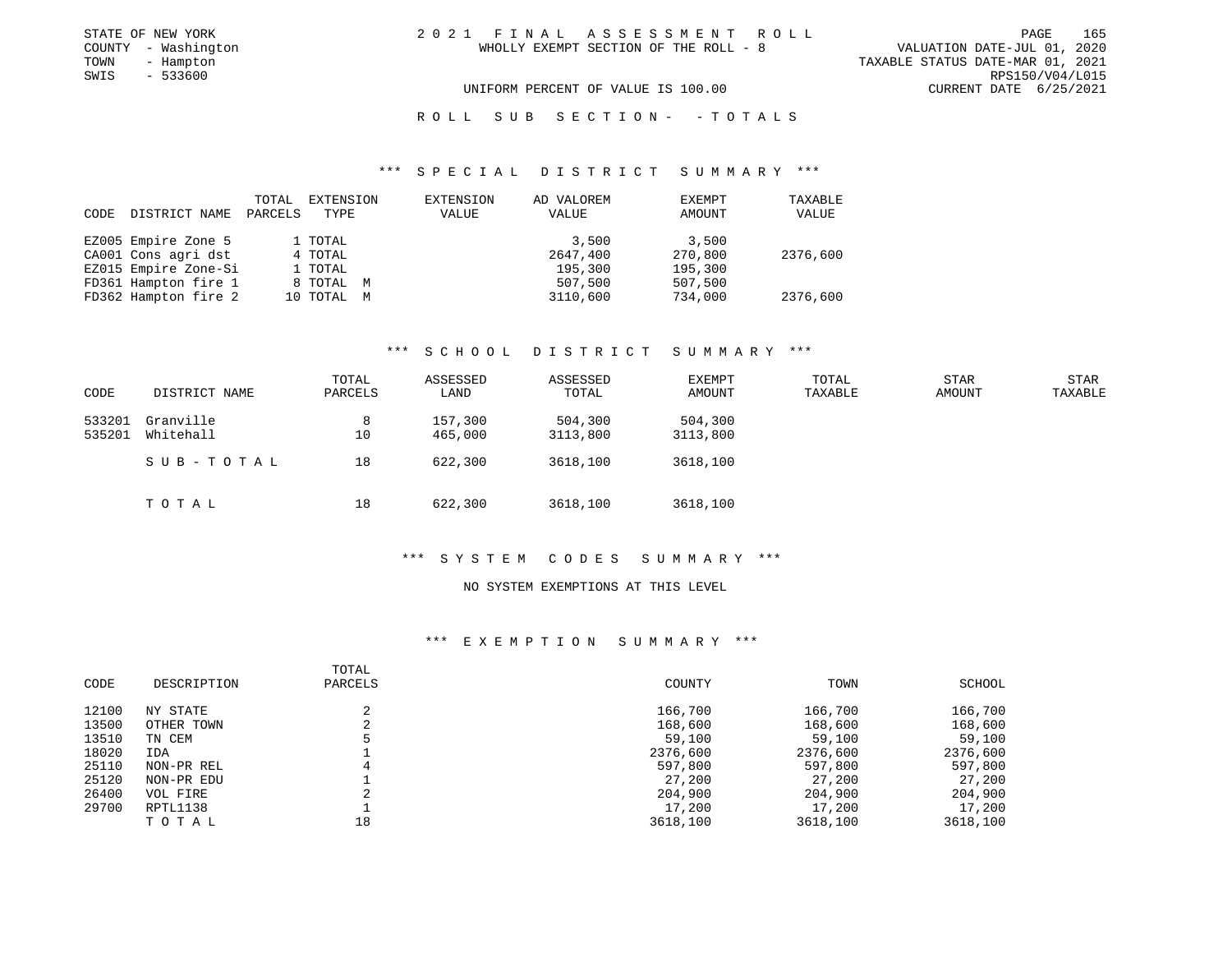STATE OF NEW YORK
COUNTY - Washington
TOWN - Hampton
SWIS - 533600

2021 FINAL ASSESSMENT ROLL
WHOLLY EXEMPT SECTION OF THE ROLL - 8

VALUATION DATE-JUL 01, 2020
TAXABLE STATUS DATE-MAR 01, 2021
RPS150/V04/L015
CURRENT DATE 6/25/2021

UNIFORM PERCENT OF VALUE IS 100.00

ROLL SUB SECTION- - TOTALS

### *** SPECIAL DISTRICT SUMMARY ***

| CODE | DISTRICT NAME | TOTAL PARCELS | EXTENSION TYPE | EXTENSION VALUE | AD VALOREM VALUE | EXEMPT AMOUNT | TAXABLE VALUE |
|---|---|---|---|---|---|---|---|
| EZ005 | Empire Zone 5 | 1 | TOTAL | | 3,500 | 3,500 | |
| CA001 | Cons agri dst | 4 | TOTAL | | 2647,400 | 270,800 | 2376,600 |
| EZ015 | Empire Zone-Si | 1 | TOTAL | | 195,300 | 195,300 | |
| FD361 | Hampton fire 1 | 8 | TOTAL M | | 507,500 | 507,500 | |
| FD362 | Hampton fire 2 | 10 | TOTAL M | | 3110,600 | 734,000 | 2376,600 |

### *** SCHOOL DISTRICT SUMMARY ***

| CODE | DISTRICT NAME | TOTAL PARCELS | ASSESSED LAND | ASSESSED TOTAL | EXEMPT AMOUNT | TOTAL TAXABLE | STAR AMOUNT | STAR TAXABLE |
|---|---|---|---|---|---|---|---|---|
| 533201 | Granville | 8 | 157,300 | 504,300 | 504,300 | | | |
| 535201 | Whitehall | 10 | 465,000 | 3113,800 | 3113,800 | | | |
| | SUB-TOTAL | 18 | 622,300 | 3618,100 | 3618,100 | | | |
| | TOTAL | 18 | 622,300 | 3618,100 | 3618,100 | | | |

### *** SYSTEM CODES SUMMARY ***

NO SYSTEM EXEMPTIONS AT THIS LEVEL

### *** EXEMPTION SUMMARY ***

| CODE | DESCRIPTION | TOTAL PARCELS | COUNTY | TOWN | SCHOOL |
|---|---|---|---|---|---|
| 12100 | NY STATE | 2 | 166,700 | 166,700 | 166,700 |
| 13500 | OTHER TOWN | 2 | 168,600 | 168,600 | 168,600 |
| 13510 | TN CEM | 5 | 59,100 | 59,100 | 59,100 |
| 18020 | IDA | 1 | 2376,600 | 2376,600 | 2376,600 |
| 25110 | NON-PR REL | 4 | 597,800 | 597,800 | 597,800 |
| 25120 | NON-PR EDU | 1 | 27,200 | 27,200 | 27,200 |
| 26400 | VOL FIRE | 2 | 204,900 | 204,900 | 204,900 |
| 29700 | RPTL1138 | 1 | 17,200 | 17,200 | 17,200 |
| | TOTAL | 18 | 3618,100 | 3618,100 | 3618,100 |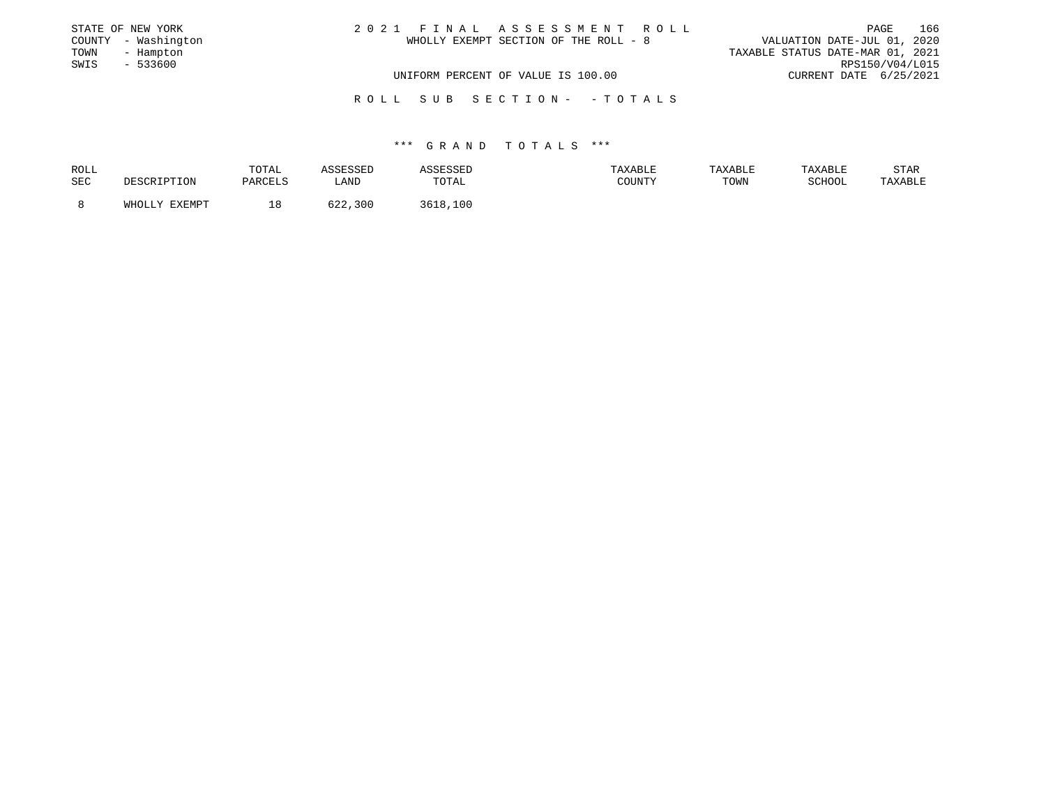STATE OF NEW YORK
COUNTY - Washington
TOWN - Hampton
SWIS - 533600

2 0 2 1 F I N A L A S S E S S M E N T R O L L
WHOLLY EXEMPT SECTION OF THE ROLL - 8

UNIFORM PERCENT OF VALUE IS 100.00

VALUATION DATE-JUL 01, 2020
TAXABLE STATUS DATE-MAR 01, 2021
RPS150/V04/L015
CURRENT DATE 6/25/2021

R O L L S U B S E C T I O N - - T O T A L S

*** G R A N D T O T A L S ***

| ROLL SEC | DESCRIPTION | TOTAL PARCELS | ASSESSED LAND | ASSESSED TOTAL | TAXABLE COUNTY | TAXABLE TOWN | TAXABLE SCHOOL | STAR TAXABLE |
|---|---|---|---|---|---|---|---|---|
| 8 | WHOLLY EXEMPT | 18 | 622,300 | 3618,100 | | | | |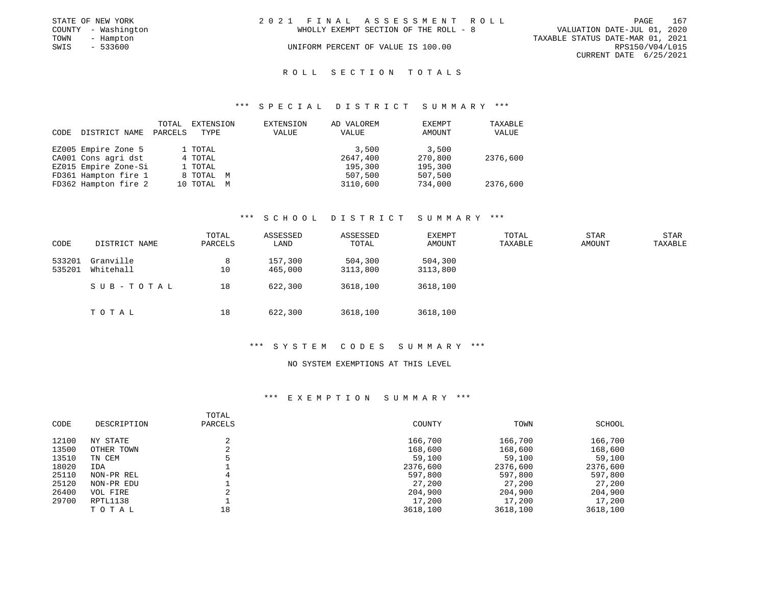STATE OF NEW YORK
COUNTY - Washington
TOWN - Hampton
SWIS - 533600

2021 FINAL ASSESSMENT ROLL
WHOLLY EXEMPT SECTION OF THE ROLL - 8
UNIFORM PERCENT OF VALUE IS 100.00

VALUATION DATE-JUL 01, 2020
TAXABLE STATUS DATE-MAR 01, 2021
RPS150/V04/L015
CURRENT DATE 6/25/2021

## ROLL SECTION TOTALS

### *** SPECIAL DISTRICT SUMMARY ***

| CODE | DISTRICT NAME | TOTAL PARCELS | EXTENSION TYPE | EXTENSION VALUE | AD VALOREM VALUE | EXEMPT AMOUNT | TAXABLE VALUE |
|---|---|---|---|---|---|---|---|
| EZ005 | Empire Zone 5 | 1 | TOTAL | | 3,500 | 3,500 | |
| CA001 | Cons agri dst | 4 | TOTAL | | 2647,400 | 270,800 | 2376,600 |
| EZ015 | Empire Zone-Si | 1 | TOTAL | | 195,300 | 195,300 | |
| FD361 | Hampton fire 1 | 8 | TOTAL M | | 507,500 | 507,500 | |
| FD362 | Hampton fire 2 | 10 | TOTAL M | | 3110,600 | 734,000 | 2376,600 |

### *** SCHOOL DISTRICT SUMMARY ***

| CODE | DISTRICT NAME | TOTAL PARCELS | ASSESSED LAND | ASSESSED TOTAL | EXEMPT AMOUNT | TOTAL TAXABLE | STAR AMOUNT | STAR TAXABLE |
|---|---|---|---|---|---|---|---|---|
| 533201 | Granville | 8 | 157,300 | 504,300 | 504,300 | | | |
| 535201 | Whitehall | 10 | 465,000 | 3113,800 | 3113,800 | | | |
| | SUB-TOTAL | 18 | 622,300 | 3618,100 | 3618,100 | | | |
| | TOTAL | 18 | 622,300 | 3618,100 | 3618,100 | | | |

### *** SYSTEM CODES SUMMARY ***

NO SYSTEM EXEMPTIONS AT THIS LEVEL

### *** EXEMPTION SUMMARY ***

| CODE | DESCRIPTION | TOTAL PARCELS | COUNTY | TOWN | SCHOOL |
|---|---|---|---|---|---|
| 12100 | NY STATE | 2 | 166,700 | 166,700 | 166,700 |
| 13500 | OTHER TOWN | 2 | 168,600 | 168,600 | 168,600 |
| 13510 | TN CEM | 5 | 59,100 | 59,100 | 59,100 |
| 18020 | IDA | 1 | 2376,600 | 2376,600 | 2376,600 |
| 25110 | NON-PR REL | 4 | 597,800 | 597,800 | 597,800 |
| 25120 | NON-PR EDU | 1 | 27,200 | 27,200 | 27,200 |
| 26400 | VOL FIRE | 2 | 204,900 | 204,900 | 204,900 |
| 29700 | RPTL1138 | 1 | 17,200 | 17,200 | 17,200 |
| | TOTAL | 18 | 3618,100 | 3618,100 | 3618,100 |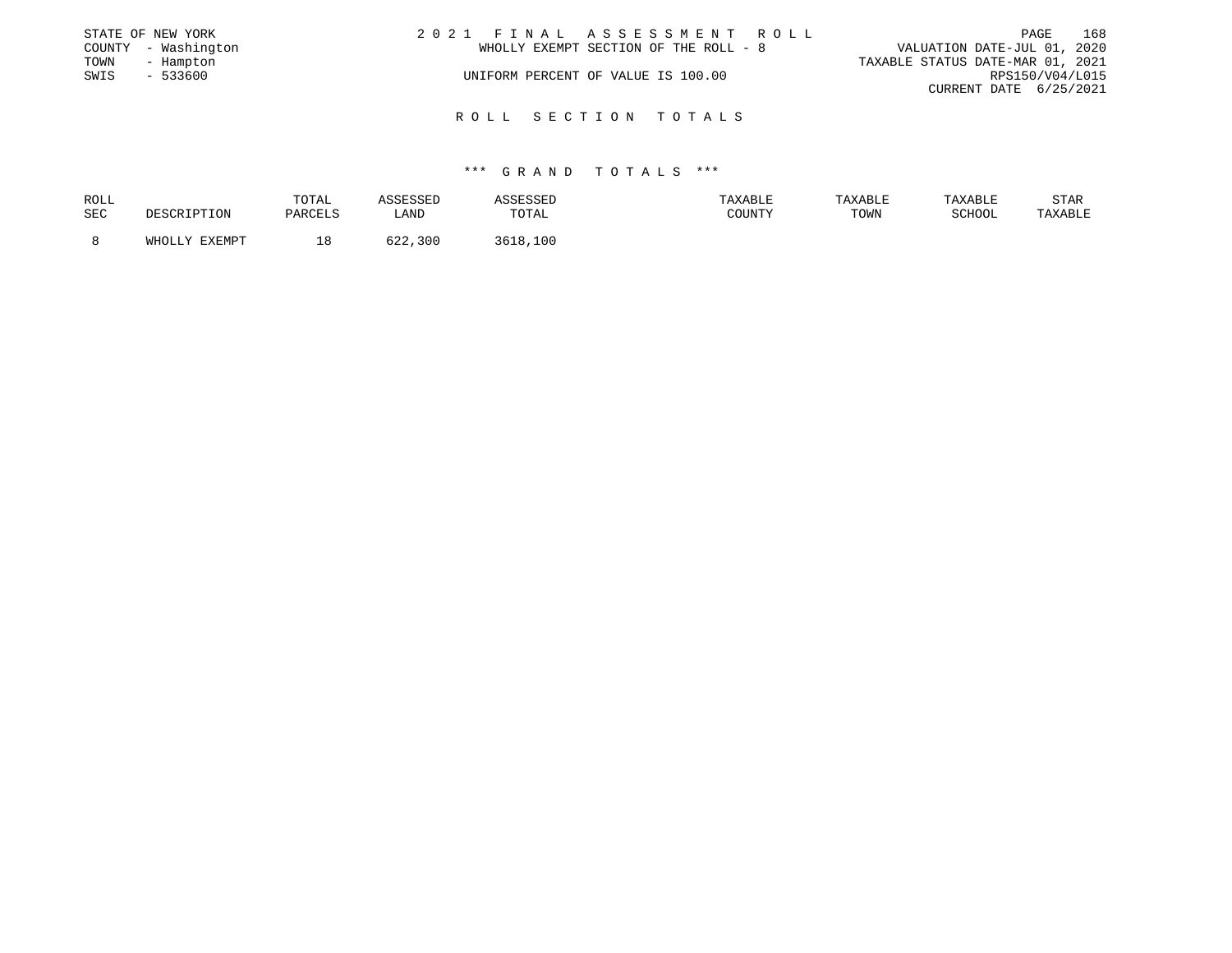STATE OF NEW YORK
COUNTY - Washington
TOWN - Hampton
SWIS - 533600

2021 FINAL ASSESSMENT ROLL
WHOLLY EXEMPT SECTION OF THE ROLL - 8
UNIFORM PERCENT OF VALUE IS 100.00

VALUATION DATE-JUL 01, 2020
TAXABLE STATUS DATE-MAR 01, 2021
RPS150/V04/L015
CURRENT DATE 6/25/2021

## ROLL SECTION TOTALS

### *** GRAND TOTALS ***

| ROLL SEC | DESCRIPTION | TOTAL PARCELS | ASSESSED LAND | ASSESSED TOTAL | TAXABLE COUNTY | TAXABLE TOWN | TAXABLE SCHOOL | STAR TAXABLE |
|---|---|---|---|---|---|---|---|---|
| 8 | WHOLLY EXEMPT | 18 | 622,300 | 3618,100 | | | | |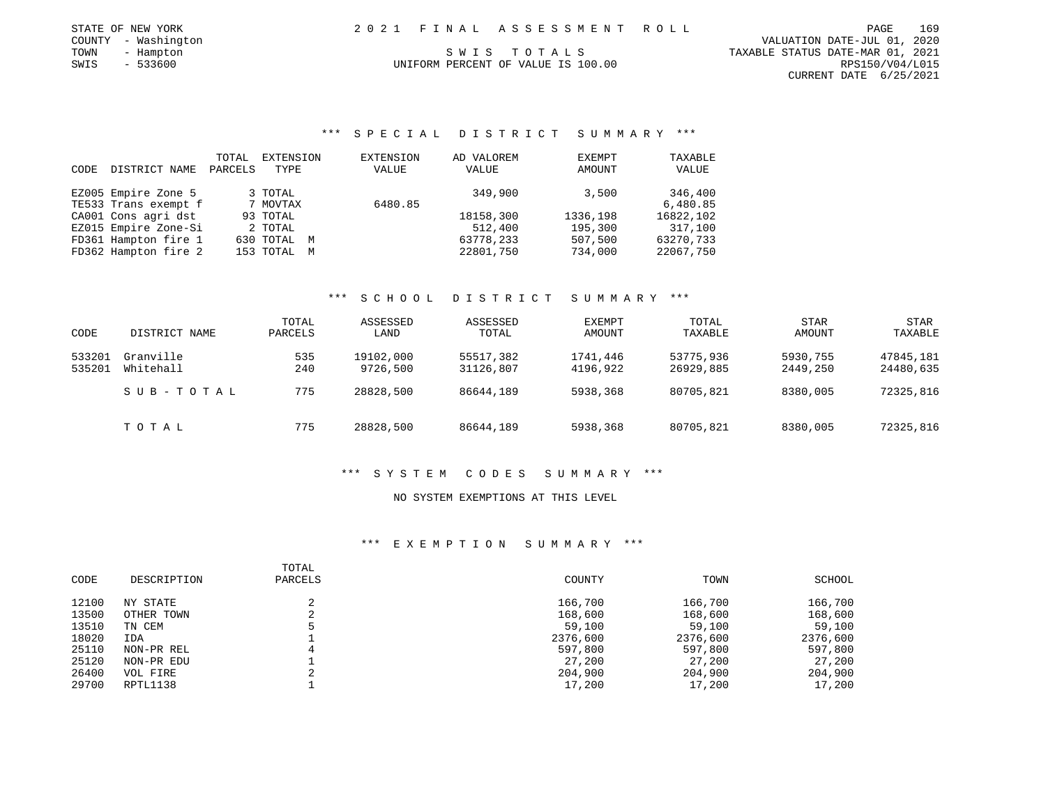STATE OF NEW YORK
COUNTY - Washington
TOWN - Hampton
SWIS - 533600

2021 FINAL ASSESSMENT ROLL

SWIS TOTALS

UNIFORM PERCENT OF VALUE IS 100.00

VALUATION DATE-JUL 01, 2020
TAXABLE STATUS DATE-MAR 01, 2021
RPS150/V04/L015
CURRENT DATE 6/25/2021

## *** SPECIAL DISTRICT SUMMARY ***

| CODE | DISTRICT NAME | TOTAL PARCELS | EXTENSION TYPE | EXTENSION VALUE | AD VALOREM VALUE | EXEMPT AMOUNT | TAXABLE VALUE |
|---|---|---|---|---|---|---|---|
| EZ005 | Empire Zone 5 | 3 | TOTAL | | 349,900 | 3,500 | 346,400 |
| TE533 | Trans exempt f | 7 | MOVTAX | 6480.85 | | | 6,480.85 |
| CA001 | Cons agri dst | 93 | TOTAL | | 18158,300 | 1336,198 | 16822,102 |
| EZ015 | Empire Zone-Si | 2 | TOTAL | | 512,400 | 195,300 | 317,100 |
| FD361 | Hampton fire 1 | 630 | TOTAL M | | 63778,233 | 507,500 | 63270,733 |
| FD362 | Hampton fire 2 | 153 | TOTAL M | | 22801,750 | 734,000 | 22067,750 |

## *** SCHOOL DISTRICT SUMMARY ***

| CODE | DISTRICT NAME | TOTAL PARCELS | ASSESSED LAND | ASSESSED TOTAL | EXEMPT AMOUNT | TOTAL TAXABLE | STAR AMOUNT | STAR TAXABLE |
|---|---|---|---|---|---|---|---|---|
| 533201 | Granville | 535 | 19102,000 | 55517,382 | 1741,446 | 53775,936 | 5930,755 | 47845,181 |
| 535201 | Whitehall | 240 | 9726,500 | 31126,807 | 4196,922 | 26929,885 | 2449,250 | 24480,635 |
| | SUB-TOTAL | 775 | 28828,500 | 86644,189 | 5938,368 | 80705,821 | 8380,005 | 72325,816 |
| | TOTAL | 775 | 28828,500 | 86644,189 | 5938,368 | 80705,821 | 8380,005 | 72325,816 |

## *** SYSTEM CODES SUMMARY ***

NO SYSTEM EXEMPTIONS AT THIS LEVEL

## *** EXEMPTION SUMMARY ***

| CODE | DESCRIPTION | TOTAL PARCELS | COUNTY | TOWN | SCHOOL |
|---|---|---|---|---|---|
| 12100 | NY STATE | 2 | 166,700 | 166,700 | 166,700 |
| 13500 | OTHER TOWN | 2 | 168,600 | 168,600 | 168,600 |
| 13510 | TN CEM | 5 | 59,100 | 59,100 | 59,100 |
| 18020 | IDA | 1 | 2376,600 | 2376,600 | 2376,600 |
| 25110 | NON-PR REL | 4 | 597,800 | 597,800 | 597,800 |
| 25120 | NON-PR EDU | 1 | 27,200 | 27,200 | 27,200 |
| 26400 | VOL FIRE | 2 | 204,900 | 204,900 | 204,900 |
| 29700 | RPTL1138 | 1 | 17,200 | 17,200 | 17,200 |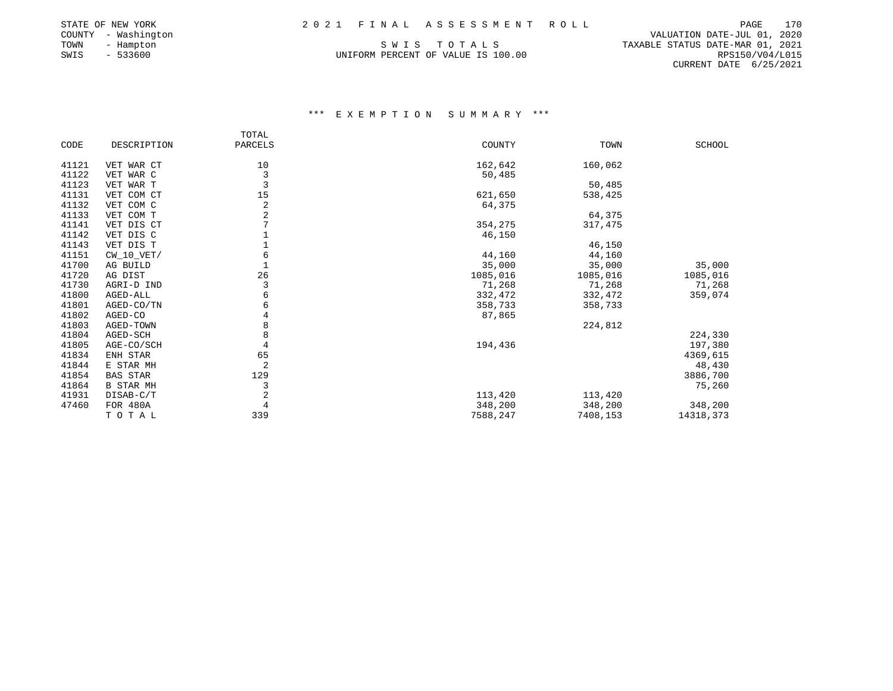STATE OF NEW YORK
COUNTY - Washington
TOWN - Hampton
SWIS - 533600

2021 FINAL ASSESSMENT ROLL

SWIS TOTALS

UNIFORM PERCENT OF VALUE IS 100.00

VALUATION DATE-JUL 01, 2020
TAXABLE STATUS DATE-MAR 01, 2021
RPS150/V04/L015
CURRENT DATE 6/25/2021

## *** EXEMPTION SUMMARY ***

| CODE | DESCRIPTION | TOTAL PARCELS | COUNTY | TOWN | SCHOOL |
|---|---|---|---|---|---|
| 41121 | VET WAR CT | 10 | 162,642 | 160,062 | |
| 41122 | VET WAR C | 3 | 50,485 | | |
| 41123 | VET WAR T | 3 | | 50,485 | |
| 41131 | VET COM CT | 15 | 621,650 | 538,425 | |
| 41132 | VET COM C | 2 | 64,375 | | |
| 41133 | VET COM T | 2 | | 64,375 | |
| 41141 | VET DIS CT | 7 | 354,275 | 317,475 | |
| 41142 | VET DIS C | 1 | 46,150 | | |
| 41143 | VET DIS T | 1 | | 46,150 | |
| 41151 | CW_10_VET/ | 6 | 44,160 | 44,160 | |
| 41700 | AG BUILD | 1 | 35,000 | 35,000 | 35,000 |
| 41720 | AG DIST | 26 | 1085,016 | 1085,016 | 1085,016 |
| 41730 | AGRI-D IND | 3 | 71,268 | 71,268 | 71,268 |
| 41800 | AGED-ALL | 6 | 332,472 | 332,472 | 359,074 |
| 41801 | AGED-CO/TN | 6 | 358,733 | 358,733 | |
| 41802 | AGED-CO | 4 | 87,865 | | |
| 41803 | AGED-TOWN | 8 | | 224,812 | |
| 41804 | AGED-SCH | 8 | | | 224,330 |
| 41805 | AGE-CO/SCH | 4 | 194,436 | | 197,380 |
| 41834 | ENH STAR | 65 | | | 4369,615 |
| 41844 | E STAR MH | 2 | | | 48,430 |
| 41854 | BAS STAR | 129 | | | 3886,700 |
| 41864 | B STAR MH | 3 | | | 75,260 |
| 41931 | DISAB-C/T | 2 | 113,420 | 113,420 | |
| 47460 | FOR 480A | 4 | 348,200 | 348,200 | 348,200 |
| | TOTAL | 339 | 7588,247 | 7408,153 | 14318,373 |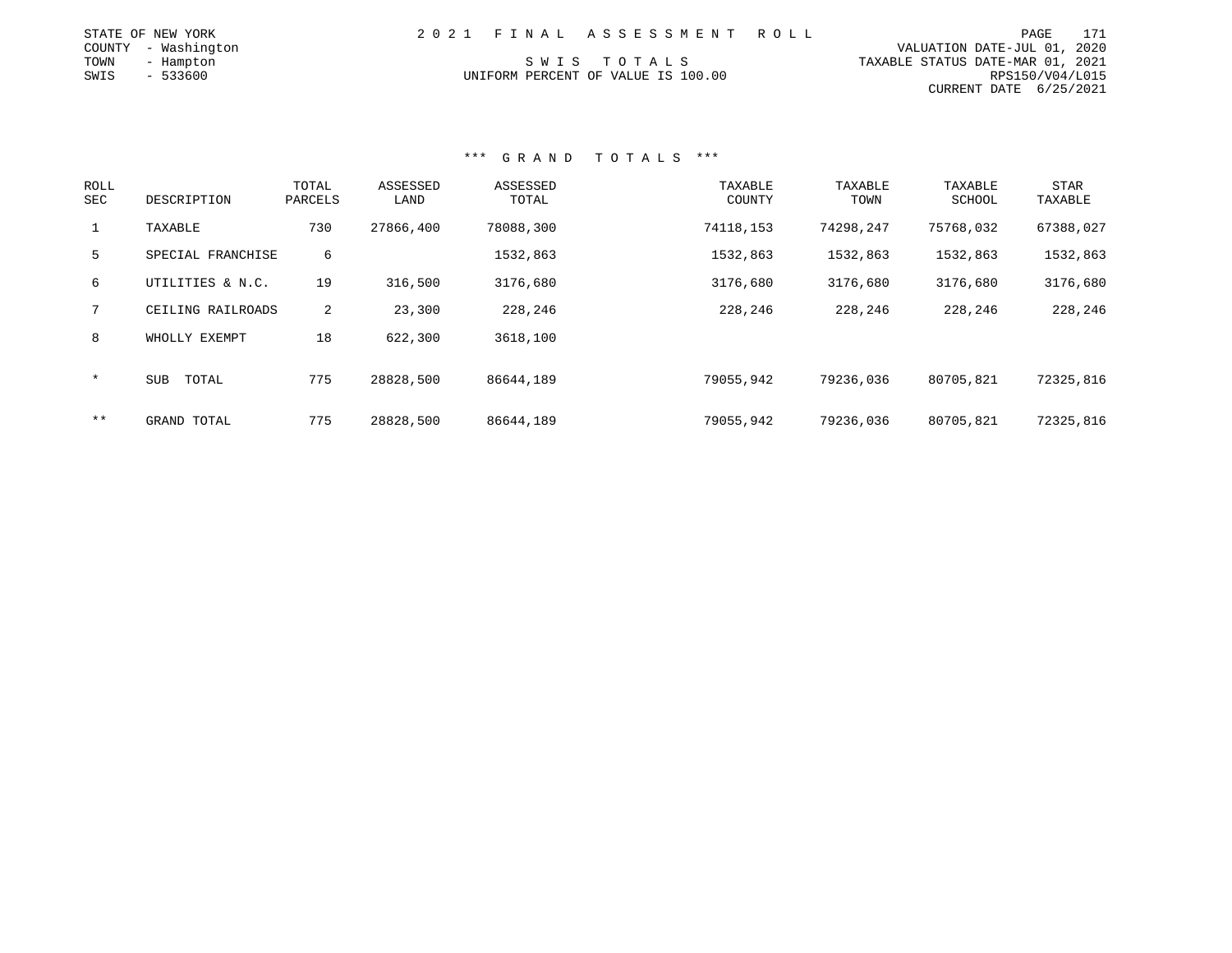STATE OF NEW YORK
COUNTY - Washington
TOWN - Hampton
SWIS - 533600

# 2021 FINAL ASSESSMENT ROLL

SWIS TOTALS
UNIFORM PERCENT OF VALUE IS 100.00

VALUATION DATE-JUL 01, 2020
TAXABLE STATUS DATE-MAR 01, 2021
RPS150/V04/L015
CURRENT DATE 6/25/2021

## *** GRAND TOTALS ***

| ROLL SEC | DESCRIPTION | TOTAL PARCELS | ASSESSED LAND | ASSESSED TOTAL | TAXABLE COUNTY | TAXABLE TOWN | TAXABLE SCHOOL | STAR TAXABLE |
|---|---|---|---|---|---|---|---|---|
| 1 | TAXABLE | 730 | 27866,400 | 78088,300 | 74118,153 | 74298,247 | 75768,032 | 67388,027 |
| 5 | SPECIAL FRANCHISE | 6 | | 1532,863 | 1532,863 | 1532,863 | 1532,863 | 1532,863 |
| 6 | UTILITIES & N.C. | 19 | 316,500 | 3176,680 | 3176,680 | 3176,680 | 3176,680 | 3176,680 |
| 7 | CEILING RAILROADS | 2 | 23,300 | 228,246 | 228,246 | 228,246 | 228,246 | 228,246 |
| 8 | WHOLLY EXEMPT | 18 | 622,300 | 3618,100 | | | | |
| * | SUB TOTAL | 775 | 28828,500 | 86644,189 | 79055,942 | 79236,036 | 80705,821 | 72325,816 |
| ** | GRAND TOTAL | 775 | 28828,500 | 86644,189 | 79055,942 | 79236,036 | 80705,821 | 72325,816 |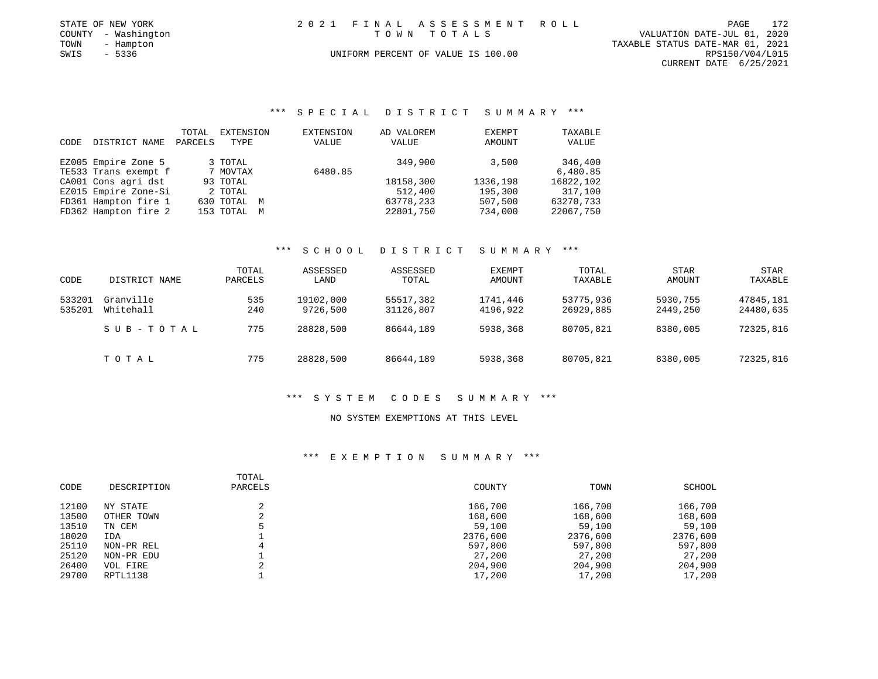STATE OF NEW YORK
COUNTY - Washington
TOWN - Hampton
SWIS - 5336

2021 FINAL ASSESSMENT ROLL
TOWN TOTALS
UNIFORM PERCENT OF VALUE IS 100.00

VALUATION DATE-JUL 01, 2020
TAXABLE STATUS DATE-MAR 01, 2021
RPS150/V04/L015
CURRENT DATE 6/25/2021

## *** SPECIAL DISTRICT SUMMARY ***

| CODE | DISTRICT NAME | TOTAL PARCELS | EXTENSION TYPE | EXTENSION VALUE | AD VALOREM VALUE | EXEMPT AMOUNT | TAXABLE VALUE |
|---|---|---|---|---|---|---|---|
| EZ005 | Empire Zone 5 | 3 | TOTAL | | 349,900 | 3,500 | 346,400 |
| TE533 | Trans exempt f | 7 | MOVTAX | 6480.85 | | | 6,480.85 |
| CA001 | Cons agri dst | 93 | TOTAL | | 18158,300 | 1336,198 | 16822,102 |
| EZ015 | Empire Zone-Si | 2 | TOTAL | | 512,400 | 195,300 | 317,100 |
| FD361 | Hampton fire 1 | 630 | TOTAL M | | 63778,233 | 507,500 | 63270,733 |
| FD362 | Hampton fire 2 | 153 | TOTAL M | | 22801,750 | 734,000 | 22067,750 |

## *** SCHOOL DISTRICT SUMMARY ***

| CODE | DISTRICT NAME | TOTAL PARCELS | ASSESSED LAND | ASSESSED TOTAL | EXEMPT AMOUNT | TOTAL TAXABLE | STAR AMOUNT | STAR TAXABLE |
|---|---|---|---|---|---|---|---|---|
| 533201 | Granville | 535 | 19102,000 | 55517,382 | 1741,446 | 53775,936 | 5930,755 | 47845,181 |
| 535201 | Whitehall | 240 | 9726,500 | 31126,807 | 4196,922 | 26929,885 | 2449,250 | 24480,635 |
| | SUB-TOTAL | 775 | 28828,500 | 86644,189 | 5938,368 | 80705,821 | 8380,005 | 72325,816 |
| | TOTAL | 775 | 28828,500 | 86644,189 | 5938,368 | 80705,821 | 8380,005 | 72325,816 |

## *** SYSTEM CODES SUMMARY ***

NO SYSTEM EXEMPTIONS AT THIS LEVEL

## *** EXEMPTION SUMMARY ***

| CODE | DESCRIPTION | TOTAL PARCELS | COUNTY | TOWN | SCHOOL |
|---|---|---|---|---|---|
| 12100 | NY STATE | 2 | 166,700 | 166,700 | 166,700 |
| 13500 | OTHER TOWN | 2 | 168,600 | 168,600 | 168,600 |
| 13510 | TN CEM | 5 | 59,100 | 59,100 | 59,100 |
| 18020 | IDA | 1 | 2376,600 | 2376,600 | 2376,600 |
| 25110 | NON-PR REL | 4 | 597,800 | 597,800 | 597,800 |
| 25120 | NON-PR EDU | 1 | 27,200 | 27,200 | 27,200 |
| 26400 | VOL FIRE | 2 | 204,900 | 204,900 | 204,900 |
| 29700 | RPTL1138 | 1 | 17,200 | 17,200 | 17,200 |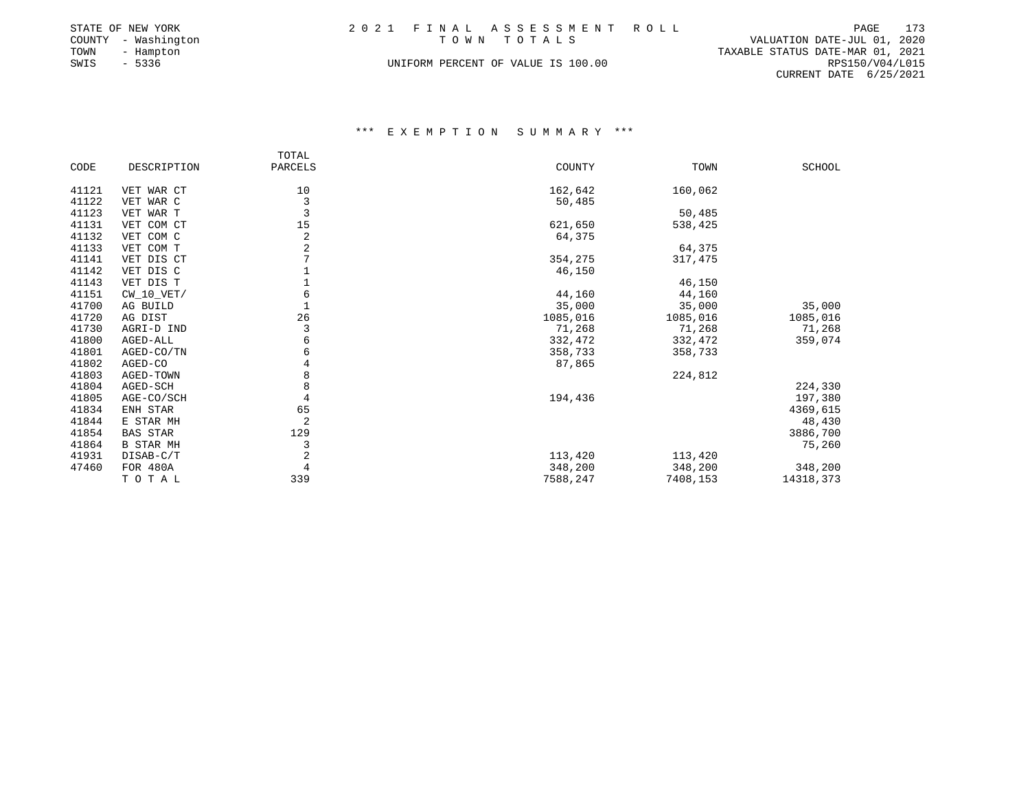STATE OF NEW YORK
COUNTY - Washington
TOWN - Hampton
SWIS - 5336

# 2021 FINAL ASSESSMENT ROLL

TOWN TOTALS

UNIFORM PERCENT OF VALUE IS 100.00

VALUATION DATE-JUL 01, 2020
TAXABLE STATUS DATE-MAR 01, 2021
RPS150/V04/L015
CURRENT DATE 6/25/2021

## *** EXEMPTION SUMMARY ***

| CODE | DESCRIPTION | TOTAL PARCELS | COUNTY | TOWN | SCHOOL |
|---|---|---|---|---|---|
| 41121 | VET WAR CT | 10 | 162,642 | 160,062 | |
| 41122 | VET WAR C | 3 | 50,485 | | |
| 41123 | VET WAR T | 3 | | 50,485 | |
| 41131 | VET COM CT | 15 | 621,650 | 538,425 | |
| 41132 | VET COM C | 2 | 64,375 | | |
| 41133 | VET COM T | 2 | | 64,375 | |
| 41141 | VET DIS CT | 7 | 354,275 | 317,475 | |
| 41142 | VET DIS C | 1 | 46,150 | | |
| 41143 | VET DIS T | 1 | | 46,150 | |
| 41151 | CW_10_VET/ | 6 | 44,160 | 44,160 | |
| 41700 | AG BUILD | 1 | 35,000 | 35,000 | 35,000 |
| 41720 | AG DIST | 26 | 1085,016 | 1085,016 | 1085,016 |
| 41730 | AGRI-D IND | 3 | 71,268 | 71,268 | 71,268 |
| 41800 | AGED-ALL | 6 | 332,472 | 332,472 | 359,074 |
| 41801 | AGED-CO/TN | 6 | 358,733 | 358,733 | |
| 41802 | AGED-CO | 4 | 87,865 | | |
| 41803 | AGED-TOWN | 8 | | 224,812 | |
| 41804 | AGED-SCH | 8 | | | 224,330 |
| 41805 | AGE-CO/SCH | 4 | 194,436 | | 197,380 |
| 41834 | ENH STAR | 65 | | | 4369,615 |
| 41844 | E STAR MH | 2 | | | 48,430 |
| 41854 | BAS STAR | 129 | | | 3886,700 |
| 41864 | B STAR MH | 3 | | | 75,260 |
| 41931 | DISAB-C/T | 2 | 113,420 | 113,420 | |
| 47460 | FOR 480A | 4 | 348,200 | 348,200 | 348,200 |
| | TOTAL | 339 | 7588,247 | 7408,153 | 14318,373 |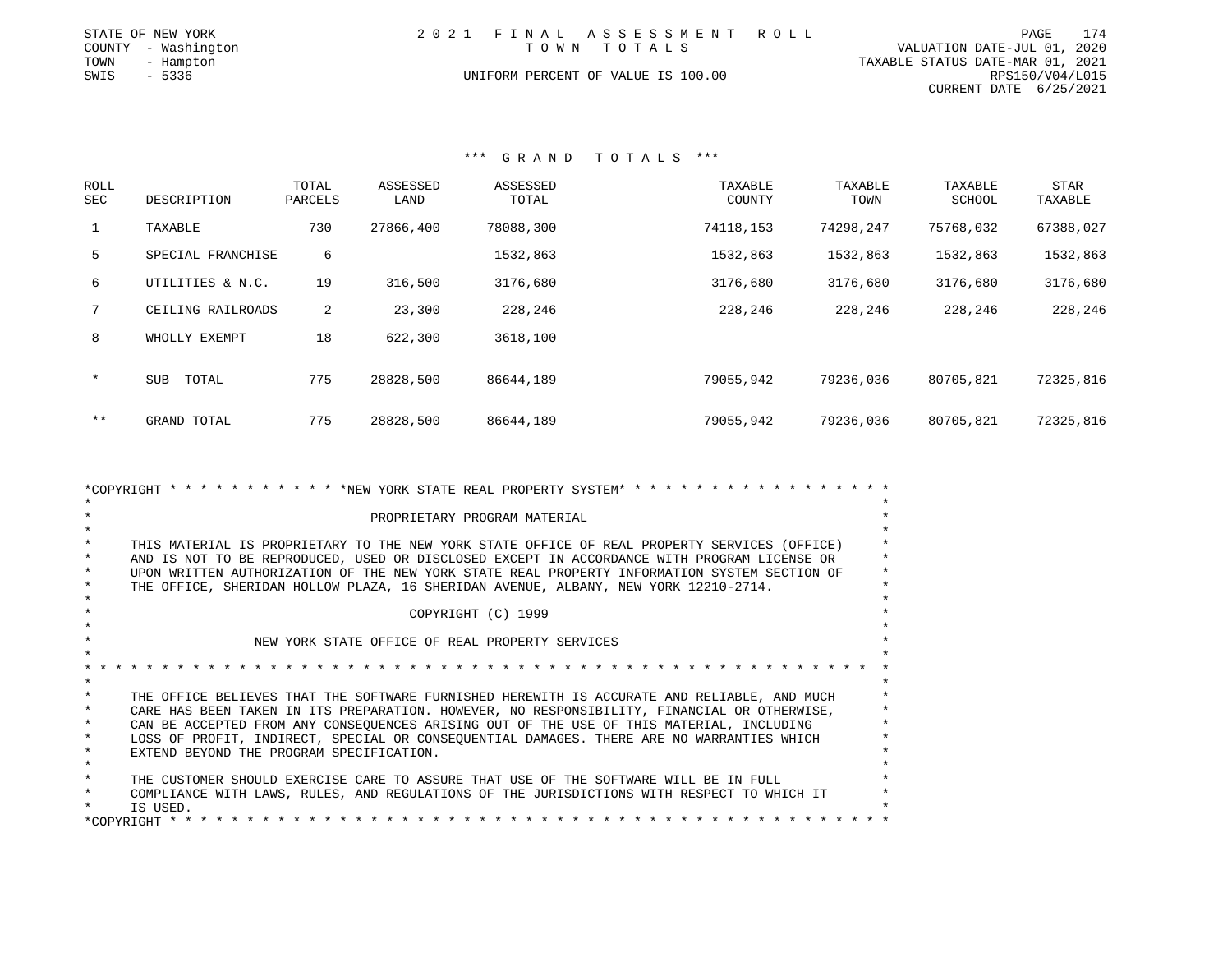STATE OF NEW YORK
COUNTY - Washington
TOWN - Hampton
SWIS - 5336

# 2021 FINAL ASSESSMENT ROLL

TOWN TOTALS

UNIFORM PERCENT OF VALUE IS 100.00

VALUATION DATE-JUL 01, 2020
TAXABLE STATUS DATE-MAR 01, 2021
RPS150/V04/L015
CURRENT DATE 6/25/2021

## *** GRAND TOTALS ***

| ROLL SEC | DESCRIPTION | TOTAL PARCELS | ASSESSED LAND | ASSESSED TOTAL | TAXABLE COUNTY | TAXABLE TOWN | TAXABLE SCHOOL | STAR TAXABLE |
|---|---|---|---|---|---|---|---|---|
| 1 | TAXABLE | 730 | 27866,400 | 78088,300 | 74118,153 | 74298,247 | 75768,032 | 67388,027 |
| 5 | SPECIAL FRANCHISE | 6 | | 1532,863 | 1532,863 | 1532,863 | 1532,863 | 1532,863 |
| 6 | UTILITIES & N.C. | 19 | 316,500 | 3176,680 | 3176,680 | 3176,680 | 3176,680 | 3176,680 |
| 7 | CEILING RAILROADS | 2 | 23,300 | 228,246 | 228,246 | 228,246 | 228,246 | 228,246 |
| 8 | WHOLLY EXEMPT | 18 | 622,300 | 3618,100 | | | | |
| * | SUB TOTAL | 775 | 28828,500 | 86644,189 | 79055,942 | 79236,036 | 80705,821 | 72325,816 |
| ** | GRAND TOTAL | 775 | 28828,500 | 86644,189 | 79055,942 | 79236,036 | 80705,821 | 72325,816 |

*COPYRIGHT * * * * * * * * * * * *NEW YORK STATE REAL PROPERTY SYSTEM* * * * * * * * * * * * * * * * * *

PROPRIETARY PROGRAM MATERIAL

THIS MATERIAL IS PROPRIETARY TO THE NEW YORK STATE OFFICE OF REAL PROPERTY SERVICES (OFFICE) AND IS NOT TO BE REPRODUCED, USED OR DISCLOSED EXCEPT IN ACCORDANCE WITH PROGRAM LICENSE OR UPON WRITTEN AUTHORIZATION OF THE NEW YORK STATE REAL PROPERTY INFORMATION SYSTEM SECTION OF THE OFFICE, SHERIDAN HOLLOW PLAZA, 16 SHERIDAN AVENUE, ALBANY, NEW YORK 12210-2714.

COPYRIGHT (C) 1999

NEW YORK STATE OFFICE OF REAL PROPERTY SERVICES

THE OFFICE BELIEVES THAT THE SOFTWARE FURNISHED HEREWITH IS ACCURATE AND RELIABLE, AND MUCH CARE HAS BEEN TAKEN IN ITS PREPARATION. HOWEVER, NO RESPONSIBILITY, FINANCIAL OR OTHERWISE, CAN BE ACCEPTED FROM ANY CONSEQUENCES ARISING OUT OF THE USE OF THIS MATERIAL, INCLUDING LOSS OF PROFIT, INDIRECT, SPECIAL OR CONSEQUENTIAL DAMAGES. THERE ARE NO WARRANTIES WHICH EXTEND BEYOND THE PROGRAM SPECIFICATION.

THE CUSTOMER SHOULD EXERCISE CARE TO ASSURE THAT USE OF THE SOFTWARE WILL BE IN FULL COMPLIANCE WITH LAWS, RULES, AND REGULATIONS OF THE JURISDICTIONS WITH RESPECT TO WHICH IT IS USED.

*COPYRIGHT * * * * * * * * * * * * * * * * * * * * * * * * * * * * * * * * * * * * * * * * * * * * * * *